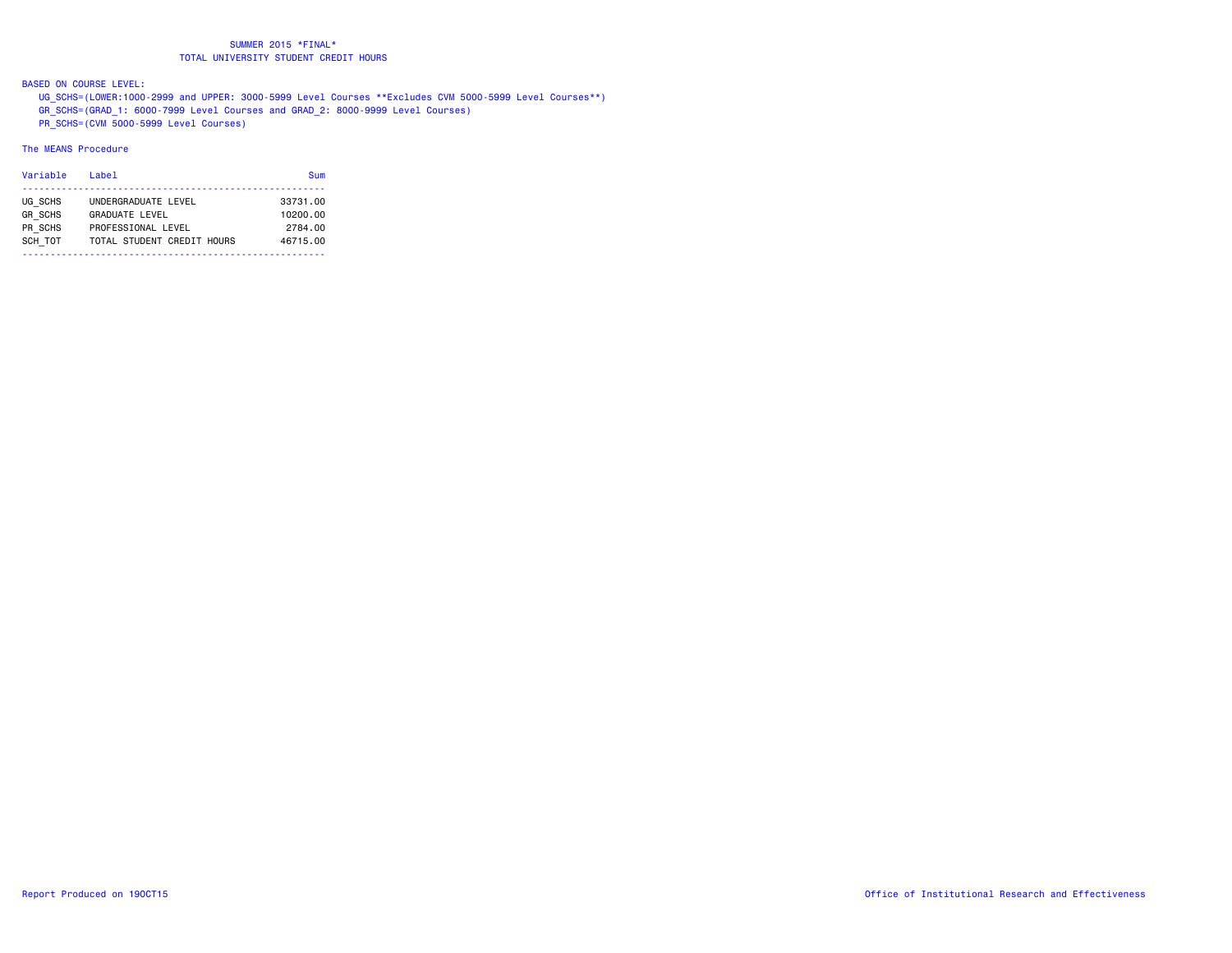# SUMMER 2015 *FINAL*
## TOTAL UNIVERSITY STUDENT CREDIT HOURS

BASED ON COURSE LEVEL:

UG_SCHS=(LOWER:1000-2999 and UPPER: 3000-5999 Level Courses **Excludes CVM 5000-5999 Level Courses**)

GR_SCHS=(GRAD_1: 6000-7999 Level Courses and GRAD_2: 8000-9999 Level Courses)

PR_SCHS=(CVM 5000-5999 Level Courses)

The MEANS Procedure

| Variable | Label | Sum |
|---|---|---|
| UG_SCHS | UNDERGRADUATE LEVEL | 33731.00 |
| GR_SCHS | GRADUATE LEVEL | 10200.00 |
| PR_SCHS | PROFESSIONAL LEVEL | 2784.00 |
| SCH_TOT | TOTAL STUDENT CREDIT HOURS | 46715.00 |

Report Produced on 19OCT15

Office of Institutional Research and Effectiveness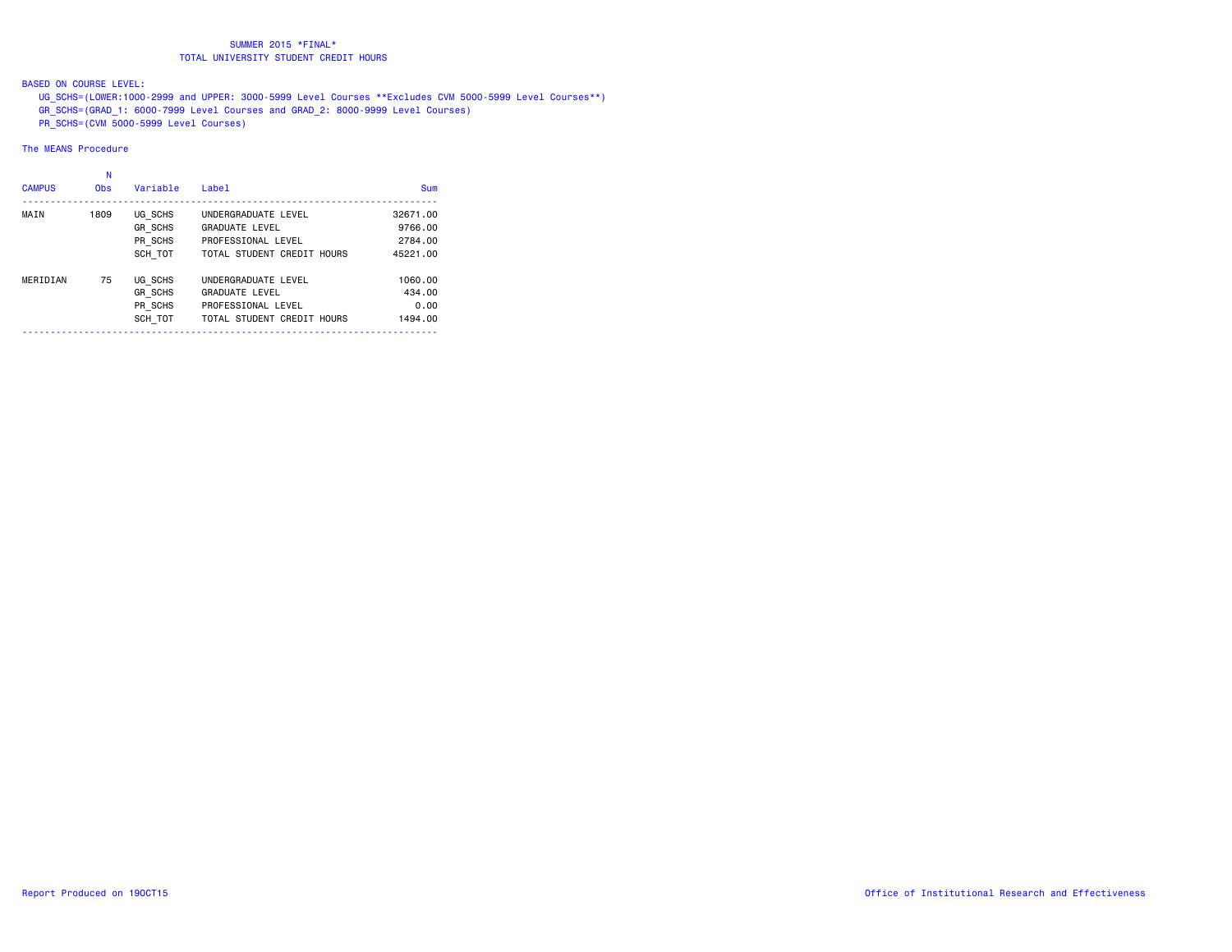# SUMMER 2015 *FINAL*
## TOTAL UNIVERSITY STUDENT CREDIT HOURS

BASED ON COURSE LEVEL:

UG_SCHS=(LOWER:1000-2999 and UPPER: 3000-5999 Level Courses **Excludes CVM 5000-5999 Level Courses**)
GR_SCHS=(GRAD_1: 6000-7999 Level Courses and GRAD_2: 8000-9999 Level Courses)
PR_SCHS=(CVM 5000-5999 Level Courses)

The MEANS Procedure

| CAMPUS | N Obs | Variable | Label | Sum |
|---|---|---|---|---|
| MAIN | 1809 | UG_SCHS | UNDERGRADUATE LEVEL | 32671.00 |
| | | GR_SCHS | GRADUATE LEVEL | 9766.00 |
| | | PR_SCHS | PROFESSIONAL LEVEL | 2784.00 |
| | | SCH_TOT | TOTAL STUDENT CREDIT HOURS | 45221.00 |
| MERIDIAN | 75 | UG_SCHS | UNDERGRADUATE LEVEL | 1060.00 |
| | | GR_SCHS | GRADUATE LEVEL | 434.00 |
| | | PR_SCHS | PROFESSIONAL LEVEL | 0.00 |
| | | SCH_TOT | TOTAL STUDENT CREDIT HOURS | 1494.00 |

Report Produced on 19OCT15

Office of Institutional Research and Effectiveness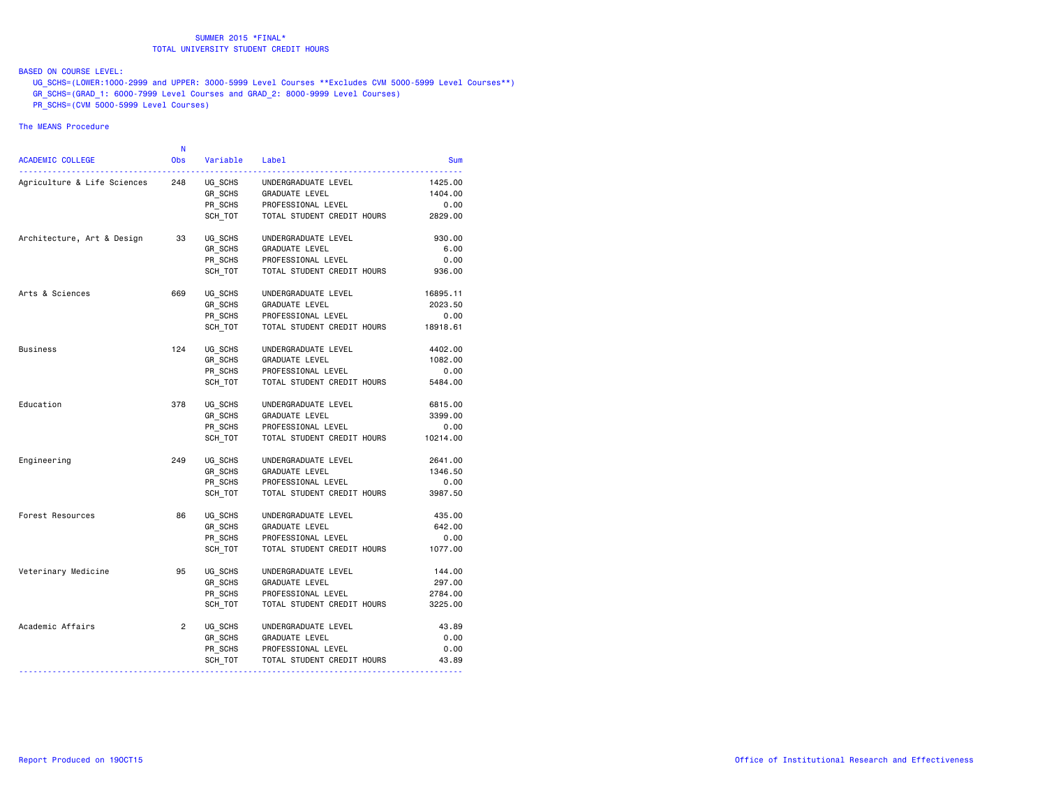SUMMER 2015 *FINAL*
TOTAL UNIVERSITY STUDENT CREDIT HOURS

BASED ON COURSE LEVEL:
UG_SCHS=(LOWER:1000-2999 and UPPER: 3000-5999 Level Courses **Excludes CVM 5000-5999 Level Courses**)
GR_SCHS=(GRAD_1: 6000-7999 Level Courses and GRAD_2: 8000-9999 Level Courses)
PR_SCHS=(CVM 5000-5999 Level Courses)

The MEANS Procedure

| ACADEMIC COLLEGE | N Obs | Variable | Label | Sum |
|---|---|---|---|---|
| Agriculture & Life Sciences | 248 | UG_SCHS | UNDERGRADUATE LEVEL | 1425.00 |
| | | GR_SCHS | GRADUATE LEVEL | 1404.00 |
| | | PR_SCHS | PROFESSIONAL LEVEL | 0.00 |
| | | SCH_TOT | TOTAL STUDENT CREDIT HOURS | 2829.00 |
| Architecture, Art & Design | 33 | UG_SCHS | UNDERGRADUATE LEVEL | 930.00 |
| | | GR_SCHS | GRADUATE LEVEL | 6.00 |
| | | PR_SCHS | PROFESSIONAL LEVEL | 0.00 |
| | | SCH_TOT | TOTAL STUDENT CREDIT HOURS | 936.00 |
| Arts & Sciences | 669 | UG_SCHS | UNDERGRADUATE LEVEL | 16895.11 |
| | | GR_SCHS | GRADUATE LEVEL | 2023.50 |
| | | PR_SCHS | PROFESSIONAL LEVEL | 0.00 |
| | | SCH_TOT | TOTAL STUDENT CREDIT HOURS | 18918.61 |
| Business | 124 | UG_SCHS | UNDERGRADUATE LEVEL | 4402.00 |
| | | GR_SCHS | GRADUATE LEVEL | 1082.00 |
| | | PR_SCHS | PROFESSIONAL LEVEL | 0.00 |
| | | SCH_TOT | TOTAL STUDENT CREDIT HOURS | 5484.00 |
| Education | 378 | UG_SCHS | UNDERGRADUATE LEVEL | 6815.00 |
| | | GR_SCHS | GRADUATE LEVEL | 3399.00 |
| | | PR_SCHS | PROFESSIONAL LEVEL | 0.00 |
| | | SCH_TOT | TOTAL STUDENT CREDIT HOURS | 10214.00 |
| Engineering | 249 | UG_SCHS | UNDERGRADUATE LEVEL | 2641.00 |
| | | GR_SCHS | GRADUATE LEVEL | 1346.50 |
| | | PR_SCHS | PROFESSIONAL LEVEL | 0.00 |
| | | SCH_TOT | TOTAL STUDENT CREDIT HOURS | 3987.50 |
| Forest Resources | 86 | UG_SCHS | UNDERGRADUATE LEVEL | 435.00 |
| | | GR_SCHS | GRADUATE LEVEL | 642.00 |
| | | PR_SCHS | PROFESSIONAL LEVEL | 0.00 |
| | | SCH_TOT | TOTAL STUDENT CREDIT HOURS | 1077.00 |
| Veterinary Medicine | 95 | UG_SCHS | UNDERGRADUATE LEVEL | 144.00 |
| | | GR_SCHS | GRADUATE LEVEL | 297.00 |
| | | PR_SCHS | PROFESSIONAL LEVEL | 2784.00 |
| | | SCH_TOT | TOTAL STUDENT CREDIT HOURS | 3225.00 |
| Academic Affairs | 2 | UG_SCHS | UNDERGRADUATE LEVEL | 43.89 |
| | | GR_SCHS | GRADUATE LEVEL | 0.00 |
| | | PR_SCHS | PROFESSIONAL LEVEL | 0.00 |
| | | SCH_TOT | TOTAL STUDENT CREDIT HOURS | 43.89 |

Report Produced on 19OCT15

Office of Institutional Research and Effectiveness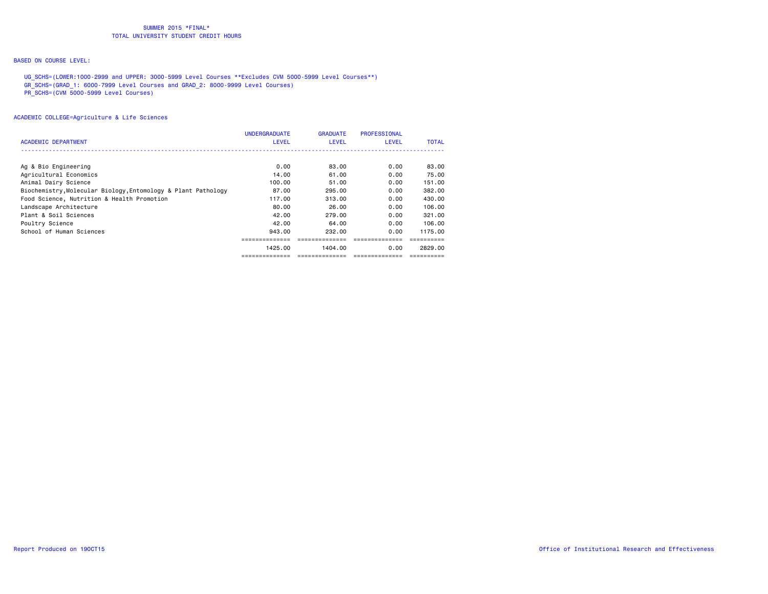SUMMER 2015 *FINAL*
TOTAL UNIVERSITY STUDENT CREDIT HOURS

BASED ON COURSE LEVEL:

UG_SCHS=(LOWER:1000-2999 and UPPER: 3000-5999 Level Courses **Excludes CVM 5000-5999 Level Courses**)
GR_SCHS=(GRAD_1: 6000-7999 Level Courses and GRAD_2: 8000-9999 Level Courses)
PR_SCHS=(CVM 5000-5999 Level Courses)

ACADEMIC COLLEGE=Agriculture & Life Sciences

| ACADEMIC DEPARTMENT | UNDERGRADUATE LEVEL | GRADUATE LEVEL | PROFESSIONAL LEVEL | TOTAL |
|---|---|---|---|---|
| Ag & Bio Engineering | 0.00 | 83.00 | 0.00 | 83.00 |
| Agricultural Economics | 14.00 | 61.00 | 0.00 | 75.00 |
| Animal Dairy Science | 100.00 | 51.00 | 0.00 | 151.00 |
| Biochemistry,Molecular Biology,Entomology & Plant Pathology | 87.00 | 295.00 | 0.00 | 382.00 |
| Food Science, Nutrition & Health Promotion | 117.00 | 313.00 | 0.00 | 430.00 |
| Landscape Architecture | 80.00 | 26.00 | 0.00 | 106.00 |
| Plant & Soil Sciences | 42.00 | 279.00 | 0.00 | 321.00 |
| Poultry Science | 42.00 | 64.00 | 0.00 | 106.00 |
| School of Human Sciences | 943.00 | 232.00 | 0.00 | 1175.00 |
| | 1425.00 | 1404.00 | 0.00 | 2829.00 |

Report Produced on 19OCT15

Office of Institutional Research and Effectiveness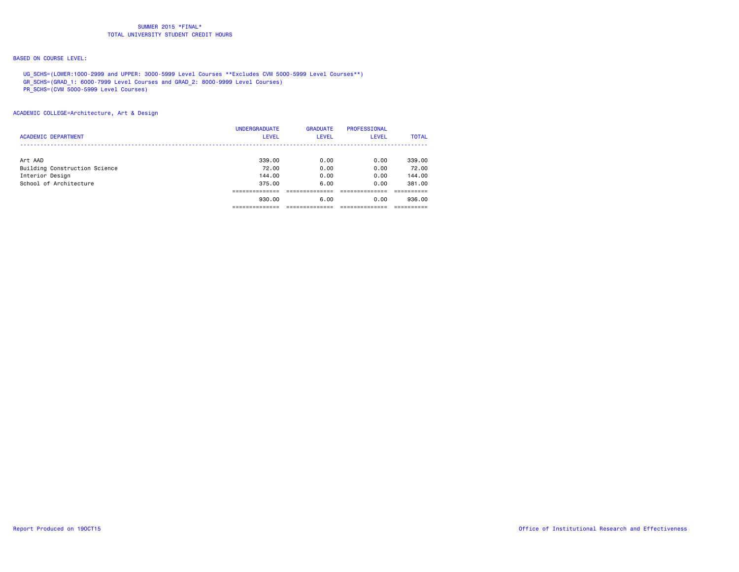SUMMER 2015 *FINAL*
TOTAL UNIVERSITY STUDENT CREDIT HOURS

BASED ON COURSE LEVEL:

UG_SCHS=(LOWER:1000-2999 and UPPER: 3000-5999 Level Courses **Excludes CVM 5000-5999 Level Courses**)
GR_SCHS=(GRAD_1: 6000-7999 Level Courses and GRAD_2: 8000-9999 Level Courses)
PR_SCHS=(CVM 5000-5999 Level Courses)

ACADEMIC COLLEGE=Architecture, Art & Design

| ACADEMIC DEPARTMENT | UNDERGRADUATE LEVEL | GRADUATE LEVEL | PROFESSIONAL LEVEL | TOTAL |
|---|---|---|---|---|
| Art AAD | 339.00 | 0.00 | 0.00 | 339.00 |
| Building Construction Science | 72.00 | 0.00 | 0.00 | 72.00 |
| Interior Design | 144.00 | 0.00 | 0.00 | 144.00 |
| School of Architecture | 375.00 | 6.00 | 0.00 | 381.00 |
| | 930.00 | 6.00 | 0.00 | 936.00 |

Report Produced on 19OCT15

Office of Institutional Research and Effectiveness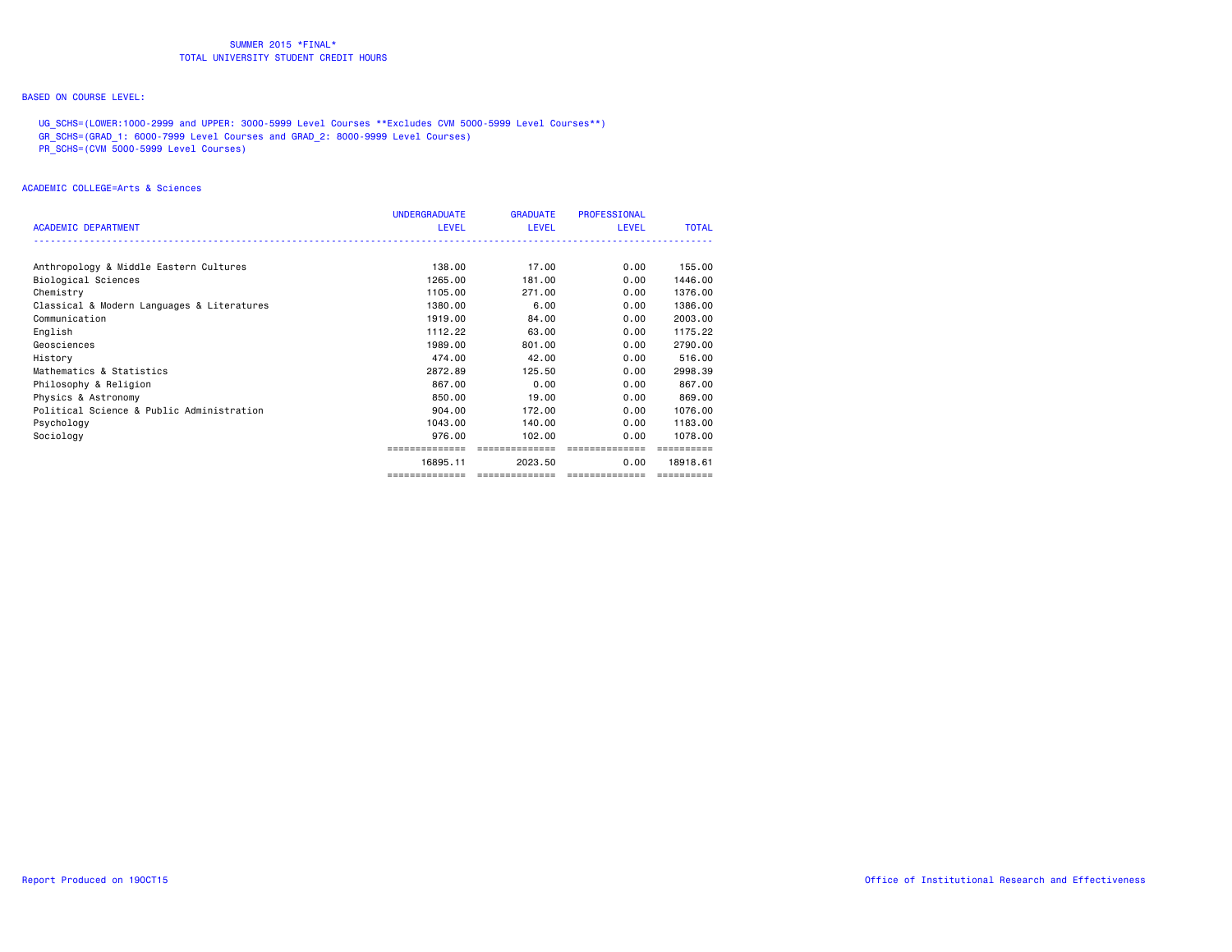SUMMER 2015 *FINAL*
TOTAL UNIVERSITY STUDENT CREDIT HOURS

BASED ON COURSE LEVEL:

UG_SCHS=(LOWER:1000-2999 and UPPER: 3000-5999 Level Courses **Excludes CVM 5000-5999 Level Courses**)
GR_SCHS=(GRAD_1: 6000-7999 Level Courses and GRAD_2: 8000-9999 Level Courses)
PR_SCHS=(CVM 5000-5999 Level Courses)

ACADEMIC COLLEGE=Arts & Sciences

| ACADEMIC DEPARTMENT | UNDERGRADUATE LEVEL | GRADUATE LEVEL | PROFESSIONAL LEVEL | TOTAL |
|---|---|---|---|---|
| Anthropology & Middle Eastern Cultures | 138.00 | 17.00 | 0.00 | 155.00 |
| Biological Sciences | 1265.00 | 181.00 | 0.00 | 1446.00 |
| Chemistry | 1105.00 | 271.00 | 0.00 | 1376.00 |
| Classical & Modern Languages & Literatures | 1380.00 | 6.00 | 0.00 | 1386.00 |
| Communication | 1919.00 | 84.00 | 0.00 | 2003.00 |
| English | 1112.22 | 63.00 | 0.00 | 1175.22 |
| Geosciences | 1989.00 | 801.00 | 0.00 | 2790.00 |
| History | 474.00 | 42.00 | 0.00 | 516.00 |
| Mathematics & Statistics | 2872.89 | 125.50 | 0.00 | 2998.39 |
| Philosophy & Religion | 867.00 | 0.00 | 0.00 | 867.00 |
| Physics & Astronomy | 850.00 | 19.00 | 0.00 | 869.00 |
| Political Science & Public Administration | 904.00 | 172.00 | 0.00 | 1076.00 |
| Psychology | 1043.00 | 140.00 | 0.00 | 1183.00 |
| Sociology | 976.00 | 102.00 | 0.00 | 1078.00 |
| | 16895.11 | 2023.50 | 0.00 | 18918.61 |

Report Produced on 19OCT15

Office of Institutional Research and Effectiveness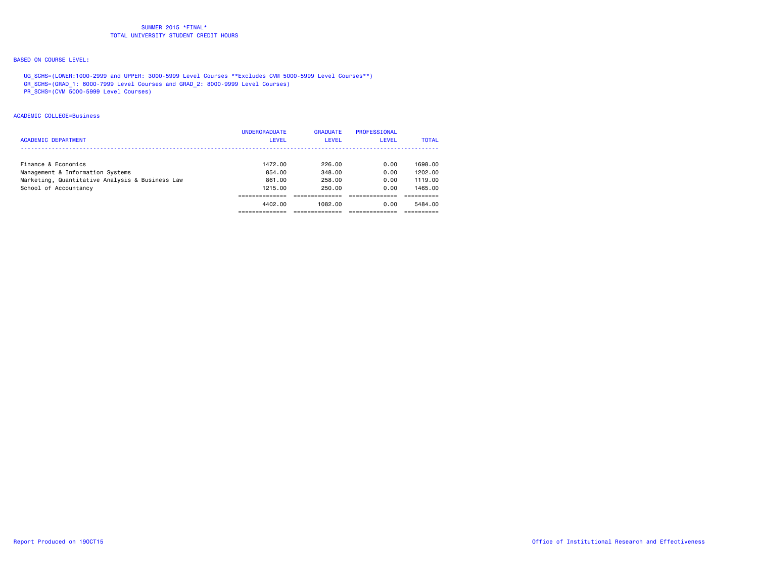# SUMMER 2015 *FINAL*
## TOTAL UNIVERSITY STUDENT CREDIT HOURS

BASED ON COURSE LEVEL:

UG_SCHS=(LOWER:1000-2999 and UPPER: 3000-5999 Level Courses **Excludes CVM 5000-5999 Level Courses**)
GR_SCHS=(GRAD_1: 6000-7999 Level Courses and GRAD_2: 8000-9999 Level Courses)
PR_SCHS=(CVM 5000-5999 Level Courses)

ACADEMIC COLLEGE=Business

| ACADEMIC DEPARTMENT | UNDERGRADUATE LEVEL | GRADUATE LEVEL | PROFESSIONAL LEVEL | TOTAL |
|---|---|---|---|---|
| Finance & Economics | 1472.00 | 226.00 | 0.00 | 1698.00 |
| Management & Information Systems | 854.00 | 348.00 | 0.00 | 1202.00 |
| Marketing, Quantitative Analysis & Business Law | 861.00 | 258.00 | 0.00 | 1119.00 |
| School of Accountancy | 1215.00 | 250.00 | 0.00 | 1465.00 |
| | 4402.00 | 1082.00 | 0.00 | 5484.00 |

Report Produced on 19OCT15

Office of Institutional Research and Effectiveness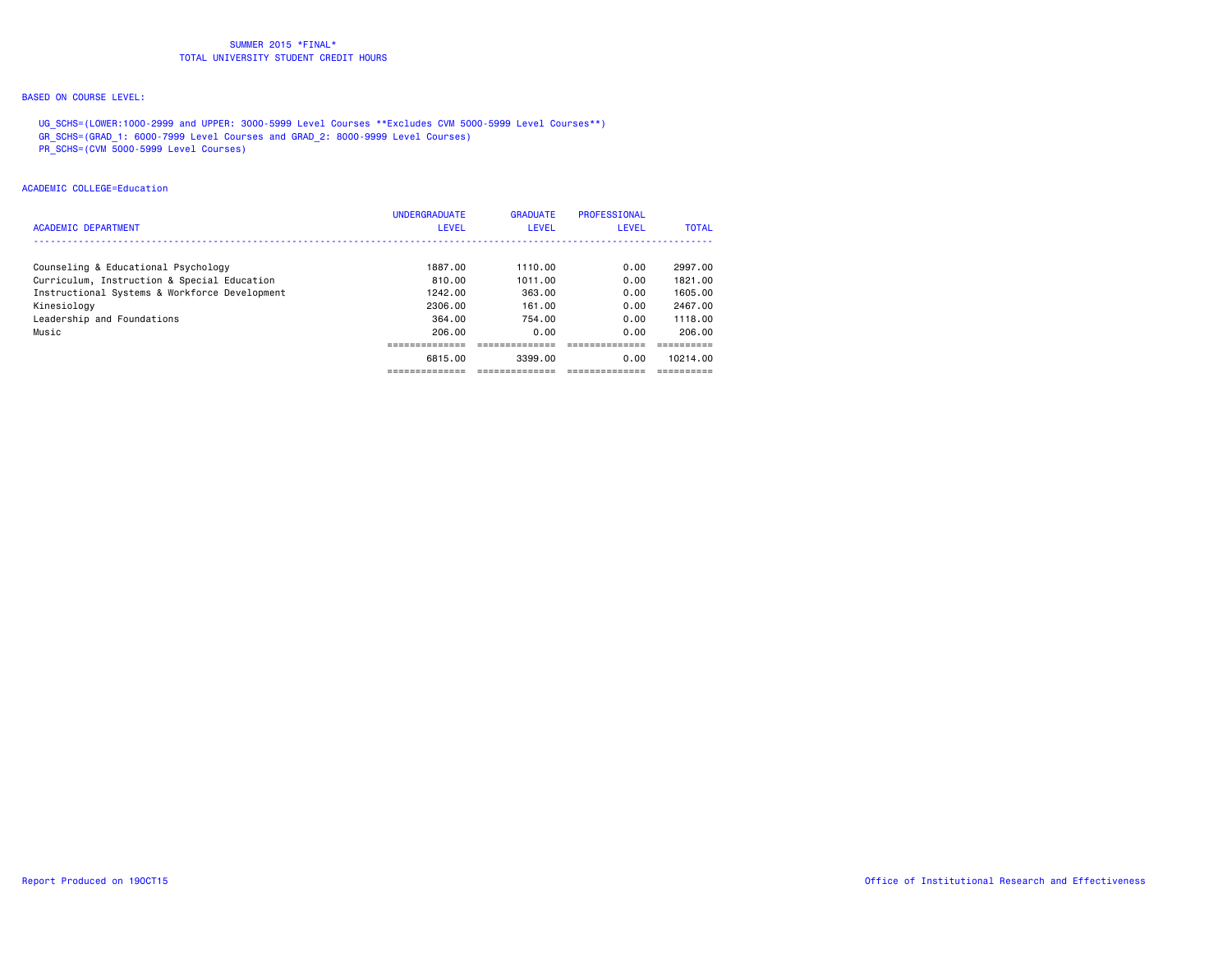SUMMER 2015 *FINAL*
TOTAL UNIVERSITY STUDENT CREDIT HOURS

BASED ON COURSE LEVEL:

UG_SCHS=(LOWER:1000-2999 and UPPER: 3000-5999 Level Courses **Excludes CVM 5000-5999 Level Courses**)
GR_SCHS=(GRAD_1: 6000-7999 Level Courses and GRAD_2: 8000-9999 Level Courses)
PR_SCHS=(CVM 5000-5999 Level Courses)

ACADEMIC COLLEGE=Education

| ACADEMIC DEPARTMENT | UNDERGRADUATE LEVEL | GRADUATE LEVEL | PROFESSIONAL LEVEL | TOTAL |
|---|---|---|---|---|
| Counseling & Educational Psychology | 1887.00 | 1110.00 | 0.00 | 2997.00 |
| Curriculum, Instruction & Special Education | 810.00 | 1011.00 | 0.00 | 1821.00 |
| Instructional Systems & Workforce Development | 1242.00 | 363.00 | 0.00 | 1605.00 |
| Kinesiology | 2306.00 | 161.00 | 0.00 | 2467.00 |
| Leadership and Foundations | 364.00 | 754.00 | 0.00 | 1118.00 |
| Music | 206.00 | 0.00 | 0.00 | 206.00 |
| | 6815.00 | 3399.00 | 0.00 | 10214.00 |

Report Produced on 19OCT15

Office of Institutional Research and Effectiveness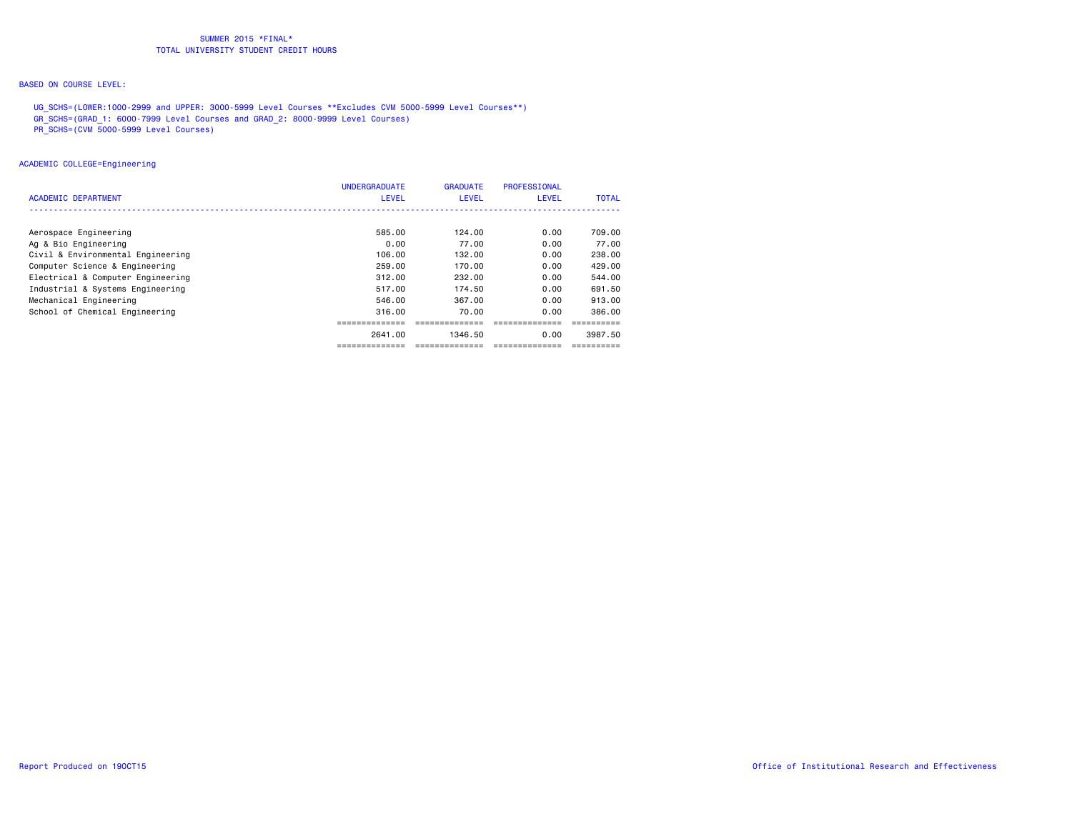SUMMER 2015 *FINAL*
TOTAL UNIVERSITY STUDENT CREDIT HOURS

BASED ON COURSE LEVEL:

UG_SCHS=(LOWER:1000-2999 and UPPER: 3000-5999 Level Courses **Excludes CVM 5000-5999 Level Courses**)
GR_SCHS=(GRAD_1: 6000-7999 Level Courses and GRAD_2: 8000-9999 Level Courses)
PR_SCHS=(CVM 5000-5999 Level Courses)

ACADEMIC COLLEGE=Engineering

| ACADEMIC DEPARTMENT | UNDERGRADUATE LEVEL | GRADUATE LEVEL | PROFESSIONAL LEVEL | TOTAL |
|---|---|---|---|---|
| Aerospace Engineering | 585.00 | 124.00 | 0.00 | 709.00 |
| Ag & Bio Engineering | 0.00 | 77.00 | 0.00 | 77.00 |
| Civil & Environmental Engineering | 106.00 | 132.00 | 0.00 | 238.00 |
| Computer Science & Engineering | 259.00 | 170.00 | 0.00 | 429.00 |
| Electrical & Computer Engineering | 312.00 | 232.00 | 0.00 | 544.00 |
| Industrial & Systems Engineering | 517.00 | 174.50 | 0.00 | 691.50 |
| Mechanical Engineering | 546.00 | 367.00 | 0.00 | 913.00 |
| School of Chemical Engineering | 316.00 | 70.00 | 0.00 | 386.00 |
| | 2641.00 | 1346.50 | 0.00 | 3987.50 |

Report Produced on 19OCT15 Office of Institutional Research and Effectiveness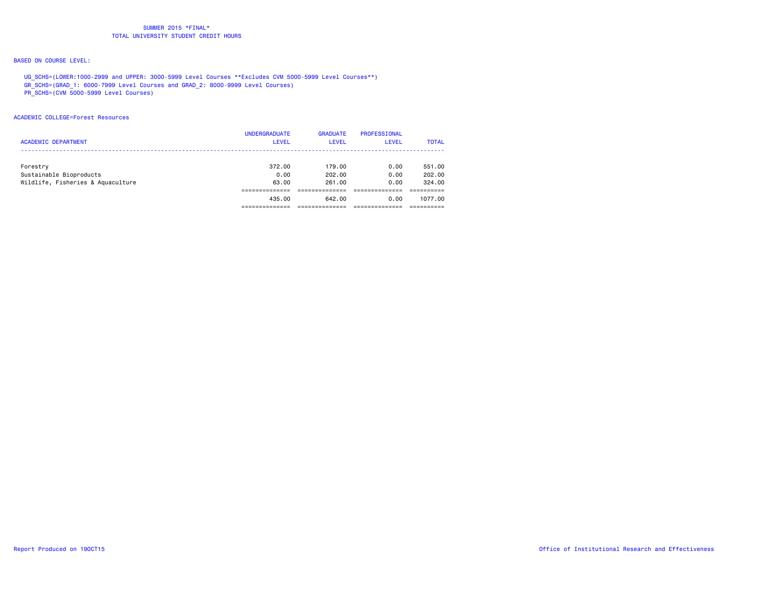SUMMER 2015 *FINAL*
TOTAL UNIVERSITY STUDENT CREDIT HOURS

BASED ON COURSE LEVEL:

UG_SCHS=(LOWER:1000-2999 and UPPER: 3000-5999 Level Courses **Excludes CVM 5000-5999 Level Courses**)
GR_SCHS=(GRAD_1: 6000-7999 Level Courses and GRAD_2: 8000-9999 Level Courses)
PR_SCHS=(CVM 5000-5999 Level Courses)

ACADEMIC COLLEGE=Forest Resources

| ACADEMIC DEPARTMENT | UNDERGRADUATE LEVEL | GRADUATE LEVEL | PROFESSIONAL LEVEL | TOTAL |
|---|---|---|---|---|
| Forestry | 372.00 | 179.00 | 0.00 | 551.00 |
| Sustainable Bioproducts | 0.00 | 202.00 | 0.00 | 202.00 |
| Wildlife, Fisheries & Aquaculture | 63.00 | 261.00 | 0.00 | 324.00 |
| | 435.00 | 642.00 | 0.00 | 1077.00 |

Report Produced on 19OCT15

Office of Institutional Research and Effectiveness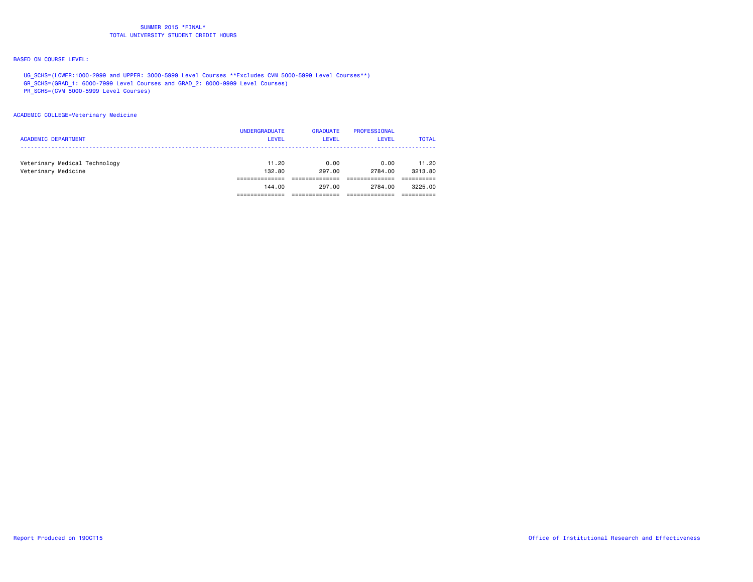# SUMMER 2015 *FINAL*
## TOTAL UNIVERSITY STUDENT CREDIT HOURS

BASED ON COURSE LEVEL:

UG_SCHS=(LOWER:1000-2999 and UPPER: 3000-5999 Level Courses **Excludes CVM 5000-5999 Level Courses**)
GR_SCHS=(GRAD_1: 6000-7999 Level Courses and GRAD_2: 8000-9999 Level Courses)
PR_SCHS=(CVM 5000-5999 Level Courses)

ACADEMIC COLLEGE=Veterinary Medicine

| ACADEMIC DEPARTMENT | UNDERGRADUATE LEVEL | GRADUATE LEVEL | PROFESSIONAL LEVEL | TOTAL |
|---|---|---|---|---|
| Veterinary Medical Technology | 11.20 | 0.00 | 0.00 | 11.20 |
| Veterinary Medicine | 132.80 | 297.00 | 2784.00 | 3213.80 |
| | 144.00 | 297.00 | 2784.00 | 3225.00 |

Report Produced on 19OCT15

Office of Institutional Research and Effectiveness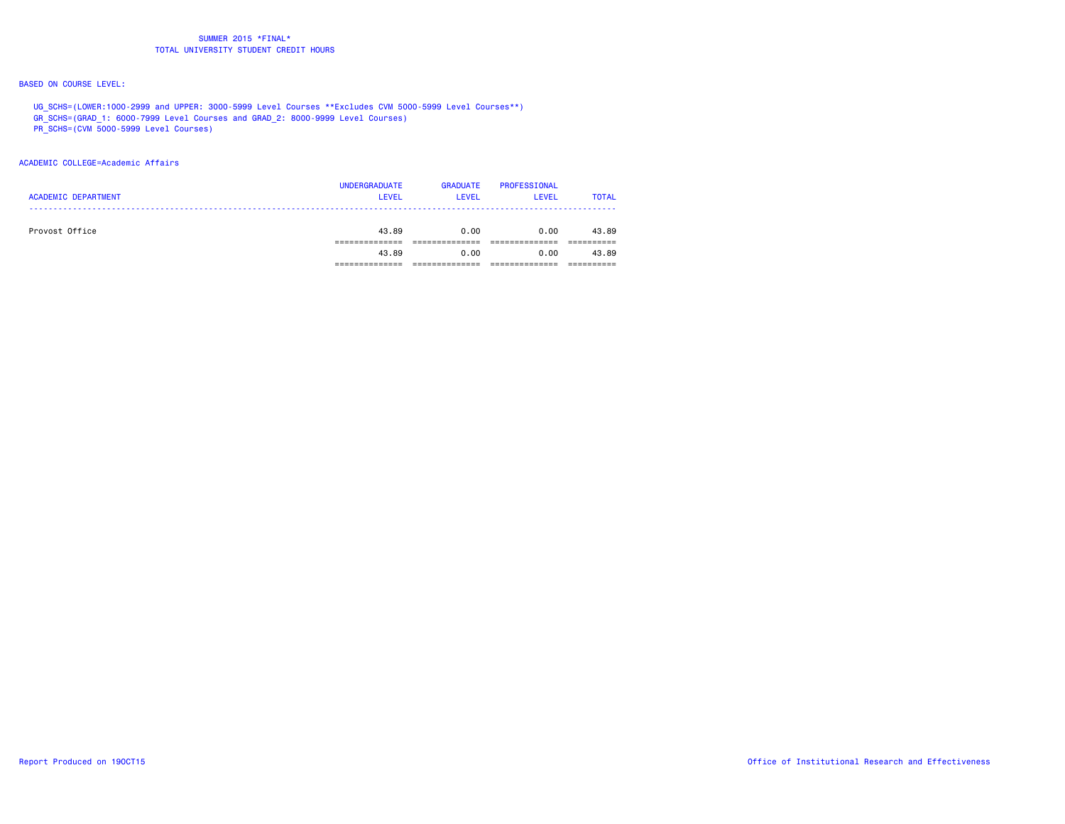SUMMER 2015 *FINAL*
TOTAL UNIVERSITY STUDENT CREDIT HOURS

BASED ON COURSE LEVEL:

UG_SCHS=(LOWER:1000-2999 and UPPER: 3000-5999 Level Courses **Excludes CVM 5000-5999 Level Courses**)
GR_SCHS=(GRAD_1: 6000-7999 Level Courses and GRAD_2: 8000-9999 Level Courses)
PR_SCHS=(CVM 5000-5999 Level Courses)

ACADEMIC COLLEGE=Academic Affairs

| ACADEMIC DEPARTMENT | UNDERGRADUATE LEVEL | GRADUATE LEVEL | PROFESSIONAL LEVEL | TOTAL |
|---|---|---|---|---|
| Provost Office | 43.89 | 0.00 | 0.00 | 43.89 |
| | 43.89 | 0.00 | 0.00 | 43.89 |

Report Produced on 19OCT15

Office of Institutional Research and Effectiveness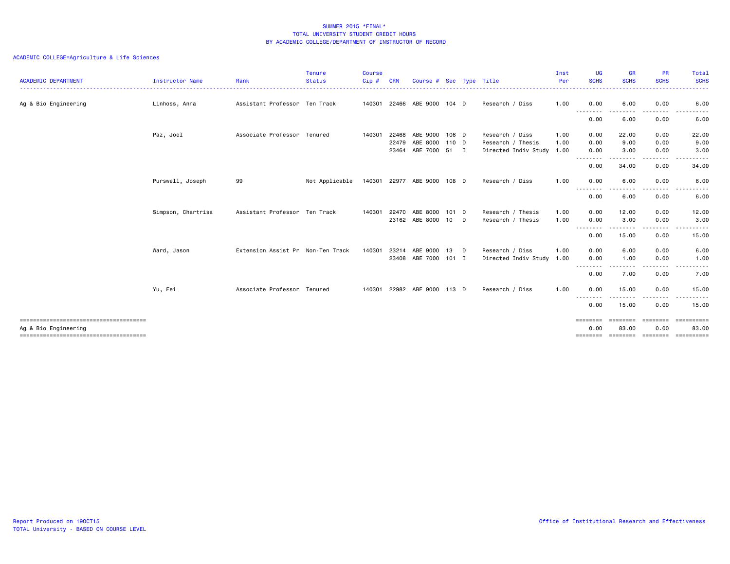# SUMMER 2015 *FINAL*
## TOTAL UNIVERSITY STUDENT CREDIT HOURS
## BY ACADEMIC COLLEGE/DEPARTMENT OF INSTRUCTOR OF RECORD

ACADEMIC COLLEGE=Agriculture & Life Sciences

| ACADEMIC DEPARTMENT | Instructor Name | Rank | Tenure Status | Course Cip # | CRN | Course # | Sec | Type | Title | Inst Per | UG SCHS | GR SCHS | PR SCHS | Total SCHS |
|---|---|---|---|---|---|---|---|---|---|---|---|---|---|---|
| Ag & Bio Engineering | Linhoss, Anna | Assistant Professor | Ten Track | 140301 | 22466 | ABE 9000 | 104 | D | Research / Diss | 1.00 | 0.00 | 6.00 | 0.00 | 6.00 |
| | | | | | | | | | | | 0.00 | 6.00 | 0.00 | 6.00 |
| | Paz, Joel | Associate Professor | Tenured | 140301 | 22468 | ABE 9000 | 106 | D | Research / Diss | 1.00 | 0.00 | 22.00 | 0.00 | 22.00 |
| | | | | | 22479 | ABE 8000 | 110 | D | Research / Thesis | 1.00 | 0.00 | 9.00 | 0.00 | 9.00 |
| | | | | | 23464 | ABE 7000 | 51 | I | Directed Indiv Study | 1.00 | 0.00 | 3.00 | 0.00 | 3.00 |
| | | | | | | | | | | | 0.00 | 34.00 | 0.00 | 34.00 |
| | Purswell, Joseph | 99 | Not Applicable | 140301 | 22977 | ABE 9000 | 108 | D | Research / Diss | 1.00 | 0.00 | 6.00 | 0.00 | 6.00 |
| | | | | | | | | | | | 0.00 | 6.00 | 0.00 | 6.00 |
| | Simpson, Chartrisa | Assistant Professor | Ten Track | 140301 | 22470 | ABE 8000 | 101 | D | Research / Thesis | 1.00 | 0.00 | 12.00 | 0.00 | 12.00 |
| | | | | | 23162 | ABE 8000 | 10 | D | Research / Thesis | 1.00 | 0.00 | 3.00 | 0.00 | 3.00 |
| | | | | | | | | | | | 0.00 | 15.00 | 0.00 | 15.00 |
| | Ward, Jason | Extension Assist Pr | Non-Ten Track | 140301 | 23214 | ABE 9000 | 13 | D | Research / Diss | 1.00 | 0.00 | 6.00 | 0.00 | 6.00 |
| | | | | | 23408 | ABE 7000 | 101 | I | Directed Indiv Study | 1.00 | 0.00 | 1.00 | 0.00 | 1.00 |
| | | | | | | | | | | | 0.00 | 7.00 | 0.00 | 7.00 |
| | Yu, Fei | Associate Professor | Tenured | 140301 | 22982 | ABE 9000 | 113 | D | Research / Diss | 1.00 | 0.00 | 15.00 | 0.00 | 15.00 |
| | | | | | | | | | | | 0.00 | 15.00 | 0.00 | 15.00 |
| Ag & Bio Engineering | | | | | | | | | | | 0.00 | 83.00 | 0.00 | 83.00 |

Report Produced on 19OCT15
TOTAL University - BASED ON COURSE LEVEL

Office of Institutional Research and Effectiveness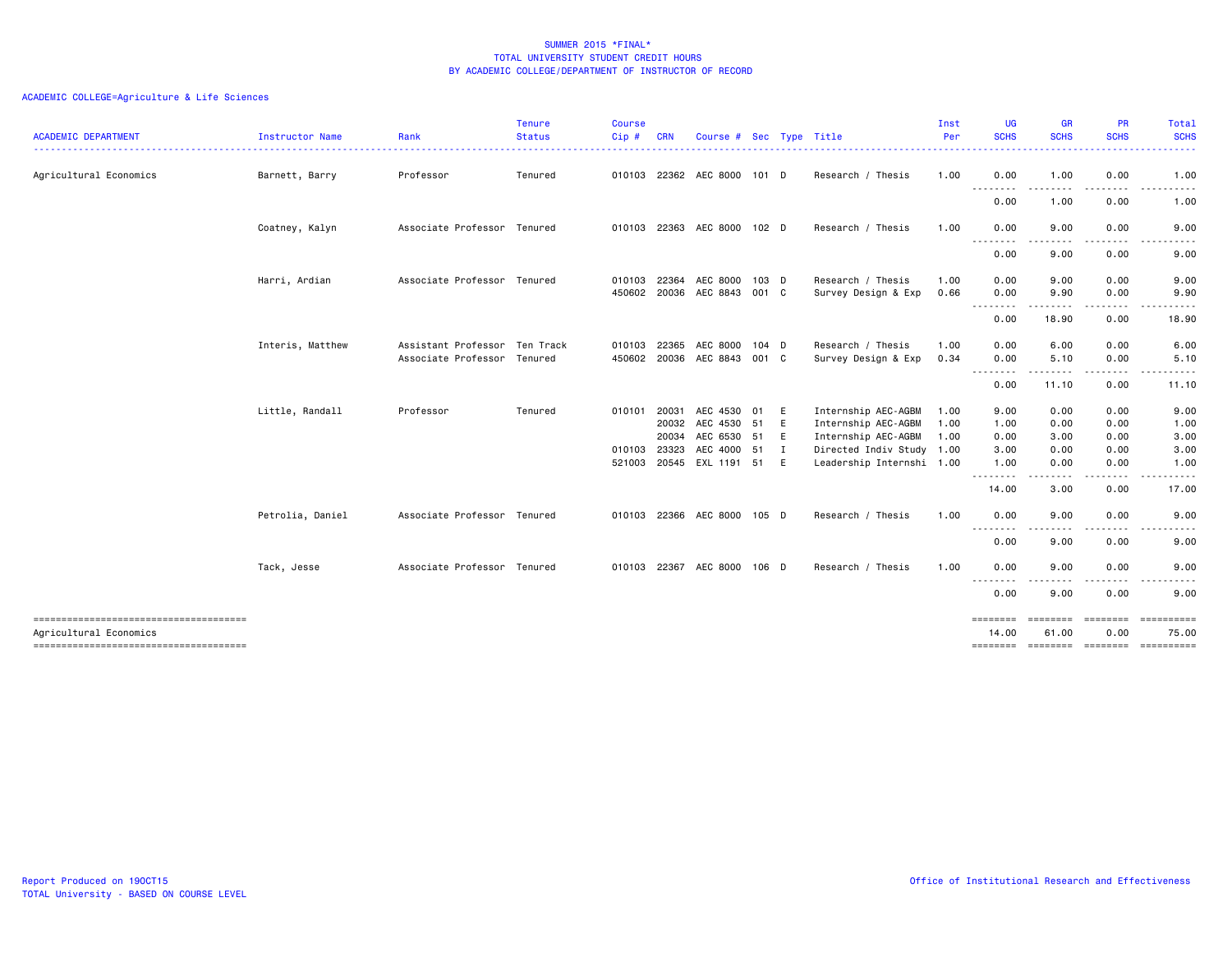SUMMER 2015 *FINAL*
TOTAL UNIVERSITY STUDENT CREDIT HOURS
BY ACADEMIC COLLEGE/DEPARTMENT OF INSTRUCTOR OF RECORD

ACADEMIC COLLEGE=Agriculture & Life Sciences

| ACADEMIC DEPARTMENT | Instructor Name | Rank | Tenure Status | Course Cip # | CRN | Course # | Sec | Type | Title | Inst Per | UG SCHS | GR SCHS | PR SCHS | Total SCHS |
|---|---|---|---|---|---|---|---|---|---|---|---|---|---|---|
| Agricultural Economics | Barnett, Barry | Professor | Tenured | 010103 | 22362 | AEC 8000 | 101 | D | Research / Thesis | 1.00 | 0.00 | 1.00 | 0.00 | 1.00 |
| | | | | | | | | | | | 0.00 | 1.00 | 0.00 | 1.00 |
| | Coatney, Kalyn | Associate Professor | Tenured | 010103 | 22363 | AEC 8000 | 102 | D | Research / Thesis | 1.00 | 0.00 | 9.00 | 0.00 | 9.00 |
| | | | | | | | | | | | 0.00 | 9.00 | 0.00 | 9.00 |
| | Harri, Ardian | Associate Professor | Tenured | 010103 | 22364 | AEC 8000 | 103 | D | Research / Thesis | 1.00 | 0.00 | 9.00 | 0.00 | 9.00 |
| | | | | 450602 | 20036 | AEC 8843 | 001 | C | Survey Design & Exp | 0.66 | 0.00 | 9.90 | 0.00 | 9.90 |
| | | | | | | | | | | | 0.00 | 18.90 | 0.00 | 18.90 |
| | Interis, Matthew | Assistant Professor | Ten Track | 010103 | 22365 | AEC 8000 | 104 | D | Research / Thesis | 1.00 | 0.00 | 6.00 | 0.00 | 6.00 |
| | | Associate Professor | Tenured | 450602 | 20036 | AEC 8843 | 001 | C | Survey Design & Exp | 0.34 | 0.00 | 5.10 | 0.00 | 5.10 |
| | | | | | | | | | | | 0.00 | 11.10 | 0.00 | 11.10 |
| | Little, Randall | Professor | Tenured | 010101 | 20031 | AEC 4530 | 01 | E | Internship AEC-AGBM | 1.00 | 9.00 | 0.00 | 0.00 | 9.00 |
| | | | | | 20032 | AEC 4530 | 51 | E | Internship AEC-AGBM | 1.00 | 1.00 | 0.00 | 0.00 | 1.00 |
| | | | | | 20034 | AEC 6530 | 51 | E | Internship AEC-AGBM | 1.00 | 0.00 | 3.00 | 0.00 | 3.00 |
| | | | | 010103 | 23323 | AEC 4000 | 51 | I | Directed Indiv Study | 1.00 | 3.00 | 0.00 | 0.00 | 3.00 |
| | | | | 521003 | 20545 | EXL 1191 | 51 | E | Leadership Internshi | 1.00 | 1.00 | 0.00 | 0.00 | 1.00 |
| | | | | | | | | | | | 14.00 | 3.00 | 0.00 | 17.00 |
| | Petrolia, Daniel | Associate Professor | Tenured | 010103 | 22366 | AEC 8000 | 105 | D | Research / Thesis | 1.00 | 0.00 | 9.00 | 0.00 | 9.00 |
| | | | | | | | | | | | 0.00 | 9.00 | 0.00 | 9.00 |
| | Tack, Jesse | Associate Professor | Tenured | 010103 | 22367 | AEC 8000 | 106 | D | Research / Thesis | 1.00 | 0.00 | 9.00 | 0.00 | 9.00 |
| | | | | | | | | | | | 0.00 | 9.00 | 0.00 | 9.00 |
| Agricultural Economics | | | | | | | | | | | 14.00 | 61.00 | 0.00 | 75.00 |

Report Produced on 19OCT15
TOTAL University - BASED ON COURSE LEVEL

Office of Institutional Research and Effectiveness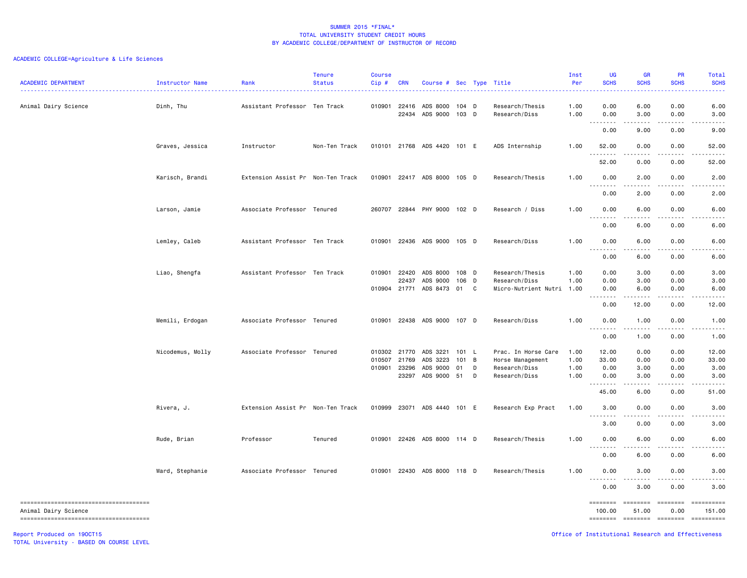SUMMER 2015 *FINAL*
TOTAL UNIVERSITY STUDENT CREDIT HOURS
BY ACADEMIC COLLEGE/DEPARTMENT OF INSTRUCTOR OF RECORD

ACADEMIC COLLEGE=Agriculture & Life Sciences

| ACADEMIC DEPARTMENT | Instructor Name | Rank | Tenure Status | Course Cip # | CRN | Course # | Sec | Type | Title | Inst Per | UG SCHS | GR SCHS | PR SCHS | Total SCHS |
|---|---|---|---|---|---|---|---|---|---|---|---|---|---|---|
| Animal Dairy Science | Dinh, Thu | Assistant Professor | Ten Track | 010901 | 22416 | ADS 8000 | 104 | D | Research/Thesis | 1.00 | 0.00 | 6.00 | 0.00 | 6.00 |
| | | | | | 22434 | ADS 9000 | 103 | D | Research/Diss | 1.00 | 0.00 | 3.00 | 0.00 | 3.00 |
| | | | | | | | | | | | 0.00 | 9.00 | 0.00 | 9.00 |
| | Graves, Jessica | Instructor | Non-Ten Track | 010101 | 21768 | ADS 4420 | 101 | E | ADS Internship | 1.00 | 52.00 | 0.00 | 0.00 | 52.00 |
| | | | | | | | | | | | 52.00 | 0.00 | 0.00 | 52.00 |
| | Karisch, Brandi | Extension Assist Pr | Non-Ten Track | 010901 | 22417 | ADS 8000 | 105 | D | Research/Thesis | 1.00 | 0.00 | 2.00 | 0.00 | 2.00 |
| | | | | | | | | | | | 0.00 | 2.00 | 0.00 | 2.00 |
| | Larson, Jamie | Associate Professor | Tenured | 260707 | 22844 | PHY 9000 | 102 | D | Research / Diss | 1.00 | 0.00 | 6.00 | 0.00 | 6.00 |
| | | | | | | | | | | | 0.00 | 6.00 | 0.00 | 6.00 |
| | Lemley, Caleb | Assistant Professor | Ten Track | 010901 | 22436 | ADS 9000 | 105 | D | Research/Diss | 1.00 | 0.00 | 6.00 | 0.00 | 6.00 |
| | | | | | | | | | | | 0.00 | 6.00 | 0.00 | 6.00 |
| | Liao, Shengfa | Assistant Professor | Ten Track | 010901 | 22420 | ADS 8000 | 108 | D | Research/Thesis | 1.00 | 0.00 | 3.00 | 0.00 | 3.00 |
| | | | | | 22437 | ADS 9000 | 106 | D | Research/Diss | 1.00 | 0.00 | 3.00 | 0.00 | 3.00 |
| | | | | 010904 | 21771 | ADS 8473 | 01 | C | Micro-Nutrient Nutri | 1.00 | 0.00 | 6.00 | 0.00 | 6.00 |
| | | | | | | | | | | | 0.00 | 12.00 | 0.00 | 12.00 |
| | Memili, Erdogan | Associate Professor | Tenured | 010901 | 22438 | ADS 9000 | 107 | D | Research/Diss | 1.00 | 0.00 | 1.00 | 0.00 | 1.00 |
| | | | | | | | | | | | 0.00 | 1.00 | 0.00 | 1.00 |
| | Nicodemus, Molly | Associate Professor | Tenured | 010302 | 21770 | ADS 3221 | 101 | L | Prac. In Horse Care | 1.00 | 12.00 | 0.00 | 0.00 | 12.00 |
| | | | | 010507 | 21769 | ADS 3223 | 101 | B | Horse Management | 1.00 | 33.00 | 0.00 | 0.00 | 33.00 |
| | | | | 010901 | 23296 | ADS 9000 | 01 | D | Research/Diss | 1.00 | 0.00 | 3.00 | 0.00 | 3.00 |
| | | | | | 23297 | ADS 9000 | 51 | D | Research/Diss | 1.00 | 0.00 | 3.00 | 0.00 | 3.00 |
| | | | | | | | | | | | 45.00 | 6.00 | 0.00 | 51.00 |
| | Rivera, J. | Extension Assist Pr | Non-Ten Track | 010999 | 23071 | ADS 4440 | 101 | E | Research Exp Pract | 1.00 | 3.00 | 0.00 | 0.00 | 3.00 |
| | | | | | | | | | | | 3.00 | 0.00 | 0.00 | 3.00 |
| | Rude, Brian | Professor | Tenured | 010901 | 22426 | ADS 8000 | 114 | D | Research/Thesis | 1.00 | 0.00 | 6.00 | 0.00 | 6.00 |
| | | | | | | | | | | | 0.00 | 6.00 | 0.00 | 6.00 |
| | Ward, Stephanie | Associate Professor | Tenured | 010901 | 22430 | ADS 8000 | 118 | D | Research/Thesis | 1.00 | 0.00 | 3.00 | 0.00 | 3.00 |
| | | | | | | | | | | | 0.00 | 3.00 | 0.00 | 3.00 |
| Animal Dairy Science | | | | | | | | | | | 100.00 | 51.00 | 0.00 | 151.00 |

Report Produced on 19OCT15
TOTAL University - BASED ON COURSE LEVEL

Office of Institutional Research and Effectiveness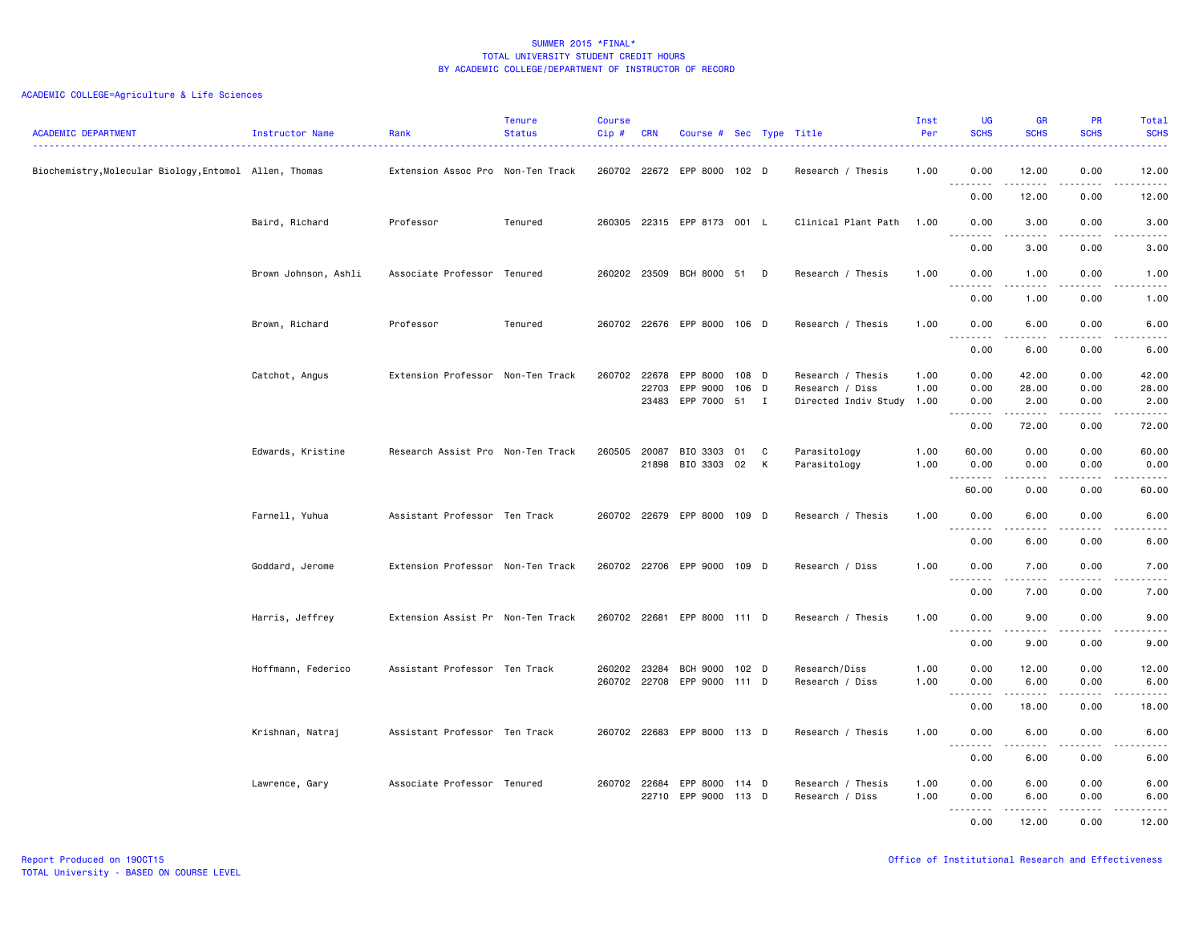# SUMMER 2015 *FINAL*
## TOTAL UNIVERSITY STUDENT CREDIT HOURS
## BY ACADEMIC COLLEGE/DEPARTMENT OF INSTRUCTOR OF RECORD

ACADEMIC COLLEGE=Agriculture & Life Sciences

| ACADEMIC DEPARTMENT | Instructor Name | Rank | Tenure Status | Course Cip # | CRN | Course # | Sec | Type | Title | Inst Per | UG SCHS | GR SCHS | PR SCHS | Total SCHS |
|---|---|---|---|---|---|---|---|---|---|---|---|---|---|---|
| Biochemistry,Molecular Biology,Entomol | Allen, Thomas | Extension Assoc Pro | Non-Ten Track | 260702 | 22672 | EPP 8000 | 102 | D | Research / Thesis | 1.00 | 0.00 | 12.00 | 0.00 | 12.00 |
| | | | | | | | | | | | 0.00 | 12.00 | 0.00 | 12.00 |
| | Baird, Richard | Professor | Tenured | 260305 | 22315 | EPP 8173 | 001 | L | Clinical Plant Path | 1.00 | 0.00 | 3.00 | 0.00 | 3.00 |
| | | | | | | | | | | | 0.00 | 3.00 | 0.00 | 3.00 |
| | Brown Johnson, Ashli | Associate Professor | Tenured | 260202 | 23509 | BCH 8000 | 51 | D | Research / Thesis | 1.00 | 0.00 | 1.00 | 0.00 | 1.00 |
| | | | | | | | | | | | 0.00 | 1.00 | 0.00 | 1.00 |
| | Brown, Richard | Professor | Tenured | 260702 | 22676 | EPP 8000 | 106 | D | Research / Thesis | 1.00 | 0.00 | 6.00 | 0.00 | 6.00 |
| | | | | | | | | | | | 0.00 | 6.00 | 0.00 | 6.00 |
| | Catchot, Angus | Extension Professor | Non-Ten Track | 260702 | 22678 | EPP 8000 | 108 | D | Research / Thesis | 1.00 | 0.00 | 42.00 | 0.00 | 42.00 |
| | | | | | 22703 | EPP 9000 | 106 | D | Research / Diss | 1.00 | 0.00 | 28.00 | 0.00 | 28.00 |
| | | | | | 23483 | EPP 7000 | 51 | I | Directed Indiv Study | 1.00 | 0.00 | 2.00 | 0.00 | 2.00 |
| | | | | | | | | | | | 0.00 | 72.00 | 0.00 | 72.00 |
| | Edwards, Kristine | Research Assist Pro | Non-Ten Track | 260505 | 20087 | BIO 3303 | 01 | C | Parasitology | 1.00 | 60.00 | 0.00 | 0.00 | 60.00 |
| | | | | | 21898 | BIO 3303 | 02 | K | Parasitology | 1.00 | 0.00 | 0.00 | 0.00 | 0.00 |
| | | | | | | | | | | | 60.00 | 0.00 | 0.00 | 60.00 |
| | Farnell, Yuhua | Assistant Professor | Ten Track | 260702 | 22679 | EPP 8000 | 109 | D | Research / Thesis | 1.00 | 0.00 | 6.00 | 0.00 | 6.00 |
| | | | | | | | | | | | 0.00 | 6.00 | 0.00 | 6.00 |
| | Goddard, Jerome | Extension Professor | Non-Ten Track | 260702 | 22706 | EPP 9000 | 109 | D | Research / Diss | 1.00 | 0.00 | 7.00 | 0.00 | 7.00 |
| | | | | | | | | | | | 0.00 | 7.00 | 0.00 | 7.00 |
| | Harris, Jeffrey | Extension Assist Pr | Non-Ten Track | 260702 | 22681 | EPP 8000 | 111 | D | Research / Thesis | 1.00 | 0.00 | 9.00 | 0.00 | 9.00 |
| | | | | | | | | | | | 0.00 | 9.00 | 0.00 | 9.00 |
| | Hoffmann, Federico | Assistant Professor | Ten Track | 260202 | 23284 | BCH 9000 | 102 | D | Research/Diss | 1.00 | 0.00 | 12.00 | 0.00 | 12.00 |
| | | | | 260702 | 22708 | EPP 9000 | 111 | D | Research / Diss | 1.00 | 0.00 | 6.00 | 0.00 | 6.00 |
| | | | | | | | | | | | 0.00 | 18.00 | 0.00 | 18.00 |
| | Krishnan, Natraj | Assistant Professor | Ten Track | 260702 | 22683 | EPP 8000 | 113 | D | Research / Thesis | 1.00 | 0.00 | 6.00 | 0.00 | 6.00 |
| | | | | | | | | | | | 0.00 | 6.00 | 0.00 | 6.00 |
| | Lawrence, Gary | Associate Professor | Tenured | 260702 | 22684 | EPP 8000 | 114 | D | Research / Thesis | 1.00 | 0.00 | 6.00 | 0.00 | 6.00 |
| | | | | | 22710 | EPP 9000 | 113 | D | Research / Diss | 1.00 | 0.00 | 6.00 | 0.00 | 6.00 |
| | | | | | | | | | | | 0.00 | 12.00 | 0.00 | 12.00 |

Report Produced on 19OCT15
TOTAL University - BASED ON COURSE LEVEL

Office of Institutional Research and Effectiveness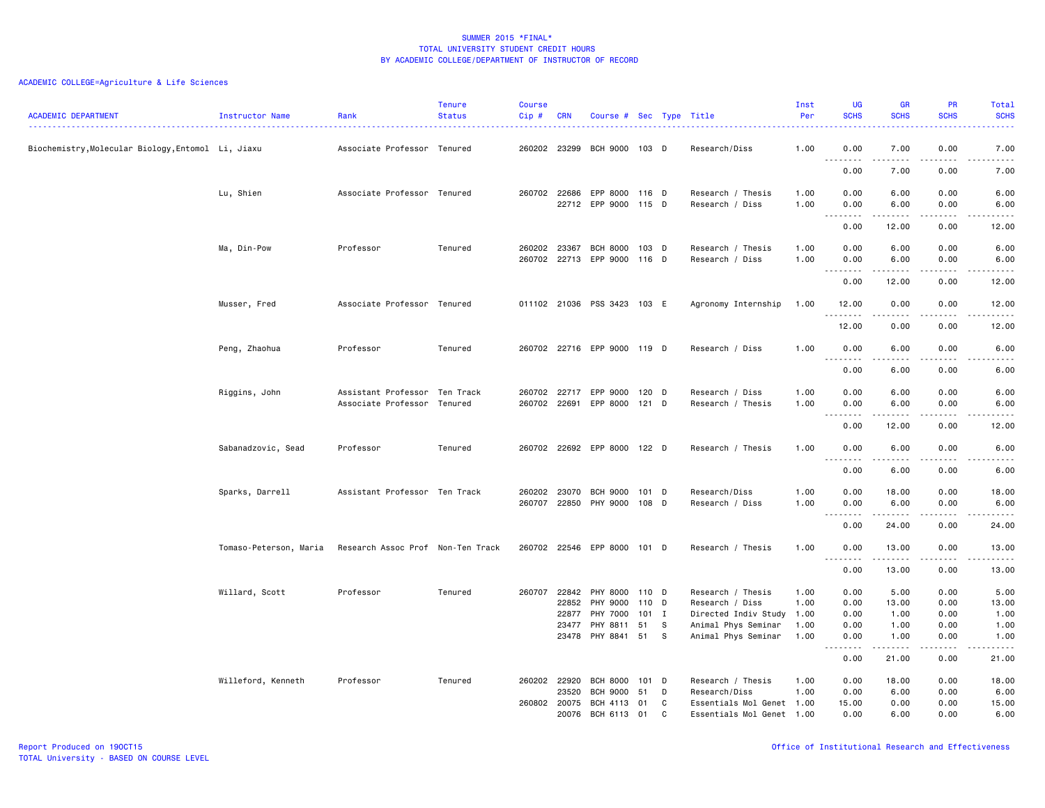SUMMER 2015 *FINAL*
TOTAL UNIVERSITY STUDENT CREDIT HOURS
BY ACADEMIC COLLEGE/DEPARTMENT OF INSTRUCTOR OF RECORD

ACADEMIC COLLEGE=Agriculture & Life Sciences

| ACADEMIC DEPARTMENT | Instructor Name | Rank | Tenure Status | Course Cip # | CRN | Course # | Sec | Type | Title | Inst Per | UG SCHS | GR SCHS | PR SCHS | Total SCHS |
|---|---|---|---|---|---|---|---|---|---|---|---|---|---|---|
| Biochemistry,Molecular Biology,Entomol | Li, Jiaxu | Associate Professor | Tenured | 260202 | 23299 | BCH 9000 | 103 | D | Research/Diss | 1.00 | 0.00 | 7.00 | 0.00 | 7.00 |
| | | | | | | | | | | | 0.00 | 7.00 | 0.00 | 7.00 |
| | Lu, Shien | Associate Professor | Tenured | 260702 | 22686 | EPP 8000 | 116 | D | Research / Thesis | 1.00 | 0.00 | 6.00 | 0.00 | 6.00 |
| | | | | | 22712 | EPP 9000 | 115 | D | Research / Diss | 1.00 | 0.00 | 6.00 | 0.00 | 6.00 |
| | | | | | | | | | | | 0.00 | 12.00 | 0.00 | 12.00 |
| | Ma, Din-Pow | Professor | Tenured | 260202 | 23367 | BCH 8000 | 103 | D | Research / Thesis | 1.00 | 0.00 | 6.00 | 0.00 | 6.00 |
| | | | | 260702 | 22713 | EPP 9000 | 116 | D | Research / Diss | 1.00 | 0.00 | 6.00 | 0.00 | 6.00 |
| | | | | | | | | | | | 0.00 | 12.00 | 0.00 | 12.00 |
| | Musser, Fred | Associate Professor | Tenured | 011102 | 21036 | PSS 3423 | 103 | E | Agronomy Internship | 1.00 | 12.00 | 0.00 | 0.00 | 12.00 |
| | | | | | | | | | | | 12.00 | 0.00 | 0.00 | 12.00 |
| | Peng, Zhaohua | Professor | Tenured | 260702 | 22716 | EPP 9000 | 119 | D | Research / Diss | 1.00 | 0.00 | 6.00 | 0.00 | 6.00 |
| | | | | | | | | | | | 0.00 | 6.00 | 0.00 | 6.00 |
| | Riggins, John | Assistant Professor | Ten Track | 260702 | 22717 | EPP 9000 | 120 | D | Research / Diss | 1.00 | 0.00 | 6.00 | 0.00 | 6.00 |
| | | Associate Professor | Tenured | 260702 | 22691 | EPP 8000 | 121 | D | Research / Thesis | 1.00 | 0.00 | 6.00 | 0.00 | 6.00 |
| | | | | | | | | | | | 0.00 | 12.00 | 0.00 | 12.00 |
| | Sabanadzovic, Sead | Professor | Tenured | 260702 | 22692 | EPP 8000 | 122 | D | Research / Thesis | 1.00 | 0.00 | 6.00 | 0.00 | 6.00 |
| | | | | | | | | | | | 0.00 | 6.00 | 0.00 | 6.00 |
| | Sparks, Darrell | Assistant Professor | Ten Track | 260202 | 23070 | BCH 9000 | 101 | D | Research/Diss | 1.00 | 0.00 | 18.00 | 0.00 | 18.00 |
| | | | | 260707 | 22850 | PHY 9000 | 108 | D | Research / Diss | 1.00 | 0.00 | 6.00 | 0.00 | 6.00 |
| | | | | | | | | | | | 0.00 | 24.00 | 0.00 | 24.00 |
| | Tomaso-Peterson, Maria | Research Assoc Prof | Non-Ten Track | 260702 | 22546 | EPP 8000 | 101 | D | Research / Thesis | 1.00 | 0.00 | 13.00 | 0.00 | 13.00 |
| | | | | | | | | | | | 0.00 | 13.00 | 0.00 | 13.00 |
| | Willard, Scott | Professor | Tenured | 260707 | 22842 | PHY 8000 | 110 | D | Research / Thesis | 1.00 | 0.00 | 5.00 | 0.00 | 5.00 |
| | | | | | 22852 | PHY 9000 | 110 | D | Research / Diss | 1.00 | 0.00 | 13.00 | 0.00 | 13.00 |
| | | | | | 22877 | PHY 7000 | 101 | I | Directed Indiv Study | 1.00 | 0.00 | 1.00 | 0.00 | 1.00 |
| | | | | | 23477 | PHY 8811 | 51 | S | Animal Phys Seminar | 1.00 | 0.00 | 1.00 | 0.00 | 1.00 |
| | | | | | 23478 | PHY 8841 | 51 | S | Animal Phys Seminar | 1.00 | 0.00 | 1.00 | 0.00 | 1.00 |
| | | | | | | | | | | | 0.00 | 21.00 | 0.00 | 21.00 |
| | Willeford, Kenneth | Professor | Tenured | 260202 | 22920 | BCH 8000 | 101 | D | Research / Thesis | 1.00 | 0.00 | 18.00 | 0.00 | 18.00 |
| | | | | | 23520 | BCH 9000 | 51 | D | Research/Diss | 1.00 | 0.00 | 6.00 | 0.00 | 6.00 |
| | | | | 260802 | 20075 | BCH 4113 | 01 | C | Essentials Mol Genet | 1.00 | 15.00 | 0.00 | 0.00 | 15.00 |
| | | | | | 20076 | BCH 6113 | 01 | C | Essentials Mol Genet | 1.00 | 0.00 | 6.00 | 0.00 | 6.00 |

Report Produced on 19OCT15
TOTAL University - BASED ON COURSE LEVEL

Office of Institutional Research and Effectiveness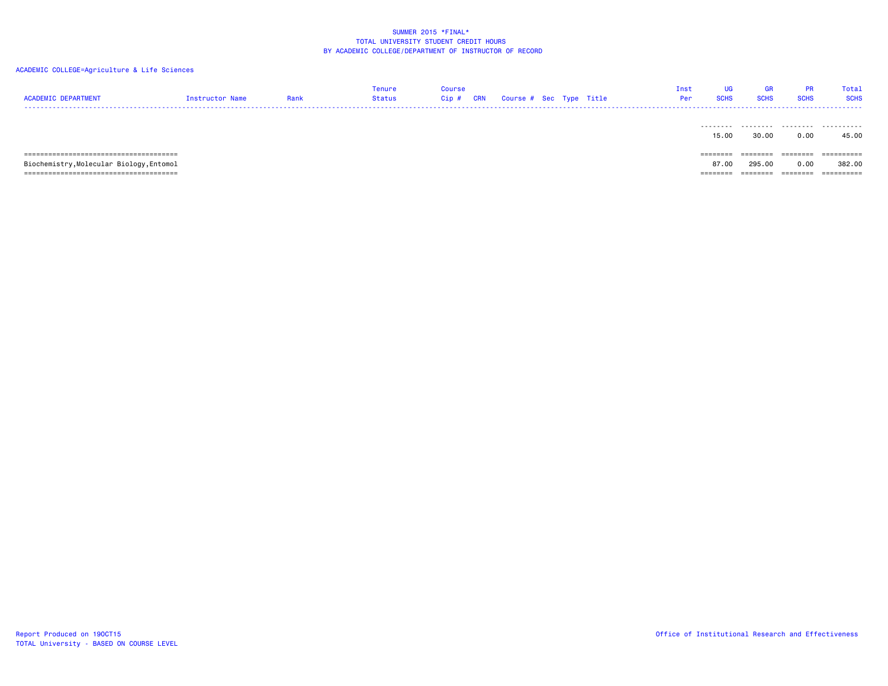SUMMER 2015 *FINAL*
TOTAL UNIVERSITY STUDENT CREDIT HOURS
BY ACADEMIC COLLEGE/DEPARTMENT OF INSTRUCTOR OF RECORD

ACADEMIC COLLEGE=Agriculture & Life Sciences

| ACADEMIC DEPARTMENT | Instructor Name | Rank | Tenure Status | Course Cip # | CRN | Course # | Sec | Type | Title | Inst Per | UG SCHS | GR SCHS | PR SCHS | Total SCHS |
|---|---|---|---|---|---|---|---|---|---|---|---|---|---|---|
| | | | | | | | | | | | 15.00 | 30.00 | 0.00 | 45.00 |
| Biochemistry,Molecular Biology,Entomol | | | | | | | | | | | 87.00 | 295.00 | 0.00 | 382.00 |

Report Produced on 19OCT15
TOTAL University - BASED ON COURSE LEVEL

Office of Institutional Research and Effectiveness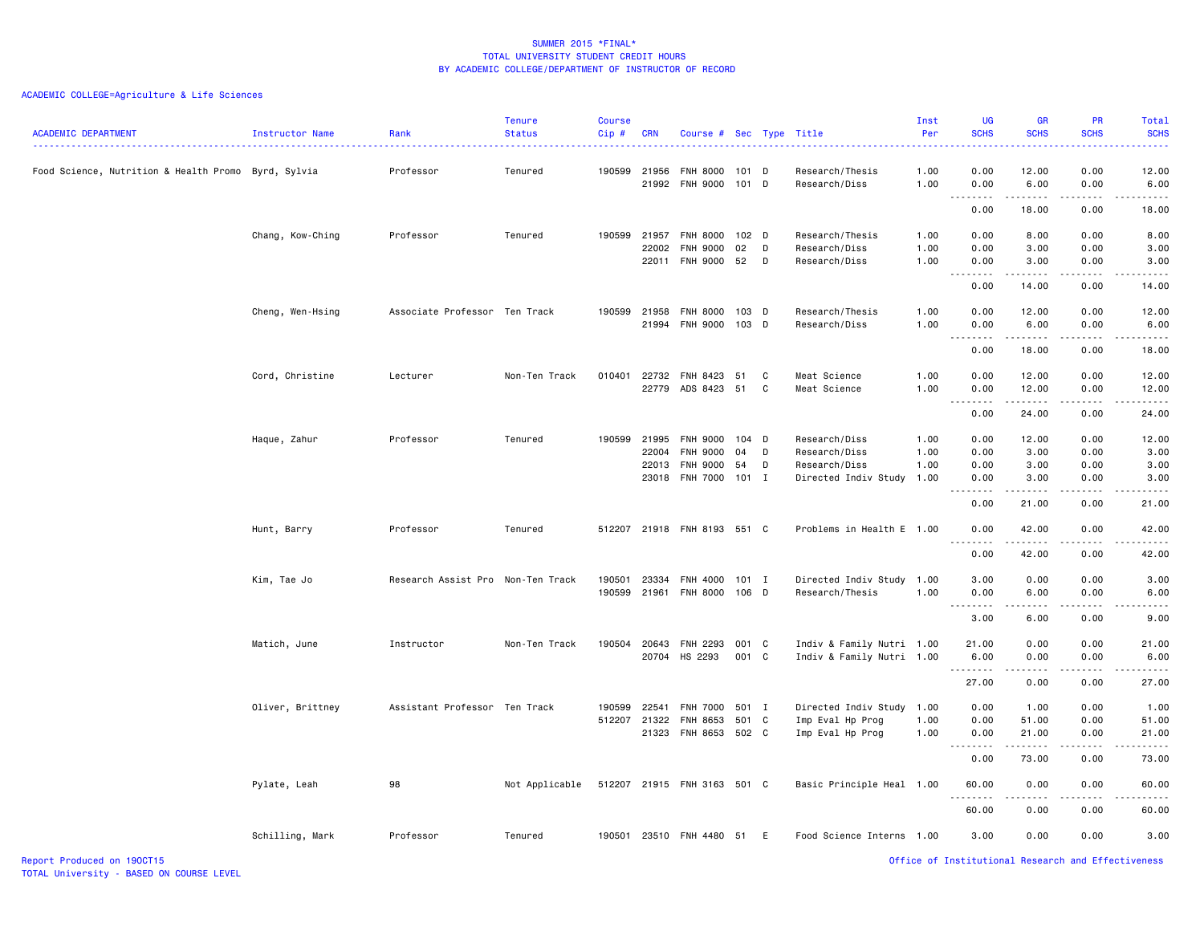SUMMER 2015 *FINAL*
TOTAL UNIVERSITY STUDENT CREDIT HOURS
BY ACADEMIC COLLEGE/DEPARTMENT OF INSTRUCTOR OF RECORD

ACADEMIC COLLEGE=Agriculture & Life Sciences

| ACADEMIC DEPARTMENT | Instructor Name | Rank | Tenure Status | Course Cip # | CRN | Course # | Sec | Type | Title | Inst Per | UG SCHS | GR SCHS | PR SCHS | Total SCHS |
|---|---|---|---|---|---|---|---|---|---|---|---|---|---|---|
| Food Science, Nutrition & Health Promo | Byrd, Sylvia | Professor | Tenured | 190599 | 21956 | FNH 8000 | 101 | D | Research/Thesis | 1.00 | 0.00 | 12.00 | 0.00 | 12.00 |
| | | | | | 21992 | FNH 9000 | 101 | D | Research/Diss | 1.00 | 0.00 | 6.00 | 0.00 | 6.00 |
| | | | | | | | | | | | 0.00 | 18.00 | 0.00 | 18.00 |
| | Chang, Kow-Ching | Professor | Tenured | 190599 | 21957 | FNH 8000 | 102 | D | Research/Thesis | 1.00 | 0.00 | 8.00 | 0.00 | 8.00 |
| | | | | | 22002 | FNH 9000 | 02 | D | Research/Diss | 1.00 | 0.00 | 3.00 | 0.00 | 3.00 |
| | | | | | 22011 | FNH 9000 | 52 | D | Research/Diss | 1.00 | 0.00 | 3.00 | 0.00 | 3.00 |
| | | | | | | | | | | | 0.00 | 14.00 | 0.00 | 14.00 |
| | Cheng, Wen-Hsing | Associate Professor | Ten Track | 190599 | 21958 | FNH 8000 | 103 | D | Research/Thesis | 1.00 | 0.00 | 12.00 | 0.00 | 12.00 |
| | | | | | 21994 | FNH 9000 | 103 | D | Research/Diss | 1.00 | 0.00 | 6.00 | 0.00 | 6.00 |
| | | | | | | | | | | | 0.00 | 18.00 | 0.00 | 18.00 |
| | Cord, Christine | Lecturer | Non-Ten Track | 010401 | 22732 | FNH 8423 | 51 | C | Meat Science | 1.00 | 0.00 | 12.00 | 0.00 | 12.00 |
| | | | | | 22779 | ADS 8423 | 51 | C | Meat Science | 1.00 | 0.00 | 12.00 | 0.00 | 12.00 |
| | | | | | | | | | | | 0.00 | 24.00 | 0.00 | 24.00 |
| | Haque, Zahur | Professor | Tenured | 190599 | 21995 | FNH 9000 | 104 | D | Research/Diss | 1.00 | 0.00 | 12.00 | 0.00 | 12.00 |
| | | | | | 22004 | FNH 9000 | 04 | D | Research/Diss | 1.00 | 0.00 | 3.00 | 0.00 | 3.00 |
| | | | | | 22013 | FNH 9000 | 54 | D | Research/Diss | 1.00 | 0.00 | 3.00 | 0.00 | 3.00 |
| | | | | | 23018 | FNH 7000 | 101 | I | Directed Indiv Study | 1.00 | 0.00 | 3.00 | 0.00 | 3.00 |
| | | | | | | | | | | | 0.00 | 21.00 | 0.00 | 21.00 |
| | Hunt, Barry | Professor | Tenured | 512207 | 21918 | FNH 8193 | 551 | C | Problems in Health E | 1.00 | 0.00 | 42.00 | 0.00 | 42.00 |
| | | | | | | | | | | | 0.00 | 42.00 | 0.00 | 42.00 |
| | Kim, Tae Jo | Research Assist Pro | Non-Ten Track | 190501 | 23334 | FNH 4000 | 101 | I | Directed Indiv Study | 1.00 | 3.00 | 0.00 | 0.00 | 3.00 |
| | | | | 190599 | 21961 | FNH 8000 | 106 | D | Research/Thesis | 1.00 | 0.00 | 6.00 | 0.00 | 6.00 |
| | | | | | | | | | | | 3.00 | 6.00 | 0.00 | 9.00 |
| | Matich, June | Instructor | Non-Ten Track | 190504 | 20643 | FNH 2293 | 001 | C | Indiv & Family Nutri | 1.00 | 21.00 | 0.00 | 0.00 | 21.00 |
| | | | | | 20704 | HS 2293 | 001 | C | Indiv & Family Nutri | 1.00 | 6.00 | 0.00 | 0.00 | 6.00 |
| | | | | | | | | | | | 27.00 | 0.00 | 0.00 | 27.00 |
| | Oliver, Brittney | Assistant Professor | Ten Track | 190599 | 22541 | FNH 7000 | 501 | I | Directed Indiv Study | 1.00 | 0.00 | 1.00 | 0.00 | 1.00 |
| | | | | 512207 | 21322 | FNH 8653 | 501 | C | Imp Eval Hp Prog | 1.00 | 0.00 | 51.00 | 0.00 | 51.00 |
| | | | | | 21323 | FNH 8653 | 502 | C | Imp Eval Hp Prog | 1.00 | 0.00 | 21.00 | 0.00 | 21.00 |
| | | | | | | | | | | | 0.00 | 73.00 | 0.00 | 73.00 |
| | Pylate, Leah | 98 | Not Applicable | 512207 | 21915 | FNH 3163 | 501 | C | Basic Principle Heal | 1.00 | 60.00 | 0.00 | 0.00 | 60.00 |
| | | | | | | | | | | | 60.00 | 0.00 | 0.00 | 60.00 |
| | Schilling, Mark | Professor | Tenured | 190501 | 23510 | FNH 4480 | 51 | E | Food Science Interns | 1.00 | 3.00 | 0.00 | 0.00 | 3.00 |

Report Produced on 19OCT15
TOTAL University - BASED ON COURSE LEVEL

Office of Institutional Research and Effectiveness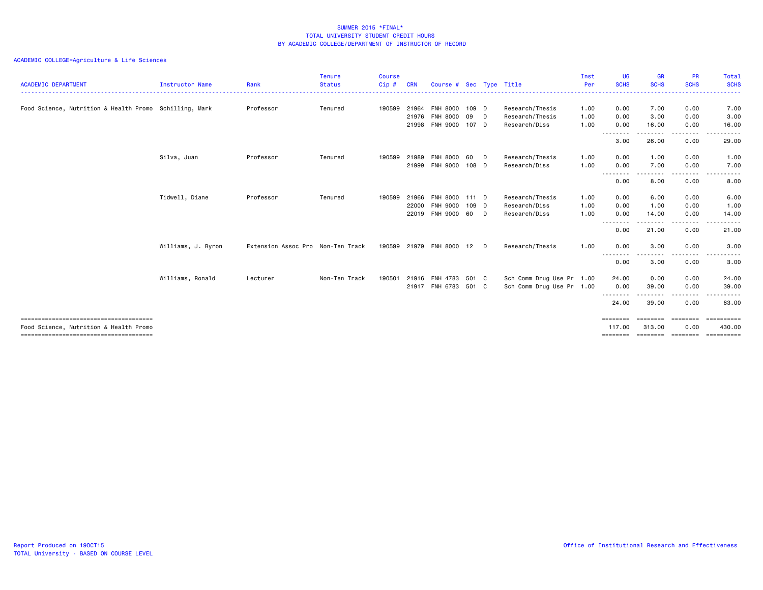SUMMER 2015 *FINAL*
TOTAL UNIVERSITY STUDENT CREDIT HOURS
BY ACADEMIC COLLEGE/DEPARTMENT OF INSTRUCTOR OF RECORD

ACADEMIC COLLEGE=Agriculture & Life Sciences

| ACADEMIC DEPARTMENT | Instructor Name | Rank | Tenure Status | Course Cip # | CRN | Course # | Sec | Type | Title | Inst Per | UG SCHS | GR SCHS | PR SCHS | Total SCHS |
|---|---|---|---|---|---|---|---|---|---|---|---|---|---|---|
| Food Science, Nutrition & Health Promo | Schilling, Mark | Professor | Tenured | 190599 | 21964 | FNH 8000 | 109 | D | Research/Thesis | 1.00 | 0.00 | 7.00 | 0.00 | 7.00 |
| | | | | | 21976 | FNH 8000 | 09 | D | Research/Thesis | 1.00 | 0.00 | 3.00 | 0.00 | 3.00 |
| | | | | | 21998 | FNH 9000 | 107 | D | Research/Diss | 1.00 | 0.00 | 16.00 | 0.00 | 16.00 |
| | | | | | | | | | | | 3.00 | 26.00 | 0.00 | 29.00 |
| | Silva, Juan | Professor | Tenured | 190599 | 21989 | FNH 8000 | 60 | D | Research/Thesis | 1.00 | 0.00 | 1.00 | 0.00 | 1.00 |
| | | | | | 21999 | FNH 9000 | 108 | D | Research/Diss | 1.00 | 0.00 | 7.00 | 0.00 | 7.00 |
| | | | | | | | | | | | 0.00 | 8.00 | 0.00 | 8.00 |
| | Tidwell, Diane | Professor | Tenured | 190599 | 21966 | FNH 8000 | 111 | D | Research/Thesis | 1.00 | 0.00 | 6.00 | 0.00 | 6.00 |
| | | | | | 22000 | FNH 9000 | 109 | D | Research/Diss | 1.00 | 0.00 | 1.00 | 0.00 | 1.00 |
| | | | | | 22019 | FNH 9000 | 60 | D | Research/Diss | 1.00 | 0.00 | 14.00 | 0.00 | 14.00 |
| | | | | | | | | | | | 0.00 | 21.00 | 0.00 | 21.00 |
| | Williams, J. Byron | Extension Assoc Pro | Non-Ten Track | 190599 | 21979 | FNH 8000 | 12 | D | Research/Thesis | 1.00 | 0.00 | 3.00 | 0.00 | 3.00 |
| | | | | | | | | | | | 0.00 | 3.00 | 0.00 | 3.00 |
| | Williams, Ronald | Lecturer | Non-Ten Track | 190501 | 21916 | FNH 4783 | 501 | C | Sch Comm Drug Use Pr | 1.00 | 24.00 | 0.00 | 0.00 | 24.00 |
| | | | | | 21917 | FNH 6783 | 501 | C | Sch Comm Drug Use Pr | 1.00 | 0.00 | 39.00 | 0.00 | 39.00 |
| | | | | | | | | | | | 24.00 | 39.00 | 0.00 | 63.00 |
| Food Science, Nutrition & Health Promo | | | | | | | | | | | 117.00 | 313.00 | 0.00 | 430.00 |

Report Produced on 19OCT15
TOTAL University - BASED ON COURSE LEVEL

Office of Institutional Research and Effectiveness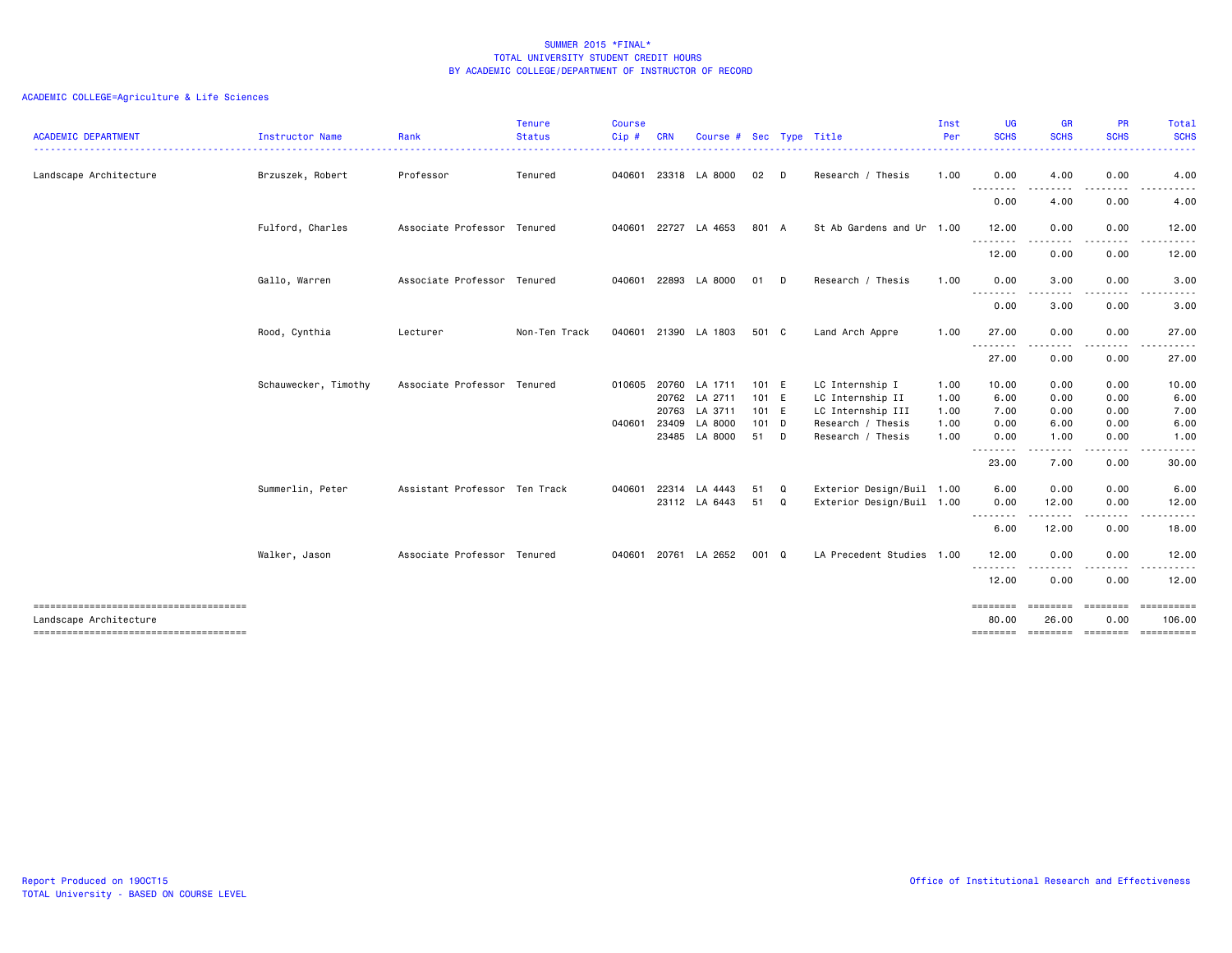SUMMER 2015 *FINAL*
TOTAL UNIVERSITY STUDENT CREDIT HOURS
BY ACADEMIC COLLEGE/DEPARTMENT OF INSTRUCTOR OF RECORD

ACADEMIC COLLEGE=Agriculture & Life Sciences

| ACADEMIC DEPARTMENT | Instructor Name | Rank | Tenure Status | Course Cip # | CRN | Course # | Sec | Type | Title | Inst Per | UG SCHS | GR SCHS | PR SCHS | Total SCHS |
|---|---|---|---|---|---|---|---|---|---|---|---|---|---|---|
| Landscape Architecture | Brzuszek, Robert | Professor | Tenured | 040601 | 23318 | LA 8000 | 02 | D | Research / Thesis | 1.00 | 0.00 | 4.00 | 0.00 | 4.00 |
| | | | | | | | | | | | 0.00 | 4.00 | 0.00 | 4.00 |
| | Fulford, Charles | Associate Professor | Tenured | 040601 | 22727 | LA 4653 | 801 | A | St Ab Gardens and Ur | 1.00 | 12.00 | 0.00 | 0.00 | 12.00 |
| | | | | | | | | | | | 12.00 | 0.00 | 0.00 | 12.00 |
| | Gallo, Warren | Associate Professor | Tenured | 040601 | 22893 | LA 8000 | 01 | D | Research / Thesis | 1.00 | 0.00 | 3.00 | 0.00 | 3.00 |
| | | | | | | | | | | | 0.00 | 3.00 | 0.00 | 3.00 |
| | Rood, Cynthia | Lecturer | Non-Ten Track | 040601 | 21390 | LA 1803 | 501 | C | Land Arch Appre | 1.00 | 27.00 | 0.00 | 0.00 | 27.00 |
| | | | | | | | | | | | 27.00 | 0.00 | 0.00 | 27.00 |
| | Schauwecker, Timothy | Associate Professor | Tenured | 010605 | 20760 | LA 1711 | 101 | E | LC Internship I | 1.00 | 10.00 | 0.00 | 0.00 | 10.00 |
| | | | | | 20762 | LA 2711 | 101 | E | LC Internship II | 1.00 | 6.00 | 0.00 | 0.00 | 6.00 |
| | | | | | 20763 | LA 3711 | 101 | E | LC Internship III | 1.00 | 7.00 | 0.00 | 0.00 | 7.00 |
| | | | | 040601 | 23409 | LA 8000 | 101 | D | Research / Thesis | 1.00 | 0.00 | 6.00 | 0.00 | 6.00 |
| | | | | | 23485 | LA 8000 | 51 | D | Research / Thesis | 1.00 | 0.00 | 1.00 | 0.00 | 1.00 |
| | | | | | | | | | | | 23.00 | 7.00 | 0.00 | 30.00 |
| | Summerlin, Peter | Assistant Professor | Ten Track | 040601 | 22314 | LA 4443 | 51 | Q | Exterior Design/Buil | 1.00 | 6.00 | 0.00 | 0.00 | 6.00 |
| | | | | | 23112 | LA 6443 | 51 | Q | Exterior Design/Buil | 1.00 | 0.00 | 12.00 | 0.00 | 12.00 |
| | | | | | | | | | | | 6.00 | 12.00 | 0.00 | 18.00 |
| | Walker, Jason | Associate Professor | Tenured | 040601 | 20761 | LA 2652 | 001 | Q | LA Precedent Studies | 1.00 | 12.00 | 0.00 | 0.00 | 12.00 |
| | | | | | | | | | | | 12.00 | 0.00 | 0.00 | 12.00 |
| Landscape Architecture | | | | | | | | | | | 80.00 | 26.00 | 0.00 | 106.00 |

Report Produced on 19OCT15
TOTAL University - BASED ON COURSE LEVEL

Office of Institutional Research and Effectiveness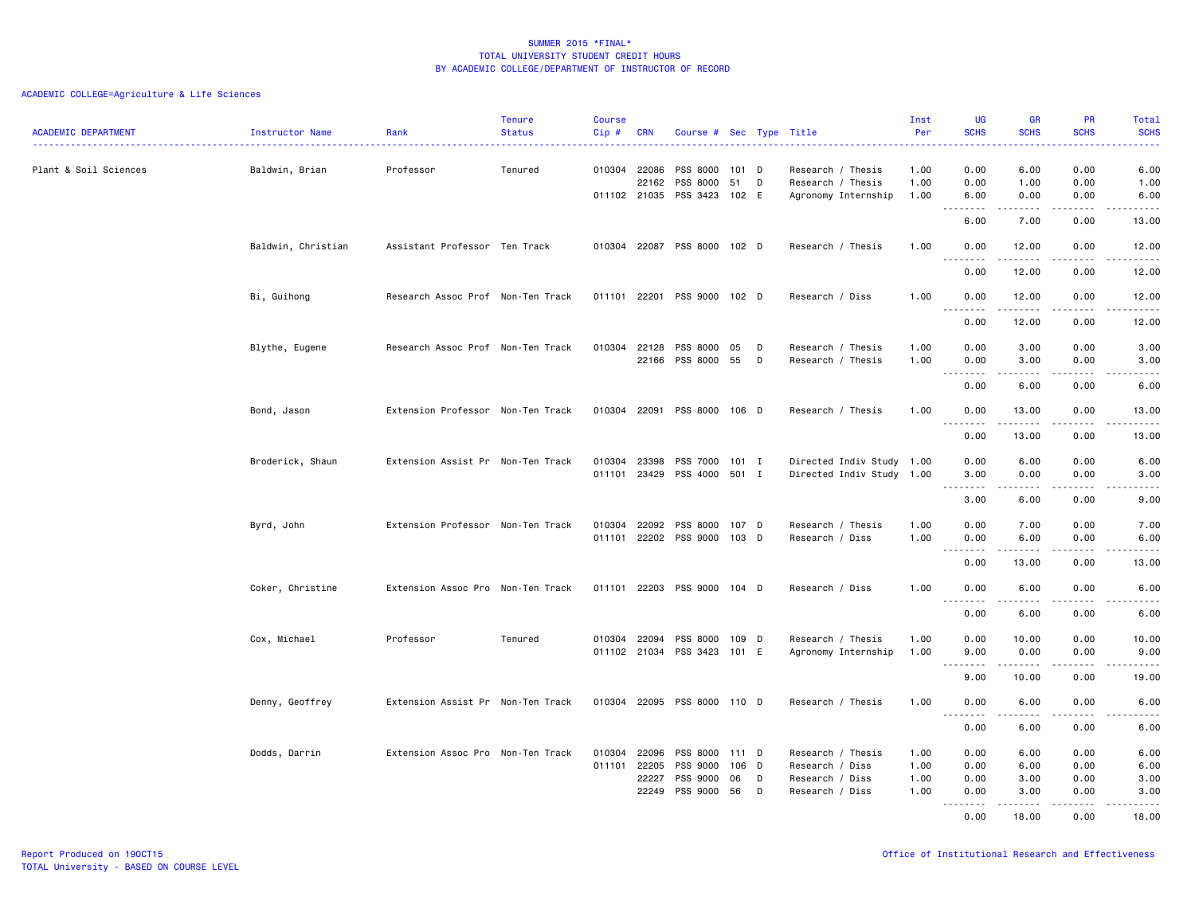SUMMER 2015 *FINAL*
TOTAL UNIVERSITY STUDENT CREDIT HOURS
BY ACADEMIC COLLEGE/DEPARTMENT OF INSTRUCTOR OF RECORD

ACADEMIC COLLEGE=Agriculture & Life Sciences

| ACADEMIC DEPARTMENT | Instructor Name | Rank | Tenure Status | Course Cip # | CRN | Course # | Sec | Type | Title | Inst Per | UG SCHS | GR SCHS | PR SCHS | Total SCHS |
|---|---|---|---|---|---|---|---|---|---|---|---|---|---|---|
| Plant & Soil Sciences | Baldwin, Brian | Professor | Tenured | 010304 | 22086 | PSS 8000 | 101 | D | Research / Thesis | 1.00 | 0.00 | 6.00 | 0.00 | 6.00 |
| | | | | | 22162 | PSS 8000 | 51 | D | Research / Thesis | 1.00 | 0.00 | 1.00 | 0.00 | 1.00 |
| | | | | 011102 | 21035 | PSS 3423 | 102 | E | Agronomy Internship | 1.00 | 6.00 | 0.00 | 0.00 | 6.00 |
| | | | | | | | | | | | 6.00 | 7.00 | 0.00 | 13.00 |
| | Baldwin, Christian | Assistant Professor | Ten Track | 010304 | 22087 | PSS 8000 | 102 | D | Research / Thesis | 1.00 | 0.00 | 12.00 | 0.00 | 12.00 |
| | | | | | | | | | | | 0.00 | 12.00 | 0.00 | 12.00 |
| | Bi, Guihong | Research Assoc Prof | Non-Ten Track | 011101 | 22201 | PSS 9000 | 102 | D | Research / Diss | 1.00 | 0.00 | 12.00 | 0.00 | 12.00 |
| | | | | | | | | | | | 0.00 | 12.00 | 0.00 | 12.00 |
| | Blythe, Eugene | Research Assoc Prof | Non-Ten Track | 010304 | 22128 | PSS 8000 | 05 | D | Research / Thesis | 1.00 | 0.00 | 3.00 | 0.00 | 3.00 |
| | | | | | 22166 | PSS 8000 | 55 | D | Research / Thesis | 1.00 | 0.00 | 3.00 | 0.00 | 3.00 |
| | | | | | | | | | | | 0.00 | 6.00 | 0.00 | 6.00 |
| | Bond, Jason | Extension Professor | Non-Ten Track | 010304 | 22091 | PSS 8000 | 106 | D | Research / Thesis | 1.00 | 0.00 | 13.00 | 0.00 | 13.00 |
| | | | | | | | | | | | 0.00 | 13.00 | 0.00 | 13.00 |
| | Broderick, Shaun | Extension Assist Pr | Non-Ten Track | 010304 | 23398 | PSS 7000 | 101 | I | Directed Indiv Study | 1.00 | 0.00 | 6.00 | 0.00 | 6.00 |
| | | | | 011101 | 23429 | PSS 4000 | 501 | I | Directed Indiv Study | 1.00 | 3.00 | 0.00 | 0.00 | 3.00 |
| | | | | | | | | | | | 3.00 | 6.00 | 0.00 | 9.00 |
| | Byrd, John | Extension Professor | Non-Ten Track | 010304 | 22092 | PSS 8000 | 107 | D | Research / Thesis | 1.00 | 0.00 | 7.00 | 0.00 | 7.00 |
| | | | | 011101 | 22202 | PSS 9000 | 103 | D | Research / Diss | 1.00 | 0.00 | 6.00 | 0.00 | 6.00 |
| | | | | | | | | | | | 0.00 | 13.00 | 0.00 | 13.00 |
| | Coker, Christine | Extension Assoc Pro | Non-Ten Track | 011101 | 22203 | PSS 9000 | 104 | D | Research / Diss | 1.00 | 0.00 | 6.00 | 0.00 | 6.00 |
| | | | | | | | | | | | 0.00 | 6.00 | 0.00 | 6.00 |
| | Cox, Michael | Professor | Tenured | 010304 | 22094 | PSS 8000 | 109 | D | Research / Thesis | 1.00 | 0.00 | 10.00 | 0.00 | 10.00 |
| | | | | 011102 | 21034 | PSS 3423 | 101 | E | Agronomy Internship | 1.00 | 9.00 | 0.00 | 0.00 | 9.00 |
| | | | | | | | | | | | 9.00 | 10.00 | 0.00 | 19.00 |
| | Denny, Geoffrey | Extension Assist Pr | Non-Ten Track | 010304 | 22095 | PSS 8000 | 110 | D | Research / Thesis | 1.00 | 0.00 | 6.00 | 0.00 | 6.00 |
| | | | | | | | | | | | 0.00 | 6.00 | 0.00 | 6.00 |
| | Dodds, Darrin | Extension Assoc Pro | Non-Ten Track | 010304 | 22096 | PSS 8000 | 111 | D | Research / Thesis | 1.00 | 0.00 | 6.00 | 0.00 | 6.00 |
| | | | | 011101 | 22205 | PSS 9000 | 106 | D | Research / Diss | 1.00 | 0.00 | 6.00 | 0.00 | 6.00 |
| | | | | | 22227 | PSS 9000 | 06 | D | Research / Diss | 1.00 | 0.00 | 3.00 | 0.00 | 3.00 |
| | | | | | 22249 | PSS 9000 | 56 | D | Research / Diss | 1.00 | 0.00 | 3.00 | 0.00 | 3.00 |
| | | | | | | | | | | | 0.00 | 18.00 | 0.00 | 18.00 |

Report Produced on 19OCT15
TOTAL University - BASED ON COURSE LEVEL

Office of Institutional Research and Effectiveness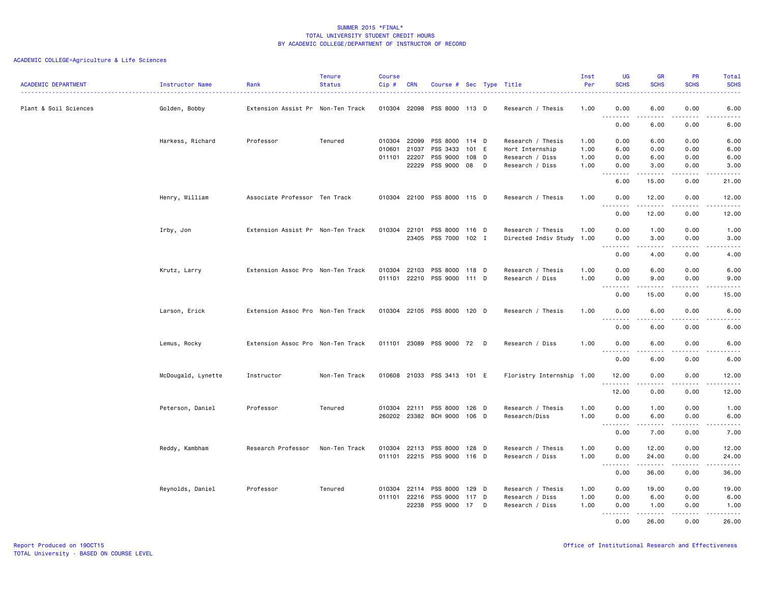SUMMER 2015 *FINAL*
TOTAL UNIVERSITY STUDENT CREDIT HOURS
BY ACADEMIC COLLEGE/DEPARTMENT OF INSTRUCTOR OF RECORD

ACADEMIC COLLEGE=Agriculture & Life Sciences

| ACADEMIC DEPARTMENT | Instructor Name | Rank | Tenure Status | Course Cip # | CRN | Course # | Sec | Type | Title | Inst Per | UG SCHS | GR SCHS | PR SCHS | Total SCHS |
|---|---|---|---|---|---|---|---|---|---|---|---|---|---|---|
| Plant & Soil Sciences | Golden, Bobby | Extension Assist Pr | Non-Ten Track | 010304 | 22098 | PSS 8000 | 113 | D | Research / Thesis | 1.00 | 0.00 | 6.00 | 0.00 | 6.00 |
| | | | | | | | | | | | 0.00 | 6.00 | 0.00 | 6.00 |
| | Harkess, Richard | Professor | Tenured | 010304 | 22099 | PSS 8000 | 114 | D | Research / Thesis | 1.00 | 0.00 | 6.00 | 0.00 | 6.00 |
| | | | | 010601 | 21037 | PSS 3433 | 101 | E | Hort Internship | 1.00 | 6.00 | 0.00 | 0.00 | 6.00 |
| | | | | 011101 | 22207 | PSS 9000 | 108 | D | Research / Diss | 1.00 | 0.00 | 6.00 | 0.00 | 6.00 |
| | | | | | 22229 | PSS 9000 | 08 | D | Research / Diss | 1.00 | 0.00 | 3.00 | 0.00 | 3.00 |
| | | | | | | | | | | | 6.00 | 15.00 | 0.00 | 21.00 |
| | Henry, William | Associate Professor | Ten Track | 010304 | 22100 | PSS 8000 | 115 | D | Research / Thesis | 1.00 | 0.00 | 12.00 | 0.00 | 12.00 |
| | | | | | | | | | | | 0.00 | 12.00 | 0.00 | 12.00 |
| | Irby, Jon | Extension Assist Pr | Non-Ten Track | 010304 | 22101 | PSS 8000 | 116 | D | Research / Thesis | 1.00 | 0.00 | 1.00 | 0.00 | 1.00 |
| | | | | | 23405 | PSS 7000 | 102 | I | Directed Indiv Study | 1.00 | 0.00 | 3.00 | 0.00 | 3.00 |
| | | | | | | | | | | | 0.00 | 4.00 | 0.00 | 4.00 |
| | Krutz, Larry | Extension Assoc Pro | Non-Ten Track | 010304 | 22103 | PSS 8000 | 118 | D | Research / Thesis | 1.00 | 0.00 | 6.00 | 0.00 | 6.00 |
| | | | | 011101 | 22210 | PSS 9000 | 111 | D | Research / Diss | 1.00 | 0.00 | 9.00 | 0.00 | 9.00 |
| | | | | | | | | | | | 0.00 | 15.00 | 0.00 | 15.00 |
| | Larson, Erick | Extension Assoc Pro | Non-Ten Track | 010304 | 22105 | PSS 8000 | 120 | D | Research / Thesis | 1.00 | 0.00 | 6.00 | 0.00 | 6.00 |
| | | | | | | | | | | | 0.00 | 6.00 | 0.00 | 6.00 |
| | Lemus, Rocky | Extension Assoc Pro | Non-Ten Track | 011101 | 23089 | PSS 9000 | 72 | D | Research / Diss | 1.00 | 0.00 | 6.00 | 0.00 | 6.00 |
| | | | | | | | | | | | 0.00 | 6.00 | 0.00 | 6.00 |
| | McDougald, Lynette | Instructor | Non-Ten Track | 010608 | 21033 | PSS 3413 | 101 | E | Floristry Internship | 1.00 | 12.00 | 0.00 | 0.00 | 12.00 |
| | | | | | | | | | | | 12.00 | 0.00 | 0.00 | 12.00 |
| | Peterson, Daniel | Professor | Tenured | 010304 | 22111 | PSS 8000 | 126 | D | Research / Thesis | 1.00 | 0.00 | 1.00 | 0.00 | 1.00 |
| | | | | 260202 | 23382 | BCH 9000 | 106 | D | Research/Diss | 1.00 | 0.00 | 6.00 | 0.00 | 6.00 |
| | | | | | | | | | | | 0.00 | 7.00 | 0.00 | 7.00 |
| | Reddy, Kambham | Research Professor | Non-Ten Track | 010304 | 22113 | PSS 8000 | 128 | D | Research / Thesis | 1.00 | 0.00 | 12.00 | 0.00 | 12.00 |
| | | | | 011101 | 22215 | PSS 9000 | 116 | D | Research / Diss | 1.00 | 0.00 | 24.00 | 0.00 | 24.00 |
| | | | | | | | | | | | 0.00 | 36.00 | 0.00 | 36.00 |
| | Reynolds, Daniel | Professor | Tenured | 010304 | 22114 | PSS 8000 | 129 | D | Research / Thesis | 1.00 | 0.00 | 19.00 | 0.00 | 19.00 |
| | | | | 011101 | 22216 | PSS 9000 | 117 | D | Research / Diss | 1.00 | 0.00 | 6.00 | 0.00 | 6.00 |
| | | | | | 22238 | PSS 9000 | 17 | D | Research / Diss | 1.00 | 0.00 | 1.00 | 0.00 | 1.00 |
| | | | | | | | | | | | 0.00 | 26.00 | 0.00 | 26.00 |

Report Produced on 19OCT15
TOTAL University - BASED ON COURSE LEVEL

Office of Institutional Research and Effectiveness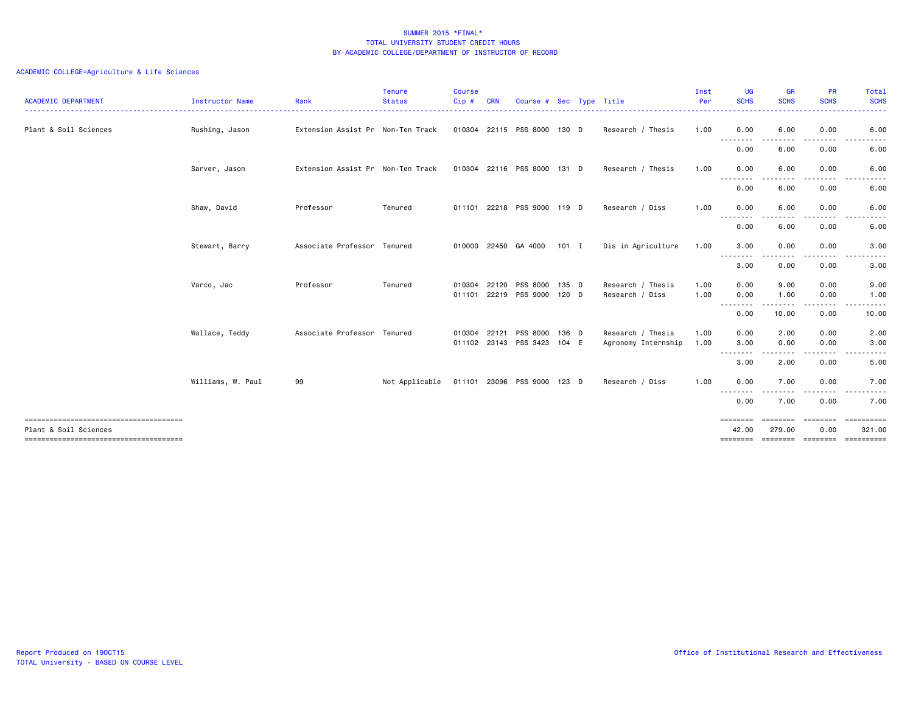SUMMER 2015 *FINAL*
TOTAL UNIVERSITY STUDENT CREDIT HOURS
BY ACADEMIC COLLEGE/DEPARTMENT OF INSTRUCTOR OF RECORD

ACADEMIC COLLEGE=Agriculture & Life Sciences

| ACADEMIC DEPARTMENT | Instructor Name | Rank | Tenure Status | Course Cip # | CRN | Course # | Sec | Type | Title | Inst Per | UG SCHS | GR SCHS | PR SCHS | Total SCHS |
|---|---|---|---|---|---|---|---|---|---|---|---|---|---|---|
| Plant & Soil Sciences | Rushing, Jason | Extension Assist Pr | Non-Ten Track | 010304 | 22115 | PSS 8000 | 130 | D | Research / Thesis | 1.00 | 0.00 | 6.00 | 0.00 | 6.00 |
| | | | | | | | | | | | 0.00 | 6.00 | 0.00 | 6.00 |
| | Sarver, Jason | Extension Assist Pr | Non-Ten Track | 010304 | 22116 | PSS 8000 | 131 | D | Research / Thesis | 1.00 | 0.00 | 6.00 | 0.00 | 6.00 |
| | | | | | | | | | | | 0.00 | 6.00 | 0.00 | 6.00 |
| | Shaw, David | Professor | Tenured | 011101 | 22218 | PSS 9000 | 119 | D | Research / Diss | 1.00 | 0.00 | 6.00 | 0.00 | 6.00 |
| | | | | | | | | | | | 0.00 | 6.00 | 0.00 | 6.00 |
| | Stewart, Barry | Associate Professor | Tenured | 010000 | 22450 | GA 4000 | 101 | I | Dis in Agriculture | 1.00 | 3.00 | 0.00 | 0.00 | 3.00 |
| | | | | | | | | | | | 3.00 | 0.00 | 0.00 | 3.00 |
| | Varco, Jac | Professor | Tenured | 010304 | 22120 | PSS 8000 | 135 | D | Research / Thesis | 1.00 | 0.00 | 9.00 | 0.00 | 9.00 |
| | | | | 011101 | 22219 | PSS 9000 | 120 | D | Research / Diss | 1.00 | 0.00 | 1.00 | 0.00 | 1.00 |
| | | | | | | | | | | | 0.00 | 10.00 | 0.00 | 10.00 |
| | Wallace, Teddy | Associate Professor | Tenured | 010304 | 22121 | PSS 8000 | 136 | D | Research / Thesis | 1.00 | 0.00 | 2.00 | 0.00 | 2.00 |
| | | | | 011102 | 23143 | PSS 3423 | 104 | E | Agronomy Internship | 1.00 | 3.00 | 0.00 | 0.00 | 3.00 |
| | | | | | | | | | | | 3.00 | 2.00 | 0.00 | 5.00 |
| | Williams, W. Paul | 99 | Not Applicable | 011101 | 23096 | PSS 9000 | 123 | D | Research / Diss | 1.00 | 0.00 | 7.00 | 0.00 | 7.00 |
| | | | | | | | | | | | 0.00 | 7.00 | 0.00 | 7.00 |
| Plant & Soil Sciences | | | | | | | | | | | 42.00 | 279.00 | 0.00 | 321.00 |

Report Produced on 19OCT15
TOTAL University - BASED ON COURSE LEVEL

Office of Institutional Research and Effectiveness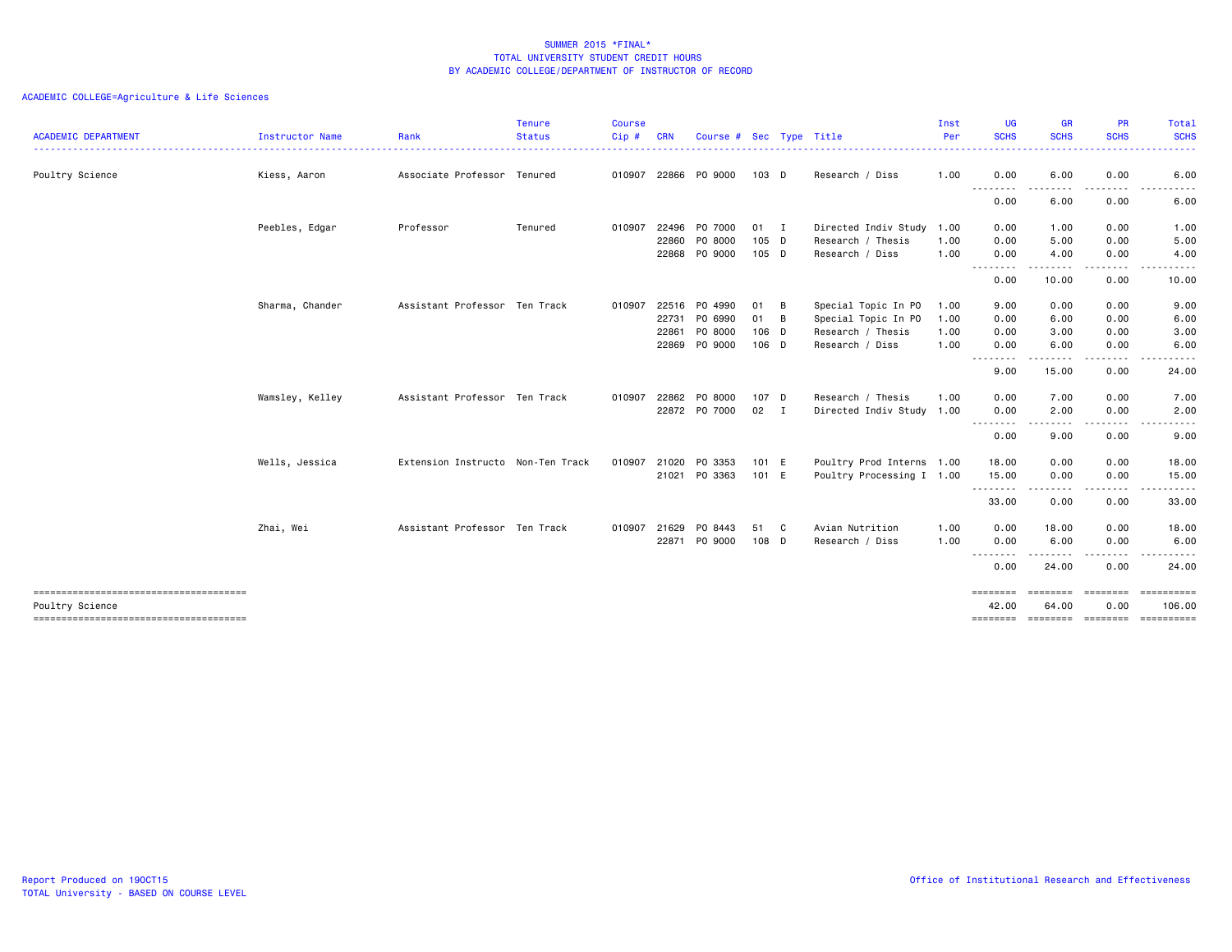SUMMER 2015 *FINAL*
TOTAL UNIVERSITY STUDENT CREDIT HOURS
BY ACADEMIC COLLEGE/DEPARTMENT OF INSTRUCTOR OF RECORD

ACADEMIC COLLEGE=Agriculture & Life Sciences

| ACADEMIC DEPARTMENT | Instructor Name | Rank | Tenure Status | Course Cip # | CRN | Course # | Sec | Type | Title | Inst Per | UG SCHS | GR SCHS | PR SCHS | Total SCHS |
|---|---|---|---|---|---|---|---|---|---|---|---|---|---|---|
| Poultry Science | Kiess, Aaron | Associate Professor | Tenured | 010907 | 22866 | PO 9000 | 103 | D | Research / Diss | 1.00 | 0.00 | 6.00 | 0.00 | 6.00 |
| | | | | | | | | | | | 0.00 | 6.00 | 0.00 | 6.00 |
| | Peebles, Edgar | Professor | Tenured | 010907 | 22496 | PO 7000 | 01 | I | Directed Indiv Study | 1.00 | 0.00 | 1.00 | 0.00 | 1.00 |
| | | | | | 22860 | PO 8000 | 105 | D | Research / Thesis | 1.00 | 0.00 | 5.00 | 0.00 | 5.00 |
| | | | | | 22868 | PO 9000 | 105 | D | Research / Diss | 1.00 | 0.00 | 4.00 | 0.00 | 4.00 |
| | | | | | | | | | | | 0.00 | 10.00 | 0.00 | 10.00 |
| | Sharma, Chander | Assistant Professor | Ten Track | 010907 | 22516 | PO 4990 | 01 | B | Special Topic In PO | 1.00 | 9.00 | 0.00 | 0.00 | 9.00 |
| | | | | | 22731 | PO 6990 | 01 | B | Special Topic In PO | 1.00 | 0.00 | 6.00 | 0.00 | 6.00 |
| | | | | | 22861 | PO 8000 | 106 | D | Research / Thesis | 1.00 | 0.00 | 3.00 | 0.00 | 3.00 |
| | | | | | 22869 | PO 9000 | 106 | D | Research / Diss | 1.00 | 0.00 | 6.00 | 0.00 | 6.00 |
| | | | | | | | | | | | 9.00 | 15.00 | 0.00 | 24.00 |
| | Wamsley, Kelley | Assistant Professor | Ten Track | 010907 | 22862 | PO 8000 | 107 | D | Research / Thesis | 1.00 | 0.00 | 7.00 | 0.00 | 7.00 |
| | | | | | 22872 | PO 7000 | 02 | I | Directed Indiv Study | 1.00 | 0.00 | 2.00 | 0.00 | 2.00 |
| | | | | | | | | | | | 0.00 | 9.00 | 0.00 | 9.00 |
| | Wells, Jessica | Extension Instructo | Non-Ten Track | 010907 | 21020 | PO 3353 | 101 | E | Poultry Prod Interns | 1.00 | 18.00 | 0.00 | 0.00 | 18.00 |
| | | | | | 21021 | PO 3363 | 101 | E | Poultry Processing I | 1.00 | 15.00 | 0.00 | 0.00 | 15.00 |
| | | | | | | | | | | | 33.00 | 0.00 | 0.00 | 33.00 |
| | Zhai, Wei | Assistant Professor | Ten Track | 010907 | 21629 | PO 8443 | 51 | C | Avian Nutrition | 1.00 | 0.00 | 18.00 | 0.00 | 18.00 |
| | | | | | 22871 | PO 9000 | 108 | D | Research / Diss | 1.00 | 0.00 | 6.00 | 0.00 | 6.00 |
| | | | | | | | | | | | 0.00 | 24.00 | 0.00 | 24.00 |
| Poultry Science | | | | | | | | | | | 42.00 | 64.00 | 0.00 | 106.00 |

Report Produced on 19OCT15
TOTAL University - BASED ON COURSE LEVEL

Office of Institutional Research and Effectiveness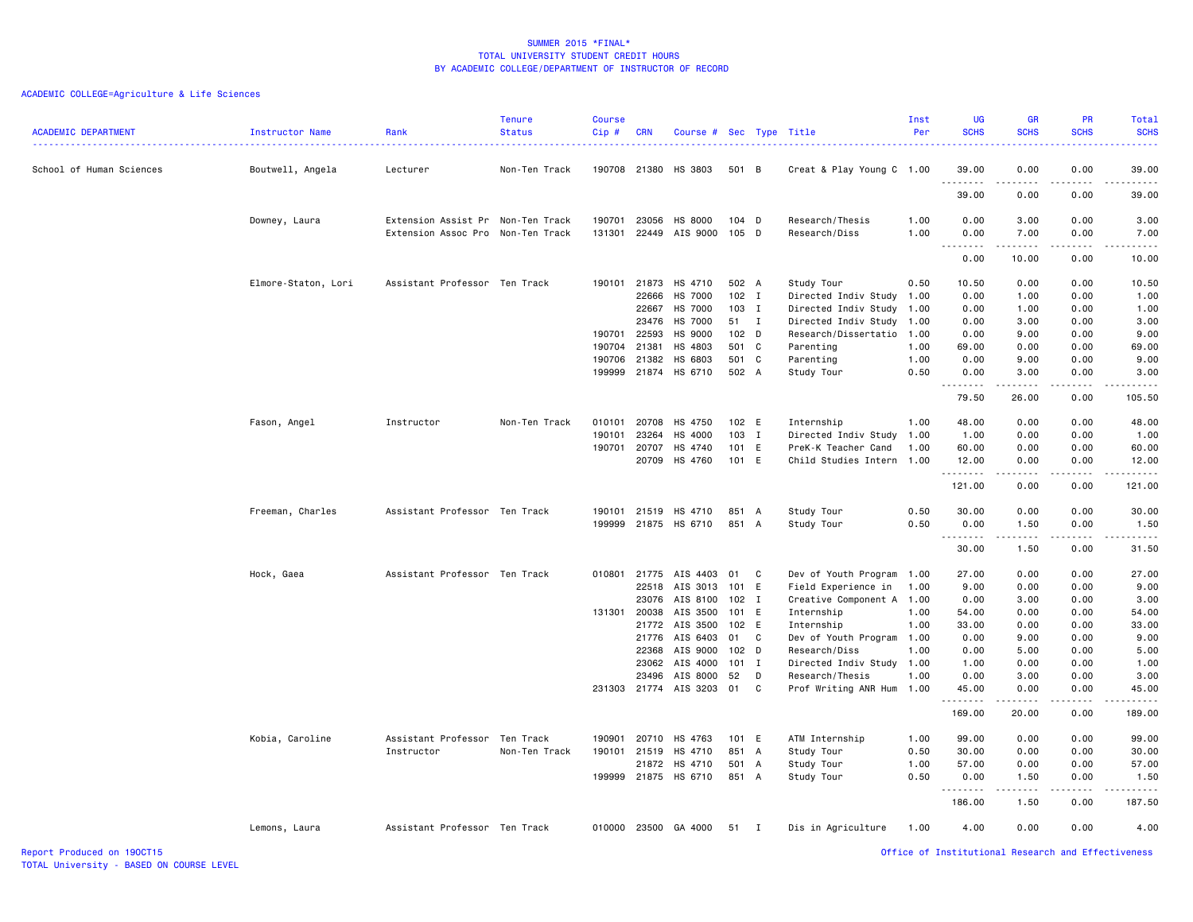SUMMER 2015 *FINAL*
TOTAL UNIVERSITY STUDENT CREDIT HOURS
BY ACADEMIC COLLEGE/DEPARTMENT OF INSTRUCTOR OF RECORD

ACADEMIC COLLEGE=Agriculture & Life Sciences

| ACADEMIC DEPARTMENT | Instructor Name | Rank | Tenure Status | Course Cip # | CRN | Course # | Sec | Type | Title | Inst Per | UG SCHS | GR SCHS | PR SCHS | Total SCHS |
|---|---|---|---|---|---|---|---|---|---|---|---|---|---|---|
| School of Human Sciences | Boutwell, Angela | Lecturer | Non-Ten Track | 190708 | 21380 | HS 3803 | 501 | B | Creat & Play Young C | 1.00 | 39.00 | 0.00 | 0.00 | 39.00 |
| | | | | | | | | | | | 39.00 | 0.00 | 0.00 | 39.00 |
| | Downey, Laura | Extension Assist Pr | Non-Ten Track | 190701 | 23056 | HS 8000 | 104 | D | Research/Thesis | 1.00 | 0.00 | 3.00 | 0.00 | 3.00 |
| | | Extension Assoc Pro | Non-Ten Track | 131301 | 22449 | AIS 9000 | 105 | D | Research/Diss | 1.00 | 0.00 | 7.00 | 0.00 | 7.00 |
| | | | | | | | | | | | 0.00 | 10.00 | 0.00 | 10.00 |
| | Elmore-Staton, Lori | Assistant Professor | Ten Track | 190101 | 21873 | HS 4710 | 502 | A | Study Tour | 0.50 | 10.50 | 0.00 | 0.00 | 10.50 |
| | | | | | 22666 | HS 7000 | 102 | I | Directed Indiv Study | 1.00 | 0.00 | 1.00 | 0.00 | 1.00 |
| | | | | | 22667 | HS 7000 | 103 | I | Directed Indiv Study | 1.00 | 0.00 | 1.00 | 0.00 | 1.00 |
| | | | | | 23476 | HS 7000 | 51 | I | Directed Indiv Study | 1.00 | 0.00 | 3.00 | 0.00 | 3.00 |
| | | | | 190701 | 22593 | HS 9000 | 102 | D | Research/Dissertatio | 1.00 | 0.00 | 9.00 | 0.00 | 9.00 |
| | | | | 190704 | 21381 | HS 4803 | 501 | C | Parenting | 1.00 | 69.00 | 0.00 | 0.00 | 69.00 |
| | | | | 190706 | 21382 | HS 6803 | 501 | C | Parenting | 1.00 | 0.00 | 9.00 | 0.00 | 9.00 |
| | | | | 199999 | 21874 | HS 6710 | 502 | A | Study Tour | 0.50 | 0.00 | 3.00 | 0.00 | 3.00 |
| | | | | | | | | | | | 79.50 | 26.00 | 0.00 | 105.50 |
| | Fason, Angel | Instructor | Non-Ten Track | 010101 | 20708 | HS 4750 | 102 | E | Internship | 1.00 | 48.00 | 0.00 | 0.00 | 48.00 |
| | | | | 190101 | 23264 | HS 4000 | 103 | I | Directed Indiv Study | 1.00 | 1.00 | 0.00 | 0.00 | 1.00 |
| | | | | 190701 | 20707 | HS 4740 | 101 | E | PreK-K Teacher Cand | 1.00 | 60.00 | 0.00 | 0.00 | 60.00 |
| | | | | | 20709 | HS 4760 | 101 | E | Child Studies Intern | 1.00 | 12.00 | 0.00 | 0.00 | 12.00 |
| | | | | | | | | | | | 121.00 | 0.00 | 0.00 | 121.00 |
| | Freeman, Charles | Assistant Professor | Ten Track | 190101 | 21519 | HS 4710 | 851 | A | Study Tour | 0.50 | 30.00 | 0.00 | 0.00 | 30.00 |
| | | | | 199999 | 21875 | HS 6710 | 851 | A | Study Tour | 0.50 | 0.00 | 1.50 | 0.00 | 1.50 |
| | | | | | | | | | | | 30.00 | 1.50 | 0.00 | 31.50 |
| | Hock, Gaea | Assistant Professor | Ten Track | 010801 | 21775 | AIS 4403 | 01 | C | Dev of Youth Program | 1.00 | 27.00 | 0.00 | 0.00 | 27.00 |
| | | | | | 22518 | AIS 3013 | 101 | E | Field Experience in | 1.00 | 9.00 | 0.00 | 0.00 | 9.00 |
| | | | | | 23076 | AIS 8100 | 102 | I | Creative Component A | 1.00 | 0.00 | 3.00 | 0.00 | 3.00 |
| | | | | 131301 | 20038 | AIS 3500 | 101 | E | Internship | 1.00 | 54.00 | 0.00 | 0.00 | 54.00 |
| | | | | | 21772 | AIS 3500 | 102 | E | Internship | 1.00 | 33.00 | 0.00 | 0.00 | 33.00 |
| | | | | | 21776 | AIS 6403 | 01 | C | Dev of Youth Program | 1.00 | 0.00 | 9.00 | 0.00 | 9.00 |
| | | | | | 22368 | AIS 9000 | 102 | D | Research/Diss | 1.00 | 0.00 | 5.00 | 0.00 | 5.00 |
| | | | | | 23062 | AIS 4000 | 101 | I | Directed Indiv Study | 1.00 | 1.00 | 0.00 | 0.00 | 1.00 |
| | | | | | 23496 | AIS 8000 | 52 | D | Research/Thesis | 1.00 | 0.00 | 3.00 | 0.00 | 3.00 |
| | | | | 231303 | 21774 | AIS 3203 | 01 | C | Prof Writing ANR Hum | 1.00 | 45.00 | 0.00 | 0.00 | 45.00 |
| | | | | | | | | | | | 169.00 | 20.00 | 0.00 | 189.00 |
| | Kobia, Caroline | Assistant Professor | Ten Track | 190901 | 20710 | HS 4763 | 101 | E | ATM Internship | 1.00 | 99.00 | 0.00 | 0.00 | 99.00 |
| | | Instructor | Non-Ten Track | 190101 | 21519 | HS 4710 | 851 | A | Study Tour | 0.50 | 30.00 | 0.00 | 0.00 | 30.00 |
| | | | | | 21872 | HS 4710 | 501 | A | Study Tour | 1.00 | 57.00 | 0.00 | 0.00 | 57.00 |
| | | | | 199999 | 21875 | HS 6710 | 851 | A | Study Tour | 0.50 | 0.00 | 1.50 | 0.00 | 1.50 |
| | | | | | | | | | | | 186.00 | 1.50 | 0.00 | 187.50 |
| | Lemons, Laura | Assistant Professor | Ten Track | 010000 | 23500 | GA 4000 | 51 | I | Dis in Agriculture | 1.00 | 4.00 | 0.00 | 0.00 | 4.00 |

Report Produced on 19OCT15
TOTAL University - BASED ON COURSE LEVEL
Office of Institutional Research and Effectiveness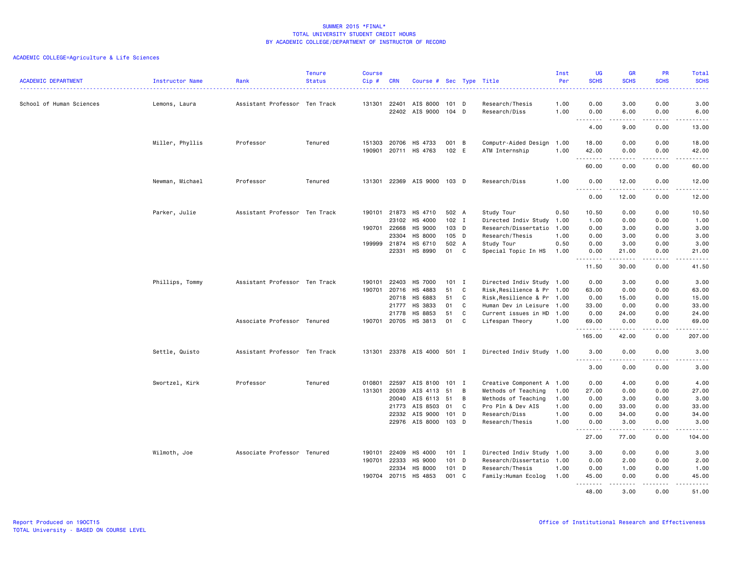SUMMER 2015 *FINAL*
TOTAL UNIVERSITY STUDENT CREDIT HOURS
BY ACADEMIC COLLEGE/DEPARTMENT OF INSTRUCTOR OF RECORD

ACADEMIC COLLEGE=Agriculture & Life Sciences

| ACADEMIC DEPARTMENT | Instructor Name | Rank | Tenure Status | Course Cip # | CRN | Course # | Sec | Type | Title | Inst Per | UG SCHS | GR SCHS | PR SCHS | Total SCHS |
|---|---|---|---|---|---|---|---|---|---|---|---|---|---|---|
| School of Human Sciences | Lemons, Laura | Assistant Professor | Ten Track | 131301 | 22401 | AIS 8000 | 101 | D | Research/Thesis | 1.00 | 0.00 | 3.00 | 0.00 | 3.00 |
| | | | | | 22402 | AIS 9000 | 104 | D | Research/Diss | 1.00 | 0.00 | 6.00 | 0.00 | 6.00 |
| | | | | | | | | | | | 4.00 | 9.00 | 0.00 | 13.00 |
| | Miller, Phyllis | Professor | Tenured | 151303 | 20706 | HS 4733 | 001 | B | Computr-Aided Design | 1.00 | 18.00 | 0.00 | 0.00 | 18.00 |
| | | | | 190901 | 20711 | HS 4763 | 102 | E | ATM Internship | 1.00 | 42.00 | 0.00 | 0.00 | 42.00 |
| | | | | | | | | | | | 60.00 | 0.00 | 0.00 | 60.00 |
| | Newman, Michael | Professor | Tenured | 131301 | 22369 | AIS 9000 | 103 | D | Research/Diss | 1.00 | 0.00 | 12.00 | 0.00 | 12.00 |
| | | | | | | | | | | | 0.00 | 12.00 | 0.00 | 12.00 |
| | Parker, Julie | Assistant Professor | Ten Track | 190101 | 21873 | HS 4710 | 502 | A | Study Tour | 0.50 | 10.50 | 0.00 | 0.00 | 10.50 |
| | | | | | 23102 | HS 4000 | 102 | I | Directed Indiv Study | 1.00 | 1.00 | 0.00 | 0.00 | 1.00 |
| | | | | 190701 | 22668 | HS 9000 | 103 | D | Research/Dissertatio | 1.00 | 0.00 | 3.00 | 0.00 | 3.00 |
| | | | | | 23304 | HS 8000 | 105 | D | Research/Thesis | 1.00 | 0.00 | 3.00 | 0.00 | 3.00 |
| | | | | 199999 | 21874 | HS 6710 | 502 | A | Study Tour | 0.50 | 0.00 | 3.00 | 0.00 | 3.00 |
| | | | | | 22331 | HS 8990 | 01 | C | Special Topic In HS | 1.00 | 0.00 | 21.00 | 0.00 | 21.00 |
| | | | | | | | | | | | 11.50 | 30.00 | 0.00 | 41.50 |
| | Phillips, Tommy | Assistant Professor | Ten Track | 190101 | 22403 | HS 7000 | 101 | I | Directed Indiv Study | 1.00 | 0.00 | 3.00 | 0.00 | 3.00 |
| | | | | 190701 | 20716 | HS 4883 | 51 | C | Risk,Resilience & Pr | 1.00 | 63.00 | 0.00 | 0.00 | 63.00 |
| | | | | | 20718 | HS 6883 | 51 | C | Risk,Resilience & Pr | 1.00 | 0.00 | 15.00 | 0.00 | 15.00 |
| | | | | | 21777 | HS 3833 | 01 | C | Human Dev in Leisure | 1.00 | 33.00 | 0.00 | 0.00 | 33.00 |
| | | | | | 21778 | HS 8853 | 51 | C | Current issues in HD | 1.00 | 0.00 | 24.00 | 0.00 | 24.00 |
| | | Associate Professor | Tenured | 190701 | 20705 | HS 3813 | 01 | C | Lifespan Theory | 1.00 | 69.00 | 0.00 | 0.00 | 69.00 |
| | | | | | | | | | | | 165.00 | 42.00 | 0.00 | 207.00 |
| | Settle, Quisto | Assistant Professor | Ten Track | 131301 | 23378 | AIS 4000 | 501 | I | Directed Indiv Study | 1.00 | 3.00 | 0.00 | 0.00 | 3.00 |
| | | | | | | | | | | | 3.00 | 0.00 | 0.00 | 3.00 |
| | Swortzel, Kirk | Professor | Tenured | 010801 | 22597 | AIS 8100 | 101 | I | Creative Component A | 1.00 | 0.00 | 4.00 | 0.00 | 4.00 |
| | | | | 131301 | 20039 | AIS 4113 | 51 | B | Methods of Teaching | 1.00 | 27.00 | 0.00 | 0.00 | 27.00 |
| | | | | | 20040 | AIS 6113 | 51 | B | Methods of Teaching | 1.00 | 0.00 | 3.00 | 0.00 | 3.00 |
| | | | | | 21773 | AIS 8503 | 01 | C | Pro Pln & Dev AIS | 1.00 | 0.00 | 33.00 | 0.00 | 33.00 |
| | | | | | 22332 | AIS 9000 | 101 | D | Research/Diss | 1.00 | 0.00 | 34.00 | 0.00 | 34.00 |
| | | | | | 22976 | AIS 8000 | 103 | D | Research/Thesis | 1.00 | 0.00 | 3.00 | 0.00 | 3.00 |
| | | | | | | | | | | | 27.00 | 77.00 | 0.00 | 104.00 |
| | Wilmoth, Joe | Associate Professor | Tenured | 190101 | 22409 | HS 4000 | 101 | I | Directed Indiv Study | 1.00 | 3.00 | 0.00 | 0.00 | 3.00 |
| | | | | 190701 | 22333 | HS 9000 | 101 | D | Research/Dissertatio | 1.00 | 0.00 | 2.00 | 0.00 | 2.00 |
| | | | | | 22334 | HS 8000 | 101 | D | Research/Thesis | 1.00 | 0.00 | 1.00 | 0.00 | 1.00 |
| | | | | 190704 | 20715 | HS 4853 | 001 | C | Family:Human Ecolog | 1.00 | 45.00 | 0.00 | 0.00 | 45.00 |
| | | | | | | | | | | | 48.00 | 3.00 | 0.00 | 51.00 |

Report Produced on 19OCT15
TOTAL University - BASED ON COURSE LEVEL
Office of Institutional Research and Effectiveness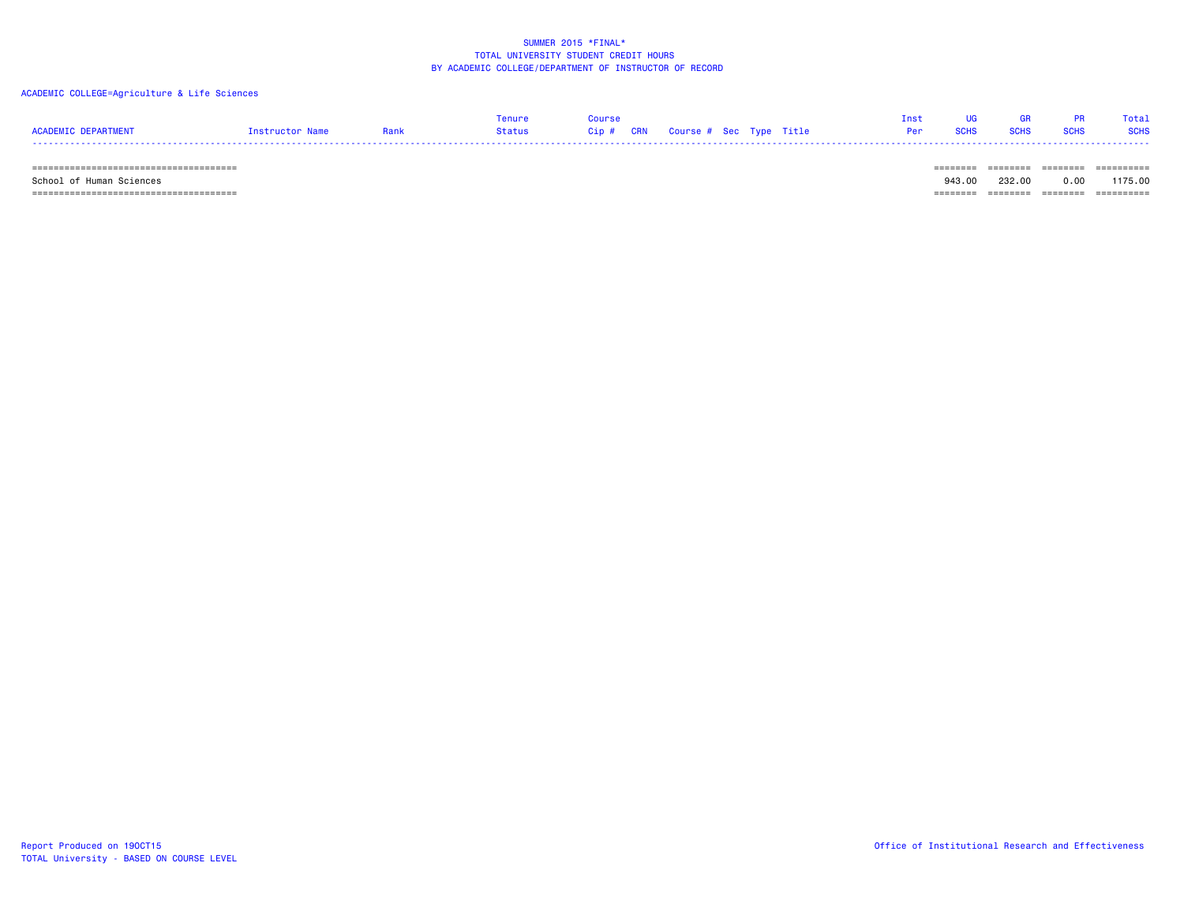SUMMER 2015 *FINAL*
TOTAL UNIVERSITY STUDENT CREDIT HOURS
BY ACADEMIC COLLEGE/DEPARTMENT OF INSTRUCTOR OF RECORD

ACADEMIC COLLEGE=Agriculture & Life Sciences

| ACADEMIC DEPARTMENT | Instructor Name | Rank | Tenure Status | Course Cip # | CRN | Course # | Sec | Type | Title | Inst Per | UG SCHS | GR SCHS | PR SCHS | Total SCHS |
|---|---|---|---|---|---|---|---|---|---|---|---|---|---|---|
| School of Human Sciences | | | | | | | | | | | 943.00 | 232.00 | 0.00 | 1175.00 |

Report Produced on 19OCT15
TOTAL University - BASED ON COURSE LEVEL

Office of Institutional Research and Effectiveness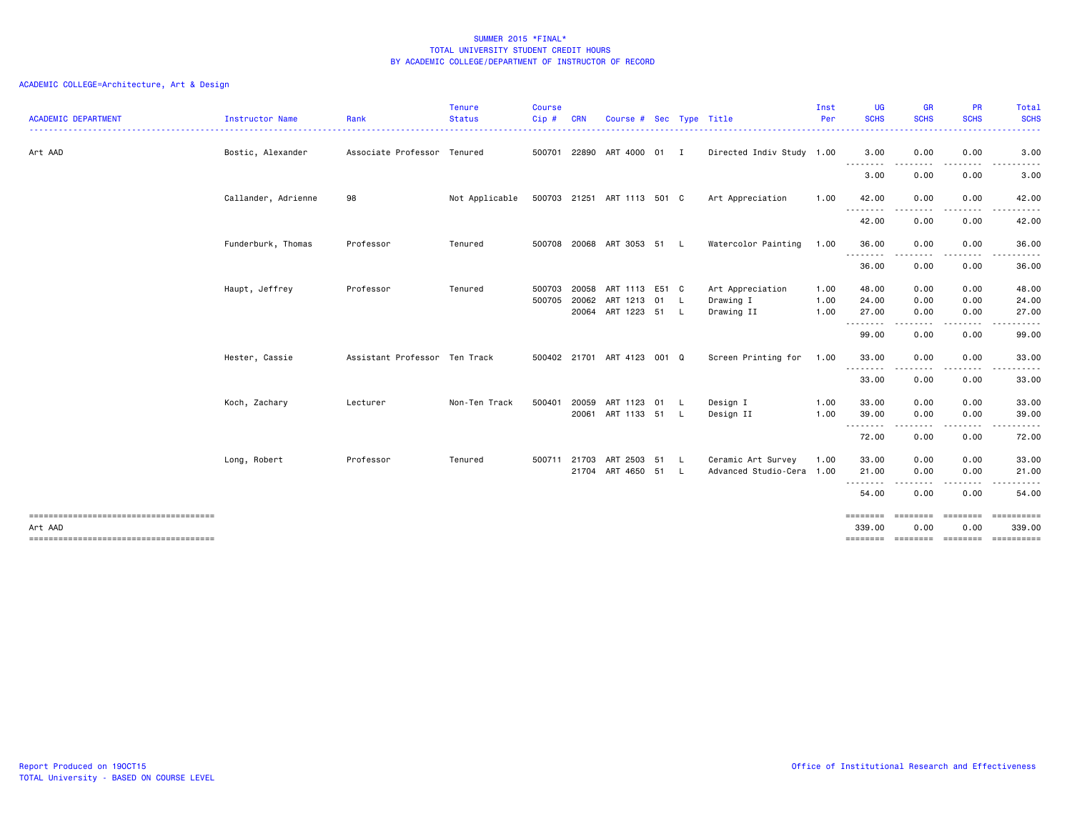SUMMER 2015 *FINAL*
TOTAL UNIVERSITY STUDENT CREDIT HOURS
BY ACADEMIC COLLEGE/DEPARTMENT OF INSTRUCTOR OF RECORD

ACADEMIC COLLEGE=Architecture, Art & Design

| ACADEMIC DEPARTMENT | Instructor Name | Rank | Tenure Status | Course Cip # | CRN | Course # | Sec | Type | Title | Inst Per | UG SCHS | GR SCHS | PR SCHS | Total SCHS |
|---|---|---|---|---|---|---|---|---|---|---|---|---|---|---|
| Art AAD | Bostic, Alexander | Associate Professor | Tenured | 500701 | 22890 | ART 4000 | 01 | I | Directed Indiv Study | 1.00 | 3.00 | 0.00 | 0.00 | 3.00 |
| | | | | | | | | | | | 3.00 | 0.00 | 0.00 | 3.00 |
| | Callander, Adrienne | 98 | Not Applicable | 500703 | 21251 | ART 1113 | 501 | C | Art Appreciation | 1.00 | 42.00 | 0.00 | 0.00 | 42.00 |
| | | | | | | | | | | | 42.00 | 0.00 | 0.00 | 42.00 |
| | Funderburk, Thomas | Professor | Tenured | 500708 | 20068 | ART 3053 | 51 | L | Watercolor Painting | 1.00 | 36.00 | 0.00 | 0.00 | 36.00 |
| | | | | | | | | | | | 36.00 | 0.00 | 0.00 | 36.00 |
| | Haupt, Jeffrey | Professor | Tenured | 500703 | 20058 | ART 1113 | E51 | C | Art Appreciation | 1.00 | 48.00 | 0.00 | 0.00 | 48.00 |
| | | | | 500705 | 20062 | ART 1213 | 01 | L | Drawing I | 1.00 | 24.00 | 0.00 | 0.00 | 24.00 |
| | | | | | 20064 | ART 1223 | 51 | L | Drawing II | 1.00 | 27.00 | 0.00 | 0.00 | 27.00 |
| | | | | | | | | | | | 99.00 | 0.00 | 0.00 | 99.00 |
| | Hester, Cassie | Assistant Professor | Ten Track | 500402 | 21701 | ART 4123 | 001 | Q | Screen Printing for | 1.00 | 33.00 | 0.00 | 0.00 | 33.00 |
| | | | | | | | | | | | 33.00 | 0.00 | 0.00 | 33.00 |
| | Koch, Zachary | Lecturer | Non-Ten Track | 500401 | 20059 | ART 1123 | 01 | L | Design I | 1.00 | 33.00 | 0.00 | 0.00 | 33.00 |
| | | | | | 20061 | ART 1133 | 51 | L | Design II | 1.00 | 39.00 | 0.00 | 0.00 | 39.00 |
| | | | | | | | | | | | 72.00 | 0.00 | 0.00 | 72.00 |
| | Long, Robert | Professor | Tenured | 500711 | 21703 | ART 2503 | 51 | L | Ceramic Art Survey | 1.00 | 33.00 | 0.00 | 0.00 | 33.00 |
| | | | | | 21704 | ART 4650 | 51 | L | Advanced Studio-Cera | 1.00 | 21.00 | 0.00 | 0.00 | 21.00 |
| | | | | | | | | | | | 54.00 | 0.00 | 0.00 | 54.00 |
| Art AAD | | | | | | | | | | | 339.00 | 0.00 | 0.00 | 339.00 |

Report Produced on 19OCT15
TOTAL University - BASED ON COURSE LEVEL

Office of Institutional Research and Effectiveness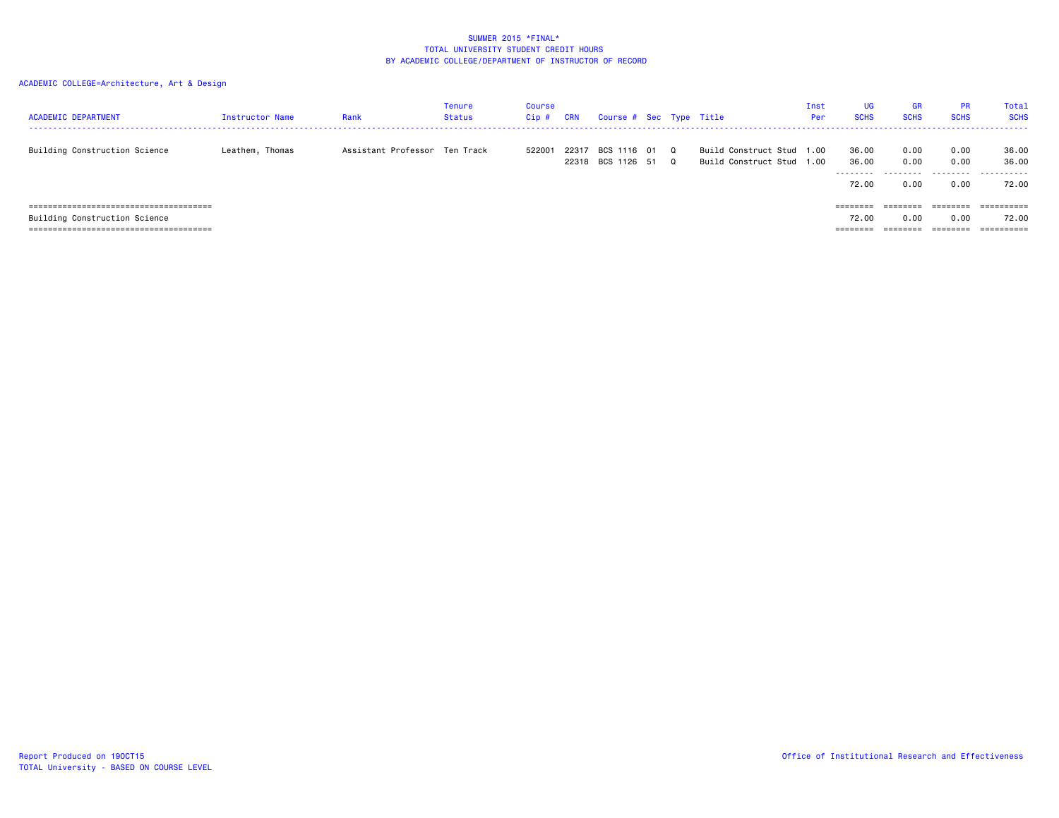# SUMMER 2015 *FINAL*
## TOTAL UNIVERSITY STUDENT CREDIT HOURS
## BY ACADEMIC COLLEGE/DEPARTMENT OF INSTRUCTOR OF RECORD

ACADEMIC COLLEGE=Architecture, Art & Design

| ACADEMIC DEPARTMENT | Instructor Name | Rank | Tenure Status | Course Cip # | CRN | Course # | Sec | Type | Title | Inst Per | UG SCHS | GR SCHS | PR SCHS | Total SCHS |
|---|---|---|---|---|---|---|---|---|---|---|---|---|---|---|
| Building Construction Science | Leathem, Thomas | Assistant Professor | Ten Track | 522001 | 22317 | BCS 1116 | 01 | Q | Build Construct Stud | 1.00 | 36.00 | 0.00 | 0.00 | 36.00 |
| | | | | | 22318 | BCS 1126 | 51 | Q | Build Construct Stud | 1.00 | 36.00 | 0.00 | 0.00 | 36.00 |
| | | | | | | | | | | | 72.00 | 0.00 | 0.00 | 72.00 |
| Building Construction Science | | | | | | | | | | | 72.00 | 0.00 | 0.00 | 72.00 |

Report Produced on 19OCT15
TOTAL University - BASED ON COURSE LEVEL

Office of Institutional Research and Effectiveness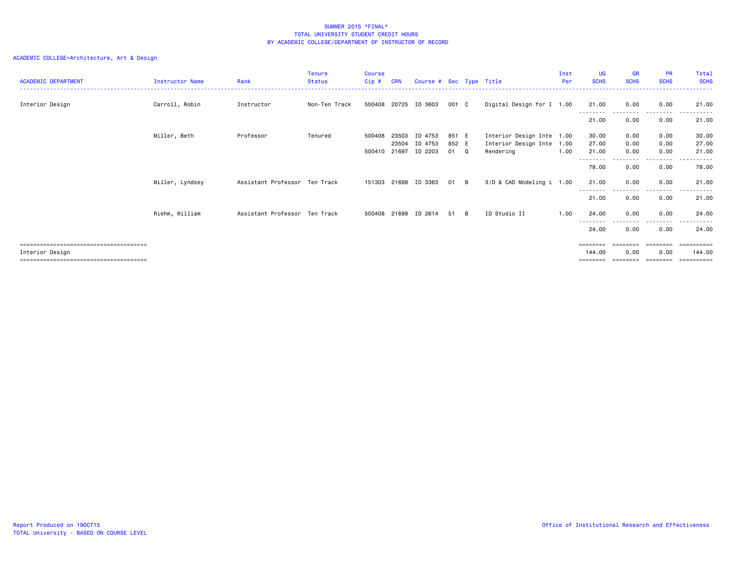SUMMER 2015 *FINAL*
TOTAL UNIVERSITY STUDENT CREDIT HOURS
BY ACADEMIC COLLEGE/DEPARTMENT OF INSTRUCTOR OF RECORD

ACADEMIC COLLEGE=Architecture, Art & Design

| ACADEMIC DEPARTMENT | Instructor Name | Rank | Tenure Status | Course Cip # | CRN | Course # | Sec | Type | Title | Inst Per | UG SCHS | GR SCHS | PR SCHS | Total SCHS |
|---|---|---|---|---|---|---|---|---|---|---|---|---|---|---|
| Interior Design | Carroll, Robin | Instructor | Non-Ten Track | 500408 | 20725 | ID 3603 | 001 | C | Digital Design for I | 1.00 | 21.00 | 0.00 | 0.00 | 21.00 |
| | | | | | | | | | | | 21.00 | 0.00 | 0.00 | 21.00 |
| | Miller, Beth | Professor | Tenured | 500408 | 23503 | ID 4753 | 851 | E | Interior Design Inte | 1.00 | 30.00 | 0.00 | 0.00 | 30.00 |
| | | | | | 23504 | ID 4753 | 852 | E | Interior Design Inte | 1.00 | 27.00 | 0.00 | 0.00 | 27.00 |
| | | | | 500410 | 21697 | ID 2203 | 01 | Q | Rendering | 1.00 | 21.00 | 0.00 | 0.00 | 21.00 |
| | | | | | | | | | | | 78.00 | 0.00 | 0.00 | 78.00 |
| | Miller, Lyndsey | Assistant Professor | Ten Track | 151303 | 21698 | ID 3363 | 01 | B | 3/D & CAD Modeling i | 1.00 | 21.00 | 0.00 | 0.00 | 21.00 |
| | | | | | | | | | | | 21.00 | 0.00 | 0.00 | 21.00 |
| | Riehm, William | Assistant Professor | Ten Track | 500408 | 21699 | ID 2614 | 51 | B | ID Studio II | 1.00 | 24.00 | 0.00 | 0.00 | 24.00 |
| | | | | | | | | | | | 24.00 | 0.00 | 0.00 | 24.00 |
| Interior Design | | | | | | | | | | | 144.00 | 0.00 | 0.00 | 144.00 |

Report Produced on 19OCT15
TOTAL University - BASED ON COURSE LEVEL

Office of Institutional Research and Effectiveness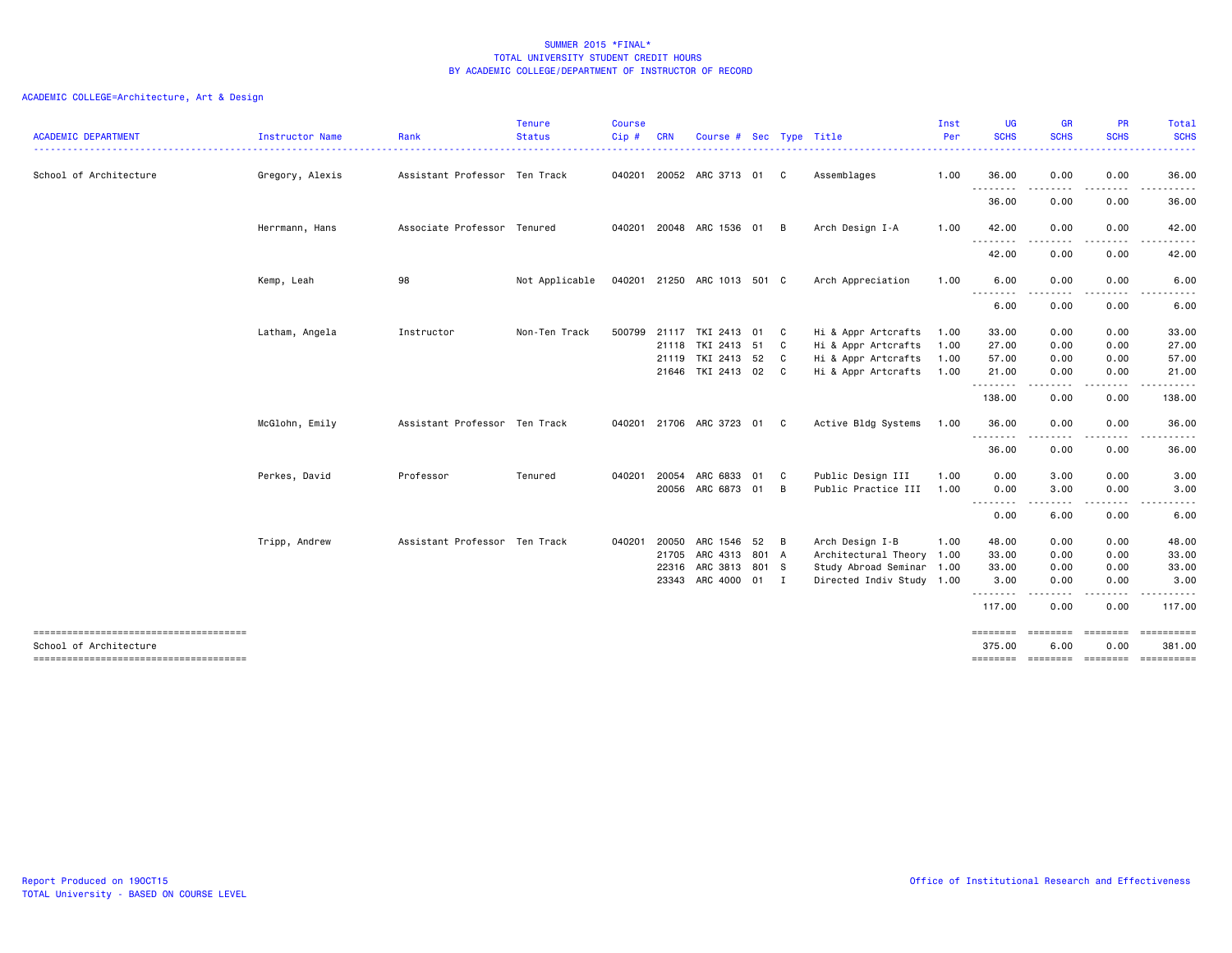SUMMER 2015 *FINAL*
TOTAL UNIVERSITY STUDENT CREDIT HOURS
BY ACADEMIC COLLEGE/DEPARTMENT OF INSTRUCTOR OF RECORD

ACADEMIC COLLEGE=Architecture, Art & Design

| ACADEMIC DEPARTMENT | Instructor Name | Rank | Tenure Status | Course Cip # | CRN | Course # | Sec | Type | Title | Inst Per | UG SCHS | GR SCHS | PR SCHS | Total SCHS |
|---|---|---|---|---|---|---|---|---|---|---|---|---|---|---|
| School of Architecture | Gregory, Alexis | Assistant Professor | Ten Track | 040201 | 20052 | ARC 3713 | 01 | C | Assemblages | 1.00 | 36.00 | 0.00 | 0.00 | 36.00 |
| | | | | | | | | | | | 36.00 | 0.00 | 0.00 | 36.00 |
| | Herrmann, Hans | Associate Professor | Tenured | 040201 | 20048 | ARC 1536 | 01 | B | Arch Design I-A | 1.00 | 42.00 | 0.00 | 0.00 | 42.00 |
| | | | | | | | | | | | 42.00 | 0.00 | 0.00 | 42.00 |
| | Kemp, Leah | 98 | Not Applicable | 040201 | 21250 | ARC 1013 | 501 | C | Arch Appreciation | 1.00 | 6.00 | 0.00 | 0.00 | 6.00 |
| | | | | | | | | | | | 6.00 | 0.00 | 0.00 | 6.00 |
| | Latham, Angela | Instructor | Non-Ten Track | 500799 | 21117 | TKI 2413 | 01 | C | Hi & Appr Artcrafts | 1.00 | 33.00 | 0.00 | 0.00 | 33.00 |
| | | | | | 21118 | TKI 2413 | 51 | C | Hi & Appr Artcrafts | 1.00 | 27.00 | 0.00 | 0.00 | 27.00 |
| | | | | | 21119 | TKI 2413 | 52 | C | Hi & Appr Artcrafts | 1.00 | 57.00 | 0.00 | 0.00 | 57.00 |
| | | | | | 21646 | TKI 2413 | 02 | C | Hi & Appr Artcrafts | 1.00 | 21.00 | 0.00 | 0.00 | 21.00 |
| | | | | | | | | | | | 138.00 | 0.00 | 0.00 | 138.00 |
| | McGlohn, Emily | Assistant Professor | Ten Track | 040201 | 21706 | ARC 3723 | 01 | C | Active Bldg Systems | 1.00 | 36.00 | 0.00 | 0.00 | 36.00 |
| | | | | | | | | | | | 36.00 | 0.00 | 0.00 | 36.00 |
| | Perkes, David | Professor | Tenured | 040201 | 20054 | ARC 6833 | 01 | C | Public Design III | 1.00 | 0.00 | 3.00 | 0.00 | 3.00 |
| | | | | | 20056 | ARC 6873 | 01 | B | Public Practice III | 1.00 | 0.00 | 3.00 | 0.00 | 3.00 |
| | | | | | | | | | | | 0.00 | 6.00 | 0.00 | 6.00 |
| | Tripp, Andrew | Assistant Professor | Ten Track | 040201 | 20050 | ARC 1546 | 52 | B | Arch Design I-B | 1.00 | 48.00 | 0.00 | 0.00 | 48.00 |
| | | | | | 21705 | ARC 4313 | 801 | A | Architectural Theory | 1.00 | 33.00 | 0.00 | 0.00 | 33.00 |
| | | | | | 22316 | ARC 3813 | 801 | S | Study Abroad Seminar | 1.00 | 33.00 | 0.00 | 0.00 | 33.00 |
| | | | | | 23343 | ARC 4000 | 01 | I | Directed Indiv Study | 1.00 | 3.00 | 0.00 | 0.00 | 3.00 |
| | | | | | | | | | | | 117.00 | 0.00 | 0.00 | 117.00 |
| School of Architecture | | | | | | | | | | | 375.00 | 6.00 | 0.00 | 381.00 |

Report Produced on 19OCT15
TOTAL University - BASED ON COURSE LEVEL

Office of Institutional Research and Effectiveness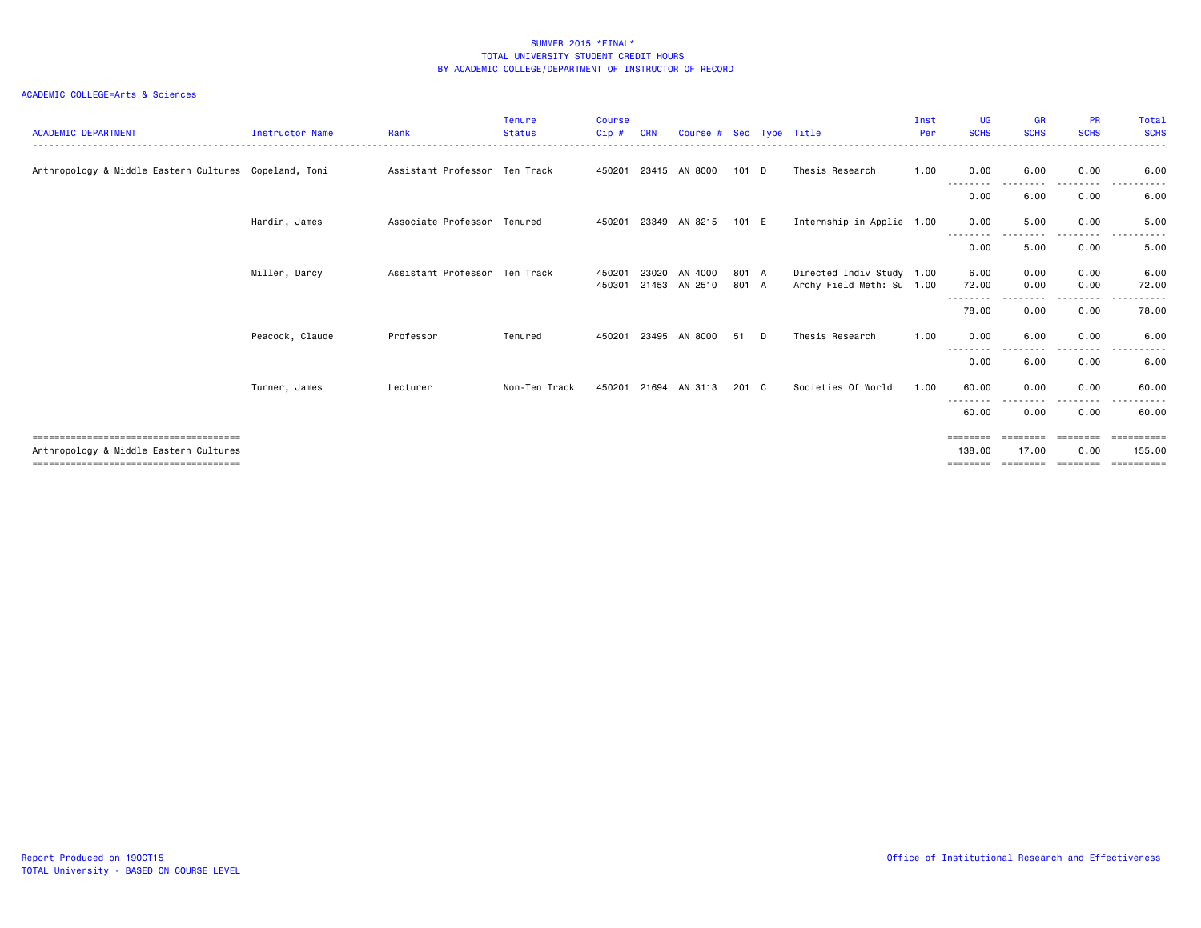# SUMMER 2015 *FINAL*
## TOTAL UNIVERSITY STUDENT CREDIT HOURS
## BY ACADEMIC COLLEGE/DEPARTMENT OF INSTRUCTOR OF RECORD

ACADEMIC COLLEGE=Arts & Sciences

| ACADEMIC DEPARTMENT | Instructor Name | Rank | Tenure Status | Course Cip # | CRN | Course # | Sec | Type | Title | Inst Per | UG SCHS | GR SCHS | PR SCHS | Total SCHS |
|---|---|---|---|---|---|---|---|---|---|---|---|---|---|---|
| Anthropology & Middle Eastern Cultures | Copeland, Toni | Assistant Professor | Ten Track | 450201 | 23415 | AN 8000 | 101 | D | Thesis Research | 1.00 | 0.00 | 6.00 | 0.00 | 6.00 |
| | | | | | | | | | | | 0.00 | 6.00 | 0.00 | 6.00 |
| | Hardin, James | Associate Professor | Tenured | 450201 | 23349 | AN 8215 | 101 | E | Internship in Applie | 1.00 | 0.00 | 5.00 | 0.00 | 5.00 |
| | | | | | | | | | | | 0.00 | 5.00 | 0.00 | 5.00 |
| | Miller, Darcy | Assistant Professor | Ten Track | 450201 | 23020 | AN 4000 | 801 | A | Directed Indiv Study | 1.00 | 6.00 | 0.00 | 0.00 | 6.00 |
| | | | | 450301 | 21453 | AN 2510 | 801 | A | Archy Field Meth: Su | 1.00 | 72.00 | 0.00 | 0.00 | 72.00 |
| | | | | | | | | | | | 78.00 | 0.00 | 0.00 | 78.00 |
| | Peacock, Claude | Professor | Tenured | 450201 | 23495 | AN 8000 | 51 | D | Thesis Research | 1.00 | 0.00 | 6.00 | 0.00 | 6.00 |
| | | | | | | | | | | | 0.00 | 6.00 | 0.00 | 6.00 |
| | Turner, James | Lecturer | Non-Ten Track | 450201 | 21694 | AN 3113 | 201 | C | Societies Of World | 1.00 | 60.00 | 0.00 | 0.00 | 60.00 |
| | | | | | | | | | | | 60.00 | 0.00 | 0.00 | 60.00 |
| Anthropology & Middle Eastern Cultures | | | | | | | | | | | 138.00 | 17.00 | 0.00 | 155.00 |

Report Produced on 19OCT15
TOTAL University - BASED ON COURSE LEVEL

Office of Institutional Research and Effectiveness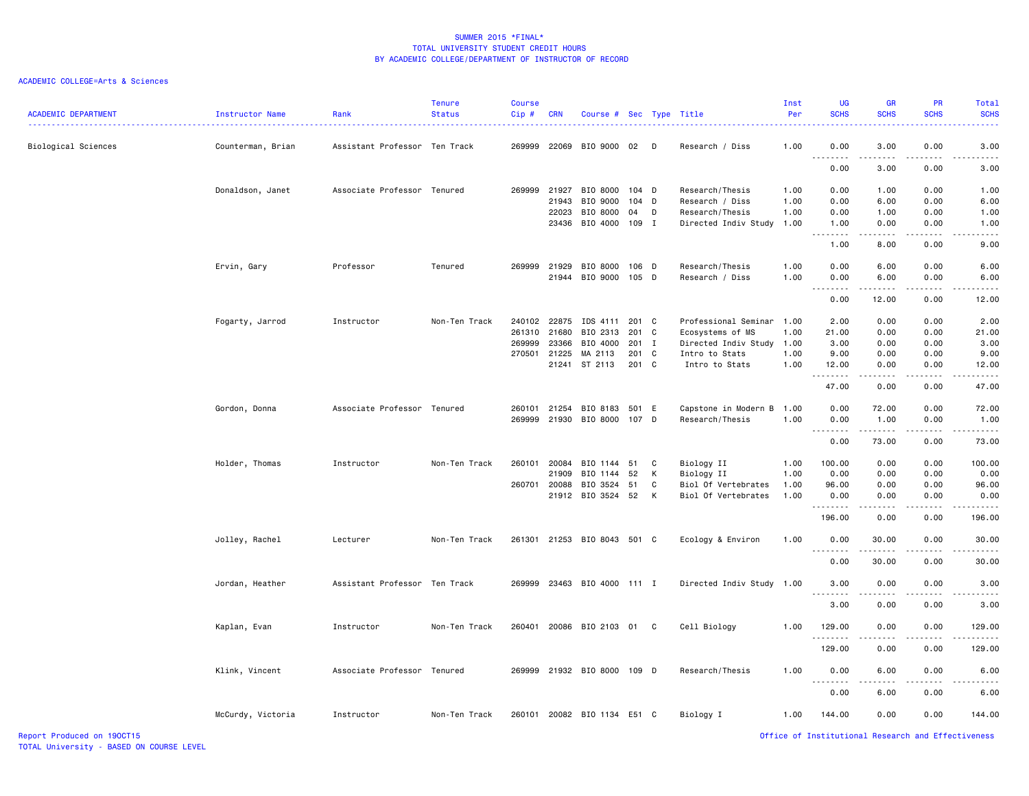SUMMER 2015 *FINAL*
TOTAL UNIVERSITY STUDENT CREDIT HOURS
BY ACADEMIC COLLEGE/DEPARTMENT OF INSTRUCTOR OF RECORD

ACADEMIC COLLEGE=Arts & Sciences

| ACADEMIC DEPARTMENT | Instructor Name | Rank | Tenure Status | Course Cip # | CRN | Course # | Sec | Type | Title | Inst Per | UG SCHS | GR SCHS | PR SCHS | Total SCHS |
|---|---|---|---|---|---|---|---|---|---|---|---|---|---|---|
| Biological Sciences | Counterman, Brian | Assistant Professor | Ten Track | 269999 | 22069 | BIO 9000 | 02 | D | Research / Diss | 1.00 | 0.00 | 3.00 | 0.00 | 3.00 |
| | | | | | | | | | | | 0.00 | 3.00 | 0.00 | 3.00 |
| | Donaldson, Janet | Associate Professor | Tenured | 269999 | 21927 | BIO 8000 | 104 | D | Research/Thesis | 1.00 | 0.00 | 1.00 | 0.00 | 1.00 |
| | | | | | 21943 | BIO 9000 | 104 | D | Research / Diss | 1.00 | 0.00 | 6.00 | 0.00 | 6.00 |
| | | | | | 22023 | BIO 8000 | 04 | D | Research/Thesis | 1.00 | 0.00 | 1.00 | 0.00 | 1.00 |
| | | | | | 23436 | BIO 4000 | 109 | I | Directed Indiv Study | 1.00 | 1.00 | 0.00 | 0.00 | 1.00 |
| | | | | | | | | | | | 1.00 | 8.00 | 0.00 | 9.00 |
| | Ervin, Gary | Professor | Tenured | 269999 | 21929 | BIO 8000 | 106 | D | Research/Thesis | 1.00 | 0.00 | 6.00 | 0.00 | 6.00 |
| | | | | | 21944 | BIO 9000 | 105 | D | Research / Diss | 1.00 | 0.00 | 6.00 | 0.00 | 6.00 |
| | | | | | | | | | | | 0.00 | 12.00 | 0.00 | 12.00 |
| | Fogarty, Jarrod | Instructor | Non-Ten Track | 240102 | 22875 | IDS 4111 | 201 | C | Professional Seminar | 1.00 | 2.00 | 0.00 | 0.00 | 2.00 |
| | | | | 261310 | 21680 | BIO 2313 | 201 | C | Ecosystems of MS | 1.00 | 21.00 | 0.00 | 0.00 | 21.00 |
| | | | | 269999 | 23366 | BIO 4000 | 201 | I | Directed Indiv Study | 1.00 | 3.00 | 0.00 | 0.00 | 3.00 |
| | | | | 270501 | 21225 | MA 2113 | 201 | C | Intro to Stats | 1.00 | 9.00 | 0.00 | 0.00 | 9.00 |
| | | | | | 21241 | ST 2113 | 201 | C | Intro to Stats | 1.00 | 12.00 | 0.00 | 0.00 | 12.00 |
| | | | | | | | | | | | 47.00 | 0.00 | 0.00 | 47.00 |
| | Gordon, Donna | Associate Professor | Tenured | 260101 | 21254 | BIO 8183 | 501 | E | Capstone in Modern B | 1.00 | 0.00 | 72.00 | 0.00 | 72.00 |
| | | | | 269999 | 21930 | BIO 8000 | 107 | D | Research/Thesis | 1.00 | 0.00 | 1.00 | 0.00 | 1.00 |
| | | | | | | | | | | | 0.00 | 73.00 | 0.00 | 73.00 |
| | Holder, Thomas | Instructor | Non-Ten Track | 260101 | 20084 | BIO 1144 | 51 | C | Biology II | 1.00 | 100.00 | 0.00 | 0.00 | 100.00 |
| | | | | | 21909 | BIO 1144 | 52 | K | Biology II | 1.00 | 0.00 | 0.00 | 0.00 | 0.00 |
| | | | | 260701 | 20088 | BIO 3524 | 51 | C | Biol Of Vertebrates | 1.00 | 96.00 | 0.00 | 0.00 | 96.00 |
| | | | | | 21912 | BIO 3524 | 52 | K | Biol Of Vertebrates | 1.00 | 0.00 | 0.00 | 0.00 | 0.00 |
| | | | | | | | | | | | 196.00 | 0.00 | 0.00 | 196.00 |
| | Jolley, Rachel | Lecturer | Non-Ten Track | 261301 | 21253 | BIO 8043 | 501 | C | Ecology & Environ | 1.00 | 0.00 | 30.00 | 0.00 | 30.00 |
| | | | | | | | | | | | 0.00 | 30.00 | 0.00 | 30.00 |
| | Jordan, Heather | Assistant Professor | Ten Track | 269999 | 23463 | BIO 4000 | 111 | I | Directed Indiv Study | 1.00 | 3.00 | 0.00 | 0.00 | 3.00 |
| | | | | | | | | | | | 3.00 | 0.00 | 0.00 | 3.00 |
| | Kaplan, Evan | Instructor | Non-Ten Track | 260401 | 20086 | BIO 2103 | 01 | C | Cell Biology | 1.00 | 129.00 | 0.00 | 0.00 | 129.00 |
| | | | | | | | | | | | 129.00 | 0.00 | 0.00 | 129.00 |
| | Klink, Vincent | Associate Professor | Tenured | 269999 | 21932 | BIO 8000 | 109 | D | Research/Thesis | 1.00 | 0.00 | 6.00 | 0.00 | 6.00 |
| | | | | | | | | | | | 0.00 | 6.00 | 0.00 | 6.00 |
| | McCurdy, Victoria | Instructor | Non-Ten Track | 260101 | 20082 | BIO 1134 | E51 | C | Biology I | 1.00 | 144.00 | 0.00 | 0.00 | 144.00 |

Report Produced on 19OCT15
TOTAL University - BASED ON COURSE LEVEL
Office of Institutional Research and Effectiveness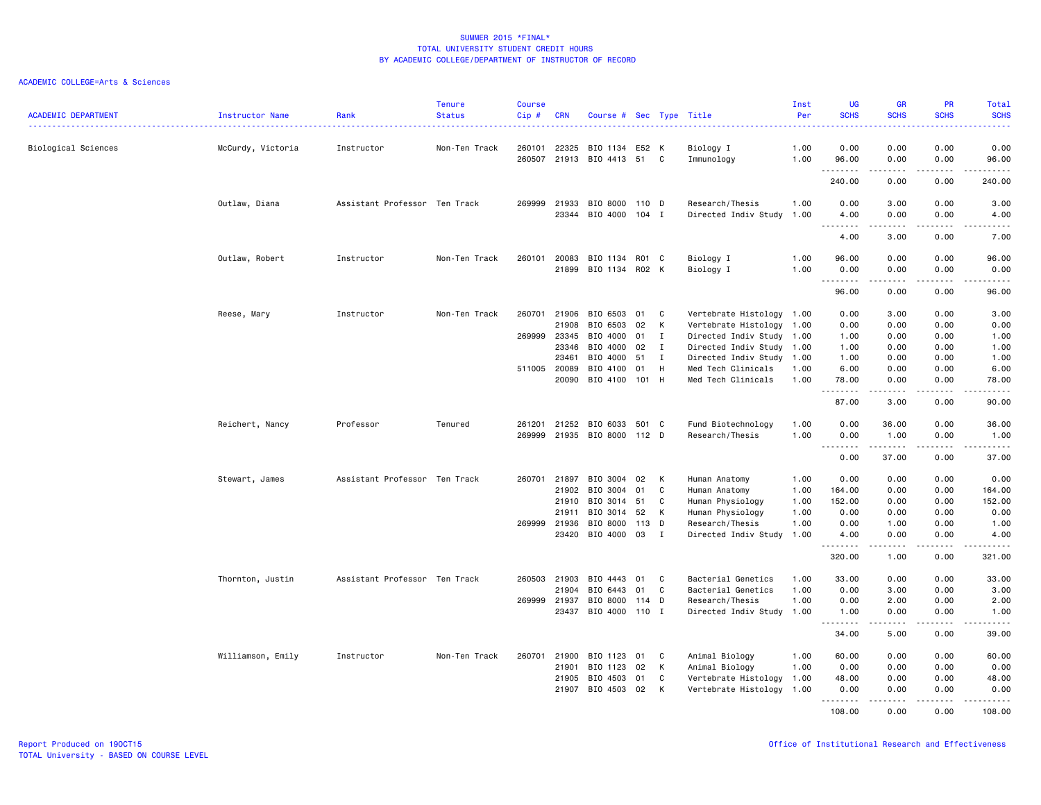SUMMER 2015 *FINAL*
TOTAL UNIVERSITY STUDENT CREDIT HOURS
BY ACADEMIC COLLEGE/DEPARTMENT OF INSTRUCTOR OF RECORD

ACADEMIC COLLEGE=Arts & Sciences

| ACADEMIC DEPARTMENT | Instructor Name | Rank | Tenure Status | Course Cip # | CRN | Course # | Sec | Type | Title | Inst Per | UG SCHS | GR SCHS | PR SCHS | Total SCHS |
|---|---|---|---|---|---|---|---|---|---|---|---|---|---|---|
| Biological Sciences | McCurdy, Victoria | Instructor | Non-Ten Track | 260101 | 22325 | BIO 1134 | E52 | K | Biology I | 1.00 | 0.00 | 0.00 | 0.00 | 0.00 |
| | | | | 260507 | 21913 | BIO 4413 | 51 | C | Immunology | 1.00 | 96.00 | 0.00 | 0.00 | 96.00 |
| | | | | | | | | | | | 240.00 | 0.00 | 0.00 | 240.00 |
| | Outlaw, Diana | Assistant Professor | Ten Track | 269999 | 21933 | BIO 8000 | 110 | D | Research/Thesis | 1.00 | 0.00 | 3.00 | 0.00 | 3.00 |
| | | | | | 23344 | BIO 4000 | 104 | I | Directed Indiv Study | 1.00 | 4.00 | 0.00 | 0.00 | 4.00 |
| | | | | | | | | | | | 4.00 | 3.00 | 0.00 | 7.00 |
| | Outlaw, Robert | Instructor | Non-Ten Track | 260101 | 20083 | BIO 1134 | R01 | C | Biology I | 1.00 | 96.00 | 0.00 | 0.00 | 96.00 |
| | | | | | 21899 | BIO 1134 | R02 | K | Biology I | 1.00 | 0.00 | 0.00 | 0.00 | 0.00 |
| | | | | | | | | | | | 96.00 | 0.00 | 0.00 | 96.00 |
| | Reese, Mary | Instructor | Non-Ten Track | 260701 | 21906 | BIO 6503 | 01 | C | Vertebrate Histology | 1.00 | 0.00 | 3.00 | 0.00 | 3.00 |
| | | | | | 21908 | BIO 6503 | 02 | K | Vertebrate Histology | 1.00 | 0.00 | 0.00 | 0.00 | 0.00 |
| | | | | 269999 | 23345 | BIO 4000 | 01 | I | Directed Indiv Study | 1.00 | 1.00 | 0.00 | 0.00 | 1.00 |
| | | | | | 23346 | BIO 4000 | 02 | I | Directed Indiv Study | 1.00 | 1.00 | 0.00 | 0.00 | 1.00 |
| | | | | | 23461 | BIO 4000 | 51 | I | Directed Indiv Study | 1.00 | 1.00 | 0.00 | 0.00 | 1.00 |
| | | | | 511005 | 20089 | BIO 4100 | 01 | H | Med Tech Clinicals | 1.00 | 6.00 | 0.00 | 0.00 | 6.00 |
| | | | | | 20090 | BIO 4100 | 101 | H | Med Tech Clinicals | 1.00 | 78.00 | 0.00 | 0.00 | 78.00 |
| | | | | | | | | | | | 87.00 | 3.00 | 0.00 | 90.00 |
| | Reichert, Nancy | Professor | Tenured | 261201 | 21252 | BIO 6033 | 501 | C | Fund Biotechnology | 1.00 | 0.00 | 36.00 | 0.00 | 36.00 |
| | | | | 269999 | 21935 | BIO 8000 | 112 | D | Research/Thesis | 1.00 | 0.00 | 1.00 | 0.00 | 1.00 |
| | | | | | | | | | | | 0.00 | 37.00 | 0.00 | 37.00 |
| | Stewart, James | Assistant Professor | Ten Track | 260701 | 21897 | BIO 3004 | 02 | K | Human Anatomy | 1.00 | 0.00 | 0.00 | 0.00 | 0.00 |
| | | | | | 21902 | BIO 3004 | 01 | C | Human Anatomy | 1.00 | 164.00 | 0.00 | 0.00 | 164.00 |
| | | | | | 21910 | BIO 3014 | 51 | C | Human Physiology | 1.00 | 152.00 | 0.00 | 0.00 | 152.00 |
| | | | | | 21911 | BIO 3014 | 52 | K | Human Physiology | 1.00 | 0.00 | 0.00 | 0.00 | 0.00 |
| | | | | 269999 | 21936 | BIO 8000 | 113 | D | Research/Thesis | 1.00 | 0.00 | 1.00 | 0.00 | 1.00 |
| | | | | | 23420 | BIO 4000 | 03 | I | Directed Indiv Study | 1.00 | 4.00 | 0.00 | 0.00 | 4.00 |
| | | | | | | | | | | | 320.00 | 1.00 | 0.00 | 321.00 |
| | Thornton, Justin | Assistant Professor | Ten Track | 260503 | 21903 | BIO 4443 | 01 | C | Bacterial Genetics | 1.00 | 33.00 | 0.00 | 0.00 | 33.00 |
| | | | | | 21904 | BIO 6443 | 01 | C | Bacterial Genetics | 1.00 | 0.00 | 3.00 | 0.00 | 3.00 |
| | | | | 269999 | 21937 | BIO 8000 | 114 | D | Research/Thesis | 1.00 | 0.00 | 2.00 | 0.00 | 2.00 |
| | | | | | 23437 | BIO 4000 | 110 | I | Directed Indiv Study | 1.00 | 1.00 | 0.00 | 0.00 | 1.00 |
| | | | | | | | | | | | 34.00 | 5.00 | 0.00 | 39.00 |
| | Williamson, Emily | Instructor | Non-Ten Track | 260701 | 21900 | BIO 1123 | 01 | C | Animal Biology | 1.00 | 60.00 | 0.00 | 0.00 | 60.00 |
| | | | | | 21901 | BIO 1123 | 02 | K | Animal Biology | 1.00 | 0.00 | 0.00 | 0.00 | 0.00 |
| | | | | | 21905 | BIO 4503 | 01 | C | Vertebrate Histology | 1.00 | 48.00 | 0.00 | 0.00 | 48.00 |
| | | | | | 21907 | BIO 4503 | 02 | K | Vertebrate Histology | 1.00 | 0.00 | 0.00 | 0.00 | 0.00 |
| | | | | | | | | | | | 108.00 | 0.00 | 0.00 | 108.00 |

Report Produced on 19OCT15
TOTAL University - BASED ON COURSE LEVEL

Office of Institutional Research and Effectiveness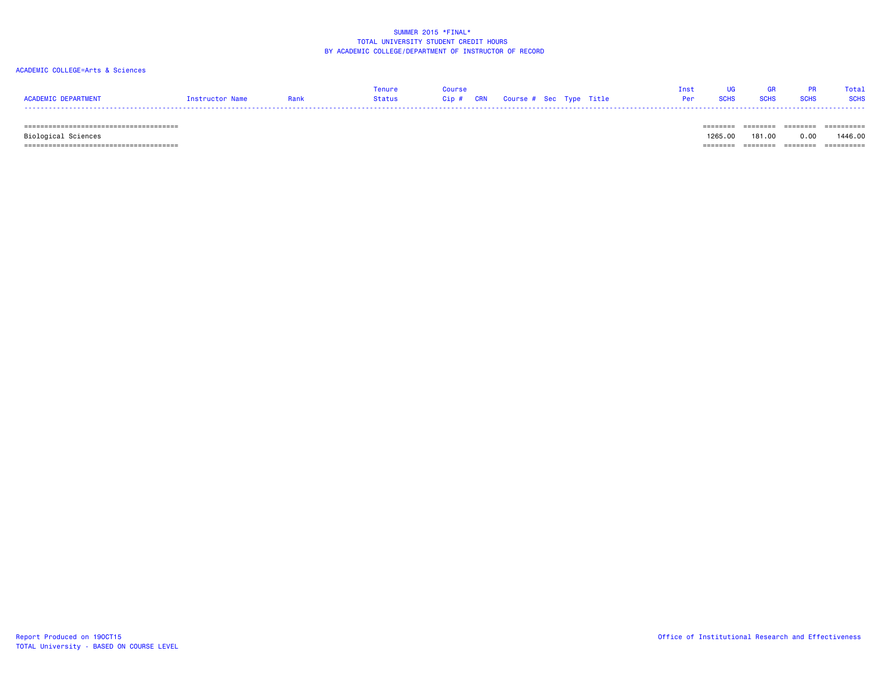SUMMER 2015 *FINAL*
TOTAL UNIVERSITY STUDENT CREDIT HOURS
BY ACADEMIC COLLEGE/DEPARTMENT OF INSTRUCTOR OF RECORD

ACADEMIC COLLEGE=Arts & Sciences

| ACADEMIC DEPARTMENT | Instructor Name | Rank | Tenure Status | Course Cip # | CRN | Course # | Sec | Type | Title | Inst Per | UG SCHS | GR SCHS | PR SCHS | Total SCHS |
|---|---|---|---|---|---|---|---|---|---|---|---|---|---|---|
| Biological Sciences | | | | | | | | | | | 1265.00 | 181.00 | 0.00 | 1446.00 |

Report Produced on 19OCT15
TOTAL University - BASED ON COURSE LEVEL

Office of Institutional Research and Effectiveness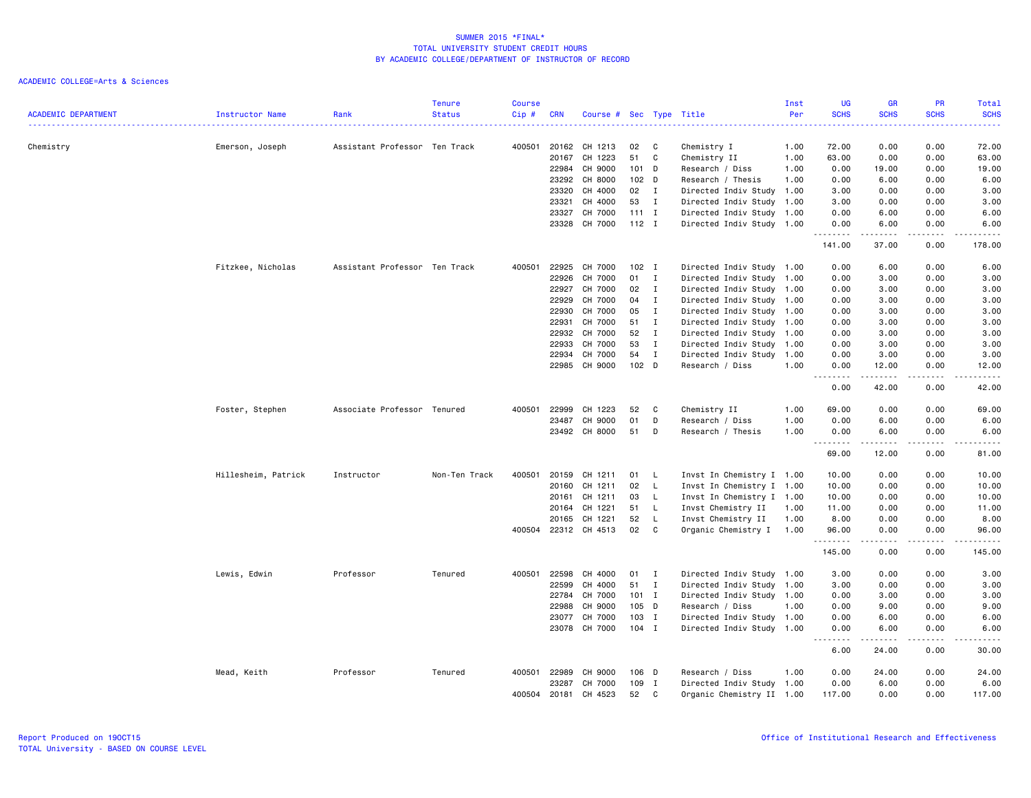SUMMER 2015 *FINAL*
TOTAL UNIVERSITY STUDENT CREDIT HOURS
BY ACADEMIC COLLEGE/DEPARTMENT OF INSTRUCTOR OF RECORD

ACADEMIC COLLEGE=Arts & Sciences

| ACADEMIC DEPARTMENT | Instructor Name | Rank | Tenure Status | Course Cip # | CRN | Course # | Sec | Type | Title | Inst Per | UG SCHS | GR SCHS | PR SCHS | Total SCHS |
|---|---|---|---|---|---|---|---|---|---|---|---|---|---|---|
| Chemistry | Emerson, Joseph | Assistant Professor | Ten Track | 400501 | 20162 | CH 1213 | 02 | C | Chemistry I | 1.00 | 72.00 | 0.00 | 0.00 | 72.00 |
| | | | | | 20167 | CH 1223 | 51 | C | Chemistry II | 1.00 | 63.00 | 0.00 | 0.00 | 63.00 |
| | | | | | 22984 | CH 9000 | 101 | D | Research / Diss | 1.00 | 0.00 | 19.00 | 0.00 | 19.00 |
| | | | | | 23292 | CH 8000 | 102 | D | Research / Thesis | 1.00 | 0.00 | 6.00 | 0.00 | 6.00 |
| | | | | | 23320 | CH 4000 | 02 | I | Directed Indiv Study | 1.00 | 3.00 | 0.00 | 0.00 | 3.00 |
| | | | | | 23321 | CH 4000 | 53 | I | Directed Indiv Study | 1.00 | 3.00 | 0.00 | 0.00 | 3.00 |
| | | | | | 23327 | CH 7000 | 111 | I | Directed Indiv Study | 1.00 | 0.00 | 6.00 | 0.00 | 6.00 |
| | | | | | 23328 | CH 7000 | 112 | I | Directed Indiv Study | 1.00 | 0.00 | 6.00 | 0.00 | 6.00 |
| | | | | | | | | | | | 141.00 | 37.00 | 0.00 | 178.00 |
| | Fitzkee, Nicholas | Assistant Professor | Ten Track | 400501 | 22925 | CH 7000 | 102 | I | Directed Indiv Study | 1.00 | 0.00 | 6.00 | 0.00 | 6.00 |
| | | | | | 22926 | CH 7000 | 01 | I | Directed Indiv Study | 1.00 | 0.00 | 3.00 | 0.00 | 3.00 |
| | | | | | 22927 | CH 7000 | 02 | I | Directed Indiv Study | 1.00 | 0.00 | 3.00 | 0.00 | 3.00 |
| | | | | | 22929 | CH 7000 | 04 | I | Directed Indiv Study | 1.00 | 0.00 | 3.00 | 0.00 | 3.00 |
| | | | | | 22930 | CH 7000 | 05 | I | Directed Indiv Study | 1.00 | 0.00 | 3.00 | 0.00 | 3.00 |
| | | | | | 22931 | CH 7000 | 51 | I | Directed Indiv Study | 1.00 | 0.00 | 3.00 | 0.00 | 3.00 |
| | | | | | 22932 | CH 7000 | 52 | I | Directed Indiv Study | 1.00 | 0.00 | 3.00 | 0.00 | 3.00 |
| | | | | | 22933 | CH 7000 | 53 | I | Directed Indiv Study | 1.00 | 0.00 | 3.00 | 0.00 | 3.00 |
| | | | | | 22934 | CH 7000 | 54 | I | Directed Indiv Study | 1.00 | 0.00 | 3.00 | 0.00 | 3.00 |
| | | | | | 22985 | CH 9000 | 102 | D | Research / Diss | 1.00 | 0.00 | 12.00 | 0.00 | 12.00 |
| | | | | | | | | | | | 0.00 | 42.00 | 0.00 | 42.00 |
| | Foster, Stephen | Associate Professor | Tenured | 400501 | 22999 | CH 1223 | 52 | C | Chemistry II | 1.00 | 69.00 | 0.00 | 0.00 | 69.00 |
| | | | | | 23487 | CH 9000 | 01 | D | Research / Diss | 1.00 | 0.00 | 6.00 | 0.00 | 6.00 |
| | | | | | 23492 | CH 8000 | 51 | D | Research / Thesis | 1.00 | 0.00 | 6.00 | 0.00 | 6.00 |
| | | | | | | | | | | | 69.00 | 12.00 | 0.00 | 81.00 |
| | Hillesheim, Patrick | Instructor | Non-Ten Track | 400501 | 20159 | CH 1211 | 01 | L | Invst In Chemistry I | 1.00 | 10.00 | 0.00 | 0.00 | 10.00 |
| | | | | | 20160 | CH 1211 | 02 | L | Invst In Chemistry I | 1.00 | 10.00 | 0.00 | 0.00 | 10.00 |
| | | | | | 20161 | CH 1211 | 03 | L | Invst In Chemistry I | 1.00 | 10.00 | 0.00 | 0.00 | 10.00 |
| | | | | | 20164 | CH 1221 | 51 | L | Invst Chemistry II | 1.00 | 11.00 | 0.00 | 0.00 | 11.00 |
| | | | | | 20165 | CH 1221 | 52 | L | Invst Chemistry II | 1.00 | 8.00 | 0.00 | 0.00 | 8.00 |
| | | | | 400504 | 22312 | CH 4513 | 02 | C | Organic Chemistry I | 1.00 | 96.00 | 0.00 | 0.00 | 96.00 |
| | | | | | | | | | | | 145.00 | 0.00 | 0.00 | 145.00 |
| | Lewis, Edwin | Professor | Tenured | 400501 | 22598 | CH 4000 | 01 | I | Directed Indiv Study | 1.00 | 3.00 | 0.00 | 0.00 | 3.00 |
| | | | | | 22599 | CH 4000 | 51 | I | Directed Indiv Study | 1.00 | 3.00 | 0.00 | 0.00 | 3.00 |
| | | | | | 22784 | CH 7000 | 101 | I | Directed Indiv Study | 1.00 | 0.00 | 3.00 | 0.00 | 3.00 |
| | | | | | 22988 | CH 9000 | 105 | D | Research / Diss | 1.00 | 0.00 | 9.00 | 0.00 | 9.00 |
| | | | | | 23077 | CH 7000 | 103 | I | Directed Indiv Study | 1.00 | 0.00 | 6.00 | 0.00 | 6.00 |
| | | | | | 23078 | CH 7000 | 104 | I | Directed Indiv Study | 1.00 | 0.00 | 6.00 | 0.00 | 6.00 |
| | | | | | | | | | | | 6.00 | 24.00 | 0.00 | 30.00 |
| | Mead, Keith | Professor | Tenured | 400501 | 22989 | CH 9000 | 106 | D | Research / Diss | 1.00 | 0.00 | 24.00 | 0.00 | 24.00 |
| | | | | | 23287 | CH 7000 | 109 | I | Directed Indiv Study | 1.00 | 0.00 | 6.00 | 0.00 | 6.00 |
| | | | | 400504 | 20181 | CH 4523 | 52 | C | Organic Chemistry II | 1.00 | 117.00 | 0.00 | 0.00 | 117.00 |

Report Produced on 19OCT15
TOTAL University - BASED ON COURSE LEVEL

Office of Institutional Research and Effectiveness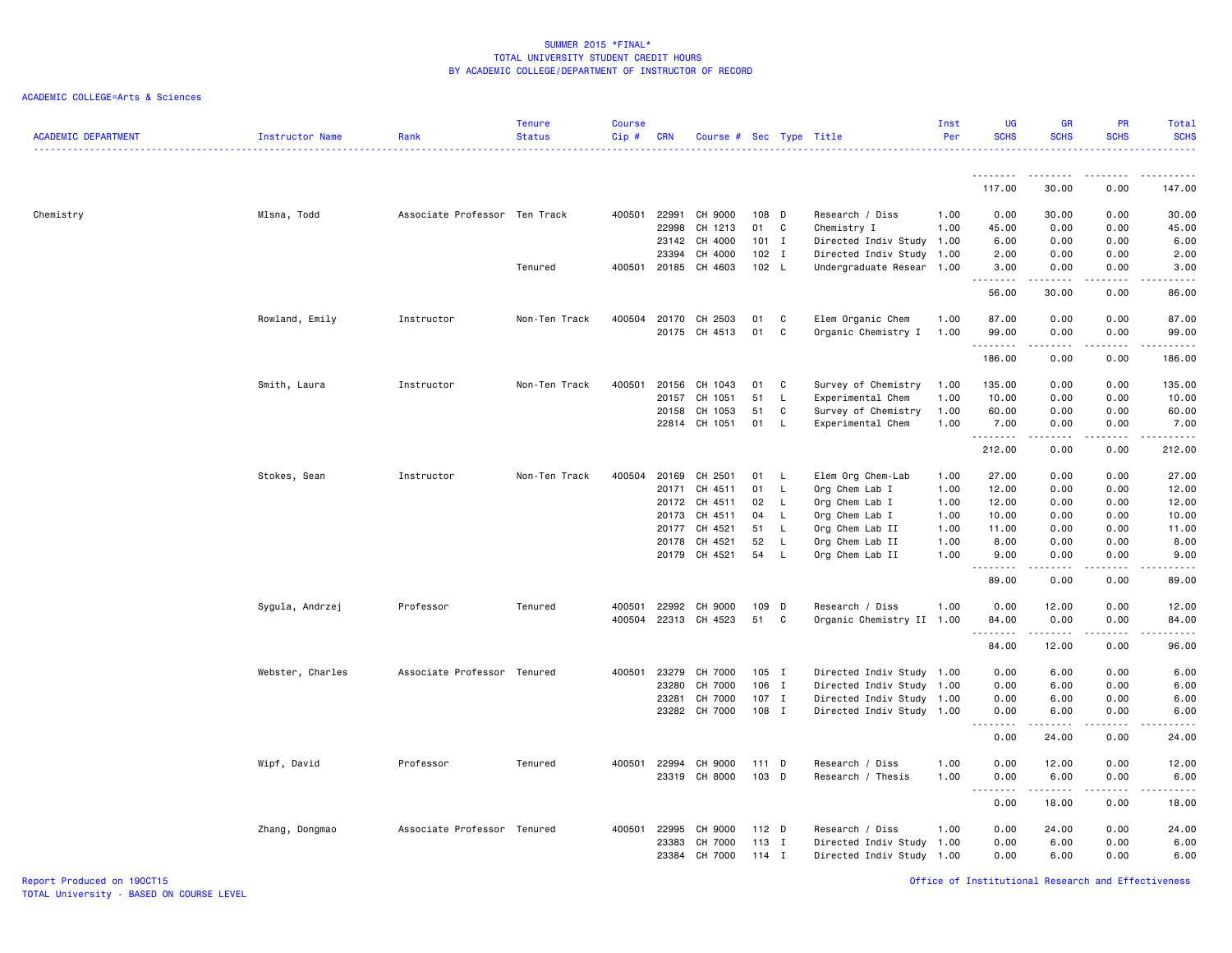SUMMER 2015 *FINAL*
TOTAL UNIVERSITY STUDENT CREDIT HOURS
BY ACADEMIC COLLEGE/DEPARTMENT OF INSTRUCTOR OF RECORD

ACADEMIC COLLEGE=Arts & Sciences

| ACADEMIC DEPARTMENT | Instructor Name | Rank | Tenure Status | Course Cip # | CRN | Course # | Sec | Type | Title | Inst Per | UG SCHS | GR SCHS | PR SCHS | Total SCHS |
|---|---|---|---|---|---|---|---|---|---|---|---|---|---|---|
| | | | | | | | | | | | 117.00 | 30.00 | 0.00 | 147.00 |
| Chemistry | Mlsna, Todd | Associate Professor | Ten Track | 400501 | 22991 | CH 9000 | 108 | D | Research / Diss | 1.00 | 0.00 | 30.00 | 0.00 | 30.00 |
| | | | | | 22998 | CH 1213 | 01 | C | Chemistry I | 1.00 | 45.00 | 0.00 | 0.00 | 45.00 |
| | | | | | 23142 | CH 4000 | 101 | I | Directed Indiv Study | 1.00 | 6.00 | 0.00 | 0.00 | 6.00 |
| | | | | | 23394 | CH 4000 | 102 | I | Directed Indiv Study | 1.00 | 2.00 | 0.00 | 0.00 | 2.00 |
| | | | Tenured | 400501 | 20185 | CH 4603 | 102 | L | Undergraduate Resear | 1.00 | 3.00 | 0.00 | 0.00 | 3.00 |
| | | | | | | | | | | | 56.00 | 30.00 | 0.00 | 86.00 |
| | Rowland, Emily | Instructor | Non-Ten Track | 400504 | 20170 | CH 2503 | 01 | C | Elem Organic Chem | 1.00 | 87.00 | 0.00 | 0.00 | 87.00 |
| | | | | | 20175 | CH 4513 | 01 | C | Organic Chemistry I | 1.00 | 99.00 | 0.00 | 0.00 | 99.00 |
| | | | | | | | | | | | 186.00 | 0.00 | 0.00 | 186.00 |
| | Smith, Laura | Instructor | Non-Ten Track | 400501 | 20156 | CH 1043 | 01 | C | Survey of Chemistry | 1.00 | 135.00 | 0.00 | 0.00 | 135.00 |
| | | | | | 20157 | CH 1051 | 51 | L | Experimental Chem | 1.00 | 10.00 | 0.00 | 0.00 | 10.00 |
| | | | | | 20158 | CH 1053 | 51 | C | Survey of Chemistry | 1.00 | 60.00 | 0.00 | 0.00 | 60.00 |
| | | | | | 22814 | CH 1051 | 01 | L | Experimental Chem | 1.00 | 7.00 | 0.00 | 0.00 | 7.00 |
| | | | | | | | | | | | 212.00 | 0.00 | 0.00 | 212.00 |
| | Stokes, Sean | Instructor | Non-Ten Track | 400504 | 20169 | CH 2501 | 01 | L | Elem Org Chem-Lab | 1.00 | 27.00 | 0.00 | 0.00 | 27.00 |
| | | | | | 20171 | CH 4511 | 01 | L | Org Chem Lab I | 1.00 | 12.00 | 0.00 | 0.00 | 12.00 |
| | | | | | 20172 | CH 4511 | 02 | L | Org Chem Lab I | 1.00 | 12.00 | 0.00 | 0.00 | 12.00 |
| | | | | | 20173 | CH 4511 | 04 | L | Org Chem Lab I | 1.00 | 10.00 | 0.00 | 0.00 | 10.00 |
| | | | | | 20177 | CH 4521 | 51 | L | Org Chem Lab II | 1.00 | 11.00 | 0.00 | 0.00 | 11.00 |
| | | | | | 20178 | CH 4521 | 52 | L | Org Chem Lab II | 1.00 | 8.00 | 0.00 | 0.00 | 8.00 |
| | | | | | 20179 | CH 4521 | 54 | L | Org Chem Lab II | 1.00 | 9.00 | 0.00 | 0.00 | 9.00 |
| | | | | | | | | | | | 89.00 | 0.00 | 0.00 | 89.00 |
| | Sygula, Andrzej | Professor | Tenured | 400501 | 22992 | CH 9000 | 109 | D | Research / Diss | 1.00 | 0.00 | 12.00 | 0.00 | 12.00 |
| | | | | 400504 | 22313 | CH 4523 | 51 | C | Organic Chemistry II | 1.00 | 84.00 | 0.00 | 0.00 | 84.00 |
| | | | | | | | | | | | 84.00 | 12.00 | 0.00 | 96.00 |
| | Webster, Charles | Associate Professor | Tenured | 400501 | 23279 | CH 7000 | 105 | I | Directed Indiv Study | 1.00 | 0.00 | 6.00 | 0.00 | 6.00 |
| | | | | | 23280 | CH 7000 | 106 | I | Directed Indiv Study | 1.00 | 0.00 | 6.00 | 0.00 | 6.00 |
| | | | | | 23281 | CH 7000 | 107 | I | Directed Indiv Study | 1.00 | 0.00 | 6.00 | 0.00 | 6.00 |
| | | | | | 23282 | CH 7000 | 108 | I | Directed Indiv Study | 1.00 | 0.00 | 6.00 | 0.00 | 6.00 |
| | | | | | | | | | | | 0.00 | 24.00 | 0.00 | 24.00 |
| | Wipf, David | Professor | Tenured | 400501 | 22994 | CH 9000 | 111 | D | Research / Diss | 1.00 | 0.00 | 12.00 | 0.00 | 12.00 |
| | | | | | 23319 | CH 8000 | 103 | D | Research / Thesis | 1.00 | 0.00 | 6.00 | 0.00 | 6.00 |
| | | | | | | | | | | | 0.00 | 18.00 | 0.00 | 18.00 |
| | Zhang, Dongmao | Associate Professor | Tenured | 400501 | 22995 | CH 9000 | 112 | D | Research / Diss | 1.00 | 0.00 | 24.00 | 0.00 | 24.00 |
| | | | | | 23383 | CH 7000 | 113 | I | Directed Indiv Study | 1.00 | 0.00 | 6.00 | 0.00 | 6.00 |
| | | | | | 23384 | CH 7000 | 114 | I | Directed Indiv Study | 1.00 | 0.00 | 6.00 | 0.00 | 6.00 |

Report Produced on 19OCT15
TOTAL University - BASED ON COURSE LEVEL

Office of Institutional Research and Effectiveness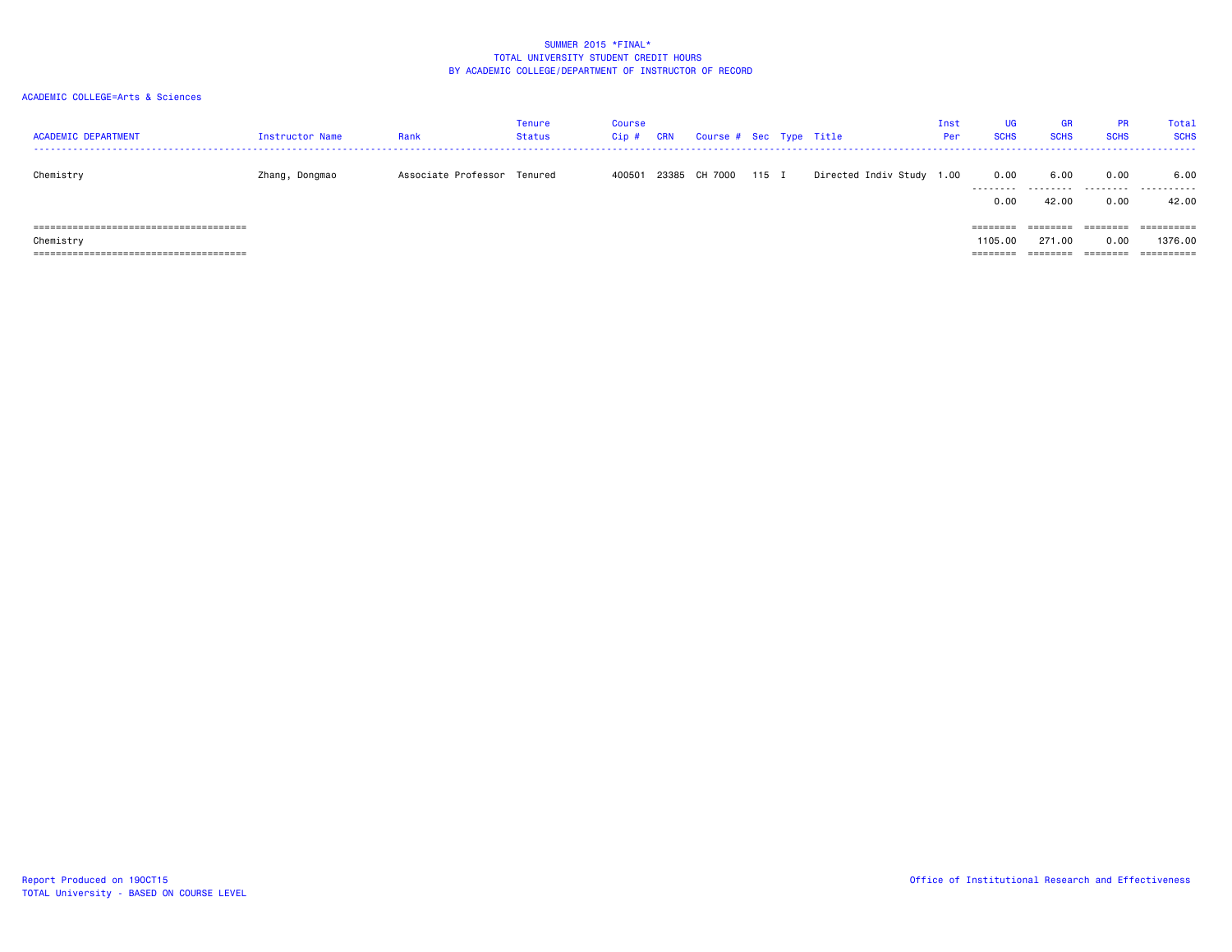SUMMER 2015 *FINAL*
TOTAL UNIVERSITY STUDENT CREDIT HOURS
BY ACADEMIC COLLEGE/DEPARTMENT OF INSTRUCTOR OF RECORD

ACADEMIC COLLEGE=Arts & Sciences

| ACADEMIC DEPARTMENT | Instructor Name | Rank | Tenure Status | Course Cip # | CRN | Course # | Sec | Type | Title | Inst Per | UG SCHS | GR SCHS | PR SCHS | Total SCHS |
|---|---|---|---|---|---|---|---|---|---|---|---|---|---|---|
| Chemistry | Zhang, Dongmao | Associate Professor | Tenured | 400501 | 23385 | CH 7000 | 115 | I | Directed Indiv Study | 1.00 | 0.00 | 6.00 | 0.00 | 6.00 |
| | | | | | | | | | | | 0.00 | 42.00 | 0.00 | 42.00 |
| Chemistry | | | | | | | | | | | 1105.00 | 271.00 | 0.00 | 1376.00 |

Report Produced on 19OCT15
TOTAL University - BASED ON COURSE LEVEL

Office of Institutional Research and Effectiveness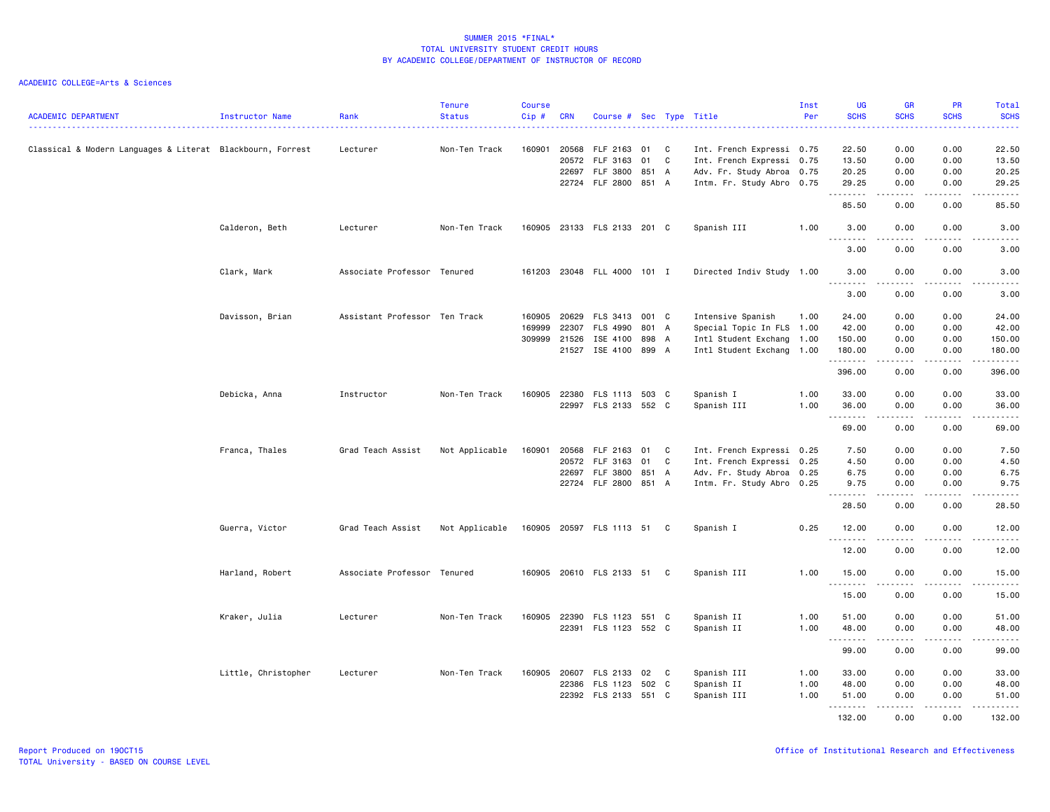SUMMER 2015 *FINAL*
TOTAL UNIVERSITY STUDENT CREDIT HOURS
BY ACADEMIC COLLEGE/DEPARTMENT OF INSTRUCTOR OF RECORD

ACADEMIC COLLEGE=Arts & Sciences

| ACADEMIC DEPARTMENT | Instructor Name | Rank | Tenure Status | Course Cip # | CRN | Course # | Sec | Type | Title | Inst Per | UG SCHS | GR SCHS | PR SCHS | Total SCHS |
|---|---|---|---|---|---|---|---|---|---|---|---|---|---|---|
| Classical & Modern Languages & Literat | Blackbourn, Forrest | Lecturer | Non-Ten Track | 160901 | 20568 | FLF 2163 | 01 | C | Int. French Expressi | 0.75 | 22.50 | 0.00 | 0.00 | 22.50 |
| | | | | | 20572 | FLF 3163 | 01 | C | Int. French Expressi | 0.75 | 13.50 | 0.00 | 0.00 | 13.50 |
| | | | | | 22697 | FLF 3800 | 851 | A | Adv. Fr. Study Abroa | 0.75 | 20.25 | 0.00 | 0.00 | 20.25 |
| | | | | | 22724 | FLF 2800 | 851 | A | Intm. Fr. Study Abro | 0.75 | 29.25 | 0.00 | 0.00 | 29.25 |
| | | | | | | | | | | | 85.50 | 0.00 | 0.00 | 85.50 |
| | Calderon, Beth | Lecturer | Non-Ten Track | 160905 | 23133 | FLS 2133 | 201 | C | Spanish III | 1.00 | 3.00 | 0.00 | 0.00 | 3.00 |
| | | | | | | | | | | | 3.00 | 0.00 | 0.00 | 3.00 |
| | Clark, Mark | Associate Professor | Tenured | 161203 | 23048 | FLL 4000 | 101 | I | Directed Indiv Study | 1.00 | 3.00 | 0.00 | 0.00 | 3.00 |
| | | | | | | | | | | | 3.00 | 0.00 | 0.00 | 3.00 |
| | Davisson, Brian | Assistant Professor | Ten Track | 160905 | 20629 | FLS 3413 | 001 | C | Intensive Spanish | 1.00 | 24.00 | 0.00 | 0.00 | 24.00 |
| | | | | 169999 | 22307 | FLS 4990 | 801 | A | Special Topic In FLS | 1.00 | 42.00 | 0.00 | 0.00 | 42.00 |
| | | | | 309999 | 21526 | ISE 4100 | 898 | A | Intl Student Exchang | 1.00 | 150.00 | 0.00 | 0.00 | 150.00 |
| | | | | | 21527 | ISE 4100 | 899 | A | Intl Student Exchang | 1.00 | 180.00 | 0.00 | 0.00 | 180.00 |
| | | | | | | | | | | | 396.00 | 0.00 | 0.00 | 396.00 |
| | Debicka, Anna | Instructor | Non-Ten Track | 160905 | 22380 | FLS 1113 | 503 | C | Spanish I | 1.00 | 33.00 | 0.00 | 0.00 | 33.00 |
| | | | | | 22997 | FLS 2133 | 552 | C | Spanish III | 1.00 | 36.00 | 0.00 | 0.00 | 36.00 |
| | | | | | | | | | | | 69.00 | 0.00 | 0.00 | 69.00 |
| | Franca, Thales | Grad Teach Assist | Not Applicable | 160901 | 20568 | FLF 2163 | 01 | C | Int. French Expressi | 0.25 | 7.50 | 0.00 | 0.00 | 7.50 |
| | | | | | 20572 | FLF 3163 | 01 | C | Int. French Expressi | 0.25 | 4.50 | 0.00 | 0.00 | 4.50 |
| | | | | | 22697 | FLF 3800 | 851 | A | Adv. Fr. Study Abroa | 0.25 | 6.75 | 0.00 | 0.00 | 6.75 |
| | | | | | 22724 | FLF 2800 | 851 | A | Intm. Fr. Study Abro | 0.25 | 9.75 | 0.00 | 0.00 | 9.75 |
| | | | | | | | | | | | 28.50 | 0.00 | 0.00 | 28.50 |
| | Guerra, Victor | Grad Teach Assist | Not Applicable | 160905 | 20597 | FLS 1113 | 51 | C | Spanish I | 0.25 | 12.00 | 0.00 | 0.00 | 12.00 |
| | | | | | | | | | | | 12.00 | 0.00 | 0.00 | 12.00 |
| | Harland, Robert | Associate Professor | Tenured | 160905 | 20610 | FLS 2133 | 51 | C | Spanish III | 1.00 | 15.00 | 0.00 | 0.00 | 15.00 |
| | | | | | | | | | | | 15.00 | 0.00 | 0.00 | 15.00 |
| | Kraker, Julia | Lecturer | Non-Ten Track | 160905 | 22390 | FLS 1123 | 551 | C | Spanish II | 1.00 | 51.00 | 0.00 | 0.00 | 51.00 |
| | | | | | 22391 | FLS 1123 | 552 | C | Spanish II | 1.00 | 48.00 | 0.00 | 0.00 | 48.00 |
| | | | | | | | | | | | 99.00 | 0.00 | 0.00 | 99.00 |
| | Little, Christopher | Lecturer | Non-Ten Track | 160905 | 20607 | FLS 2133 | 02 | C | Spanish III | 1.00 | 33.00 | 0.00 | 0.00 | 33.00 |
| | | | | | 22386 | FLS 1123 | 502 | C | Spanish II | 1.00 | 48.00 | 0.00 | 0.00 | 48.00 |
| | | | | | 22392 | FLS 2133 | 551 | C | Spanish III | 1.00 | 51.00 | 0.00 | 0.00 | 51.00 |
| | | | | | | | | | | | 132.00 | 0.00 | 0.00 | 132.00 |

Report Produced on 19OCT15
TOTAL University - BASED ON COURSE LEVEL

Office of Institutional Research and Effectiveness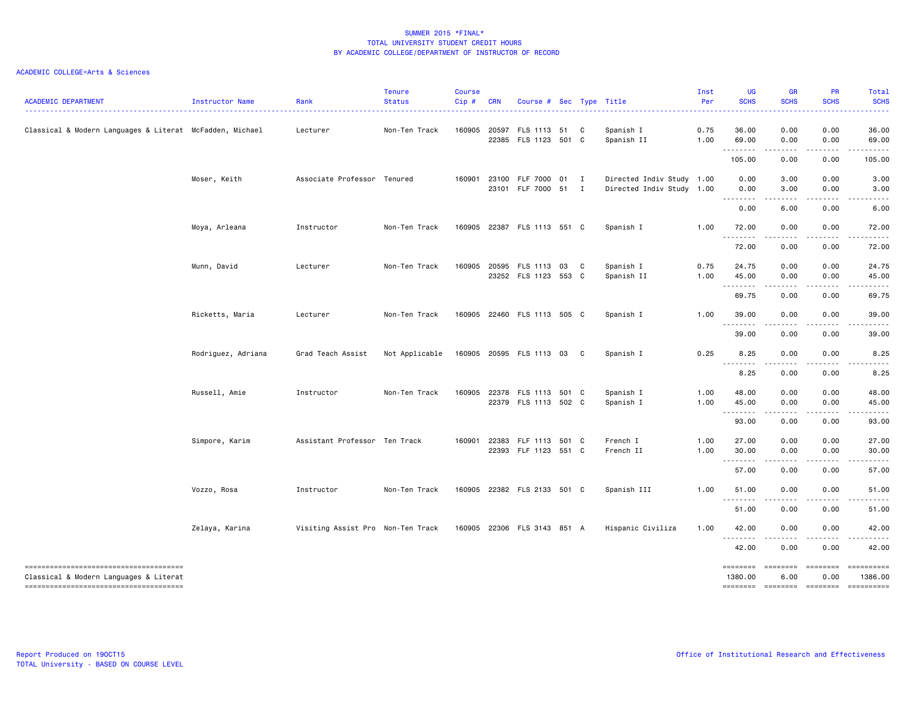SUMMER 2015 *FINAL*
TOTAL UNIVERSITY STUDENT CREDIT HOURS
BY ACADEMIC COLLEGE/DEPARTMENT OF INSTRUCTOR OF RECORD

ACADEMIC COLLEGE=Arts & Sciences

| ACADEMIC DEPARTMENT | Instructor Name | Rank | Tenure Status | Course Cip # | CRN | Course # | Sec | Type | Title | Inst Per | UG SCHS | GR SCHS | PR SCHS | Total SCHS |
|---|---|---|---|---|---|---|---|---|---|---|---|---|---|---|
| Classical & Modern Languages & Literat | McFadden, Michael | Lecturer | Non-Ten Track | 160905 | 20597 | FLS 1113 | 51 | C | Spanish I | 0.75 | 36.00 | 0.00 | 0.00 | 36.00 |
| | | | | | 22385 | FLS 1123 | 501 | C | Spanish II | 1.00 | 69.00 | 0.00 | 0.00 | 69.00 |
| | | | | | | | | | | | 105.00 | 0.00 | 0.00 | 105.00 |
| | Moser, Keith | Associate Professor | Tenured | 160901 | 23100 | FLF 7000 | 01 | I | Directed Indiv Study | 1.00 | 0.00 | 3.00 | 0.00 | 3.00 |
| | | | | | 23101 | FLF 7000 | 51 | I | Directed Indiv Study | 1.00 | 0.00 | 3.00 | 0.00 | 3.00 |
| | | | | | | | | | | | 0.00 | 6.00 | 0.00 | 6.00 |
| | Moya, Arleana | Instructor | Non-Ten Track | 160905 | 22387 | FLS 1113 | 551 | C | Spanish I | 1.00 | 72.00 | 0.00 | 0.00 | 72.00 |
| | | | | | | | | | | | 72.00 | 0.00 | 0.00 | 72.00 |
| | Munn, David | Lecturer | Non-Ten Track | 160905 | 20595 | FLS 1113 | 03 | C | Spanish I | 0.75 | 24.75 | 0.00 | 0.00 | 24.75 |
| | | | | | 23252 | FLS 1123 | 553 | C | Spanish II | 1.00 | 45.00 | 0.00 | 0.00 | 45.00 |
| | | | | | | | | | | | 69.75 | 0.00 | 0.00 | 69.75 |
| | Ricketts, Maria | Lecturer | Non-Ten Track | 160905 | 22460 | FLS 1113 | 505 | C | Spanish I | 1.00 | 39.00 | 0.00 | 0.00 | 39.00 |
| | | | | | | | | | | | 39.00 | 0.00 | 0.00 | 39.00 |
| | Rodriguez, Adriana | Grad Teach Assist | Not Applicable | 160905 | 20595 | FLS 1113 | 03 | C | Spanish I | 0.25 | 8.25 | 0.00 | 0.00 | 8.25 |
| | | | | | | | | | | | 8.25 | 0.00 | 0.00 | 8.25 |
| | Russell, Amie | Instructor | Non-Ten Track | 160905 | 22378 | FLS 1113 | 501 | C | Spanish I | 1.00 | 48.00 | 0.00 | 0.00 | 48.00 |
| | | | | | 22379 | FLS 1113 | 502 | C | Spanish I | 1.00 | 45.00 | 0.00 | 0.00 | 45.00 |
| | | | | | | | | | | | 93.00 | 0.00 | 0.00 | 93.00 |
| | Simpore, Karim | Assistant Professor | Ten Track | 160901 | 22383 | FLF 1113 | 501 | C | French I | 1.00 | 27.00 | 0.00 | 0.00 | 27.00 |
| | | | | | 22393 | FLF 1123 | 551 | C | French II | 1.00 | 30.00 | 0.00 | 0.00 | 30.00 |
| | | | | | | | | | | | 57.00 | 0.00 | 0.00 | 57.00 |
| | Vozzo, Rosa | Instructor | Non-Ten Track | 160905 | 22382 | FLS 2133 | 501 | C | Spanish III | 1.00 | 51.00 | 0.00 | 0.00 | 51.00 |
| | | | | | | | | | | | 51.00 | 0.00 | 0.00 | 51.00 |
| | Zelaya, Karina | Visiting Assist Pro | Non-Ten Track | 160905 | 22306 | FLS 3143 | 851 | A | Hispanic Civiliza | 1.00 | 42.00 | 0.00 | 0.00 | 42.00 |
| | | | | | | | | | | | 42.00 | 0.00 | 0.00 | 42.00 |
| Classical & Modern Languages & Literat | | | | | | | | | | | 1380.00 | 6.00 | 0.00 | 1386.00 |

Report Produced on 19OCT15
TOTAL University - BASED ON COURSE LEVEL

Office of Institutional Research and Effectiveness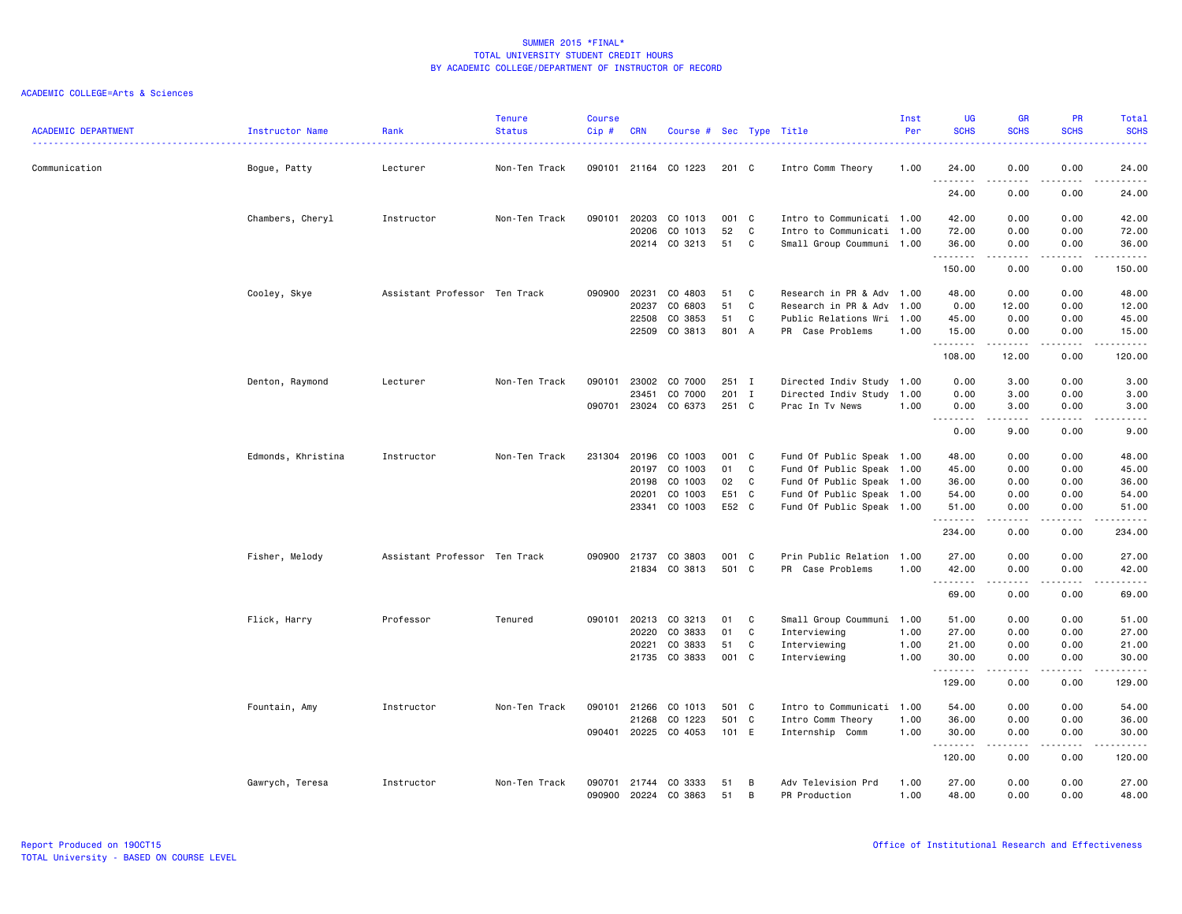SUMMER 2015 *FINAL*
TOTAL UNIVERSITY STUDENT CREDIT HOURS
BY ACADEMIC COLLEGE/DEPARTMENT OF INSTRUCTOR OF RECORD

ACADEMIC COLLEGE=Arts & Sciences

| ACADEMIC DEPARTMENT | Instructor Name | Rank | Tenure Status | Course Cip # | CRN | Course # | Sec | Type | Title | Inst Per | UG SCHS | GR SCHS | PR SCHS | Total SCHS |
|---|---|---|---|---|---|---|---|---|---|---|---|---|---|---|
| Communication | Bogue, Patty | Lecturer | Non-Ten Track | 090101 | 21164 | CO 1223 | 201 | C | Intro Comm Theory | 1.00 | 24.00 | 0.00 | 0.00 | 24.00 |
| | | | | | | | | | | | 24.00 | 0.00 | 0.00 | 24.00 |
| | Chambers, Cheryl | Instructor | Non-Ten Track | 090101 | 20203 | CO 1013 | 001 | C | Intro to Communicati | 1.00 | 42.00 | 0.00 | 0.00 | 42.00 |
| | | | | | 20206 | CO 1013 | 52 | C | Intro to Communicati | 1.00 | 72.00 | 0.00 | 0.00 | 72.00 |
| | | | | | 20214 | CO 3213 | 51 | C | Small Group Coummuni | 1.00 | 36.00 | 0.00 | 0.00 | 36.00 |
| | | | | | | | | | | | 150.00 | 0.00 | 0.00 | 150.00 |
| | Cooley, Skye | Assistant Professor | Ten Track | 090900 | 20231 | CO 4803 | 51 | C | Research in PR & Adv | 1.00 | 48.00 | 0.00 | 0.00 | 48.00 |
| | | | | | 20237 | CO 6803 | 51 | C | Research in PR & Adv | 1.00 | 0.00 | 12.00 | 0.00 | 12.00 |
| | | | | | 22508 | CO 3853 | 51 | C | Public Relations Wri | 1.00 | 45.00 | 0.00 | 0.00 | 45.00 |
| | | | | | 22509 | CO 3813 | 801 | A | PR Case Problems | 1.00 | 15.00 | 0.00 | 0.00 | 15.00 |
| | | | | | | | | | | | 108.00 | 12.00 | 0.00 | 120.00 |
| | Denton, Raymond | Lecturer | Non-Ten Track | 090101 | 23002 | CO 7000 | 251 | I | Directed Indiv Study | 1.00 | 0.00 | 3.00 | 0.00 | 3.00 |
| | | | | | 23451 | CO 7000 | 201 | I | Directed Indiv Study | 1.00 | 0.00 | 3.00 | 0.00 | 3.00 |
| | | | | 090701 | 23024 | CO 6373 | 251 | C | Prac In Tv News | 1.00 | 0.00 | 3.00 | 0.00 | 3.00 |
| | | | | | | | | | | | 0.00 | 9.00 | 0.00 | 9.00 |
| | Edmonds, Khristina | Instructor | Non-Ten Track | 231304 | 20196 | CO 1003 | 001 | C | Fund Of Public Speak | 1.00 | 48.00 | 0.00 | 0.00 | 48.00 |
| | | | | | 20197 | CO 1003 | 01 | C | Fund Of Public Speak | 1.00 | 45.00 | 0.00 | 0.00 | 45.00 |
| | | | | | 20198 | CO 1003 | 02 | C | Fund Of Public Speak | 1.00 | 36.00 | 0.00 | 0.00 | 36.00 |
| | | | | | 20201 | CO 1003 | E51 | C | Fund Of Public Speak | 1.00 | 54.00 | 0.00 | 0.00 | 54.00 |
| | | | | | 23341 | CO 1003 | E52 | C | Fund Of Public Speak | 1.00 | 51.00 | 0.00 | 0.00 | 51.00 |
| | | | | | | | | | | | 234.00 | 0.00 | 0.00 | 234.00 |
| | Fisher, Melody | Assistant Professor | Ten Track | 090900 | 21737 | CO 3803 | 001 | C | Prin Public Relation | 1.00 | 27.00 | 0.00 | 0.00 | 27.00 |
| | | | | | 21834 | CO 3813 | 501 | C | PR Case Problems | 1.00 | 42.00 | 0.00 | 0.00 | 42.00 |
| | | | | | | | | | | | 69.00 | 0.00 | 0.00 | 69.00 |
| | Flick, Harry | Professor | Tenured | 090101 | 20213 | CO 3213 | 01 | C | Small Group Coummuni | 1.00 | 51.00 | 0.00 | 0.00 | 51.00 |
| | | | | | 20220 | CO 3833 | 01 | C | Interviewing | 1.00 | 27.00 | 0.00 | 0.00 | 27.00 |
| | | | | | 20221 | CO 3833 | 51 | C | Interviewing | 1.00 | 21.00 | 0.00 | 0.00 | 21.00 |
| | | | | | 21735 | CO 3833 | 001 | C | Interviewing | 1.00 | 30.00 | 0.00 | 0.00 | 30.00 |
| | | | | | | | | | | | 129.00 | 0.00 | 0.00 | 129.00 |
| | Fountain, Amy | Instructor | Non-Ten Track | 090101 | 21266 | CO 1013 | 501 | C | Intro to Communicati | 1.00 | 54.00 | 0.00 | 0.00 | 54.00 |
| | | | | | 21268 | CO 1223 | 501 | C | Intro Comm Theory | 1.00 | 36.00 | 0.00 | 0.00 | 36.00 |
| | | | | 090401 | 20225 | CO 4053 | 101 | E | Internship Comm | 1.00 | 30.00 | 0.00 | 0.00 | 30.00 |
| | | | | | | | | | | | 120.00 | 0.00 | 0.00 | 120.00 |
| | Gawrych, Teresa | Instructor | Non-Ten Track | 090701 | 21744 | CO 3333 | 51 | B | Adv Television Prd | 1.00 | 27.00 | 0.00 | 0.00 | 27.00 |
| | | | | 090900 | 20224 | CO 3863 | 51 | B | PR Production | 1.00 | 48.00 | 0.00 | 0.00 | 48.00 |

Report Produced on 19OCT15
TOTAL University - BASED ON COURSE LEVEL

Office of Institutional Research and Effectiveness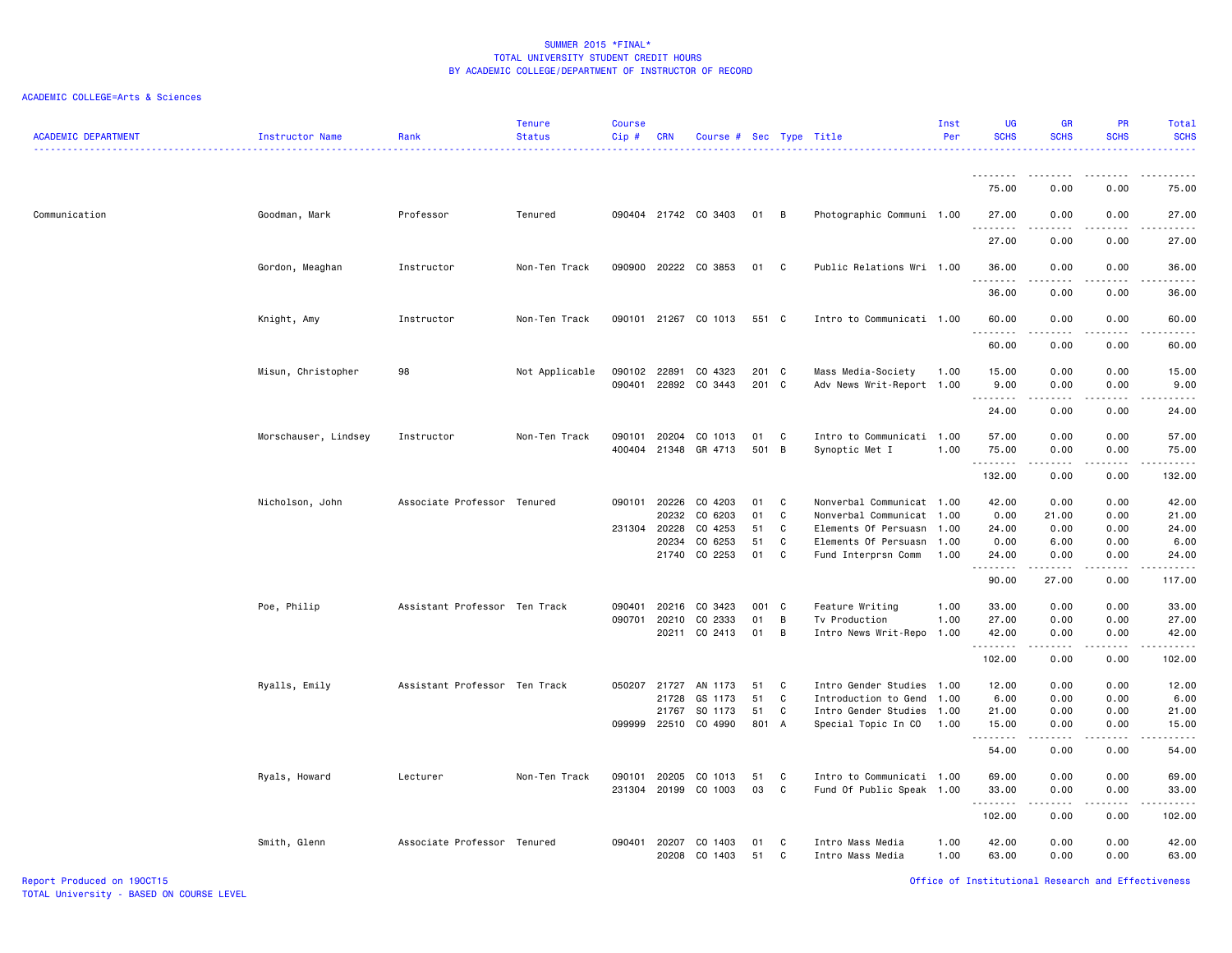SUMMER 2015 *FINAL*
TOTAL UNIVERSITY STUDENT CREDIT HOURS
BY ACADEMIC COLLEGE/DEPARTMENT OF INSTRUCTOR OF RECORD

ACADEMIC COLLEGE=Arts & Sciences

| ACADEMIC DEPARTMENT | Instructor Name | Rank | Tenure Status | Course Cip # | CRN | Course # | Sec | Type | Title | Inst Per | UG SCHS | GR SCHS | PR SCHS | Total SCHS |
|---|---|---|---|---|---|---|---|---|---|---|---|---|---|---|
| | | | | | | | | | | | 75.00 | 0.00 | 0.00 | 75.00 |
| Communication | Goodman, Mark | Professor | Tenured | 090404 | 21742 | CO 3403 | 01 | B | Photographic Communi | 1.00 | 27.00 | 0.00 | 0.00 | 27.00 |
| | | | | | | | | | | | 27.00 | 0.00 | 0.00 | 27.00 |
| | Gordon, Meaghan | Instructor | Non-Ten Track | 090900 | 20222 | CO 3853 | 01 | C | Public Relations Wri | 1.00 | 36.00 | 0.00 | 0.00 | 36.00 |
| | | | | | | | | | | | 36.00 | 0.00 | 0.00 | 36.00 |
| | Knight, Amy | Instructor | Non-Ten Track | 090101 | 21267 | CO 1013 | 551 | C | Intro to Communicati | 1.00 | 60.00 | 0.00 | 0.00 | 60.00 |
| | | | | | | | | | | | 60.00 | 0.00 | 0.00 | 60.00 |
| | Misun, Christopher | 98 | Not Applicable | 090102 | 22891 | CO 4323 | 201 | C | Mass Media-Society | 1.00 | 15.00 | 0.00 | 0.00 | 15.00 |
| | | | | 090401 | 22892 | CO 3443 | 201 | C | Adv News Writ-Report | 1.00 | 9.00 | 0.00 | 0.00 | 9.00 |
| | | | | | | | | | | | 24.00 | 0.00 | 0.00 | 24.00 |
| | Morschauser, Lindsey | Instructor | Non-Ten Track | 090101 | 20204 | CO 1013 | 01 | C | Intro to Communicati | 1.00 | 57.00 | 0.00 | 0.00 | 57.00 |
| | | | | 400404 | 21348 | GR 4713 | 501 | B | Synoptic Met I | 1.00 | 75.00 | 0.00 | 0.00 | 75.00 |
| | | | | | | | | | | | 132.00 | 0.00 | 0.00 | 132.00 |
| | Nicholson, John | Associate Professor | Tenured | 090101 | 20226 | CO 4203 | 01 | C | Nonverbal Communicat | 1.00 | 42.00 | 0.00 | 0.00 | 42.00 |
| | | | | | 20232 | CO 6203 | 01 | C | Nonverbal Communicat | 1.00 | 0.00 | 21.00 | 0.00 | 21.00 |
| | | | | 231304 | 20228 | CO 4253 | 51 | C | Elements Of Persuasn | 1.00 | 24.00 | 0.00 | 0.00 | 24.00 |
| | | | | | 20234 | CO 6253 | 51 | C | Elements Of Persuasn | 1.00 | 0.00 | 6.00 | 0.00 | 6.00 |
| | | | | | 21740 | CO 2253 | 01 | C | Fund Interprsn Comm | 1.00 | 24.00 | 0.00 | 0.00 | 24.00 |
| | | | | | | | | | | | 90.00 | 27.00 | 0.00 | 117.00 |
| | Poe, Philip | Assistant Professor | Ten Track | 090401 | 20216 | CO 3423 | 001 | C | Feature Writing | 1.00 | 33.00 | 0.00 | 0.00 | 33.00 |
| | | | | 090701 | 20210 | CO 2333 | 01 | B | Tv Production | 1.00 | 27.00 | 0.00 | 0.00 | 27.00 |
| | | | | | 20211 | CO 2413 | 01 | B | Intro News Writ-Repo | 1.00 | 42.00 | 0.00 | 0.00 | 42.00 |
| | | | | | | | | | | | 102.00 | 0.00 | 0.00 | 102.00 |
| | Ryalls, Emily | Assistant Professor | Ten Track | 050207 | 21727 | AN 1173 | 51 | C | Intro Gender Studies | 1.00 | 12.00 | 0.00 | 0.00 | 12.00 |
| | | | | | 21728 | GS 1173 | 51 | C | Introduction to Gend | 1.00 | 6.00 | 0.00 | 0.00 | 6.00 |
| | | | | | 21767 | SO 1173 | 51 | C | Intro Gender Studies | 1.00 | 21.00 | 0.00 | 0.00 | 21.00 |
| | | | | 099999 | 22510 | CO 4990 | 801 | A | Special Topic In CO | 1.00 | 15.00 | 0.00 | 0.00 | 15.00 |
| | | | | | | | | | | | 54.00 | 0.00 | 0.00 | 54.00 |
| | Ryals, Howard | Lecturer | Non-Ten Track | 090101 | 20205 | CO 1013 | 51 | C | Intro to Communicati | 1.00 | 69.00 | 0.00 | 0.00 | 69.00 |
| | | | | 231304 | 20199 | CO 1003 | 03 | C | Fund Of Public Speak | 1.00 | 33.00 | 0.00 | 0.00 | 33.00 |
| | | | | | | | | | | | 102.00 | 0.00 | 0.00 | 102.00 |
| | Smith, Glenn | Associate Professor | Tenured | 090401 | 20207 | CO 1403 | 01 | C | Intro Mass Media | 1.00 | 42.00 | 0.00 | 0.00 | 42.00 |
| | | | | | 20208 | CO 1403 | 51 | C | Intro Mass Media | 1.00 | 63.00 | 0.00 | 0.00 | 63.00 |

Report Produced on 19OCT15
TOTAL University - BASED ON COURSE LEVEL

Office of Institutional Research and Effectiveness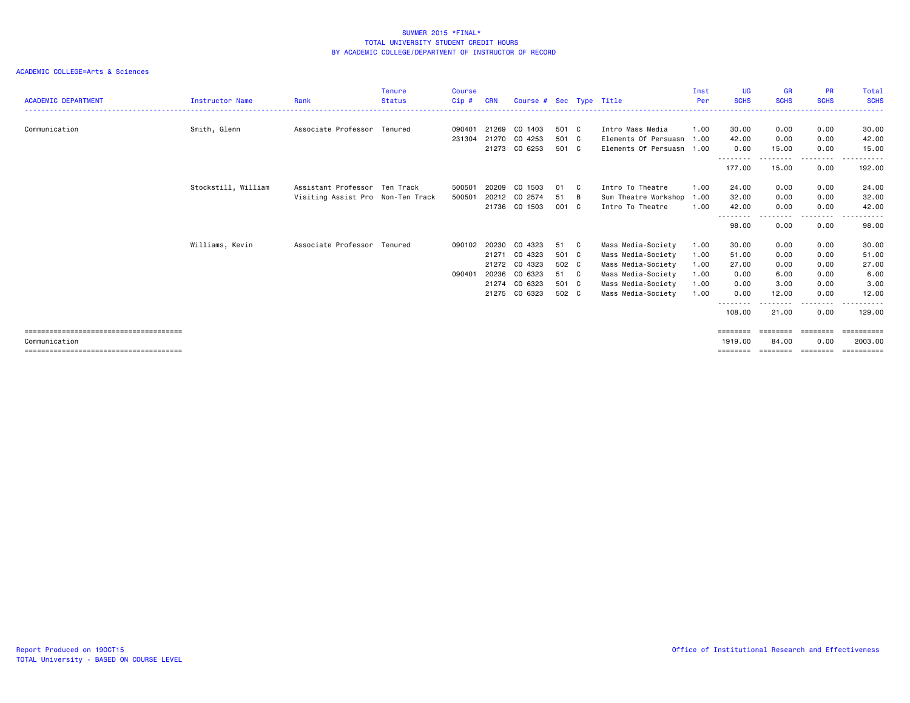SUMMER 2015 *FINAL*
TOTAL UNIVERSITY STUDENT CREDIT HOURS
BY ACADEMIC COLLEGE/DEPARTMENT OF INSTRUCTOR OF RECORD

ACADEMIC COLLEGE=Arts & Sciences

| ACADEMIC DEPARTMENT | Instructor Name | Rank | Tenure Status | Course Cip # | CRN | Course # | Sec | Type | Title | Inst Per | UG SCHS | GR SCHS | PR SCHS | Total SCHS |
|---|---|---|---|---|---|---|---|---|---|---|---|---|---|---|
| Communication | Smith, Glenn | Associate Professor | Tenured | 090401 | 21269 | CO 1403 | 501 | C | Intro Mass Media | 1.00 | 30.00 | 0.00 | 0.00 | 30.00 |
| | | | | 231304 | 21270 | CO 4253 | 501 | C | Elements Of Persuasn | 1.00 | 42.00 | 0.00 | 0.00 | 42.00 |
| | | | | | 21273 | CO 6253 | 501 | C | Elements Of Persuasn | 1.00 | 0.00 | 15.00 | 0.00 | 15.00 |
| | | | | | | | | | | | 177.00 | 15.00 | 0.00 | 192.00 |
| | Stockstill, William | Assistant Professor | Ten Track | 500501 | 20209 | CO 1503 | 01 | C | Intro To Theatre | 1.00 | 24.00 | 0.00 | 0.00 | 24.00 |
| | | Visiting Assist Pro | Non-Ten Track | 500501 | 20212 | CO 2574 | 51 | B | Sum Theatre Workshop | 1.00 | 32.00 | 0.00 | 0.00 | 32.00 |
| | | | | | 21736 | CO 1503 | 001 | C | Intro To Theatre | 1.00 | 42.00 | 0.00 | 0.00 | 42.00 |
| | | | | | | | | | | | 98.00 | 0.00 | 0.00 | 98.00 |
| | Williams, Kevin | Associate Professor | Tenured | 090102 | 20230 | CO 4323 | 51 | C | Mass Media-Society | 1.00 | 30.00 | 0.00 | 0.00 | 30.00 |
| | | | | | 21271 | CO 4323 | 501 | C | Mass Media-Society | 1.00 | 51.00 | 0.00 | 0.00 | 51.00 |
| | | | | | 21272 | CO 4323 | 502 | C | Mass Media-Society | 1.00 | 27.00 | 0.00 | 0.00 | 27.00 |
| | | | | 090401 | 20236 | CO 6323 | 51 | C | Mass Media-Society | 1.00 | 0.00 | 6.00 | 0.00 | 6.00 |
| | | | | | 21274 | CO 6323 | 501 | C | Mass Media-Society | 1.00 | 0.00 | 3.00 | 0.00 | 3.00 |
| | | | | | 21275 | CO 6323 | 502 | C | Mass Media-Society | 1.00 | 0.00 | 12.00 | 0.00 | 12.00 |
| | | | | | | | | | | | 108.00 | 21.00 | 0.00 | 129.00 |
| Communication | | | | | | | | | | | 1919.00 | 84.00 | 0.00 | 2003.00 |

Report Produced on 19OCT15
TOTAL University - BASED ON COURSE LEVEL

Office of Institutional Research and Effectiveness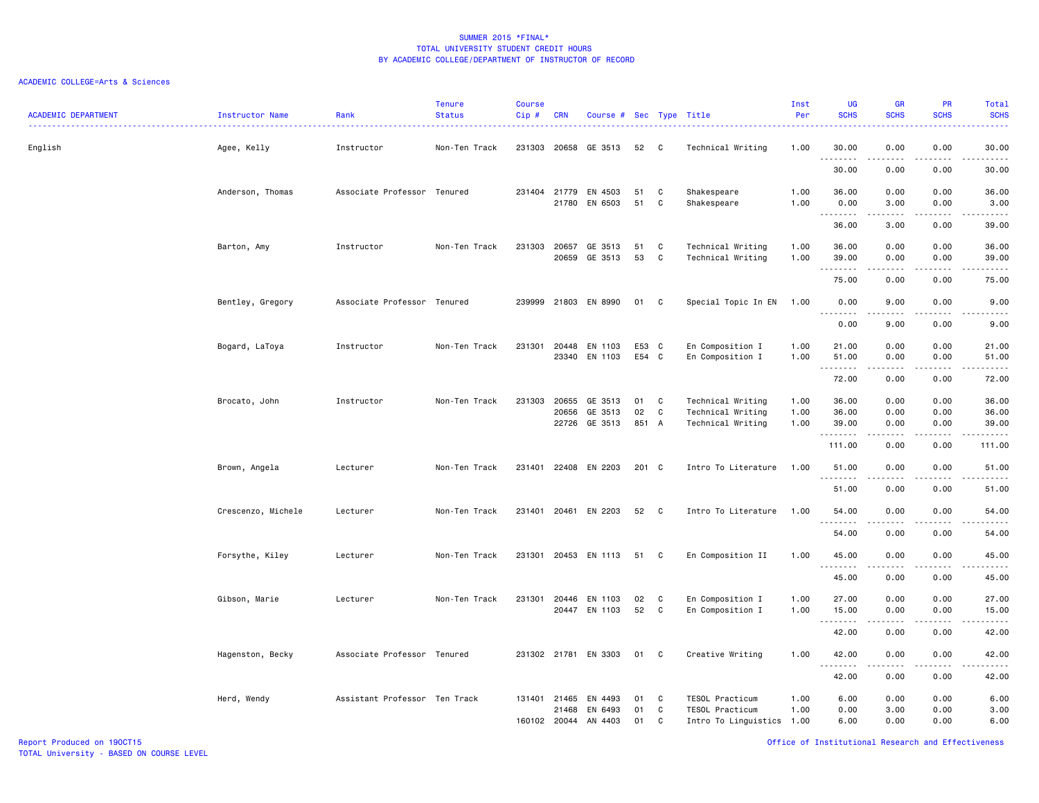SUMMER 2015 *FINAL*
TOTAL UNIVERSITY STUDENT CREDIT HOURS
BY ACADEMIC COLLEGE/DEPARTMENT OF INSTRUCTOR OF RECORD

ACADEMIC COLLEGE=Arts & Sciences

| ACADEMIC DEPARTMENT | Instructor Name | Rank | Tenure Status | Course Cip # | CRN | Course # | Sec | Type | Title | Inst Per | UG SCHS | GR SCHS | PR SCHS | Total SCHS |
|---|---|---|---|---|---|---|---|---|---|---|---|---|---|---|
| English | Agee, Kelly | Instructor | Non-Ten Track | 231303 | 20658 | GE 3513 | 52 | C | Technical Writing | 1.00 | 30.00 | 0.00 | 0.00 | 30.00 |
| | | | | | | | | | | | 30.00 | 0.00 | 0.00 | 30.00 |
| | Anderson, Thomas | Associate Professor | Tenured | 231404 | 21779 | EN 4503 | 51 | C | Shakespeare | 1.00 | 36.00 | 0.00 | 0.00 | 36.00 |
| | | | | | 21780 | EN 6503 | 51 | C | Shakespeare | 1.00 | 0.00 | 3.00 | 0.00 | 3.00 |
| | | | | | | | | | | | 36.00 | 3.00 | 0.00 | 39.00 |
| | Barton, Amy | Instructor | Non-Ten Track | 231303 | 20657 | GE 3513 | 51 | C | Technical Writing | 1.00 | 36.00 | 0.00 | 0.00 | 36.00 |
| | | | | | 20659 | GE 3513 | 53 | C | Technical Writing | 1.00 | 39.00 | 0.00 | 0.00 | 39.00 |
| | | | | | | | | | | | 75.00 | 0.00 | 0.00 | 75.00 |
| | Bentley, Gregory | Associate Professor | Tenured | 239999 | 21803 | EN 8990 | 01 | C | Special Topic In EN | 1.00 | 0.00 | 9.00 | 0.00 | 9.00 |
| | | | | | | | | | | | 0.00 | 9.00 | 0.00 | 9.00 |
| | Bogard, LaToya | Instructor | Non-Ten Track | 231301 | 20448 | EN 1103 | E53 | C | En Composition I | 1.00 | 21.00 | 0.00 | 0.00 | 21.00 |
| | | | | | 23340 | EN 1103 | E54 | C | En Composition I | 1.00 | 51.00 | 0.00 | 0.00 | 51.00 |
| | | | | | | | | | | | 72.00 | 0.00 | 0.00 | 72.00 |
| | Brocato, John | Instructor | Non-Ten Track | 231303 | 20655 | GE 3513 | 01 | C | Technical Writing | 1.00 | 36.00 | 0.00 | 0.00 | 36.00 |
| | | | | | 20656 | GE 3513 | 02 | C | Technical Writing | 1.00 | 36.00 | 0.00 | 0.00 | 36.00 |
| | | | | | 22726 | GE 3513 | 851 | A | Technical Writing | 1.00 | 39.00 | 0.00 | 0.00 | 39.00 |
| | | | | | | | | | | | 111.00 | 0.00 | 0.00 | 111.00 |
| | Brown, Angela | Lecturer | Non-Ten Track | 231401 | 22408 | EN 2203 | 201 | C | Intro To Literature | 1.00 | 51.00 | 0.00 | 0.00 | 51.00 |
| | | | | | | | | | | | 51.00 | 0.00 | 0.00 | 51.00 |
| | Crescenzo, Michele | Lecturer | Non-Ten Track | 231401 | 20461 | EN 2203 | 52 | C | Intro To Literature | 1.00 | 54.00 | 0.00 | 0.00 | 54.00 |
| | | | | | | | | | | | 54.00 | 0.00 | 0.00 | 54.00 |
| | Forsythe, Kiley | Lecturer | Non-Ten Track | 231301 | 20453 | EN 1113 | 51 | C | En Composition II | 1.00 | 45.00 | 0.00 | 0.00 | 45.00 |
| | | | | | | | | | | | 45.00 | 0.00 | 0.00 | 45.00 |
| | Gibson, Marie | Lecturer | Non-Ten Track | 231301 | 20446 | EN 1103 | 02 | C | En Composition I | 1.00 | 27.00 | 0.00 | 0.00 | 27.00 |
| | | | | | 20447 | EN 1103 | 52 | C | En Composition I | 1.00 | 15.00 | 0.00 | 0.00 | 15.00 |
| | | | | | | | | | | | 42.00 | 0.00 | 0.00 | 42.00 |
| | Hagenston, Becky | Associate Professor | Tenured | 231302 | 21781 | EN 3303 | 01 | C | Creative Writing | 1.00 | 42.00 | 0.00 | 0.00 | 42.00 |
| | | | | | | | | | | | 42.00 | 0.00 | 0.00 | 42.00 |
| | Herd, Wendy | Assistant Professor | Ten Track | 131401 | 21465 | EN 4493 | 01 | C | TESOL Practicum | 1.00 | 6.00 | 0.00 | 0.00 | 6.00 |
| | | | | | 21468 | EN 6493 | 01 | C | TESOL Practicum | 1.00 | 0.00 | 3.00 | 0.00 | 3.00 |
| | | | | 160102 | 20044 | AN 4403 | 01 | C | Intro To Linguistics | 1.00 | 6.00 | 0.00 | 0.00 | 6.00 |

Report Produced on 19OCT15
TOTAL University - BASED ON COURSE LEVEL
Office of Institutional Research and Effectiveness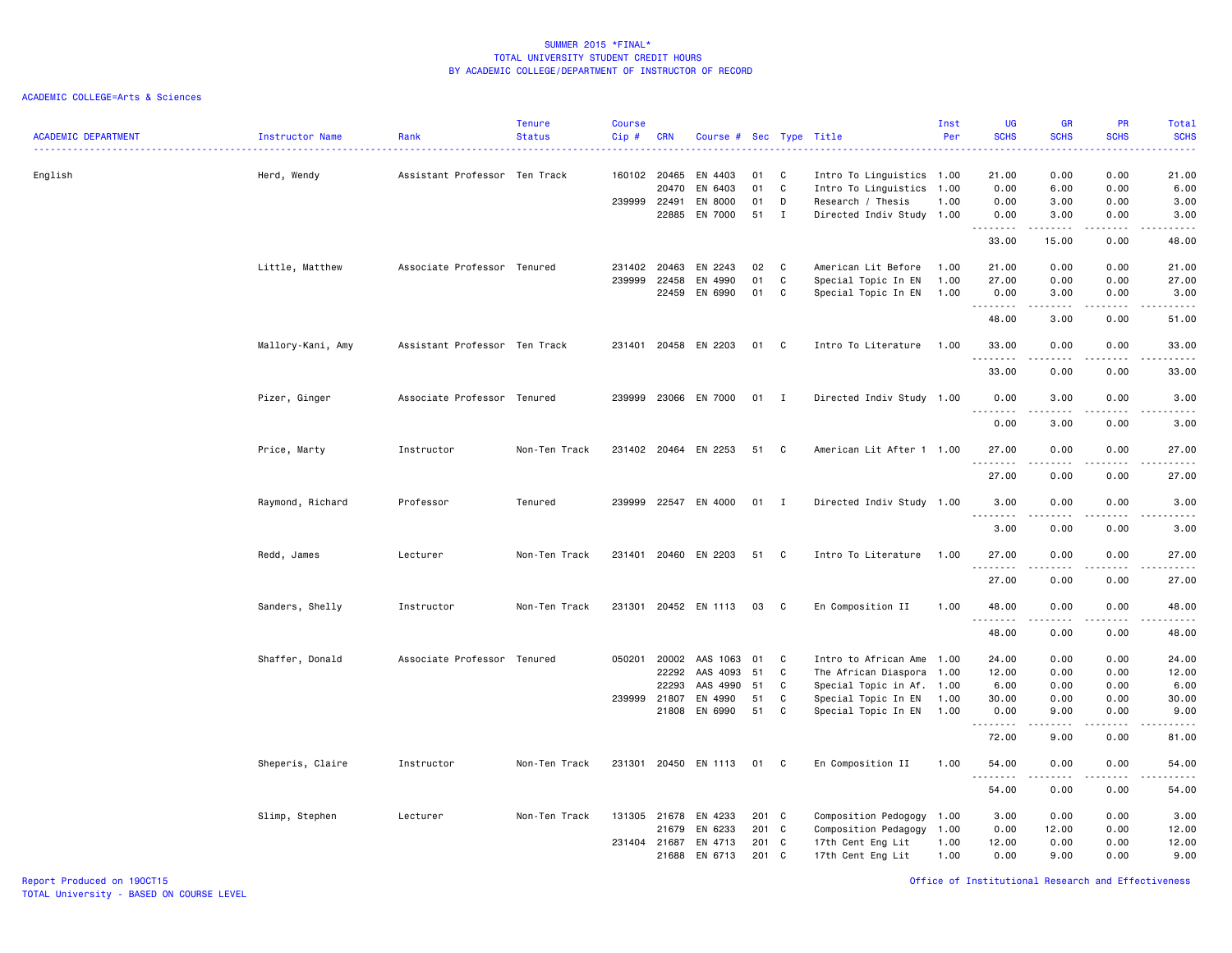SUMMER 2015 *FINAL*
TOTAL UNIVERSITY STUDENT CREDIT HOURS
BY ACADEMIC COLLEGE/DEPARTMENT OF INSTRUCTOR OF RECORD

ACADEMIC COLLEGE=Arts & Sciences

| ACADEMIC DEPARTMENT | Instructor Name | Rank | Tenure Status | Course Cip # | CRN | Course # | Sec | Type | Title | Inst Per | UG SCHS | GR SCHS | PR SCHS | Total SCHS |
|---|---|---|---|---|---|---|---|---|---|---|---|---|---|---|
| English | Herd, Wendy | Assistant Professor | Ten Track | 160102 | 20465 | EN 4403 | 01 | C | Intro To Linguistics | 1.00 | 21.00 | 0.00 | 0.00 | 21.00 |
| | | | | | 20470 | EN 6403 | 01 | C | Intro To Linguistics | 1.00 | 0.00 | 6.00 | 0.00 | 6.00 |
| | | | | 239999 | 22491 | EN 8000 | 01 | D | Research / Thesis | 1.00 | 0.00 | 3.00 | 0.00 | 3.00 |
| | | | | | 22885 | EN 7000 | 51 | I | Directed Indiv Study | 1.00 | 0.00 | 3.00 | 0.00 | 3.00 |
| | | | | | | | | | | | 33.00 | 15.00 | 0.00 | 48.00 |
| | Little, Matthew | Associate Professor | Tenured | 231402 | 20463 | EN 2243 | 02 | C | American Lit Before | 1.00 | 21.00 | 0.00 | 0.00 | 21.00 |
| | | | | 239999 | 22458 | EN 4990 | 01 | C | Special Topic In EN | 1.00 | 27.00 | 0.00 | 0.00 | 27.00 |
| | | | | | 22459 | EN 6990 | 01 | C | Special Topic In EN | 1.00 | 0.00 | 3.00 | 0.00 | 3.00 |
| | | | | | | | | | | | 48.00 | 3.00 | 0.00 | 51.00 |
| | Mallory-Kani, Amy | Assistant Professor | Ten Track | 231401 | 20458 | EN 2203 | 01 | C | Intro To Literature | 1.00 | 33.00 | 0.00 | 0.00 | 33.00 |
| | | | | | | | | | | | 33.00 | 0.00 | 0.00 | 33.00 |
| | Pizer, Ginger | Associate Professor | Tenured | 239999 | 23066 | EN 7000 | 01 | I | Directed Indiv Study | 1.00 | 0.00 | 3.00 | 0.00 | 3.00 |
| | | | | | | | | | | | 0.00 | 3.00 | 0.00 | 3.00 |
| | Price, Marty | Instructor | Non-Ten Track | 231402 | 20464 | EN 2253 | 51 | C | American Lit After 1 | 1.00 | 27.00 | 0.00 | 0.00 | 27.00 |
| | | | | | | | | | | | 27.00 | 0.00 | 0.00 | 27.00 |
| | Raymond, Richard | Professor | Tenured | 239999 | 22547 | EN 4000 | 01 | I | Directed Indiv Study | 1.00 | 3.00 | 0.00 | 0.00 | 3.00 |
| | | | | | | | | | | | 3.00 | 0.00 | 0.00 | 3.00 |
| | Redd, James | Lecturer | Non-Ten Track | 231401 | 20460 | EN 2203 | 51 | C | Intro To Literature | 1.00 | 27.00 | 0.00 | 0.00 | 27.00 |
| | | | | | | | | | | | 27.00 | 0.00 | 0.00 | 27.00 |
| | Sanders, Shelly | Instructor | Non-Ten Track | 231301 | 20452 | EN 1113 | 03 | C | En Composition II | 1.00 | 48.00 | 0.00 | 0.00 | 48.00 |
| | | | | | | | | | | | 48.00 | 0.00 | 0.00 | 48.00 |
| | Shaffer, Donald | Associate Professor | Tenured | 050201 | 20002 | AAS 1063 | 01 | C | Intro to African Ame | 1.00 | 24.00 | 0.00 | 0.00 | 24.00 |
| | | | | | 22292 | AAS 4093 | 51 | C | The African Diaspora | 1.00 | 12.00 | 0.00 | 0.00 | 12.00 |
| | | | | | 22293 | AAS 4990 | 51 | C | Special Topic in Af. | 1.00 | 6.00 | 0.00 | 0.00 | 6.00 |
| | | | | 239999 | 21807 | EN 4990 | 51 | C | Special Topic In EN | 1.00 | 30.00 | 0.00 | 0.00 | 30.00 |
| | | | | | 21808 | EN 6990 | 51 | C | Special Topic In EN | 1.00 | 0.00 | 9.00 | 0.00 | 9.00 |
| | | | | | | | | | | | 72.00 | 9.00 | 0.00 | 81.00 |
| | Sheperis, Claire | Instructor | Non-Ten Track | 231301 | 20450 | EN 1113 | 01 | C | En Composition II | 1.00 | 54.00 | 0.00 | 0.00 | 54.00 |
| | | | | | | | | | | | 54.00 | 0.00 | 0.00 | 54.00 |
| | Slimp, Stephen | Lecturer | Non-Ten Track | 131305 | 21678 | EN 4233 | 201 | C | Composition Pedogogy | 1.00 | 3.00 | 0.00 | 0.00 | 3.00 |
| | | | | | 21679 | EN 6233 | 201 | C | Composition Pedagogy | 1.00 | 0.00 | 12.00 | 0.00 | 12.00 |
| | | | | 231404 | 21687 | EN 4713 | 201 | C | 17th Cent Eng Lit | 1.00 | 12.00 | 0.00 | 0.00 | 12.00 |
| | | | | | 21688 | EN 6713 | 201 | C | 17th Cent Eng Lit | 1.00 | 0.00 | 9.00 | 0.00 | 9.00 |

Report Produced on 19OCT15
TOTAL University - BASED ON COURSE LEVEL

Office of Institutional Research and Effectiveness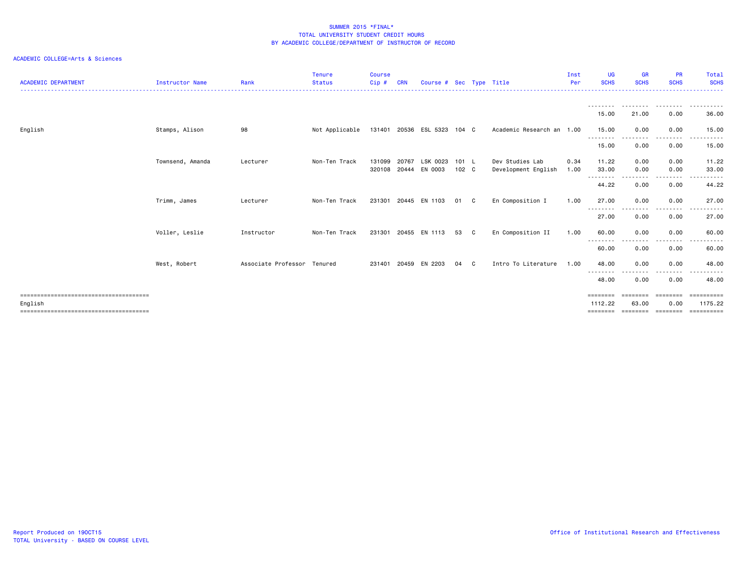# SUMMER 2015 *FINAL*
## TOTAL UNIVERSITY STUDENT CREDIT HOURS
## BY ACADEMIC COLLEGE/DEPARTMENT OF INSTRUCTOR OF RECORD

ACADEMIC COLLEGE=Arts & Sciences

| ACADEMIC DEPARTMENT | Instructor Name | Rank | Tenure Status | Course Cip # | CRN | Course # | Sec | Type | Title | Inst Per | UG SCHS | GR SCHS | PR SCHS | Total SCHS |
|---|---|---|---|---|---|---|---|---|---|---|---|---|---|---|
| | | | | | | | | | | | 15.00 | 21.00 | 0.00 | 36.00 |
| English | Stamps, Alison | 98 | Not Applicable | 131401 | 20536 | ESL 5323 | 104 | C | Academic Research an | 1.00 | 15.00 | 0.00 | 0.00 | 15.00 |
| | | | | | | | | | | | 15.00 | 0.00 | 0.00 | 15.00 |
| | Townsend, Amanda | Lecturer | Non-Ten Track | 131099 | 20767 | LSK 0023 | 101 | L | Dev Studies Lab | 0.34 | 11.22 | 0.00 | 0.00 | 11.22 |
| | | | | 320108 | 20444 | EN 0003 | 102 | C | Development English | 1.00 | 33.00 | 0.00 | 0.00 | 33.00 |
| | | | | | | | | | | | 44.22 | 0.00 | 0.00 | 44.22 |
| | Trimm, James | Lecturer | Non-Ten Track | 231301 | 20445 | EN 1103 | 01 | C | En Composition I | 1.00 | 27.00 | 0.00 | 0.00 | 27.00 |
| | | | | | | | | | | | 27.00 | 0.00 | 0.00 | 27.00 |
| | Voller, Leslie | Instructor | Non-Ten Track | 231301 | 20455 | EN 1113 | 53 | C | En Composition II | 1.00 | 60.00 | 0.00 | 0.00 | 60.00 |
| | | | | | | | | | | | 60.00 | 0.00 | 0.00 | 60.00 |
| | West, Robert | Associate Professor | Tenured | 231401 | 20459 | EN 2203 | 04 | C | Intro To Literature | 1.00 | 48.00 | 0.00 | 0.00 | 48.00 |
| | | | | | | | | | | | 48.00 | 0.00 | 0.00 | 48.00 |
| English | | | | | | | | | | | 1112.22 | 63.00 | 0.00 | 1175.22 |

Report Produced on 19OCT15
TOTAL University - BASED ON COURSE LEVEL

Office of Institutional Research and Effectiveness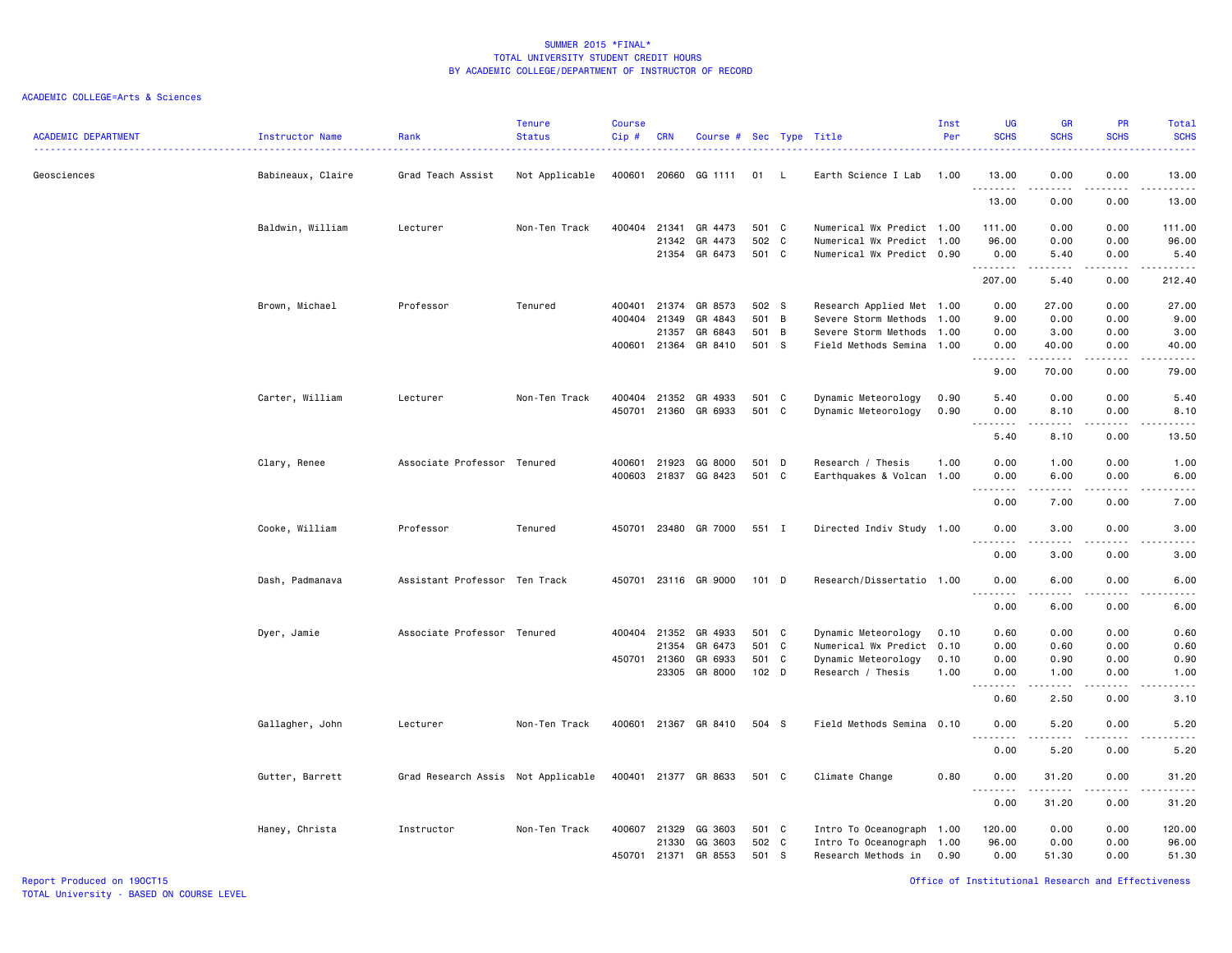SUMMER 2015 *FINAL*
TOTAL UNIVERSITY STUDENT CREDIT HOURS
BY ACADEMIC COLLEGE/DEPARTMENT OF INSTRUCTOR OF RECORD

ACADEMIC COLLEGE=Arts & Sciences

| ACADEMIC DEPARTMENT | Instructor Name | Rank | Tenure Status | Course Cip # | CRN | Course # | Sec | Type | Title | Inst Per | UG SCHS | GR SCHS | PR SCHS | Total SCHS |
|---|---|---|---|---|---|---|---|---|---|---|---|---|---|---|
| Geosciences | Babineaux, Claire | Grad Teach Assist | Not Applicable | 400601 | 20660 | GG 1111 | 01 | L | Earth Science I Lab | 1.00 | 13.00 | 0.00 | 0.00 | 13.00 |
| | | | | | | | | | | | 13.00 | 0.00 | 0.00 | 13.00 |
| | Baldwin, William | Lecturer | Non-Ten Track | 400404 | 21341 | GR 4473 | 501 | C | Numerical Wx Predict | 1.00 | 111.00 | 0.00 | 0.00 | 111.00 |
| | | | | | 21342 | GR 4473 | 502 | C | Numerical Wx Predict | 1.00 | 96.00 | 0.00 | 0.00 | 96.00 |
| | | | | | 21354 | GR 6473 | 501 | C | Numerical Wx Predict | 0.90 | 0.00 | 5.40 | 0.00 | 5.40 |
| | | | | | | | | | | | 207.00 | 5.40 | 0.00 | 212.40 |
| | Brown, Michael | Professor | Tenured | 400401 | 21374 | GR 8573 | 502 | S | Research Applied Met | 1.00 | 0.00 | 27.00 | 0.00 | 27.00 |
| | | | | 400404 | 21349 | GR 4843 | 501 | B | Severe Storm Methods | 1.00 | 9.00 | 0.00 | 0.00 | 9.00 |
| | | | | | 21357 | GR 6843 | 501 | B | Severe Storm Methods | 1.00 | 0.00 | 3.00 | 0.00 | 3.00 |
| | | | | 400601 | 21364 | GR 8410 | 501 | S | Field Methods Semina | 1.00 | 0.00 | 40.00 | 0.00 | 40.00 |
| | | | | | | | | | | | 9.00 | 70.00 | 0.00 | 79.00 |
| | Carter, William | Lecturer | Non-Ten Track | 400404 | 21352 | GR 4933 | 501 | C | Dynamic Meteorology | 0.90 | 5.40 | 0.00 | 0.00 | 5.40 |
| | | | | 450701 | 21360 | GR 6933 | 501 | C | Dynamic Meteorology | 0.90 | 0.00 | 8.10 | 0.00 | 8.10 |
| | | | | | | | | | | | 5.40 | 8.10 | 0.00 | 13.50 |
| | Clary, Renee | Associate Professor | Tenured | 400601 | 21923 | GG 8000 | 501 | D | Research / Thesis | 1.00 | 0.00 | 1.00 | 0.00 | 1.00 |
| | | | | 400603 | 21837 | GG 8423 | 501 | C | Earthquakes & Volcan | 1.00 | 0.00 | 6.00 | 0.00 | 6.00 |
| | | | | | | | | | | | 0.00 | 7.00 | 0.00 | 7.00 |
| | Cooke, William | Professor | Tenured | 450701 | 23480 | GR 7000 | 551 | I | Directed Indiv Study | 1.00 | 0.00 | 3.00 | 0.00 | 3.00 |
| | | | | | | | | | | | 0.00 | 3.00 | 0.00 | 3.00 |
| | Dash, Padmanava | Assistant Professor | Ten Track | 450701 | 23116 | GR 9000 | 101 | D | Research/Dissertatio | 1.00 | 0.00 | 6.00 | 0.00 | 6.00 |
| | | | | | | | | | | | 0.00 | 6.00 | 0.00 | 6.00 |
| | Dyer, Jamie | Associate Professor | Tenured | 400404 | 21352 | GR 4933 | 501 | C | Dynamic Meteorology | 0.10 | 0.60 | 0.00 | 0.00 | 0.60 |
| | | | | | 21354 | GR 6473 | 501 | C | Numerical Wx Predict | 0.10 | 0.00 | 0.60 | 0.00 | 0.60 |
| | | | | 450701 | 21360 | GR 6933 | 501 | C | Dynamic Meteorology | 0.10 | 0.00 | 0.90 | 0.00 | 0.90 |
| | | | | | 23305 | GR 8000 | 102 | D | Research / Thesis | 1.00 | 0.00 | 1.00 | 0.00 | 1.00 |
| | | | | | | | | | | | 0.60 | 2.50 | 0.00 | 3.10 |
| | Gallagher, John | Lecturer | Non-Ten Track | 400601 | 21367 | GR 8410 | 504 | S | Field Methods Semina | 0.10 | 0.00 | 5.20 | 0.00 | 5.20 |
| | | | | | | | | | | | 0.00 | 5.20 | 0.00 | 5.20 |
| | Gutter, Barrett | Grad Research Assis | Not Applicable | 400401 | 21377 | GR 8633 | 501 | C | Climate Change | 0.80 | 0.00 | 31.20 | 0.00 | 31.20 |
| | | | | | | | | | | | 0.00 | 31.20 | 0.00 | 31.20 |
| | Haney, Christa | Instructor | Non-Ten Track | 400607 | 21329 | GG 3603 | 501 | C | Intro To Oceanograph | 1.00 | 120.00 | 0.00 | 0.00 | 120.00 |
| | | | | | 21330 | GG 3603 | 502 | C | Intro To Oceanograph | 1.00 | 96.00 | 0.00 | 0.00 | 96.00 |
| | | | | 450701 | 21371 | GR 8553 | 501 | S | Research Methods in | 0.90 | 0.00 | 51.30 | 0.00 | 51.30 |

Report Produced on 19OCT15
TOTAL University - BASED ON COURSE LEVEL

Office of Institutional Research and Effectiveness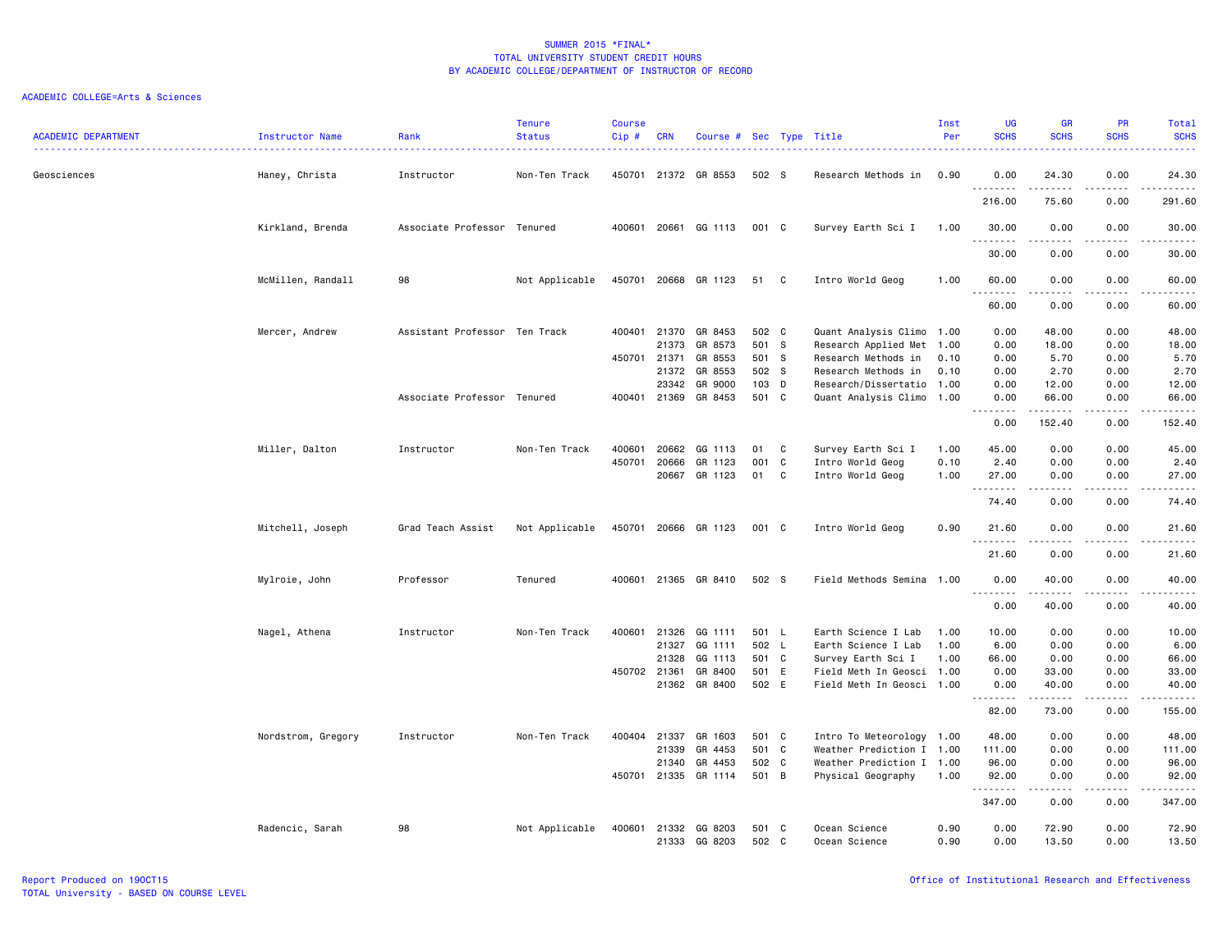SUMMER 2015 *FINAL*
TOTAL UNIVERSITY STUDENT CREDIT HOURS
BY ACADEMIC COLLEGE/DEPARTMENT OF INSTRUCTOR OF RECORD

ACADEMIC COLLEGE=Arts & Sciences

| ACADEMIC DEPARTMENT | Instructor Name | Rank | Tenure Status | Course Cip # | CRN | Course # | Sec | Type | Title | Inst Per | UG SCHS | GR SCHS | PR SCHS | Total SCHS |
|---|---|---|---|---|---|---|---|---|---|---|---|---|---|---|
| Geosciences | Haney, Christa | Instructor | Non-Ten Track | 450701 | 21372 | GR 8553 | 502 | S | Research Methods in | 0.90 | 0.00 | 24.30 | 0.00 | 24.30 |
| | | | | | | | | | | | 216.00 | 75.60 | 0.00 | 291.60 |
| | Kirkland, Brenda | Associate Professor | Tenured | 400601 | 20661 | GG 1113 | 001 | C | Survey Earth Sci I | 1.00 | 30.00 | 0.00 | 0.00 | 30.00 |
| | | | | | | | | | | | 30.00 | 0.00 | 0.00 | 30.00 |
| | McMillen, Randall | 98 | Not Applicable | 450701 | 20668 | GR 1123 | 51 | C | Intro World Geog | 1.00 | 60.00 | 0.00 | 0.00 | 60.00 |
| | | | | | | | | | | | 60.00 | 0.00 | 0.00 | 60.00 |
| | Mercer, Andrew | Assistant Professor | Ten Track | 400401 | 21370 | GR 8453 | 502 | C | Quant Analysis Climo | 1.00 | 0.00 | 48.00 | 0.00 | 48.00 |
| | | | | | 21373 | GR 8573 | 501 | S | Research Applied Met | 1.00 | 0.00 | 18.00 | 0.00 | 18.00 |
| | | | | 450701 | 21371 | GR 8553 | 501 | S | Research Methods in | 0.10 | 0.00 | 5.70 | 0.00 | 5.70 |
| | | | | | 21372 | GR 8553 | 502 | S | Research Methods in | 0.10 | 0.00 | 2.70 | 0.00 | 2.70 |
| | | | | | 23342 | GR 9000 | 103 | D | Research/Dissertatio | 1.00 | 0.00 | 12.00 | 0.00 | 12.00 |
| | | Associate Professor | Tenured | 400401 | 21369 | GR 8453 | 501 | C | Quant Analysis Climo | 1.00 | 0.00 | 66.00 | 0.00 | 66.00 |
| | | | | | | | | | | | 0.00 | 152.40 | 0.00 | 152.40 |
| | Miller, Dalton | Instructor | Non-Ten Track | 400601 | 20662 | GG 1113 | 01 | C | Survey Earth Sci I | 1.00 | 45.00 | 0.00 | 0.00 | 45.00 |
| | | | | 450701 | 20666 | GR 1123 | 001 | C | Intro World Geog | 0.10 | 2.40 | 0.00 | 0.00 | 2.40 |
| | | | | | 20667 | GR 1123 | 01 | C | Intro World Geog | 1.00 | 27.00 | 0.00 | 0.00 | 27.00 |
| | | | | | | | | | | | 74.40 | 0.00 | 0.00 | 74.40 |
| | Mitchell, Joseph | Grad Teach Assist | Not Applicable | 450701 | 20666 | GR 1123 | 001 | C | Intro World Geog | 0.90 | 21.60 | 0.00 | 0.00 | 21.60 |
| | | | | | | | | | | | 21.60 | 0.00 | 0.00 | 21.60 |
| | Mylroie, John | Professor | Tenured | 400601 | 21365 | GR 8410 | 502 | S | Field Methods Semina | 1.00 | 0.00 | 40.00 | 0.00 | 40.00 |
| | | | | | | | | | | | 0.00 | 40.00 | 0.00 | 40.00 |
| | Nagel, Athena | Instructor | Non-Ten Track | 400601 | 21326 | GG 1111 | 501 | L | Earth Science I Lab | 1.00 | 10.00 | 0.00 | 0.00 | 10.00 |
| | | | | | 21327 | GG 1111 | 502 | L | Earth Science I Lab | 1.00 | 6.00 | 0.00 | 0.00 | 6.00 |
| | | | | | 21328 | GG 1113 | 501 | C | Survey Earth Sci I | 1.00 | 66.00 | 0.00 | 0.00 | 66.00 |
| | | | | 450702 | 21361 | GR 8400 | 501 | E | Field Meth In Geosci | 1.00 | 0.00 | 33.00 | 0.00 | 33.00 |
| | | | | | 21362 | GR 8400 | 502 | E | Field Meth In Geosci | 1.00 | 0.00 | 40.00 | 0.00 | 40.00 |
| | | | | | | | | | | | 82.00 | 73.00 | 0.00 | 155.00 |
| | Nordstrom, Gregory | Instructor | Non-Ten Track | 400404 | 21337 | GR 1603 | 501 | C | Intro To Meteorology | 1.00 | 48.00 | 0.00 | 0.00 | 48.00 |
| | | | | | 21339 | GR 4453 | 501 | C | Weather Prediction I | 1.00 | 111.00 | 0.00 | 0.00 | 111.00 |
| | | | | | 21340 | GR 4453 | 502 | C | Weather Prediction I | 1.00 | 96.00 | 0.00 | 0.00 | 96.00 |
| | | | | 450701 | 21335 | GR 1114 | 501 | B | Physical Geography | 1.00 | 92.00 | 0.00 | 0.00 | 92.00 |
| | | | | | | | | | | | 347.00 | 0.00 | 0.00 | 347.00 |
| | Radencic, Sarah | 98 | Not Applicable | 400601 | 21332 | GG 8203 | 501 | C | Ocean Science | 0.90 | 0.00 | 72.90 | 0.00 | 72.90 |
| | | | | | 21333 | GG 8203 | 502 | C | Ocean Science | 0.90 | 0.00 | 13.50 | 0.00 | 13.50 |

Report Produced on 19OCT15
TOTAL University - BASED ON COURSE LEVEL

Office of Institutional Research and Effectiveness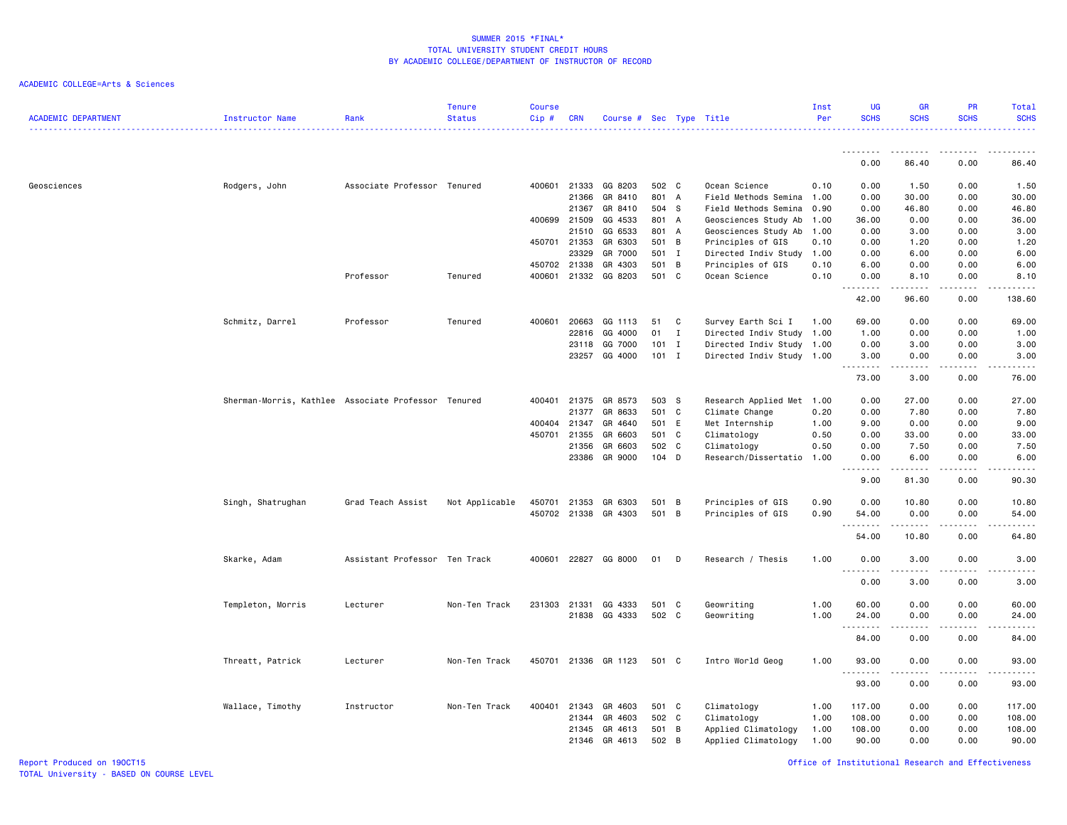# SUMMER 2015 *FINAL*
## TOTAL UNIVERSITY STUDENT CREDIT HOURS
### BY ACADEMIC COLLEGE/DEPARTMENT OF INSTRUCTOR OF RECORD

ACADEMIC COLLEGE=Arts & Sciences

| ACADEMIC DEPARTMENT | Instructor Name | Rank | Tenure Status | Course Cip # | CRN | Course # | Sec | Type | Title | Inst Per | UG SCHS | GR SCHS | PR SCHS | Total SCHS |
|---|---|---|---|---|---|---|---|---|---|---|---|---|---|---|
| | | | | | | | | | | | 0.00 | 86.40 | 0.00 | 86.40 |
| Geosciences | Rodgers, John | Associate Professor | Tenured | 400601 | 21333 | GG 8203 | 502 | C | Ocean Science | 0.10 | 0.00 | 1.50 | 0.00 | 1.50 |
| | | | | | 21366 | GR 8410 | 801 | A | Field Methods Semina | 1.00 | 0.00 | 30.00 | 0.00 | 30.00 |
| | | | | | 21367 | GR 8410 | 504 | S | Field Methods Semina | 0.90 | 0.00 | 46.80 | 0.00 | 46.80 |
| | | | | 400699 | 21509 | GG 4533 | 801 | A | Geosciences Study Ab | 1.00 | 36.00 | 0.00 | 0.00 | 36.00 |
| | | | | | 21510 | GG 6533 | 801 | A | Geosciences Study Ab | 1.00 | 0.00 | 3.00 | 0.00 | 3.00 |
| | | | | 450701 | 21353 | GR 6303 | 501 | B | Principles of GIS | 0.10 | 0.00 | 1.20 | 0.00 | 1.20 |
| | | | | | 23329 | GR 7000 | 501 | I | Directed Indiv Study | 1.00 | 0.00 | 6.00 | 0.00 | 6.00 |
| | | | | 450702 | 21338 | GR 4303 | 501 | B | Principles of GIS | 0.10 | 6.00 | 0.00 | 0.00 | 6.00 |
| | | Professor | Tenured | 400601 | 21332 | GG 8203 | 501 | C | Ocean Science | 0.10 | 0.00 | 8.10 | 0.00 | 8.10 |
| | | | | | | | | | | | 42.00 | 96.60 | 0.00 | 138.60 |
| | Schmitz, Darrel | Professor | Tenured | 400601 | 20663 | GG 1113 | 51 | C | Survey Earth Sci I | 1.00 | 69.00 | 0.00 | 0.00 | 69.00 |
| | | | | | 22816 | GG 4000 | 01 | I | Directed Indiv Study | 1.00 | 1.00 | 0.00 | 0.00 | 1.00 |
| | | | | | 23118 | GG 7000 | 101 | I | Directed Indiv Study | 1.00 | 0.00 | 3.00 | 0.00 | 3.00 |
| | | | | | 23257 | GG 4000 | 101 | I | Directed Indiv Study | 1.00 | 3.00 | 0.00 | 0.00 | 3.00 |
| | | | | | | | | | | | 73.00 | 3.00 | 0.00 | 76.00 |
| | Sherman-Morris, Kathlee | Associate Professor | Tenured | 400401 | 21375 | GR 8573 | 503 | S | Research Applied Met | 1.00 | 0.00 | 27.00 | 0.00 | 27.00 |
| | | | | | 21377 | GR 8633 | 501 | C | Climate Change | 0.20 | 0.00 | 7.80 | 0.00 | 7.80 |
| | | | | 400404 | 21347 | GR 4640 | 501 | E | Met Internship | 1.00 | 9.00 | 0.00 | 0.00 | 9.00 |
| | | | | 450701 | 21355 | GR 6603 | 501 | C | Climatology | 0.50 | 0.00 | 33.00 | 0.00 | 33.00 |
| | | | | | 21356 | GR 6603 | 502 | C | Climatology | 0.50 | 0.00 | 7.50 | 0.00 | 7.50 |
| | | | | | 23386 | GR 9000 | 104 | D | Research/Dissertatio | 1.00 | 0.00 | 6.00 | 0.00 | 6.00 |
| | | | | | | | | | | | 9.00 | 81.30 | 0.00 | 90.30 |
| | Singh, Shatrughan | Grad Teach Assist | Not Applicable | 450701 | 21353 | GR 6303 | 501 | B | Principles of GIS | 0.90 | 0.00 | 10.80 | 0.00 | 10.80 |
| | | | | 450702 | 21338 | GR 4303 | 501 | B | Principles of GIS | 0.90 | 54.00 | 0.00 | 0.00 | 54.00 |
| | | | | | | | | | | | 54.00 | 10.80 | 0.00 | 64.80 |
| | Skarke, Adam | Assistant Professor | Ten Track | 400601 | 22827 | GG 8000 | 01 | D | Research / Thesis | 1.00 | 0.00 | 3.00 | 0.00 | 3.00 |
| | | | | | | | | | | | 0.00 | 3.00 | 0.00 | 3.00 |
| | Templeton, Morris | Lecturer | Non-Ten Track | 231303 | 21331 | GG 4333 | 501 | C | Geowriting | 1.00 | 60.00 | 0.00 | 0.00 | 60.00 |
| | | | | | 21838 | GG 4333 | 502 | C | Geowriting | 1.00 | 24.00 | 0.00 | 0.00 | 24.00 |
| | | | | | | | | | | | 84.00 | 0.00 | 0.00 | 84.00 |
| | Threatt, Patrick | Lecturer | Non-Ten Track | 450701 | 21336 | GR 1123 | 501 | C | Intro World Geog | 1.00 | 93.00 | 0.00 | 0.00 | 93.00 |
| | | | | | | | | | | | 93.00 | 0.00 | 0.00 | 93.00 |
| | Wallace, Timothy | Instructor | Non-Ten Track | 400401 | 21343 | GR 4603 | 501 | C | Climatology | 1.00 | 117.00 | 0.00 | 0.00 | 117.00 |
| | | | | | 21344 | GR 4603 | 502 | C | Climatology | 1.00 | 108.00 | 0.00 | 0.00 | 108.00 |
| | | | | | 21345 | GR 4613 | 501 | B | Applied Climatology | 1.00 | 108.00 | 0.00 | 0.00 | 108.00 |
| | | | | | 21346 | GR 4613 | 502 | B | Applied Climatology | 1.00 | 90.00 | 0.00 | 0.00 | 90.00 |

Report Produced on 19OCT15
TOTAL University - BASED ON COURSE LEVEL

Office of Institutional Research and Effectiveness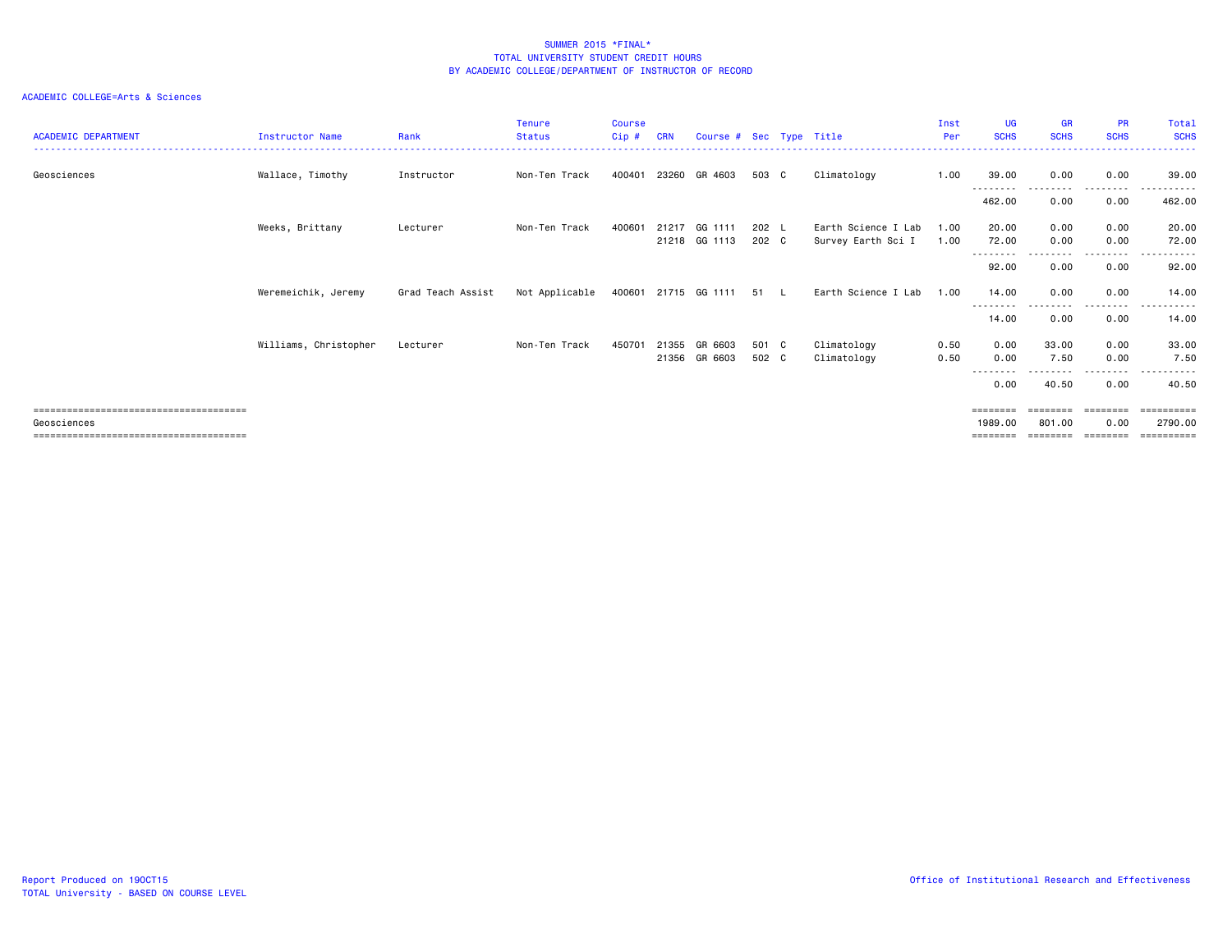SUMMER 2015 *FINAL*
TOTAL UNIVERSITY STUDENT CREDIT HOURS
BY ACADEMIC COLLEGE/DEPARTMENT OF INSTRUCTOR OF RECORD

ACADEMIC COLLEGE=Arts & Sciences

| ACADEMIC DEPARTMENT | Instructor Name | Rank | Tenure Status | Course Cip # | CRN | Course # | Sec | Type | Title | Inst Per | UG SCHS | GR SCHS | PR SCHS | Total SCHS |
|---|---|---|---|---|---|---|---|---|---|---|---|---|---|---|
| Geosciences | Wallace, Timothy | Instructor | Non-Ten Track | 400401 | 23260 | GR 4603 | 503 | C | Climatology | 1.00 | 39.00 | 0.00 | 0.00 | 39.00 |
| | | | | | | | | | | | 462.00 | 0.00 | 0.00 | 462.00 |
| | Weeks, Brittany | Lecturer | Non-Ten Track | 400601 | 21217 | GG 1111 | 202 | L | Earth Science I Lab | 1.00 | 20.00 | 0.00 | 0.00 | 20.00 |
| | | | | | 21218 | GG 1113 | 202 | C | Survey Earth Sci I | 1.00 | 72.00 | 0.00 | 0.00 | 72.00 |
| | | | | | | | | | | | 92.00 | 0.00 | 0.00 | 92.00 |
| | Weremeichik, Jeremy | Grad Teach Assist | Not Applicable | 400601 | 21715 | GG 1111 | 51 | L | Earth Science I Lab | 1.00 | 14.00 | 0.00 | 0.00 | 14.00 |
| | | | | | | | | | | | 14.00 | 0.00 | 0.00 | 14.00 |
| | Williams, Christopher | Lecturer | Non-Ten Track | 450701 | 21355 | GR 6603 | 501 | C | Climatology | 0.50 | 0.00 | 33.00 | 0.00 | 33.00 |
| | | | | | 21356 | GR 6603 | 502 | C | Climatology | 0.50 | 0.00 | 7.50 | 0.00 | 7.50 |
| | | | | | | | | | | | 0.00 | 40.50 | 0.00 | 40.50 |
| Geosciences | | | | | | | | | | | 1989.00 | 801.00 | 0.00 | 2790.00 |

Report Produced on 19OCT15
TOTAL University - BASED ON COURSE LEVEL

Office of Institutional Research and Effectiveness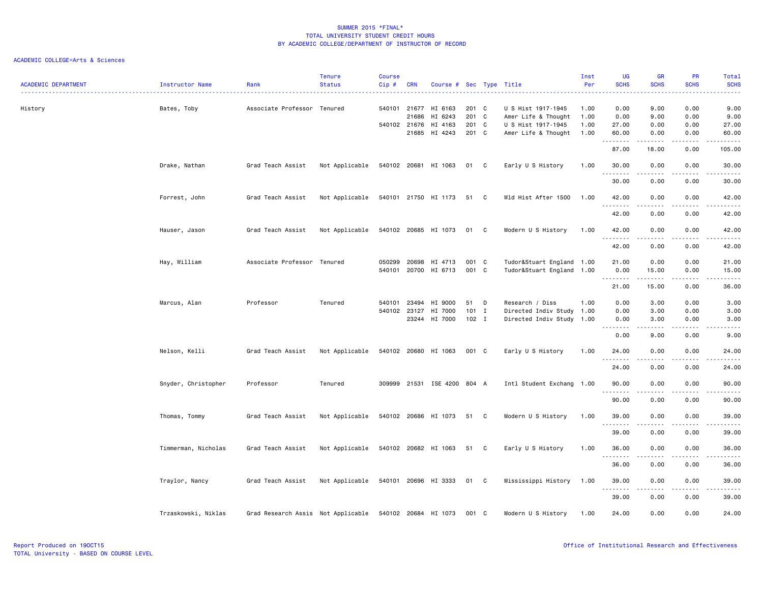SUMMER 2015 *FINAL*
TOTAL UNIVERSITY STUDENT CREDIT HOURS
BY ACADEMIC COLLEGE/DEPARTMENT OF INSTRUCTOR OF RECORD

ACADEMIC COLLEGE=Arts & Sciences

| ACADEMIC DEPARTMENT | Instructor Name | Rank | Tenure Status | Course Cip # | CRN | Course # | Sec | Type | Title | Inst Per | UG SCHS | GR SCHS | PR SCHS | Total SCHS |
|---|---|---|---|---|---|---|---|---|---|---|---|---|---|---|
| History | Bates, Toby | Associate Professor | Tenured | 540101 | 21677 | HI 6163 | 201 | C | U S Hist 1917-1945 | 1.00 | 0.00 | 9.00 | 0.00 | 9.00 |
| | | | | | 21686 | HI 6243 | 201 | C | Amer Life & Thought | 1.00 | 0.00 | 9.00 | 0.00 | 9.00 |
| | | | | 540102 | 21676 | HI 4163 | 201 | C | U S Hist 1917-1945 | 1.00 | 27.00 | 0.00 | 0.00 | 27.00 |
| | | | | | 21685 | HI 4243 | 201 | C | Amer Life & Thought | 1.00 | 60.00 | 0.00 | 0.00 | 60.00 |
| | | | | | | | | | | | 87.00 | 18.00 | 0.00 | 105.00 |
| | Drake, Nathan | Grad Teach Assist | Not Applicable | 540102 | 20681 | HI 1063 | 01 | C | Early U S History | 1.00 | 30.00 | 0.00 | 0.00 | 30.00 |
| | | | | | | | | | | | 30.00 | 0.00 | 0.00 | 30.00 |
| | Forrest, John | Grad Teach Assist | Not Applicable | 540101 | 21750 | HI 1173 | 51 | C | Wld Hist After 1500 | 1.00 | 42.00 | 0.00 | 0.00 | 42.00 |
| | | | | | | | | | | | 42.00 | 0.00 | 0.00 | 42.00 |
| | Hauser, Jason | Grad Teach Assist | Not Applicable | 540102 | 20685 | HI 1073 | 01 | C | Modern U S History | 1.00 | 42.00 | 0.00 | 0.00 | 42.00 |
| | | | | | | | | | | | 42.00 | 0.00 | 0.00 | 42.00 |
| | Hay, William | Associate Professor | Tenured | 050299 | 20698 | HI 4713 | 001 | C | Tudor&Stuart England | 1.00 | 21.00 | 0.00 | 0.00 | 21.00 |
| | | | | 540101 | 20700 | HI 6713 | 001 | C | Tudor&Stuart England | 1.00 | 0.00 | 15.00 | 0.00 | 15.00 |
| | | | | | | | | | | | 21.00 | 15.00 | 0.00 | 36.00 |
| | Marcus, Alan | Professor | Tenured | 540101 | 23494 | HI 9000 | 51 | D | Research / Diss | 1.00 | 0.00 | 3.00 | 0.00 | 3.00 |
| | | | | 540102 | 23127 | HI 7000 | 101 | I | Directed Indiv Study | 1.00 | 0.00 | 3.00 | 0.00 | 3.00 |
| | | | | | 23244 | HI 7000 | 102 | I | Directed Indiv Study | 1.00 | 0.00 | 3.00 | 0.00 | 3.00 |
| | | | | | | | | | | | 0.00 | 9.00 | 0.00 | 9.00 |
| | Nelson, Kelli | Grad Teach Assist | Not Applicable | 540102 | 20680 | HI 1063 | 001 | C | Early U S History | 1.00 | 24.00 | 0.00 | 0.00 | 24.00 |
| | | | | | | | | | | | 24.00 | 0.00 | 0.00 | 24.00 |
| | Snyder, Christopher | Professor | Tenured | 309999 | 21531 | ISE 4200 | 804 | A | Intl Student Exchang | 1.00 | 90.00 | 0.00 | 0.00 | 90.00 |
| | | | | | | | | | | | 90.00 | 0.00 | 0.00 | 90.00 |
| | Thomas, Tommy | Grad Teach Assist | Not Applicable | 540102 | 20686 | HI 1073 | 51 | C | Modern U S History | 1.00 | 39.00 | 0.00 | 0.00 | 39.00 |
| | | | | | | | | | | | 39.00 | 0.00 | 0.00 | 39.00 |
| | Timmerman, Nicholas | Grad Teach Assist | Not Applicable | 540102 | 20682 | HI 1063 | 51 | C | Early U S History | 1.00 | 36.00 | 0.00 | 0.00 | 36.00 |
| | | | | | | | | | | | 36.00 | 0.00 | 0.00 | 36.00 |
| | Traylor, Nancy | Grad Teach Assist | Not Applicable | 540101 | 20696 | HI 3333 | 01 | C | Mississippi History | 1.00 | 39.00 | 0.00 | 0.00 | 39.00 |
| | | | | | | | | | | | 39.00 | 0.00 | 0.00 | 39.00 |
| | Trzaskowski, Niklas | Grad Research Assis | Not Applicable | 540102 | 20684 | HI 1073 | 001 | C | Modern U S History | 1.00 | 24.00 | 0.00 | 0.00 | 24.00 |

Report Produced on 19OCT15
TOTAL University - BASED ON COURSE LEVEL

Office of Institutional Research and Effectiveness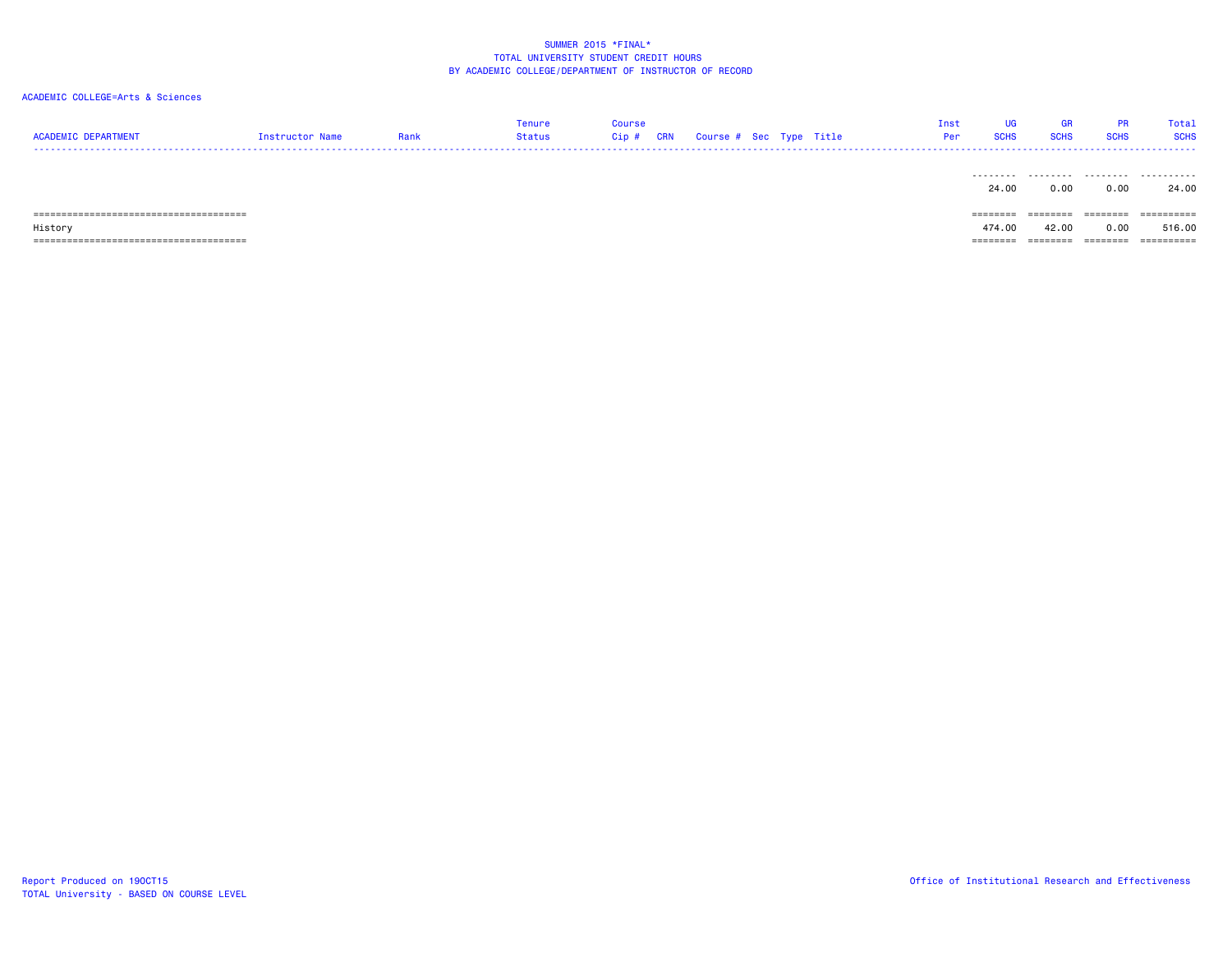# SUMMER 2015 *FINAL*
## TOTAL UNIVERSITY STUDENT CREDIT HOURS
## BY ACADEMIC COLLEGE/DEPARTMENT OF INSTRUCTOR OF RECORD

ACADEMIC COLLEGE=Arts & Sciences

| ACADEMIC DEPARTMENT | Instructor Name | Rank | Tenure Status | Course Cip # | CRN | Course # | Sec | Type | Title | Inst Per | UG SCHS | GR SCHS | PR SCHS | Total SCHS |
|---|---|---|---|---|---|---|---|---|---|---|---|---|---|---|
| | | | | | | | | | | | 24.00 | 0.00 | 0.00 | 24.00 |
| History | | | | | | | | | | | 474.00 | 42.00 | 0.00 | 516.00 |

Report Produced on 19OCT15
TOTAL University - BASED ON COURSE LEVEL

Office of Institutional Research and Effectiveness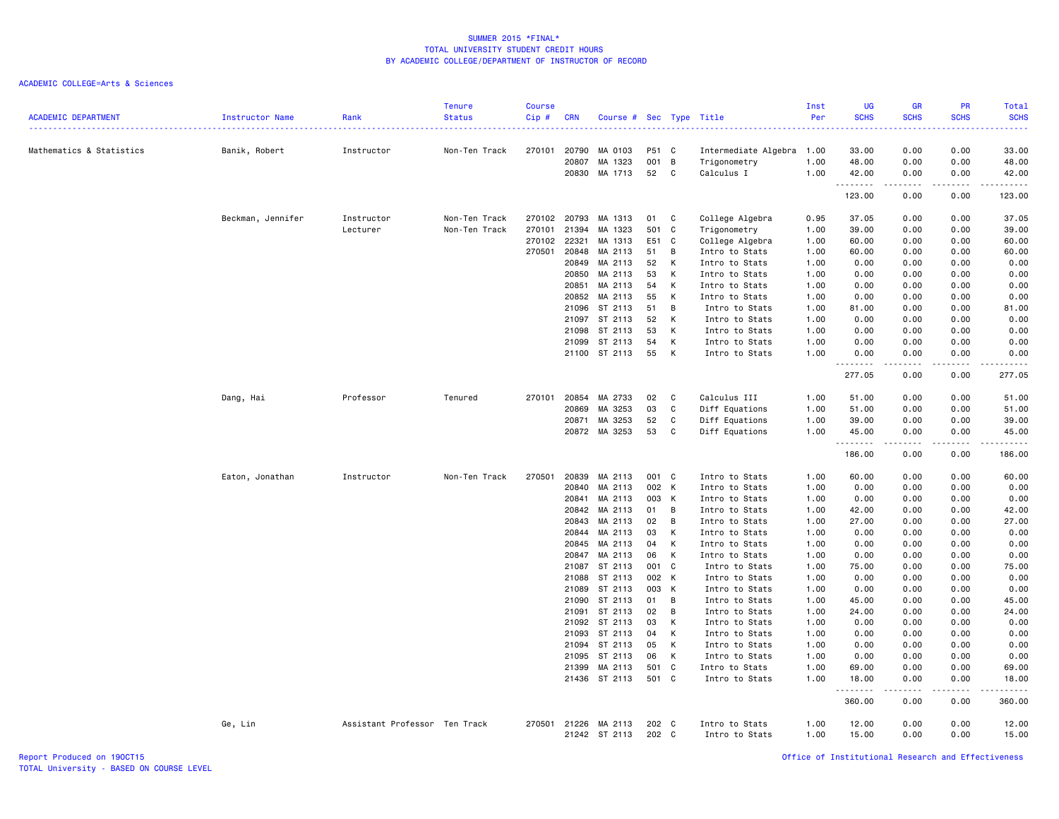# SUMMER 2015 *FINAL*
## TOTAL UNIVERSITY STUDENT CREDIT HOURS
## BY ACADEMIC COLLEGE/DEPARTMENT OF INSTRUCTOR OF RECORD

ACADEMIC COLLEGE=Arts & Sciences

| ACADEMIC DEPARTMENT | Instructor Name | Rank | Tenure Status | Course Cip # | CRN | Course # | Sec | Type | Title | Inst Per | UG SCHS | GR SCHS | PR SCHS | Total SCHS |
|---|---|---|---|---|---|---|---|---|---|---|---|---|---|---|
| Mathematics & Statistics | Banik, Robert | Instructor | Non-Ten Track | 270101 | 20790 | MA 0103 | P51 | C | Intermediate Algebra | 1.00 | 33.00 | 0.00 | 0.00 | 33.00 |
| | | | | | 20807 | MA 1323 | 001 | B | Trigonometry | 1.00 | 48.00 | 0.00 | 0.00 | 48.00 |
| | | | | | 20830 | MA 1713 | 52 | C | Calculus I | 1.00 | 42.00 | 0.00 | 0.00 | 42.00 |
| | | | | | | | | | | | 123.00 | 0.00 | 0.00 | 123.00 |
| | Beckman, Jennifer | Instructor | Non-Ten Track | 270102 | 20793 | MA 1313 | 01 | C | College Algebra | 0.95 | 37.05 | 0.00 | 0.00 | 37.05 |
| | | Lecturer | Non-Ten Track | 270101 | 21394 | MA 1323 | 501 | C | Trigonometry | 1.00 | 39.00 | 0.00 | 0.00 | 39.00 |
| | | | | 270102 | 22321 | MA 1313 | E51 | C | College Algebra | 1.00 | 60.00 | 0.00 | 0.00 | 60.00 |
| | | | | 270501 | 20848 | MA 2113 | 51 | B | Intro to Stats | 1.00 | 60.00 | 0.00 | 0.00 | 60.00 |
| | | | | | 20849 | MA 2113 | 52 | K | Intro to Stats | 1.00 | 0.00 | 0.00 | 0.00 | 0.00 |
| | | | | | 20850 | MA 2113 | 53 | K | Intro to Stats | 1.00 | 0.00 | 0.00 | 0.00 | 0.00 |
| | | | | | 20851 | MA 2113 | 54 | K | Intro to Stats | 1.00 | 0.00 | 0.00 | 0.00 | 0.00 |
| | | | | | 20852 | MA 2113 | 55 | K | Intro to Stats | 1.00 | 0.00 | 0.00 | 0.00 | 0.00 |
| | | | | | 21096 | ST 2113 | 51 | B | Intro to Stats | 1.00 | 81.00 | 0.00 | 0.00 | 81.00 |
| | | | | | 21097 | ST 2113 | 52 | K | Intro to Stats | 1.00 | 0.00 | 0.00 | 0.00 | 0.00 |
| | | | | | 21098 | ST 2113 | 53 | K | Intro to Stats | 1.00 | 0.00 | 0.00 | 0.00 | 0.00 |
| | | | | | 21099 | ST 2113 | 54 | K | Intro to Stats | 1.00 | 0.00 | 0.00 | 0.00 | 0.00 |
| | | | | | 21100 | ST 2113 | 55 | K | Intro to Stats | 1.00 | 0.00 | 0.00 | 0.00 | 0.00 |
| | | | | | | | | | | | 277.05 | 0.00 | 0.00 | 277.05 |
| | Dang, Hai | Professor | Tenured | 270101 | 20854 | MA 2733 | 02 | C | Calculus III | 1.00 | 51.00 | 0.00 | 0.00 | 51.00 |
| | | | | | 20869 | MA 3253 | 03 | C | Diff Equations | 1.00 | 51.00 | 0.00 | 0.00 | 51.00 |
| | | | | | 20871 | MA 3253 | 52 | C | Diff Equations | 1.00 | 39.00 | 0.00 | 0.00 | 39.00 |
| | | | | | 20872 | MA 3253 | 53 | C | Diff Equations | 1.00 | 45.00 | 0.00 | 0.00 | 45.00 |
| | | | | | | | | | | | 186.00 | 0.00 | 0.00 | 186.00 |
| | Eaton, Jonathan | Instructor | Non-Ten Track | 270501 | 20839 | MA 2113 | 001 | C | Intro to Stats | 1.00 | 60.00 | 0.00 | 0.00 | 60.00 |
| | | | | | 20840 | MA 2113 | 002 | K | Intro to Stats | 1.00 | 0.00 | 0.00 | 0.00 | 0.00 |
| | | | | | 20841 | MA 2113 | 003 | K | Intro to Stats | 1.00 | 0.00 | 0.00 | 0.00 | 0.00 |
| | | | | | 20842 | MA 2113 | 01 | B | Intro to Stats | 1.00 | 42.00 | 0.00 | 0.00 | 42.00 |
| | | | | | 20843 | MA 2113 | 02 | B | Intro to Stats | 1.00 | 27.00 | 0.00 | 0.00 | 27.00 |
| | | | | | 20844 | MA 2113 | 03 | K | Intro to Stats | 1.00 | 0.00 | 0.00 | 0.00 | 0.00 |
| | | | | | 20845 | MA 2113 | 04 | K | Intro to Stats | 1.00 | 0.00 | 0.00 | 0.00 | 0.00 |
| | | | | | 20847 | MA 2113 | 06 | K | Intro to Stats | 1.00 | 0.00 | 0.00 | 0.00 | 0.00 |
| | | | | | 21087 | ST 2113 | 001 | C | Intro to Stats | 1.00 | 75.00 | 0.00 | 0.00 | 75.00 |
| | | | | | 21088 | ST 2113 | 002 | K | Intro to Stats | 1.00 | 0.00 | 0.00 | 0.00 | 0.00 |
| | | | | | 21089 | ST 2113 | 003 | K | Intro to Stats | 1.00 | 0.00 | 0.00 | 0.00 | 0.00 |
| | | | | | 21090 | ST 2113 | 01 | B | Intro to Stats | 1.00 | 45.00 | 0.00 | 0.00 | 45.00 |
| | | | | | 21091 | ST 2113 | 02 | B | Intro to Stats | 1.00 | 24.00 | 0.00 | 0.00 | 24.00 |
| | | | | | 21092 | ST 2113 | 03 | K | Intro to Stats | 1.00 | 0.00 | 0.00 | 0.00 | 0.00 |
| | | | | | 21093 | ST 2113 | 04 | K | Intro to Stats | 1.00 | 0.00 | 0.00 | 0.00 | 0.00 |
| | | | | | 21094 | ST 2113 | 05 | K | Intro to Stats | 1.00 | 0.00 | 0.00 | 0.00 | 0.00 |
| | | | | | 21095 | ST 2113 | 06 | K | Intro to Stats | 1.00 | 0.00 | 0.00 | 0.00 | 0.00 |
| | | | | | 21399 | MA 2113 | 501 | C | Intro to Stats | 1.00 | 69.00 | 0.00 | 0.00 | 69.00 |
| | | | | | 21436 | ST 2113 | 501 | C | Intro to Stats | 1.00 | 18.00 | 0.00 | 0.00 | 18.00 |
| | | | | | | | | | | | 360.00 | 0.00 | 0.00 | 360.00 |
| | Ge, Lin | Assistant Professor | Ten Track | 270501 | 21226 | MA 2113 | 202 | C | Intro to Stats | 1.00 | 12.00 | 0.00 | 0.00 | 12.00 |
| | | | | | 21242 | ST 2113 | 202 | C | Intro to Stats | 1.00 | 15.00 | 0.00 | 0.00 | 15.00 |

Report Produced on 19OCT15
TOTAL University - BASED ON COURSE LEVEL

Office of Institutional Research and Effectiveness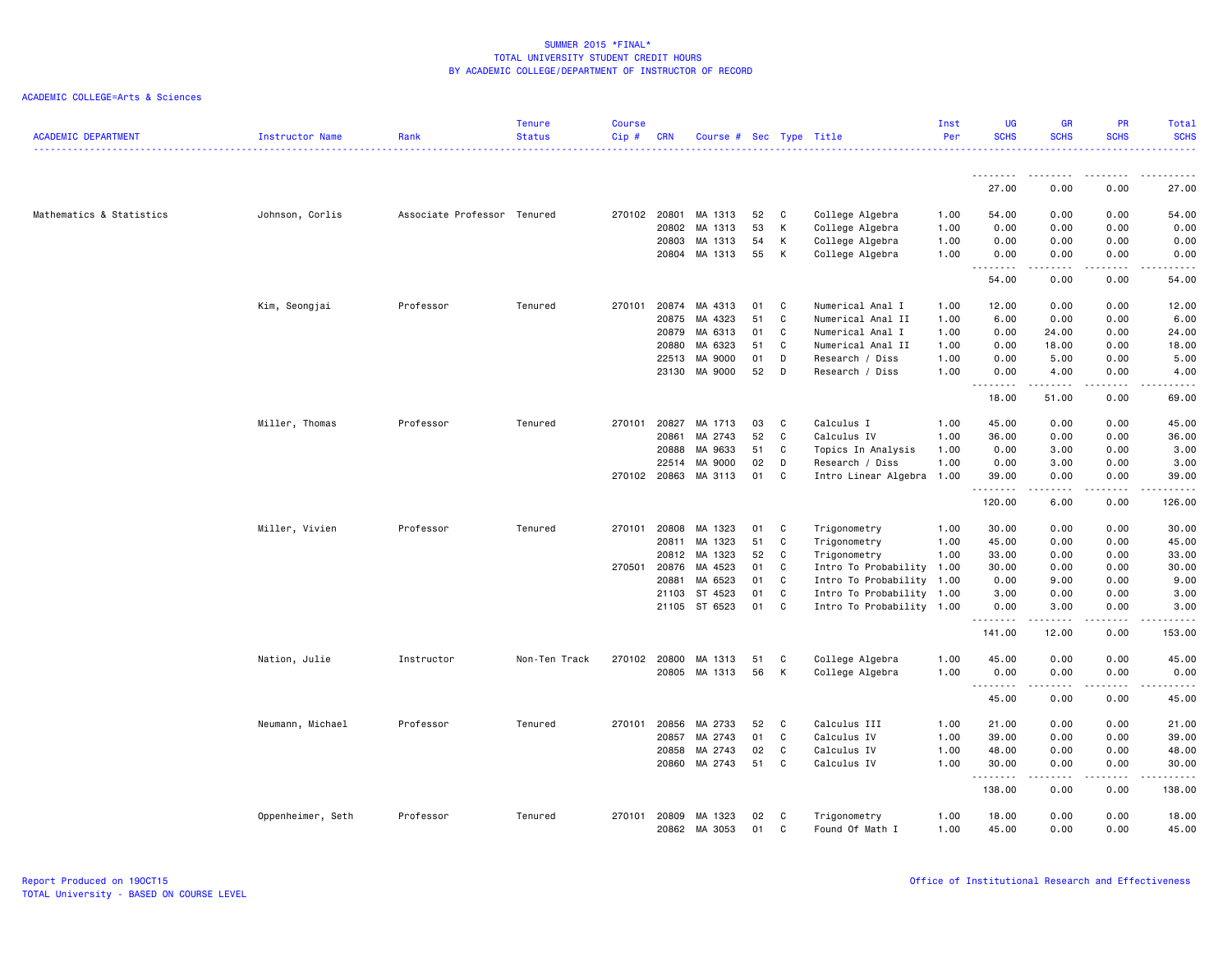SUMMER 2015 *FINAL*
TOTAL UNIVERSITY STUDENT CREDIT HOURS
BY ACADEMIC COLLEGE/DEPARTMENT OF INSTRUCTOR OF RECORD

ACADEMIC COLLEGE=Arts & Sciences

| ACADEMIC DEPARTMENT | Instructor Name | Rank | Tenure Status | Course Cip # | CRN | Course # | Sec | Type | Title | Inst Per | UG SCHS | GR SCHS | PR SCHS | Total SCHS |
|---|---|---|---|---|---|---|---|---|---|---|---|---|---|---|
| | | | | | | | | | | | 27.00 | 0.00 | 0.00 | 27.00 |
| Mathematics & Statistics | Johnson, Corlis | Associate Professor | Tenured | 270102 | 20801 | MA 1313 | 52 | C | College Algebra | 1.00 | 54.00 | 0.00 | 0.00 | 54.00 |
| | | | | | 20802 | MA 1313 | 53 | K | College Algebra | 1.00 | 0.00 | 0.00 | 0.00 | 0.00 |
| | | | | | 20803 | MA 1313 | 54 | K | College Algebra | 1.00 | 0.00 | 0.00 | 0.00 | 0.00 |
| | | | | | 20804 | MA 1313 | 55 | K | College Algebra | 1.00 | 0.00 | 0.00 | 0.00 | 0.00 |
| | | | | | | | | | | | 54.00 | 0.00 | 0.00 | 54.00 |
| | Kim, Seongjai | Professor | Tenured | 270101 | 20874 | MA 4313 | 01 | C | Numerical Anal I | 1.00 | 12.00 | 0.00 | 0.00 | 12.00 |
| | | | | | 20875 | MA 4323 | 51 | C | Numerical Anal II | 1.00 | 6.00 | 0.00 | 0.00 | 6.00 |
| | | | | | 20879 | MA 6313 | 01 | C | Numerical Anal I | 1.00 | 0.00 | 24.00 | 0.00 | 24.00 |
| | | | | | 20880 | MA 6323 | 51 | C | Numerical Anal II | 1.00 | 0.00 | 18.00 | 0.00 | 18.00 |
| | | | | | 22513 | MA 9000 | 01 | D | Research / Diss | 1.00 | 0.00 | 5.00 | 0.00 | 5.00 |
| | | | | | 23130 | MA 9000 | 52 | D | Research / Diss | 1.00 | 0.00 | 4.00 | 0.00 | 4.00 |
| | | | | | | | | | | | 18.00 | 51.00 | 0.00 | 69.00 |
| | Miller, Thomas | Professor | Tenured | 270101 | 20827 | MA 1713 | 03 | C | Calculus I | 1.00 | 45.00 | 0.00 | 0.00 | 45.00 |
| | | | | | 20861 | MA 2743 | 52 | C | Calculus IV | 1.00 | 36.00 | 0.00 | 0.00 | 36.00 |
| | | | | | 20888 | MA 9633 | 51 | C | Topics In Analysis | 1.00 | 0.00 | 3.00 | 0.00 | 3.00 |
| | | | | | 22514 | MA 9000 | 02 | D | Research / Diss | 1.00 | 0.00 | 3.00 | 0.00 | 3.00 |
| | | | | 270102 | 20863 | MA 3113 | 01 | C | Intro Linear Algebra | 1.00 | 39.00 | 0.00 | 0.00 | 39.00 |
| | | | | | | | | | | | 120.00 | 6.00 | 0.00 | 126.00 |
| | Miller, Vivien | Professor | Tenured | 270101 | 20808 | MA 1323 | 01 | C | Trigonometry | 1.00 | 30.00 | 0.00 | 0.00 | 30.00 |
| | | | | | 20811 | MA 1323 | 51 | C | Trigonometry | 1.00 | 45.00 | 0.00 | 0.00 | 45.00 |
| | | | | | 20812 | MA 1323 | 52 | C | Trigonometry | 1.00 | 33.00 | 0.00 | 0.00 | 33.00 |
| | | | | 270501 | 20876 | MA 4523 | 01 | C | Intro To Probability | 1.00 | 30.00 | 0.00 | 0.00 | 30.00 |
| | | | | | 20881 | MA 6523 | 01 | C | Intro To Probability | 1.00 | 0.00 | 9.00 | 0.00 | 9.00 |
| | | | | | 21103 | ST 4523 | 01 | C | Intro To Probability | 1.00 | 3.00 | 0.00 | 0.00 | 3.00 |
| | | | | | 21105 | ST 6523 | 01 | C | Intro To Probability | 1.00 | 0.00 | 3.00 | 0.00 | 3.00 |
| | | | | | | | | | | | 141.00 | 12.00 | 0.00 | 153.00 |
| | Nation, Julie | Instructor | Non-Ten Track | 270102 | 20800 | MA 1313 | 51 | C | College Algebra | 1.00 | 45.00 | 0.00 | 0.00 | 45.00 |
| | | | | | 20805 | MA 1313 | 56 | K | College Algebra | 1.00 | 0.00 | 0.00 | 0.00 | 0.00 |
| | | | | | | | | | | | 45.00 | 0.00 | 0.00 | 45.00 |
| | Neumann, Michael | Professor | Tenured | 270101 | 20856 | MA 2733 | 52 | C | Calculus III | 1.00 | 21.00 | 0.00 | 0.00 | 21.00 |
| | | | | | 20857 | MA 2743 | 01 | C | Calculus IV | 1.00 | 39.00 | 0.00 | 0.00 | 39.00 |
| | | | | | 20858 | MA 2743 | 02 | C | Calculus IV | 1.00 | 48.00 | 0.00 | 0.00 | 48.00 |
| | | | | | 20860 | MA 2743 | 51 | C | Calculus IV | 1.00 | 30.00 | 0.00 | 0.00 | 30.00 |
| | | | | | | | | | | | 138.00 | 0.00 | 0.00 | 138.00 |
| | Oppenheimer, Seth | Professor | Tenured | 270101 | 20809 | MA 1323 | 02 | C | Trigonometry | 1.00 | 18.00 | 0.00 | 0.00 | 18.00 |
| | | | | | 20862 | MA 3053 | 01 | C | Found Of Math I | 1.00 | 45.00 | 0.00 | 0.00 | 45.00 |

Report Produced on 19OCT15
TOTAL University - BASED ON COURSE LEVEL

Office of Institutional Research and Effectiveness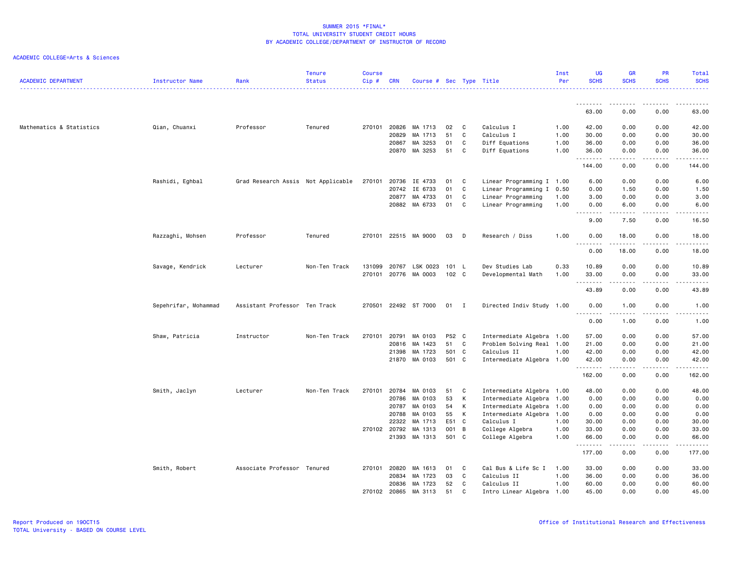SUMMER 2015 *FINAL*
TOTAL UNIVERSITY STUDENT CREDIT HOURS
BY ACADEMIC COLLEGE/DEPARTMENT OF INSTRUCTOR OF RECORD

ACADEMIC COLLEGE=Arts & Sciences

| ACADEMIC DEPARTMENT | Instructor Name | Rank | Tenure Status | Course Cip # | CRN | Course # | Sec | Type | Title | Inst Per | UG SCHS | GR SCHS | PR SCHS | Total SCHS |
|---|---|---|---|---|---|---|---|---|---|---|---|---|---|---|
| | | | | | | | | | | | 63.00 | 0.00 | 0.00 | 63.00 |
| Mathematics & Statistics | Qian, Chuanxi | Professor | Tenured | 270101 | 20826 | MA 1713 | 02 | C | Calculus I | 1.00 | 42.00 | 0.00 | 0.00 | 42.00 |
| | | | | | 20829 | MA 1713 | 51 | C | Calculus I | 1.00 | 30.00 | 0.00 | 0.00 | 30.00 |
| | | | | | 20867 | MA 3253 | 01 | C | Diff Equations | 1.00 | 36.00 | 0.00 | 0.00 | 36.00 |
| | | | | | 20870 | MA 3253 | 51 | C | Diff Equations | 1.00 | 36.00 | 0.00 | 0.00 | 36.00 |
| | | | | | | | | | | | 144.00 | 0.00 | 0.00 | 144.00 |
| | Rashidi, Eghbal | Grad Research Assis | Not Applicable | 270101 | 20736 | IE 4733 | 01 | C | Linear Programming I | 1.00 | 6.00 | 0.00 | 0.00 | 6.00 |
| | | | | | 20742 | IE 6733 | 01 | C | Linear Programming I | 0.50 | 0.00 | 1.50 | 0.00 | 1.50 |
| | | | | | 20877 | MA 4733 | 01 | C | Linear Programming | 1.00 | 3.00 | 0.00 | 0.00 | 3.00 |
| | | | | | 20882 | MA 6733 | 01 | C | Linear Programming | 1.00 | 0.00 | 6.00 | 0.00 | 6.00 |
| | | | | | | | | | | | 9.00 | 7.50 | 0.00 | 16.50 |
| | Razzaghi, Mohsen | Professor | Tenured | 270101 | 22515 | MA 9000 | 03 | D | Research / Diss | 1.00 | 0.00 | 18.00 | 0.00 | 18.00 |
| | | | | | | | | | | | 0.00 | 18.00 | 0.00 | 18.00 |
| | Savage, Kendrick | Lecturer | Non-Ten Track | 131099 | 20767 | LSK 0023 | 101 | L | Dev Studies Lab | 0.33 | 10.89 | 0.00 | 0.00 | 10.89 |
| | | | | 270101 | 20776 | MA 0003 | 102 | C | Developmental Math | 1.00 | 33.00 | 0.00 | 0.00 | 33.00 |
| | | | | | | | | | | | 43.89 | 0.00 | 0.00 | 43.89 |
| | Sepehrifar, Mohammad | Assistant Professor | Ten Track | 270501 | 22492 | ST 7000 | 01 | I | Directed Indiv Study | 1.00 | 0.00 | 1.00 | 0.00 | 1.00 |
| | | | | | | | | | | | 0.00 | 1.00 | 0.00 | 1.00 |
| | Shaw, Patricia | Instructor | Non-Ten Track | 270101 | 20791 | MA 0103 | P52 | C | Intermediate Algebra | 1.00 | 57.00 | 0.00 | 0.00 | 57.00 |
| | | | | | 20816 | MA 1423 | 51 | C | Problem Solving Real | 1.00 | 21.00 | 0.00 | 0.00 | 21.00 |
| | | | | | 21398 | MA 1723 | 501 | C | Calculus II | 1.00 | 42.00 | 0.00 | 0.00 | 42.00 |
| | | | | | 21870 | MA 0103 | 501 | C | Intermediate Algebra | 1.00 | 42.00 | 0.00 | 0.00 | 42.00 |
| | | | | | | | | | | | 162.00 | 0.00 | 0.00 | 162.00 |
| | Smith, Jaclyn | Lecturer | Non-Ten Track | 270101 | 20784 | MA 0103 | 51 | C | Intermediate Algebra | 1.00 | 48.00 | 0.00 | 0.00 | 48.00 |
| | | | | | 20786 | MA 0103 | 53 | K | Intermediate Algebra | 1.00 | 0.00 | 0.00 | 0.00 | 0.00 |
| | | | | | 20787 | MA 0103 | 54 | K | Intermediate Algebra | 1.00 | 0.00 | 0.00 | 0.00 | 0.00 |
| | | | | | 20788 | MA 0103 | 55 | K | Intermediate Algebra | 1.00 | 0.00 | 0.00 | 0.00 | 0.00 |
| | | | | | 22322 | MA 1713 | E51 | C | Calculus I | 1.00 | 30.00 | 0.00 | 0.00 | 30.00 |
| | | | | 270102 | 20792 | MA 1313 | 001 | B | College Algebra | 1.00 | 33.00 | 0.00 | 0.00 | 33.00 |
| | | | | | 21393 | MA 1313 | 501 | C | College Algebra | 1.00 | 66.00 | 0.00 | 0.00 | 66.00 |
| | | | | | | | | | | | 177.00 | 0.00 | 0.00 | 177.00 |
| | Smith, Robert | Associate Professor | Tenured | 270101 | 20820 | MA 1613 | 01 | C | Cal Bus & Life Sc I | 1.00 | 33.00 | 0.00 | 0.00 | 33.00 |
| | | | | | 20834 | MA 1723 | 03 | C | Calculus II | 1.00 | 36.00 | 0.00 | 0.00 | 36.00 |
| | | | | | 20836 | MA 1723 | 52 | C | Calculus II | 1.00 | 60.00 | 0.00 | 0.00 | 60.00 |
| | | | | 270102 | 20865 | MA 3113 | 51 | C | Intro Linear Algebra | 1.00 | 45.00 | 0.00 | 0.00 | 45.00 |

Report Produced on 19OCT15
TOTAL University - BASED ON COURSE LEVEL

Office of Institutional Research and Effectiveness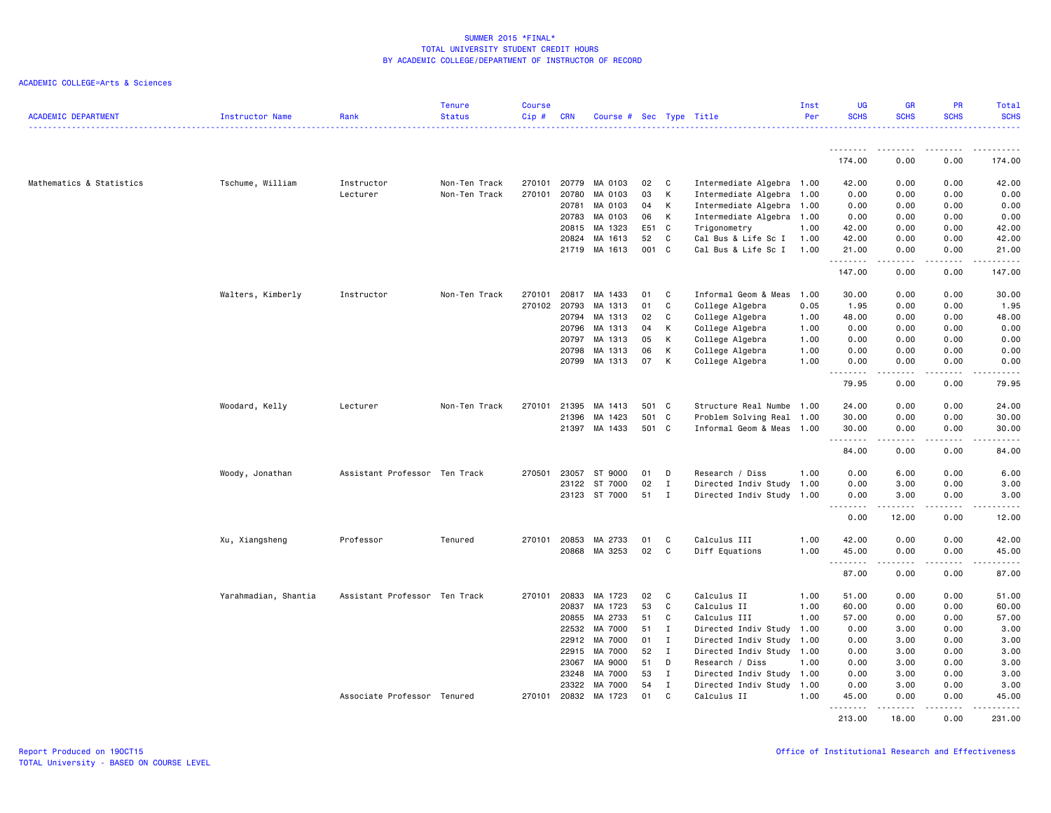SUMMER 2015 *FINAL*
TOTAL UNIVERSITY STUDENT CREDIT HOURS
BY ACADEMIC COLLEGE/DEPARTMENT OF INSTRUCTOR OF RECORD

ACADEMIC COLLEGE=Arts & Sciences

| ACADEMIC DEPARTMENT | Instructor Name | Rank | Tenure Status | Course Cip # | CRN | Course # | Sec | Type | Title | Inst Per | UG SCHS | GR SCHS | PR SCHS | Total SCHS |
|---|---|---|---|---|---|---|---|---|---|---|---|---|---|---|
| | | | | | | | | | | | 174.00 | 0.00 | 0.00 | 174.00 |
| Mathematics & Statistics | Tschume, William | Instructor | Non-Ten Track | 270101 | 20779 | MA 0103 | 02 | C | Intermediate Algebra | 1.00 | 42.00 | 0.00 | 0.00 | 42.00 |
| | | Lecturer | Non-Ten Track | 270101 | 20780 | MA 0103 | 03 | K | Intermediate Algebra | 1.00 | 0.00 | 0.00 | 0.00 | 0.00 |
| | | | | | 20781 | MA 0103 | 04 | K | Intermediate Algebra | 1.00 | 0.00 | 0.00 | 0.00 | 0.00 |
| | | | | | 20783 | MA 0103 | 06 | K | Intermediate Algebra | 1.00 | 0.00 | 0.00 | 0.00 | 0.00 |
| | | | | | 20815 | MA 1323 | E51 | C | Trigonometry | 1.00 | 42.00 | 0.00 | 0.00 | 42.00 |
| | | | | | 20824 | MA 1613 | 52 | C | Cal Bus & Life Sc I | 1.00 | 42.00 | 0.00 | 0.00 | 42.00 |
| | | | | | 21719 | MA 1613 | 001 | C | Cal Bus & Life Sc I | 1.00 | 21.00 | 0.00 | 0.00 | 21.00 |
| | | | | | | | | | | | 147.00 | 0.00 | 0.00 | 147.00 |
| | Walters, Kimberly | Instructor | Non-Ten Track | 270101 | 20817 | MA 1433 | 01 | C | Informal Geom & Meas | 1.00 | 30.00 | 0.00 | 0.00 | 30.00 |
| | | | | 270102 | 20793 | MA 1313 | 01 | C | College Algebra | 0.05 | 1.95 | 0.00 | 0.00 | 1.95 |
| | | | | | 20794 | MA 1313 | 02 | C | College Algebra | 1.00 | 48.00 | 0.00 | 0.00 | 48.00 |
| | | | | | 20796 | MA 1313 | 04 | K | College Algebra | 1.00 | 0.00 | 0.00 | 0.00 | 0.00 |
| | | | | | 20797 | MA 1313 | 05 | K | College Algebra | 1.00 | 0.00 | 0.00 | 0.00 | 0.00 |
| | | | | | 20798 | MA 1313 | 06 | K | College Algebra | 1.00 | 0.00 | 0.00 | 0.00 | 0.00 |
| | | | | | 20799 | MA 1313 | 07 | K | College Algebra | 1.00 | 0.00 | 0.00 | 0.00 | 0.00 |
| | | | | | | | | | | | 79.95 | 0.00 | 0.00 | 79.95 |
| | Woodard, Kelly | Lecturer | Non-Ten Track | 270101 | 21395 | MA 1413 | 501 | C | Structure Real Numbe | 1.00 | 24.00 | 0.00 | 0.00 | 24.00 |
| | | | | | 21396 | MA 1423 | 501 | C | Problem Solving Real | 1.00 | 30.00 | 0.00 | 0.00 | 30.00 |
| | | | | | 21397 | MA 1433 | 501 | C | Informal Geom & Meas | 1.00 | 30.00 | 0.00 | 0.00 | 30.00 |
| | | | | | | | | | | | 84.00 | 0.00 | 0.00 | 84.00 |
| | Woody, Jonathan | Assistant Professor | Ten Track | 270501 | 23057 | ST 9000 | 01 | D | Research / Diss | 1.00 | 0.00 | 6.00 | 0.00 | 6.00 |
| | | | | | 23122 | ST 7000 | 02 | I | Directed Indiv Study | 1.00 | 0.00 | 3.00 | 0.00 | 3.00 |
| | | | | | 23123 | ST 7000 | 51 | I | Directed Indiv Study | 1.00 | 0.00 | 3.00 | 0.00 | 3.00 |
| | | | | | | | | | | | 0.00 | 12.00 | 0.00 | 12.00 |
| | Xu, Xiangsheng | Professor | Tenured | 270101 | 20853 | MA 2733 | 01 | C | Calculus III | 1.00 | 42.00 | 0.00 | 0.00 | 42.00 |
| | | | | | 20868 | MA 3253 | 02 | C | Diff Equations | 1.00 | 45.00 | 0.00 | 0.00 | 45.00 |
| | | | | | | | | | | | 87.00 | 0.00 | 0.00 | 87.00 |
| | Yarahmadian, Shantia | Assistant Professor | Ten Track | 270101 | 20833 | MA 1723 | 02 | C | Calculus II | 1.00 | 51.00 | 0.00 | 0.00 | 51.00 |
| | | | | | 20837 | MA 1723 | 53 | C | Calculus II | 1.00 | 60.00 | 0.00 | 0.00 | 60.00 |
| | | | | | 20855 | MA 2733 | 51 | C | Calculus III | 1.00 | 57.00 | 0.00 | 0.00 | 57.00 |
| | | | | | 22532 | MA 7000 | 51 | I | Directed Indiv Study | 1.00 | 0.00 | 3.00 | 0.00 | 3.00 |
| | | | | | 22912 | MA 7000 | 01 | I | Directed Indiv Study | 1.00 | 0.00 | 3.00 | 0.00 | 3.00 |
| | | | | | 22915 | MA 7000 | 52 | I | Directed Indiv Study | 1.00 | 0.00 | 3.00 | 0.00 | 3.00 |
| | | | | | 23067 | MA 9000 | 51 | D | Research / Diss | 1.00 | 0.00 | 3.00 | 0.00 | 3.00 |
| | | | | | 23248 | MA 7000 | 53 | I | Directed Indiv Study | 1.00 | 0.00 | 3.00 | 0.00 | 3.00 |
| | | | | | 23322 | MA 7000 | 54 | I | Directed Indiv Study | 1.00 | 0.00 | 3.00 | 0.00 | 3.00 |
| | | Associate Professor | Tenured | 270101 | 20832 | MA 1723 | 01 | C | Calculus II | 1.00 | 45.00 | 0.00 | 0.00 | 45.00 |
| | | | | | | | | | | | 213.00 | 18.00 | 0.00 | 231.00 |

Report Produced on 19OCT15
TOTAL University - BASED ON COURSE LEVEL

Office of Institutional Research and Effectiveness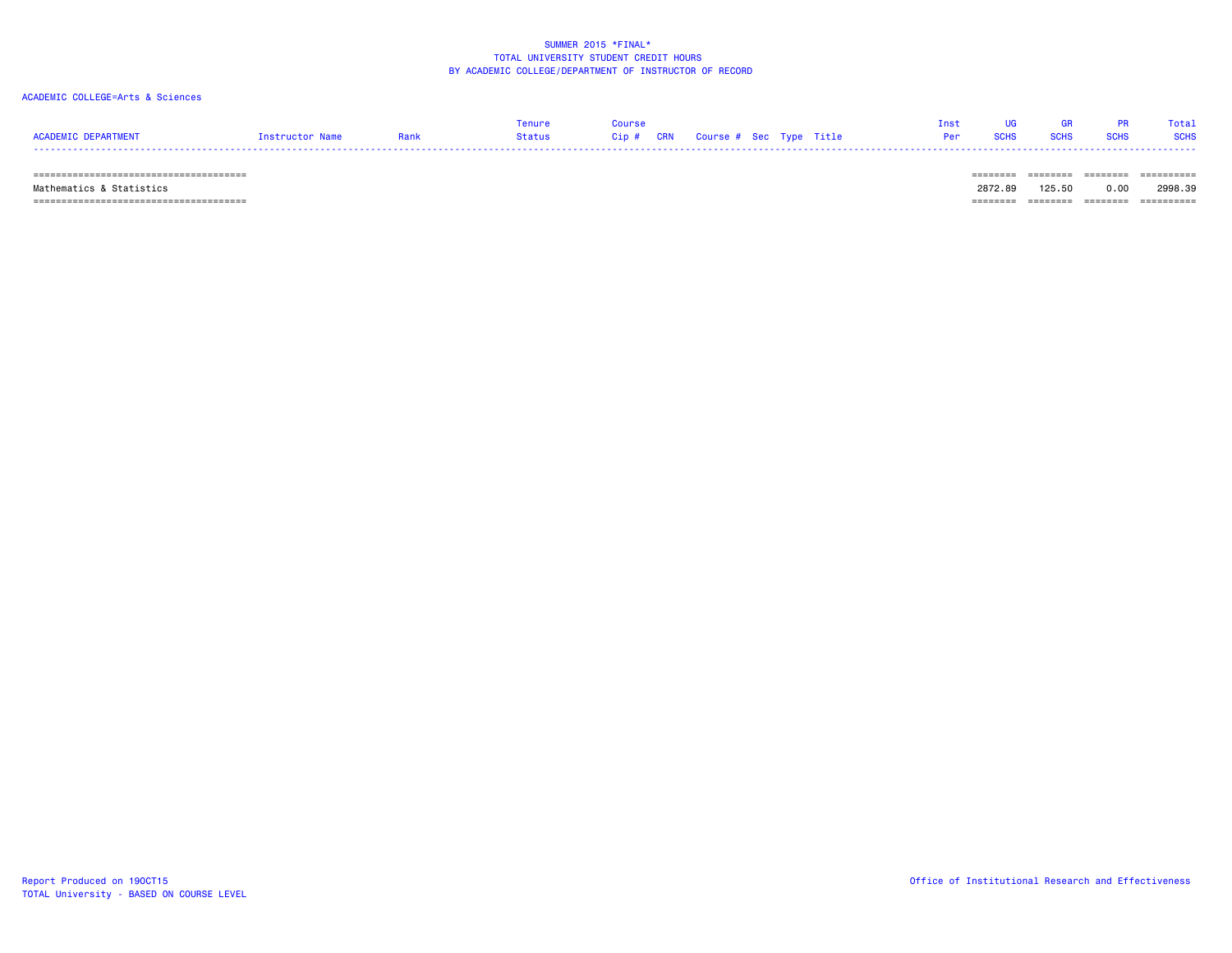SUMMER 2015 *FINAL*
TOTAL UNIVERSITY STUDENT CREDIT HOURS
BY ACADEMIC COLLEGE/DEPARTMENT OF INSTRUCTOR OF RECORD

ACADEMIC COLLEGE=Arts & Sciences

| ACADEMIC DEPARTMENT | Instructor Name | Rank | Tenure Status | Course Cip # | CRN | Course # | Sec | Type | Title | Inst Per | UG SCHS | GR SCHS | PR SCHS | Total SCHS |
|---|---|---|---|---|---|---|---|---|---|---|---|---|---|---|
| Mathematics & Statistics | | | | | | | | | | | 2872.89 | 125.50 | 0.00 | 2998.39 |

Report Produced on 19OCT15
TOTAL University - BASED ON COURSE LEVEL

Office of Institutional Research and Effectiveness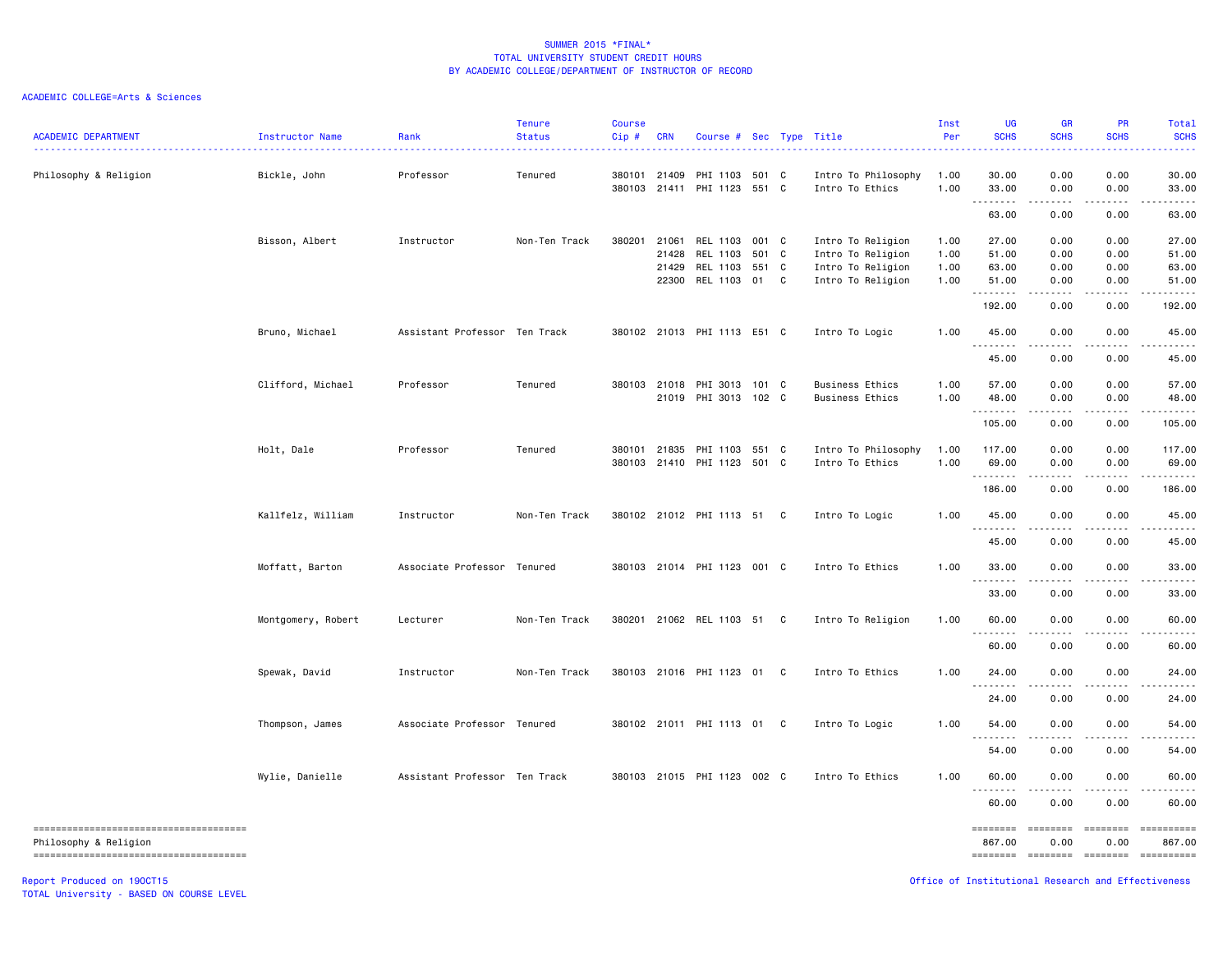SUMMER 2015 *FINAL*
TOTAL UNIVERSITY STUDENT CREDIT HOURS
BY ACADEMIC COLLEGE/DEPARTMENT OF INSTRUCTOR OF RECORD

ACADEMIC COLLEGE=Arts & Sciences

| ACADEMIC DEPARTMENT | Instructor Name | Rank | Tenure Status | Course Cip # | CRN | Course # | Sec | Type | Title | Inst Per | UG SCHS | GR SCHS | PR SCHS | Total SCHS |
|---|---|---|---|---|---|---|---|---|---|---|---|---|---|---|
| Philosophy & Religion | Bickle, John | Professor | Tenured | 380101 | 21409 | PHI 1103 | 501 | C | Intro To Philosophy | 1.00 | 30.00 | 0.00 | 0.00 | 30.00 |
| | | | | 380103 | 21411 | PHI 1123 | 551 | C | Intro To Ethics | 1.00 | 33.00 | 0.00 | 0.00 | 33.00 |
| | | | | | | | | | | | 63.00 | 0.00 | 0.00 | 63.00 |
| | Bisson, Albert | Instructor | Non-Ten Track | 380201 | 21061 | REL 1103 | 001 | C | Intro To Religion | 1.00 | 27.00 | 0.00 | 0.00 | 27.00 |
| | | | | | 21428 | REL 1103 | 501 | C | Intro To Religion | 1.00 | 51.00 | 0.00 | 0.00 | 51.00 |
| | | | | | 21429 | REL 1103 | 551 | C | Intro To Religion | 1.00 | 63.00 | 0.00 | 0.00 | 63.00 |
| | | | | | 22300 | REL 1103 | 01 | C | Intro To Religion | 1.00 | 51.00 | 0.00 | 0.00 | 51.00 |
| | | | | | | | | | | | 192.00 | 0.00 | 0.00 | 192.00 |
| | Bruno, Michael | Assistant Professor | Ten Track | 380102 | 21013 | PHI 1113 | E51 | C | Intro To Logic | 1.00 | 45.00 | 0.00 | 0.00 | 45.00 |
| | | | | | | | | | | | 45.00 | 0.00 | 0.00 | 45.00 |
| | Clifford, Michael | Professor | Tenured | 380103 | 21018 | PHI 3013 | 101 | C | Business Ethics | 1.00 | 57.00 | 0.00 | 0.00 | 57.00 |
| | | | | | 21019 | PHI 3013 | 102 | C | Business Ethics | 1.00 | 48.00 | 0.00 | 0.00 | 48.00 |
| | | | | | | | | | | | 105.00 | 0.00 | 0.00 | 105.00 |
| | Holt, Dale | Professor | Tenured | 380101 | 21835 | PHI 1103 | 551 | C | Intro To Philosophy | 1.00 | 117.00 | 0.00 | 0.00 | 117.00 |
| | | | | 380103 | 21410 | PHI 1123 | 501 | C | Intro To Ethics | 1.00 | 69.00 | 0.00 | 0.00 | 69.00 |
| | | | | | | | | | | | 186.00 | 0.00 | 0.00 | 186.00 |
| | Kallfelz, William | Instructor | Non-Ten Track | 380102 | 21012 | PHI 1113 | 51 | C | Intro To Logic | 1.00 | 45.00 | 0.00 | 0.00 | 45.00 |
| | | | | | | | | | | | 45.00 | 0.00 | 0.00 | 45.00 |
| | Moffatt, Barton | Associate Professor | Tenured | 380103 | 21014 | PHI 1123 | 001 | C | Intro To Ethics | 1.00 | 33.00 | 0.00 | 0.00 | 33.00 |
| | | | | | | | | | | | 33.00 | 0.00 | 0.00 | 33.00 |
| | Montgomery, Robert | Lecturer | Non-Ten Track | 380201 | 21062 | REL 1103 | 51 | C | Intro To Religion | 1.00 | 60.00 | 0.00 | 0.00 | 60.00 |
| | | | | | | | | | | | 60.00 | 0.00 | 0.00 | 60.00 |
| | Spewak, David | Instructor | Non-Ten Track | 380103 | 21016 | PHI 1123 | 01 | C | Intro To Ethics | 1.00 | 24.00 | 0.00 | 0.00 | 24.00 |
| | | | | | | | | | | | 24.00 | 0.00 | 0.00 | 24.00 |
| | Thompson, James | Associate Professor | Tenured | 380102 | 21011 | PHI 1113 | 01 | C | Intro To Logic | 1.00 | 54.00 | 0.00 | 0.00 | 54.00 |
| | | | | | | | | | | | 54.00 | 0.00 | 0.00 | 54.00 |
| | Wylie, Danielle | Assistant Professor | Ten Track | 380103 | 21015 | PHI 1123 | 002 | C | Intro To Ethics | 1.00 | 60.00 | 0.00 | 0.00 | 60.00 |
| | | | | | | | | | | | 60.00 | 0.00 | 0.00 | 60.00 |
| Philosophy & Religion | | | | | | | | | | | 867.00 | 0.00 | 0.00 | 867.00 |

Report Produced on 19OCT15
TOTAL University - BASED ON COURSE LEVEL

Office of Institutional Research and Effectiveness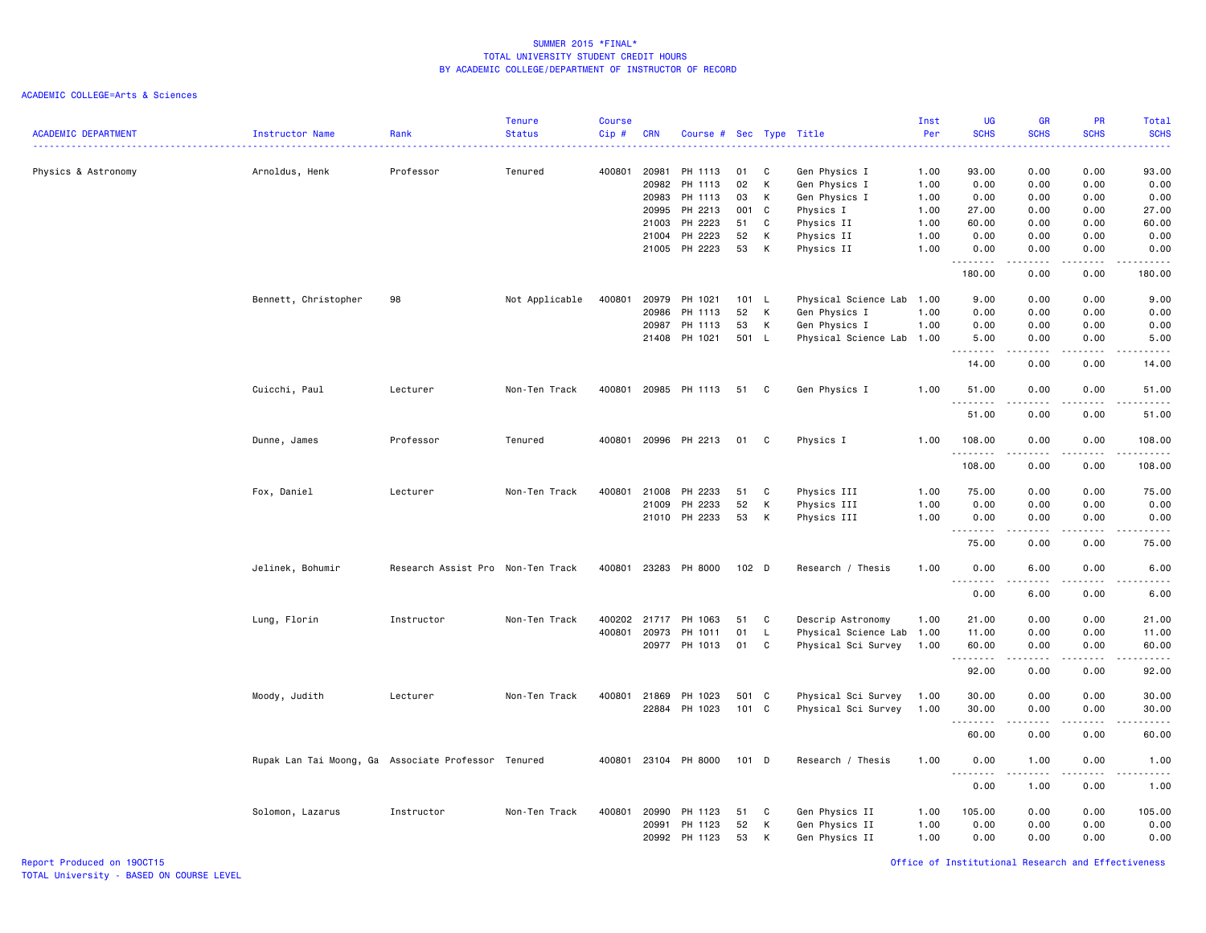SUMMER 2015 *FINAL*
TOTAL UNIVERSITY STUDENT CREDIT HOURS
BY ACADEMIC COLLEGE/DEPARTMENT OF INSTRUCTOR OF RECORD

ACADEMIC COLLEGE=Arts & Sciences

| ACADEMIC DEPARTMENT | Instructor Name | Rank | Tenure Status | Course Cip # | CRN | Course # | Sec | Type | Title | Inst Per | UG SCHS | GR SCHS | PR SCHS | Total SCHS |
|---|---|---|---|---|---|---|---|---|---|---|---|---|---|---|
| Physics & Astronomy | Arnoldus, Henk | Professor | Tenured | 400801 | 20981 | PH 1113 | 01 | C | Gen Physics I | 1.00 | 93.00 | 0.00 | 0.00 | 93.00 |
| | | | | | 20982 | PH 1113 | 02 | K | Gen Physics I | 1.00 | 0.00 | 0.00 | 0.00 | 0.00 |
| | | | | | 20983 | PH 1113 | 03 | K | Gen Physics I | 1.00 | 0.00 | 0.00 | 0.00 | 0.00 |
| | | | | | 20995 | PH 2213 | 001 | C | Physics I | 1.00 | 27.00 | 0.00 | 0.00 | 27.00 |
| | | | | | 21003 | PH 2223 | 51 | C | Physics II | 1.00 | 60.00 | 0.00 | 0.00 | 60.00 |
| | | | | | 21004 | PH 2223 | 52 | K | Physics II | 1.00 | 0.00 | 0.00 | 0.00 | 0.00 |
| | | | | | 21005 | PH 2223 | 53 | K | Physics II | 1.00 | 0.00 | 0.00 | 0.00 | 0.00 |
| | | | | | | | | | | | 180.00 | 0.00 | 0.00 | 180.00 |
| | Bennett, Christopher | 98 | Not Applicable | 400801 | 20979 | PH 1021 | 101 | L | Physical Science Lab | 1.00 | 9.00 | 0.00 | 0.00 | 9.00 |
| | | | | | 20986 | PH 1113 | 52 | K | Gen Physics I | 1.00 | 0.00 | 0.00 | 0.00 | 0.00 |
| | | | | | 20987 | PH 1113 | 53 | K | Gen Physics I | 1.00 | 0.00 | 0.00 | 0.00 | 0.00 |
| | | | | | 21408 | PH 1021 | 501 | L | Physical Science Lab | 1.00 | 5.00 | 0.00 | 0.00 | 5.00 |
| | | | | | | | | | | | 14.00 | 0.00 | 0.00 | 14.00 |
| | Cuicchi, Paul | Lecturer | Non-Ten Track | 400801 | 20985 | PH 1113 | 51 | C | Gen Physics I | 1.00 | 51.00 | 0.00 | 0.00 | 51.00 |
| | | | | | | | | | | | 51.00 | 0.00 | 0.00 | 51.00 |
| | Dunne, James | Professor | Tenured | 400801 | 20996 | PH 2213 | 01 | C | Physics I | 1.00 | 108.00 | 0.00 | 0.00 | 108.00 |
| | | | | | | | | | | | 108.00 | 0.00 | 0.00 | 108.00 |
| | Fox, Daniel | Lecturer | Non-Ten Track | 400801 | 21008 | PH 2233 | 51 | C | Physics III | 1.00 | 75.00 | 0.00 | 0.00 | 75.00 |
| | | | | | 21009 | PH 2233 | 52 | K | Physics III | 1.00 | 0.00 | 0.00 | 0.00 | 0.00 |
| | | | | | 21010 | PH 2233 | 53 | K | Physics III | 1.00 | 0.00 | 0.00 | 0.00 | 0.00 |
| | | | | | | | | | | | 75.00 | 0.00 | 0.00 | 75.00 |
| | Jelinek, Bohumir | Research Assist Pro | Non-Ten Track | 400801 | 23283 | PH 8000 | 102 | D | Research / Thesis | 1.00 | 0.00 | 6.00 | 0.00 | 6.00 |
| | | | | | | | | | | | 0.00 | 6.00 | 0.00 | 6.00 |
| | Lung, Florin | Instructor | Non-Ten Track | 400202 | 21717 | PH 1063 | 51 | C | Descrip Astronomy | 1.00 | 21.00 | 0.00 | 0.00 | 21.00 |
| | | | | 400801 | 20973 | PH 1011 | 01 | L | Physical Science Lab | 1.00 | 11.00 | 0.00 | 0.00 | 11.00 |
| | | | | | 20977 | PH 1013 | 01 | C | Physical Sci Survey | 1.00 | 60.00 | 0.00 | 0.00 | 60.00 |
| | | | | | | | | | | | 92.00 | 0.00 | 0.00 | 92.00 |
| | Moody, Judith | Lecturer | Non-Ten Track | 400801 | 21869 | PH 1023 | 501 | C | Physical Sci Survey | 1.00 | 30.00 | 0.00 | 0.00 | 30.00 |
| | | | | | 22884 | PH 1023 | 101 | C | Physical Sci Survey | 1.00 | 30.00 | 0.00 | 0.00 | 30.00 |
| | | | | | | | | | | | 60.00 | 0.00 | 0.00 | 60.00 |
| | Rupak Lan Tai Moong, Ga | Associate Professor | Tenured | 400801 | 23104 | PH 8000 | 101 | D | Research / Thesis | 1.00 | 0.00 | 1.00 | 0.00 | 1.00 |
| | | | | | | | | | | | 0.00 | 1.00 | 0.00 | 1.00 |
| | Solomon, Lazarus | Instructor | Non-Ten Track | 400801 | 20990 | PH 1123 | 51 | C | Gen Physics II | 1.00 | 105.00 | 0.00 | 0.00 | 105.00 |
| | | | | | 20991 | PH 1123 | 52 | K | Gen Physics II | 1.00 | 0.00 | 0.00 | 0.00 | 0.00 |
| | | | | | 20992 | PH 1123 | 53 | K | Gen Physics II | 1.00 | 0.00 | 0.00 | 0.00 | 0.00 |

Report Produced on 19OCT15
TOTAL University - BASED ON COURSE LEVEL

Office of Institutional Research and Effectiveness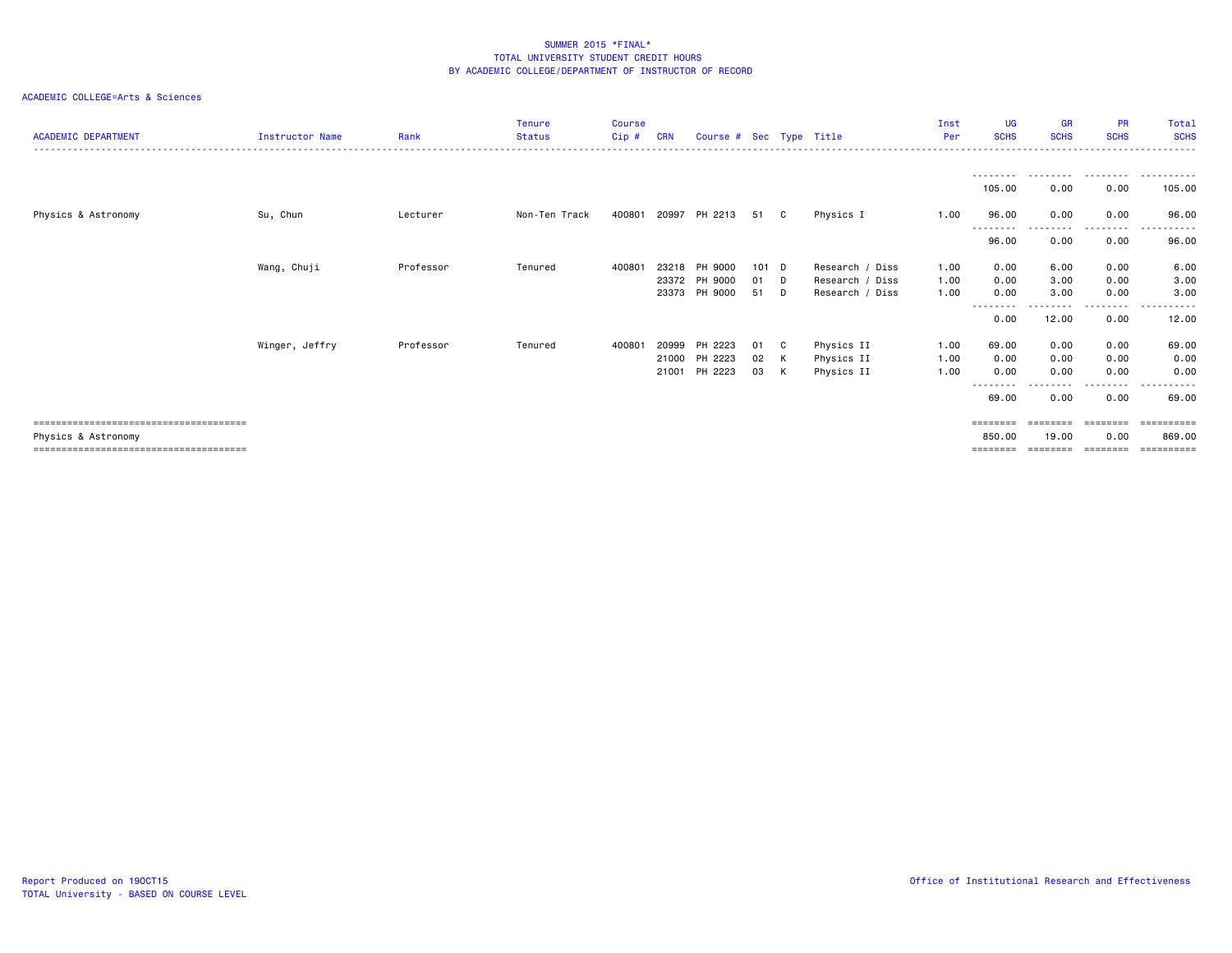SUMMER 2015 *FINAL*
TOTAL UNIVERSITY STUDENT CREDIT HOURS
BY ACADEMIC COLLEGE/DEPARTMENT OF INSTRUCTOR OF RECORD

ACADEMIC COLLEGE=Arts & Sciences

| ACADEMIC DEPARTMENT | Instructor Name | Rank | Tenure Status | Course Cip # | CRN | Course # | Sec | Type | Title | Inst Per | UG SCHS | GR SCHS | PR SCHS | Total SCHS |
|---|---|---|---|---|---|---|---|---|---|---|---|---|---|---|
| | | | | | | | | | | | 105.00 | 0.00 | 0.00 | 105.00 |
| Physics & Astronomy | Su, Chun | Lecturer | Non-Ten Track | 400801 | 20997 | PH 2213 | 51 | C | Physics I | 1.00 | 96.00 | 0.00 | 0.00 | 96.00 |
| | | | | | | | | | | | 96.00 | 0.00 | 0.00 | 96.00 |
| | Wang, Chuji | Professor | Tenured | 400801 | 23218 | PH 9000 | 101 | D | Research / Diss | 1.00 | 0.00 | 6.00 | 0.00 | 6.00 |
| | | | | | 23372 | PH 9000 | 01 | D | Research / Diss | 1.00 | 0.00 | 3.00 | 0.00 | 3.00 |
| | | | | | 23373 | PH 9000 | 51 | D | Research / Diss | 1.00 | 0.00 | 3.00 | 0.00 | 3.00 |
| | | | | | | | | | | | 0.00 | 12.00 | 0.00 | 12.00 |
| | Winger, Jeffry | Professor | Tenured | 400801 | 20999 | PH 2223 | 01 | C | Physics II | 1.00 | 69.00 | 0.00 | 0.00 | 69.00 |
| | | | | | 21000 | PH 2223 | 02 | K | Physics II | 1.00 | 0.00 | 0.00 | 0.00 | 0.00 |
| | | | | | 21001 | PH 2223 | 03 | K | Physics II | 1.00 | 0.00 | 0.00 | 0.00 | 0.00 |
| | | | | | | | | | | | 69.00 | 0.00 | 0.00 | 69.00 |
| Physics & Astronomy | | | | | | | | | | | 850.00 | 19.00 | 0.00 | 869.00 |

Report Produced on 19OCT15
TOTAL University - BASED ON COURSE LEVEL

Office of Institutional Research and Effectiveness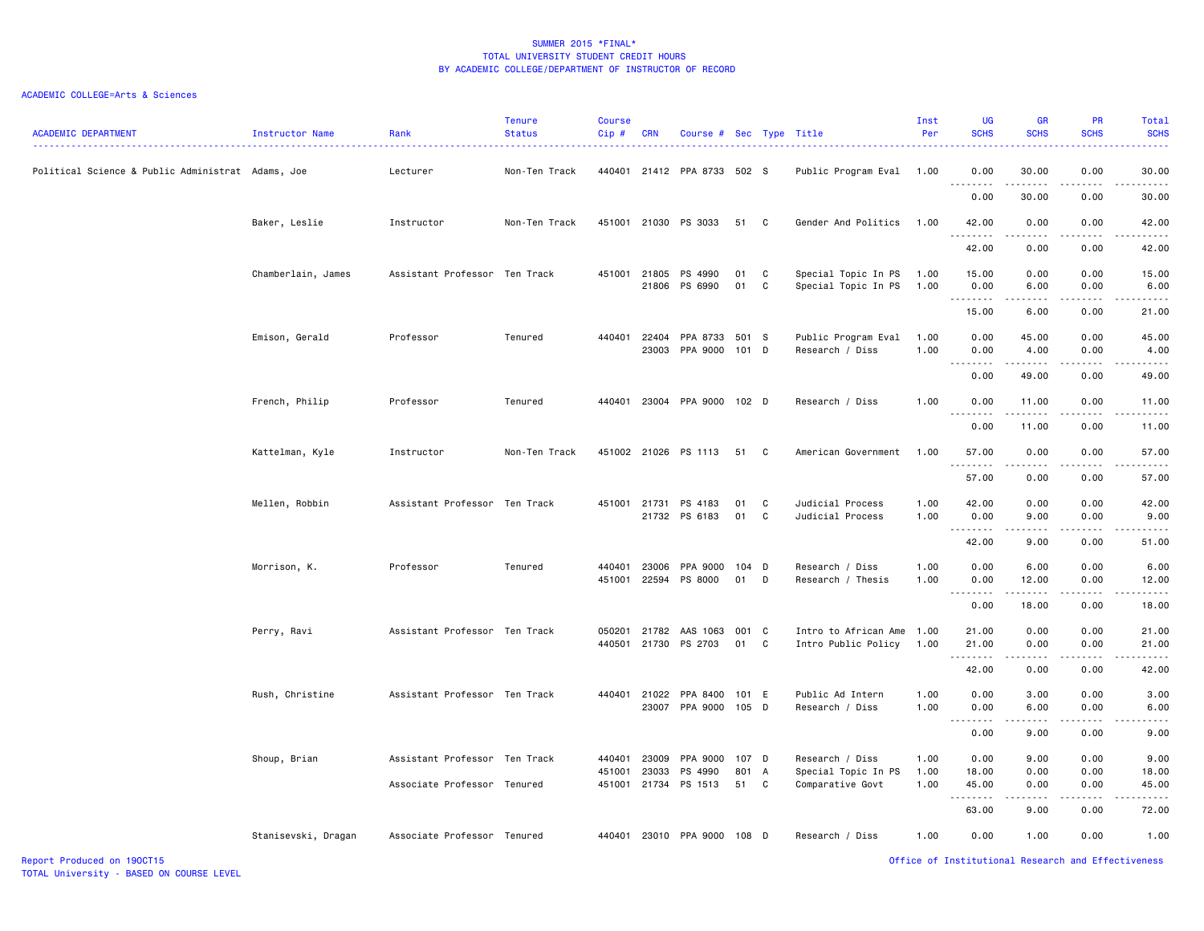SUMMER 2015 *FINAL*
TOTAL UNIVERSITY STUDENT CREDIT HOURS
BY ACADEMIC COLLEGE/DEPARTMENT OF INSTRUCTOR OF RECORD

ACADEMIC COLLEGE=Arts & Sciences

| ACADEMIC DEPARTMENT | Instructor Name | Rank | Tenure Status | Course Cip # | CRN | Course # | Sec | Type | Title | Inst Per | UG SCHS | GR SCHS | PR SCHS | Total SCHS |
|---|---|---|---|---|---|---|---|---|---|---|---|---|---|---|
| Political Science & Public Administrat | Adams, Joe | Lecturer | Non-Ten Track | 440401 | 21412 | PPA 8733 | 502 | S | Public Program Eval | 1.00 | 0.00 | 30.00 | 0.00 | 30.00 |
| | | | | | | | | | | | 0.00 | 30.00 | 0.00 | 30.00 |
| | Baker, Leslie | Instructor | Non-Ten Track | 451001 | 21030 | PS 3033 | 51 | C | Gender And Politics | 1.00 | 42.00 | 0.00 | 0.00 | 42.00 |
| | | | | | | | | | | | 42.00 | 0.00 | 0.00 | 42.00 |
| | Chamberlain, James | Assistant Professor | Ten Track | 451001 | 21805 | PS 4990 | 01 | C | Special Topic In PS | 1.00 | 15.00 | 0.00 | 0.00 | 15.00 |
| | | | | | 21806 | PS 6990 | 01 | C | Special Topic In PS | 1.00 | 0.00 | 6.00 | 0.00 | 6.00 |
| | | | | | | | | | | | 15.00 | 6.00 | 0.00 | 21.00 |
| | Emison, Gerald | Professor | Tenured | 440401 | 22404 | PPA 8733 | 501 | S | Public Program Eval | 1.00 | 0.00 | 45.00 | 0.00 | 45.00 |
| | | | | | 23003 | PPA 9000 | 101 | D | Research / Diss | 1.00 | 0.00 | 4.00 | 0.00 | 4.00 |
| | | | | | | | | | | | 0.00 | 49.00 | 0.00 | 49.00 |
| | French, Philip | Professor | Tenured | 440401 | 23004 | PPA 9000 | 102 | D | Research / Diss | 1.00 | 0.00 | 11.00 | 0.00 | 11.00 |
| | | | | | | | | | | | 0.00 | 11.00 | 0.00 | 11.00 |
| | Kattelman, Kyle | Instructor | Non-Ten Track | 451002 | 21026 | PS 1113 | 51 | C | American Government | 1.00 | 57.00 | 0.00 | 0.00 | 57.00 |
| | | | | | | | | | | | 57.00 | 0.00 | 0.00 | 57.00 |
| | Mellen, Robbin | Assistant Professor | Ten Track | 451001 | 21731 | PS 4183 | 01 | C | Judicial Process | 1.00 | 42.00 | 0.00 | 0.00 | 42.00 |
| | | | | | 21732 | PS 6183 | 01 | C | Judicial Process | 1.00 | 0.00 | 9.00 | 0.00 | 9.00 |
| | | | | | | | | | | | 42.00 | 9.00 | 0.00 | 51.00 |
| | Morrison, K. | Professor | Tenured | 440401 | 23006 | PPA 9000 | 104 | D | Research / Diss | 1.00 | 0.00 | 6.00 | 0.00 | 6.00 |
| | | | | 451001 | 22594 | PS 8000 | 01 | D | Research / Thesis | 1.00 | 0.00 | 12.00 | 0.00 | 12.00 |
| | | | | | | | | | | | 0.00 | 18.00 | 0.00 | 18.00 |
| | Perry, Ravi | Assistant Professor | Ten Track | 050201 | 21782 | AAS 1063 | 001 | C | Intro to African Ame | 1.00 | 21.00 | 0.00 | 0.00 | 21.00 |
| | | | | 440501 | 21730 | PS 2703 | 01 | C | Intro Public Policy | 1.00 | 21.00 | 0.00 | 0.00 | 21.00 |
| | | | | | | | | | | | 42.00 | 0.00 | 0.00 | 42.00 |
| | Rush, Christine | Assistant Professor | Ten Track | 440401 | 21022 | PPA 8400 | 101 | E | Public Ad Intern | 1.00 | 0.00 | 3.00 | 0.00 | 3.00 |
| | | | | | 23007 | PPA 9000 | 105 | D | Research / Diss | 1.00 | 0.00 | 6.00 | 0.00 | 6.00 |
| | | | | | | | | | | | 0.00 | 9.00 | 0.00 | 9.00 |
| | Shoup, Brian | Assistant Professor | Ten Track | 440401 | 23009 | PPA 9000 | 107 | D | Research / Diss | 1.00 | 0.00 | 9.00 | 0.00 | 9.00 |
| | | | | 451001 | 23033 | PS 4990 | 801 | A | Special Topic In PS | 1.00 | 18.00 | 0.00 | 0.00 | 18.00 |
| | | Associate Professor | Tenured | 451001 | 21734 | PS 1513 | 51 | C | Comparative Govt | 1.00 | 45.00 | 0.00 | 0.00 | 45.00 |
| | | | | | | | | | | | 63.00 | 9.00 | 0.00 | 72.00 |
| | Stanisevski, Dragan | Associate Professor | Tenured | 440401 | 23010 | PPA 9000 | 108 | D | Research / Diss | 1.00 | 0.00 | 1.00 | 0.00 | 1.00 |

Report Produced on 19OCT15
TOTAL University - BASED ON COURSE LEVEL
Office of Institutional Research and Effectiveness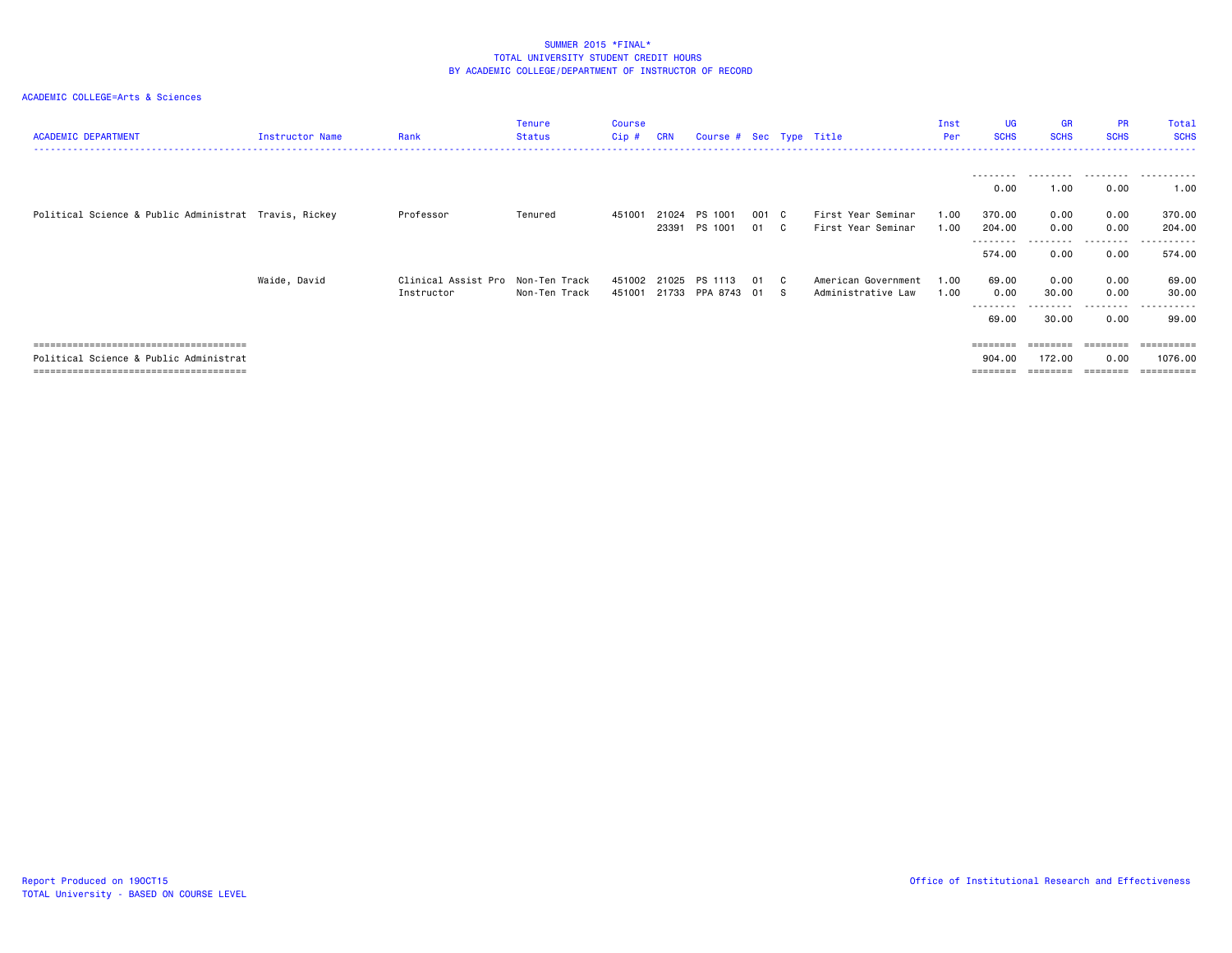SUMMER 2015 *FINAL*
TOTAL UNIVERSITY STUDENT CREDIT HOURS
BY ACADEMIC COLLEGE/DEPARTMENT OF INSTRUCTOR OF RECORD

ACADEMIC COLLEGE=Arts & Sciences

| ACADEMIC DEPARTMENT | Instructor Name | Rank | Tenure Status | Course Cip # | CRN | Course # | Sec | Type | Title | Inst Per | UG SCHS | GR SCHS | PR SCHS | Total SCHS |
|---|---|---|---|---|---|---|---|---|---|---|---|---|---|---|
| | | | | | | | | | | | 0.00 | 1.00 | 0.00 | 1.00 |
| Political Science & Public Administrat | Travis, Rickey | Professor | Tenured | 451001 | 21024 | PS 1001 | 001 | C | First Year Seminar | 1.00 | 370.00 | 0.00 | 0.00 | 370.00 |
| | | | | | 23391 | PS 1001 | 01 | C | First Year Seminar | 1.00 | 204.00 | 0.00 | 0.00 | 204.00 |
| | | | | | | | | | | | 574.00 | 0.00 | 0.00 | 574.00 |
| | Waide, David | Clinical Assist Pro | Non-Ten Track | 451002 | 21025 | PS 1113 | 01 | C | American Government | 1.00 | 69.00 | 0.00 | 0.00 | 69.00 |
| | | Instructor | Non-Ten Track | 451001 | 21733 | PPA 8743 | 01 | S | Administrative Law | 1.00 | 0.00 | 30.00 | 0.00 | 30.00 |
| | | | | | | | | | | | 69.00 | 30.00 | 0.00 | 99.00 |
| Political Science & Public Administrat | | | | | | | | | | | 904.00 | 172.00 | 0.00 | 1076.00 |

Report Produced on 19OCT15
TOTAL University - BASED ON COURSE LEVEL

Office of Institutional Research and Effectiveness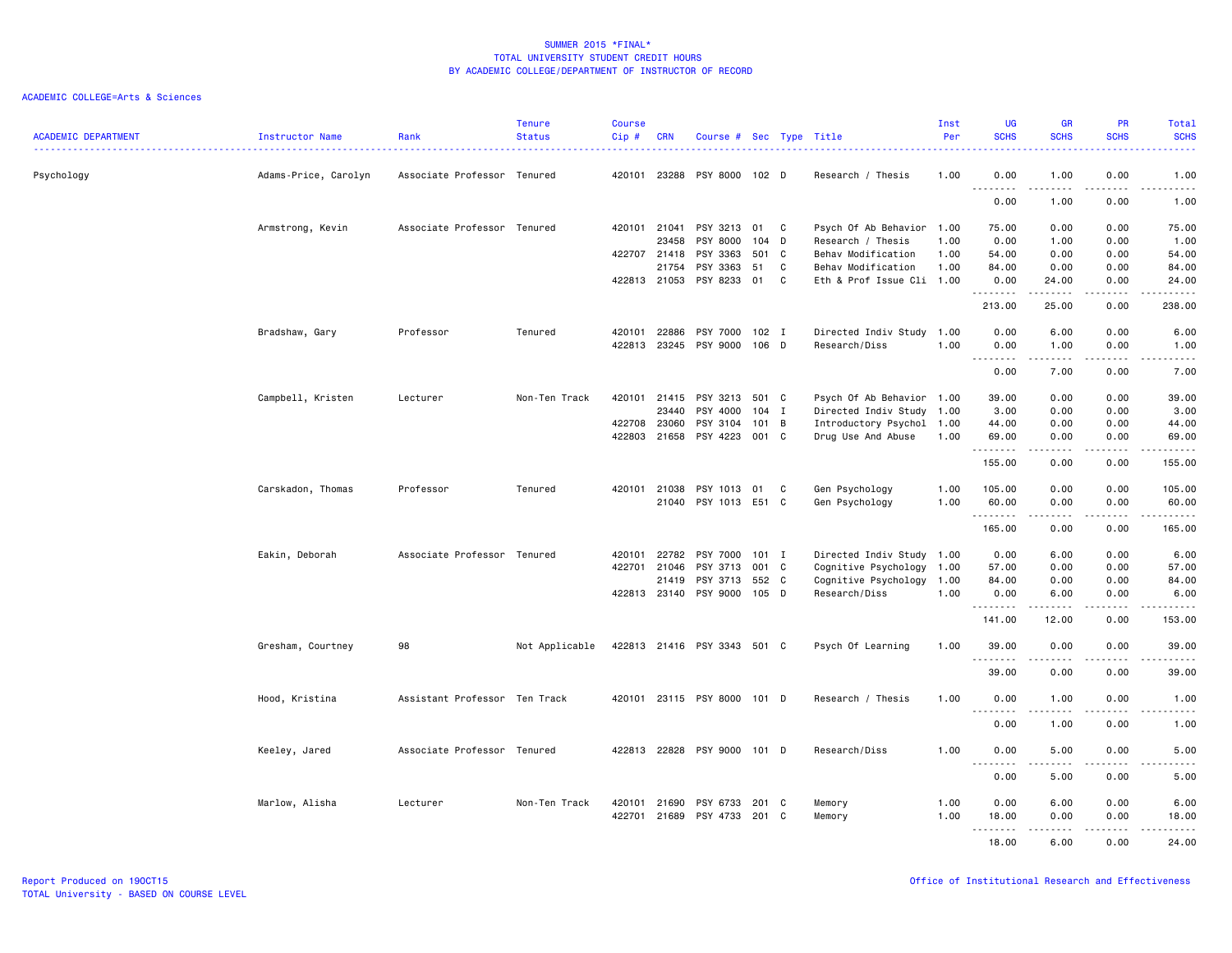# SUMMER 2015 *FINAL*
## TOTAL UNIVERSITY STUDENT CREDIT HOURS
## BY ACADEMIC COLLEGE/DEPARTMENT OF INSTRUCTOR OF RECORD

ACADEMIC COLLEGE=Arts & Sciences

| ACADEMIC DEPARTMENT | Instructor Name | Rank | Tenure Status | Course Cip # | CRN | Course # | Sec | Type | Title | Inst Per | UG SCHS | GR SCHS | PR SCHS | Total SCHS |
|---|---|---|---|---|---|---|---|---|---|---|---|---|---|---|
| Psychology | Adams-Price, Carolyn | Associate Professor | Tenured | 420101 | 23288 | PSY 8000 | 102 | D | Research / Thesis | 1.00 | 0.00 | 1.00 | 0.00 | 1.00 |
| | | | | | | | | | | | 0.00 | 1.00 | 0.00 | 1.00 |
| | Armstrong, Kevin | Associate Professor | Tenured | 420101 | 21041 | PSY 3213 | 01 | C | Psych Of Ab Behavior | 1.00 | 75.00 | 0.00 | 0.00 | 75.00 |
| | | | | | 23458 | PSY 8000 | 104 | D | Research / Thesis | 1.00 | 0.00 | 1.00 | 0.00 | 1.00 |
| | | | | 422707 | 21418 | PSY 3363 | 501 | C | Behav Modification | 1.00 | 54.00 | 0.00 | 0.00 | 54.00 |
| | | | | | 21754 | PSY 3363 | 51 | C | Behav Modification | 1.00 | 84.00 | 0.00 | 0.00 | 84.00 |
| | | | | 422813 | 21053 | PSY 8233 | 01 | C | Eth & Prof Issue Cli | 1.00 | 0.00 | 24.00 | 0.00 | 24.00 |
| | | | | | | | | | | | 213.00 | 25.00 | 0.00 | 238.00 |
| | Bradshaw, Gary | Professor | Tenured | 420101 | 22886 | PSY 7000 | 102 | I | Directed Indiv Study | 1.00 | 0.00 | 6.00 | 0.00 | 6.00 |
| | | | | 422813 | 23245 | PSY 9000 | 106 | D | Research/Diss | 1.00 | 0.00 | 1.00 | 0.00 | 1.00 |
| | | | | | | | | | | | 0.00 | 7.00 | 0.00 | 7.00 |
| | Campbell, Kristen | Lecturer | Non-Ten Track | 420101 | 21415 | PSY 3213 | 501 | C | Psych Of Ab Behavior | 1.00 | 39.00 | 0.00 | 0.00 | 39.00 |
| | | | | | 23440 | PSY 4000 | 104 | I | Directed Indiv Study | 1.00 | 3.00 | 0.00 | 0.00 | 3.00 |
| | | | | 422708 | 23060 | PSY 3104 | 101 | B | Introductory Psychol | 1.00 | 44.00 | 0.00 | 0.00 | 44.00 |
| | | | | 422803 | 21658 | PSY 4223 | 001 | C | Drug Use And Abuse | 1.00 | 69.00 | 0.00 | 0.00 | 69.00 |
| | | | | | | | | | | | 155.00 | 0.00 | 0.00 | 155.00 |
| | Carskadon, Thomas | Professor | Tenured | 420101 | 21038 | PSY 1013 | 01 | C | Gen Psychology | 1.00 | 105.00 | 0.00 | 0.00 | 105.00 |
| | | | | | 21040 | PSY 1013 | E51 | C | Gen Psychology | 1.00 | 60.00 | 0.00 | 0.00 | 60.00 |
| | | | | | | | | | | | 165.00 | 0.00 | 0.00 | 165.00 |
| | Eakin, Deborah | Associate Professor | Tenured | 420101 | 22782 | PSY 7000 | 101 | I | Directed Indiv Study | 1.00 | 0.00 | 6.00 | 0.00 | 6.00 |
| | | | | 422701 | 21046 | PSY 3713 | 001 | C | Cognitive Psychology | 1.00 | 57.00 | 0.00 | 0.00 | 57.00 |
| | | | | | 21419 | PSY 3713 | 552 | C | Cognitive Psychology | 1.00 | 84.00 | 0.00 | 0.00 | 84.00 |
| | | | | 422813 | 23140 | PSY 9000 | 105 | D | Research/Diss | 1.00 | 0.00 | 6.00 | 0.00 | 6.00 |
| | | | | | | | | | | | 141.00 | 12.00 | 0.00 | 153.00 |
| | Gresham, Courtney | 98 | Not Applicable | 422813 | 21416 | PSY 3343 | 501 | C | Psych Of Learning | 1.00 | 39.00 | 0.00 | 0.00 | 39.00 |
| | | | | | | | | | | | 39.00 | 0.00 | 0.00 | 39.00 |
| | Hood, Kristina | Assistant Professor | Ten Track | 420101 | 23115 | PSY 8000 | 101 | D | Research / Thesis | 1.00 | 0.00 | 1.00 | 0.00 | 1.00 |
| | | | | | | | | | | | 0.00 | 1.00 | 0.00 | 1.00 |
| | Keeley, Jared | Associate Professor | Tenured | 422813 | 22828 | PSY 9000 | 101 | D | Research/Diss | 1.00 | 0.00 | 5.00 | 0.00 | 5.00 |
| | | | | | | | | | | | 0.00 | 5.00 | 0.00 | 5.00 |
| | Marlow, Alisha | Lecturer | Non-Ten Track | 420101 | 21690 | PSY 6733 | 201 | C | Memory | 1.00 | 0.00 | 6.00 | 0.00 | 6.00 |
| | | | | 422701 | 21689 | PSY 4733 | 201 | C | Memory | 1.00 | 18.00 | 0.00 | 0.00 | 18.00 |
| | | | | | | | | | | | 18.00 | 6.00 | 0.00 | 24.00 |

Report Produced on 19OCT15
TOTAL University - BASED ON COURSE LEVEL

Office of Institutional Research and Effectiveness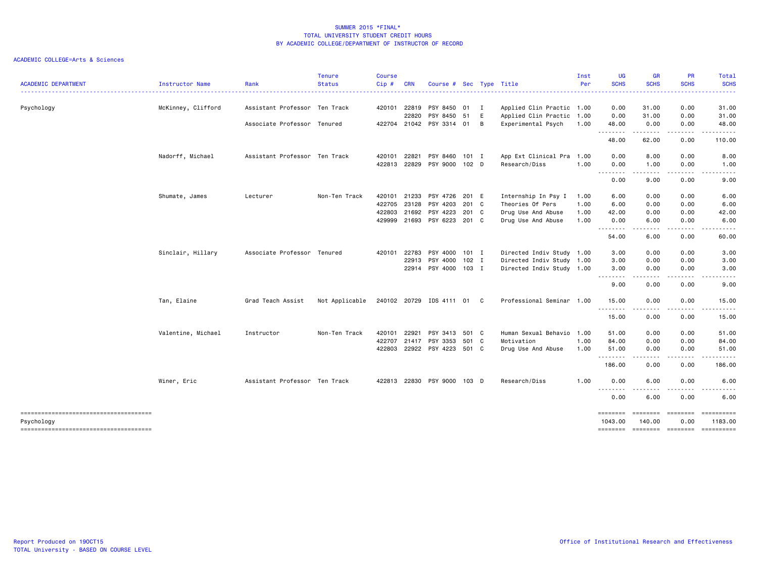SUMMER 2015 *FINAL*
TOTAL UNIVERSITY STUDENT CREDIT HOURS
BY ACADEMIC COLLEGE/DEPARTMENT OF INSTRUCTOR OF RECORD

ACADEMIC COLLEGE=Arts & Sciences

| ACADEMIC DEPARTMENT | Instructor Name | Rank | Tenure Status | Course Cip # | CRN | Course # | Sec | Type | Title | Inst Per | UG SCHS | GR SCHS | PR SCHS | Total SCHS |
|---|---|---|---|---|---|---|---|---|---|---|---|---|---|---|
| Psychology | McKinney, Clifford | Assistant Professor | Ten Track | 420101 | 22819 | PSY 8450 | 01 | I | Applied Clin Practic | 1.00 | 0.00 | 31.00 | 0.00 | 31.00 |
| | | | | | 22820 | PSY 8450 | 51 | E | Applied Clin Practic | 1.00 | 0.00 | 31.00 | 0.00 | 31.00 |
| | | Associate Professor | Tenured | 422704 | 21042 | PSY 3314 | 01 | B | Experimental Psych | 1.00 | 48.00 | 0.00 | 0.00 | 48.00 |
| | | | | | | | | | | | 48.00 | 62.00 | 0.00 | 110.00 |
| | Nadorff, Michael | Assistant Professor | Ten Track | 420101 | 22821 | PSY 8460 | 101 | I | App Ext Clinical Pra | 1.00 | 0.00 | 8.00 | 0.00 | 8.00 |
| | | | | 422813 | 22829 | PSY 9000 | 102 | D | Research/Diss | 1.00 | 0.00 | 1.00 | 0.00 | 1.00 |
| | | | | | | | | | | | 0.00 | 9.00 | 0.00 | 9.00 |
| | Shumate, James | Lecturer | Non-Ten Track | 420101 | 21233 | PSY 4726 | 201 | E | Internship In Psy I | 1.00 | 6.00 | 0.00 | 0.00 | 6.00 |
| | | | | 422705 | 23128 | PSY 4203 | 201 | C | Theories Of Pers | 1.00 | 6.00 | 0.00 | 0.00 | 6.00 |
| | | | | 422803 | 21692 | PSY 4223 | 201 | C | Drug Use And Abuse | 1.00 | 42.00 | 0.00 | 0.00 | 42.00 |
| | | | | 429999 | 21693 | PSY 6223 | 201 | C | Drug Use And Abuse | 1.00 | 0.00 | 6.00 | 0.00 | 6.00 |
| | | | | | | | | | | | 54.00 | 6.00 | 0.00 | 60.00 |
| | Sinclair, Hillary | Associate Professor | Tenured | 420101 | 22783 | PSY 4000 | 101 | I | Directed Indiv Study | 1.00 | 3.00 | 0.00 | 0.00 | 3.00 |
| | | | | | 22913 | PSY 4000 | 102 | I | Directed Indiv Study | 1.00 | 3.00 | 0.00 | 0.00 | 3.00 |
| | | | | | 22914 | PSY 4000 | 103 | I | Directed Indiv Study | 1.00 | 3.00 | 0.00 | 0.00 | 3.00 |
| | | | | | | | | | | | 9.00 | 0.00 | 0.00 | 9.00 |
| | Tan, Elaine | Grad Teach Assist | Not Applicable | 240102 | 20729 | IDS 4111 | 01 | C | Professional Seminar | 1.00 | 15.00 | 0.00 | 0.00 | 15.00 |
| | | | | | | | | | | | 15.00 | 0.00 | 0.00 | 15.00 |
| | Valentine, Michael | Instructor | Non-Ten Track | 420101 | 22921 | PSY 3413 | 501 | C | Human Sexual Behavio | 1.00 | 51.00 | 0.00 | 0.00 | 51.00 |
| | | | | 422707 | 21417 | PSY 3353 | 501 | C | Motivation | 1.00 | 84.00 | 0.00 | 0.00 | 84.00 |
| | | | | 422803 | 22922 | PSY 4223 | 501 | C | Drug Use And Abuse | 1.00 | 51.00 | 0.00 | 0.00 | 51.00 |
| | | | | | | | | | | | 186.00 | 0.00 | 0.00 | 186.00 |
| | Winer, Eric | Assistant Professor | Ten Track | 422813 | 22830 | PSY 9000 | 103 | D | Research/Diss | 1.00 | 0.00 | 6.00 | 0.00 | 6.00 |
| | | | | | | | | | | | 0.00 | 6.00 | 0.00 | 6.00 |
| Psychology | | | | | | | | | | | 1043.00 | 140.00 | 0.00 | 1183.00 |

Report Produced on 19OCT15
TOTAL University - BASED ON COURSE LEVEL

Office of Institutional Research and Effectiveness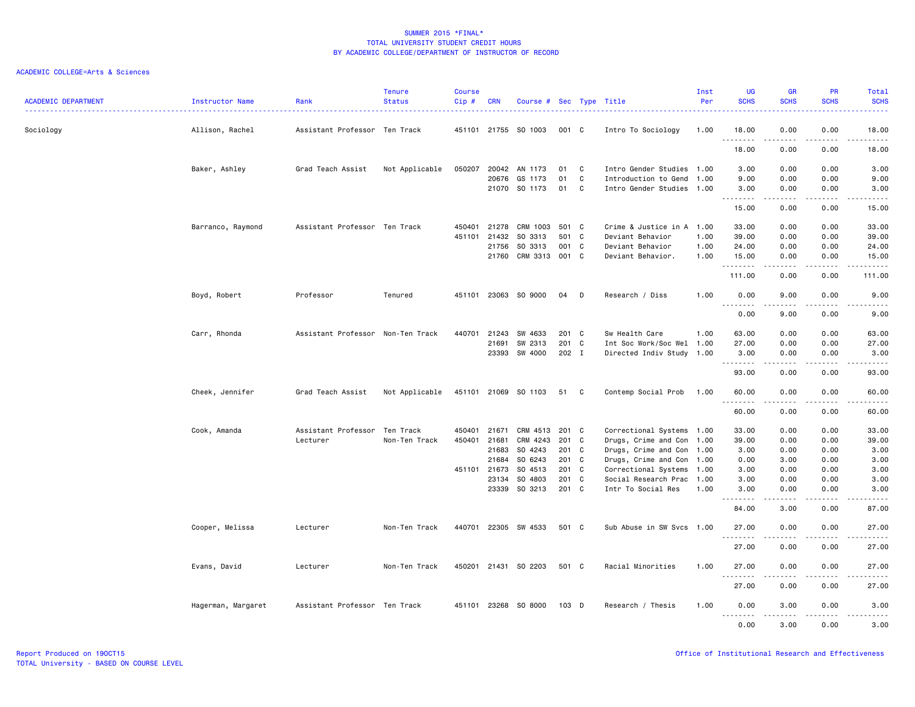# SUMMER 2015 *FINAL*
## TOTAL UNIVERSITY STUDENT CREDIT HOURS
## BY ACADEMIC COLLEGE/DEPARTMENT OF INSTRUCTOR OF RECORD

ACADEMIC COLLEGE=Arts & Sciences

| ACADEMIC DEPARTMENT | Instructor Name | Rank | Tenure Status | Course Cip # | CRN | Course # | Sec | Type | Title | Inst Per | UG SCHS | GR SCHS | PR SCHS | Total SCHS |
|---|---|---|---|---|---|---|---|---|---|---|---|---|---|---|
| Sociology | Allison, Rachel | Assistant Professor | Ten Track | 451101 | 21755 | SO 1003 | 001 | C | Intro To Sociology | 1.00 | 18.00 | 0.00 | 0.00 | 18.00 |
| | | | | | | | | | | | 18.00 | 0.00 | 0.00 | 18.00 |
| | Baker, Ashley | Grad Teach Assist | Not Applicable | 050207 | 20042 | AN 1173 | 01 | C | Intro Gender Studies | 1.00 | 3.00 | 0.00 | 0.00 | 3.00 |
| | | | | | 20676 | GS 1173 | 01 | C | Introduction to Gend | 1.00 | 9.00 | 0.00 | 0.00 | 9.00 |
| | | | | | 21070 | SO 1173 | 01 | C | Intro Gender Studies | 1.00 | 3.00 | 0.00 | 0.00 | 3.00 |
| | | | | | | | | | | | 15.00 | 0.00 | 0.00 | 15.00 |
| | Barranco, Raymond | Assistant Professor | Ten Track | 450401 | 21278 | CRM 1003 | 501 | C | Crime & Justice in A | 1.00 | 33.00 | 0.00 | 0.00 | 33.00 |
| | | | | 451101 | 21432 | SO 3313 | 501 | C | Deviant Behavior | 1.00 | 39.00 | 0.00 | 0.00 | 39.00 |
| | | | | | 21756 | SO 3313 | 001 | C | Deviant Behavior | 1.00 | 24.00 | 0.00 | 0.00 | 24.00 |
| | | | | | 21760 | CRM 3313 | 001 | C | Deviant Behavior. | 1.00 | 15.00 | 0.00 | 0.00 | 15.00 |
| | | | | | | | | | | | 111.00 | 0.00 | 0.00 | 111.00 |
| | Boyd, Robert | Professor | Tenured | 451101 | 23063 | SO 9000 | 04 | D | Research / Diss | 1.00 | 0.00 | 9.00 | 0.00 | 9.00 |
| | | | | | | | | | | | 0.00 | 9.00 | 0.00 | 9.00 |
| | Carr, Rhonda | Assistant Professor | Non-Ten Track | 440701 | 21243 | SW 4633 | 201 | C | Sw Health Care | 1.00 | 63.00 | 0.00 | 0.00 | 63.00 |
| | | | | | 21691 | SW 2313 | 201 | C | Int Soc Work/Soc Wel | 1.00 | 27.00 | 0.00 | 0.00 | 27.00 |
| | | | | | 23393 | SW 4000 | 202 | I | Directed Indiv Study | 1.00 | 3.00 | 0.00 | 0.00 | 3.00 |
| | | | | | | | | | | | 93.00 | 0.00 | 0.00 | 93.00 |
| | Cheek, Jennifer | Grad Teach Assist | Not Applicable | 451101 | 21069 | SO 1103 | 51 | C | Contemp Social Prob | 1.00 | 60.00 | 0.00 | 0.00 | 60.00 |
| | | | | | | | | | | | 60.00 | 0.00 | 0.00 | 60.00 |
| | Cook, Amanda | Assistant Professor | Ten Track | 450401 | 21671 | CRM 4513 | 201 | C | Correctional Systems | 1.00 | 33.00 | 0.00 | 0.00 | 33.00 |
| | | Lecturer | Non-Ten Track | 450401 | 21681 | CRM 4243 | 201 | C | Drugs, Crime and Con | 1.00 | 39.00 | 0.00 | 0.00 | 39.00 |
| | | | | | 21683 | SO 4243 | 201 | C | Drugs, Crime and Con | 1.00 | 3.00 | 0.00 | 0.00 | 3.00 |
| | | | | | 21684 | SO 6243 | 201 | C | Drugs, Crime and Con | 1.00 | 0.00 | 3.00 | 0.00 | 3.00 |
| | | | | 451101 | 21673 | SO 4513 | 201 | C | Correctional Systems | 1.00 | 3.00 | 0.00 | 0.00 | 3.00 |
| | | | | | 23134 | SO 4803 | 201 | C | Social Research Prac | 1.00 | 3.00 | 0.00 | 0.00 | 3.00 |
| | | | | | 23339 | SO 3213 | 201 | C | Intr To Social Res | 1.00 | 3.00 | 0.00 | 0.00 | 3.00 |
| | | | | | | | | | | | 84.00 | 3.00 | 0.00 | 87.00 |
| | Cooper, Melissa | Lecturer | Non-Ten Track | 440701 | 22305 | SW 4533 | 501 | C | Sub Abuse in SW Svcs | 1.00 | 27.00 | 0.00 | 0.00 | 27.00 |
| | | | | | | | | | | | 27.00 | 0.00 | 0.00 | 27.00 |
| | Evans, David | Lecturer | Non-Ten Track | 450201 | 21431 | SO 2203 | 501 | C | Racial Minorities | 1.00 | 27.00 | 0.00 | 0.00 | 27.00 |
| | | | | | | | | | | | 27.00 | 0.00 | 0.00 | 27.00 |
| | Hagerman, Margaret | Assistant Professor | Ten Track | 451101 | 23268 | SO 8000 | 103 | D | Research / Thesis | 1.00 | 0.00 | 3.00 | 0.00 | 3.00 |
| | | | | | | | | | | | 0.00 | 3.00 | 0.00 | 3.00 |

Report Produced on 19OCT15
TOTAL University - BASED ON COURSE LEVEL

Office of Institutional Research and Effectiveness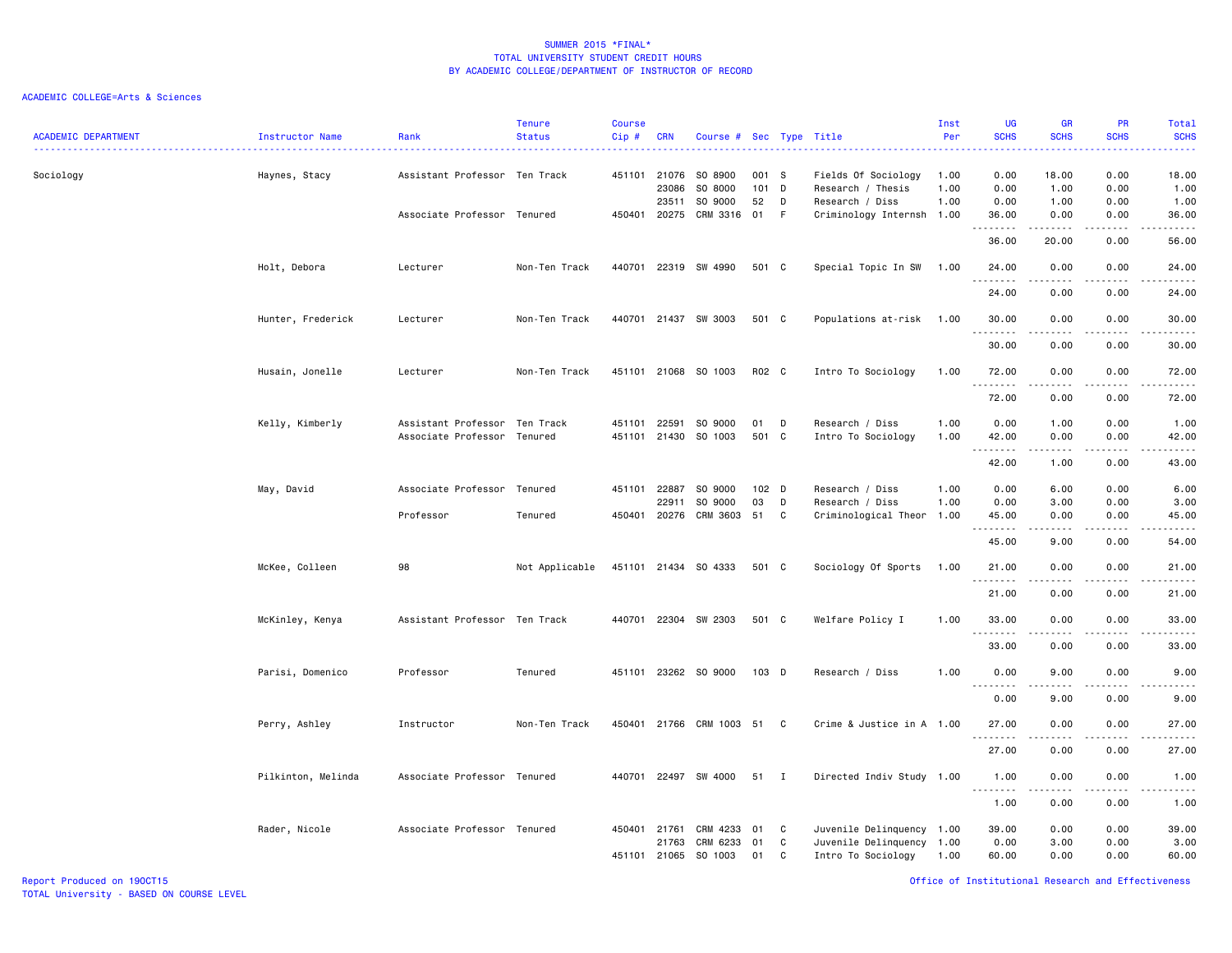SUMMER 2015 *FINAL*
TOTAL UNIVERSITY STUDENT CREDIT HOURS
BY ACADEMIC COLLEGE/DEPARTMENT OF INSTRUCTOR OF RECORD

ACADEMIC COLLEGE=Arts & Sciences

| ACADEMIC DEPARTMENT | Instructor Name | Rank | Tenure Status | Course Cip # | CRN | Course # | Sec | Type | Title | Inst Per | UG SCHS | GR SCHS | PR SCHS | Total SCHS |
|---|---|---|---|---|---|---|---|---|---|---|---|---|---|---|
| Sociology | Haynes, Stacy | Assistant Professor | Ten Track | 451101 | 21076 | SO 8900 | 001 | S | Fields Of Sociology | 1.00 | 0.00 | 18.00 | 0.00 | 18.00 |
| | | | | | 23086 | SO 8000 | 101 | D | Research / Thesis | 1.00 | 0.00 | 1.00 | 0.00 | 1.00 |
| | | | | | 23511 | SO 9000 | 52 | D | Research / Diss | 1.00 | 0.00 | 1.00 | 0.00 | 1.00 |
| | | Associate Professor | Tenured | 450401 | 20275 | CRM 3316 | 01 | F | Criminology Internsh | 1.00 | 36.00 | 0.00 | 0.00 | 36.00 |
| | | | | | | | | | | | 36.00 | 20.00 | 0.00 | 56.00 |
| | Holt, Debora | Lecturer | Non-Ten Track | 440701 | 22319 | SW 4990 | 501 | C | Special Topic In SW | 1.00 | 24.00 | 0.00 | 0.00 | 24.00 |
| | | | | | | | | | | | 24.00 | 0.00 | 0.00 | 24.00 |
| | Hunter, Frederick | Lecturer | Non-Ten Track | 440701 | 21437 | SW 3003 | 501 | C | Populations at-risk | 1.00 | 30.00 | 0.00 | 0.00 | 30.00 |
| | | | | | | | | | | | 30.00 | 0.00 | 0.00 | 30.00 |
| | Husain, Jonelle | Lecturer | Non-Ten Track | 451101 | 21068 | SO 1003 | R02 | C | Intro To Sociology | 1.00 | 72.00 | 0.00 | 0.00 | 72.00 |
| | | | | | | | | | | | 72.00 | 0.00 | 0.00 | 72.00 |
| | Kelly, Kimberly | Assistant Professor | Ten Track | 451101 | 22591 | SO 9000 | 01 | D | Research / Diss | 1.00 | 0.00 | 1.00 | 0.00 | 1.00 |
| | | Associate Professor | Tenured | 451101 | 21430 | SO 1003 | 501 | C | Intro To Sociology | 1.00 | 42.00 | 0.00 | 0.00 | 42.00 |
| | | | | | | | | | | | 42.00 | 1.00 | 0.00 | 43.00 |
| | May, David | Associate Professor | Tenured | 451101 | 22887 | SO 9000 | 102 | D | Research / Diss | 1.00 | 0.00 | 6.00 | 0.00 | 6.00 |
| | | | | | 22911 | SO 9000 | 03 | D | Research / Diss | 1.00 | 0.00 | 3.00 | 0.00 | 3.00 |
| | | Professor | Tenured | 450401 | 20276 | CRM 3603 | 51 | C | Criminological Theor | 1.00 | 45.00 | 0.00 | 0.00 | 45.00 |
| | | | | | | | | | | | 45.00 | 9.00 | 0.00 | 54.00 |
| | McKee, Colleen | 98 | Not Applicable | 451101 | 21434 | SO 4333 | 501 | C | Sociology Of Sports | 1.00 | 21.00 | 0.00 | 0.00 | 21.00 |
| | | | | | | | | | | | 21.00 | 0.00 | 0.00 | 21.00 |
| | McKinley, Kenya | Assistant Professor | Ten Track | 440701 | 22304 | SW 2303 | 501 | C | Welfare Policy I | 1.00 | 33.00 | 0.00 | 0.00 | 33.00 |
| | | | | | | | | | | | 33.00 | 0.00 | 0.00 | 33.00 |
| | Parisi, Domenico | Professor | Tenured | 451101 | 23262 | SO 9000 | 103 | D | Research / Diss | 1.00 | 0.00 | 9.00 | 0.00 | 9.00 |
| | | | | | | | | | | | 0.00 | 9.00 | 0.00 | 9.00 |
| | Perry, Ashley | Instructor | Non-Ten Track | 450401 | 21766 | CRM 1003 | 51 | C | Crime & Justice in A | 1.00 | 27.00 | 0.00 | 0.00 | 27.00 |
| | | | | | | | | | | | 27.00 | 0.00 | 0.00 | 27.00 |
| | Pilkinton, Melinda | Associate Professor | Tenured | 440701 | 22497 | SW 4000 | 51 | I | Directed Indiv Study | 1.00 | 1.00 | 0.00 | 0.00 | 1.00 |
| | | | | | | | | | | | 1.00 | 0.00 | 0.00 | 1.00 |
| | Rader, Nicole | Associate Professor | Tenured | 450401 | 21761 | CRM 4233 | 01 | C | Juvenile Delinquency | 1.00 | 39.00 | 0.00 | 0.00 | 39.00 |
| | | | | | 21763 | CRM 6233 | 01 | C | Juvenile Delinquency | 1.00 | 0.00 | 3.00 | 0.00 | 3.00 |
| | | | | 451101 | 21065 | SO 1003 | 01 | C | Intro To Sociology | 1.00 | 60.00 | 0.00 | 0.00 | 60.00 |

Report Produced on 19OCT15
TOTAL University - BASED ON COURSE LEVEL

Office of Institutional Research and Effectiveness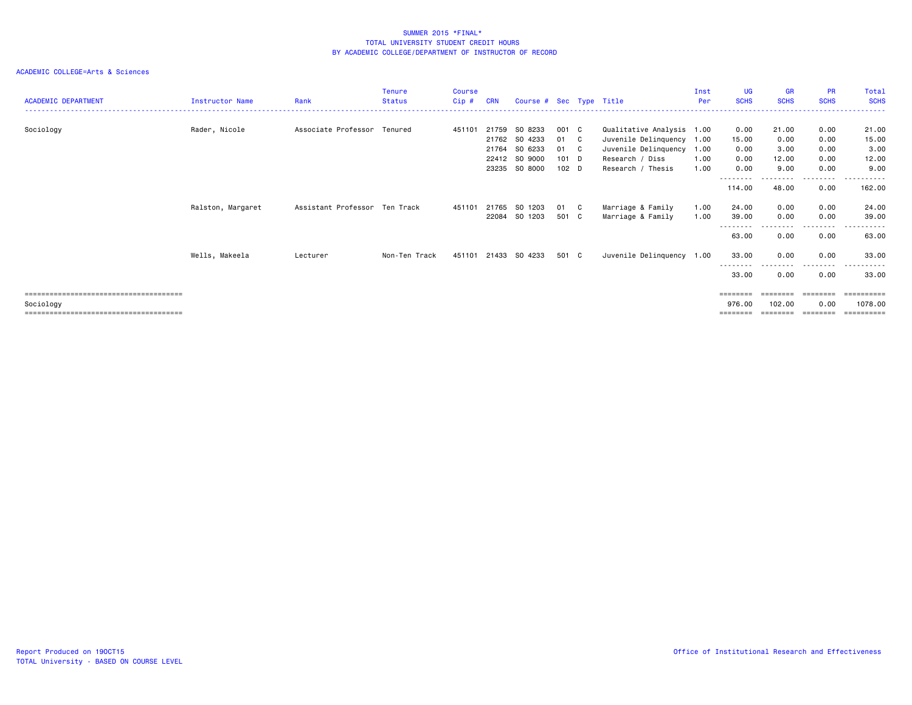# SUMMER 2015 *FINAL*
## TOTAL UNIVERSITY STUDENT CREDIT HOURS
## BY ACADEMIC COLLEGE/DEPARTMENT OF INSTRUCTOR OF RECORD

ACADEMIC COLLEGE=Arts & Sciences

| ACADEMIC DEPARTMENT | Instructor Name | Rank | Tenure Status | Course Cip # | CRN | Course # | Sec | Type | Title | Inst Per | UG SCHS | GR SCHS | PR SCHS | Total SCHS |
|---|---|---|---|---|---|---|---|---|---|---|---|---|---|---|
| Sociology | Rader, Nicole | Associate Professor | Tenured | 451101 | 21759 | SO 8233 | 001 | C | Qualitative Analysis | 1.00 | 0.00 | 21.00 | 0.00 | 21.00 |
| | | | | | 21762 | SO 4233 | 01 | C | Juvenile Delinquency | 1.00 | 15.00 | 0.00 | 0.00 | 15.00 |
| | | | | | 21764 | SO 6233 | 01 | C | Juvenile Delinquency | 1.00 | 0.00 | 3.00 | 0.00 | 3.00 |
| | | | | | 22412 | SO 9000 | 101 | D | Research / Diss | 1.00 | 0.00 | 12.00 | 0.00 | 12.00 |
| | | | | | 23235 | SO 8000 | 102 | D | Research / Thesis | 1.00 | 0.00 | 9.00 | 0.00 | 9.00 |
| | | | | | | | | | | | 114.00 | 48.00 | 0.00 | 162.00 |
| | Ralston, Margaret | Assistant Professor | Ten Track | 451101 | 21765 | SO 1203 | 01 | C | Marriage & Family | 1.00 | 24.00 | 0.00 | 0.00 | 24.00 |
| | | | | | 22084 | SO 1203 | 501 | C | Marriage & Family | 1.00 | 39.00 | 0.00 | 0.00 | 39.00 |
| | | | | | | | | | | | 63.00 | 0.00 | 0.00 | 63.00 |
| | Wells, Makeela | Lecturer | Non-Ten Track | 451101 | 21433 | SO 4233 | 501 | C | Juvenile Delinquency | 1.00 | 33.00 | 0.00 | 0.00 | 33.00 |
| | | | | | | | | | | | 33.00 | 0.00 | 0.00 | 33.00 |
| Sociology | | | | | | | | | | | 976.00 | 102.00 | 0.00 | 1078.00 |

Report Produced on 19OCT15
TOTAL University - BASED ON COURSE LEVEL

Office of Institutional Research and Effectiveness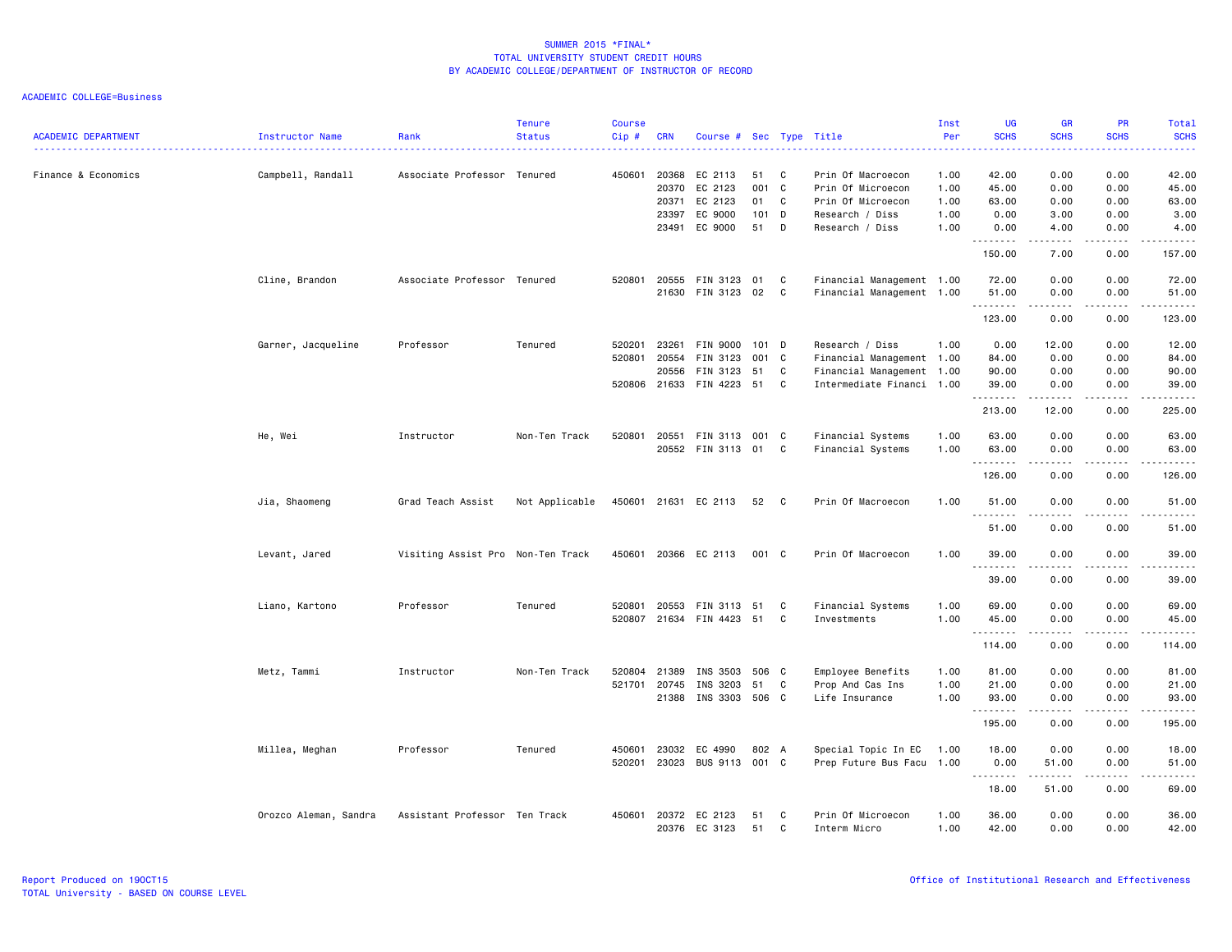# SUMMER 2015 *FINAL*
## TOTAL UNIVERSITY STUDENT CREDIT HOURS
## BY ACADEMIC COLLEGE/DEPARTMENT OF INSTRUCTOR OF RECORD

ACADEMIC COLLEGE=Business

| ACADEMIC DEPARTMENT | Instructor Name | Rank | Tenure Status | Course Cip # | CRN | Course # | Sec | Type | Title | Inst Per | UG SCHS | GR SCHS | PR SCHS | Total SCHS |
|---|---|---|---|---|---|---|---|---|---|---|---|---|---|---|
| Finance & Economics | Campbell, Randall | Associate Professor | Tenured | 450601 | 20368 | EC 2113 | 51 | C | Prin Of Macroecon | 1.00 | 42.00 | 0.00 | 0.00 | 42.00 |
| | | | | | 20370 | EC 2123 | 001 | C | Prin Of Microecon | 1.00 | 45.00 | 0.00 | 0.00 | 45.00 |
| | | | | | 20371 | EC 2123 | 01 | C | Prin Of Microecon | 1.00 | 63.00 | 0.00 | 0.00 | 63.00 |
| | | | | | 23397 | EC 9000 | 101 | D | Research / Diss | 1.00 | 0.00 | 3.00 | 0.00 | 3.00 |
| | | | | | 23491 | EC 9000 | 51 | D | Research / Diss | 1.00 | 0.00 | 4.00 | 0.00 | 4.00 |
| | | | | | | | | | | | 150.00 | 7.00 | 0.00 | 157.00 |
| | Cline, Brandon | Associate Professor | Tenured | 520801 | 20555 | FIN 3123 | 01 | C | Financial Management | 1.00 | 72.00 | 0.00 | 0.00 | 72.00 |
| | | | | | 21630 | FIN 3123 | 02 | C | Financial Management | 1.00 | 51.00 | 0.00 | 0.00 | 51.00 |
| | | | | | | | | | | | 123.00 | 0.00 | 0.00 | 123.00 |
| | Garner, Jacqueline | Professor | Tenured | 520201 | 23261 | FIN 9000 | 101 | D | Research / Diss | 1.00 | 0.00 | 12.00 | 0.00 | 12.00 |
| | | | | 520801 | 20554 | FIN 3123 | 001 | C | Financial Management | 1.00 | 84.00 | 0.00 | 0.00 | 84.00 |
| | | | | | 20556 | FIN 3123 | 51 | C | Financial Management | 1.00 | 90.00 | 0.00 | 0.00 | 90.00 |
| | | | | 520806 | 21633 | FIN 4223 | 51 | C | Intermediate Financi | 1.00 | 39.00 | 0.00 | 0.00 | 39.00 |
| | | | | | | | | | | | 213.00 | 12.00 | 0.00 | 225.00 |
| | He, Wei | Instructor | Non-Ten Track | 520801 | 20551 | FIN 3113 | 001 | C | Financial Systems | 1.00 | 63.00 | 0.00 | 0.00 | 63.00 |
| | | | | | 20552 | FIN 3113 | 01 | C | Financial Systems | 1.00 | 63.00 | 0.00 | 0.00 | 63.00 |
| | | | | | | | | | | | 126.00 | 0.00 | 0.00 | 126.00 |
| | Jia, Shaomeng | Grad Teach Assist | Not Applicable | 450601 | 21631 | EC 2113 | 52 | C | Prin Of Macroecon | 1.00 | 51.00 | 0.00 | 0.00 | 51.00 |
| | | | | | | | | | | | 51.00 | 0.00 | 0.00 | 51.00 |
| | Levant, Jared | Visiting Assist Pro | Non-Ten Track | 450601 | 20366 | EC 2113 | 001 | C | Prin Of Macroecon | 1.00 | 39.00 | 0.00 | 0.00 | 39.00 |
| | | | | | | | | | | | 39.00 | 0.00 | 0.00 | 39.00 |
| | Liano, Kartono | Professor | Tenured | 520801 | 20553 | FIN 3113 | 51 | C | Financial Systems | 1.00 | 69.00 | 0.00 | 0.00 | 69.00 |
| | | | | 520807 | 21634 | FIN 4423 | 51 | C | Investments | 1.00 | 45.00 | 0.00 | 0.00 | 45.00 |
| | | | | | | | | | | | 114.00 | 0.00 | 0.00 | 114.00 |
| | Metz, Tammi | Instructor | Non-Ten Track | 520804 | 21389 | INS 3503 | 506 | C | Employee Benefits | 1.00 | 81.00 | 0.00 | 0.00 | 81.00 |
| | | | | 521701 | 20745 | INS 3203 | 51 | C | Prop And Cas Ins | 1.00 | 21.00 | 0.00 | 0.00 | 21.00 |
| | | | | | 21388 | INS 3303 | 506 | C | Life Insurance | 1.00 | 93.00 | 0.00 | 0.00 | 93.00 |
| | | | | | | | | | | | 195.00 | 0.00 | 0.00 | 195.00 |
| | Millea, Meghan | Professor | Tenured | 450601 | 23032 | EC 4990 | 802 | A | Special Topic In EC | 1.00 | 18.00 | 0.00 | 0.00 | 18.00 |
| | | | | 520201 | 23023 | BUS 9113 | 001 | C | Prep Future Bus Facu | 1.00 | 0.00 | 51.00 | 0.00 | 51.00 |
| | | | | | | | | | | | 18.00 | 51.00 | 0.00 | 69.00 |
| | Orozco Aleman, Sandra | Assistant Professor | Ten Track | 450601 | 20372 | EC 2123 | 51 | C | Prin Of Microecon | 1.00 | 36.00 | 0.00 | 0.00 | 36.00 |
| | | | | | 20376 | EC 3123 | 51 | C | Interm Micro | 1.00 | 42.00 | 0.00 | 0.00 | 42.00 |

Report Produced on 19OCT15
TOTAL University - BASED ON COURSE LEVEL

Office of Institutional Research and Effectiveness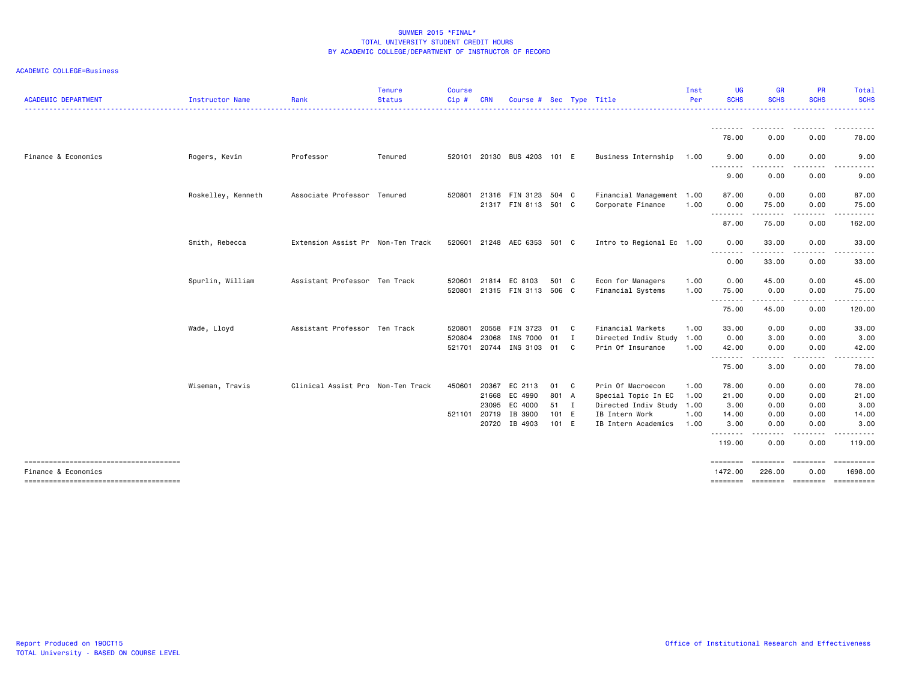SUMMER 2015 *FINAL*
TOTAL UNIVERSITY STUDENT CREDIT HOURS
BY ACADEMIC COLLEGE/DEPARTMENT OF INSTRUCTOR OF RECORD

ACADEMIC COLLEGE=Business

| ACADEMIC DEPARTMENT | Instructor Name | Rank | Tenure Status | Course Cip # | CRN | Course # | Sec | Type | Title | Inst Per | UG SCHS | GR SCHS | PR SCHS | Total SCHS |
|---|---|---|---|---|---|---|---|---|---|---|---|---|---|---|
| | | | | | | | | | | | 78.00 | 0.00 | 0.00 | 78.00 |
| Finance & Economics | Rogers, Kevin | Professor | Tenured | 520101 | 20130 | BUS 4203 | 101 | E | Business Internship | 1.00 | 9.00 | 0.00 | 0.00 | 9.00 |
| | | | | | | | | | | | 9.00 | 0.00 | 0.00 | 9.00 |
| | Roskelley, Kenneth | Associate Professor | Tenured | 520801 | 21316 | FIN 3123 | 504 | C | Financial Management | 1.00 | 87.00 | 0.00 | 0.00 | 87.00 |
| | | | | | 21317 | FIN 8113 | 501 | C | Corporate Finance | 1.00 | 0.00 | 75.00 | 0.00 | 75.00 |
| | | | | | | | | | | | 87.00 | 75.00 | 0.00 | 162.00 |
| | Smith, Rebecca | Extension Assist Pr | Non-Ten Track | 520601 | 21248 | AEC 6353 | 501 | C | Intro to Regional Ec | 1.00 | 0.00 | 33.00 | 0.00 | 33.00 |
| | | | | | | | | | | | 0.00 | 33.00 | 0.00 | 33.00 |
| | Spurlin, William | Assistant Professor | Ten Track | 520601 | 21814 | EC 8103 | 501 | C | Econ for Managers | 1.00 | 0.00 | 45.00 | 0.00 | 45.00 |
| | | | | 520801 | 21315 | FIN 3113 | 506 | C | Financial Systems | 1.00 | 75.00 | 0.00 | 0.00 | 75.00 |
| | | | | | | | | | | | 75.00 | 45.00 | 0.00 | 120.00 |
| | Wade, Lloyd | Assistant Professor | Ten Track | 520801 | 20558 | FIN 3723 | 01 | C | Financial Markets | 1.00 | 33.00 | 0.00 | 0.00 | 33.00 |
| | | | | 520804 | 23068 | INS 7000 | 01 | I | Directed Indiv Study | 1.00 | 0.00 | 3.00 | 0.00 | 3.00 |
| | | | | 521701 | 20744 | INS 3103 | 01 | C | Prin Of Insurance | 1.00 | 42.00 | 0.00 | 0.00 | 42.00 |
| | | | | | | | | | | | 75.00 | 3.00 | 0.00 | 78.00 |
| | Wiseman, Travis | Clinical Assist Pro | Non-Ten Track | 450601 | 20367 | EC 2113 | 01 | C | Prin Of Macroecon | 1.00 | 78.00 | 0.00 | 0.00 | 78.00 |
| | | | | | 21668 | EC 4990 | 801 | A | Special Topic In EC | 1.00 | 21.00 | 0.00 | 0.00 | 21.00 |
| | | | | | 23095 | EC 4000 | 51 | I | Directed Indiv Study | 1.00 | 3.00 | 0.00 | 0.00 | 3.00 |
| | | | | 521101 | 20719 | IB 3900 | 101 | E | IB Intern Work | 1.00 | 14.00 | 0.00 | 0.00 | 14.00 |
| | | | | | 20720 | IB 4903 | 101 | E | IB Intern Academics | 1.00 | 3.00 | 0.00 | 0.00 | 3.00 |
| | | | | | | | | | | | 119.00 | 0.00 | 0.00 | 119.00 |
| Finance & Economics | | | | | | | | | | | 1472.00 | 226.00 | 0.00 | 1698.00 |

Report Produced on 19OCT15
TOTAL University - BASED ON COURSE LEVEL

Office of Institutional Research and Effectiveness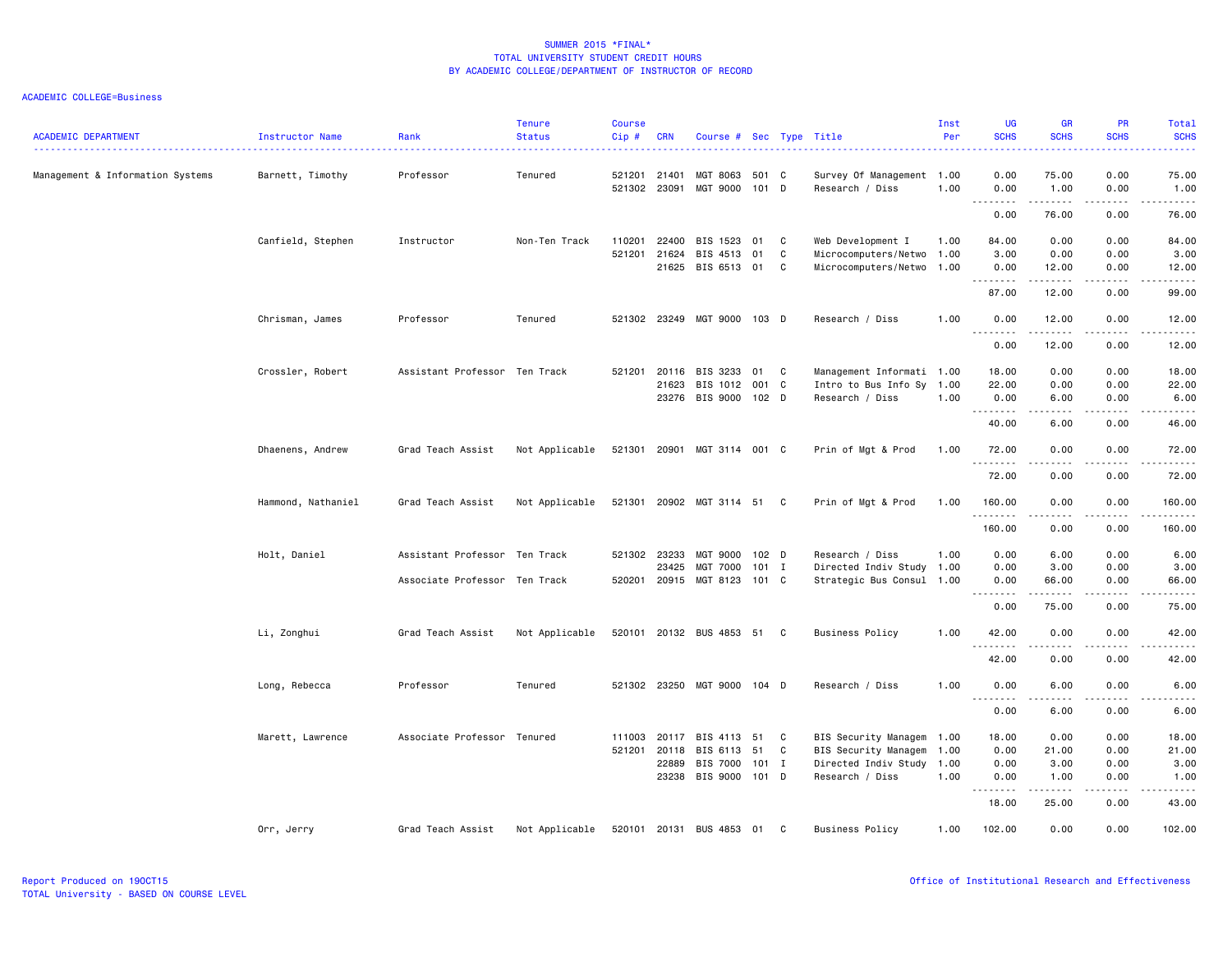SUMMER 2015 *FINAL*
TOTAL UNIVERSITY STUDENT CREDIT HOURS
BY ACADEMIC COLLEGE/DEPARTMENT OF INSTRUCTOR OF RECORD

ACADEMIC COLLEGE=Business

| ACADEMIC DEPARTMENT | Instructor Name | Rank | Tenure Status | Course Cip # | CRN | Course # | Sec | Type | Title | Inst Per | UG SCHS | GR SCHS | PR SCHS | Total SCHS |
|---|---|---|---|---|---|---|---|---|---|---|---|---|---|---|
| Management & Information Systems | Barnett, Timothy | Professor | Tenured | 521201 | 21401 | MGT 8063 | 501 | C | Survey Of Management | 1.00 | 0.00 | 75.00 | 0.00 | 75.00 |
| | | | | 521302 | 23091 | MGT 9000 | 101 | D | Research / Diss | 1.00 | 0.00 | 1.00 | 0.00 | 1.00 |
| | | | | | | | | | | | 0.00 | 76.00 | 0.00 | 76.00 |
| | Canfield, Stephen | Instructor | Non-Ten Track | 110201 | 22400 | BIS 1523 | 01 | C | Web Development I | 1.00 | 84.00 | 0.00 | 0.00 | 84.00 |
| | | | | 521201 | 21624 | BIS 4513 | 01 | C | Microcomputers/Netwo | 1.00 | 3.00 | 0.00 | 0.00 | 3.00 |
| | | | | | 21625 | BIS 6513 | 01 | C | Microcomputers/Netwo | 1.00 | 0.00 | 12.00 | 0.00 | 12.00 |
| | | | | | | | | | | | 87.00 | 12.00 | 0.00 | 99.00 |
| | Chrisman, James | Professor | Tenured | 521302 | 23249 | MGT 9000 | 103 | D | Research / Diss | 1.00 | 0.00 | 12.00 | 0.00 | 12.00 |
| | | | | | | | | | | | 0.00 | 12.00 | 0.00 | 12.00 |
| | Crossler, Robert | Assistant Professor | Ten Track | 521201 | 20116 | BIS 3233 | 01 | C | Management Informati | 1.00 | 18.00 | 0.00 | 0.00 | 18.00 |
| | | | | | 21623 | BIS 1012 | 001 | C | Intro to Bus Info Sy | 1.00 | 22.00 | 0.00 | 0.00 | 22.00 |
| | | | | | 23276 | BIS 9000 | 102 | D | Research / Diss | 1.00 | 0.00 | 6.00 | 0.00 | 6.00 |
| | | | | | | | | | | | 40.00 | 6.00 | 0.00 | 46.00 |
| | Dhaenens, Andrew | Grad Teach Assist | Not Applicable | 521301 | 20901 | MGT 3114 | 001 | C | Prin of Mgt & Prod | 1.00 | 72.00 | 0.00 | 0.00 | 72.00 |
| | | | | | | | | | | | 72.00 | 0.00 | 0.00 | 72.00 |
| | Hammond, Nathaniel | Grad Teach Assist | Not Applicable | 521301 | 20902 | MGT 3114 | 51 | C | Prin of Mgt & Prod | 1.00 | 160.00 | 0.00 | 0.00 | 160.00 |
| | | | | | | | | | | | 160.00 | 0.00 | 0.00 | 160.00 |
| | Holt, Daniel | Assistant Professor | Ten Track | 521302 | 23233 | MGT 9000 | 102 | D | Research / Diss | 1.00 | 0.00 | 6.00 | 0.00 | 6.00 |
| | | | | | 23425 | MGT 7000 | 101 | I | Directed Indiv Study | 1.00 | 0.00 | 3.00 | 0.00 | 3.00 |
| | | Associate Professor | Ten Track | 520201 | 20915 | MGT 8123 | 101 | C | Strategic Bus Consul | 1.00 | 0.00 | 66.00 | 0.00 | 66.00 |
| | | | | | | | | | | | 0.00 | 75.00 | 0.00 | 75.00 |
| | Li, Zonghui | Grad Teach Assist | Not Applicable | 520101 | 20132 | BUS 4853 | 51 | C | Business Policy | 1.00 | 42.00 | 0.00 | 0.00 | 42.00 |
| | | | | | | | | | | | 42.00 | 0.00 | 0.00 | 42.00 |
| | Long, Rebecca | Professor | Tenured | 521302 | 23250 | MGT 9000 | 104 | D | Research / Diss | 1.00 | 0.00 | 6.00 | 0.00 | 6.00 |
| | | | | | | | | | | | 0.00 | 6.00 | 0.00 | 6.00 |
| | Marett, Lawrence | Associate Professor | Tenured | 111003 | 20117 | BIS 4113 | 51 | C | BIS Security Managem | 1.00 | 18.00 | 0.00 | 0.00 | 18.00 |
| | | | | 521201 | 20118 | BIS 6113 | 51 | C | BIS Security Managem | 1.00 | 0.00 | 21.00 | 0.00 | 21.00 |
| | | | | | 22889 | BIS 7000 | 101 | I | Directed Indiv Study | 1.00 | 0.00 | 3.00 | 0.00 | 3.00 |
| | | | | | 23238 | BIS 9000 | 101 | D | Research / Diss | 1.00 | 0.00 | 1.00 | 0.00 | 1.00 |
| | | | | | | | | | | | 18.00 | 25.00 | 0.00 | 43.00 |
| | Orr, Jerry | Grad Teach Assist | Not Applicable | 520101 | 20131 | BUS 4853 | 01 | C | Business Policy | 1.00 | 102.00 | 0.00 | 0.00 | 102.00 |

Report Produced on 19OCT15
TOTAL University - BASED ON COURSE LEVEL

Office of Institutional Research and Effectiveness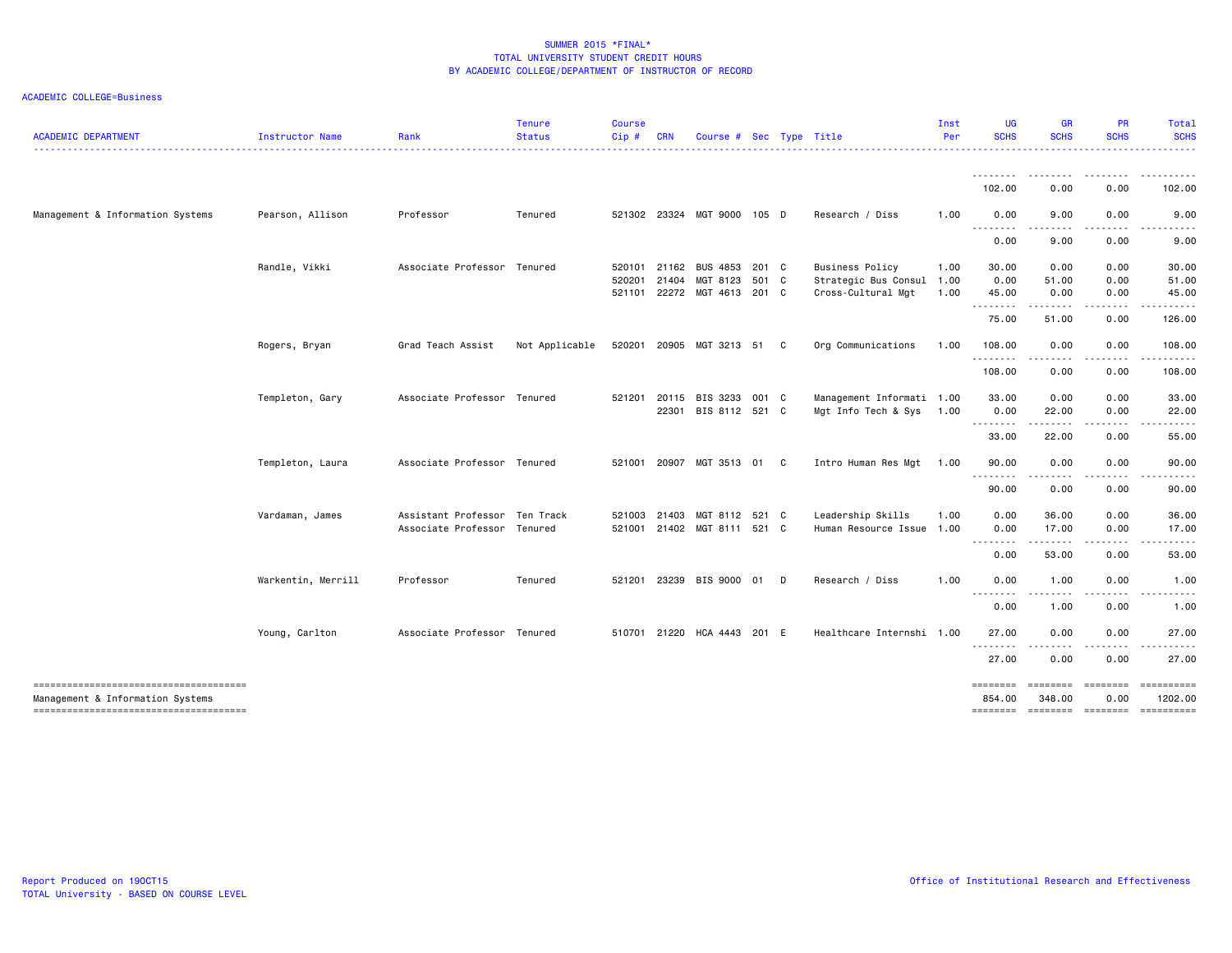SUMMER 2015 *FINAL*
TOTAL UNIVERSITY STUDENT CREDIT HOURS
BY ACADEMIC COLLEGE/DEPARTMENT OF INSTRUCTOR OF RECORD

ACADEMIC COLLEGE=Business

| ACADEMIC DEPARTMENT | Instructor Name | Rank | Tenure Status | Course Cip # | CRN | Course # | Sec | Type | Title | Inst Per | UG SCHS | GR SCHS | PR SCHS | Total SCHS |
|---|---|---|---|---|---|---|---|---|---|---|---|---|---|---|
| | | | | | | | | | | | 102.00 | 0.00 | 0.00 | 102.00 |
| Management & Information Systems | Pearson, Allison | Professor | Tenured | 521302 | 23324 | MGT 9000 | 105 | D | Research / Diss | 1.00 | 0.00 | 9.00 | 0.00 | 9.00 |
| | | | | | | | | | | | 0.00 | 9.00 | 0.00 | 9.00 |
| | Randle, Vikki | Associate Professor | Tenured | 520101 | 21162 | BUS 4853 | 201 | C | Business Policy | 1.00 | 30.00 | 0.00 | 0.00 | 30.00 |
| | | | | 520201 | 21404 | MGT 8123 | 501 | C | Strategic Bus Consul | 1.00 | 0.00 | 51.00 | 0.00 | 51.00 |
| | | | | 521101 | 22272 | MGT 4613 | 201 | C | Cross-Cultural Mgt | 1.00 | 45.00 | 0.00 | 0.00 | 45.00 |
| | | | | | | | | | | | 75.00 | 51.00 | 0.00 | 126.00 |
| | Rogers, Bryan | Grad Teach Assist | Not Applicable | 520201 | 20905 | MGT 3213 | 51 | C | Org Communications | 1.00 | 108.00 | 0.00 | 0.00 | 108.00 |
| | | | | | | | | | | | 108.00 | 0.00 | 0.00 | 108.00 |
| | Templeton, Gary | Associate Professor | Tenured | 521201 | 20115 | BIS 3233 | 001 | C | Management Informati | 1.00 | 33.00 | 0.00 | 0.00 | 33.00 |
| | | | | | 22301 | BIS 8112 | 521 | C | Mgt Info Tech & Sys | 1.00 | 0.00 | 22.00 | 0.00 | 22.00 |
| | | | | | | | | | | | 33.00 | 22.00 | 0.00 | 55.00 |
| | Templeton, Laura | Associate Professor | Tenured | 521001 | 20907 | MGT 3513 | 01 | C | Intro Human Res Mgt | 1.00 | 90.00 | 0.00 | 0.00 | 90.00 |
| | | | | | | | | | | | 90.00 | 0.00 | 0.00 | 90.00 |
| | Vardaman, James | Assistant Professor | Ten Track | 521003 | 21403 | MGT 8112 | 521 | C | Leadership Skills | 1.00 | 0.00 | 36.00 | 0.00 | 36.00 |
| | | Associate Professor | Tenured | 521001 | 21402 | MGT 8111 | 521 | C | Human Resource Issue | 1.00 | 0.00 | 17.00 | 0.00 | 17.00 |
| | | | | | | | | | | | 0.00 | 53.00 | 0.00 | 53.00 |
| | Warkentin, Merrill | Professor | Tenured | 521201 | 23239 | BIS 9000 | 01 | D | Research / Diss | 1.00 | 0.00 | 1.00 | 0.00 | 1.00 |
| | | | | | | | | | | | 0.00 | 1.00 | 0.00 | 1.00 |
| | Young, Carlton | Associate Professor | Tenured | 510701 | 21220 | HCA 4443 | 201 | E | Healthcare Internshi | 1.00 | 27.00 | 0.00 | 0.00 | 27.00 |
| | | | | | | | | | | | 27.00 | 0.00 | 0.00 | 27.00 |
| Management & Information Systems | | | | | | | | | | | 854.00 | 348.00 | 0.00 | 1202.00 |

Report Produced on 19OCT15
TOTAL University - BASED ON COURSE LEVEL

Office of Institutional Research and Effectiveness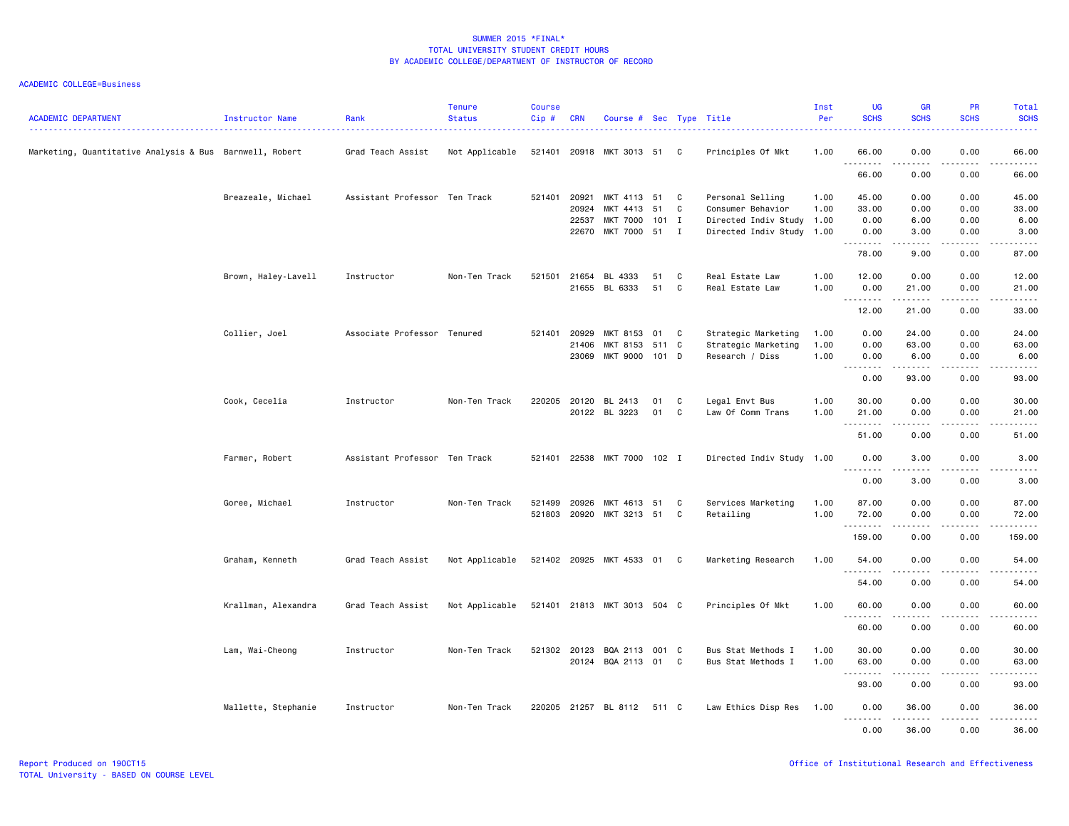SUMMER 2015 *FINAL*
TOTAL UNIVERSITY STUDENT CREDIT HOURS
BY ACADEMIC COLLEGE/DEPARTMENT OF INSTRUCTOR OF RECORD

ACADEMIC COLLEGE=Business

| ACADEMIC DEPARTMENT | Instructor Name | Rank | Tenure Status | Course Cip # | CRN | Course # | Sec | Type | Title | Inst Per | UG SCHS | GR SCHS | PR SCHS | Total SCHS |
|---|---|---|---|---|---|---|---|---|---|---|---|---|---|---|
| Marketing, Quantitative Analysis & Bus | Barnwell, Robert | Grad Teach Assist | Not Applicable | 521401 | 20918 | MKT 3013 | 51 | C | Principles Of Mkt | 1.00 | 66.00 | 0.00 | 0.00 | 66.00 |
| | | | | | | | | | | | 66.00 | 0.00 | 0.00 | 66.00 |
| | Breazeale, Michael | Assistant Professor | Ten Track | 521401 | 20921 | MKT 4113 | 51 | C | Personal Selling | 1.00 | 45.00 | 0.00 | 0.00 | 45.00 |
| | | | | | 20924 | MKT 4413 | 51 | C | Consumer Behavior | 1.00 | 33.00 | 0.00 | 0.00 | 33.00 |
| | | | | | 22537 | MKT 7000 | 101 | I | Directed Indiv Study | 1.00 | 0.00 | 6.00 | 0.00 | 6.00 |
| | | | | | 22670 | MKT 7000 | 51 | I | Directed Indiv Study | 1.00 | 0.00 | 3.00 | 0.00 | 3.00 |
| | | | | | | | | | | | 78.00 | 9.00 | 0.00 | 87.00 |
| | Brown, Haley-Lavell | Instructor | Non-Ten Track | 521501 | 21654 | BL 4333 | 51 | C | Real Estate Law | 1.00 | 12.00 | 0.00 | 0.00 | 12.00 |
| | | | | | 21655 | BL 6333 | 51 | C | Real Estate Law | 1.00 | 0.00 | 21.00 | 0.00 | 21.00 |
| | | | | | | | | | | | 12.00 | 21.00 | 0.00 | 33.00 |
| | Collier, Joel | Associate Professor | Tenured | 521401 | 20929 | MKT 8153 | 01 | C | Strategic Marketing | 1.00 | 0.00 | 24.00 | 0.00 | 24.00 |
| | | | | | 21406 | MKT 8153 | 511 | C | Strategic Marketing | 1.00 | 0.00 | 63.00 | 0.00 | 63.00 |
| | | | | | 23069 | MKT 9000 | 101 | D | Research / Diss | 1.00 | 0.00 | 6.00 | 0.00 | 6.00 |
| | | | | | | | | | | | 0.00 | 93.00 | 0.00 | 93.00 |
| | Cook, Cecelia | Instructor | Non-Ten Track | 220205 | 20120 | BL 2413 | 01 | C | Legal Envt Bus | 1.00 | 30.00 | 0.00 | 0.00 | 30.00 |
| | | | | | 20122 | BL 3223 | 01 | C | Law Of Comm Trans | 1.00 | 21.00 | 0.00 | 0.00 | 21.00 |
| | | | | | | | | | | | 51.00 | 0.00 | 0.00 | 51.00 |
| | Farmer, Robert | Assistant Professor | Ten Track | 521401 | 22538 | MKT 7000 | 102 | I | Directed Indiv Study | 1.00 | 0.00 | 3.00 | 0.00 | 3.00 |
| | | | | | | | | | | | 0.00 | 3.00 | 0.00 | 3.00 |
| | Goree, Michael | Instructor | Non-Ten Track | 521499 | 20926 | MKT 4613 | 51 | C | Services Marketing | 1.00 | 87.00 | 0.00 | 0.00 | 87.00 |
| | | | | 521803 | 20920 | MKT 3213 | 51 | C | Retailing | 1.00 | 72.00 | 0.00 | 0.00 | 72.00 |
| | | | | | | | | | | | 159.00 | 0.00 | 0.00 | 159.00 |
| | Graham, Kenneth | Grad Teach Assist | Not Applicable | 521402 | 20925 | MKT 4533 | 01 | C | Marketing Research | 1.00 | 54.00 | 0.00 | 0.00 | 54.00 |
| | | | | | | | | | | | 54.00 | 0.00 | 0.00 | 54.00 |
| | Krallman, Alexandra | Grad Teach Assist | Not Applicable | 521401 | 21813 | MKT 3013 | 504 | C | Principles Of Mkt | 1.00 | 60.00 | 0.00 | 0.00 | 60.00 |
| | | | | | | | | | | | 60.00 | 0.00 | 0.00 | 60.00 |
| | Lam, Wai-Cheong | Instructor | Non-Ten Track | 521302 | 20123 | BQA 2113 | 001 | C | Bus Stat Methods I | 1.00 | 30.00 | 0.00 | 0.00 | 30.00 |
| | | | | | 20124 | BQA 2113 | 01 | C | Bus Stat Methods I | 1.00 | 63.00 | 0.00 | 0.00 | 63.00 |
| | | | | | | | | | | | 93.00 | 0.00 | 0.00 | 93.00 |
| | Mallette, Stephanie | Instructor | Non-Ten Track | 220205 | 21257 | BL 8112 | 511 | C | Law Ethics Disp Res | 1.00 | 0.00 | 36.00 | 0.00 | 36.00 |
| | | | | | | | | | | | 0.00 | 36.00 | 0.00 | 36.00 |

Report Produced on 19OCT15
TOTAL University - BASED ON COURSE LEVEL
Office of Institutional Research and Effectiveness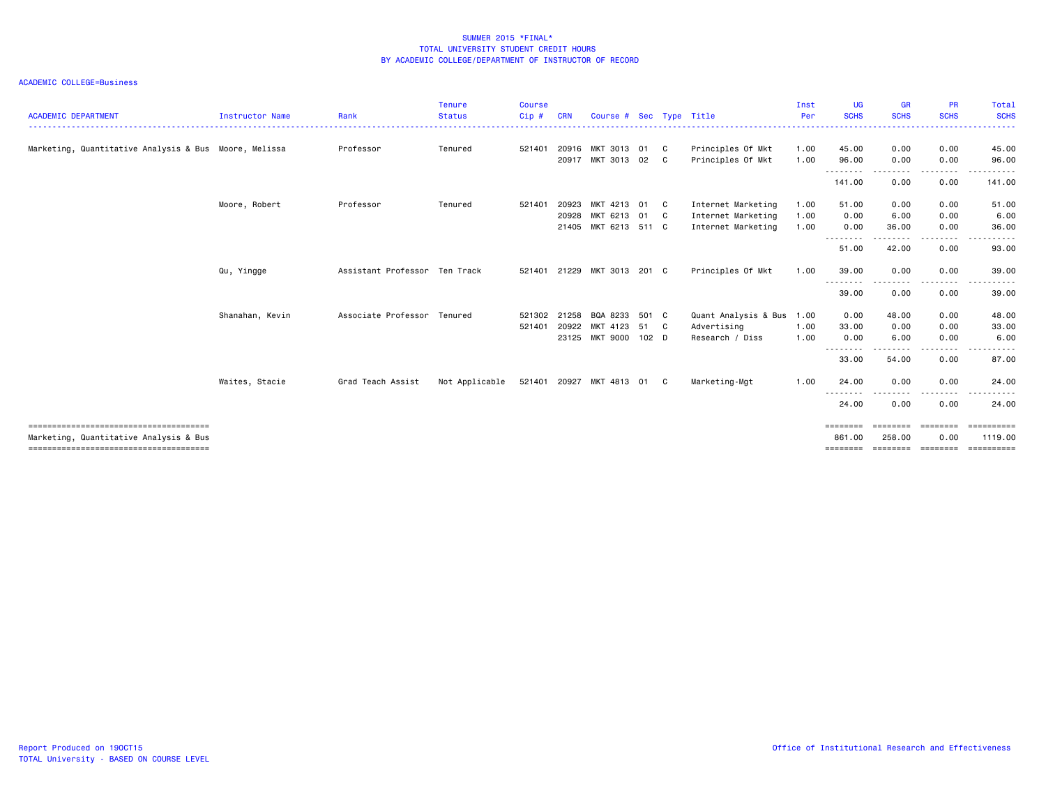SUMMER 2015 *FINAL*
TOTAL UNIVERSITY STUDENT CREDIT HOURS
BY ACADEMIC COLLEGE/DEPARTMENT OF INSTRUCTOR OF RECORD

ACADEMIC COLLEGE=Business

| ACADEMIC DEPARTMENT | Instructor Name | Rank | Tenure Status | Course Cip # | CRN | Course # | Sec | Type | Title | Inst Per | UG SCHS | GR SCHS | PR SCHS | Total SCHS |
|---|---|---|---|---|---|---|---|---|---|---|---|---|---|---|
| Marketing, Quantitative Analysis & Bus | Moore, Melissa | Professor | Tenured | 521401 | 20916 | MKT 3013 | 01 | C | Principles Of Mkt | 1.00 | 45.00 | 0.00 | 0.00 | 45.00 |
| | | | | | 20917 | MKT 3013 | 02 | C | Principles Of Mkt | 1.00 | 96.00 | 0.00 | 0.00 | 96.00 |
| | | | | | | | | | | | 141.00 | 0.00 | 0.00 | 141.00 |
| | Moore, Robert | Professor | Tenured | 521401 | 20923 | MKT 4213 | 01 | C | Internet Marketing | 1.00 | 51.00 | 0.00 | 0.00 | 51.00 |
| | | | | | 20928 | MKT 6213 | 01 | C | Internet Marketing | 1.00 | 0.00 | 6.00 | 0.00 | 6.00 |
| | | | | | 21405 | MKT 6213 | 511 | C | Internet Marketing | 1.00 | 0.00 | 36.00 | 0.00 | 36.00 |
| | | | | | | | | | | | 51.00 | 42.00 | 0.00 | 93.00 |
| | Qu, Yingge | Assistant Professor | Ten Track | 521401 | 21229 | MKT 3013 | 201 | C | Principles Of Mkt | 1.00 | 39.00 | 0.00 | 0.00 | 39.00 |
| | | | | | | | | | | | 39.00 | 0.00 | 0.00 | 39.00 |
| | Shanahan, Kevin | Associate Professor | Tenured | 521302 | 21258 | BQA 8233 | 501 | C | Quant Analysis & Bus | 1.00 | 0.00 | 48.00 | 0.00 | 48.00 |
| | | | | 521401 | 20922 | MKT 4123 | 51 | C | Advertising | 1.00 | 33.00 | 0.00 | 0.00 | 33.00 |
| | | | | | 23125 | MKT 9000 | 102 | D | Research / Diss | 1.00 | 0.00 | 6.00 | 0.00 | 6.00 |
| | | | | | | | | | | | 33.00 | 54.00 | 0.00 | 87.00 |
| | Waites, Stacie | Grad Teach Assist | Not Applicable | 521401 | 20927 | MKT 4813 | 01 | C | Marketing-Mgt | 1.00 | 24.00 | 0.00 | 0.00 | 24.00 |
| | | | | | | | | | | | 24.00 | 0.00 | 0.00 | 24.00 |
| Marketing, Quantitative Analysis & Bus | | | | | | | | | | | 861.00 | 258.00 | 0.00 | 1119.00 |

Report Produced on 19OCT15
TOTAL University - BASED ON COURSE LEVEL

Office of Institutional Research and Effectiveness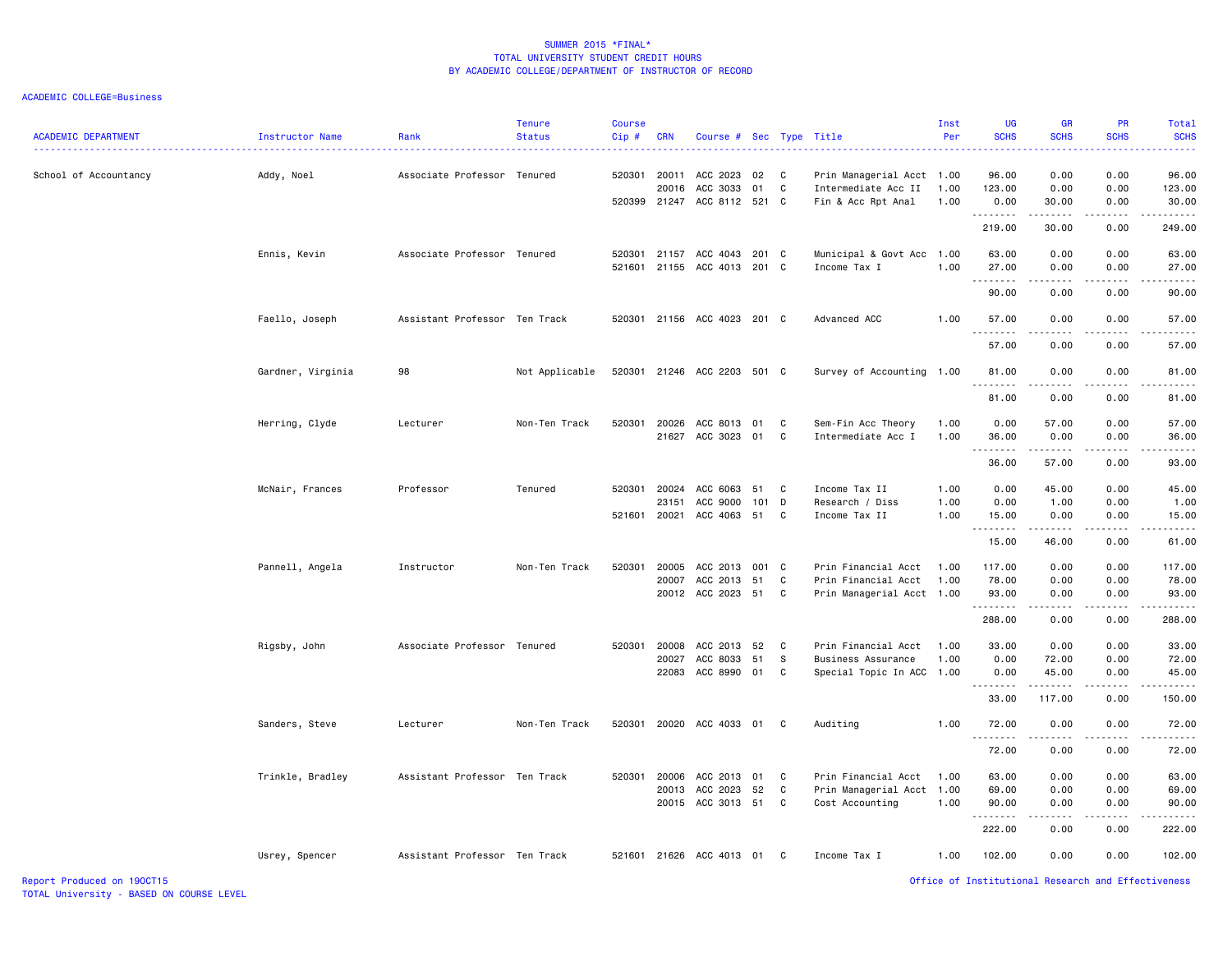# SUMMER 2015 *FINAL*
## TOTAL UNIVERSITY STUDENT CREDIT HOURS
## BY ACADEMIC COLLEGE/DEPARTMENT OF INSTRUCTOR OF RECORD

ACADEMIC COLLEGE=Business

| ACADEMIC DEPARTMENT | Instructor Name | Rank | Tenure Status | Course Cip # | CRN | Course # | Sec | Type | Title | Inst Per | UG SCHS | GR SCHS | PR SCHS | Total SCHS |
|---|---|---|---|---|---|---|---|---|---|---|---|---|---|---|
| School of Accountancy | Addy, Noel | Associate Professor | Tenured | 520301 | 20011 | ACC 2023 | 02 | C | Prin Managerial Acct | 1.00 | 96.00 | 0.00 | 0.00 | 96.00 |
| | | | | | 20016 | ACC 3033 | 01 | C | Intermediate Acc II | 1.00 | 123.00 | 0.00 | 0.00 | 123.00 |
| | | | | 520399 | 21247 | ACC 8112 | 521 | C | Fin & Acc Rpt Anal | 1.00 | 0.00 | 30.00 | 0.00 | 30.00 |
| | | | | | | | | | | | 219.00 | 30.00 | 0.00 | 249.00 |
| | Ennis, Kevin | Associate Professor | Tenured | 520301 | 21157 | ACC 4043 | 201 | C | Municipal & Govt Acc | 1.00 | 63.00 | 0.00 | 0.00 | 63.00 |
| | | | | 521601 | 21155 | ACC 4013 | 201 | C | Income Tax I | 1.00 | 27.00 | 0.00 | 0.00 | 27.00 |
| | | | | | | | | | | | 90.00 | 0.00 | 0.00 | 90.00 |
| | Faello, Joseph | Assistant Professor | Ten Track | 520301 | 21156 | ACC 4023 | 201 | C | Advanced ACC | 1.00 | 57.00 | 0.00 | 0.00 | 57.00 |
| | | | | | | | | | | | 57.00 | 0.00 | 0.00 | 57.00 |
| | Gardner, Virginia | 98 | Not Applicable | 520301 | 21246 | ACC 2203 | 501 | C | Survey of Accounting | 1.00 | 81.00 | 0.00 | 0.00 | 81.00 |
| | | | | | | | | | | | 81.00 | 0.00 | 0.00 | 81.00 |
| | Herring, Clyde | Lecturer | Non-Ten Track | 520301 | 20026 | ACC 8013 | 01 | C | Sem-Fin Acc Theory | 1.00 | 0.00 | 57.00 | 0.00 | 57.00 |
| | | | | | 21627 | ACC 3023 | 01 | C | Intermediate Acc I | 1.00 | 36.00 | 0.00 | 0.00 | 36.00 |
| | | | | | | | | | | | 36.00 | 57.00 | 0.00 | 93.00 |
| | McNair, Frances | Professor | Tenured | 520301 | 20024 | ACC 6063 | 51 | C | Income Tax II | 1.00 | 0.00 | 45.00 | 0.00 | 45.00 |
| | | | | | 23151 | ACC 9000 | 101 | D | Research / Diss | 1.00 | 0.00 | 1.00 | 0.00 | 1.00 |
| | | | | 521601 | 20021 | ACC 4063 | 51 | C | Income Tax II | 1.00 | 15.00 | 0.00 | 0.00 | 15.00 |
| | | | | | | | | | | | 15.00 | 46.00 | 0.00 | 61.00 |
| | Pannell, Angela | Instructor | Non-Ten Track | 520301 | 20005 | ACC 2013 | 001 | C | Prin Financial Acct | 1.00 | 117.00 | 0.00 | 0.00 | 117.00 |
| | | | | | 20007 | ACC 2013 | 51 | C | Prin Financial Acct | 1.00 | 78.00 | 0.00 | 0.00 | 78.00 |
| | | | | | 20012 | ACC 2023 | 51 | C | Prin Managerial Acct | 1.00 | 93.00 | 0.00 | 0.00 | 93.00 |
| | | | | | | | | | | | 288.00 | 0.00 | 0.00 | 288.00 |
| | Rigsby, John | Associate Professor | Tenured | 520301 | 20008 | ACC 2013 | 52 | C | Prin Financial Acct | 1.00 | 33.00 | 0.00 | 0.00 | 33.00 |
| | | | | | 20027 | ACC 8033 | 51 | S | Business Assurance | 1.00 | 0.00 | 72.00 | 0.00 | 72.00 |
| | | | | | 22083 | ACC 8990 | 01 | C | Special Topic In ACC | 1.00 | 0.00 | 45.00 | 0.00 | 45.00 |
| | | | | | | | | | | | 33.00 | 117.00 | 0.00 | 150.00 |
| | Sanders, Steve | Lecturer | Non-Ten Track | 520301 | 20020 | ACC 4033 | 01 | C | Auditing | 1.00 | 72.00 | 0.00 | 0.00 | 72.00 |
| | | | | | | | | | | | 72.00 | 0.00 | 0.00 | 72.00 |
| | Trinkle, Bradley | Assistant Professor | Ten Track | 520301 | 20006 | ACC 2013 | 01 | C | Prin Financial Acct | 1.00 | 63.00 | 0.00 | 0.00 | 63.00 |
| | | | | | 20013 | ACC 2023 | 52 | C | Prin Managerial Acct | 1.00 | 69.00 | 0.00 | 0.00 | 69.00 |
| | | | | | 20015 | ACC 3013 | 51 | C | Cost Accounting | 1.00 | 90.00 | 0.00 | 0.00 | 90.00 |
| | | | | | | | | | | | 222.00 | 0.00 | 0.00 | 222.00 |
| | Usrey, Spencer | Assistant Professor | Ten Track | 521601 | 21626 | ACC 4013 | 01 | C | Income Tax I | 1.00 | 102.00 | 0.00 | 0.00 | 102.00 |

Report Produced on 19OCT15
TOTAL University - BASED ON COURSE LEVEL

Office of Institutional Research and Effectiveness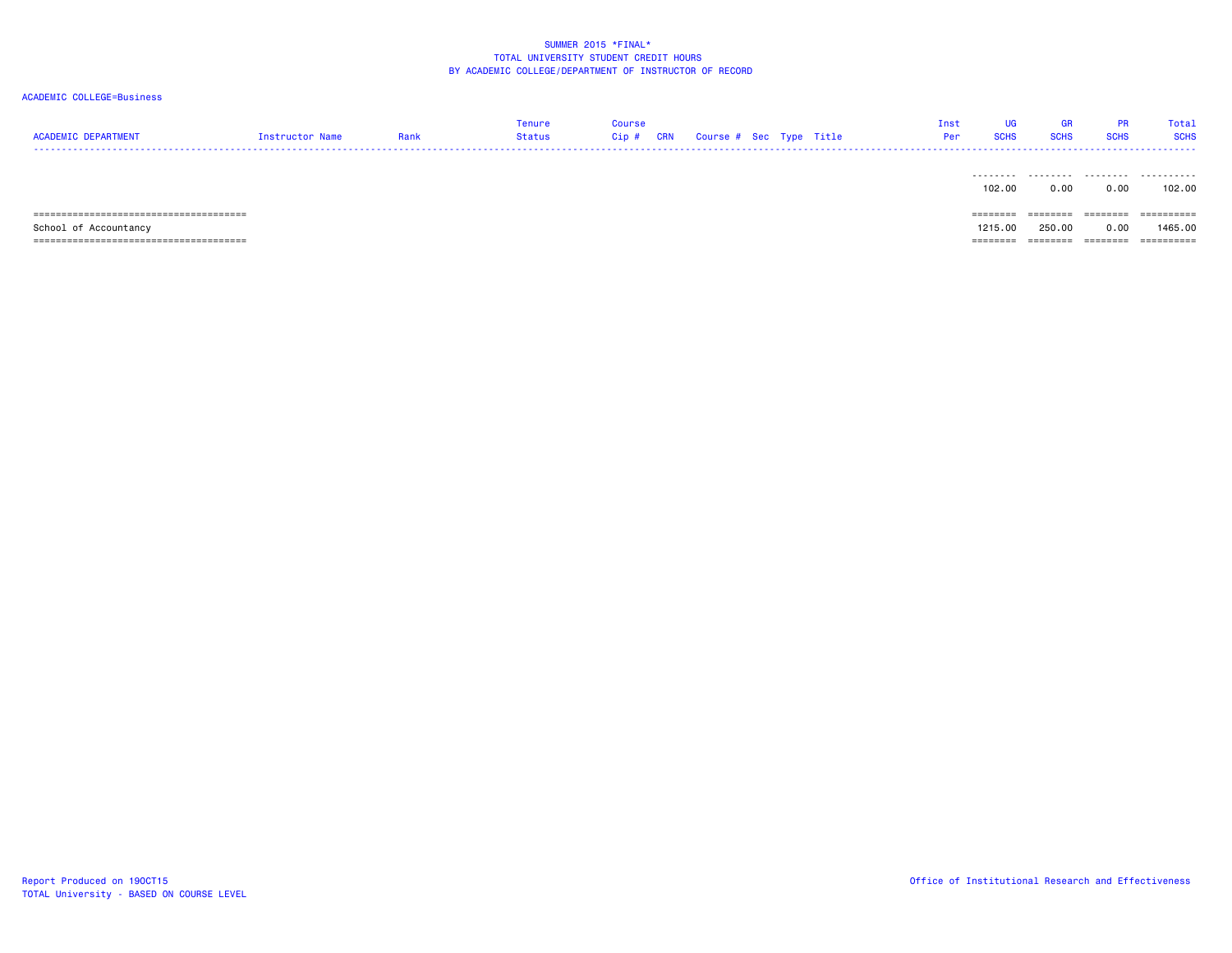SUMMER 2015 *FINAL*
TOTAL UNIVERSITY STUDENT CREDIT HOURS
BY ACADEMIC COLLEGE/DEPARTMENT OF INSTRUCTOR OF RECORD

ACADEMIC COLLEGE=Business

| ACADEMIC DEPARTMENT | Instructor Name | Rank | Tenure Status | Course Cip # | CRN | Course # | Sec | Type | Title | Inst Per | UG SCHS | GR SCHS | PR SCHS | Total SCHS |
|---|---|---|---|---|---|---|---|---|---|---|---|---|---|---|
| | | | | | | | | | | | 102.00 | 0.00 | 0.00 | 102.00 |
| School of Accountancy | | | | | | | | | | | 1215.00 | 250.00 | 0.00 | 1465.00 |

Report Produced on 19OCT15
TOTAL University - BASED ON COURSE LEVEL

Office of Institutional Research and Effectiveness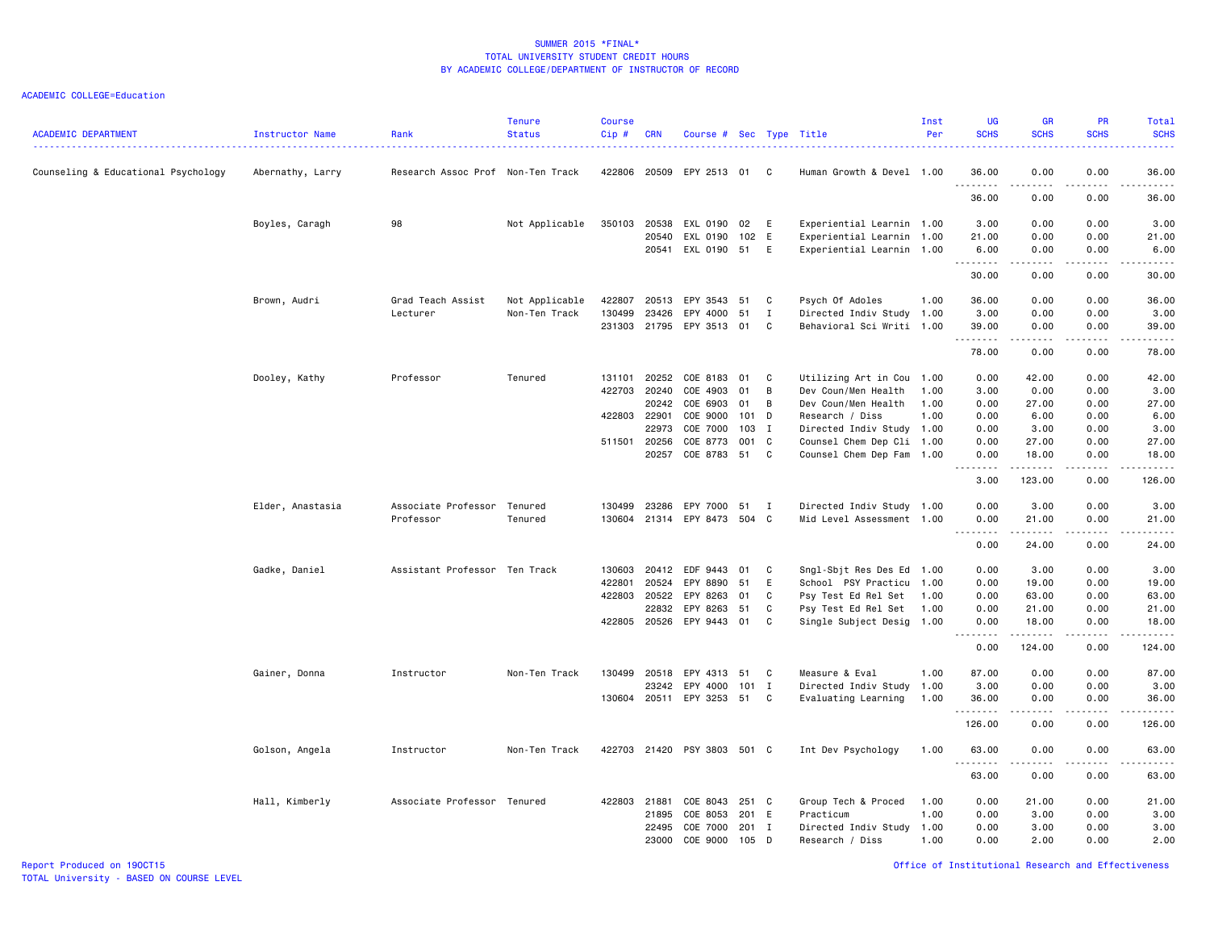SUMMER 2015 *FINAL*
TOTAL UNIVERSITY STUDENT CREDIT HOURS
BY ACADEMIC COLLEGE/DEPARTMENT OF INSTRUCTOR OF RECORD

ACADEMIC COLLEGE=Education

| ACADEMIC DEPARTMENT | Instructor Name | Rank | Tenure Status | Course Cip # | CRN | Course # | Sec | Type | Title | Inst Per | UG SCHS | GR SCHS | PR SCHS | Total SCHS |
|---|---|---|---|---|---|---|---|---|---|---|---|---|---|---|
| Counseling & Educational Psychology | Abernathy, Larry | Research Assoc Prof | Non-Ten Track | 422806 | 20509 | EPY 2513 | 01 | C | Human Growth & Devel | 1.00 | 36.00 | 0.00 | 0.00 | 36.00 |
| | | | | | | | | | | | 36.00 | 0.00 | 0.00 | 36.00 |
| | Boyles, Caragh | 98 | Not Applicable | 350103 | 20538 | EXL 0190 | 02 | E | Experiential Learnin | 1.00 | 3.00 | 0.00 | 0.00 | 3.00 |
| | | | | | 20540 | EXL 0190 | 102 | E | Experiential Learnin | 1.00 | 21.00 | 0.00 | 0.00 | 21.00 |
| | | | | | 20541 | EXL 0190 | 51 | E | Experiential Learnin | 1.00 | 6.00 | 0.00 | 0.00 | 6.00 |
| | | | | | | | | | | | 30.00 | 0.00 | 0.00 | 30.00 |
| | Brown, Audri | Grad Teach Assist | Not Applicable | 422807 | 20513 | EPY 3543 | 51 | C | Psych Of Adoles | 1.00 | 36.00 | 0.00 | 0.00 | 36.00 |
| | | Lecturer | Non-Ten Track | 130499 | 23426 | EPY 4000 | 51 | I | Directed Indiv Study | 1.00 | 3.00 | 0.00 | 0.00 | 3.00 |
| | | | | 231303 | 21795 | EPY 3513 | 01 | C | Behavioral Sci Writi | 1.00 | 39.00 | 0.00 | 0.00 | 39.00 |
| | | | | | | | | | | | 78.00 | 0.00 | 0.00 | 78.00 |
| | Dooley, Kathy | Professor | Tenured | 131101 | 20252 | COE 8183 | 01 | C | Utilizing Art in Cou | 1.00 | 0.00 | 42.00 | 0.00 | 42.00 |
| | | | | 422703 | 20240 | COE 4903 | 01 | B | Dev Coun/Men Health | 1.00 | 3.00 | 0.00 | 0.00 | 3.00 |
| | | | | | 20242 | COE 6903 | 01 | B | Dev Coun/Men Health | 1.00 | 0.00 | 27.00 | 0.00 | 27.00 |
| | | | | 422803 | 22901 | COE 9000 | 101 | D | Research / Diss | 1.00 | 0.00 | 6.00 | 0.00 | 6.00 |
| | | | | | 22973 | COE 7000 | 103 | I | Directed Indiv Study | 1.00 | 0.00 | 3.00 | 0.00 | 3.00 |
| | | | | 511501 | 20256 | COE 8773 | 001 | C | Counsel Chem Dep Cli | 1.00 | 0.00 | 27.00 | 0.00 | 27.00 |
| | | | | | 20257 | COE 8783 | 51 | C | Counsel Chem Dep Fam | 1.00 | 0.00 | 18.00 | 0.00 | 18.00 |
| | | | | | | | | | | | 3.00 | 123.00 | 0.00 | 126.00 |
| | Elder, Anastasia | Associate Professor | Tenured | 130499 | 23286 | EPY 7000 | 51 | I | Directed Indiv Study | 1.00 | 0.00 | 3.00 | 0.00 | 3.00 |
| | | Professor | Tenured | 130604 | 21314 | EPY 8473 | 504 | C | Mid Level Assessment | 1.00 | 0.00 | 21.00 | 0.00 | 21.00 |
| | | | | | | | | | | | 0.00 | 24.00 | 0.00 | 24.00 |
| | Gadke, Daniel | Assistant Professor | Ten Track | 130603 | 20412 | EDF 9443 | 01 | C | Sngl-Sbjt Res Des Ed | 1.00 | 0.00 | 3.00 | 0.00 | 3.00 |
| | | | | 422801 | 20524 | EPY 8890 | 51 | E | School PSY Practicu | 1.00 | 0.00 | 19.00 | 0.00 | 19.00 |
| | | | | 422803 | 20522 | EPY 8263 | 01 | C | Psy Test Ed Rel Set | 1.00 | 0.00 | 63.00 | 0.00 | 63.00 |
| | | | | | 22832 | EPY 8263 | 51 | C | Psy Test Ed Rel Set | 1.00 | 0.00 | 21.00 | 0.00 | 21.00 |
| | | | | 422805 | 20526 | EPY 9443 | 01 | C | Single Subject Desig | 1.00 | 0.00 | 18.00 | 0.00 | 18.00 |
| | | | | | | | | | | | 0.00 | 124.00 | 0.00 | 124.00 |
| | Gainer, Donna | Instructor | Non-Ten Track | 130499 | 20518 | EPY 4313 | 51 | C | Measure & Eval | 1.00 | 87.00 | 0.00 | 0.00 | 87.00 |
| | | | | | 23242 | EPY 4000 | 101 | I | Directed Indiv Study | 1.00 | 3.00 | 0.00 | 0.00 | 3.00 |
| | | | | 130604 | 20511 | EPY 3253 | 51 | C | Evaluating Learning | 1.00 | 36.00 | 0.00 | 0.00 | 36.00 |
| | | | | | | | | | | | 126.00 | 0.00 | 0.00 | 126.00 |
| | Golson, Angela | Instructor | Non-Ten Track | 422703 | 21420 | PSY 3803 | 501 | C | Int Dev Psychology | 1.00 | 63.00 | 0.00 | 0.00 | 63.00 |
| | | | | | | | | | | | 63.00 | 0.00 | 0.00 | 63.00 |
| | Hall, Kimberly | Associate Professor | Tenured | 422803 | 21881 | COE 8043 | 251 | C | Group Tech & Proced | 1.00 | 0.00 | 21.00 | 0.00 | 21.00 |
| | | | | | 21895 | COE 8053 | 201 | E | Practicum | 1.00 | 0.00 | 3.00 | 0.00 | 3.00 |
| | | | | | 22495 | COE 7000 | 201 | I | Directed Indiv Study | 1.00 | 0.00 | 3.00 | 0.00 | 3.00 |
| | | | | | 23000 | COE 9000 | 105 | D | Research / Diss | 1.00 | 0.00 | 2.00 | 0.00 | 2.00 |

Report Produced on 19OCT15
TOTAL University - BASED ON COURSE LEVEL
Office of Institutional Research and Effectiveness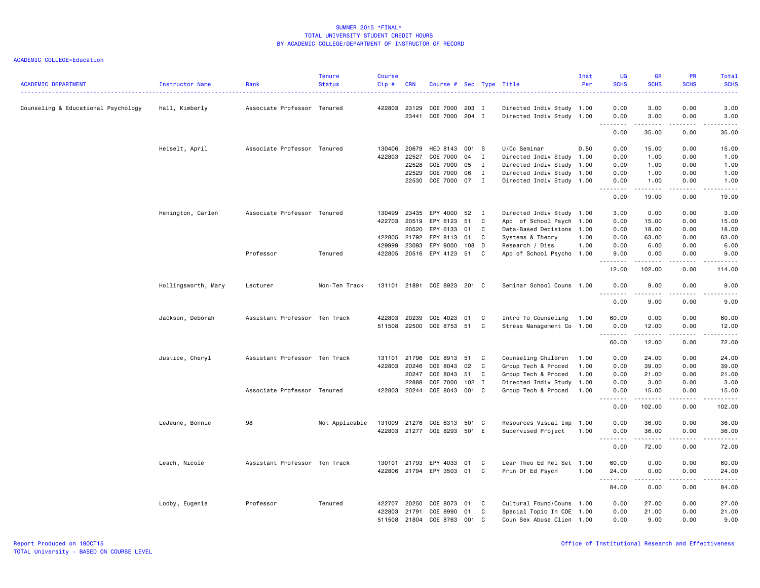## SUMMER 2015 *FINAL*
## TOTAL UNIVERSITY STUDENT CREDIT HOURS
## BY ACADEMIC COLLEGE/DEPARTMENT OF INSTRUCTOR OF RECORD

ACADEMIC COLLEGE=Education

| ACADEMIC DEPARTMENT | Instructor Name | Rank | Tenure Status | Course Cip # | CRN | Course # | Sec | Type | Title | Inst Per | UG SCHS | GR SCHS | PR SCHS | Total SCHS |
|---|---|---|---|---|---|---|---|---|---|---|---|---|---|---|
| Counseling & Educational Psychology | Hall, Kimberly | Associate Professor | Tenured | 422803 | 23129 | COE 7000 | 203 | I | Directed Indiv Study | 1.00 | 0.00 | 3.00 | 0.00 | 3.00 |
| | | | | | 23441 | COE 7000 | 204 | I | Directed Indiv Study | 1.00 | 0.00 | 3.00 | 0.00 | 3.00 |
| | | | | | | | | | | | 0.00 | 35.00 | 0.00 | 35.00 |
| | Heiselt, April | Associate Professor | Tenured | 130406 | 20679 | HED 8143 | 001 | S | U/Cc Seminar | 0.50 | 0.00 | 15.00 | 0.00 | 15.00 |
| | | | | 422803 | 22527 | COE 7000 | 04 | I | Directed Indiv Study | 1.00 | 0.00 | 1.00 | 0.00 | 1.00 |
| | | | | | 22528 | COE 7000 | 05 | I | Directed Indiv Study | 1.00 | 0.00 | 1.00 | 0.00 | 1.00 |
| | | | | | 22529 | COE 7000 | 06 | I | Directed Indiv Study | 1.00 | 0.00 | 1.00 | 0.00 | 1.00 |
| | | | | | 22530 | COE 7000 | 07 | I | Directed Indiv Study | 1.00 | 0.00 | 1.00 | 0.00 | 1.00 |
| | | | | | | | | | | | 0.00 | 19.00 | 0.00 | 19.00 |
| | Henington, Carlen | Associate Professor | Tenured | 130499 | 23435 | EPY 4000 | 52 | I | Directed Indiv Study | 1.00 | 3.00 | 0.00 | 0.00 | 3.00 |
| | | | | 422703 | 20519 | EPY 6123 | 51 | C | App of School Psych | 1.00 | 0.00 | 15.00 | 0.00 | 15.00 |
| | | | | | 20520 | EPY 6133 | 01 | C | Data-Based Decisions | 1.00 | 0.00 | 18.00 | 0.00 | 18.00 |
| | | | | 422805 | 21792 | EPY 8113 | 01 | C | Systems & Theory | 1.00 | 0.00 | 63.00 | 0.00 | 63.00 |
| | | | | 429999 | 23093 | EPY 9000 | 108 | D | Research / Diss | 1.00 | 0.00 | 6.00 | 0.00 | 6.00 |
| | | Professor | Tenured | 422805 | 20516 | EPY 4123 | 51 | C | App of School Psycho | 1.00 | 9.00 | 0.00 | 0.00 | 9.00 |
| | | | | | | | | | | | 12.00 | 102.00 | 0.00 | 114.00 |
| | Hollingsworth, Mary | Lecturer | Non-Ten Track | 131101 | 21891 | COE 8923 | 201 | C | Seminar School Couns | 1.00 | 0.00 | 9.00 | 0.00 | 9.00 |
| | | | | | | | | | | | 0.00 | 9.00 | 0.00 | 9.00 |
| | Jackson, Deborah | Assistant Professor | Ten Track | 422803 | 20239 | COE 4023 | 01 | C | Intro To Counseling | 1.00 | 60.00 | 0.00 | 0.00 | 60.00 |
| | | | | 511508 | 22500 | COE 8753 | 51 | C | Stress Management Co | 1.00 | 0.00 | 12.00 | 0.00 | 12.00 |
| | | | | | | | | | | | 60.00 | 12.00 | 0.00 | 72.00 |
| | Justice, Cheryl | Assistant Professor | Ten Track | 131101 | 21796 | COE 8913 | 51 | C | Counseling Children | 1.00 | 0.00 | 24.00 | 0.00 | 24.00 |
| | | | | 422803 | 20246 | COE 8043 | 02 | C | Group Tech & Proced | 1.00 | 0.00 | 39.00 | 0.00 | 39.00 |
| | | | | | 20247 | COE 8043 | 51 | C | Group Tech & Proced | 1.00 | 0.00 | 21.00 | 0.00 | 21.00 |
| | | | | | 22888 | COE 7000 | 102 | I | Directed Indiv Study | 1.00 | 0.00 | 3.00 | 0.00 | 3.00 |
| | | Associate Professor | Tenured | 422803 | 20244 | COE 8043 | 001 | C | Group Tech & Proced | 1.00 | 0.00 | 15.00 | 0.00 | 15.00 |
| | | | | | | | | | | | 0.00 | 102.00 | 0.00 | 102.00 |
| | LeJeune, Bonnie | 98 | Not Applicable | 131009 | 21276 | COE 6313 | 501 | C | Resources Visual Imp | 1.00 | 0.00 | 36.00 | 0.00 | 36.00 |
| | | | | 422803 | 21277 | COE 8293 | 501 | E | Supervised Project | 1.00 | 0.00 | 36.00 | 0.00 | 36.00 |
| | | | | | | | | | | | 0.00 | 72.00 | 0.00 | 72.00 |
| | Leach, Nicole | Assistant Professor | Ten Track | 130101 | 21793 | EPY 4033 | 01 | C | Lear Theo Ed Rel Set | 1.00 | 60.00 | 0.00 | 0.00 | 60.00 |
| | | | | 422806 | 21794 | EPY 3503 | 01 | C | Prin Of Ed Psych | 1.00 | 24.00 | 0.00 | 0.00 | 24.00 |
| | | | | | | | | | | | 84.00 | 0.00 | 0.00 | 84.00 |
| | Looby, Eugenie | Professor | Tenured | 422707 | 20250 | COE 8073 | 01 | C | Cultural Found/Couns | 1.00 | 0.00 | 27.00 | 0.00 | 27.00 |
| | | | | 422803 | 21791 | COE 8990 | 01 | C | Special Topic In COE | 1.00 | 0.00 | 21.00 | 0.00 | 21.00 |
| | | | | 511508 | 21804 | COE 8763 | 001 | C | Coun Sex Abuse Clien | 1.00 | 0.00 | 9.00 | 0.00 | 9.00 |

Report Produced on 19OCT15
TOTAL University - BASED ON COURSE LEVEL

Office of Institutional Research and Effectiveness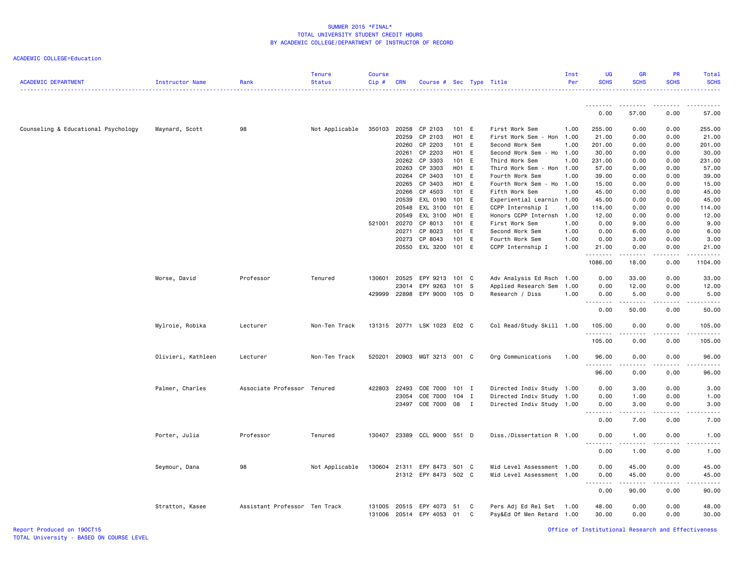SUMMER 2015 *FINAL*
TOTAL UNIVERSITY STUDENT CREDIT HOURS
BY ACADEMIC COLLEGE/DEPARTMENT OF INSTRUCTOR OF RECORD

ACADEMIC COLLEGE=Education

| ACADEMIC DEPARTMENT | Instructor Name | Rank | Tenure Status | Course Cip # | CRN | Course # | Sec | Type | Title | Inst Per | UG SCHS | GR SCHS | PR SCHS | Total SCHS |
|---|---|---|---|---|---|---|---|---|---|---|---|---|---|---|
| | | | | | | | | | | | 0.00 | 57.00 | 0.00 | 57.00 |
| Counseling & Educational Psychology | Maynard, Scott | 98 | Not Applicable | 350103 | 20258 | CP 2103 | 101 | E | First Work Sem | 1.00 | 255.00 | 0.00 | 0.00 | 255.00 |
| | | | | | 20259 | CP 2103 | H01 | E | First Work Sem - Hon | 1.00 | 21.00 | 0.00 | 0.00 | 21.00 |
| | | | | | 20260 | CP 2203 | 101 | E | Second Work Sem | 1.00 | 201.00 | 0.00 | 0.00 | 201.00 |
| | | | | | 20261 | CP 2203 | H01 | E | Second Work Sem - Ho | 1.00 | 30.00 | 0.00 | 0.00 | 30.00 |
| | | | | | 20262 | CP 3303 | 101 | E | Third Work Sem | 1.00 | 231.00 | 0.00 | 0.00 | 231.00 |
| | | | | | 20263 | CP 3303 | H01 | E | Third Work Sem - Hon | 1.00 | 57.00 | 0.00 | 0.00 | 57.00 |
| | | | | | 20264 | CP 3403 | 101 | E | Fourth Work Sem | 1.00 | 39.00 | 0.00 | 0.00 | 39.00 |
| | | | | | 20265 | CP 3403 | H01 | E | Fourth Work Sem - Ho | 1.00 | 15.00 | 0.00 | 0.00 | 15.00 |
| | | | | | 20266 | CP 4503 | 101 | E | Fifth Work Sem | 1.00 | 45.00 | 0.00 | 0.00 | 45.00 |
| | | | | | 20539 | EXL 0190 | 101 | E | Experiential Learnin | 1.00 | 45.00 | 0.00 | 0.00 | 45.00 |
| | | | | | 20548 | EXL 3100 | 101 | E | CCPP Internship I | 1.00 | 114.00 | 0.00 | 0.00 | 114.00 |
| | | | | | 20549 | EXL 3100 | H01 | E | Honors CCPP Internsh | 1.00 | 12.00 | 0.00 | 0.00 | 12.00 |
| | | | | 521001 | 20270 | CP 8013 | 101 | E | First Work Sem | 1.00 | 0.00 | 9.00 | 0.00 | 9.00 |
| | | | | | 20271 | CP 8023 | 101 | E | Second Work Sem | 1.00 | 0.00 | 6.00 | 0.00 | 6.00 |
| | | | | | 20273 | CP 8043 | 101 | E | Fourth Work Sem | 1.00 | 0.00 | 3.00 | 0.00 | 3.00 |
| | | | | | 20550 | EXL 3200 | 101 | E | CCPP Internship I | 1.00 | 21.00 | 0.00 | 0.00 | 21.00 |
| | | | | | | | | | | | 1086.00 | 18.00 | 0.00 | 1104.00 |
| | Morse, David | Professor | Tenured | 130601 | 20525 | EPY 9213 | 101 | C | Adv Analysis Ed Rsch | 1.00 | 0.00 | 33.00 | 0.00 | 33.00 |
| | | | | | 23014 | EPY 9263 | 101 | S | Applied Research Sem | 1.00 | 0.00 | 12.00 | 0.00 | 12.00 |
| | | | | 429999 | 22898 | EPY 9000 | 105 | D | Research / Diss | 1.00 | 0.00 | 5.00 | 0.00 | 5.00 |
| | | | | | | | | | | | 0.00 | 50.00 | 0.00 | 50.00 |
| | Mylroie, Robika | Lecturer | Non-Ten Track | 131315 | 20771 | LSK 1023 | E02 | C | Col Read/Study Skill | 1.00 | 105.00 | 0.00 | 0.00 | 105.00 |
| | | | | | | | | | | | 105.00 | 0.00 | 0.00 | 105.00 |
| | Olivieri, Kathleen | Lecturer | Non-Ten Track | 520201 | 20903 | MGT 3213 | 001 | C | Org Communications | 1.00 | 96.00 | 0.00 | 0.00 | 96.00 |
| | | | | | | | | | | | 96.00 | 0.00 | 0.00 | 96.00 |
| | Palmer, Charles | Associate Professor | Tenured | 422803 | 22493 | COE 7000 | 101 | I | Directed Indiv Study | 1.00 | 0.00 | 3.00 | 0.00 | 3.00 |
| | | | | | 23054 | COE 7000 | 104 | I | Directed Indiv Study | 1.00 | 0.00 | 1.00 | 0.00 | 1.00 |
| | | | | | 23497 | COE 7000 | 08 | I | Directed Indiv Study | 1.00 | 0.00 | 3.00 | 0.00 | 3.00 |
| | | | | | | | | | | | 0.00 | 7.00 | 0.00 | 7.00 |
| | Porter, Julia | Professor | Tenured | 130407 | 23389 | CCL 9000 | 551 | D | Diss./Dissertation R | 1.00 | 0.00 | 1.00 | 0.00 | 1.00 |
| | | | | | | | | | | | 0.00 | 1.00 | 0.00 | 1.00 |
| | Seymour, Dana | 98 | Not Applicable | 130604 | 21311 | EPY 8473 | 501 | C | Mid Level Assessment | 1.00 | 0.00 | 45.00 | 0.00 | 45.00 |
| | | | | | 21312 | EPY 8473 | 502 | C | Mid Level Assessment | 1.00 | 0.00 | 45.00 | 0.00 | 45.00 |
| | | | | | | | | | | | 0.00 | 90.00 | 0.00 | 90.00 |
| | Stratton, Kasee | Assistant Professor | Ten Track | 131005 | 20515 | EPY 4073 | 51 | C | Pers Adj Ed Rel Set | 1.00 | 48.00 | 0.00 | 0.00 | 48.00 |
| | | | | 131006 | 20514 | EPY 4053 | 01 | C | Psy&Ed Of Men Retard | 1.00 | 30.00 | 0.00 | 0.00 | 30.00 |

Report Produced on 19OCT15
TOTAL University - BASED ON COURSE LEVEL
Office of Institutional Research and Effectiveness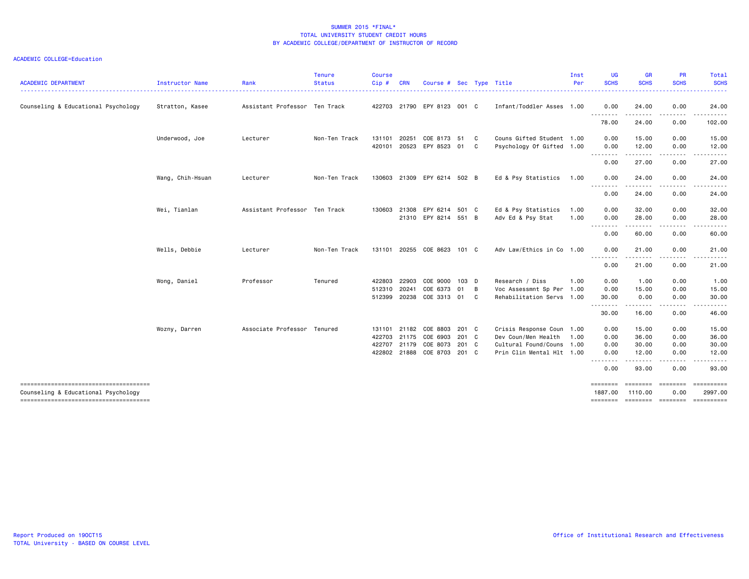SUMMER 2015 *FINAL*
TOTAL UNIVERSITY STUDENT CREDIT HOURS
BY ACADEMIC COLLEGE/DEPARTMENT OF INSTRUCTOR OF RECORD

ACADEMIC COLLEGE=Education

| ACADEMIC DEPARTMENT | Instructor Name | Rank | Tenure Status | Course Cip # | CRN | Course # | Sec | Type | Title | Inst Per | UG SCHS | GR SCHS | PR SCHS | Total SCHS |
|---|---|---|---|---|---|---|---|---|---|---|---|---|---|---|
| Counseling & Educational Psychology | Stratton, Kasee | Assistant Professor | Ten Track | 422703 | 21790 | EPY 8123 | 001 | C | Infant/Toddler Asses | 1.00 | 0.00 | 24.00 | 0.00 | 24.00 |
| | | | | | | | | | | | 78.00 | 24.00 | 0.00 | 102.00 |
| | Underwood, Joe | Lecturer | Non-Ten Track | 131101 | 20251 | COE 8173 | 51 | C | Couns Gifted Student | 1.00 | 0.00 | 15.00 | 0.00 | 15.00 |
| | | | | 420101 | 20523 | EPY 8523 | 01 | C | Psychology Of Gifted | 1.00 | 0.00 | 12.00 | 0.00 | 12.00 |
| | | | | | | | | | | | 0.00 | 27.00 | 0.00 | 27.00 |
| | Wang, Chih-Hsuan | Lecturer | Non-Ten Track | 130603 | 21309 | EPY 6214 | 502 | B | Ed & Psy Statistics | 1.00 | 0.00 | 24.00 | 0.00 | 24.00 |
| | | | | | | | | | | | 0.00 | 24.00 | 0.00 | 24.00 |
| | Wei, Tianlan | Assistant Professor | Ten Track | 130603 | 21308 | EPY 6214 | 501 | C | Ed & Psy Statistics | 1.00 | 0.00 | 32.00 | 0.00 | 32.00 |
| | | | | | 21310 | EPY 8214 | 551 | B | Adv Ed & Psy Stat | 1.00 | 0.00 | 28.00 | 0.00 | 28.00 |
| | | | | | | | | | | | 0.00 | 60.00 | 0.00 | 60.00 |
| | Wells, Debbie | Lecturer | Non-Ten Track | 131101 | 20255 | COE 8623 | 101 | C | Adv Law/Ethics in Co | 1.00 | 0.00 | 21.00 | 0.00 | 21.00 |
| | | | | | | | | | | | 0.00 | 21.00 | 0.00 | 21.00 |
| | Wong, Daniel | Professor | Tenured | 422803 | 22903 | COE 9000 | 103 | D | Research / Diss | 1.00 | 0.00 | 1.00 | 0.00 | 1.00 |
| | | | | 512310 | 20241 | COE 6373 | 01 | B | Voc Assessmnt Sp Per | 1.00 | 0.00 | 15.00 | 0.00 | 15.00 |
| | | | | 512399 | 20238 | COE 3313 | 01 | C | Rehabilitation Servs | 1.00 | 30.00 | 0.00 | 0.00 | 30.00 |
| | | | | | | | | | | | 30.00 | 16.00 | 0.00 | 46.00 |
| | Wozny, Darren | Associate Professor | Tenured | 131101 | 21182 | COE 8803 | 201 | C | Crisis Response Coun | 1.00 | 0.00 | 15.00 | 0.00 | 15.00 |
| | | | | 422703 | 21175 | COE 6903 | 201 | C | Dev Coun/Men Health | 1.00 | 0.00 | 36.00 | 0.00 | 36.00 |
| | | | | 422707 | 21179 | COE 8073 | 201 | C | Cultural Found/Couns | 1.00 | 0.00 | 30.00 | 0.00 | 30.00 |
| | | | | 422802 | 21888 | COE 8703 | 201 | C | Prin Clin Mental Hlt | 1.00 | 0.00 | 12.00 | 0.00 | 12.00 |
| | | | | | | | | | | | 0.00 | 93.00 | 0.00 | 93.00 |
| Counseling & Educational Psychology | | | | | | | | | | | 1887.00 | 1110.00 | 0.00 | 2997.00 |

Report Produced on 19OCT15
TOTAL University - BASED ON COURSE LEVEL

Office of Institutional Research and Effectiveness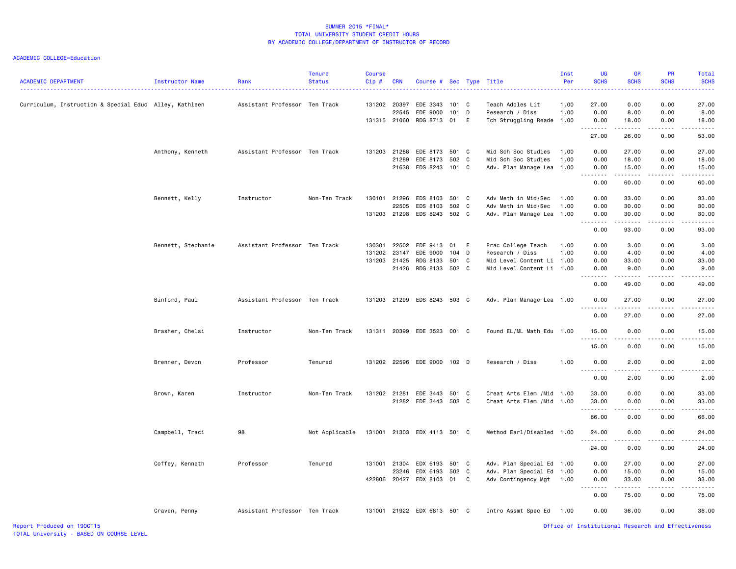# SUMMER 2015 *FINAL*
## TOTAL UNIVERSITY STUDENT CREDIT HOURS
## BY ACADEMIC COLLEGE/DEPARTMENT OF INSTRUCTOR OF RECORD

ACADEMIC COLLEGE=Education

| ACADEMIC DEPARTMENT | Instructor Name | Rank | Tenure Status | Course Cip # | CRN | Course # | Sec | Type | Title | Inst Per | UG SCHS | GR SCHS | PR SCHS | Total SCHS |
|---|---|---|---|---|---|---|---|---|---|---|---|---|---|---|
| Curriculum, Instruction & Special Educ | Alley, Kathleen | Assistant Professor | Ten Track | 131202 | 20397 | EDE 3343 | 101 | C | Teach Adoles Lit | 1.00 | 27.00 | 0.00 | 0.00 | 27.00 |
| | | | | | 22545 | EDE 9000 | 101 | D | Research / Diss | 1.00 | 0.00 | 8.00 | 0.00 | 8.00 |
| | | | | 131315 | 21060 | RDG 8713 | 01 | E | Tch Struggling Reade | 1.00 | 0.00 | 18.00 | 0.00 | 18.00 |
| | | | | | | | | | | | 27.00 | 26.00 | 0.00 | 53.00 |
| | Anthony, Kenneth | Assistant Professor | Ten Track | 131203 | 21288 | EDE 8173 | 501 | C | Mid Sch Soc Studies | 1.00 | 0.00 | 27.00 | 0.00 | 27.00 |
| | | | | | 21289 | EDE 8173 | 502 | C | Mid Sch Soc Studies | 1.00 | 0.00 | 18.00 | 0.00 | 18.00 |
| | | | | | 21638 | EDS 8243 | 101 | C | Adv. Plan Manage Lea | 1.00 | 0.00 | 15.00 | 0.00 | 15.00 |
| | | | | | | | | | | | 0.00 | 60.00 | 0.00 | 60.00 |
| | Bennett, Kelly | Instructor | Non-Ten Track | 130101 | 21296 | EDS 8103 | 501 | C | Adv Meth in Mid/Sec | 1.00 | 0.00 | 33.00 | 0.00 | 33.00 |
| | | | | | 22505 | EDS 8103 | 502 | C | Adv Meth in Mid/Sec | 1.00 | 0.00 | 30.00 | 0.00 | 30.00 |
| | | | | 131203 | 21298 | EDS 8243 | 502 | C | Adv. Plan Manage Lea | 1.00 | 0.00 | 30.00 | 0.00 | 30.00 |
| | | | | | | | | | | | 0.00 | 93.00 | 0.00 | 93.00 |
| | Bennett, Stephanie | Assistant Professor | Ten Track | 130301 | 22502 | EDE 9413 | 01 | E | Prac College Teach | 1.00 | 0.00 | 3.00 | 0.00 | 3.00 |
| | | | | 131202 | 23147 | EDE 9000 | 104 | D | Research / Diss | 1.00 | 0.00 | 4.00 | 0.00 | 4.00 |
| | | | | 131203 | 21425 | RDG 8133 | 501 | C | Mid Level Content Li | 1.00 | 0.00 | 33.00 | 0.00 | 33.00 |
| | | | | | 21426 | RDG 8133 | 502 | C | Mid Level Content Li | 1.00 | 0.00 | 9.00 | 0.00 | 9.00 |
| | | | | | | | | | | | 0.00 | 49.00 | 0.00 | 49.00 |
| | Binford, Paul | Assistant Professor | Ten Track | 131203 | 21299 | EDS 8243 | 503 | C | Adv. Plan Manage Lea | 1.00 | 0.00 | 27.00 | 0.00 | 27.00 |
| | | | | | | | | | | | 0.00 | 27.00 | 0.00 | 27.00 |
| | Brasher, Chelsi | Instructor | Non-Ten Track | 131311 | 20399 | EDE 3523 | 001 | C | Found EL/ML Math Edu | 1.00 | 15.00 | 0.00 | 0.00 | 15.00 |
| | | | | | | | | | | | 15.00 | 0.00 | 0.00 | 15.00 |
| | Brenner, Devon | Professor | Tenured | 131202 | 22596 | EDE 9000 | 102 | D | Research / Diss | 1.00 | 0.00 | 2.00 | 0.00 | 2.00 |
| | | | | | | | | | | | 0.00 | 2.00 | 0.00 | 2.00 |
| | Brown, Karen | Instructor | Non-Ten Track | 131202 | 21281 | EDE 3443 | 501 | C | Creat Arts Elem /Mid | 1.00 | 33.00 | 0.00 | 0.00 | 33.00 |
| | | | | | 21282 | EDE 3443 | 502 | C | Creat Arts Elem /Mid | 1.00 | 33.00 | 0.00 | 0.00 | 33.00 |
| | | | | | | | | | | | 66.00 | 0.00 | 0.00 | 66.00 |
| | Campbell, Traci | 98 | Not Applicable | 131001 | 21303 | EDX 4113 | 501 | C | Method Earl/Disabled | 1.00 | 24.00 | 0.00 | 0.00 | 24.00 |
| | | | | | | | | | | | 24.00 | 0.00 | 0.00 | 24.00 |
| | Coffey, Kenneth | Professor | Tenured | 131001 | 21304 | EDX 6193 | 501 | C | Adv. Plan Special Ed | 1.00 | 0.00 | 27.00 | 0.00 | 27.00 |
| | | | | | 23246 | EDX 6193 | 502 | C | Adv. Plan Special Ed | 1.00 | 0.00 | 15.00 | 0.00 | 15.00 |
| | | | | 422806 | 20427 | EDX 8103 | 01 | C | Adv Contingency Mgt | 1.00 | 0.00 | 33.00 | 0.00 | 33.00 |
| | | | | | | | | | | | 0.00 | 75.00 | 0.00 | 75.00 |
| | Craven, Penny | Assistant Professor | Ten Track | 131001 | 21922 | EDX 6813 | 501 | C | Intro Assmt Spec Ed | 1.00 | 0.00 | 36.00 | 0.00 | 36.00 |

Report Produced on 19OCT15
TOTAL University - BASED ON COURSE LEVEL

Office of Institutional Research and Effectiveness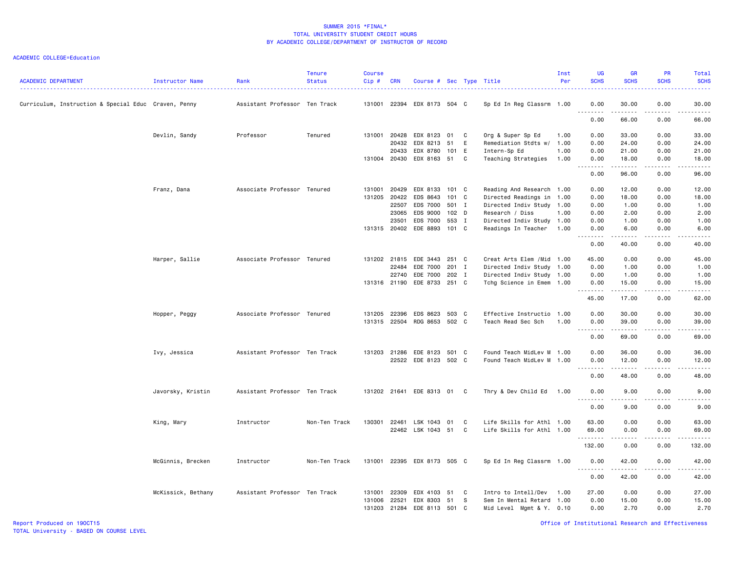SUMMER 2015 *FINAL*
TOTAL UNIVERSITY STUDENT CREDIT HOURS
BY ACADEMIC COLLEGE/DEPARTMENT OF INSTRUCTOR OF RECORD

ACADEMIC COLLEGE=Education

| ACADEMIC DEPARTMENT | Instructor Name | Rank | Tenure Status | Course Cip # | CRN | Course # | Sec | Type | Title | Inst Per | UG SCHS | GR SCHS | PR SCHS | Total SCHS |
|---|---|---|---|---|---|---|---|---|---|---|---|---|---|---|
| Curriculum, Instruction & Special Educ | Craven, Penny | Assistant Professor | Ten Track | 131001 | 22394 | EDX 8173 | 504 | C | Sp Ed In Reg Classrm | 1.00 | 0.00 | 30.00 | 0.00 | 30.00 |
| | | | | | | | | | | | 0.00 | 66.00 | 0.00 | 66.00 |
| | Devlin, Sandy | Professor | Tenured | 131001 | 20428 | EDX 8123 | 01 | C | Org & Super Sp Ed | 1.00 | 0.00 | 33.00 | 0.00 | 33.00 |
| | | | | | 20432 | EDX 8213 | 51 | E | Remediation Stdts w/ | 1.00 | 0.00 | 24.00 | 0.00 | 24.00 |
| | | | | | 20433 | EDX 8780 | 101 | E | Intern-Sp Ed | 1.00 | 0.00 | 21.00 | 0.00 | 21.00 |
| | | | | 131004 | 20430 | EDX 8163 | 51 | C | Teaching Strategies | 1.00 | 0.00 | 18.00 | 0.00 | 18.00 |
| | | | | | | | | | | | 0.00 | 96.00 | 0.00 | 96.00 |
| | Franz, Dana | Associate Professor | Tenured | 131001 | 20429 | EDX 8133 | 101 | C | Reading And Research | 1.00 | 0.00 | 12.00 | 0.00 | 12.00 |
| | | | | 131205 | 20422 | EDS 8643 | 101 | C | Directed Readings in | 1.00 | 0.00 | 18.00 | 0.00 | 18.00 |
| | | | | | 22507 | EDS 7000 | 501 | I | Directed Indiv Study | 1.00 | 0.00 | 1.00 | 0.00 | 1.00 |
| | | | | | 23065 | EDS 9000 | 102 | D | Research / Diss | 1.00 | 0.00 | 2.00 | 0.00 | 2.00 |
| | | | | | 23501 | EDS 7000 | 553 | I | Directed Indiv Study | 1.00 | 0.00 | 1.00 | 0.00 | 1.00 |
| | | | | 131315 | 20402 | EDE 8893 | 101 | C | Readings In Teacher | 1.00 | 0.00 | 6.00 | 0.00 | 6.00 |
| | | | | | | | | | | | 0.00 | 40.00 | 0.00 | 40.00 |
| | Harper, Sallie | Associate Professor | Tenured | 131202 | 21815 | EDE 3443 | 251 | C | Creat Arts Elem /Mid | 1.00 | 45.00 | 0.00 | 0.00 | 45.00 |
| | | | | | 22484 | EDE 7000 | 201 | I | Directed Indiv Study | 1.00 | 0.00 | 1.00 | 0.00 | 1.00 |
| | | | | | 22740 | EDE 7000 | 202 | I | Directed Indiv Study | 1.00 | 0.00 | 1.00 | 0.00 | 1.00 |
| | | | | 131316 | 21190 | EDE 8733 | 251 | C | Tchg Science in Emem | 1.00 | 0.00 | 15.00 | 0.00 | 15.00 |
| | | | | | | | | | | | 45.00 | 17.00 | 0.00 | 62.00 |
| | Hopper, Peggy | Associate Professor | Tenured | 131205 | 22396 | EDS 8623 | 503 | C | Effective Instructio | 1.00 | 0.00 | 30.00 | 0.00 | 30.00 |
| | | | | 131315 | 22504 | RDG 8653 | 502 | C | Teach Read Sec Sch | 1.00 | 0.00 | 39.00 | 0.00 | 39.00 |
| | | | | | | | | | | | 0.00 | 69.00 | 0.00 | 69.00 |
| | Ivy, Jessica | Assistant Professor | Ten Track | 131203 | 21286 | EDE 8123 | 501 | C | Found Teach MidLev M | 1.00 | 0.00 | 36.00 | 0.00 | 36.00 |
| | | | | | 22522 | EDE 8123 | 502 | C | Found Teach MidLev M | 1.00 | 0.00 | 12.00 | 0.00 | 12.00 |
| | | | | | | | | | | | 0.00 | 48.00 | 0.00 | 48.00 |
| | Javorsky, Kristin | Assistant Professor | Ten Track | 131202 | 21641 | EDE 8313 | 01 | C | Thry & Dev Child Ed | 1.00 | 0.00 | 9.00 | 0.00 | 9.00 |
| | | | | | | | | | | | 0.00 | 9.00 | 0.00 | 9.00 |
| | King, Mary | Instructor | Non-Ten Track | 130301 | 22461 | LSK 1043 | 01 | C | Life Skills for Athl | 1.00 | 63.00 | 0.00 | 0.00 | 63.00 |
| | | | | | 22462 | LSK 1043 | 51 | C | Life Skills for Athl | 1.00 | 69.00 | 0.00 | 0.00 | 69.00 |
| | | | | | | | | | | | 132.00 | 0.00 | 0.00 | 132.00 |
| | McGinnis, Brecken | Instructor | Non-Ten Track | 131001 | 22395 | EDX 8173 | 505 | C | Sp Ed In Reg Classrm | 1.00 | 0.00 | 42.00 | 0.00 | 42.00 |
| | | | | | | | | | | | 0.00 | 42.00 | 0.00 | 42.00 |
| | McKissick, Bethany | Assistant Professor | Ten Track | 131001 | 22309 | EDX 4103 | 51 | C | Intro to Intell/Dev | 1.00 | 27.00 | 0.00 | 0.00 | 27.00 |
| | | | | 131006 | 22521 | EDX 8303 | 51 | S | Sem In Mental Retard | 1.00 | 0.00 | 15.00 | 0.00 | 15.00 |
| | | | | 131203 | 21284 | EDE 8113 | 501 | C | Mid Level Mgmt & Y. | 0.10 | 0.00 | 2.70 | 0.00 | 2.70 |

Report Produced on 19OCT15
TOTAL University - BASED ON COURSE LEVEL

Office of Institutional Research and Effectiveness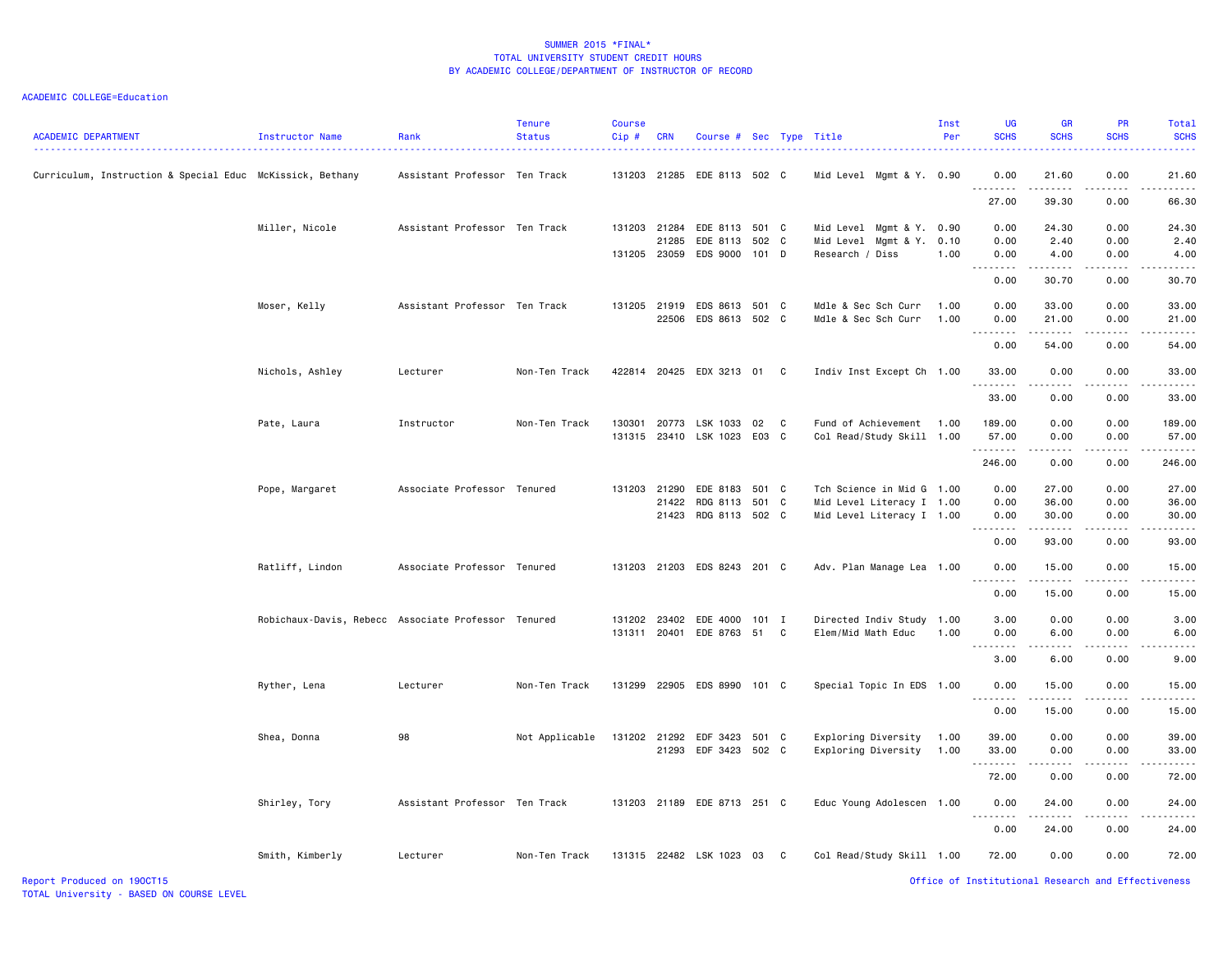# SUMMER 2015 *FINAL*
## TOTAL UNIVERSITY STUDENT CREDIT HOURS
## BY ACADEMIC COLLEGE/DEPARTMENT OF INSTRUCTOR OF RECORD

ACADEMIC COLLEGE=Education

| ACADEMIC DEPARTMENT | Instructor Name | Rank | Tenure Status | Course Cip # | CRN | Course # | Sec | Type | Title | Inst Per | UG SCHS | GR SCHS | PR SCHS | Total SCHS |
|---|---|---|---|---|---|---|---|---|---|---|---|---|---|---|
| Curriculum, Instruction & Special Educ | McKissick, Bethany | Assistant Professor | Ten Track | 131203 | 21285 | EDE 8113 | 502 | C | Mid Level Mgmt & Y. | 0.90 | 0.00 | 21.60 | 0.00 | 21.60 |
| | | | | | | | | | | | 27.00 | 39.30 | 0.00 | 66.30 |
| | Miller, Nicole | Assistant Professor | Ten Track | 131203 | 21284 | EDE 8113 | 501 | C | Mid Level Mgmt & Y. | 0.90 | 0.00 | 24.30 | 0.00 | 24.30 |
| | | | | | 21285 | EDE 8113 | 502 | C | Mid Level Mgmt & Y. | 0.10 | 0.00 | 2.40 | 0.00 | 2.40 |
| | | | | 131205 | 23059 | EDS 9000 | 101 | D | Research / Diss | 1.00 | 0.00 | 4.00 | 0.00 | 4.00 |
| | | | | | | | | | | | 0.00 | 30.70 | 0.00 | 30.70 |
| | Moser, Kelly | Assistant Professor | Ten Track | 131205 | 21919 | EDS 8613 | 501 | C | Mdle & Sec Sch Curr | 1.00 | 0.00 | 33.00 | 0.00 | 33.00 |
| | | | | | 22506 | EDS 8613 | 502 | C | Mdle & Sec Sch Curr | 1.00 | 0.00 | 21.00 | 0.00 | 21.00 |
| | | | | | | | | | | | 0.00 | 54.00 | 0.00 | 54.00 |
| | Nichols, Ashley | Lecturer | Non-Ten Track | 422814 | 20425 | EDX 3213 | 01 | C | Indiv Inst Except Ch | 1.00 | 33.00 | 0.00 | 0.00 | 33.00 |
| | | | | | | | | | | | 33.00 | 0.00 | 0.00 | 33.00 |
| | Pate, Laura | Instructor | Non-Ten Track | 130301 | 20773 | LSK 1033 | 02 | C | Fund of Achievement | 1.00 | 189.00 | 0.00 | 0.00 | 189.00 |
| | | | | 131315 | 23410 | LSK 1023 | E03 | C | Col Read/Study Skill | 1.00 | 57.00 | 0.00 | 0.00 | 57.00 |
| | | | | | | | | | | | 246.00 | 0.00 | 0.00 | 246.00 |
| | Pope, Margaret | Associate Professor | Tenured | 131203 | 21290 | EDE 8183 | 501 | C | Tch Science in Mid G | 1.00 | 0.00 | 27.00 | 0.00 | 27.00 |
| | | | | | 21422 | RDG 8113 | 501 | C | Mid Level Literacy I | 1.00 | 0.00 | 36.00 | 0.00 | 36.00 |
| | | | | | 21423 | RDG 8113 | 502 | C | Mid Level Literacy I | 1.00 | 0.00 | 30.00 | 0.00 | 30.00 |
| | | | | | | | | | | | 0.00 | 93.00 | 0.00 | 93.00 |
| | Ratliff, Lindon | Associate Professor | Tenured | 131203 | 21203 | EDS 8243 | 201 | C | Adv. Plan Manage Lea | 1.00 | 0.00 | 15.00 | 0.00 | 15.00 |
| | | | | | | | | | | | 0.00 | 15.00 | 0.00 | 15.00 |
| | Robichaux-Davis, Rebecc | Associate Professor | Tenured | 131202 | 23402 | EDE 4000 | 101 | I | Directed Indiv Study | 1.00 | 3.00 | 0.00 | 0.00 | 3.00 |
| | | | | 131311 | 20401 | EDE 8763 | 51 | C | Elem/Mid Math Educ | 1.00 | 0.00 | 6.00 | 0.00 | 6.00 |
| | | | | | | | | | | | 3.00 | 6.00 | 0.00 | 9.00 |
| | Ryther, Lena | Lecturer | Non-Ten Track | 131299 | 22905 | EDS 8990 | 101 | C | Special Topic In EDS | 1.00 | 0.00 | 15.00 | 0.00 | 15.00 |
| | | | | | | | | | | | 0.00 | 15.00 | 0.00 | 15.00 |
| | Shea, Donna | 98 | Not Applicable | 131202 | 21292 | EDF 3423 | 501 | C | Exploring Diversity | 1.00 | 39.00 | 0.00 | 0.00 | 39.00 |
| | | | | | 21293 | EDF 3423 | 502 | C | Exploring Diversity | 1.00 | 33.00 | 0.00 | 0.00 | 33.00 |
| | | | | | | | | | | | 72.00 | 0.00 | 0.00 | 72.00 |
| | Shirley, Tory | Assistant Professor | Ten Track | 131203 | 21189 | EDE 8713 | 251 | C | Educ Young Adolescen | 1.00 | 0.00 | 24.00 | 0.00 | 24.00 |
| | | | | | | | | | | | 0.00 | 24.00 | 0.00 | 24.00 |
| | Smith, Kimberly | Lecturer | Non-Ten Track | 131315 | 22482 | LSK 1023 | 03 | C | Col Read/Study Skill | 1.00 | 72.00 | 0.00 | 0.00 | 72.00 |

Report Produced on 19OCT15
TOTAL University - BASED ON COURSE LEVEL

Office of Institutional Research and Effectiveness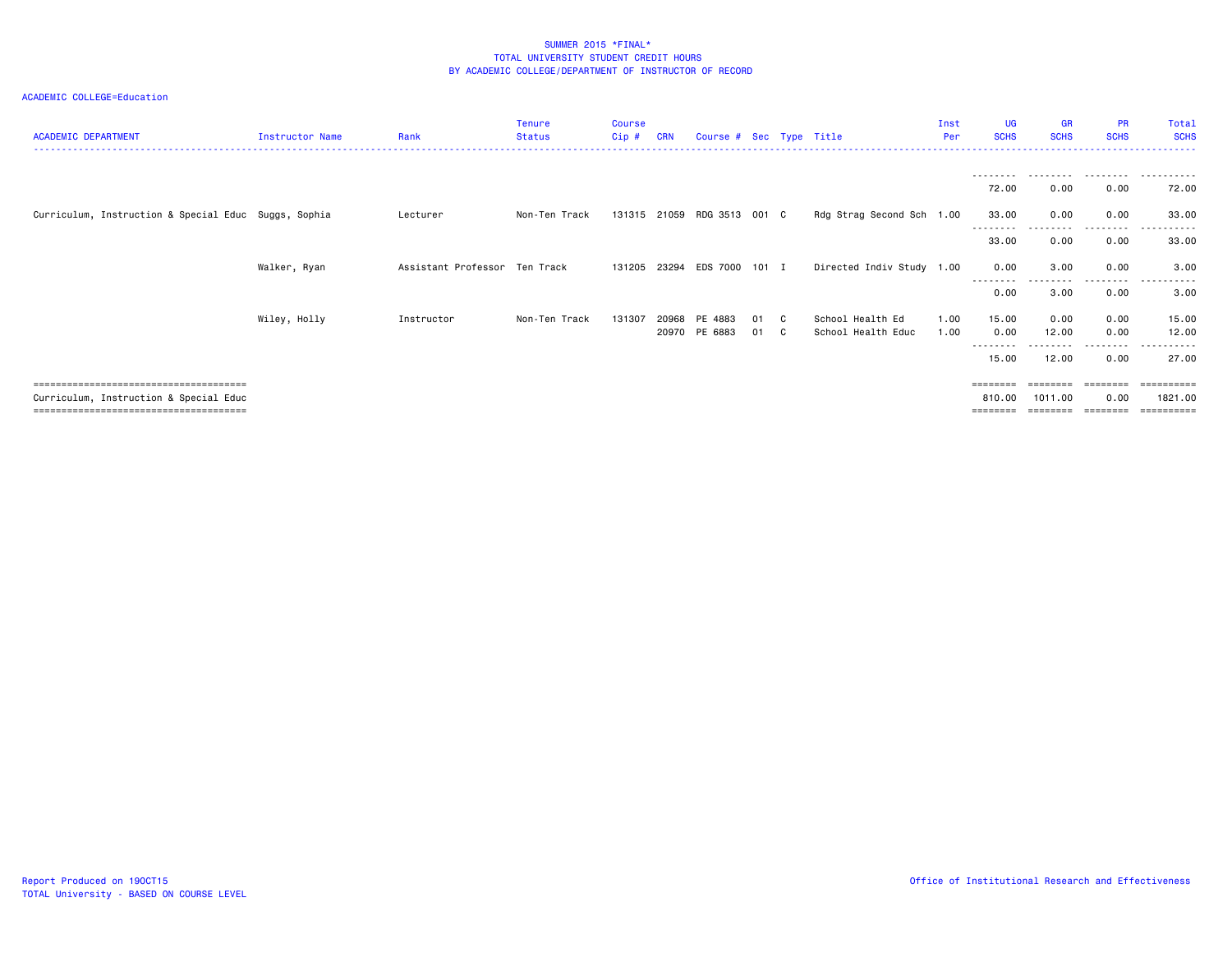SUMMER 2015 *FINAL*
TOTAL UNIVERSITY STUDENT CREDIT HOURS
BY ACADEMIC COLLEGE/DEPARTMENT OF INSTRUCTOR OF RECORD

ACADEMIC COLLEGE=Education

| ACADEMIC DEPARTMENT | Instructor Name | Rank | Tenure Status | Course Cip # | CRN | Course # | Sec | Type | Title | Inst Per | UG SCHS | GR SCHS | PR SCHS | Total SCHS |
|---|---|---|---|---|---|---|---|---|---|---|---|---|---|---|
| | | | | | | | | | | | 72.00 | 0.00 | 0.00 | 72.00 |
| Curriculum, Instruction & Special Educ | Suggs, Sophia | Lecturer | Non-Ten Track | 131315 | 21059 | RDG 3513 | 001 | C | Rdg Strag Second Sch | 1.00 | 33.00 | 0.00 | 0.00 | 33.00 |
| | | | | | | | | | | | 33.00 | 0.00 | 0.00 | 33.00 |
| | Walker, Ryan | Assistant Professor | Ten Track | 131205 | 23294 | EDS 7000 | 101 | I | Directed Indiv Study | 1.00 | 0.00 | 3.00 | 0.00 | 3.00 |
| | | | | | | | | | | | 0.00 | 3.00 | 0.00 | 3.00 |
| | Wiley, Holly | Instructor | Non-Ten Track | 131307 | 20968 | PE 4883 | 01 | C | School Health Ed | 1.00 | 15.00 | 0.00 | 0.00 | 15.00 |
| | | | | | 20970 | PE 6883 | 01 | C | School Health Educ | 1.00 | 0.00 | 12.00 | 0.00 | 12.00 |
| | | | | | | | | | | | 15.00 | 12.00 | 0.00 | 27.00 |
| Curriculum, Instruction & Special Educ | | | | | | | | | | | 810.00 | 1011.00 | 0.00 | 1821.00 |

Report Produced on 19OCT15
TOTAL University - BASED ON COURSE LEVEL

Office of Institutional Research and Effectiveness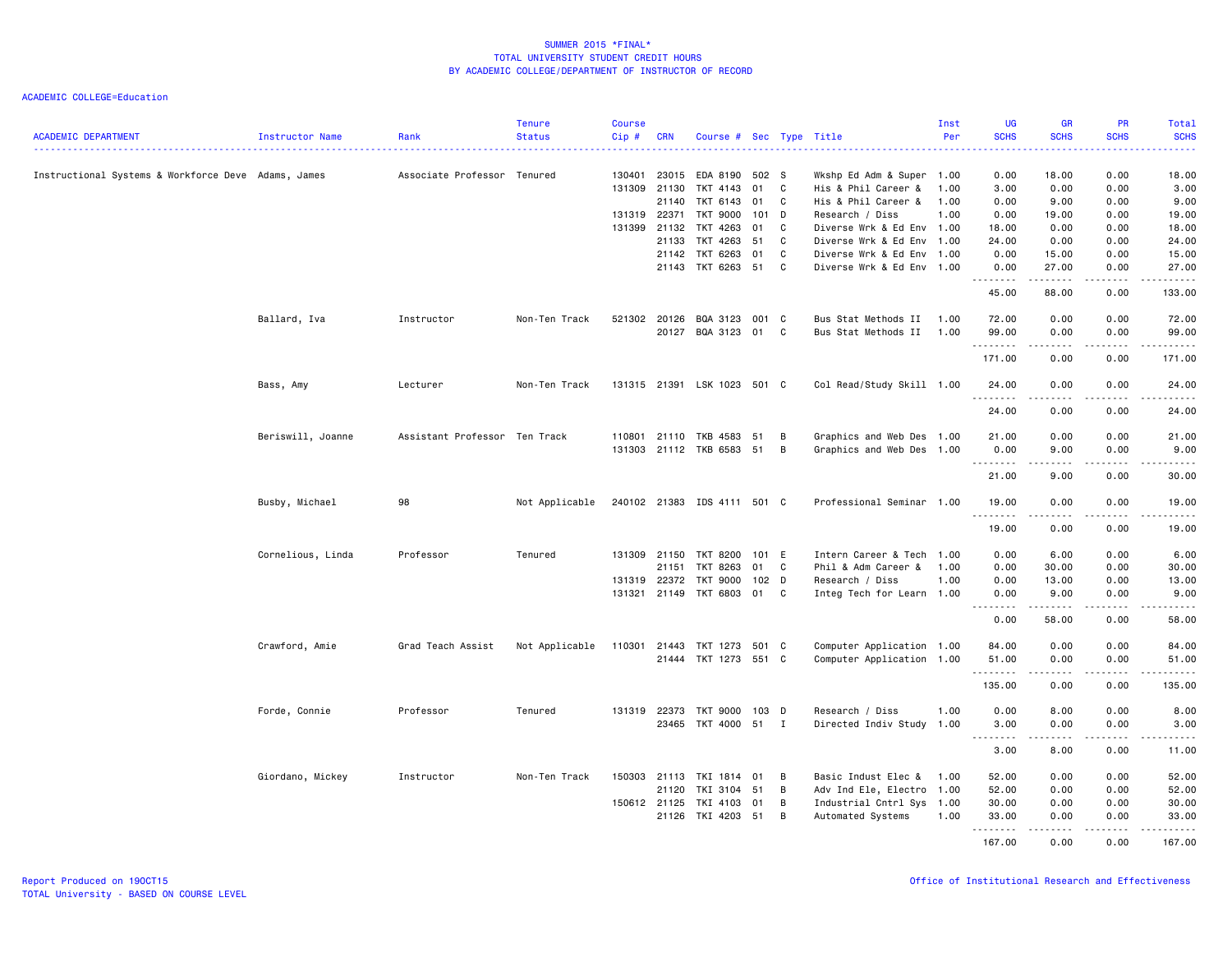SUMMER 2015 *FINAL*
TOTAL UNIVERSITY STUDENT CREDIT HOURS
BY ACADEMIC COLLEGE/DEPARTMENT OF INSTRUCTOR OF RECORD

ACADEMIC COLLEGE=Education

| ACADEMIC DEPARTMENT | Instructor Name | Rank | Tenure Status | Course Cip # | CRN | Course # | Sec | Type | Title | Inst Per | UG SCHS | GR SCHS | PR SCHS | Total SCHS |
|---|---|---|---|---|---|---|---|---|---|---|---|---|---|---|
| Instructional Systems & Workforce Deve | Adams, James | Associate Professor | Tenured | 130401 | 23015 | EDA 8190 | 502 | S | Wkshp Ed Adm & Super | 1.00 | 0.00 | 18.00 | 0.00 | 18.00 |
| | | | | 131309 | 21130 | TKT 4143 | 01 | C | His & Phil Career & | 1.00 | 3.00 | 0.00 | 0.00 | 3.00 |
| | | | | | 21140 | TKT 6143 | 01 | C | His & Phil Career & | 1.00 | 0.00 | 9.00 | 0.00 | 9.00 |
| | | | | 131319 | 22371 | TKT 9000 | 101 | D | Research / Diss | 1.00 | 0.00 | 19.00 | 0.00 | 19.00 |
| | | | | 131399 | 21132 | TKT 4263 | 01 | C | Diverse Wrk & Ed Env | 1.00 | 18.00 | 0.00 | 0.00 | 18.00 |
| | | | | | 21133 | TKT 4263 | 51 | C | Diverse Wrk & Ed Env | 1.00 | 24.00 | 0.00 | 0.00 | 24.00 |
| | | | | | 21142 | TKT 6263 | 01 | C | Diverse Wrk & Ed Env | 1.00 | 0.00 | 15.00 | 0.00 | 15.00 |
| | | | | | 21143 | TKT 6263 | 51 | C | Diverse Wrk & Ed Env | 1.00 | 0.00 | 27.00 | 0.00 | 27.00 |
| | | | | | | | | | | | 45.00 | 88.00 | 0.00 | 133.00 |
| | Ballard, Iva | Instructor | Non-Ten Track | 521302 | 20126 | BQA 3123 | 001 | C | Bus Stat Methods II | 1.00 | 72.00 | 0.00 | 0.00 | 72.00 |
| | | | | | 20127 | BQA 3123 | 01 | C | Bus Stat Methods II | 1.00 | 99.00 | 0.00 | 0.00 | 99.00 |
| | | | | | | | | | | | 171.00 | 0.00 | 0.00 | 171.00 |
| | Bass, Amy | Lecturer | Non-Ten Track | 131315 | 21391 | LSK 1023 | 501 | C | Col Read/Study Skill | 1.00 | 24.00 | 0.00 | 0.00 | 24.00 |
| | | | | | | | | | | | 24.00 | 0.00 | 0.00 | 24.00 |
| | Beriswill, Joanne | Assistant Professor | Ten Track | 110801 | 21110 | TKB 4583 | 51 | B | Graphics and Web Des | 1.00 | 21.00 | 0.00 | 0.00 | 21.00 |
| | | | | 131303 | 21112 | TKB 6583 | 51 | B | Graphics and Web Des | 1.00 | 0.00 | 9.00 | 0.00 | 9.00 |
| | | | | | | | | | | | 21.00 | 9.00 | 0.00 | 30.00 |
| | Busby, Michael | 98 | Not Applicable | 240102 | 21383 | IDS 4111 | 501 | C | Professional Seminar | 1.00 | 19.00 | 0.00 | 0.00 | 19.00 |
| | | | | | | | | | | | 19.00 | 0.00 | 0.00 | 19.00 |
| | Cornelious, Linda | Professor | Tenured | 131309 | 21150 | TKT 8200 | 101 | E | Intern Career & Tech | 1.00 | 0.00 | 6.00 | 0.00 | 6.00 |
| | | | | | 21151 | TKT 8263 | 01 | C | Phil & Adm Career & | 1.00 | 0.00 | 30.00 | 0.00 | 30.00 |
| | | | | 131319 | 22372 | TKT 9000 | 102 | D | Research / Diss | 1.00 | 0.00 | 13.00 | 0.00 | 13.00 |
| | | | | 131321 | 21149 | TKT 6803 | 01 | C | Integ Tech for Learn | 1.00 | 0.00 | 9.00 | 0.00 | 9.00 |
| | | | | | | | | | | | 0.00 | 58.00 | 0.00 | 58.00 |
| | Crawford, Amie | Grad Teach Assist | Not Applicable | 110301 | 21443 | TKT 1273 | 501 | C | Computer Application | 1.00 | 84.00 | 0.00 | 0.00 | 84.00 |
| | | | | | 21444 | TKT 1273 | 551 | C | Computer Application | 1.00 | 51.00 | 0.00 | 0.00 | 51.00 |
| | | | | | | | | | | | 135.00 | 0.00 | 0.00 | 135.00 |
| | Forde, Connie | Professor | Tenured | 131319 | 22373 | TKT 9000 | 103 | D | Research / Diss | 1.00 | 0.00 | 8.00 | 0.00 | 8.00 |
| | | | | | 23465 | TKT 4000 | 51 | I | Directed Indiv Study | 1.00 | 3.00 | 0.00 | 0.00 | 3.00 |
| | | | | | | | | | | | 3.00 | 8.00 | 0.00 | 11.00 |
| | Giordano, Mickey | Instructor | Non-Ten Track | 150303 | 21113 | TKI 1814 | 01 | B | Basic Indust Elec & | 1.00 | 52.00 | 0.00 | 0.00 | 52.00 |
| | | | | | 21120 | TKI 3104 | 51 | B | Adv Ind Ele, Electro | 1.00 | 52.00 | 0.00 | 0.00 | 52.00 |
| | | | | 150612 | 21125 | TKI 4103 | 01 | B | Industrial Cntrl Sys | 1.00 | 30.00 | 0.00 | 0.00 | 30.00 |
| | | | | | 21126 | TKI 4203 | 51 | B | Automated Systems | 1.00 | 33.00 | 0.00 | 0.00 | 33.00 |
| | | | | | | | | | | | 167.00 | 0.00 | 0.00 | 167.00 |

Report Produced on 19OCT15
TOTAL University - BASED ON COURSE LEVEL

Office of Institutional Research and Effectiveness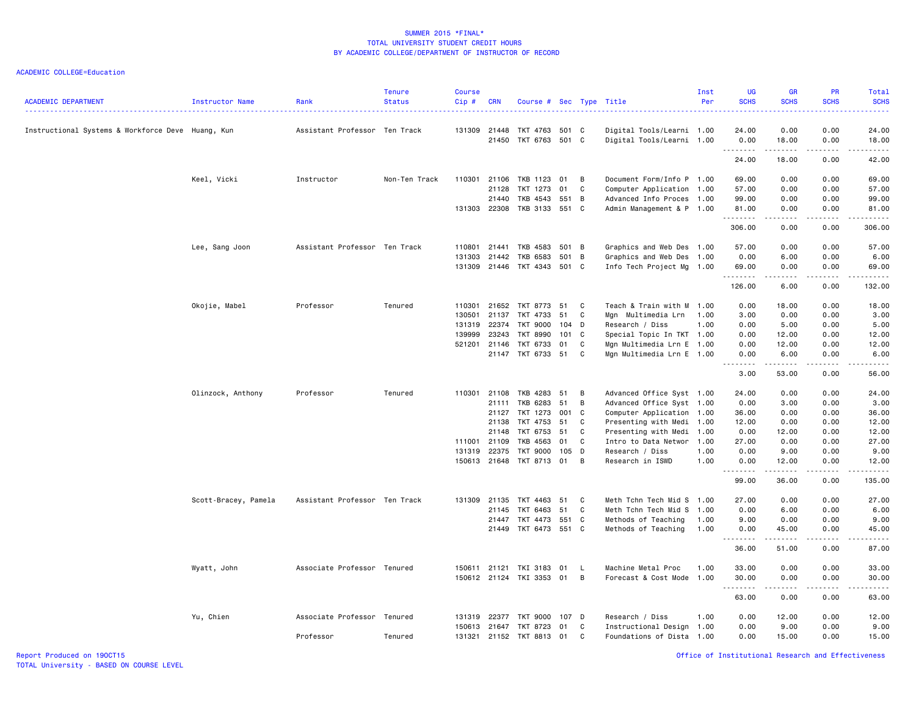SUMMER 2015 *FINAL*
TOTAL UNIVERSITY STUDENT CREDIT HOURS
BY ACADEMIC COLLEGE/DEPARTMENT OF INSTRUCTOR OF RECORD

ACADEMIC COLLEGE=Education

| ACADEMIC DEPARTMENT | Instructor Name | Rank | Tenure Status | Course Cip # | CRN | Course # | Sec | Type | Title | Inst Per | UG SCHS | GR SCHS | PR SCHS | Total SCHS |
|---|---|---|---|---|---|---|---|---|---|---|---|---|---|---|
| Instructional Systems & Workforce Deve | Huang, Kun | Assistant Professor | Ten Track | 131309 | 21448 | TKT 4763 | 501 | C | Digital Tools/Learni | 1.00 | 24.00 | 0.00 | 0.00 | 24.00 |
| | | | | | 21450 | TKT 6763 | 501 | C | Digital Tools/Learni | 1.00 | 0.00 | 18.00 | 0.00 | 18.00 |
| | | | | | | | | | | | 24.00 | 18.00 | 0.00 | 42.00 |
| | Keel, Vicki | Instructor | Non-Ten Track | 110301 | 21106 | TKB 1123 | 01 | B | Document Form/Info P | 1.00 | 69.00 | 0.00 | 0.00 | 69.00 |
| | | | | | 21128 | TKT 1273 | 01 | C | Computer Application | 1.00 | 57.00 | 0.00 | 0.00 | 57.00 |
| | | | | | 21440 | TKB 4543 | 551 | B | Advanced Info Proces | 1.00 | 99.00 | 0.00 | 0.00 | 99.00 |
| | | | | 131303 | 22308 | TKB 3133 | 551 | C | Admin Management & P | 1.00 | 81.00 | 0.00 | 0.00 | 81.00 |
| | | | | | | | | | | | 306.00 | 0.00 | 0.00 | 306.00 |
| | Lee, Sang Joon | Assistant Professor | Ten Track | 110801 | 21441 | TKB 4583 | 501 | B | Graphics and Web Des | 1.00 | 57.00 | 0.00 | 0.00 | 57.00 |
| | | | | 131303 | 21442 | TKB 6583 | 501 | B | Graphics and Web Des | 1.00 | 0.00 | 6.00 | 0.00 | 6.00 |
| | | | | 131309 | 21446 | TKT 4343 | 501 | C | Info Tech Project Mg | 1.00 | 69.00 | 0.00 | 0.00 | 69.00 |
| | | | | | | | | | | | 126.00 | 6.00 | 0.00 | 132.00 |
| | Okojie, Mabel | Professor | Tenured | 110301 | 21652 | TKT 8773 | 51 | C | Teach & Train with M | 1.00 | 0.00 | 18.00 | 0.00 | 18.00 |
| | | | | 130501 | 21137 | TKT 4733 | 51 | C | Mgn  Multimedia Lrn | 1.00 | 3.00 | 0.00 | 0.00 | 3.00 |
| | | | | 131319 | 22374 | TKT 9000 | 104 | D | Research / Diss | 1.00 | 0.00 | 5.00 | 0.00 | 5.00 |
| | | | | 139999 | 23243 | TKT 8990 | 101 | C | Special Topic In TKT | 1.00 | 0.00 | 12.00 | 0.00 | 12.00 |
| | | | | 521201 | 21146 | TKT 6733 | 01 | C | Mgn Multimedia Lrn E | 1.00 | 0.00 | 12.00 | 0.00 | 12.00 |
| | | | | | 21147 | TKT 6733 | 51 | C | Mgn Multimedia Lrn E | 1.00 | 0.00 | 6.00 | 0.00 | 6.00 |
| | | | | | | | | | | | 3.00 | 53.00 | 0.00 | 56.00 |
| | Olinzock, Anthony | Professor | Tenured | 110301 | 21108 | TKB 4283 | 51 | B | Advanced Office Syst | 1.00 | 24.00 | 0.00 | 0.00 | 24.00 |
| | | | | | 21111 | TKB 6283 | 51 | B | Advanced Office Syst | 1.00 | 0.00 | 3.00 | 0.00 | 3.00 |
| | | | | | 21127 | TKT 1273 | 001 | C | Computer Application | 1.00 | 36.00 | 0.00 | 0.00 | 36.00 |
| | | | | | 21138 | TKT 4753 | 51 | C | Presenting with Medi | 1.00 | 12.00 | 0.00 | 0.00 | 12.00 |
| | | | | | 21148 | TKT 6753 | 51 | C | Presenting with Medi | 1.00 | 0.00 | 12.00 | 0.00 | 12.00 |
| | | | | 111001 | 21109 | TKB 4563 | 01 | C | Intro to Data Networ | 1.00 | 27.00 | 0.00 | 0.00 | 27.00 |
| | | | | 131319 | 22375 | TKT 9000 | 105 | D | Research / Diss | 1.00 | 0.00 | 9.00 | 0.00 | 9.00 |
| | | | | 150613 | 21648 | TKT 8713 | 01 | B | Research in ISWD | 1.00 | 0.00 | 12.00 | 0.00 | 12.00 |
| | | | | | | | | | | | 99.00 | 36.00 | 0.00 | 135.00 |
| | Scott-Bracey, Pamela | Assistant Professor | Ten Track | 131309 | 21135 | TKT 4463 | 51 | C | Meth Tchn Tech Mid S | 1.00 | 27.00 | 0.00 | 0.00 | 27.00 |
| | | | | | 21145 | TKT 6463 | 51 | C | Meth Tchn Tech Mid S | 1.00 | 0.00 | 6.00 | 0.00 | 6.00 |
| | | | | | 21447 | TKT 4473 | 551 | C | Methods of Teaching | 1.00 | 9.00 | 0.00 | 0.00 | 9.00 |
| | | | | | 21449 | TKT 6473 | 551 | C | Methods of Teaching | 1.00 | 0.00 | 45.00 | 0.00 | 45.00 |
| | | | | | | | | | | | 36.00 | 51.00 | 0.00 | 87.00 |
| | Wyatt, John | Associate Professor | Tenured | 150611 | 21121 | TKI 3183 | 01 | L | Machine Metal Proc | 1.00 | 33.00 | 0.00 | 0.00 | 33.00 |
| | | | | 150612 | 21124 | TKI 3353 | 01 | B | Forecast & Cost Mode | 1.00 | 30.00 | 0.00 | 0.00 | 30.00 |
| | | | | | | | | | | | 63.00 | 0.00 | 0.00 | 63.00 |
| | Yu, Chien | Associate Professor | Tenured | 131319 | 22377 | TKT 9000 | 107 | D | Research / Diss | 1.00 | 0.00 | 12.00 | 0.00 | 12.00 |
| | | | | 150613 | 21647 | TKT 8723 | 01 | C | Instructional Design | 1.00 | 0.00 | 9.00 | 0.00 | 9.00 |
| | | Professor | Tenured | 131321 | 21152 | TKT 8813 | 01 | C | Foundations of Dista | 1.00 | 0.00 | 15.00 | 0.00 | 15.00 |

Report Produced on 19OCT15
TOTAL University - BASED ON COURSE LEVEL
Office of Institutional Research and Effectiveness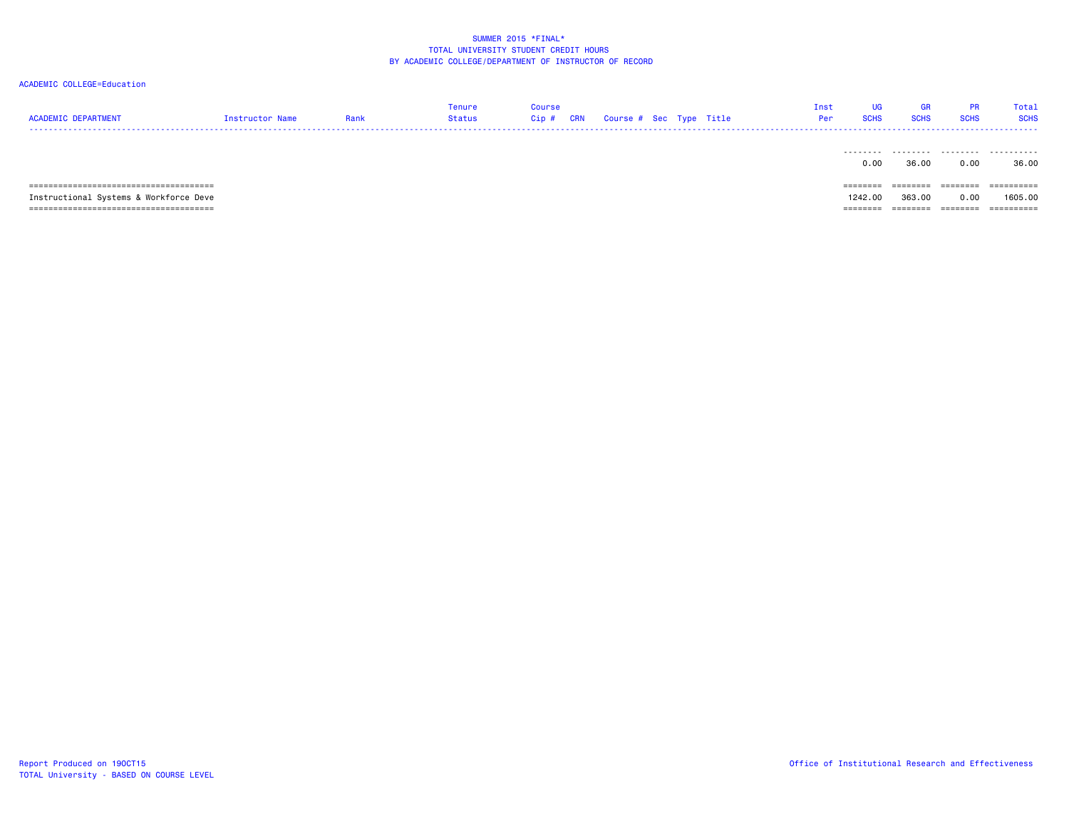SUMMER 2015 *FINAL*
TOTAL UNIVERSITY STUDENT CREDIT HOURS
BY ACADEMIC COLLEGE/DEPARTMENT OF INSTRUCTOR OF RECORD

ACADEMIC COLLEGE=Education

| ACADEMIC DEPARTMENT | Instructor Name | Rank | Tenure Status | Course Cip # | CRN | Course # | Sec | Type | Title | Inst Per | UG SCHS | GR SCHS | PR SCHS | Total SCHS |
|---|---|---|---|---|---|---|---|---|---|---|---|---|---|---|
| | | | | | | | | | | | 0.00 | 36.00 | 0.00 | 36.00 |
| Instructional Systems & Workforce Deve | | | | | | | | | | | 1242.00 | 363.00 | 0.00 | 1605.00 |

Report Produced on 19OCT15
TOTAL University - BASED ON COURSE LEVEL

Office of Institutional Research and Effectiveness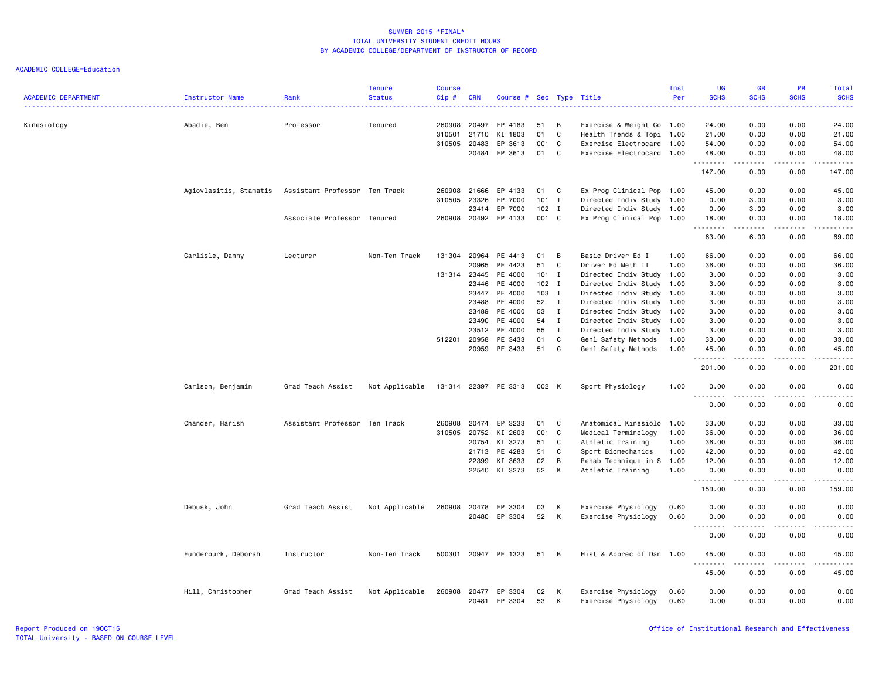SUMMER 2015 *FINAL*
TOTAL UNIVERSITY STUDENT CREDIT HOURS
BY ACADEMIC COLLEGE/DEPARTMENT OF INSTRUCTOR OF RECORD

ACADEMIC COLLEGE=Education

| ACADEMIC DEPARTMENT | Instructor Name | Rank | Tenure Status | Course Cip # | CRN | Course # | Sec | Type | Title | Inst Per | UG SCHS | GR SCHS | PR SCHS | Total SCHS |
|---|---|---|---|---|---|---|---|---|---|---|---|---|---|---|
| Kinesiology | Abadie, Ben | Professor | Tenured | 260908 | 20497 | EP 4183 | 51 | B | Exercise & Weight Co | 1.00 | 24.00 | 0.00 | 0.00 | 24.00 |
| | | | | 310501 | 21710 | KI 1803 | 01 | C | Health Trends & Topi | 1.00 | 21.00 | 0.00 | 0.00 | 21.00 |
| | | | | 310505 | 20483 | EP 3613 | 001 | C | Exercise Electrocard | 1.00 | 54.00 | 0.00 | 0.00 | 54.00 |
| | | | | | 20484 | EP 3613 | 01 | C | Exercise Electrocard | 1.00 | 48.00 | 0.00 | 0.00 | 48.00 |
| | | | | | | | | | | | 147.00 | 0.00 | 0.00 | 147.00 |
| | Agiovlasitis, Stamatis | Assistant Professor | Ten Track | 260908 | 21666 | EP 4133 | 01 | C | Ex Prog Clinical Pop | 1.00 | 45.00 | 0.00 | 0.00 | 45.00 |
| | | | | 310505 | 23326 | EP 7000 | 101 | I | Directed Indiv Study | 1.00 | 0.00 | 3.00 | 0.00 | 3.00 |
| | | | | | 23414 | EP 7000 | 102 | I | Directed Indiv Study | 1.00 | 0.00 | 3.00 | 0.00 | 3.00 |
| | | Associate Professor | Tenured | 260908 | 20492 | EP 4133 | 001 | C | Ex Prog Clinical Pop | 1.00 | 18.00 | 0.00 | 0.00 | 18.00 |
| | | | | | | | | | | | 63.00 | 6.00 | 0.00 | 69.00 |
| | Carlisle, Danny | Lecturer | Non-Ten Track | 131304 | 20964 | PE 4413 | 01 | B | Basic Driver Ed I | 1.00 | 66.00 | 0.00 | 0.00 | 66.00 |
| | | | | | 20965 | PE 4423 | 51 | C | Driver Ed Meth II | 1.00 | 36.00 | 0.00 | 0.00 | 36.00 |
| | | | | 131314 | 23445 | PE 4000 | 101 | I | Directed Indiv Study | 1.00 | 3.00 | 0.00 | 0.00 | 3.00 |
| | | | | | 23446 | PE 4000 | 102 | I | Directed Indiv Study | 1.00 | 3.00 | 0.00 | 0.00 | 3.00 |
| | | | | | 23447 | PE 4000 | 103 | I | Directed Indiv Study | 1.00 | 3.00 | 0.00 | 0.00 | 3.00 |
| | | | | | 23488 | PE 4000 | 52 | I | Directed Indiv Study | 1.00 | 3.00 | 0.00 | 0.00 | 3.00 |
| | | | | | 23489 | PE 4000 | 53 | I | Directed Indiv Study | 1.00 | 3.00 | 0.00 | 0.00 | 3.00 |
| | | | | | 23490 | PE 4000 | 54 | I | Directed Indiv Study | 1.00 | 3.00 | 0.00 | 0.00 | 3.00 |
| | | | | | 23512 | PE 4000 | 55 | I | Directed Indiv Study | 1.00 | 3.00 | 0.00 | 0.00 | 3.00 |
| | | | | 512201 | 20958 | PE 3433 | 01 | C | Genl Safety Methods | 1.00 | 33.00 | 0.00 | 0.00 | 33.00 |
| | | | | | 20959 | PE 3433 | 51 | C | Genl Safety Methods | 1.00 | 45.00 | 0.00 | 0.00 | 45.00 |
| | | | | | | | | | | | 201.00 | 0.00 | 0.00 | 201.00 |
| | Carlson, Benjamin | Grad Teach Assist | Not Applicable | 131314 | 22397 | PE 3313 | 002 | K | Sport Physiology | 1.00 | 0.00 | 0.00 | 0.00 | 0.00 |
| | | | | | | | | | | | 0.00 | 0.00 | 0.00 | 0.00 |
| | Chander, Harish | Assistant Professor | Ten Track | 260908 | 20474 | EP 3233 | 01 | C | Anatomical Kinesiolo | 1.00 | 33.00 | 0.00 | 0.00 | 33.00 |
| | | | | 310505 | 20752 | KI 2603 | 001 | C | Medical Terminology | 1.00 | 36.00 | 0.00 | 0.00 | 36.00 |
| | | | | | 20754 | KI 3273 | 51 | C | Athletic Training | 1.00 | 36.00 | 0.00 | 0.00 | 36.00 |
| | | | | | 21713 | PE 4283 | 51 | C | Sport Biomechanics | 1.00 | 42.00 | 0.00 | 0.00 | 42.00 |
| | | | | | 22399 | KI 3633 | 02 | B | Rehab Technique in S | 1.00 | 12.00 | 0.00 | 0.00 | 12.00 |
| | | | | | 22540 | KI 3273 | 52 | K | Athletic Training | 1.00 | 0.00 | 0.00 | 0.00 | 0.00 |
| | | | | | | | | | | | 159.00 | 0.00 | 0.00 | 159.00 |
| | Debusk, John | Grad Teach Assist | Not Applicable | 260908 | 20478 | EP 3304 | 03 | K | Exercise Physiology | 0.60 | 0.00 | 0.00 | 0.00 | 0.00 |
| | | | | | 20480 | EP 3304 | 52 | K | Exercise Physiology | 0.60 | 0.00 | 0.00 | 0.00 | 0.00 |
| | | | | | | | | | | | 0.00 | 0.00 | 0.00 | 0.00 |
| | Funderburk, Deborah | Instructor | Non-Ten Track | 500301 | 20947 | PE 1323 | 51 | B | Hist & Apprec of Dan | 1.00 | 45.00 | 0.00 | 0.00 | 45.00 |
| | | | | | | | | | | | 45.00 | 0.00 | 0.00 | 45.00 |
| | Hill, Christopher | Grad Teach Assist | Not Applicable | 260908 | 20477 | EP 3304 | 02 | K | Exercise Physiology | 0.60 | 0.00 | 0.00 | 0.00 | 0.00 |
| | | | | | 20481 | EP 3304 | 53 | K | Exercise Physiology | 0.60 | 0.00 | 0.00 | 0.00 | 0.00 |

Report Produced on 19OCT15
TOTAL University - BASED ON COURSE LEVEL

Office of Institutional Research and Effectiveness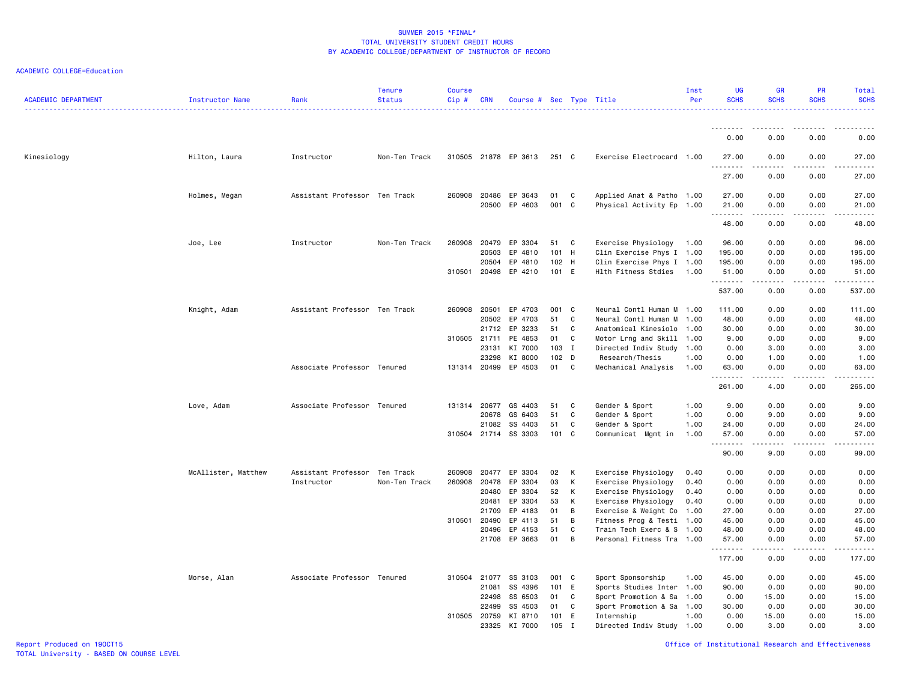# SUMMER 2015 *FINAL*
## TOTAL UNIVERSITY STUDENT CREDIT HOURS
## BY ACADEMIC COLLEGE/DEPARTMENT OF INSTRUCTOR OF RECORD

ACADEMIC COLLEGE=Education

| ACADEMIC DEPARTMENT | Instructor Name | Rank | Tenure Status | Course Cip # | CRN | Course # | Sec | Type | Title | Inst Per | UG SCHS | GR SCHS | PR SCHS | Total SCHS |
|---|---|---|---|---|---|---|---|---|---|---|---|---|---|---|
| | | | | | | | | | | | 0.00 | 0.00 | 0.00 | 0.00 |
| Kinesiology | Hilton, Laura | Instructor | Non-Ten Track | 310505 | 21878 | EP 3613 | 251 | C | Exercise Electrocard | 1.00 | 27.00 | 0.00 | 0.00 | 27.00 |
| | | | | | | | | | | | 27.00 | 0.00 | 0.00 | 27.00 |
| | Holmes, Megan | Assistant Professor | Ten Track | 260908 | 20486 | EP 3643 | 01 | C | Applied Anat & Patho | 1.00 | 27.00 | 0.00 | 0.00 | 27.00 |
| | | | | | 20500 | EP 4603 | 001 | C | Physical Activity Ep | 1.00 | 21.00 | 0.00 | 0.00 | 21.00 |
| | | | | | | | | | | | 48.00 | 0.00 | 0.00 | 48.00 |
| | Joe, Lee | Instructor | Non-Ten Track | 260908 | 20479 | EP 3304 | 51 | C | Exercise Physiology | 1.00 | 96.00 | 0.00 | 0.00 | 96.00 |
| | | | | | 20503 | EP 4810 | 101 | H | Clin Exercise Phys I | 1.00 | 195.00 | 0.00 | 0.00 | 195.00 |
| | | | | | 20504 | EP 4810 | 102 | H | Clin Exercise Phys I | 1.00 | 195.00 | 0.00 | 0.00 | 195.00 |
| | | | | 310501 | 20498 | EP 4210 | 101 | E | Hlth Fitness Stdies | 1.00 | 51.00 | 0.00 | 0.00 | 51.00 |
| | | | | | | | | | | | 537.00 | 0.00 | 0.00 | 537.00 |
| | Knight, Adam | Assistant Professor | Ten Track | 260908 | 20501 | EP 4703 | 001 | C | Neural Contl Human M | 1.00 | 111.00 | 0.00 | 0.00 | 111.00 |
| | | | | | 20502 | EP 4703 | 51 | C | Neural Contl Human M | 1.00 | 48.00 | 0.00 | 0.00 | 48.00 |
| | | | | | 21712 | EP 3233 | 51 | C | Anatomical Kinesiolo | 1.00 | 30.00 | 0.00 | 0.00 | 30.00 |
| | | | | 310505 | 21711 | PE 4853 | 01 | C | Motor Lrng and Skill | 1.00 | 9.00 | 0.00 | 0.00 | 9.00 |
| | | | | | 23131 | KI 7000 | 103 | I | Directed Indiv Study | 1.00 | 0.00 | 3.00 | 0.00 | 3.00 |
| | | | | | 23298 | KI 8000 | 102 | D | Research/Thesis | 1.00 | 0.00 | 1.00 | 0.00 | 1.00 |
| | | Associate Professor | Tenured | 131314 | 20499 | EP 4503 | 01 | C | Mechanical Analysis | 1.00 | 63.00 | 0.00 | 0.00 | 63.00 |
| | | | | | | | | | | | 261.00 | 4.00 | 0.00 | 265.00 |
| | Love, Adam | Associate Professor | Tenured | 131314 | 20677 | GS 4403 | 51 | C | Gender & Sport | 1.00 | 9.00 | 0.00 | 0.00 | 9.00 |
| | | | | | 20678 | GS 6403 | 51 | C | Gender & Sport | 1.00 | 0.00 | 9.00 | 0.00 | 9.00 |
| | | | | | 21082 | SS 4403 | 51 | C | Gender & Sport | 1.00 | 24.00 | 0.00 | 0.00 | 24.00 |
| | | | | 310504 | 21714 | SS 3303 | 101 | C | Communicat Mgmt in | 1.00 | 57.00 | 0.00 | 0.00 | 57.00 |
| | | | | | | | | | | | 90.00 | 9.00 | 0.00 | 99.00 |
| | McAllister, Matthew | Assistant Professor | Ten Track | 260908 | 20477 | EP 3304 | 02 | K | Exercise Physiology | 0.40 | 0.00 | 0.00 | 0.00 | 0.00 |
| | | Instructor | Non-Ten Track | 260908 | 20478 | EP 3304 | 03 | K | Exercise Physiology | 0.40 | 0.00 | 0.00 | 0.00 | 0.00 |
| | | | | | 20480 | EP 3304 | 52 | K | Exercise Physiology | 0.40 | 0.00 | 0.00 | 0.00 | 0.00 |
| | | | | | 20481 | EP 3304 | 53 | K | Exercise Physiology | 0.40 | 0.00 | 0.00 | 0.00 | 0.00 |
| | | | | | 21709 | EP 4183 | 01 | B | Exercise & Weight Co | 1.00 | 27.00 | 0.00 | 0.00 | 27.00 |
| | | | | 310501 | 20490 | EP 4113 | 51 | B | Fitness Prog & Testi | 1.00 | 45.00 | 0.00 | 0.00 | 45.00 |
| | | | | | 20496 | EP 4153 | 51 | C | Train Tech Exerc & S | 1.00 | 48.00 | 0.00 | 0.00 | 48.00 |
| | | | | | 21708 | EP 3663 | 01 | B | Personal Fitness Tra | 1.00 | 57.00 | 0.00 | 0.00 | 57.00 |
| | | | | | | | | | | | 177.00 | 0.00 | 0.00 | 177.00 |
| | Morse, Alan | Associate Professor | Tenured | 310504 | 21077 | SS 3103 | 001 | C | Sport Sponsorship | 1.00 | 45.00 | 0.00 | 0.00 | 45.00 |
| | | | | | 21081 | SS 4396 | 101 | E | Sports Studies Inter | 1.00 | 90.00 | 0.00 | 0.00 | 90.00 |
| | | | | | 22498 | SS 6503 | 01 | C | Sport Promotion & Sa | 1.00 | 0.00 | 15.00 | 0.00 | 15.00 |
| | | | | | 22499 | SS 4503 | 01 | C | Sport Promotion & Sa | 1.00 | 30.00 | 0.00 | 0.00 | 30.00 |
| | | | | 310505 | 20759 | KI 8710 | 101 | E | Internship | 1.00 | 0.00 | 15.00 | 0.00 | 15.00 |
| | | | | | 23325 | KI 7000 | 105 | I | Directed Indiv Study | 1.00 | 0.00 | 3.00 | 0.00 | 3.00 |

Report Produced on 19OCT15
TOTAL University - BASED ON COURSE LEVEL

Office of Institutional Research and Effectiveness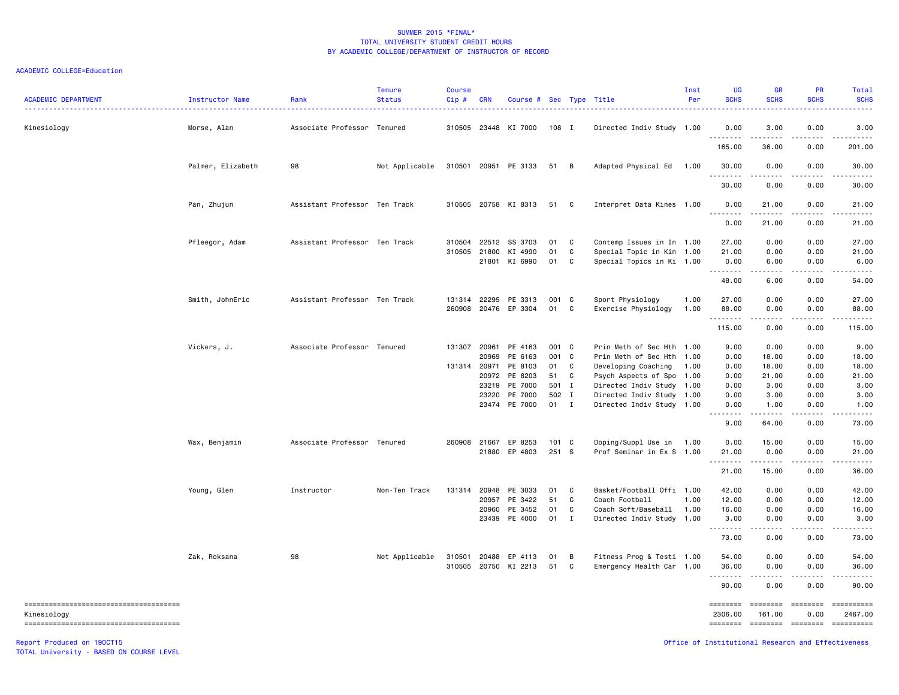SUMMER 2015 *FINAL*
TOTAL UNIVERSITY STUDENT CREDIT HOURS
BY ACADEMIC COLLEGE/DEPARTMENT OF INSTRUCTOR OF RECORD

ACADEMIC COLLEGE=Education

| ACADEMIC DEPARTMENT | Instructor Name | Rank | Tenure Status | Course Cip # | CRN | Course # | Sec | Type | Title | Inst Per | UG SCHS | GR SCHS | PR SCHS | Total SCHS |
|---|---|---|---|---|---|---|---|---|---|---|---|---|---|---|
| Kinesiology | Morse, Alan | Associate Professor | Tenured | 310505 | 23448 | KI 7000 | 108 | I | Directed Indiv Study | 1.00 | 0.00 | 3.00 | 0.00 | 3.00 |
| | | | | | | | | | | | 165.00 | 36.00 | 0.00 | 201.00 |
| | Palmer, Elizabeth | 98 | Not Applicable | 310501 | 20951 | PE 3133 | 51 | B | Adapted Physical Ed | 1.00 | 30.00 | 0.00 | 0.00 | 30.00 |
| | | | | | | | | | | | 30.00 | 0.00 | 0.00 | 30.00 |
| | Pan, Zhujun | Assistant Professor | Ten Track | 310505 | 20758 | KI 8313 | 51 | C | Interpret Data Kines | 1.00 | 0.00 | 21.00 | 0.00 | 21.00 |
| | | | | | | | | | | | 0.00 | 21.00 | 0.00 | 21.00 |
| | Pfleegor, Adam | Assistant Professor | Ten Track | 310504 | 22512 | SS 3703 | 01 | C | Contemp Issues in In | 1.00 | 27.00 | 0.00 | 0.00 | 27.00 |
| | | | | 310505 | 21800 | KI 4990 | 01 | C | Special Topic in Kin | 1.00 | 21.00 | 0.00 | 0.00 | 21.00 |
| | | | | | 21801 | KI 6990 | 01 | C | Special Topics in Ki | 1.00 | 0.00 | 6.00 | 0.00 | 6.00 |
| | | | | | | | | | | | 48.00 | 6.00 | 0.00 | 54.00 |
| | Smith, JohnEric | Assistant Professor | Ten Track | 131314 | 22295 | PE 3313 | 001 | C | Sport Physiology | 1.00 | 27.00 | 0.00 | 0.00 | 27.00 |
| | | | | 260908 | 20476 | EP 3304 | 01 | C | Exercise Physiology | 1.00 | 88.00 | 0.00 | 0.00 | 88.00 |
| | | | | | | | | | | | 115.00 | 0.00 | 0.00 | 115.00 |
| | Vickers, J. | Associate Professor | Tenured | 131307 | 20961 | PE 4163 | 001 | C | Prin Meth of Sec Hth | 1.00 | 9.00 | 0.00 | 0.00 | 9.00 |
| | | | | | 20969 | PE 6163 | 001 | C | Prin Meth of Sec Hth | 1.00 | 0.00 | 18.00 | 0.00 | 18.00 |
| | | | | 131314 | 20971 | PE 8103 | 01 | C | Developing Coaching | 1.00 | 0.00 | 18.00 | 0.00 | 18.00 |
| | | | | | 20972 | PE 8203 | 51 | C | Psych Aspects of Spo | 1.00 | 0.00 | 21.00 | 0.00 | 21.00 |
| | | | | | 23219 | PE 7000 | 501 | I | Directed Indiv Study | 1.00 | 0.00 | 3.00 | 0.00 | 3.00 |
| | | | | | 23220 | PE 7000 | 502 | I | Directed Indiv Study | 1.00 | 0.00 | 3.00 | 0.00 | 3.00 |
| | | | | | 23474 | PE 7000 | 01 | I | Directed Indiv Study | 1.00 | 0.00 | 1.00 | 0.00 | 1.00 |
| | | | | | | | | | | | 9.00 | 64.00 | 0.00 | 73.00 |
| | Wax, Benjamin | Associate Professor | Tenured | 260908 | 21667 | EP 8253 | 101 | C | Doping/Suppl Use in | 1.00 | 0.00 | 15.00 | 0.00 | 15.00 |
| | | | | | 21880 | EP 4803 | 251 | S | Prof Seminar in Ex S | 1.00 | 21.00 | 0.00 | 0.00 | 21.00 |
| | | | | | | | | | | | 21.00 | 15.00 | 0.00 | 36.00 |
| | Young, Glen | Instructor | Non-Ten Track | 131314 | 20948 | PE 3033 | 01 | C | Basket/Football Offi | 1.00 | 42.00 | 0.00 | 0.00 | 42.00 |
| | | | | | 20957 | PE 3422 | 51 | C | Coach Football | 1.00 | 12.00 | 0.00 | 0.00 | 12.00 |
| | | | | | 20960 | PE 3452 | 01 | C | Coach Soft/Baseball | 1.00 | 16.00 | 0.00 | 0.00 | 16.00 |
| | | | | | 23439 | PE 4000 | 01 | I | Directed Indiv Study | 1.00 | 3.00 | 0.00 | 0.00 | 3.00 |
| | | | | | | | | | | | 73.00 | 0.00 | 0.00 | 73.00 |
| | Zak, Roksana | 98 | Not Applicable | 310501 | 20488 | EP 4113 | 01 | B | Fitness Prog & Testi | 1.00 | 54.00 | 0.00 | 0.00 | 54.00 |
| | | | | 310505 | 20750 | KI 2213 | 51 | C | Emergency Health Car | 1.00 | 36.00 | 0.00 | 0.00 | 36.00 |
| | | | | | | | | | | | 90.00 | 0.00 | 0.00 | 90.00 |
| Kinesiology | | | | | | | | | | | 2306.00 | 161.00 | 0.00 | 2467.00 |

Report Produced on 19OCT15
TOTAL University - BASED ON COURSE LEVEL

Office of Institutional Research and Effectiveness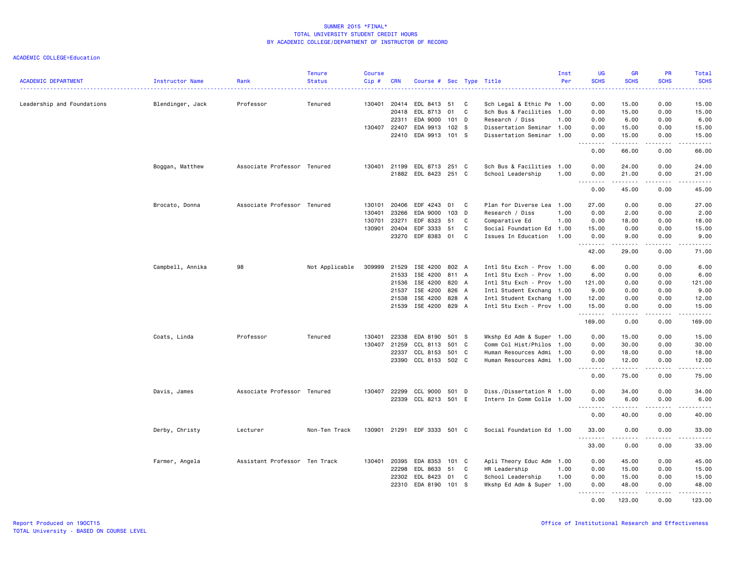SUMMER 2015 *FINAL*
TOTAL UNIVERSITY STUDENT CREDIT HOURS
BY ACADEMIC COLLEGE/DEPARTMENT OF INSTRUCTOR OF RECORD

ACADEMIC COLLEGE=Education

| ACADEMIC DEPARTMENT | Instructor Name | Rank | Tenure Status | Course Cip # | CRN | Course # | Sec | Type | Title | Inst Per | UG SCHS | GR SCHS | PR SCHS | Total SCHS |
|---|---|---|---|---|---|---|---|---|---|---|---|---|---|---|
| Leadership and Foundations | Blendinger, Jack | Professor | Tenured | 130401 | 20414 | EDL 8413 | 51 | C | Sch Legal & Ethic Pe | 1.00 | 0.00 | 15.00 | 0.00 | 15.00 |
| | | | | | 20418 | EDL 8713 | 01 | C | Sch Bus & Facilities | 1.00 | 0.00 | 15.00 | 0.00 | 15.00 |
| | | | | | 22311 | EDA 9000 | 101 | D | Research / Diss | 1.00 | 0.00 | 6.00 | 0.00 | 6.00 |
| | | | | 130407 | 22407 | EDA 9913 | 102 | S | Dissertation Seminar | 1.00 | 0.00 | 15.00 | 0.00 | 15.00 |
| | | | | | 22410 | EDA 9913 | 101 | S | Dissertation Seminar | 1.00 | 0.00 | 15.00 | 0.00 | 15.00 |
| | | | | | | | | | | | 0.00 | 66.00 | 0.00 | 66.00 |
| | Boggan, Matthew | Associate Professor | Tenured | 130401 | 21199 | EDL 8713 | 251 | C | Sch Bus & Facilities | 1.00 | 0.00 | 24.00 | 0.00 | 24.00 |
| | | | | | 21882 | EDL 8423 | 251 | C | School Leadership | 1.00 | 0.00 | 21.00 | 0.00 | 21.00 |
| | | | | | | | | | | | 0.00 | 45.00 | 0.00 | 45.00 |
| | Brocato, Donna | Associate Professor | Tenured | 130101 | 20406 | EDF 4243 | 01 | C | Plan for Diverse Lea | 1.00 | 27.00 | 0.00 | 0.00 | 27.00 |
| | | | | 130401 | 23266 | EDA 9000 | 103 | D | Research / Diss | 1.00 | 0.00 | 2.00 | 0.00 | 2.00 |
| | | | | 130701 | 23271 | EDF 8323 | 51 | C | Comparative Ed | 1.00 | 0.00 | 18.00 | 0.00 | 18.00 |
| | | | | 130901 | 20404 | EDF 3333 | 51 | C | Social Foundation Ed | 1.00 | 15.00 | 0.00 | 0.00 | 15.00 |
| | | | | | 23270 | EDF 8383 | 01 | C | Issues In Education | 1.00 | 0.00 | 9.00 | 0.00 | 9.00 |
| | | | | | | | | | | | 42.00 | 29.00 | 0.00 | 71.00 |
| | Campbell, Annika | 98 | Not Applicable | 309999 | 21529 | ISE 4200 | 802 | A | Intl Stu Exch - Prov | 1.00 | 6.00 | 0.00 | 0.00 | 6.00 |
| | | | | | 21533 | ISE 4200 | 811 | A | Intl Stu Exch - Prov | 1.00 | 6.00 | 0.00 | 0.00 | 6.00 |
| | | | | | 21536 | ISE 4200 | 820 | A | Intl Stu Exch - Prov | 1.00 | 121.00 | 0.00 | 0.00 | 121.00 |
| | | | | | 21537 | ISE 4200 | 826 | A | Intl Student Exchang | 1.00 | 9.00 | 0.00 | 0.00 | 9.00 |
| | | | | | 21538 | ISE 4200 | 828 | A | Intl Student Exchang | 1.00 | 12.00 | 0.00 | 0.00 | 12.00 |
| | | | | | 21539 | ISE 4200 | 829 | A | Intl Stu Exch - Prov | 1.00 | 15.00 | 0.00 | 0.00 | 15.00 |
| | | | | | | | | | | | 169.00 | 0.00 | 0.00 | 169.00 |
| | Coats, Linda | Professor | Tenured | 130401 | 22338 | EDA 8190 | 501 | S | Wkshp Ed Adm & Super | 1.00 | 0.00 | 15.00 | 0.00 | 15.00 |
| | | | | 130407 | 21259 | CCL 8113 | 501 | C | Comm Col Hist/Philos | 1.00 | 0.00 | 30.00 | 0.00 | 30.00 |
| | | | | | 22337 | CCL 8153 | 501 | C | Human Resources Admi | 1.00 | 0.00 | 18.00 | 0.00 | 18.00 |
| | | | | | 23390 | CCL 8153 | 502 | C | Human Resources Admi | 1.00 | 0.00 | 12.00 | 0.00 | 12.00 |
| | | | | | | | | | | | 0.00 | 75.00 | 0.00 | 75.00 |
| | Davis, James | Associate Professor | Tenured | 130407 | 22299 | CCL 9000 | 501 | D | Diss./Dissertation R | 1.00 | 0.00 | 34.00 | 0.00 | 34.00 |
| | | | | | 22339 | CCL 8213 | 501 | E | Intern In Comm Colle | 1.00 | 0.00 | 6.00 | 0.00 | 6.00 |
| | | | | | | | | | | | 0.00 | 40.00 | 0.00 | 40.00 |
| | Derby, Christy | Lecturer | Non-Ten Track | 130901 | 21291 | EDF 3333 | 501 | C | Social Foundation Ed | 1.00 | 33.00 | 0.00 | 0.00 | 33.00 |
| | | | | | | | | | | | 33.00 | 0.00 | 0.00 | 33.00 |
| | Farmer, Angela | Assistant Professor | Ten Track | 130401 | 20395 | EDA 8353 | 101 | C | Apli Theory Educ Adm | 1.00 | 0.00 | 45.00 | 0.00 | 45.00 |
| | | | | | 22298 | EDL 8633 | 51 | C | HR Leadership | 1.00 | 0.00 | 15.00 | 0.00 | 15.00 |
| | | | | | 22302 | EDL 8423 | 01 | C | School Leadership | 1.00 | 0.00 | 15.00 | 0.00 | 15.00 |
| | | | | | 22310 | EDA 8190 | 101 | S | Wkshp Ed Adm & Super | 1.00 | 0.00 | 48.00 | 0.00 | 48.00 |
| | | | | | | | | | | | 0.00 | 123.00 | 0.00 | 123.00 |

Report Produced on 19OCT15
TOTAL University - BASED ON COURSE LEVEL

Office of Institutional Research and Effectiveness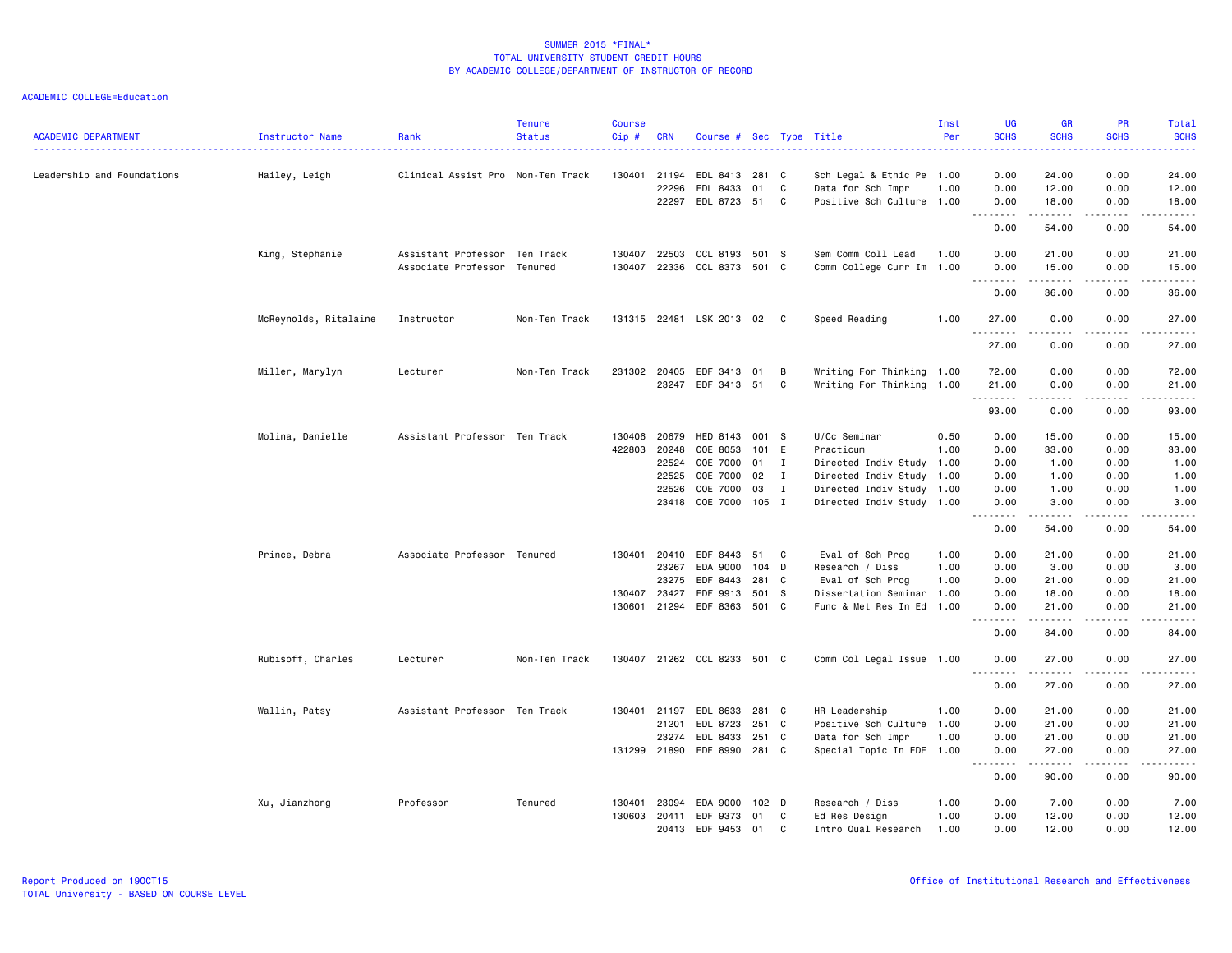# SUMMER 2015 *FINAL*
## TOTAL UNIVERSITY STUDENT CREDIT HOURS
## BY ACADEMIC COLLEGE/DEPARTMENT OF INSTRUCTOR OF RECORD

ACADEMIC COLLEGE=Education

| ACADEMIC DEPARTMENT | Instructor Name | Rank | Tenure Status | Course Cip # | CRN | Course # | Sec | Type | Title | Inst Per | UG SCHS | GR SCHS | PR SCHS | Total SCHS |
|---|---|---|---|---|---|---|---|---|---|---|---|---|---|---|
| Leadership and Foundations | Hailey, Leigh | Clinical Assist Pro | Non-Ten Track | 130401 | 21194 | EDL 8413 | 281 | C | Sch Legal & Ethic Pe | 1.00 | 0.00 | 24.00 | 0.00 | 24.00 |
| | | | | | 22296 | EDL 8433 | 01 | C | Data for Sch Impr | 1.00 | 0.00 | 12.00 | 0.00 | 12.00 |
| | | | | | 22297 | EDL 8723 | 51 | C | Positive Sch Culture | 1.00 | 0.00 | 18.00 | 0.00 | 18.00 |
| | | | | | | | | | | | 0.00 | 54.00 | 0.00 | 54.00 |
| | King, Stephanie | Assistant Professor | Ten Track | 130407 | 22503 | CCL 8193 | 501 | S | Sem Comm Coll Lead | 1.00 | 0.00 | 21.00 | 0.00 | 21.00 |
| | | Associate Professor | Tenured | 130407 | 22336 | CCL 8373 | 501 | C | Comm College Curr Im | 1.00 | 0.00 | 15.00 | 0.00 | 15.00 |
| | | | | | | | | | | | 0.00 | 36.00 | 0.00 | 36.00 |
| | McReynolds, Ritalaine | Instructor | Non-Ten Track | 131315 | 22481 | LSK 2013 | 02 | C | Speed Reading | 1.00 | 27.00 | 0.00 | 0.00 | 27.00 |
| | | | | | | | | | | | 27.00 | 0.00 | 0.00 | 27.00 |
| | Miller, Marylyn | Lecturer | Non-Ten Track | 231302 | 20405 | EDF 3413 | 01 | B | Writing For Thinking | 1.00 | 72.00 | 0.00 | 0.00 | 72.00 |
| | | | | | 23247 | EDF 3413 | 51 | C | Writing For Thinking | 1.00 | 21.00 | 0.00 | 0.00 | 21.00 |
| | | | | | | | | | | | 93.00 | 0.00 | 0.00 | 93.00 |
| | Molina, Danielle | Assistant Professor | Ten Track | 130406 | 20679 | HED 8143 | 001 | S | U/Cc Seminar | 0.50 | 0.00 | 15.00 | 0.00 | 15.00 |
| | | | | 422803 | 20248 | COE 8053 | 101 | E | Practicum | 1.00 | 0.00 | 33.00 | 0.00 | 33.00 |
| | | | | | 22524 | COE 7000 | 01 | I | Directed Indiv Study | 1.00 | 0.00 | 1.00 | 0.00 | 1.00 |
| | | | | | 22525 | COE 7000 | 02 | I | Directed Indiv Study | 1.00 | 0.00 | 1.00 | 0.00 | 1.00 |
| | | | | | 22526 | COE 7000 | 03 | I | Directed Indiv Study | 1.00 | 0.00 | 1.00 | 0.00 | 1.00 |
| | | | | | 23418 | COE 7000 | 105 | I | Directed Indiv Study | 1.00 | 0.00 | 3.00 | 0.00 | 3.00 |
| | | | | | | | | | | | 0.00 | 54.00 | 0.00 | 54.00 |
| | Prince, Debra | Associate Professor | Tenured | 130401 | 20410 | EDF 8443 | 51 | C | Eval of Sch Prog | 1.00 | 0.00 | 21.00 | 0.00 | 21.00 |
| | | | | | 23267 | EDA 9000 | 104 | D | Research / Diss | 1.00 | 0.00 | 3.00 | 0.00 | 3.00 |
| | | | | | 23275 | EDF 8443 | 281 | C | Eval of Sch Prog | 1.00 | 0.00 | 21.00 | 0.00 | 21.00 |
| | | | | 130407 | 23427 | EDF 9913 | 501 | S | Dissertation Seminar | 1.00 | 0.00 | 18.00 | 0.00 | 18.00 |
| | | | | 130601 | 21294 | EDF 8363 | 501 | C | Func & Met Res In Ed | 1.00 | 0.00 | 21.00 | 0.00 | 21.00 |
| | | | | | | | | | | | 0.00 | 84.00 | 0.00 | 84.00 |
| | Rubisoff, Charles | Lecturer | Non-Ten Track | 130407 | 21262 | CCL 8233 | 501 | C | Comm Col Legal Issue | 1.00 | 0.00 | 27.00 | 0.00 | 27.00 |
| | | | | | | | | | | | 0.00 | 27.00 | 0.00 | 27.00 |
| | Wallin, Patsy | Assistant Professor | Ten Track | 130401 | 21197 | EDL 8633 | 281 | C | HR Leadership | 1.00 | 0.00 | 21.00 | 0.00 | 21.00 |
| | | | | | 21201 | EDL 8723 | 251 | C | Positive Sch Culture | 1.00 | 0.00 | 21.00 | 0.00 | 21.00 |
| | | | | | 23274 | EDL 8433 | 251 | C | Data for Sch Impr | 1.00 | 0.00 | 21.00 | 0.00 | 21.00 |
| | | | | 131299 | 21890 | EDE 8990 | 281 | C | Special Topic In EDE | 1.00 | 0.00 | 27.00 | 0.00 | 27.00 |
| | | | | | | | | | | | 0.00 | 90.00 | 0.00 | 90.00 |
| | Xu, Jianzhong | Professor | Tenured | 130401 | 23094 | EDA 9000 | 102 | D | Research / Diss | 1.00 | 0.00 | 7.00 | 0.00 | 7.00 |
| | | | | 130603 | 20411 | EDF 9373 | 01 | C | Ed Res Design | 1.00 | 0.00 | 12.00 | 0.00 | 12.00 |
| | | | | | 20413 | EDF 9453 | 01 | C | Intro Qual Research | 1.00 | 0.00 | 12.00 | 0.00 | 12.00 |

Report Produced on 19OCT15
TOTAL University - BASED ON COURSE LEVEL

Office of Institutional Research and Effectiveness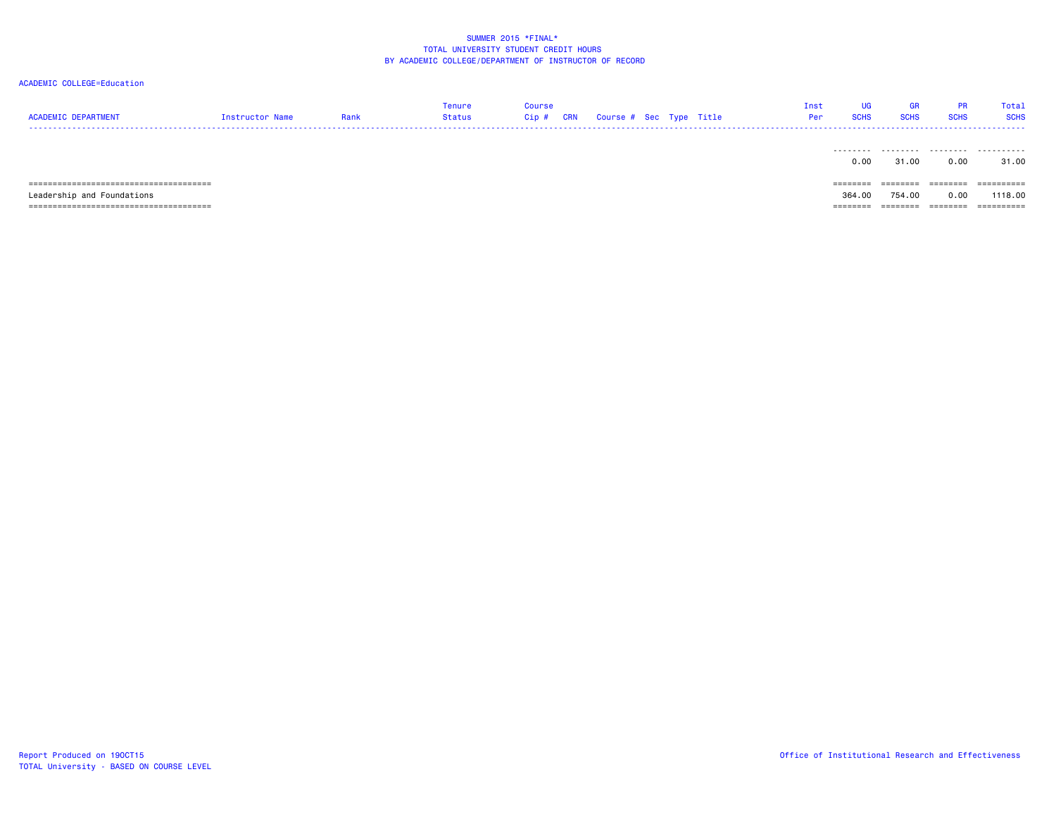SUMMER 2015 *FINAL*
TOTAL UNIVERSITY STUDENT CREDIT HOURS
BY ACADEMIC COLLEGE/DEPARTMENT OF INSTRUCTOR OF RECORD

ACADEMIC COLLEGE=Education

| ACADEMIC DEPARTMENT | Instructor Name | Rank | Tenure Status | Course Cip # | CRN | Course # | Sec | Type | Title | Inst Per | UG SCHS | GR SCHS | PR SCHS | Total SCHS |
|---|---|---|---|---|---|---|---|---|---|---|---|---|---|---|
| | | | | | | | | | | | 0.00 | 31.00 | 0.00 | 31.00 |
| Leadership and Foundations | | | | | | | | | | | 364.00 | 754.00 | 0.00 | 1118.00 |

Report Produced on 19OCT15
TOTAL University - BASED ON COURSE LEVEL

Office of Institutional Research and Effectiveness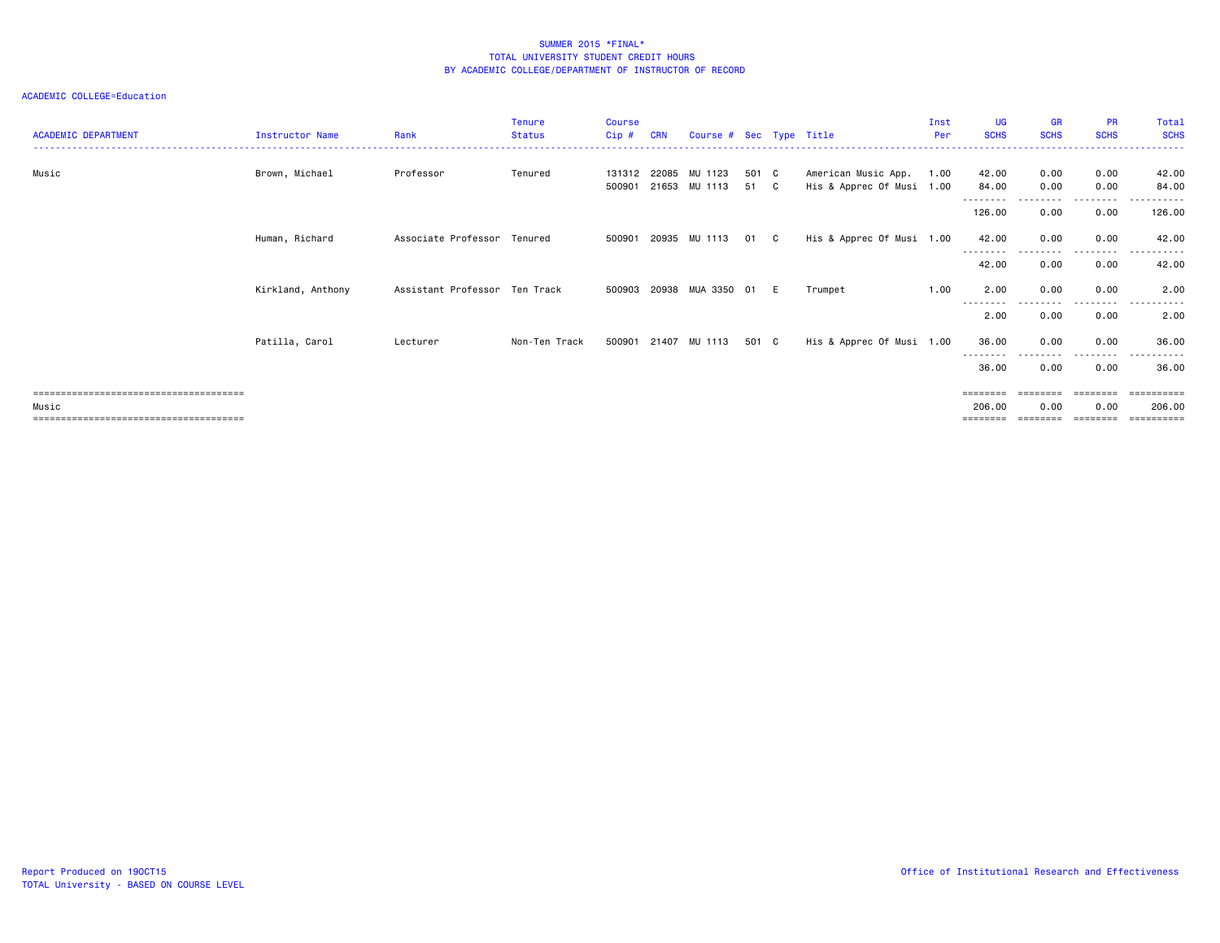SUMMER 2015 *FINAL*
TOTAL UNIVERSITY STUDENT CREDIT HOURS
BY ACADEMIC COLLEGE/DEPARTMENT OF INSTRUCTOR OF RECORD

ACADEMIC COLLEGE=Education

| ACADEMIC DEPARTMENT | Instructor Name | Rank | Tenure Status | Course Cip # | CRN | Course # | Sec | Type | Title | Inst Per | UG SCHS | GR SCHS | PR SCHS | Total SCHS |
|---|---|---|---|---|---|---|---|---|---|---|---|---|---|---|
| Music | Brown, Michael | Professor | Tenured | 131312 | 22085 | MU 1123 | 501 | C | American Music App. | 1.00 | 42.00 | 0.00 | 0.00 | 42.00 |
| | | | | 500901 | 21653 | MU 1113 | 51 | C | His & Apprec Of Musi | 1.00 | 84.00 | 0.00 | 0.00 | 84.00 |
| | | | | | | | | | | | 126.00 | 0.00 | 0.00 | 126.00 |
| | Human, Richard | Associate Professor | Tenured | 500901 | 20935 | MU 1113 | 01 | C | His & Apprec Of Musi | 1.00 | 42.00 | 0.00 | 0.00 | 42.00 |
| | | | | | | | | | | | 42.00 | 0.00 | 0.00 | 42.00 |
| | Kirkland, Anthony | Assistant Professor | Ten Track | 500903 | 20938 | MUA 3350 | 01 | E | Trumpet | 1.00 | 2.00 | 0.00 | 0.00 | 2.00 |
| | | | | | | | | | | | 2.00 | 0.00 | 0.00 | 2.00 |
| | Patilla, Carol | Lecturer | Non-Ten Track | 500901 | 21407 | MU 1113 | 501 | C | His & Apprec Of Musi | 1.00 | 36.00 | 0.00 | 0.00 | 36.00 |
| | | | | | | | | | | | 36.00 | 0.00 | 0.00 | 36.00 |
| Music | | | | | | | | | | | 206.00 | 0.00 | 0.00 | 206.00 |

Report Produced on 19OCT15
TOTAL University - BASED ON COURSE LEVEL

Office of Institutional Research and Effectiveness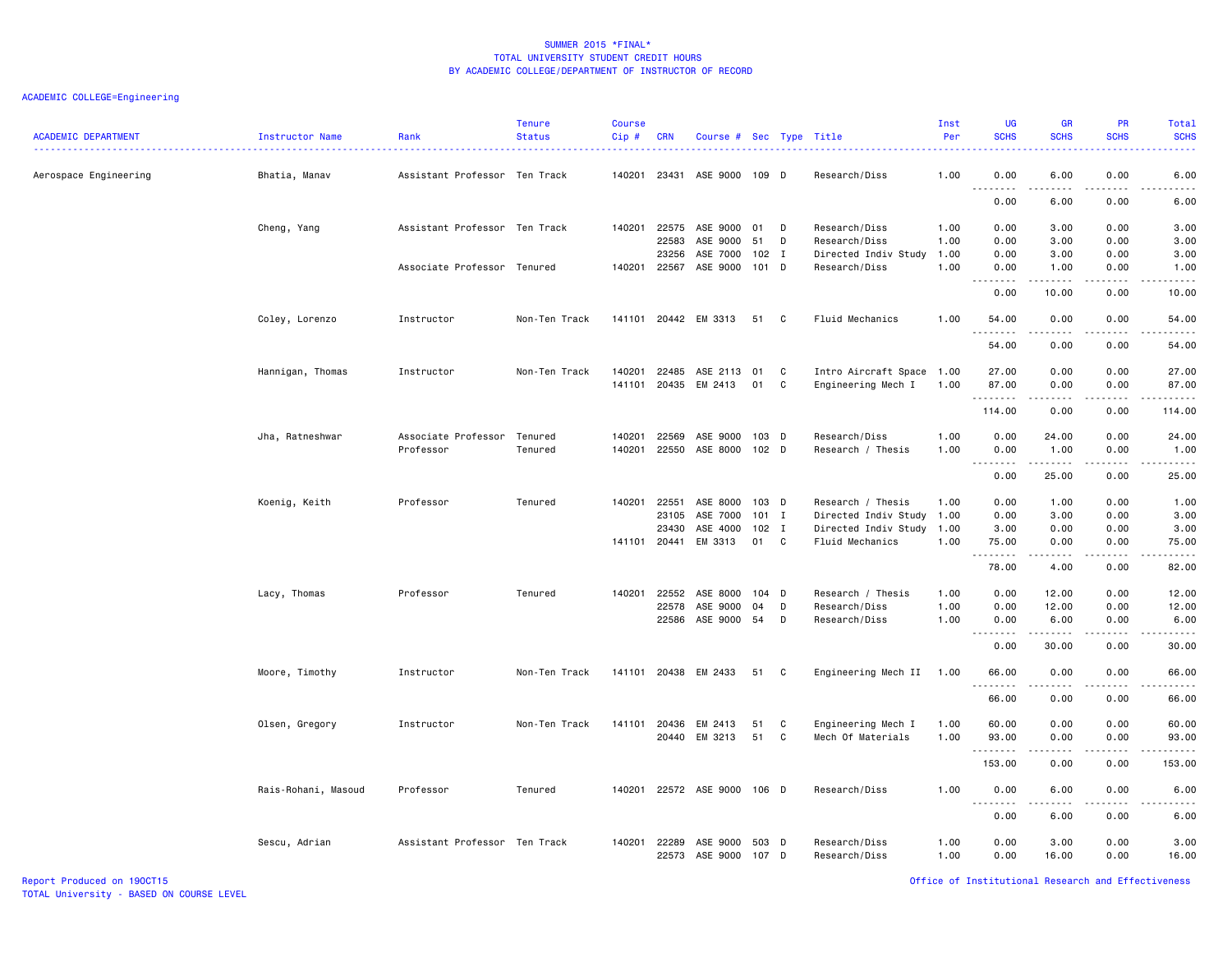SUMMER 2015 *FINAL*
TOTAL UNIVERSITY STUDENT CREDIT HOURS
BY ACADEMIC COLLEGE/DEPARTMENT OF INSTRUCTOR OF RECORD

ACADEMIC COLLEGE=Engineering

| ACADEMIC DEPARTMENT | Instructor Name | Rank | Tenure Status | Course Cip # | CRN | Course # | Sec | Type | Title | Inst Per | UG SCHS | GR SCHS | PR SCHS | Total SCHS |
|---|---|---|---|---|---|---|---|---|---|---|---|---|---|---|
| Aerospace Engineering | Bhatia, Manav | Assistant Professor | Ten Track | 140201 | 23431 | ASE 9000 | 109 | D | Research/Diss | 1.00 | 0.00 | 6.00 | 0.00 | 6.00 |
| | | | | | | | | | | | 0.00 | 6.00 | 0.00 | 6.00 |
| | Cheng, Yang | Assistant Professor | Ten Track | 140201 | 22575 | ASE 9000 | 01 | D | Research/Diss | 1.00 | 0.00 | 3.00 | 0.00 | 3.00 |
| | | | | | 22583 | ASE 9000 | 51 | D | Research/Diss | 1.00 | 0.00 | 3.00 | 0.00 | 3.00 |
| | | | | | 23256 | ASE 7000 | 102 | I | Directed Indiv Study | 1.00 | 0.00 | 3.00 | 0.00 | 3.00 |
| | | Associate Professor | Tenured | 140201 | 22567 | ASE 9000 | 101 | D | Research/Diss | 1.00 | 0.00 | 1.00 | 0.00 | 1.00 |
| | | | | | | | | | | | 0.00 | 10.00 | 0.00 | 10.00 |
| | Coley, Lorenzo | Instructor | Non-Ten Track | 141101 | 20442 | EM 3313 | 51 | C | Fluid Mechanics | 1.00 | 54.00 | 0.00 | 0.00 | 54.00 |
| | | | | | | | | | | | 54.00 | 0.00 | 0.00 | 54.00 |
| | Hannigan, Thomas | Instructor | Non-Ten Track | 140201 | 22485 | ASE 2113 | 01 | C | Intro Aircraft Space | 1.00 | 27.00 | 0.00 | 0.00 | 27.00 |
| | | | | 141101 | 20435 | EM 2413 | 01 | C | Engineering Mech I | 1.00 | 87.00 | 0.00 | 0.00 | 87.00 |
| | | | | | | | | | | | 114.00 | 0.00 | 0.00 | 114.00 |
| | Jha, Ratneshwar | Associate Professor | Tenured | 140201 | 22569 | ASE 9000 | 103 | D | Research/Diss | 1.00 | 0.00 | 24.00 | 0.00 | 24.00 |
| | | Professor | Tenured | 140201 | 22550 | ASE 8000 | 102 | D | Research / Thesis | 1.00 | 0.00 | 1.00 | 0.00 | 1.00 |
| | | | | | | | | | | | 0.00 | 25.00 | 0.00 | 25.00 |
| | Koenig, Keith | Professor | Tenured | 140201 | 22551 | ASE 8000 | 103 | D | Research / Thesis | 1.00 | 0.00 | 1.00 | 0.00 | 1.00 |
| | | | | | 23105 | ASE 7000 | 101 | I | Directed Indiv Study | 1.00 | 0.00 | 3.00 | 0.00 | 3.00 |
| | | | | | 23430 | ASE 4000 | 102 | I | Directed Indiv Study | 1.00 | 3.00 | 0.00 | 0.00 | 3.00 |
| | | | | 141101 | 20441 | EM 3313 | 01 | C | Fluid Mechanics | 1.00 | 75.00 | 0.00 | 0.00 | 75.00 |
| | | | | | | | | | | | 78.00 | 4.00 | 0.00 | 82.00 |
| | Lacy, Thomas | Professor | Tenured | 140201 | 22552 | ASE 8000 | 104 | D | Research / Thesis | 1.00 | 0.00 | 12.00 | 0.00 | 12.00 |
| | | | | | 22578 | ASE 9000 | 04 | D | Research/Diss | 1.00 | 0.00 | 12.00 | 0.00 | 12.00 |
| | | | | | 22586 | ASE 9000 | 54 | D | Research/Diss | 1.00 | 0.00 | 6.00 | 0.00 | 6.00 |
| | | | | | | | | | | | 0.00 | 30.00 | 0.00 | 30.00 |
| | Moore, Timothy | Instructor | Non-Ten Track | 141101 | 20438 | EM 2433 | 51 | C | Engineering Mech II | 1.00 | 66.00 | 0.00 | 0.00 | 66.00 |
| | | | | | | | | | | | 66.00 | 0.00 | 0.00 | 66.00 |
| | Olsen, Gregory | Instructor | Non-Ten Track | 141101 | 20436 | EM 2413 | 51 | C | Engineering Mech I | 1.00 | 60.00 | 0.00 | 0.00 | 60.00 |
| | | | | | 20440 | EM 3213 | 51 | C | Mech Of Materials | 1.00 | 93.00 | 0.00 | 0.00 | 93.00 |
| | | | | | | | | | | | 153.00 | 0.00 | 0.00 | 153.00 |
| | Rais-Rohani, Masoud | Professor | Tenured | 140201 | 22572 | ASE 9000 | 106 | D | Research/Diss | 1.00 | 0.00 | 6.00 | 0.00 | 6.00 |
| | | | | | | | | | | | 0.00 | 6.00 | 0.00 | 6.00 |
| | Sescu, Adrian | Assistant Professor | Ten Track | 140201 | 22289 | ASE 9000 | 503 | D | Research/Diss | 1.00 | 0.00 | 3.00 | 0.00 | 3.00 |
| | | | | | 22573 | ASE 9000 | 107 | D | Research/Diss | 1.00 | 0.00 | 16.00 | 0.00 | 16.00 |

Report Produced on 19OCT15
TOTAL University - BASED ON COURSE LEVEL

Office of Institutional Research and Effectiveness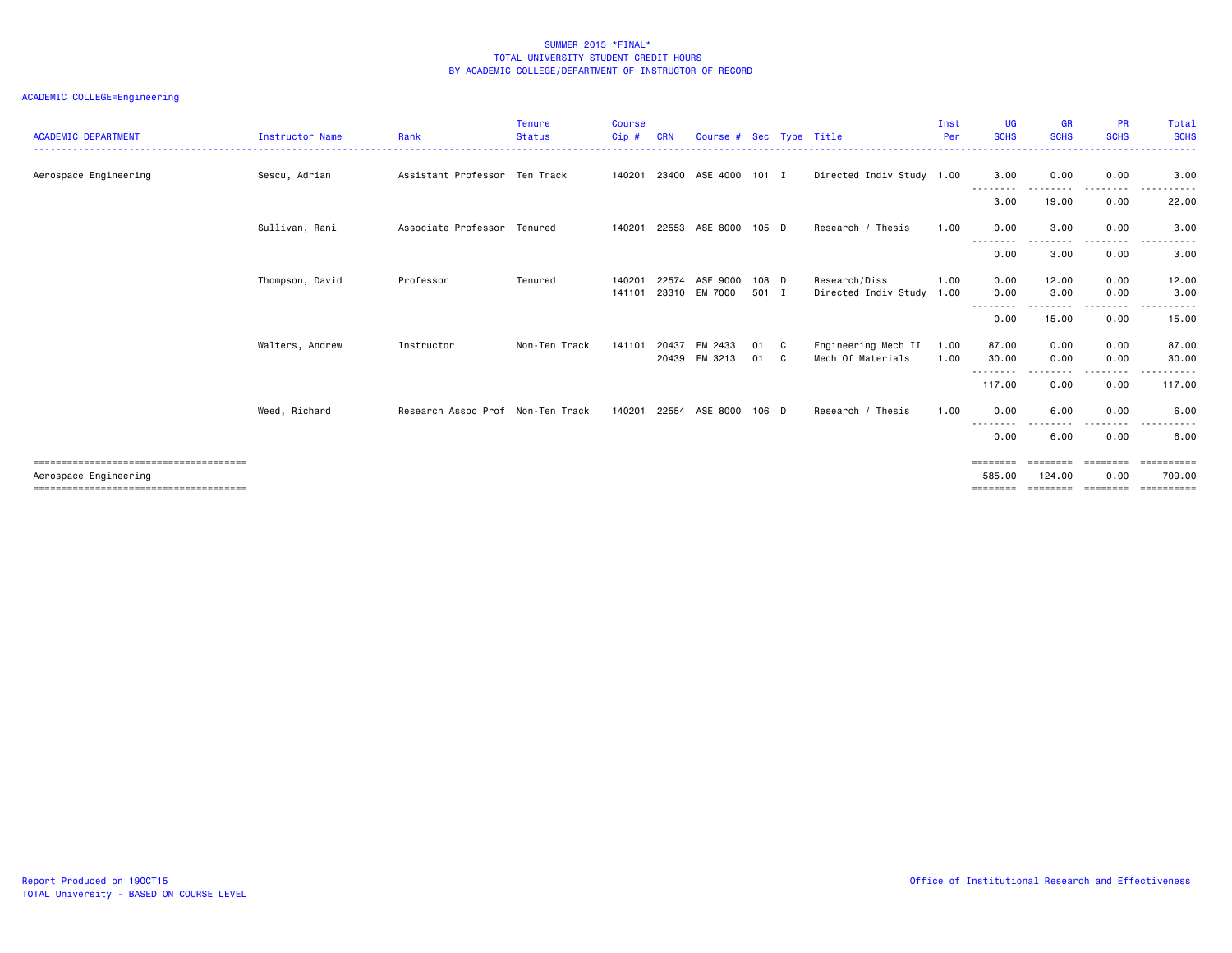SUMMER 2015 *FINAL*
TOTAL UNIVERSITY STUDENT CREDIT HOURS
BY ACADEMIC COLLEGE/DEPARTMENT OF INSTRUCTOR OF RECORD

ACADEMIC COLLEGE=Engineering

| ACADEMIC DEPARTMENT | Instructor Name | Rank | Tenure Status | Course Cip # | CRN | Course # | Sec | Type | Title | Inst Per | UG SCHS | GR SCHS | PR SCHS | Total SCHS |
|---|---|---|---|---|---|---|---|---|---|---|---|---|---|---|
| Aerospace Engineering | Sescu, Adrian | Assistant Professor | Ten Track | 140201 | 23400 | ASE 4000 | 101 | I | Directed Indiv Study | 1.00 | 3.00 | 0.00 | 0.00 | 3.00 |
| | | | | | | | | | | | 3.00 | 19.00 | 0.00 | 22.00 |
| | Sullivan, Rani | Associate Professor | Tenured | 140201 | 22553 | ASE 8000 | 105 | D | Research / Thesis | 1.00 | 0.00 | 3.00 | 0.00 | 3.00 |
| | | | | | | | | | | | 0.00 | 3.00 | 0.00 | 3.00 |
| | Thompson, David | Professor | Tenured | 140201 | 22574 | ASE 9000 | 108 | D | Research/Diss | 1.00 | 0.00 | 12.00 | 0.00 | 12.00 |
| | | | | 141101 | 23310 | EM 7000 | 501 | I | Directed Indiv Study | 1.00 | 0.00 | 3.00 | 0.00 | 3.00 |
| | | | | | | | | | | | 0.00 | 15.00 | 0.00 | 15.00 |
| | Walters, Andrew | Instructor | Non-Ten Track | 141101 | 20437 | EM 2433 | 01 | C | Engineering Mech II | 1.00 | 87.00 | 0.00 | 0.00 | 87.00 |
| | | | | | 20439 | EM 3213 | 01 | C | Mech Of Materials | 1.00 | 30.00 | 0.00 | 0.00 | 30.00 |
| | | | | | | | | | | | 117.00 | 0.00 | 0.00 | 117.00 |
| | Weed, Richard | Research Assoc Prof | Non-Ten Track | 140201 | 22554 | ASE 8000 | 106 | D | Research / Thesis | 1.00 | 0.00 | 6.00 | 0.00 | 6.00 |
| | | | | | | | | | | | 0.00 | 6.00 | 0.00 | 6.00 |
| Aerospace Engineering | | | | | | | | | | | 585.00 | 124.00 | 0.00 | 709.00 |

Report Produced on 19OCT15
TOTAL University - BASED ON COURSE LEVEL

Office of Institutional Research and Effectiveness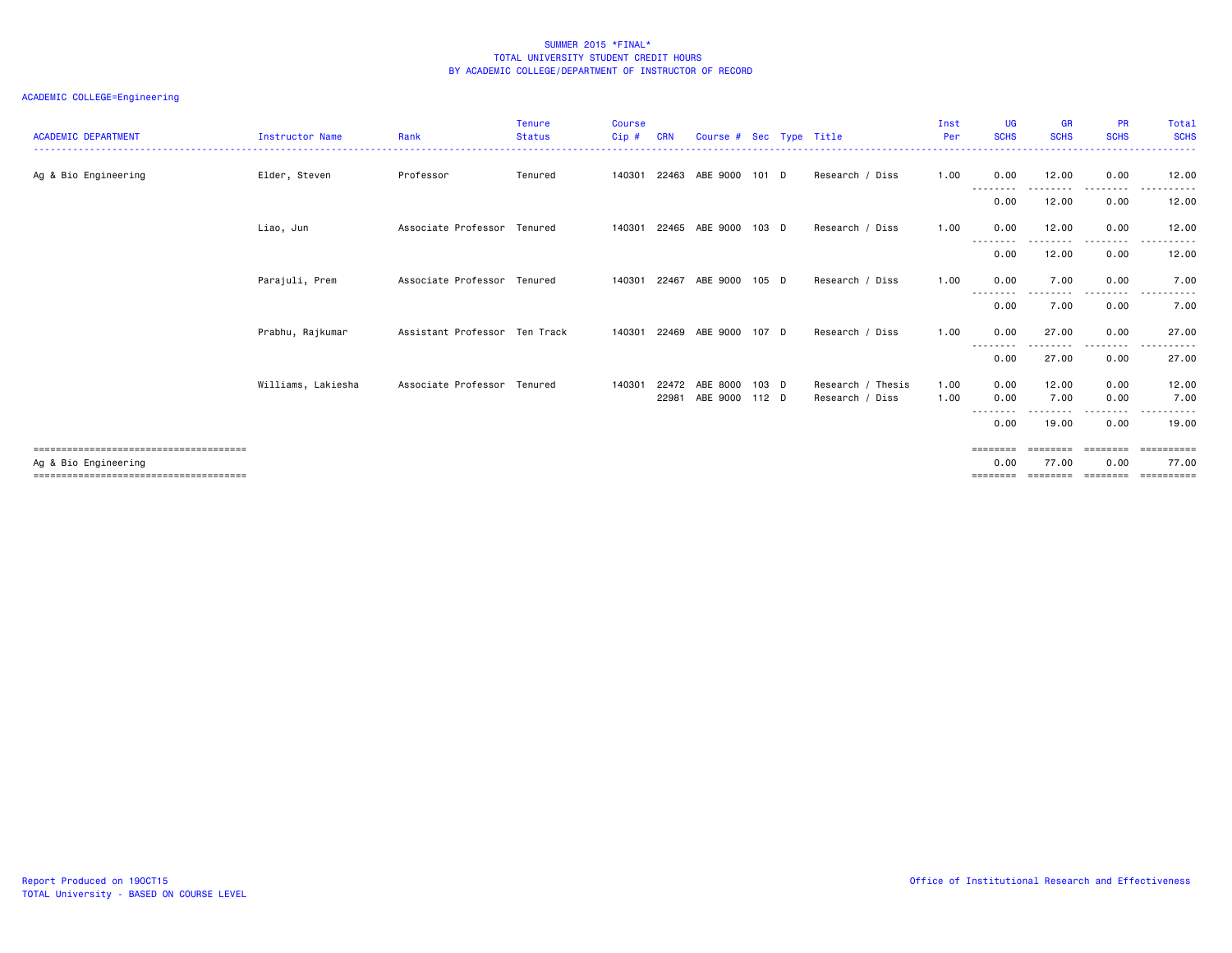SUMMER 2015 *FINAL*
TOTAL UNIVERSITY STUDENT CREDIT HOURS
BY ACADEMIC COLLEGE/DEPARTMENT OF INSTRUCTOR OF RECORD

ACADEMIC COLLEGE=Engineering

| ACADEMIC DEPARTMENT | Instructor Name | Rank | Tenure Status | Course Cip # | CRN | Course # | Sec | Type | Title | Inst Per | UG SCHS | GR SCHS | PR SCHS | Total SCHS |
|---|---|---|---|---|---|---|---|---|---|---|---|---|---|---|
| Ag & Bio Engineering | Elder, Steven | Professor | Tenured | 140301 | 22463 | ABE 9000 | 101 | D | Research / Diss | 1.00 | 0.00 | 12.00 | 0.00 | 12.00 |
| | | | | | | | | | | | 0.00 | 12.00 | 0.00 | 12.00 |
| | Liao, Jun | Associate Professor | Tenured | 140301 | 22465 | ABE 9000 | 103 | D | Research / Diss | 1.00 | 0.00 | 12.00 | 0.00 | 12.00 |
| | | | | | | | | | | | 0.00 | 12.00 | 0.00 | 12.00 |
| | Parajuli, Prem | Associate Professor | Tenured | 140301 | 22467 | ABE 9000 | 105 | D | Research / Diss | 1.00 | 0.00 | 7.00 | 0.00 | 7.00 |
| | | | | | | | | | | | 0.00 | 7.00 | 0.00 | 7.00 |
| | Prabhu, Rajkumar | Assistant Professor | Ten Track | 140301 | 22469 | ABE 9000 | 107 | D | Research / Diss | 1.00 | 0.00 | 27.00 | 0.00 | 27.00 |
| | | | | | | | | | | | 0.00 | 27.00 | 0.00 | 27.00 |
| | Williams, Lakiesha | Associate Professor | Tenured | 140301 | 22472 | ABE 8000 | 103 | D | Research / Thesis | 1.00 | 0.00 | 12.00 | 0.00 | 12.00 |
| | | | | | 22981 | ABE 9000 | 112 | D | Research / Diss | 1.00 | 0.00 | 7.00 | 0.00 | 7.00 |
| | | | | | | | | | | | 0.00 | 19.00 | 0.00 | 19.00 |
| Ag & Bio Engineering | | | | | | | | | | | 0.00 | 77.00 | 0.00 | 77.00 |

Report Produced on 19OCT15
TOTAL University - BASED ON COURSE LEVEL

Office of Institutional Research and Effectiveness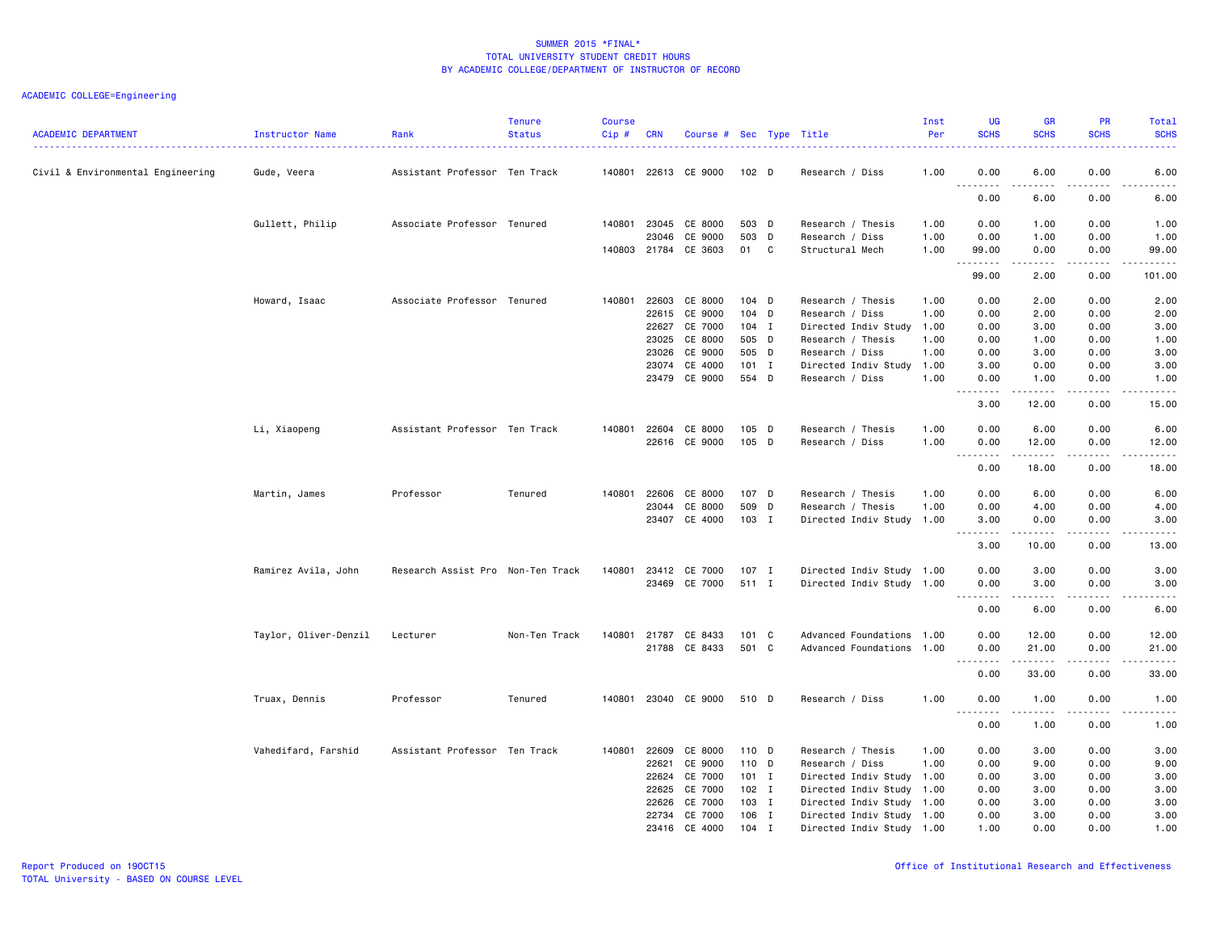# SUMMER 2015 *FINAL*
## TOTAL UNIVERSITY STUDENT CREDIT HOURS
## BY ACADEMIC COLLEGE/DEPARTMENT OF INSTRUCTOR OF RECORD

ACADEMIC COLLEGE=Engineering

| ACADEMIC DEPARTMENT | Instructor Name | Rank | Tenure Status | Course Cip # | CRN | Course # | Sec | Type | Title | Inst Per | UG SCHS | GR SCHS | PR SCHS | Total SCHS |
|---|---|---|---|---|---|---|---|---|---|---|---|---|---|---|
| Civil & Environmental Engineering | Gude, Veera | Assistant Professor | Ten Track | 140801 | 22613 | CE 9000 | 102 | D | Research / Diss | 1.00 | 0.00 | 6.00 | 0.00 | 6.00 |
| | | | | | | | | | | | 0.00 | 6.00 | 0.00 | 6.00 |
| | Gullett, Philip | Associate Professor | Tenured | 140801 | 23045 | CE 8000 | 503 | D | Research / Thesis | 1.00 | 0.00 | 1.00 | 0.00 | 1.00 |
| | | | | | 23046 | CE 9000 | 503 | D | Research / Diss | 1.00 | 0.00 | 1.00 | 0.00 | 1.00 |
| | | | | 140803 | 21784 | CE 3603 | 01 | C | Structural Mech | 1.00 | 99.00 | 0.00 | 0.00 | 99.00 |
| | | | | | | | | | | | 99.00 | 2.00 | 0.00 | 101.00 |
| | Howard, Isaac | Associate Professor | Tenured | 140801 | 22603 | CE 8000 | 104 | D | Research / Thesis | 1.00 | 0.00 | 2.00 | 0.00 | 2.00 |
| | | | | | 22615 | CE 9000 | 104 | D | Research / Diss | 1.00 | 0.00 | 2.00 | 0.00 | 2.00 |
| | | | | | 22627 | CE 7000 | 104 | I | Directed Indiv Study | 1.00 | 0.00 | 3.00 | 0.00 | 3.00 |
| | | | | | 23025 | CE 8000 | 505 | D | Research / Thesis | 1.00 | 0.00 | 1.00 | 0.00 | 1.00 |
| | | | | | 23026 | CE 9000 | 505 | D | Research / Diss | 1.00 | 0.00 | 3.00 | 0.00 | 3.00 |
| | | | | | 23074 | CE 4000 | 101 | I | Directed Indiv Study | 1.00 | 3.00 | 0.00 | 0.00 | 3.00 |
| | | | | | 23479 | CE 9000 | 554 | D | Research / Diss | 1.00 | 0.00 | 1.00 | 0.00 | 1.00 |
| | | | | | | | | | | | 3.00 | 12.00 | 0.00 | 15.00 |
| | Li, Xiaopeng | Assistant Professor | Ten Track | 140801 | 22604 | CE 8000 | 105 | D | Research / Thesis | 1.00 | 0.00 | 6.00 | 0.00 | 6.00 |
| | | | | | 22616 | CE 9000 | 105 | D | Research / Diss | 1.00 | 0.00 | 12.00 | 0.00 | 12.00 |
| | | | | | | | | | | | 0.00 | 18.00 | 0.00 | 18.00 |
| | Martin, James | Professor | Tenured | 140801 | 22606 | CE 8000 | 107 | D | Research / Thesis | 1.00 | 0.00 | 6.00 | 0.00 | 6.00 |
| | | | | | 23044 | CE 8000 | 509 | D | Research / Thesis | 1.00 | 0.00 | 4.00 | 0.00 | 4.00 |
| | | | | | 23407 | CE 4000 | 103 | I | Directed Indiv Study | 1.00 | 3.00 | 0.00 | 0.00 | 3.00 |
| | | | | | | | | | | | 3.00 | 10.00 | 0.00 | 13.00 |
| | Ramirez Avila, John | Research Assist Pro | Non-Ten Track | 140801 | 23412 | CE 7000 | 107 | I | Directed Indiv Study | 1.00 | 0.00 | 3.00 | 0.00 | 3.00 |
| | | | | | 23469 | CE 7000 | 511 | I | Directed Indiv Study | 1.00 | 0.00 | 3.00 | 0.00 | 3.00 |
| | | | | | | | | | | | 0.00 | 6.00 | 0.00 | 6.00 |
| | Taylor, Oliver-Denzil | Lecturer | Non-Ten Track | 140801 | 21787 | CE 8433 | 101 | C | Advanced Foundations | 1.00 | 0.00 | 12.00 | 0.00 | 12.00 |
| | | | | | 21788 | CE 8433 | 501 | C | Advanced Foundations | 1.00 | 0.00 | 21.00 | 0.00 | 21.00 |
| | | | | | | | | | | | 0.00 | 33.00 | 0.00 | 33.00 |
| | Truax, Dennis | Professor | Tenured | 140801 | 23040 | CE 9000 | 510 | D | Research / Diss | 1.00 | 0.00 | 1.00 | 0.00 | 1.00 |
| | | | | | | | | | | | 0.00 | 1.00 | 0.00 | 1.00 |
| | Vahedifard, Farshid | Assistant Professor | Ten Track | 140801 | 22609 | CE 8000 | 110 | D | Research / Thesis | 1.00 | 0.00 | 3.00 | 0.00 | 3.00 |
| | | | | | 22621 | CE 9000 | 110 | D | Research / Diss | 1.00 | 0.00 | 9.00 | 0.00 | 9.00 |
| | | | | | 22624 | CE 7000 | 101 | I | Directed Indiv Study | 1.00 | 0.00 | 3.00 | 0.00 | 3.00 |
| | | | | | 22625 | CE 7000 | 102 | I | Directed Indiv Study | 1.00 | 0.00 | 3.00 | 0.00 | 3.00 |
| | | | | | 22626 | CE 7000 | 103 | I | Directed Indiv Study | 1.00 | 0.00 | 3.00 | 0.00 | 3.00 |
| | | | | | 22734 | CE 7000 | 106 | I | Directed Indiv Study | 1.00 | 0.00 | 3.00 | 0.00 | 3.00 |
| | | | | | 23416 | CE 4000 | 104 | I | Directed Indiv Study | 1.00 | 1.00 | 0.00 | 0.00 | 1.00 |

Report Produced on 19OCT15
TOTAL University - BASED ON COURSE LEVEL

Office of Institutional Research and Effectiveness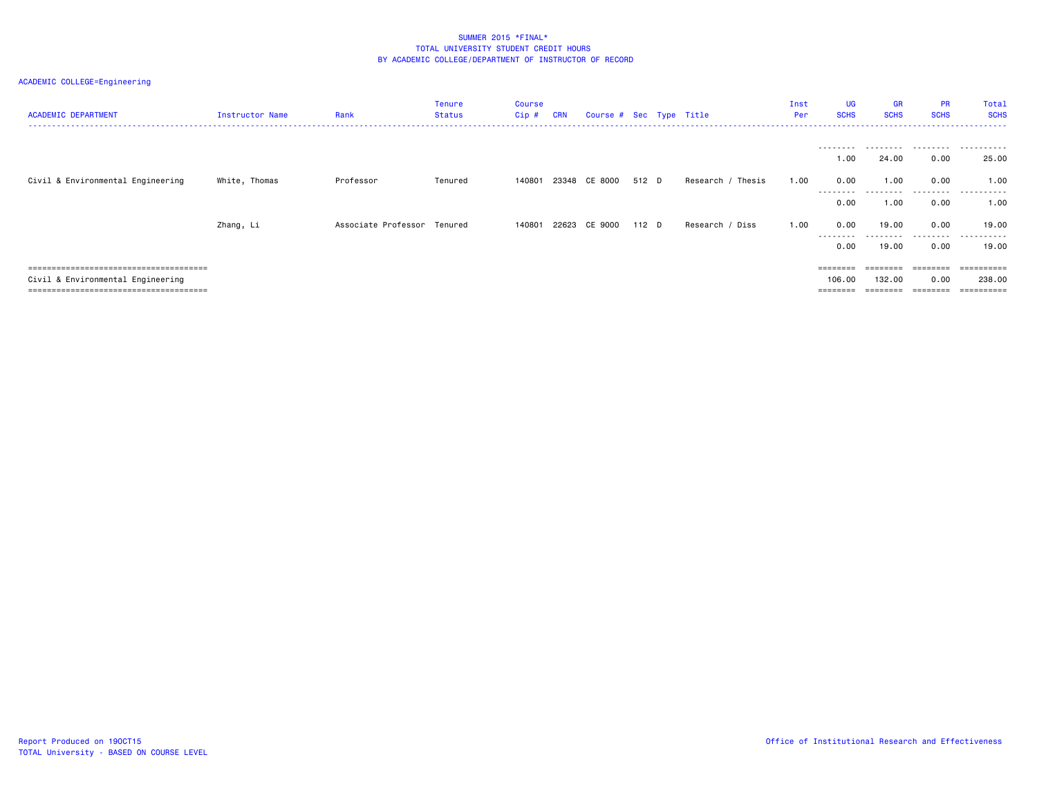SUMMER 2015 *FINAL*
TOTAL UNIVERSITY STUDENT CREDIT HOURS
BY ACADEMIC COLLEGE/DEPARTMENT OF INSTRUCTOR OF RECORD

ACADEMIC COLLEGE=Engineering

| ACADEMIC DEPARTMENT | Instructor Name | Rank | Tenure Status | Course Cip # | CRN | Course # | Sec | Type | Title | Inst Per | UG SCHS | GR SCHS | PR SCHS | Total SCHS |
|---|---|---|---|---|---|---|---|---|---|---|---|---|---|---|
| | | | | | | | | | | | 1.00 | 24.00 | 0.00 | 25.00 |
| Civil & Environmental Engineering | White, Thomas | Professor | Tenured | 140801 | 23348 | CE 8000 | 512 | D | Research / Thesis | 1.00 | 0.00 | 1.00 | 0.00 | 1.00 |
| | | | | | | | | | | | 0.00 | 1.00 | 0.00 | 1.00 |
| | Zhang, Li | Associate Professor | Tenured | 140801 | 22623 | CE 9000 | 112 | D | Research / Diss | 1.00 | 0.00 | 19.00 | 0.00 | 19.00 |
| | | | | | | | | | | | 0.00 | 19.00 | 0.00 | 19.00 |
| Civil & Environmental Engineering | | | | | | | | | | | 106.00 | 132.00 | 0.00 | 238.00 |

Report Produced on 19OCT15
TOTAL University - BASED ON COURSE LEVEL

Office of Institutional Research and Effectiveness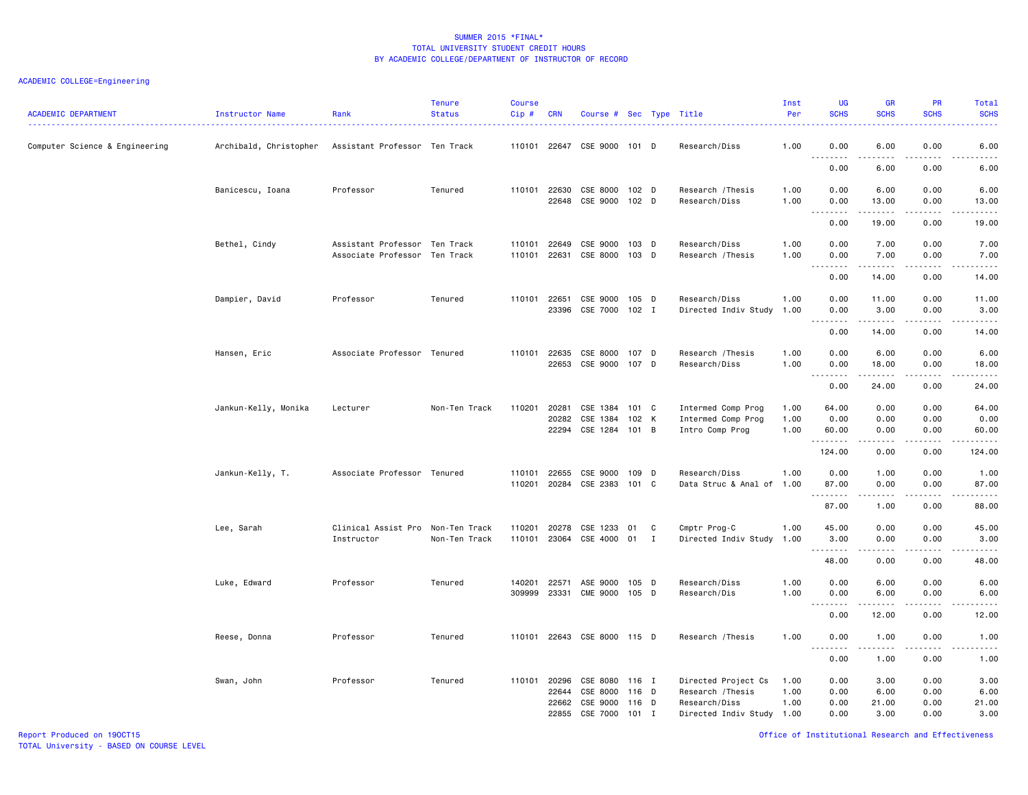# SUMMER 2015 *FINAL*
## TOTAL UNIVERSITY STUDENT CREDIT HOURS
### BY ACADEMIC COLLEGE/DEPARTMENT OF INSTRUCTOR OF RECORD

ACADEMIC COLLEGE=Engineering

| ACADEMIC DEPARTMENT | Instructor Name | Rank | Tenure Status | Course Cip # | CRN | Course # | Sec | Type | Title | Inst Per | UG SCHS | GR SCHS | PR SCHS | Total SCHS |
|---|---|---|---|---|---|---|---|---|---|---|---|---|---|---|
| Computer Science & Engineering | Archibald, Christopher | Assistant Professor | Ten Track | 110101 | 22647 | CSE 9000 | 101 | D | Research/Diss | 1.00 | 0.00 | 6.00 | 0.00 | 6.00 |
| | | | | | | | | | | | 0.00 | 6.00 | 0.00 | 6.00 |
| | Banicescu, Ioana | Professor | Tenured | 110101 | 22630 | CSE 8000 | 102 | D | Research /Thesis | 1.00 | 0.00 | 6.00 | 0.00 | 6.00 |
| | | | | | 22648 | CSE 9000 | 102 | D | Research/Diss | 1.00 | 0.00 | 13.00 | 0.00 | 13.00 |
| | | | | | | | | | | | 0.00 | 19.00 | 0.00 | 19.00 |
| | Bethel, Cindy | Assistant Professor | Ten Track | 110101 | 22649 | CSE 9000 | 103 | D | Research/Diss | 1.00 | 0.00 | 7.00 | 0.00 | 7.00 |
| | | Associate Professor | Ten Track | 110101 | 22631 | CSE 8000 | 103 | D | Research /Thesis | 1.00 | 0.00 | 7.00 | 0.00 | 7.00 |
| | | | | | | | | | | | 0.00 | 14.00 | 0.00 | 14.00 |
| | Dampier, David | Professor | Tenured | 110101 | 22651 | CSE 9000 | 105 | D | Research/Diss | 1.00 | 0.00 | 11.00 | 0.00 | 11.00 |
| | | | | | 23396 | CSE 7000 | 102 | I | Directed Indiv Study | 1.00 | 0.00 | 3.00 | 0.00 | 3.00 |
| | | | | | | | | | | | 0.00 | 14.00 | 0.00 | 14.00 |
| | Hansen, Eric | Associate Professor | Tenured | 110101 | 22635 | CSE 8000 | 107 | D | Research /Thesis | 1.00 | 0.00 | 6.00 | 0.00 | 6.00 |
| | | | | | 22653 | CSE 9000 | 107 | D | Research/Diss | 1.00 | 0.00 | 18.00 | 0.00 | 18.00 |
| | | | | | | | | | | | 0.00 | 24.00 | 0.00 | 24.00 |
| | Jankun-Kelly, Monika | Lecturer | Non-Ten Track | 110201 | 20281 | CSE 1384 | 101 | C | Intermed Comp Prog | 1.00 | 64.00 | 0.00 | 0.00 | 64.00 |
| | | | | | 20282 | CSE 1384 | 102 | K | Intermed Comp Prog | 1.00 | 0.00 | 0.00 | 0.00 | 0.00 |
| | | | | | 22294 | CSE 1284 | 101 | B | Intro Comp Prog | 1.00 | 60.00 | 0.00 | 0.00 | 60.00 |
| | | | | | | | | | | | 124.00 | 0.00 | 0.00 | 124.00 |
| | Jankun-Kelly, T. | Associate Professor | Tenured | 110101 | 22655 | CSE 9000 | 109 | D | Research/Diss | 1.00 | 0.00 | 1.00 | 0.00 | 1.00 |
| | | | | 110201 | 20284 | CSE 2383 | 101 | C | Data Struc & Anal of | 1.00 | 87.00 | 0.00 | 0.00 | 87.00 |
| | | | | | | | | | | | 87.00 | 1.00 | 0.00 | 88.00 |
| | Lee, Sarah | Clinical Assist Pro | Non-Ten Track | 110201 | 20278 | CSE 1233 | 01 | C | Cmptr Prog-C | 1.00 | 45.00 | 0.00 | 0.00 | 45.00 |
| | | Instructor | Non-Ten Track | 110101 | 23064 | CSE 4000 | 01 | I | Directed Indiv Study | 1.00 | 3.00 | 0.00 | 0.00 | 3.00 |
| | | | | | | | | | | | 48.00 | 0.00 | 0.00 | 48.00 |
| | Luke, Edward | Professor | Tenured | 140201 | 22571 | ASE 9000 | 105 | D | Research/Diss | 1.00 | 0.00 | 6.00 | 0.00 | 6.00 |
| | | | | 309999 | 23331 | CME 9000 | 105 | D | Research/Dis | 1.00 | 0.00 | 6.00 | 0.00 | 6.00 |
| | | | | | | | | | | | 0.00 | 12.00 | 0.00 | 12.00 |
| | Reese, Donna | Professor | Tenured | 110101 | 22643 | CSE 8000 | 115 | D | Research /Thesis | 1.00 | 0.00 | 1.00 | 0.00 | 1.00 |
| | | | | | | | | | | | 0.00 | 1.00 | 0.00 | 1.00 |
| | Swan, John | Professor | Tenured | 110101 | 20296 | CSE 8080 | 116 | I | Directed Project Cs | 1.00 | 0.00 | 3.00 | 0.00 | 3.00 |
| | | | | | 22644 | CSE 8000 | 116 | D | Research /Thesis | 1.00 | 0.00 | 6.00 | 0.00 | 6.00 |
| | | | | | 22662 | CSE 9000 | 116 | D | Research/Diss | 1.00 | 0.00 | 21.00 | 0.00 | 21.00 |
| | | | | | 22855 | CSE 7000 | 101 | I | Directed Indiv Study | 1.00 | 0.00 | 3.00 | 0.00 | 3.00 |

Report Produced on 19OCT15
TOTAL University - BASED ON COURSE LEVEL

Office of Institutional Research and Effectiveness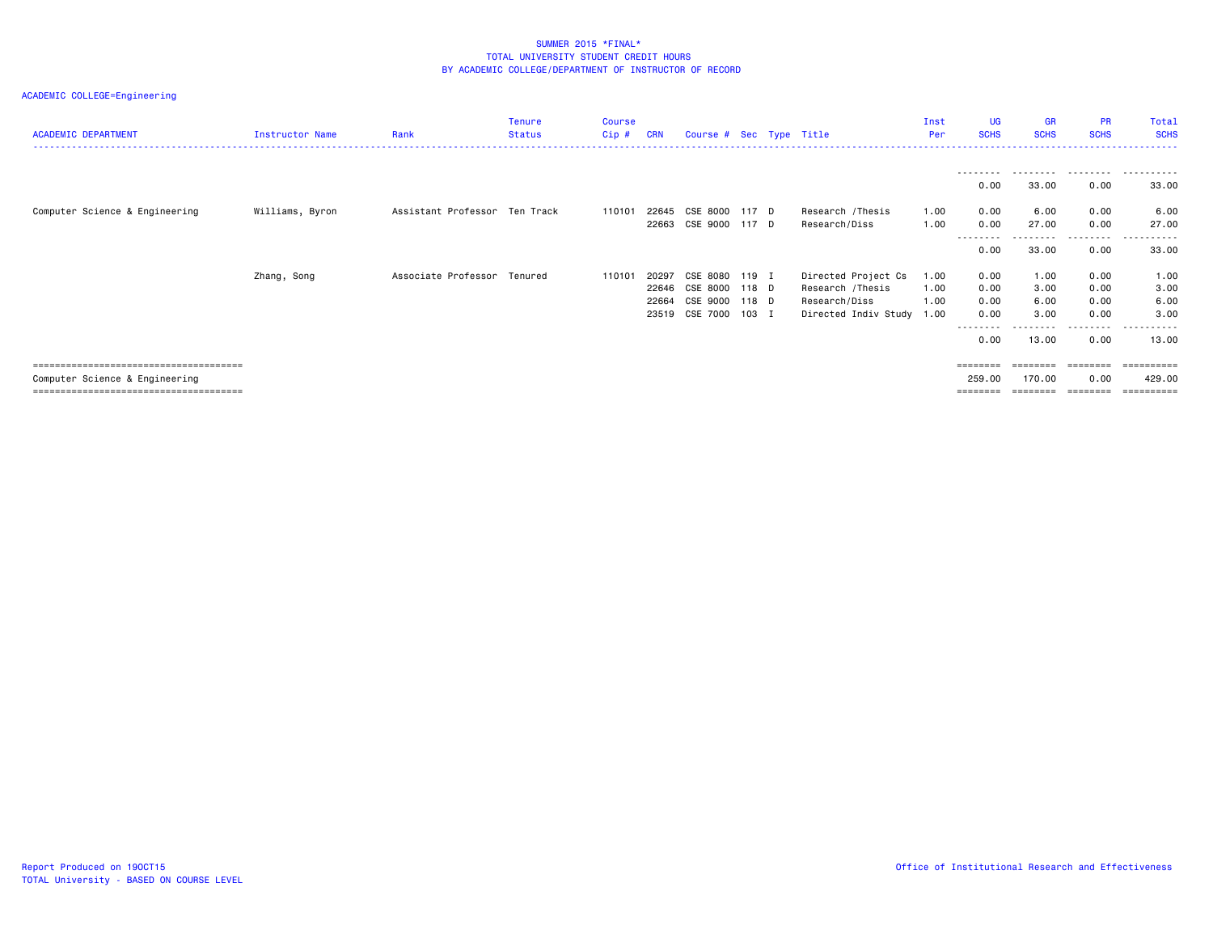SUMMER 2015 *FINAL*
TOTAL UNIVERSITY STUDENT CREDIT HOURS
BY ACADEMIC COLLEGE/DEPARTMENT OF INSTRUCTOR OF RECORD

ACADEMIC COLLEGE=Engineering

| ACADEMIC DEPARTMENT | Instructor Name | Rank | Tenure Status | Course Cip # | CRN | Course # | Sec | Type | Title | Inst Per | UG SCHS | GR SCHS | PR SCHS | Total SCHS |
|---|---|---|---|---|---|---|---|---|---|---|---|---|---|---|
| | | | | | | | | | | | 0.00 | 33.00 | 0.00 | 33.00 |
| Computer Science & Engineering | Williams, Byron | Assistant Professor | Ten Track | 110101 | 22645 | CSE 8000 | 117 | D | Research /Thesis | 1.00 | 0.00 | 6.00 | 0.00 | 6.00 |
| | | | | | 22663 | CSE 9000 | 117 | D | Research/Diss | 1.00 | 0.00 | 27.00 | 0.00 | 27.00 |
| | | | | | | | | | | | 0.00 | 33.00 | 0.00 | 33.00 |
| | Zhang, Song | Associate Professor | Tenured | 110101 | 20297 | CSE 8080 | 119 | I | Directed Project Cs | 1.00 | 0.00 | 1.00 | 0.00 | 1.00 |
| | | | | | 22646 | CSE 8000 | 118 | D | Research /Thesis | 1.00 | 0.00 | 3.00 | 0.00 | 3.00 |
| | | | | | 22664 | CSE 9000 | 118 | D | Research/Diss | 1.00 | 0.00 | 6.00 | 0.00 | 6.00 |
| | | | | | 23519 | CSE 7000 | 103 | I | Directed Indiv Study | 1.00 | 0.00 | 3.00 | 0.00 | 3.00 |
| | | | | | | | | | | | 0.00 | 13.00 | 0.00 | 13.00 |
| Computer Science & Engineering | | | | | | | | | | | 259.00 | 170.00 | 0.00 | 429.00 |

Report Produced on 19OCT15
TOTAL University - BASED ON COURSE LEVEL

Office of Institutional Research and Effectiveness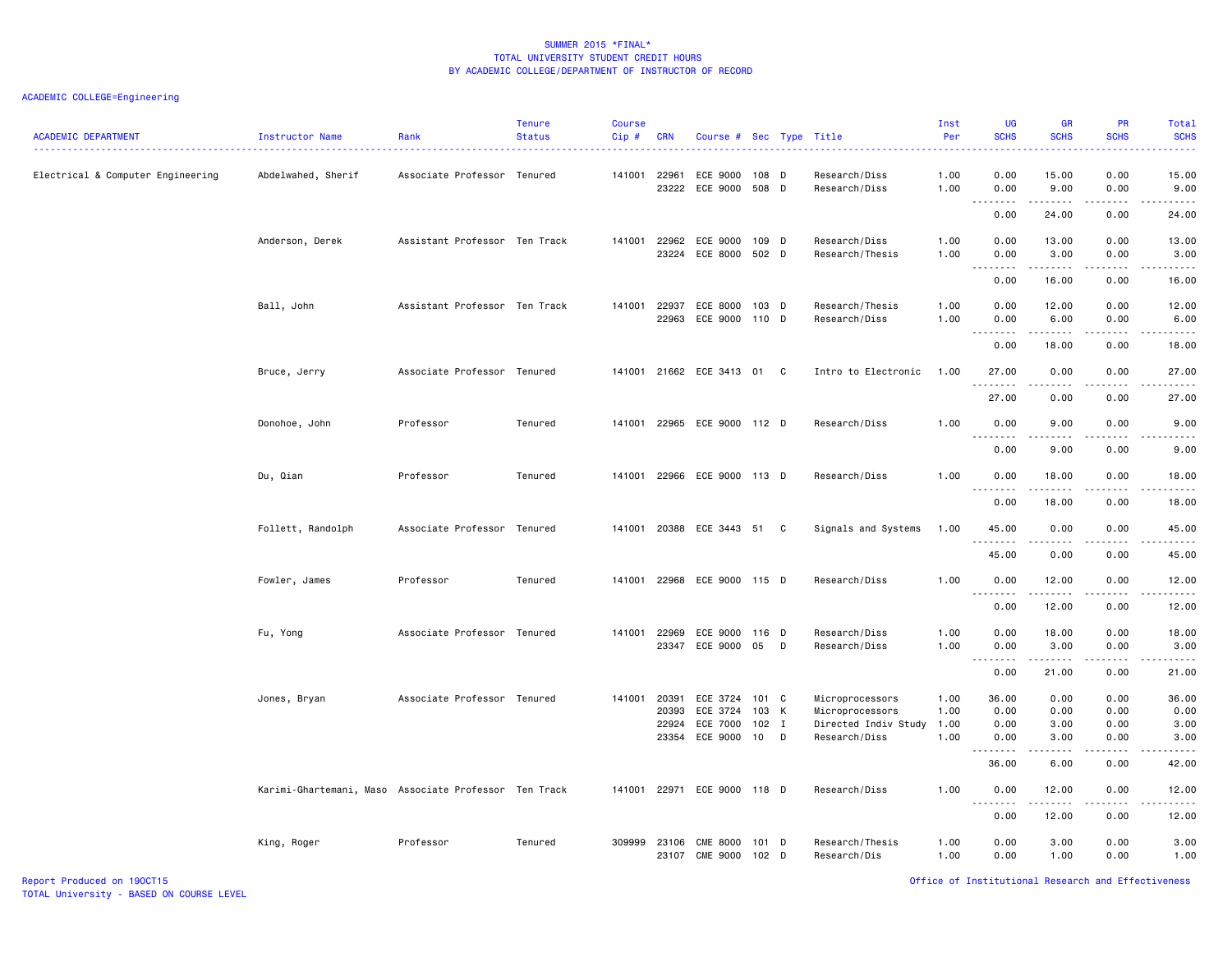SUMMER 2015 *FINAL*
TOTAL UNIVERSITY STUDENT CREDIT HOURS
BY ACADEMIC COLLEGE/DEPARTMENT OF INSTRUCTOR OF RECORD

ACADEMIC COLLEGE=Engineering

| ACADEMIC DEPARTMENT | Instructor Name | Rank | Tenure Status | Course Cip # | CRN | Course # | Sec | Type | Title | Inst Per | UG SCHS | GR SCHS | PR SCHS | Total SCHS |
|---|---|---|---|---|---|---|---|---|---|---|---|---|---|---|
| Electrical & Computer Engineering | Abdelwahed, Sherif | Associate Professor | Tenured | 141001 | 22961 | ECE 9000 | 108 | D | Research/Diss | 1.00 | 0.00 | 15.00 | 0.00 | 15.00 |
| | | | | | 23222 | ECE 9000 | 508 | D | Research/Diss | 1.00 | 0.00 | 9.00 | 0.00 | 9.00 |
| | | | | | | | | | | | 0.00 | 24.00 | 0.00 | 24.00 |
| | Anderson, Derek | Assistant Professor | Ten Track | 141001 | 22962 | ECE 9000 | 109 | D | Research/Diss | 1.00 | 0.00 | 13.00 | 0.00 | 13.00 |
| | | | | | 23224 | ECE 8000 | 502 | D | Research/Thesis | 1.00 | 0.00 | 3.00 | 0.00 | 3.00 |
| | | | | | | | | | | | 0.00 | 16.00 | 0.00 | 16.00 |
| | Ball, John | Assistant Professor | Ten Track | 141001 | 22937 | ECE 8000 | 103 | D | Research/Thesis | 1.00 | 0.00 | 12.00 | 0.00 | 12.00 |
| | | | | | 22963 | ECE 9000 | 110 | D | Research/Diss | 1.00 | 0.00 | 6.00 | 0.00 | 6.00 |
| | | | | | | | | | | | 0.00 | 18.00 | 0.00 | 18.00 |
| | Bruce, Jerry | Associate Professor | Tenured | 141001 | 21662 | ECE 3413 | 01 | C | Intro to Electronic | 1.00 | 27.00 | 0.00 | 0.00 | 27.00 |
| | | | | | | | | | | | 27.00 | 0.00 | 0.00 | 27.00 |
| | Donohoe, John | Professor | Tenured | 141001 | 22965 | ECE 9000 | 112 | D | Research/Diss | 1.00 | 0.00 | 9.00 | 0.00 | 9.00 |
| | | | | | | | | | | | 0.00 | 9.00 | 0.00 | 9.00 |
| | Du, Qian | Professor | Tenured | 141001 | 22966 | ECE 9000 | 113 | D | Research/Diss | 1.00 | 0.00 | 18.00 | 0.00 | 18.00 |
| | | | | | | | | | | | 0.00 | 18.00 | 0.00 | 18.00 |
| | Follett, Randolph | Associate Professor | Tenured | 141001 | 20388 | ECE 3443 | 51 | C | Signals and Systems | 1.00 | 45.00 | 0.00 | 0.00 | 45.00 |
| | | | | | | | | | | | 45.00 | 0.00 | 0.00 | 45.00 |
| | Fowler, James | Professor | Tenured | 141001 | 22968 | ECE 9000 | 115 | D | Research/Diss | 1.00 | 0.00 | 12.00 | 0.00 | 12.00 |
| | | | | | | | | | | | 0.00 | 12.00 | 0.00 | 12.00 |
| | Fu, Yong | Associate Professor | Tenured | 141001 | 22969 | ECE 9000 | 116 | D | Research/Diss | 1.00 | 0.00 | 18.00 | 0.00 | 18.00 |
| | | | | | 23347 | ECE 9000 | 05 | D | Research/Diss | 1.00 | 0.00 | 3.00 | 0.00 | 3.00 |
| | | | | | | | | | | | 0.00 | 21.00 | 0.00 | 21.00 |
| | Jones, Bryan | Associate Professor | Tenured | 141001 | 20391 | ECE 3724 | 101 | C | Microprocessors | 1.00 | 36.00 | 0.00 | 0.00 | 36.00 |
| | | | | | 20393 | ECE 3724 | 103 | K | Microprocessors | 1.00 | 0.00 | 0.00 | 0.00 | 0.00 |
| | | | | | 22924 | ECE 7000 | 102 | I | Directed Indiv Study | 1.00 | 0.00 | 3.00 | 0.00 | 3.00 |
| | | | | | 23354 | ECE 9000 | 10 | D | Research/Diss | 1.00 | 0.00 | 3.00 | 0.00 | 3.00 |
| | | | | | | | | | | | 36.00 | 6.00 | 0.00 | 42.00 |
| | Karimi-Ghartemani, Maso | Associate Professor | Ten Track | 141001 | 22971 | ECE 9000 | 118 | D | Research/Diss | 1.00 | 0.00 | 12.00 | 0.00 | 12.00 |
| | | | | | | | | | | | 0.00 | 12.00 | 0.00 | 12.00 |
| | King, Roger | Professor | Tenured | 309999 | 23106 | CME 8000 | 101 | D | Research/Thesis | 1.00 | 0.00 | 3.00 | 0.00 | 3.00 |
| | | | | | 23107 | CME 9000 | 102 | D | Research/Dis | 1.00 | 0.00 | 1.00 | 0.00 | 1.00 |

Report Produced on 19OCT15
TOTAL University - BASED ON COURSE LEVEL

Office of Institutional Research and Effectiveness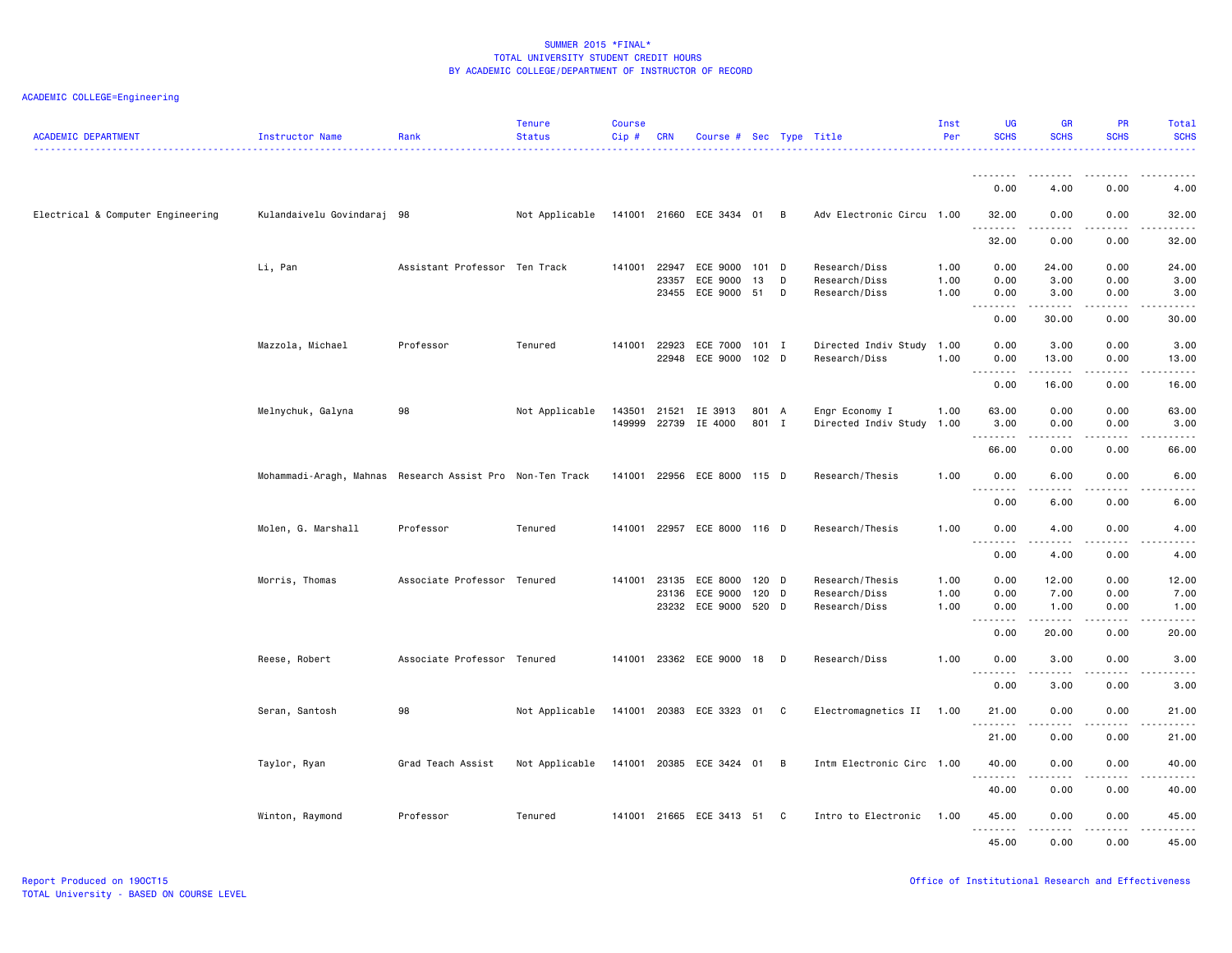SUMMER 2015 *FINAL*
TOTAL UNIVERSITY STUDENT CREDIT HOURS
BY ACADEMIC COLLEGE/DEPARTMENT OF INSTRUCTOR OF RECORD

ACADEMIC COLLEGE=Engineering

| ACADEMIC DEPARTMENT | Instructor Name | Rank | Tenure Status | Course Cip # | CRN | Course # | Sec | Type | Title | Inst Per | UG SCHS | GR SCHS | PR SCHS | Total SCHS |
|---|---|---|---|---|---|---|---|---|---|---|---|---|---|---|
| | | | | | | | | | | | 0.00 | 4.00 | 0.00 | 4.00 |
| Electrical & Computer Engineering | Kulandaivelu Govindaraj | 98 | Not Applicable | 141001 | 21660 | ECE 3434 | 01 | B | Adv Electronic Circu | 1.00 | 32.00 | 0.00 | 0.00 | 32.00 |
| | | | | | | | | | | | 32.00 | 0.00 | 0.00 | 32.00 |
| | Li, Pan | Assistant Professor | Ten Track | 141001 | 22947 | ECE 9000 | 101 | D | Research/Diss | 1.00 | 0.00 | 24.00 | 0.00 | 24.00 |
| | | | | | 23357 | ECE 9000 | 13 | D | Research/Diss | 1.00 | 0.00 | 3.00 | 0.00 | 3.00 |
| | | | | | 23455 | ECE 9000 | 51 | D | Research/Diss | 1.00 | 0.00 | 3.00 | 0.00 | 3.00 |
| | | | | | | | | | | | 0.00 | 30.00 | 0.00 | 30.00 |
| | Mazzola, Michael | Professor | Tenured | 141001 | 22923 | ECE 7000 | 101 | I | Directed Indiv Study | 1.00 | 0.00 | 3.00 | 0.00 | 3.00 |
| | | | | | 22948 | ECE 9000 | 102 | D | Research/Diss | 1.00 | 0.00 | 13.00 | 0.00 | 13.00 |
| | | | | | | | | | | | 0.00 | 16.00 | 0.00 | 16.00 |
| | Melnychuk, Galyna | 98 | Not Applicable | 143501 | 21521 | IE 3913 | 801 | A | Engr Economy I | 1.00 | 63.00 | 0.00 | 0.00 | 63.00 |
| | | | | 149999 | 22739 | IE 4000 | 801 | I | Directed Indiv Study | 1.00 | 3.00 | 0.00 | 0.00 | 3.00 |
| | | | | | | | | | | | 66.00 | 0.00 | 0.00 | 66.00 |
| | Mohammadi-Aragh, Mahnas | Research Assist Pro | Non-Ten Track | 141001 | 22956 | ECE 8000 | 115 | D | Research/Thesis | 1.00 | 0.00 | 6.00 | 0.00 | 6.00 |
| | | | | | | | | | | | 0.00 | 6.00 | 0.00 | 6.00 |
| | Molen, G. Marshall | Professor | Tenured | 141001 | 22957 | ECE 8000 | 116 | D | Research/Thesis | 1.00 | 0.00 | 4.00 | 0.00 | 4.00 |
| | | | | | | | | | | | 0.00 | 4.00 | 0.00 | 4.00 |
| | Morris, Thomas | Associate Professor | Tenured | 141001 | 23135 | ECE 8000 | 120 | D | Research/Thesis | 1.00 | 0.00 | 12.00 | 0.00 | 12.00 |
| | | | | | 23136 | ECE 9000 | 120 | D | Research/Diss | 1.00 | 0.00 | 7.00 | 0.00 | 7.00 |
| | | | | | 23232 | ECE 9000 | 520 | D | Research/Diss | 1.00 | 0.00 | 1.00 | 0.00 | 1.00 |
| | | | | | | | | | | | 0.00 | 20.00 | 0.00 | 20.00 |
| | Reese, Robert | Associate Professor | Tenured | 141001 | 23362 | ECE 9000 | 18 | D | Research/Diss | 1.00 | 0.00 | 3.00 | 0.00 | 3.00 |
| | | | | | | | | | | | 0.00 | 3.00 | 0.00 | 3.00 |
| | Seran, Santosh | 98 | Not Applicable | 141001 | 20383 | ECE 3323 | 01 | C | Electromagnetics II | 1.00 | 21.00 | 0.00 | 0.00 | 21.00 |
| | | | | | | | | | | | 21.00 | 0.00 | 0.00 | 21.00 |
| | Taylor, Ryan | Grad Teach Assist | Not Applicable | 141001 | 20385 | ECE 3424 | 01 | B | Intm Electronic Circ | 1.00 | 40.00 | 0.00 | 0.00 | 40.00 |
| | | | | | | | | | | | 40.00 | 0.00 | 0.00 | 40.00 |
| | Winton, Raymond | Professor | Tenured | 141001 | 21665 | ECE 3413 | 51 | C | Intro to Electronic | 1.00 | 45.00 | 0.00 | 0.00 | 45.00 |
| | | | | | | | | | | | 45.00 | 0.00 | 0.00 | 45.00 |

Report Produced on 19OCT15
TOTAL University - BASED ON COURSE LEVEL

Office of Institutional Research and Effectiveness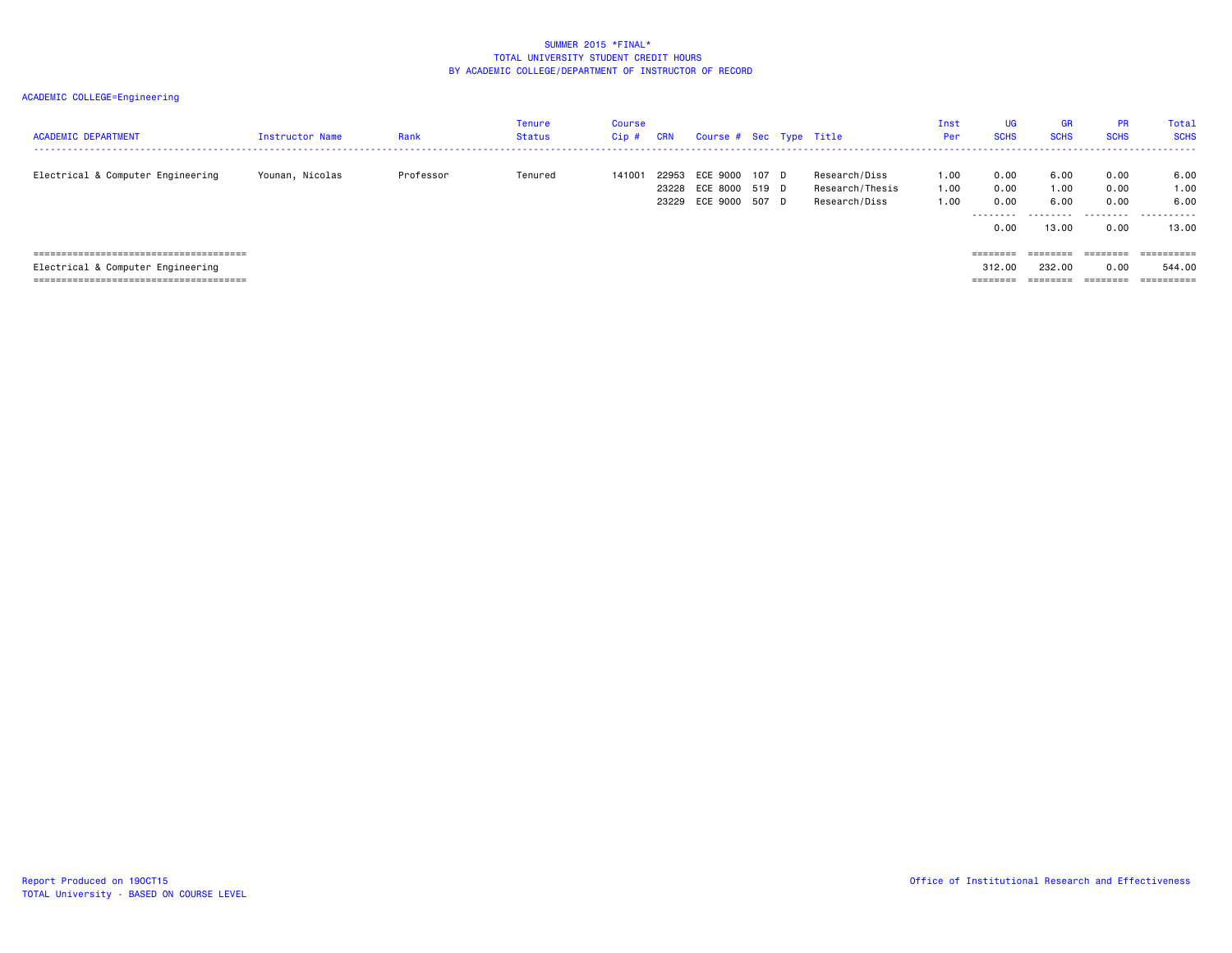SUMMER 2015 *FINAL*
TOTAL UNIVERSITY STUDENT CREDIT HOURS
BY ACADEMIC COLLEGE/DEPARTMENT OF INSTRUCTOR OF RECORD

ACADEMIC COLLEGE=Engineering

| ACADEMIC DEPARTMENT | Instructor Name | Rank | Tenure Status | Course Cip # | CRN | Course # | Sec | Type | Title | Inst Per | UG SCHS | GR SCHS | PR SCHS | Total SCHS |
|---|---|---|---|---|---|---|---|---|---|---|---|---|---|---|
| Electrical & Computer Engineering | Younan, Nicolas | Professor | Tenured | 141001 | 22953 | ECE 9000 | 107 | D | Research/Diss | 1.00 | 0.00 | 6.00 | 0.00 | 6.00 |
| | | | | | 23228 | ECE 8000 | 519 | D | Research/Thesis | 1.00 | 0.00 | 1.00 | 0.00 | 1.00 |
| | | | | | 23229 | ECE 9000 | 507 | D | Research/Diss | 1.00 | 0.00 | 6.00 | 0.00 | 6.00 |
| | | | | | | | | | | | 0.00 | 13.00 | 0.00 | 13.00 |
| Electrical & Computer Engineering | | | | | | | | | | | 312.00 | 232.00 | 0.00 | 544.00 |

Report Produced on 19OCT15
TOTAL University - BASED ON COURSE LEVEL

Office of Institutional Research and Effectiveness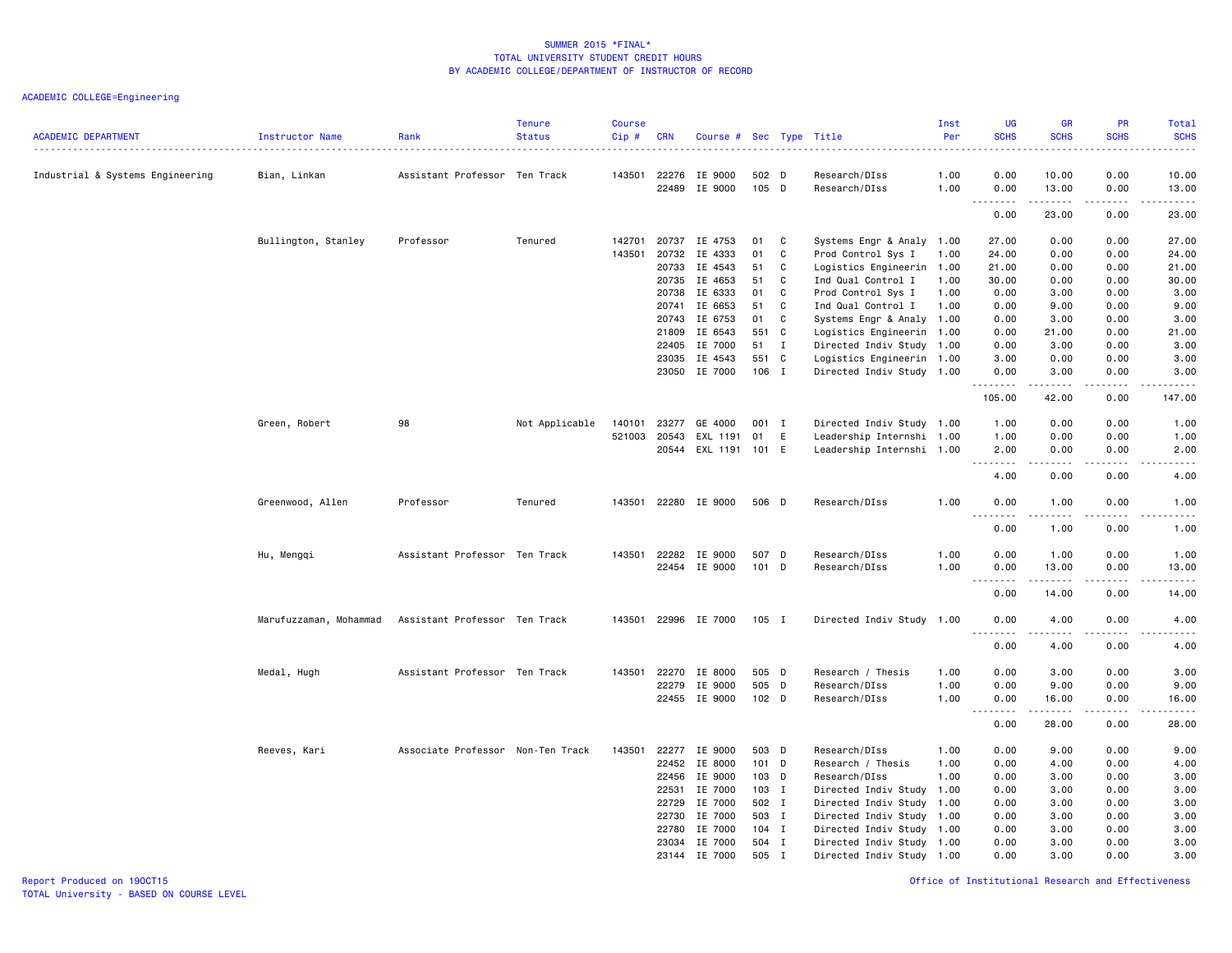# SUMMER 2015 *FINAL*
## TOTAL UNIVERSITY STUDENT CREDIT HOURS
### BY ACADEMIC COLLEGE/DEPARTMENT OF INSTRUCTOR OF RECORD

ACADEMIC COLLEGE=Engineering

| ACADEMIC DEPARTMENT | Instructor Name | Rank | Tenure Status | Course Cip # | CRN | Course # | Sec | Type | Title | Inst Per | UG SCHS | GR SCHS | PR SCHS | Total SCHS |
|---|---|---|---|---|---|---|---|---|---|---|---|---|---|---|
| Industrial & Systems Engineering | Bian, Linkan | Assistant Professor | Ten Track | 143501 | 22276 | IE 9000 | 502 | D | Research/DIss | 1.00 | 0.00 | 10.00 | 0.00 | 10.00 |
| | | | | | 22489 | IE 9000 | 105 | D | Research/DIss | 1.00 | 0.00 | 13.00 | 0.00 | 13.00 |
| | | | | | | | | | | | 0.00 | 23.00 | 0.00 | 23.00 |
| | Bullington, Stanley | Professor | Tenured | 142701 | 20737 | IE 4753 | 01 | C | Systems Engr & Analy | 1.00 | 27.00 | 0.00 | 0.00 | 27.00 |
| | | | | 143501 | 20732 | IE 4333 | 01 | C | Prod Control Sys I | 1.00 | 24.00 | 0.00 | 0.00 | 24.00 |
| | | | | | 20733 | IE 4543 | 51 | C | Logistics Engineerin | 1.00 | 21.00 | 0.00 | 0.00 | 21.00 |
| | | | | | 20735 | IE 4653 | 51 | C | Ind Qual Control I | 1.00 | 30.00 | 0.00 | 0.00 | 30.00 |
| | | | | | 20738 | IE 6333 | 01 | C | Prod Control Sys I | 1.00 | 0.00 | 3.00 | 0.00 | 3.00 |
| | | | | | 20741 | IE 6653 | 51 | C | Ind Qual Control I | 1.00 | 0.00 | 9.00 | 0.00 | 9.00 |
| | | | | | 20743 | IE 6753 | 01 | C | Systems Engr & Analy | 1.00 | 0.00 | 3.00 | 0.00 | 3.00 |
| | | | | | 21809 | IE 6543 | 551 | C | Logistics Engineerin | 1.00 | 0.00 | 21.00 | 0.00 | 21.00 |
| | | | | | 22405 | IE 7000 | 51 | I | Directed Indiv Study | 1.00 | 0.00 | 3.00 | 0.00 | 3.00 |
| | | | | | 23035 | IE 4543 | 551 | C | Logistics Engineerin | 1.00 | 3.00 | 0.00 | 0.00 | 3.00 |
| | | | | | 23050 | IE 7000 | 106 | I | Directed Indiv Study | 1.00 | 0.00 | 3.00 | 0.00 | 3.00 |
| | | | | | | | | | | | 105.00 | 42.00 | 0.00 | 147.00 |
| | Green, Robert | 98 | Not Applicable | 140101 | 23277 | GE 4000 | 001 | I | Directed Indiv Study | 1.00 | 1.00 | 0.00 | 0.00 | 1.00 |
| | | | | 521003 | 20543 | EXL 1191 | 01 | E | Leadership Internshi | 1.00 | 1.00 | 0.00 | 0.00 | 1.00 |
| | | | | | 20544 | EXL 1191 | 101 | E | Leadership Internshi | 1.00 | 2.00 | 0.00 | 0.00 | 2.00 |
| | | | | | | | | | | | 4.00 | 0.00 | 0.00 | 4.00 |
| | Greenwood, Allen | Professor | Tenured | 143501 | 22280 | IE 9000 | 506 | D | Research/DIss | 1.00 | 0.00 | 1.00 | 0.00 | 1.00 |
| | | | | | | | | | | | 0.00 | 1.00 | 0.00 | 1.00 |
| | Hu, Mengqi | Assistant Professor | Ten Track | 143501 | 22282 | IE 9000 | 507 | D | Research/DIss | 1.00 | 0.00 | 1.00 | 0.00 | 1.00 |
| | | | | | 22454 | IE 9000 | 101 | D | Research/DIss | 1.00 | 0.00 | 13.00 | 0.00 | 13.00 |
| | | | | | | | | | | | 0.00 | 14.00 | 0.00 | 14.00 |
| | Marufuzzaman, Mohammad | Assistant Professor | Ten Track | 143501 | 22996 | IE 7000 | 105 | I | Directed Indiv Study | 1.00 | 0.00 | 4.00 | 0.00 | 4.00 |
| | | | | | | | | | | | 0.00 | 4.00 | 0.00 | 4.00 |
| | Medal, Hugh | Assistant Professor | Ten Track | 143501 | 22270 | IE 8000 | 505 | D | Research / Thesis | 1.00 | 0.00 | 3.00 | 0.00 | 3.00 |
| | | | | | 22279 | IE 9000 | 505 | D | Research/DIss | 1.00 | 0.00 | 9.00 | 0.00 | 9.00 |
| | | | | | 22455 | IE 9000 | 102 | D | Research/DIss | 1.00 | 0.00 | 16.00 | 0.00 | 16.00 |
| | | | | | | | | | | | 0.00 | 28.00 | 0.00 | 28.00 |
| | Reeves, Kari | Associate Professor | Non-Ten Track | 143501 | 22277 | IE 9000 | 503 | D | Research/DIss | 1.00 | 0.00 | 9.00 | 0.00 | 9.00 |
| | | | | | 22452 | IE 8000 | 101 | D | Research / Thesis | 1.00 | 0.00 | 4.00 | 0.00 | 4.00 |
| | | | | | 22456 | IE 9000 | 103 | D | Research/DIss | 1.00 | 0.00 | 3.00 | 0.00 | 3.00 |
| | | | | | 22531 | IE 7000 | 103 | I | Directed Indiv Study | 1.00 | 0.00 | 3.00 | 0.00 | 3.00 |
| | | | | | 22729 | IE 7000 | 502 | I | Directed Indiv Study | 1.00 | 0.00 | 3.00 | 0.00 | 3.00 |
| | | | | | 22730 | IE 7000 | 503 | I | Directed Indiv Study | 1.00 | 0.00 | 3.00 | 0.00 | 3.00 |
| | | | | | 22780 | IE 7000 | 104 | I | Directed Indiv Study | 1.00 | 0.00 | 3.00 | 0.00 | 3.00 |
| | | | | | 23034 | IE 7000 | 504 | I | Directed Indiv Study | 1.00 | 0.00 | 3.00 | 0.00 | 3.00 |
| | | | | | 23144 | IE 7000 | 505 | I | Directed Indiv Study | 1.00 | 0.00 | 3.00 | 0.00 | 3.00 |

Report Produced on 19OCT15
TOTAL University - BASED ON COURSE LEVEL

Office of Institutional Research and Effectiveness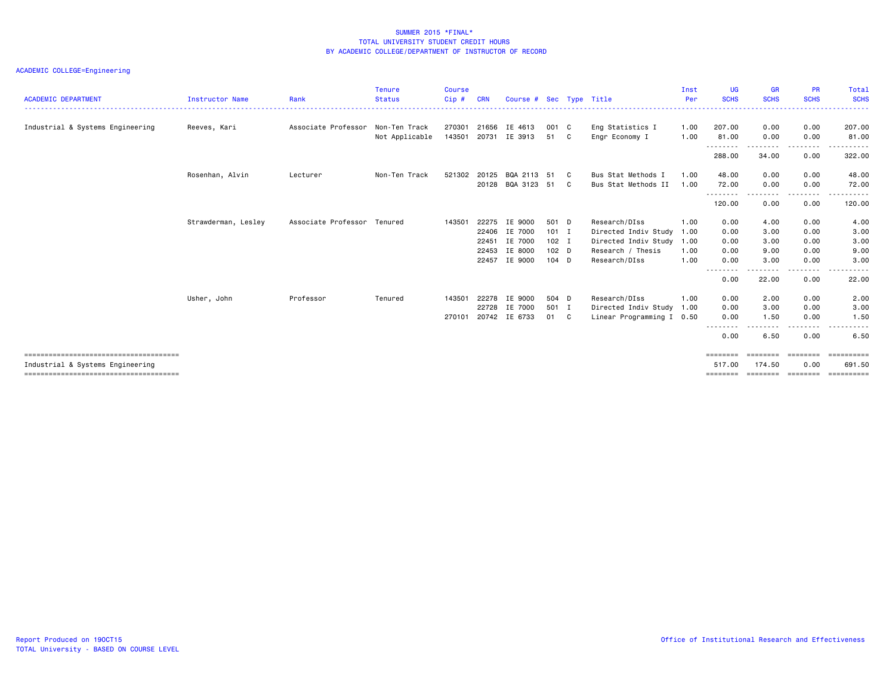SUMMER 2015 *FINAL*
TOTAL UNIVERSITY STUDENT CREDIT HOURS
BY ACADEMIC COLLEGE/DEPARTMENT OF INSTRUCTOR OF RECORD

ACADEMIC COLLEGE=Engineering

| ACADEMIC DEPARTMENT | Instructor Name | Rank | Tenure Status | Course Cip # | CRN | Course # | Sec | Type | Title | Inst Per | UG SCHS | GR SCHS | PR SCHS | Total SCHS |
|---|---|---|---|---|---|---|---|---|---|---|---|---|---|---|
| Industrial & Systems Engineering | Reeves, Kari | Associate Professor | Non-Ten Track | 270301 | 21656 | IE 4613 | 001 | C | Eng Statistics I | 1.00 | 207.00 | 0.00 | 0.00 | 207.00 |
| | | | Not Applicable | 143501 | 20731 | IE 3913 | 51 | C | Engr Economy I | 1.00 | 81.00 | 0.00 | 0.00 | 81.00 |
| | | | | | | | | | | | 288.00 | 34.00 | 0.00 | 322.00 |
| | Rosenhan, Alvin | Lecturer | Non-Ten Track | 521302 | 20125 | BQA 2113 | 51 | C | Bus Stat Methods I | 1.00 | 48.00 | 0.00 | 0.00 | 48.00 |
| | | | | | 20128 | BQA 3123 | 51 | C | Bus Stat Methods II | 1.00 | 72.00 | 0.00 | 0.00 | 72.00 |
| | | | | | | | | | | | 120.00 | 0.00 | 0.00 | 120.00 |
| | Strawderman, Lesley | Associate Professor | Tenured | 143501 | 22275 | IE 9000 | 501 | D | Research/DIss | 1.00 | 0.00 | 4.00 | 0.00 | 4.00 |
| | | | | | 22406 | IE 7000 | 101 | I | Directed Indiv Study | 1.00 | 0.00 | 3.00 | 0.00 | 3.00 |
| | | | | | 22451 | IE 7000 | 102 | I | Directed Indiv Study | 1.00 | 0.00 | 3.00 | 0.00 | 3.00 |
| | | | | | 22453 | IE 8000 | 102 | D | Research / Thesis | 1.00 | 0.00 | 9.00 | 0.00 | 9.00 |
| | | | | | 22457 | IE 9000 | 104 | D | Research/DIss | 1.00 | 0.00 | 3.00 | 0.00 | 3.00 |
| | | | | | | | | | | | 0.00 | 22.00 | 0.00 | 22.00 |
| | Usher, John | Professor | Tenured | 143501 | 22278 | IE 9000 | 504 | D | Research/DIss | 1.00 | 0.00 | 2.00 | 0.00 | 2.00 |
| | | | | | 22728 | IE 7000 | 501 | I | Directed Indiv Study | 1.00 | 0.00 | 3.00 | 0.00 | 3.00 |
| | | | | 270101 | 20742 | IE 6733 | 01 | C | Linear Programming I | 0.50 | 0.00 | 1.50 | 0.00 | 1.50 |
| | | | | | | | | | | | 0.00 | 6.50 | 0.00 | 6.50 |
| Industrial & Systems Engineering | | | | | | | | | | | 517.00 | 174.50 | 0.00 | 691.50 |

Report Produced on 19OCT15
TOTAL University - BASED ON COURSE LEVEL

Office of Institutional Research and Effectiveness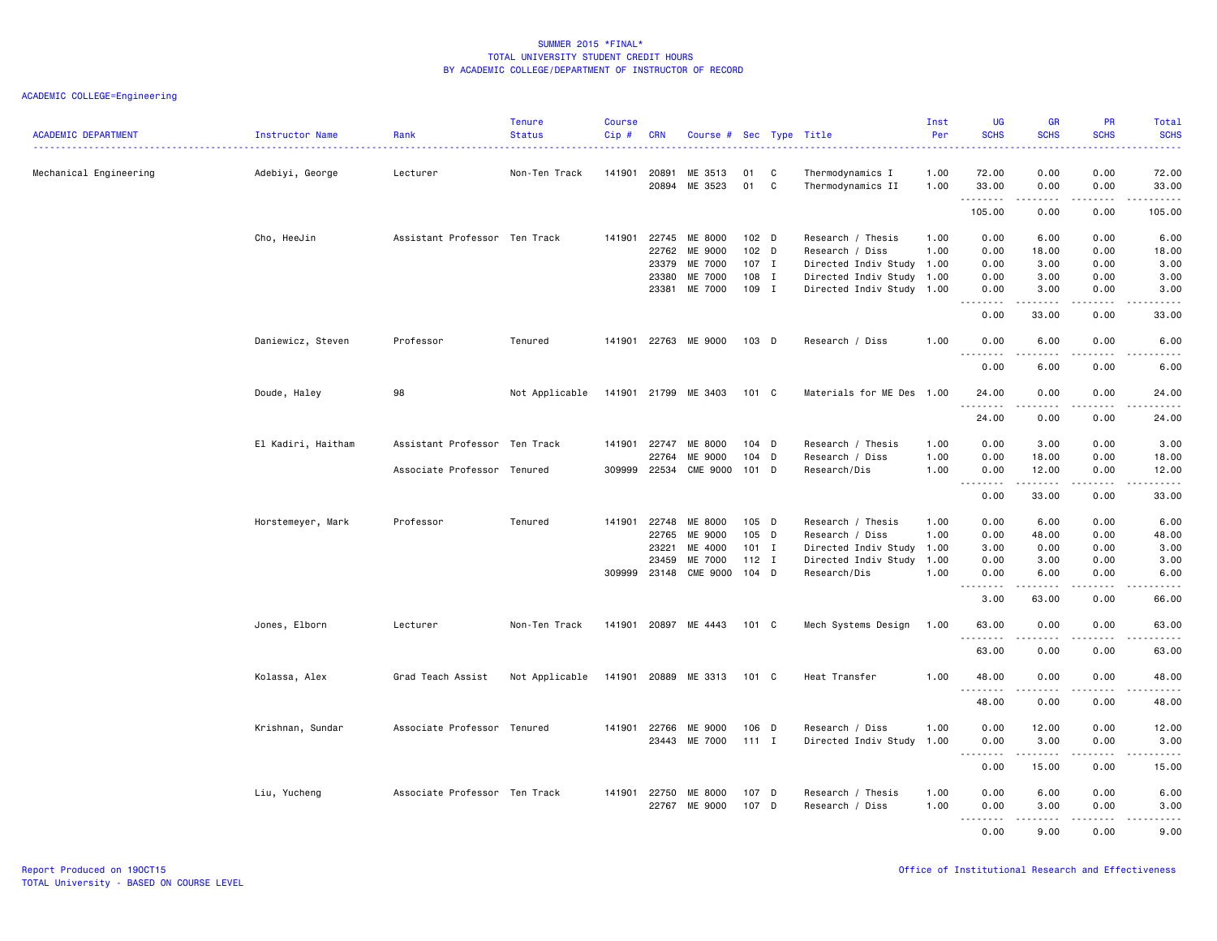# SUMMER 2015 *FINAL*
## TOTAL UNIVERSITY STUDENT CREDIT HOURS
## BY ACADEMIC COLLEGE/DEPARTMENT OF INSTRUCTOR OF RECORD

ACADEMIC COLLEGE=Engineering

| ACADEMIC DEPARTMENT | Instructor Name | Rank | Tenure Status | Course Cip # | CRN | Course # | Sec | Type | Title | Inst Per | UG SCHS | GR SCHS | PR SCHS | Total SCHS |
|---|---|---|---|---|---|---|---|---|---|---|---|---|---|---|
| Mechanical Engineering | Adebiyi, George | Lecturer | Non-Ten Track | 141901 | 20891 | ME 3513 | 01 | C | Thermodynamics I | 1.00 | 72.00 | 0.00 | 0.00 | 72.00 |
| | | | | | 20894 | ME 3523 | 01 | C | Thermodynamics II | 1.00 | 33.00 | 0.00 | 0.00 | 33.00 |
| | | | | | | | | | | | 105.00 | 0.00 | 0.00 | 105.00 |
| | Cho, HeeJin | Assistant Professor | Ten Track | 141901 | 22745 | ME 8000 | 102 | D | Research / Thesis | 1.00 | 0.00 | 6.00 | 0.00 | 6.00 |
| | | | | | 22762 | ME 9000 | 102 | D | Research / Diss | 1.00 | 0.00 | 18.00 | 0.00 | 18.00 |
| | | | | | 23379 | ME 7000 | 107 | I | Directed Indiv Study | 1.00 | 0.00 | 3.00 | 0.00 | 3.00 |
| | | | | | 23380 | ME 7000 | 108 | I | Directed Indiv Study | 1.00 | 0.00 | 3.00 | 0.00 | 3.00 |
| | | | | | 23381 | ME 7000 | 109 | I | Directed Indiv Study | 1.00 | 0.00 | 3.00 | 0.00 | 3.00 |
| | | | | | | | | | | | 0.00 | 33.00 | 0.00 | 33.00 |
| | Daniewicz, Steven | Professor | Tenured | 141901 | 22763 | ME 9000 | 103 | D | Research / Diss | 1.00 | 0.00 | 6.00 | 0.00 | 6.00 |
| | | | | | | | | | | | 0.00 | 6.00 | 0.00 | 6.00 |
| | Doude, Haley | 98 | Not Applicable | 141901 | 21799 | ME 3403 | 101 | C | Materials for ME Des | 1.00 | 24.00 | 0.00 | 0.00 | 24.00 |
| | | | | | | | | | | | 24.00 | 0.00 | 0.00 | 24.00 |
| | El Kadiri, Haitham | Assistant Professor | Ten Track | 141901 | 22747 | ME 8000 | 104 | D | Research / Thesis | 1.00 | 0.00 | 3.00 | 0.00 | 3.00 |
| | | | | | 22764 | ME 9000 | 104 | D | Research / Diss | 1.00 | 0.00 | 18.00 | 0.00 | 18.00 |
| | | Associate Professor | Tenured | 309999 | 22534 | CME 9000 | 101 | D | Research/Dis | 1.00 | 0.00 | 12.00 | 0.00 | 12.00 |
| | | | | | | | | | | | 0.00 | 33.00 | 0.00 | 33.00 |
| | Horstemeyer, Mark | Professor | Tenured | 141901 | 22748 | ME 8000 | 105 | D | Research / Thesis | 1.00 | 0.00 | 6.00 | 0.00 | 6.00 |
| | | | | | 22765 | ME 9000 | 105 | D | Research / Diss | 1.00 | 0.00 | 48.00 | 0.00 | 48.00 |
| | | | | | 23221 | ME 4000 | 101 | I | Directed Indiv Study | 1.00 | 3.00 | 0.00 | 0.00 | 3.00 |
| | | | | | 23459 | ME 7000 | 112 | I | Directed Indiv Study | 1.00 | 0.00 | 3.00 | 0.00 | 3.00 |
| | | | | 309999 | 23148 | CME 9000 | 104 | D | Research/Dis | 1.00 | 0.00 | 6.00 | 0.00 | 6.00 |
| | | | | | | | | | | | 3.00 | 63.00 | 0.00 | 66.00 |
| | Jones, Elborn | Lecturer | Non-Ten Track | 141901 | 20897 | ME 4443 | 101 | C | Mech Systems Design | 1.00 | 63.00 | 0.00 | 0.00 | 63.00 |
| | | | | | | | | | | | 63.00 | 0.00 | 0.00 | 63.00 |
| | Kolassa, Alex | Grad Teach Assist | Not Applicable | 141901 | 20889 | ME 3313 | 101 | C | Heat Transfer | 1.00 | 48.00 | 0.00 | 0.00 | 48.00 |
| | | | | | | | | | | | 48.00 | 0.00 | 0.00 | 48.00 |
| | Krishnan, Sundar | Associate Professor | Tenured | 141901 | 22766 | ME 9000 | 106 | D | Research / Diss | 1.00 | 0.00 | 12.00 | 0.00 | 12.00 |
| | | | | | 23443 | ME 7000 | 111 | I | Directed Indiv Study | 1.00 | 0.00 | 3.00 | 0.00 | 3.00 |
| | | | | | | | | | | | 0.00 | 15.00 | 0.00 | 15.00 |
| | Liu, Yucheng | Associate Professor | Ten Track | 141901 | 22750 | ME 8000 | 107 | D | Research / Thesis | 1.00 | 0.00 | 6.00 | 0.00 | 6.00 |
| | | | | | 22767 | ME 9000 | 107 | D | Research / Diss | 1.00 | 0.00 | 3.00 | 0.00 | 3.00 |
| | | | | | | | | | | | 0.00 | 9.00 | 0.00 | 9.00 |

Report Produced on 19OCT15
TOTAL University - BASED ON COURSE LEVEL

Office of Institutional Research and Effectiveness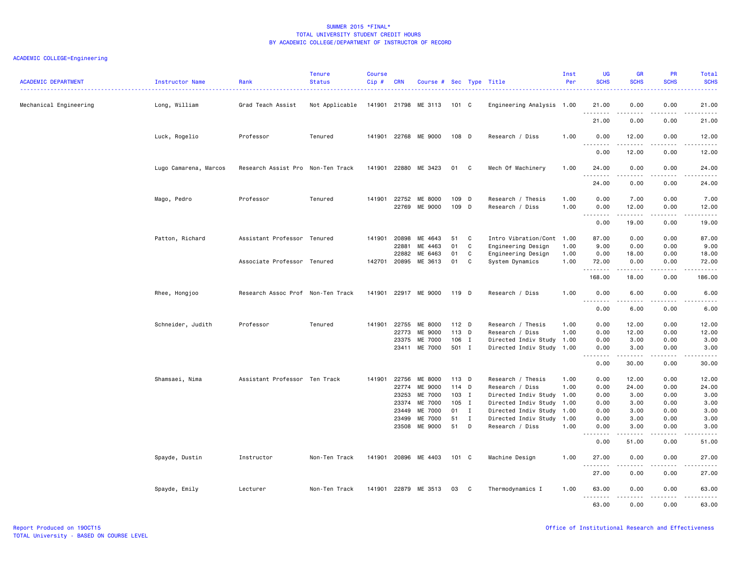SUMMER 2015 *FINAL*
TOTAL UNIVERSITY STUDENT CREDIT HOURS
BY ACADEMIC COLLEGE/DEPARTMENT OF INSTRUCTOR OF RECORD

ACADEMIC COLLEGE=Engineering

| ACADEMIC DEPARTMENT | Instructor Name | Rank | Tenure Status | Course Cip # | CRN | Course # | Sec | Type | Title | Inst Per | UG SCHS | GR SCHS | PR SCHS | Total SCHS |
|---|---|---|---|---|---|---|---|---|---|---|---|---|---|---|
| Mechanical Engineering | Long, William | Grad Teach Assist | Not Applicable | 141901 | 21798 | ME 3113 | 101 | C | Engineering Analysis | 1.00 | 21.00 | 0.00 | 0.00 | 21.00 |
| | | | | | | | | | | | 21.00 | 0.00 | 0.00 | 21.00 |
| | Luck, Rogelio | Professor | Tenured | 141901 | 22768 | ME 9000 | 108 | D | Research / Diss | 1.00 | 0.00 | 12.00 | 0.00 | 12.00 |
| | | | | | | | | | | | 0.00 | 12.00 | 0.00 | 12.00 |
| | Lugo Camarena, Marcos | Research Assist Pro | Non-Ten Track | 141901 | 22880 | ME 3423 | 01 | C | Mech Of Machinery | 1.00 | 24.00 | 0.00 | 0.00 | 24.00 |
| | | | | | | | | | | | 24.00 | 0.00 | 0.00 | 24.00 |
| | Mago, Pedro | Professor | Tenured | 141901 | 22752 | ME 8000 | 109 | D | Research / Thesis | 1.00 | 0.00 | 7.00 | 0.00 | 7.00 |
| | | | | | 22769 | ME 9000 | 109 | D | Research / Diss | 1.00 | 0.00 | 12.00 | 0.00 | 12.00 |
| | | | | | | | | | | | 0.00 | 19.00 | 0.00 | 19.00 |
| | Patton, Richard | Assistant Professor | Tenured | 141901 | 20898 | ME 4643 | 51 | C | Intro Vibration/Cont | 1.00 | 87.00 | 0.00 | 0.00 | 87.00 |
| | | | | | 22881 | ME 4463 | 01 | C | Engineering Design | 1.00 | 9.00 | 0.00 | 0.00 | 9.00 |
| | | | | | 22882 | ME 6463 | 01 | C | Engineering Design | 1.00 | 0.00 | 18.00 | 0.00 | 18.00 |
| | | Associate Professor | Tenured | 142701 | 20895 | ME 3613 | 01 | C | System Dynamics | 1.00 | 72.00 | 0.00 | 0.00 | 72.00 |
| | | | | | | | | | | | 168.00 | 18.00 | 0.00 | 186.00 |
| | Rhee, Hongjoo | Research Assoc Prof | Non-Ten Track | 141901 | 22917 | ME 9000 | 119 | D | Research / Diss | 1.00 | 0.00 | 6.00 | 0.00 | 6.00 |
| | | | | | | | | | | | 0.00 | 6.00 | 0.00 | 6.00 |
| | Schneider, Judith | Professor | Tenured | 141901 | 22755 | ME 8000 | 112 | D | Research / Thesis | 1.00 | 0.00 | 12.00 | 0.00 | 12.00 |
| | | | | | 22773 | ME 9000 | 113 | D | Research / Diss | 1.00 | 0.00 | 12.00 | 0.00 | 12.00 |
| | | | | | 23375 | ME 7000 | 106 | I | Directed Indiv Study | 1.00 | 0.00 | 3.00 | 0.00 | 3.00 |
| | | | | | 23411 | ME 7000 | 501 | I | Directed Indiv Study | 1.00 | 0.00 | 3.00 | 0.00 | 3.00 |
| | | | | | | | | | | | 0.00 | 30.00 | 0.00 | 30.00 |
| | Shamsaei, Nima | Assistant Professor | Ten Track | 141901 | 22756 | ME 8000 | 113 | D | Research / Thesis | 1.00 | 0.00 | 12.00 | 0.00 | 12.00 |
| | | | | | 22774 | ME 9000 | 114 | D | Research / Diss | 1.00 | 0.00 | 24.00 | 0.00 | 24.00 |
| | | | | | 23253 | ME 7000 | 103 | I | Directed Indiv Study | 1.00 | 0.00 | 3.00 | 0.00 | 3.00 |
| | | | | | 23374 | ME 7000 | 105 | I | Directed Indiv Study | 1.00 | 0.00 | 3.00 | 0.00 | 3.00 |
| | | | | | 23449 | ME 7000 | 01 | I | Directed Indiv Study | 1.00 | 0.00 | 3.00 | 0.00 | 3.00 |
| | | | | | 23499 | ME 7000 | 51 | I | Directed Indiv Study | 1.00 | 0.00 | 3.00 | 0.00 | 3.00 |
| | | | | | 23508 | ME 9000 | 51 | D | Research / Diss | 1.00 | 0.00 | 3.00 | 0.00 | 3.00 |
| | | | | | | | | | | | 0.00 | 51.00 | 0.00 | 51.00 |
| | Spayde, Dustin | Instructor | Non-Ten Track | 141901 | 20896 | ME 4403 | 101 | C | Machine Design | 1.00 | 27.00 | 0.00 | 0.00 | 27.00 |
| | | | | | | | | | | | 27.00 | 0.00 | 0.00 | 27.00 |
| | Spayde, Emily | Lecturer | Non-Ten Track | 141901 | 22879 | ME 3513 | 03 | C | Thermodynamics I | 1.00 | 63.00 | 0.00 | 0.00 | 63.00 |
| | | | | | | | | | | | 63.00 | 0.00 | 0.00 | 63.00 |

Report Produced on 19OCT15
TOTAL University - BASED ON COURSE LEVEL

Office of Institutional Research and Effectiveness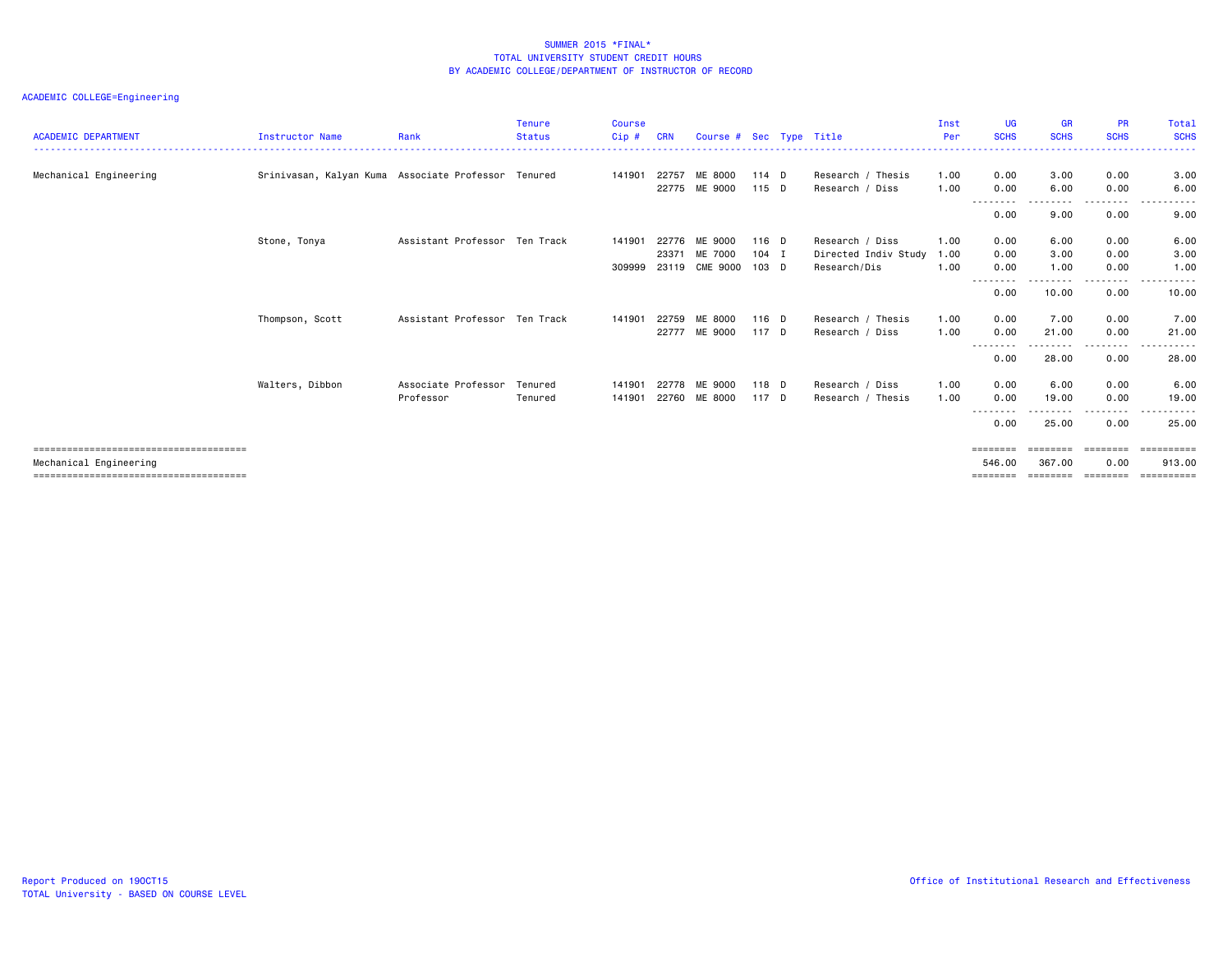# SUMMER 2015 *FINAL*
## TOTAL UNIVERSITY STUDENT CREDIT HOURS
## BY ACADEMIC COLLEGE/DEPARTMENT OF INSTRUCTOR OF RECORD

ACADEMIC COLLEGE=Engineering

| ACADEMIC DEPARTMENT | Instructor Name | Rank | Tenure Status | Course Cip # | CRN | Course # | Sec | Type | Title | Inst Per | UG SCHS | GR SCHS | PR SCHS | Total SCHS |
|---|---|---|---|---|---|---|---|---|---|---|---|---|---|---|
| Mechanical Engineering | Srinivasan, Kalyan Kuma | Associate Professor | Tenured | 141901 | 22757 | ME 8000 | 114 | D | Research / Thesis | 1.00 | 0.00 | 3.00 | 0.00 | 3.00 |
| | | | | | 22775 | ME 9000 | 115 | D | Research / Diss | 1.00 | 0.00 | 6.00 | 0.00 | 6.00 |
| | | | | | | | | | | | 0.00 | 9.00 | 0.00 | 9.00 |
| | Stone, Tonya | Assistant Professor | Ten Track | 141901 | 22776 | ME 9000 | 116 | D | Research / Diss | 1.00 | 0.00 | 6.00 | 0.00 | 6.00 |
| | | | | | 23371 | ME 7000 | 104 | I | Directed Indiv Study | 1.00 | 0.00 | 3.00 | 0.00 | 3.00 |
| | | | | 309999 | 23119 | CME 9000 | 103 | D | Research/Dis | 1.00 | 0.00 | 1.00 | 0.00 | 1.00 |
| | | | | | | | | | | | 0.00 | 10.00 | 0.00 | 10.00 |
| | Thompson, Scott | Assistant Professor | Ten Track | 141901 | 22759 | ME 8000 | 116 | D | Research / Thesis | 1.00 | 0.00 | 7.00 | 0.00 | 7.00 |
| | | | | | 22777 | ME 9000 | 117 | D | Research / Diss | 1.00 | 0.00 | 21.00 | 0.00 | 21.00 |
| | | | | | | | | | | | 0.00 | 28.00 | 0.00 | 28.00 |
| | Walters, Dibbon | Associate Professor | Tenured | 141901 | 22778 | ME 9000 | 118 | D | Research / Diss | 1.00 | 0.00 | 6.00 | 0.00 | 6.00 |
| | | Professor | Tenured | 141901 | 22760 | ME 8000 | 117 | D | Research / Thesis | 1.00 | 0.00 | 19.00 | 0.00 | 19.00 |
| | | | | | | | | | | | 0.00 | 25.00 | 0.00 | 25.00 |
| Mechanical Engineering | | | | | | | | | | | 546.00 | 367.00 | 0.00 | 913.00 |

Report Produced on 19OCT15
TOTAL University - BASED ON COURSE LEVEL

Office of Institutional Research and Effectiveness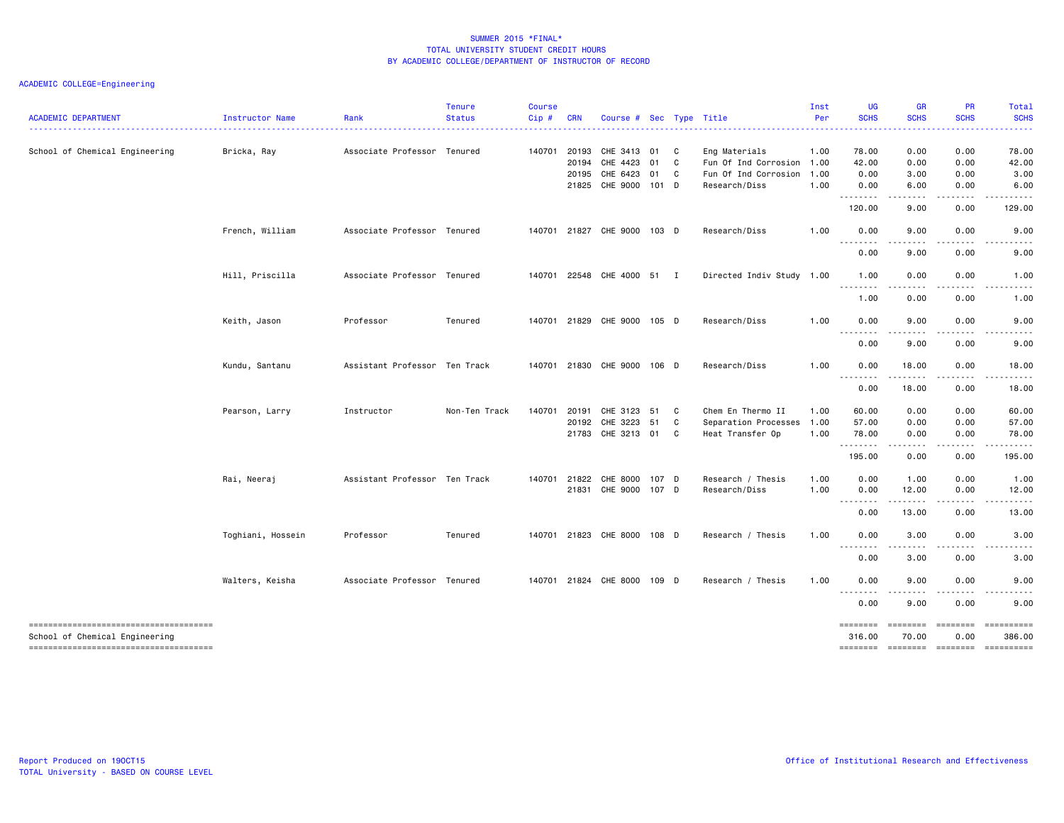SUMMER 2015 *FINAL*
TOTAL UNIVERSITY STUDENT CREDIT HOURS
BY ACADEMIC COLLEGE/DEPARTMENT OF INSTRUCTOR OF RECORD

ACADEMIC COLLEGE=Engineering

| ACADEMIC DEPARTMENT | Instructor Name | Rank | Tenure Status | Course Cip # | CRN | Course # | Sec | Type | Title | Inst Per | UG SCHS | GR SCHS | PR SCHS | Total SCHS |
|---|---|---|---|---|---|---|---|---|---|---|---|---|---|---|
| School of Chemical Engineering | Bricka, Ray | Associate Professor | Tenured | 140701 | 20193 | CHE 3413 | 01 | C | Eng Materials | 1.00 | 78.00 | 0.00 | 0.00 | 78.00 |
| | | | | | 20194 | CHE 4423 | 01 | C | Fun Of Ind Corrosion | 1.00 | 42.00 | 0.00 | 0.00 | 42.00 |
| | | | | | 20195 | CHE 6423 | 01 | C | Fun Of Ind Corrosion | 1.00 | 0.00 | 3.00 | 0.00 | 3.00 |
| | | | | | 21825 | CHE 9000 | 101 | D | Research/Diss | 1.00 | 0.00 | 6.00 | 0.00 | 6.00 |
| | | | | | | | | | | | 120.00 | 9.00 | 0.00 | 129.00 |
| | French, William | Associate Professor | Tenured | 140701 | 21827 | CHE 9000 | 103 | D | Research/Diss | 1.00 | 0.00 | 9.00 | 0.00 | 9.00 |
| | | | | | | | | | | | 0.00 | 9.00 | 0.00 | 9.00 |
| | Hill, Priscilla | Associate Professor | Tenured | 140701 | 22548 | CHE 4000 | 51 | I | Directed Indiv Study | 1.00 | 1.00 | 0.00 | 0.00 | 1.00 |
| | | | | | | | | | | | 1.00 | 0.00 | 0.00 | 1.00 |
| | Keith, Jason | Professor | Tenured | 140701 | 21829 | CHE 9000 | 105 | D | Research/Diss | 1.00 | 0.00 | 9.00 | 0.00 | 9.00 |
| | | | | | | | | | | | 0.00 | 9.00 | 0.00 | 9.00 |
| | Kundu, Santanu | Assistant Professor | Ten Track | 140701 | 21830 | CHE 9000 | 106 | D | Research/Diss | 1.00 | 0.00 | 18.00 | 0.00 | 18.00 |
| | | | | | | | | | | | 0.00 | 18.00 | 0.00 | 18.00 |
| | Pearson, Larry | Instructor | Non-Ten Track | 140701 | 20191 | CHE 3123 | 51 | C | Chem En Thermo II | 1.00 | 60.00 | 0.00 | 0.00 | 60.00 |
| | | | | | 20192 | CHE 3223 | 51 | C | Separation Processes | 1.00 | 57.00 | 0.00 | 0.00 | 57.00 |
| | | | | | 21783 | CHE 3213 | 01 | C | Heat Transfer Op | 1.00 | 78.00 | 0.00 | 0.00 | 78.00 |
| | | | | | | | | | | | 195.00 | 0.00 | 0.00 | 195.00 |
| | Rai, Neeraj | Assistant Professor | Ten Track | 140701 | 21822 | CHE 8000 | 107 | D | Research / Thesis | 1.00 | 0.00 | 1.00 | 0.00 | 1.00 |
| | | | | | 21831 | CHE 9000 | 107 | D | Research/Diss | 1.00 | 0.00 | 12.00 | 0.00 | 12.00 |
| | | | | | | | | | | | 0.00 | 13.00 | 0.00 | 13.00 |
| | Toghiani, Hossein | Professor | Tenured | 140701 | 21823 | CHE 8000 | 108 | D | Research / Thesis | 1.00 | 0.00 | 3.00 | 0.00 | 3.00 |
| | | | | | | | | | | | 0.00 | 3.00 | 0.00 | 3.00 |
| | Walters, Keisha | Associate Professor | Tenured | 140701 | 21824 | CHE 8000 | 109 | D | Research / Thesis | 1.00 | 0.00 | 9.00 | 0.00 | 9.00 |
| | | | | | | | | | | | 0.00 | 9.00 | 0.00 | 9.00 |
| School of Chemical Engineering | | | | | | | | | | | 316.00 | 70.00 | 0.00 | 386.00 |

Report Produced on 19OCT15
TOTAL University - BASED ON COURSE LEVEL

Office of Institutional Research and Effectiveness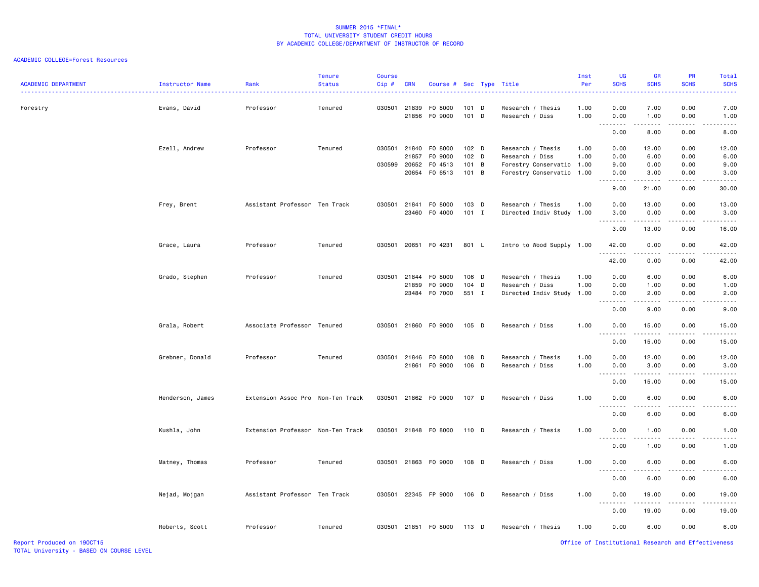SUMMER 2015 *FINAL*
TOTAL UNIVERSITY STUDENT CREDIT HOURS
BY ACADEMIC COLLEGE/DEPARTMENT OF INSTRUCTOR OF RECORD

ACADEMIC COLLEGE=Forest Resources

| ACADEMIC DEPARTMENT | Instructor Name | Rank | Tenure Status | Course Cip # | CRN | Course # | Sec | Type | Title | Inst Per | UG SCHS | GR SCHS | PR SCHS | Total SCHS |
|---|---|---|---|---|---|---|---|---|---|---|---|---|---|---|
| Forestry | Evans, David | Professor | Tenured | 030501 | 21839 | FO 8000 | 101 | D | Research / Thesis | 1.00 | 0.00 | 7.00 | 0.00 | 7.00 |
| | | | | | 21856 | FO 9000 | 101 | D | Research / Diss | 1.00 | 0.00 | 1.00 | 0.00 | 1.00 |
| | | | | | | | | | | | 0.00 | 8.00 | 0.00 | 8.00 |
| | Ezell, Andrew | Professor | Tenured | 030501 | 21840 | FO 8000 | 102 | D | Research / Thesis | 1.00 | 0.00 | 12.00 | 0.00 | 12.00 |
| | | | | | 21857 | FO 9000 | 102 | D | Research / Diss | 1.00 | 0.00 | 6.00 | 0.00 | 6.00 |
| | | | | 030599 | 20652 | FO 4513 | 101 | B | Forestry Conservatio | 1.00 | 9.00 | 0.00 | 0.00 | 9.00 |
| | | | | | 20654 | FO 6513 | 101 | B | Forestry Conservatio | 1.00 | 0.00 | 3.00 | 0.00 | 3.00 |
| | | | | | | | | | | | 9.00 | 21.00 | 0.00 | 30.00 |
| | Frey, Brent | Assistant Professor | Ten Track | 030501 | 21841 | FO 8000 | 103 | D | Research / Thesis | 1.00 | 0.00 | 13.00 | 0.00 | 13.00 |
| | | | | | 23460 | FO 4000 | 101 | I | Directed Indiv Study | 1.00 | 3.00 | 0.00 | 0.00 | 3.00 |
| | | | | | | | | | | | 3.00 | 13.00 | 0.00 | 16.00 |
| | Grace, Laura | Professor | Tenured | 030501 | 20651 | FO 4231 | 801 | L | Intro to Wood Supply | 1.00 | 42.00 | 0.00 | 0.00 | 42.00 |
| | | | | | | | | | | | 42.00 | 0.00 | 0.00 | 42.00 |
| | Grado, Stephen | Professor | Tenured | 030501 | 21844 | FO 8000 | 106 | D | Research / Thesis | 1.00 | 0.00 | 6.00 | 0.00 | 6.00 |
| | | | | | 21859 | FO 9000 | 104 | D | Research / Diss | 1.00 | 0.00 | 1.00 | 0.00 | 1.00 |
| | | | | | 23484 | FO 7000 | 551 | I | Directed Indiv Study | 1.00 | 0.00 | 2.00 | 0.00 | 2.00 |
| | | | | | | | | | | | 0.00 | 9.00 | 0.00 | 9.00 |
| | Grala, Robert | Associate Professor | Tenured | 030501 | 21860 | FO 9000 | 105 | D | Research / Diss | 1.00 | 0.00 | 15.00 | 0.00 | 15.00 |
| | | | | | | | | | | | 0.00 | 15.00 | 0.00 | 15.00 |
| | Grebner, Donald | Professor | Tenured | 030501 | 21846 | FO 8000 | 108 | D | Research / Thesis | 1.00 | 0.00 | 12.00 | 0.00 | 12.00 |
| | | | | | 21861 | FO 9000 | 106 | D | Research / Diss | 1.00 | 0.00 | 3.00 | 0.00 | 3.00 |
| | | | | | | | | | | | 0.00 | 15.00 | 0.00 | 15.00 |
| | Henderson, James | Extension Assoc Pro | Non-Ten Track | 030501 | 21862 | FO 9000 | 107 | D | Research / Diss | 1.00 | 0.00 | 6.00 | 0.00 | 6.00 |
| | | | | | | | | | | | 0.00 | 6.00 | 0.00 | 6.00 |
| | Kushla, John | Extension Professor | Non-Ten Track | 030501 | 21848 | FO 8000 | 110 | D | Research / Thesis | 1.00 | 0.00 | 1.00 | 0.00 | 1.00 |
| | | | | | | | | | | | 0.00 | 1.00 | 0.00 | 1.00 |
| | Matney, Thomas | Professor | Tenured | 030501 | 21863 | FO 9000 | 108 | D | Research / Diss | 1.00 | 0.00 | 6.00 | 0.00 | 6.00 |
| | | | | | | | | | | | 0.00 | 6.00 | 0.00 | 6.00 |
| | Nejad, Mojgan | Assistant Professor | Ten Track | 030501 | 22345 | FP 9000 | 106 | D | Research / Diss | 1.00 | 0.00 | 19.00 | 0.00 | 19.00 |
| | | | | | | | | | | | 0.00 | 19.00 | 0.00 | 19.00 |
| | Roberts, Scott | Professor | Tenured | 030501 | 21851 | FO 8000 | 113 | D | Research / Thesis | 1.00 | 0.00 | 6.00 | 0.00 | 6.00 |

Report Produced on 19OCT15
TOTAL University - BASED ON COURSE LEVEL

Office of Institutional Research and Effectiveness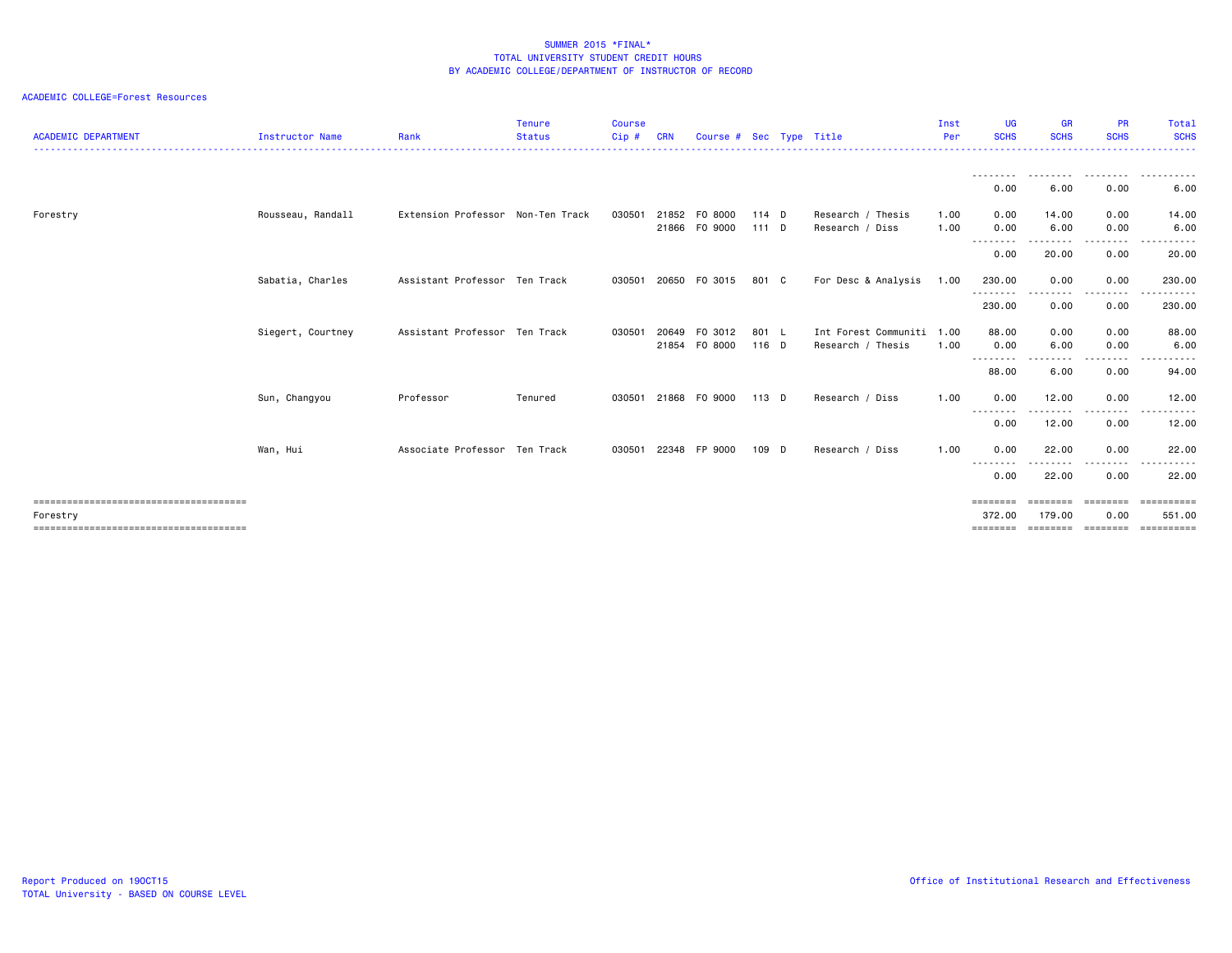SUMMER 2015 *FINAL*
TOTAL UNIVERSITY STUDENT CREDIT HOURS
BY ACADEMIC COLLEGE/DEPARTMENT OF INSTRUCTOR OF RECORD

ACADEMIC COLLEGE=Forest Resources

| ACADEMIC DEPARTMENT | Instructor Name | Rank | Tenure Status | Course Cip # | CRN | Course # | Sec | Type | Title | Inst Per | UG SCHS | GR SCHS | PR SCHS | Total SCHS |
|---|---|---|---|---|---|---|---|---|---|---|---|---|---|---|
| | | | | | | | | | | | 0.00 | 6.00 | 0.00 | 6.00 |
| Forestry | Rousseau, Randall | Extension Professor | Non-Ten Track | 030501 | 21852 | FO 8000 | 114 | D | Research / Thesis | 1.00 | 0.00 | 14.00 | 0.00 | 14.00 |
| | | | | | 21866 | FO 9000 | 111 | D | Research / Diss | 1.00 | 0.00 | 6.00 | 0.00 | 6.00 |
| | | | | | | | | | | | 0.00 | 20.00 | 0.00 | 20.00 |
| | Sabatia, Charles | Assistant Professor | Ten Track | 030501 | 20650 | FO 3015 | 801 | C | For Desc & Analysis | 1.00 | 230.00 | 0.00 | 0.00 | 230.00 |
| | | | | | | | | | | | 230.00 | 0.00 | 0.00 | 230.00 |
| | Siegert, Courtney | Assistant Professor | Ten Track | 030501 | 20649 | FO 3012 | 801 | L | Int Forest Communiti | 1.00 | 88.00 | 0.00 | 0.00 | 88.00 |
| | | | | | 21854 | FO 8000 | 116 | D | Research / Thesis | 1.00 | 0.00 | 6.00 | 0.00 | 6.00 |
| | | | | | | | | | | | 88.00 | 6.00 | 0.00 | 94.00 |
| | Sun, Changyou | Professor | Tenured | 030501 | 21868 | FO 9000 | 113 | D | Research / Diss | 1.00 | 0.00 | 12.00 | 0.00 | 12.00 |
| | | | | | | | | | | | 0.00 | 12.00 | 0.00 | 12.00 |
| | Wan, Hui | Associate Professor | Ten Track | 030501 | 22348 | FP 9000 | 109 | D | Research / Diss | 1.00 | 0.00 | 22.00 | 0.00 | 22.00 |
| | | | | | | | | | | | 0.00 | 22.00 | 0.00 | 22.00 |
| Forestry | | | | | | | | | | | 372.00 | 179.00 | 0.00 | 551.00 |

Report Produced on 19OCT15
TOTAL University - BASED ON COURSE LEVEL

Office of Institutional Research and Effectiveness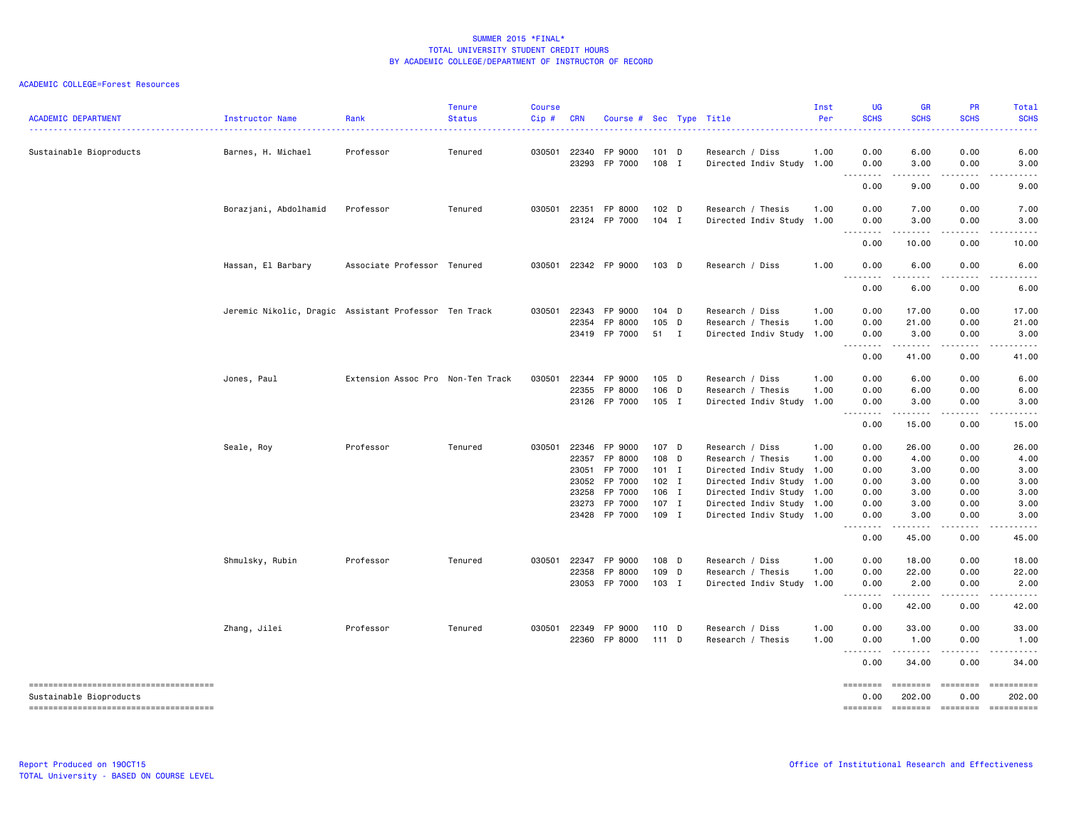SUMMER 2015 *FINAL*
TOTAL UNIVERSITY STUDENT CREDIT HOURS
BY ACADEMIC COLLEGE/DEPARTMENT OF INSTRUCTOR OF RECORD

ACADEMIC COLLEGE=Forest Resources

| ACADEMIC DEPARTMENT | Instructor Name | Rank | Tenure Status | Course Cip # | CRN | Course # | Sec | Type | Title | Inst Per | UG SCHS | GR SCHS | PR SCHS | Total SCHS |
|---|---|---|---|---|---|---|---|---|---|---|---|---|---|---|
| Sustainable Bioproducts | Barnes, H. Michael | Professor | Tenured | 030501 | 22340 | FP 9000 | 101 | D | Research / Diss | 1.00 | 0.00 | 6.00 | 0.00 | 6.00 |
| | | | | | 23293 | FP 7000 | 108 | I | Directed Indiv Study | 1.00 | 0.00 | 3.00 | 0.00 | 3.00 |
| | | | | | | | | | | | 0.00 | 9.00 | 0.00 | 9.00 |
| | Borazjani, Abdolhamid | Professor | Tenured | 030501 | 22351 | FP 8000 | 102 | D | Research / Thesis | 1.00 | 0.00 | 7.00 | 0.00 | 7.00 |
| | | | | | 23124 | FP 7000 | 104 | I | Directed Indiv Study | 1.00 | 0.00 | 3.00 | 0.00 | 3.00 |
| | | | | | | | | | | | 0.00 | 10.00 | 0.00 | 10.00 |
| | Hassan, El Barbary | Associate Professor | Tenured | 030501 | 22342 | FP 9000 | 103 | D | Research / Diss | 1.00 | 0.00 | 6.00 | 0.00 | 6.00 |
| | | | | | | | | | | | 0.00 | 6.00 | 0.00 | 6.00 |
| | Jeremic Nikolic, Dragic | Assistant Professor | Ten Track | 030501 | 22343 | FP 9000 | 104 | D | Research / Diss | 1.00 | 0.00 | 17.00 | 0.00 | 17.00 |
| | | | | | 22354 | FP 8000 | 105 | D | Research / Thesis | 1.00 | 0.00 | 21.00 | 0.00 | 21.00 |
| | | | | | 23419 | FP 7000 | 51 | I | Directed Indiv Study | 1.00 | 0.00 | 3.00 | 0.00 | 3.00 |
| | | | | | | | | | | | 0.00 | 41.00 | 0.00 | 41.00 |
| | Jones, Paul | Extension Assoc Pro | Non-Ten Track | 030501 | 22344 | FP 9000 | 105 | D | Research / Diss | 1.00 | 0.00 | 6.00 | 0.00 | 6.00 |
| | | | | | 22355 | FP 8000 | 106 | D | Research / Thesis | 1.00 | 0.00 | 6.00 | 0.00 | 6.00 |
| | | | | | 23126 | FP 7000 | 105 | I | Directed Indiv Study | 1.00 | 0.00 | 3.00 | 0.00 | 3.00 |
| | | | | | | | | | | | 0.00 | 15.00 | 0.00 | 15.00 |
| | Seale, Roy | Professor | Tenured | 030501 | 22346 | FP 9000 | 107 | D | Research / Diss | 1.00 | 0.00 | 26.00 | 0.00 | 26.00 |
| | | | | | 22357 | FP 8000 | 108 | D | Research / Thesis | 1.00 | 0.00 | 4.00 | 0.00 | 4.00 |
| | | | | | 23051 | FP 7000 | 101 | I | Directed Indiv Study | 1.00 | 0.00 | 3.00 | 0.00 | 3.00 |
| | | | | | 23052 | FP 7000 | 102 | I | Directed Indiv Study | 1.00 | 0.00 | 3.00 | 0.00 | 3.00 |
| | | | | | 23258 | FP 7000 | 106 | I | Directed Indiv Study | 1.00 | 0.00 | 3.00 | 0.00 | 3.00 |
| | | | | | 23273 | FP 7000 | 107 | I | Directed Indiv Study | 1.00 | 0.00 | 3.00 | 0.00 | 3.00 |
| | | | | | 23428 | FP 7000 | 109 | I | Directed Indiv Study | 1.00 | 0.00 | 3.00 | 0.00 | 3.00 |
| | | | | | | | | | | | 0.00 | 45.00 | 0.00 | 45.00 |
| | Shmulsky, Rubin | Professor | Tenured | 030501 | 22347 | FP 9000 | 108 | D | Research / Diss | 1.00 | 0.00 | 18.00 | 0.00 | 18.00 |
| | | | | | 22358 | FP 8000 | 109 | D | Research / Thesis | 1.00 | 0.00 | 22.00 | 0.00 | 22.00 |
| | | | | | 23053 | FP 7000 | 103 | I | Directed Indiv Study | 1.00 | 0.00 | 2.00 | 0.00 | 2.00 |
| | | | | | | | | | | | 0.00 | 42.00 | 0.00 | 42.00 |
| | Zhang, Jilei | Professor | Tenured | 030501 | 22349 | FP 9000 | 110 | D | Research / Diss | 1.00 | 0.00 | 33.00 | 0.00 | 33.00 |
| | | | | | 22360 | FP 8000 | 111 | D | Research / Thesis | 1.00 | 0.00 | 1.00 | 0.00 | 1.00 |
| | | | | | | | | | | | 0.00 | 34.00 | 0.00 | 34.00 |
| Sustainable Bioproducts | | | | | | | | | | | 0.00 | 202.00 | 0.00 | 202.00 |

Report Produced on 19OCT15
TOTAL University - BASED ON COURSE LEVEL

Office of Institutional Research and Effectiveness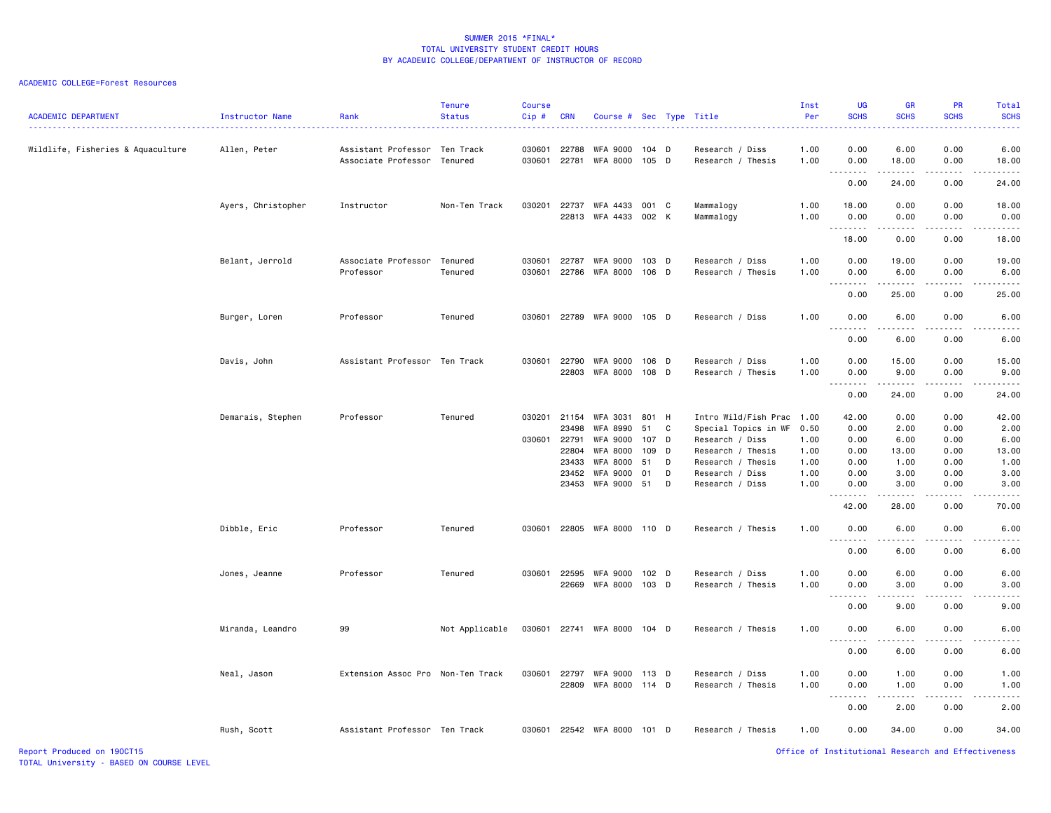SUMMER 2015 *FINAL*
TOTAL UNIVERSITY STUDENT CREDIT HOURS
BY ACADEMIC COLLEGE/DEPARTMENT OF INSTRUCTOR OF RECORD

ACADEMIC COLLEGE=Forest Resources

| ACADEMIC DEPARTMENT | Instructor Name | Rank | Tenure Status | Course Cip # | CRN | Course # | Sec | Type | Title | Inst Per | UG SCHS | GR SCHS | PR SCHS | Total SCHS |
|---|---|---|---|---|---|---|---|---|---|---|---|---|---|---|
| Wildlife, Fisheries & Aquaculture | Allen, Peter | Assistant Professor | Ten Track | 030601 | 22788 | WFA 9000 | 104 | D | Research / Diss | 1.00 | 0.00 | 6.00 | 0.00 | 6.00 |
| | | Associate Professor | Tenured | 030601 | 22781 | WFA 8000 | 105 | D | Research / Thesis | 1.00 | 0.00 | 18.00 | 0.00 | 18.00 |
| | | | | | | | | | | | 0.00 | 24.00 | 0.00 | 24.00 |
| | Ayers, Christopher | Instructor | Non-Ten Track | 030201 | 22737 | WFA 4433 | 001 | C | Mammalogy | 1.00 | 18.00 | 0.00 | 0.00 | 18.00 |
| | | | | | 22813 | WFA 4433 | 002 | K | Mammalogy | 1.00 | 0.00 | 0.00 | 0.00 | 0.00 |
| | | | | | | | | | | | 18.00 | 0.00 | 0.00 | 18.00 |
| | Belant, Jerrold | Associate Professor | Tenured | 030601 | 22787 | WFA 9000 | 103 | D | Research / Diss | 1.00 | 0.00 | 19.00 | 0.00 | 19.00 |
| | | Professor | Tenured | 030601 | 22786 | WFA 8000 | 106 | D | Research / Thesis | 1.00 | 0.00 | 6.00 | 0.00 | 6.00 |
| | | | | | | | | | | | 0.00 | 25.00 | 0.00 | 25.00 |
| | Burger, Loren | Professor | Tenured | 030601 | 22789 | WFA 9000 | 105 | D | Research / Diss | 1.00 | 0.00 | 6.00 | 0.00 | 6.00 |
| | | | | | | | | | | | 0.00 | 6.00 | 0.00 | 6.00 |
| | Davis, John | Assistant Professor | Ten Track | 030601 | 22790 | WFA 9000 | 106 | D | Research / Diss | 1.00 | 0.00 | 15.00 | 0.00 | 15.00 |
| | | | | | 22803 | WFA 8000 | 108 | D | Research / Thesis | 1.00 | 0.00 | 9.00 | 0.00 | 9.00 |
| | | | | | | | | | | | 0.00 | 24.00 | 0.00 | 24.00 |
| | Demarais, Stephen | Professor | Tenured | 030201 | 21154 | WFA 3031 | 801 | H | Intro Wild/Fish Prac | 1.00 | 42.00 | 0.00 | 0.00 | 42.00 |
| | | | | | 23498 | WFA 8990 | 51 | C | Special Topics in WF | 0.50 | 0.00 | 2.00 | 0.00 | 2.00 |
| | | | | 030601 | 22791 | WFA 9000 | 107 | D | Research / Diss | 1.00 | 0.00 | 6.00 | 0.00 | 6.00 |
| | | | | | 22804 | WFA 8000 | 109 | D | Research / Thesis | 1.00 | 0.00 | 13.00 | 0.00 | 13.00 |
| | | | | | 23433 | WFA 8000 | 51 | D | Research / Thesis | 1.00 | 0.00 | 1.00 | 0.00 | 1.00 |
| | | | | | 23452 | WFA 9000 | 01 | D | Research / Diss | 1.00 | 0.00 | 3.00 | 0.00 | 3.00 |
| | | | | | 23453 | WFA 9000 | 51 | D | Research / Diss | 1.00 | 0.00 | 3.00 | 0.00 | 3.00 |
| | | | | | | | | | | | 42.00 | 28.00 | 0.00 | 70.00 |
| | Dibble, Eric | Professor | Tenured | 030601 | 22805 | WFA 8000 | 110 | D | Research / Thesis | 1.00 | 0.00 | 6.00 | 0.00 | 6.00 |
| | | | | | | | | | | | 0.00 | 6.00 | 0.00 | 6.00 |
| | Jones, Jeanne | Professor | Tenured | 030601 | 22595 | WFA 9000 | 102 | D | Research / Diss | 1.00 | 0.00 | 6.00 | 0.00 | 6.00 |
| | | | | | 22669 | WFA 8000 | 103 | D | Research / Thesis | 1.00 | 0.00 | 3.00 | 0.00 | 3.00 |
| | | | | | | | | | | | 0.00 | 9.00 | 0.00 | 9.00 |
| | Miranda, Leandro | 99 | Not Applicable | 030601 | 22741 | WFA 8000 | 104 | D | Research / Thesis | 1.00 | 0.00 | 6.00 | 0.00 | 6.00 |
| | | | | | | | | | | | 0.00 | 6.00 | 0.00 | 6.00 |
| | Neal, Jason | Extension Assoc Pro | Non-Ten Track | 030601 | 22797 | WFA 9000 | 113 | D | Research / Diss | 1.00 | 0.00 | 1.00 | 0.00 | 1.00 |
| | | | | | 22809 | WFA 8000 | 114 | D | Research / Thesis | 1.00 | 0.00 | 1.00 | 0.00 | 1.00 |
| | | | | | | | | | | | 0.00 | 2.00 | 0.00 | 2.00 |
| | Rush, Scott | Assistant Professor | Ten Track | 030601 | 22542 | WFA 8000 | 101 | D | Research / Thesis | 1.00 | 0.00 | 34.00 | 0.00 | 34.00 |

Report Produced on 19OCT15
TOTAL University - BASED ON COURSE LEVEL

Office of Institutional Research and Effectiveness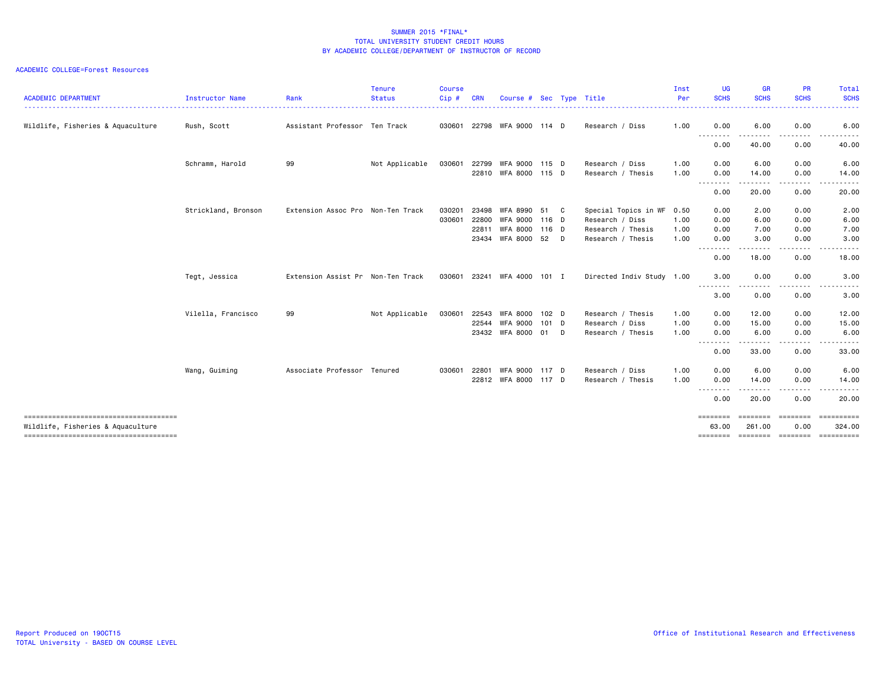# SUMMER 2015 *FINAL*
## TOTAL UNIVERSITY STUDENT CREDIT HOURS
## BY ACADEMIC COLLEGE/DEPARTMENT OF INSTRUCTOR OF RECORD

ACADEMIC COLLEGE=Forest Resources

| ACADEMIC DEPARTMENT | Instructor Name | Rank | Tenure Status | Course Cip # | CRN | Course # | Sec | Type | Title | Inst Per | UG SCHS | GR SCHS | PR SCHS | Total SCHS |
|---|---|---|---|---|---|---|---|---|---|---|---|---|---|---|
| Wildlife, Fisheries & Aquaculture | Rush, Scott | Assistant Professor | Ten Track | 030601 | 22798 | WFA 9000 | 114 | D | Research / Diss | 1.00 | 0.00 | 6.00 | 0.00 | 6.00 |
| | | | | | | | | | | | 0.00 | 40.00 | 0.00 | 40.00 |
| | Schramm, Harold | 99 | Not Applicable | 030601 | 22799 | WFA 9000 | 115 | D | Research / Diss | 1.00 | 0.00 | 6.00 | 0.00 | 6.00 |
| | | | | | 22810 | WFA 8000 | 115 | D | Research / Thesis | 1.00 | 0.00 | 14.00 | 0.00 | 14.00 |
| | | | | | | | | | | | 0.00 | 20.00 | 0.00 | 20.00 |
| | Strickland, Bronson | Extension Assoc Pro | Non-Ten Track | 030201 | 23498 | WFA 8990 | 51 | C | Special Topics in WF | 0.50 | 0.00 | 2.00 | 0.00 | 2.00 |
| | | | | 030601 | 22800 | WFA 9000 | 116 | D | Research / Diss | 1.00 | 0.00 | 6.00 | 0.00 | 6.00 |
| | | | | | 22811 | WFA 8000 | 116 | D | Research / Thesis | 1.00 | 0.00 | 7.00 | 0.00 | 7.00 |
| | | | | | 23434 | WFA 8000 | 52 | D | Research / Thesis | 1.00 | 0.00 | 3.00 | 0.00 | 3.00 |
| | | | | | | | | | | | 0.00 | 18.00 | 0.00 | 18.00 |
| | Tegt, Jessica | Extension Assist Pr | Non-Ten Track | 030601 | 23241 | WFA 4000 | 101 | I | Directed Indiv Study | 1.00 | 3.00 | 0.00 | 0.00 | 3.00 |
| | | | | | | | | | | | 3.00 | 0.00 | 0.00 | 3.00 |
| | Vilella, Francisco | 99 | Not Applicable | 030601 | 22543 | WFA 8000 | 102 | D | Research / Thesis | 1.00 | 0.00 | 12.00 | 0.00 | 12.00 |
| | | | | | 22544 | WFA 9000 | 101 | D | Research / Diss | 1.00 | 0.00 | 15.00 | 0.00 | 15.00 |
| | | | | | 23432 | WFA 8000 | 01 | D | Research / Thesis | 1.00 | 0.00 | 6.00 | 0.00 | 6.00 |
| | | | | | | | | | | | 0.00 | 33.00 | 0.00 | 33.00 |
| | Wang, Guiming | Associate Professor | Tenured | 030601 | 22801 | WFA 9000 | 117 | D | Research / Diss | 1.00 | 0.00 | 6.00 | 0.00 | 6.00 |
| | | | | | 22812 | WFA 8000 | 117 | D | Research / Thesis | 1.00 | 0.00 | 14.00 | 0.00 | 14.00 |
| | | | | | | | | | | | 0.00 | 20.00 | 0.00 | 20.00 |
| Wildlife, Fisheries & Aquaculture | | | | | | | | | | | 63.00 | 261.00 | 0.00 | 324.00 |

Report Produced on 19OCT15
TOTAL University - BASED ON COURSE LEVEL

Office of Institutional Research and Effectiveness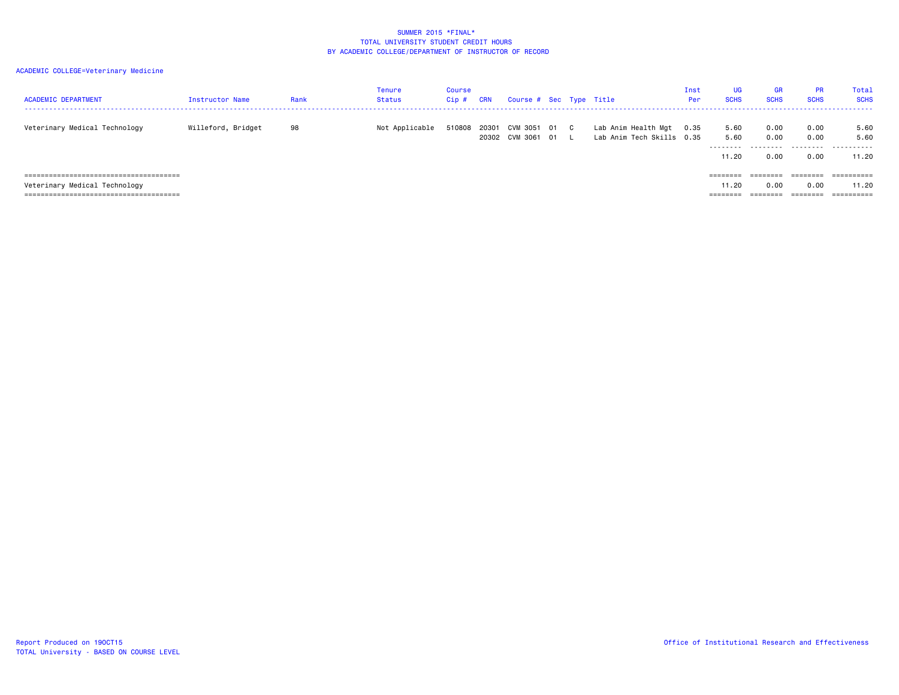# SUMMER 2015 *FINAL*
## TOTAL UNIVERSITY STUDENT CREDIT HOURS
## BY ACADEMIC COLLEGE/DEPARTMENT OF INSTRUCTOR OF RECORD

ACADEMIC COLLEGE=Veterinary Medicine

| ACADEMIC DEPARTMENT | Instructor Name | Rank | Tenure Status | Course Cip # | CRN | Course # | Sec | Type | Title | Inst Per | UG SCHS | GR SCHS | PR SCHS | Total SCHS |
|---|---|---|---|---|---|---|---|---|---|---|---|---|---|---|
| Veterinary Medical Technology | Willeford, Bridget | 98 | Not Applicable | 510808 | 20301 | CVM 3051 | 01 | C | Lab Anim Health Mgt | 0.35 | 5.60 | 0.00 | 0.00 | 5.60 |
| | | | | | 20302 | CVM 3061 | 01 | L | Lab Anim Tech Skills | 0.35 | 5.60 | 0.00 | 0.00 | 5.60 |
| | | | | | | | | | | | 11.20 | 0.00 | 0.00 | 11.20 |
| Veterinary Medical Technology | | | | | | | | | | | 11.20 | 0.00 | 0.00 | 11.20 |

Report Produced on 19OCT15
TOTAL University - BASED ON COURSE LEVEL

Office of Institutional Research and Effectiveness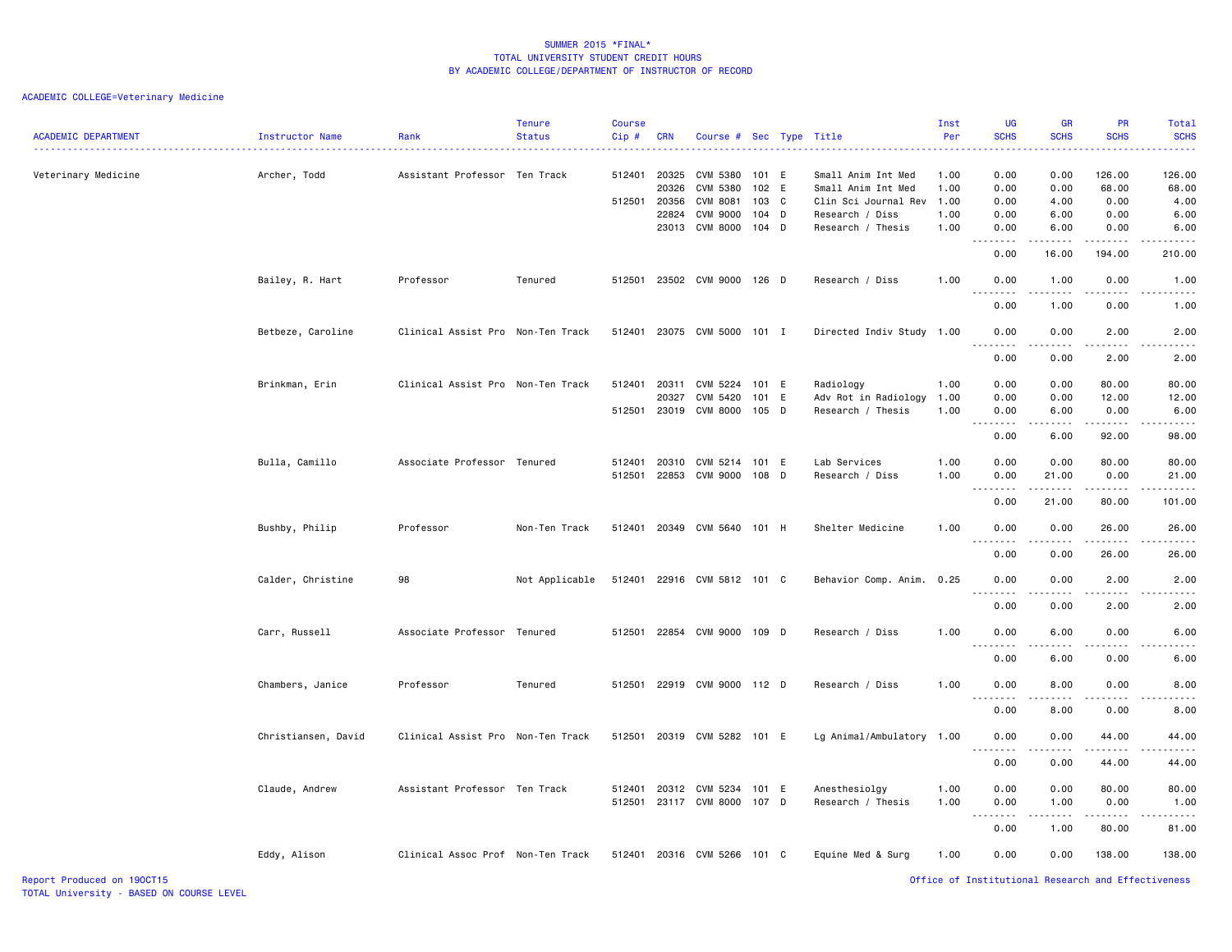SUMMER 2015 *FINAL*
TOTAL UNIVERSITY STUDENT CREDIT HOURS
BY ACADEMIC COLLEGE/DEPARTMENT OF INSTRUCTOR OF RECORD

ACADEMIC COLLEGE=Veterinary Medicine

| ACADEMIC DEPARTMENT | Instructor Name | Rank | Tenure Status | Course Cip # | CRN | Course # | Sec | Type | Title | Inst Per | UG SCHS | GR SCHS | PR SCHS | Total SCHS |
|---|---|---|---|---|---|---|---|---|---|---|---|---|---|---|
| Veterinary Medicine | Archer, Todd | Assistant Professor | Ten Track | 512401 | 20325 | CVM 5380 | 101 | E | Small Anim Int Med | 1.00 | 0.00 | 0.00 | 126.00 | 126.00 |
| | | | | | 20326 | CVM 5380 | 102 | E | Small Anim Int Med | 1.00 | 0.00 | 0.00 | 68.00 | 68.00 |
| | | | | 512501 | 20356 | CVM 8081 | 103 | C | Clin Sci Journal Rev | 1.00 | 0.00 | 4.00 | 0.00 | 4.00 |
| | | | | | 22824 | CVM 9000 | 104 | D | Research / Diss | 1.00 | 0.00 | 6.00 | 0.00 | 6.00 |
| | | | | | 23013 | CVM 8000 | 104 | D | Research / Thesis | 1.00 | 0.00 | 6.00 | 0.00 | 6.00 |
| | | | | | | | | | | | 0.00 | 16.00 | 194.00 | 210.00 |
| | Bailey, R. Hart | Professor | Tenured | 512501 | 23502 | CVM 9000 | 126 | D | Research / Diss | 1.00 | 0.00 | 1.00 | 0.00 | 1.00 |
| | | | | | | | | | | | 0.00 | 1.00 | 0.00 | 1.00 |
| | Betbeze, Caroline | Clinical Assist Pro | Non-Ten Track | 512401 | 23075 | CVM 5000 | 101 | I | Directed Indiv Study | 1.00 | 0.00 | 0.00 | 2.00 | 2.00 |
| | | | | | | | | | | | 0.00 | 0.00 | 2.00 | 2.00 |
| | Brinkman, Erin | Clinical Assist Pro | Non-Ten Track | 512401 | 20311 | CVM 5224 | 101 | E | Radiology | 1.00 | 0.00 | 0.00 | 80.00 | 80.00 |
| | | | | | 20327 | CVM 5420 | 101 | E | Adv Rot in Radiology | 1.00 | 0.00 | 0.00 | 12.00 | 12.00 |
| | | | | 512501 | 23019 | CVM 8000 | 105 | D | Research / Thesis | 1.00 | 0.00 | 6.00 | 0.00 | 6.00 |
| | | | | | | | | | | | 0.00 | 6.00 | 92.00 | 98.00 |
| | Bulla, Camillo | Associate Professor | Tenured | 512401 | 20310 | CVM 5214 | 101 | E | Lab Services | 1.00 | 0.00 | 0.00 | 80.00 | 80.00 |
| | | | | 512501 | 22853 | CVM 9000 | 108 | D | Research / Diss | 1.00 | 0.00 | 21.00 | 0.00 | 21.00 |
| | | | | | | | | | | | 0.00 | 21.00 | 80.00 | 101.00 |
| | Bushby, Philip | Professor | Non-Ten Track | 512401 | 20349 | CVM 5640 | 101 | H | Shelter Medicine | 1.00 | 0.00 | 0.00 | 26.00 | 26.00 |
| | | | | | | | | | | | 0.00 | 0.00 | 26.00 | 26.00 |
| | Calder, Christine | 98 | Not Applicable | 512401 | 22916 | CVM 5812 | 101 | C | Behavior Comp. Anim. | 0.25 | 0.00 | 0.00 | 2.00 | 2.00 |
| | | | | | | | | | | | 0.00 | 0.00 | 2.00 | 2.00 |
| | Carr, Russell | Associate Professor | Tenured | 512501 | 22854 | CVM 9000 | 109 | D | Research / Diss | 1.00 | 0.00 | 6.00 | 0.00 | 6.00 |
| | | | | | | | | | | | 0.00 | 6.00 | 0.00 | 6.00 |
| | Chambers, Janice | Professor | Tenured | 512501 | 22919 | CVM 9000 | 112 | D | Research / Diss | 1.00 | 0.00 | 8.00 | 0.00 | 8.00 |
| | | | | | | | | | | | 0.00 | 8.00 | 0.00 | 8.00 |
| | Christiansen, David | Clinical Assist Pro | Non-Ten Track | 512501 | 20319 | CVM 5282 | 101 | E | Lg Animal/Ambulatory | 1.00 | 0.00 | 0.00 | 44.00 | 44.00 |
| | | | | | | | | | | | 0.00 | 0.00 | 44.00 | 44.00 |
| | Claude, Andrew | Assistant Professor | Ten Track | 512401 | 20312 | CVM 5234 | 101 | E | Anesthesiolgy | 1.00 | 0.00 | 0.00 | 80.00 | 80.00 |
| | | | | 512501 | 23117 | CVM 8000 | 107 | D | Research / Thesis | 1.00 | 0.00 | 1.00 | 0.00 | 1.00 |
| | | | | | | | | | | | 0.00 | 1.00 | 80.00 | 81.00 |
| | Eddy, Alison | Clinical Assoc Prof | Non-Ten Track | 512401 | 20316 | CVM 5266 | 101 | C | Equine Med & Surg | 1.00 | 0.00 | 0.00 | 138.00 | 138.00 |

Report Produced on 19OCT15
TOTAL University - BASED ON COURSE LEVEL
Office of Institutional Research and Effectiveness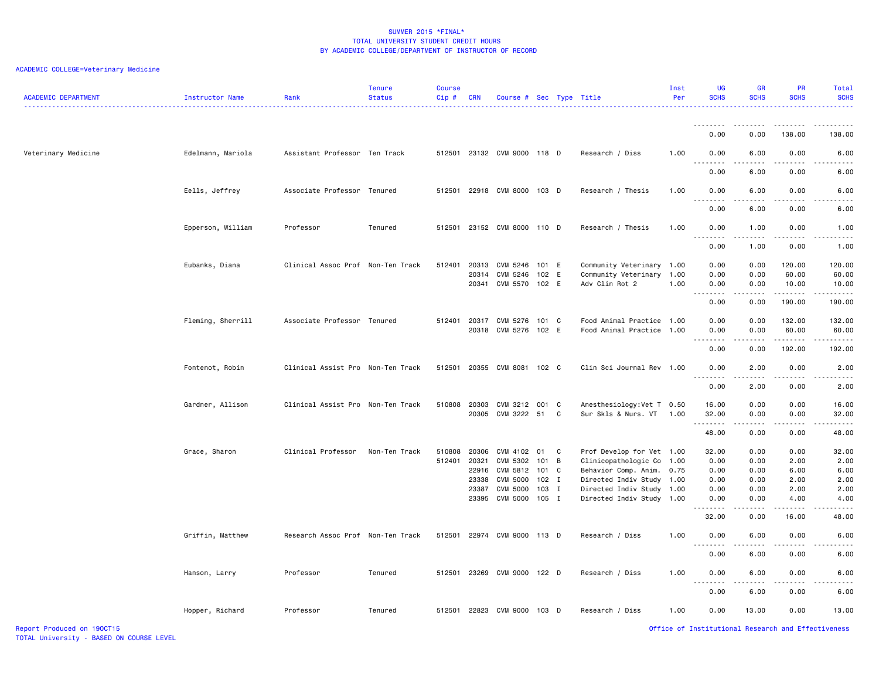# SUMMER 2015 *FINAL*
## TOTAL UNIVERSITY STUDENT CREDIT HOURS
## BY ACADEMIC COLLEGE/DEPARTMENT OF INSTRUCTOR OF RECORD

ACADEMIC COLLEGE=Veterinary Medicine

| ACADEMIC DEPARTMENT | Instructor Name | Rank | Tenure Status | Course Cip # | CRN | Course # | Sec | Type | Title | Inst Per | UG SCHS | GR SCHS | PR SCHS | Total SCHS |
|---|---|---|---|---|---|---|---|---|---|---|---|---|---|---|
| | | | | | | | | | | | 0.00 | 0.00 | 138.00 | 138.00 |
| Veterinary Medicine | Edelmann, Mariola | Assistant Professor | Ten Track | 512501 | 23132 | CVM 9000 | 118 | D | Research / Diss | 1.00 | 0.00 | 6.00 | 0.00 | 6.00 |
| | | | | | | | | | | | 0.00 | 6.00 | 0.00 | 6.00 |
| | Eells, Jeffrey | Associate Professor | Tenured | 512501 | 22918 | CVM 8000 | 103 | D | Research / Thesis | 1.00 | 0.00 | 6.00 | 0.00 | 6.00 |
| | | | | | | | | | | | 0.00 | 6.00 | 0.00 | 6.00 |
| | Epperson, William | Professor | Tenured | 512501 | 23152 | CVM 8000 | 110 | D | Research / Thesis | 1.00 | 0.00 | 1.00 | 0.00 | 1.00 |
| | | | | | | | | | | | 0.00 | 1.00 | 0.00 | 1.00 |
| | Eubanks, Diana | Clinical Assoc Prof | Non-Ten Track | 512401 | 20313 | CVM 5246 | 101 | E | Community Veterinary | 1.00 | 0.00 | 0.00 | 120.00 | 120.00 |
| | | | | | 20314 | CVM 5246 | 102 | E | Community Veterinary | 1.00 | 0.00 | 0.00 | 60.00 | 60.00 |
| | | | | | 20341 | CVM 5570 | 102 | E | Adv Clin Rot 2 | 1.00 | 0.00 | 0.00 | 10.00 | 10.00 |
| | | | | | | | | | | | 0.00 | 0.00 | 190.00 | 190.00 |
| | Fleming, Sherrill | Associate Professor | Tenured | 512401 | 20317 | CVM 5276 | 101 | C | Food Animal Practice | 1.00 | 0.00 | 0.00 | 132.00 | 132.00 |
| | | | | | 20318 | CVM 5276 | 102 | E | Food Animal Practice | 1.00 | 0.00 | 0.00 | 60.00 | 60.00 |
| | | | | | | | | | | | 0.00 | 0.00 | 192.00 | 192.00 |
| | Fontenot, Robin | Clinical Assist Pro | Non-Ten Track | 512501 | 20355 | CVM 8081 | 102 | C | Clin Sci Journal Rev | 1.00 | 0.00 | 2.00 | 0.00 | 2.00 |
| | | | | | | | | | | | 0.00 | 2.00 | 0.00 | 2.00 |
| | Gardner, Allison | Clinical Assist Pro | Non-Ten Track | 510808 | 20303 | CVM 3212 | 001 | C | Anesthesiology:Vet T | 0.50 | 16.00 | 0.00 | 0.00 | 16.00 |
| | | | | | 20305 | CVM 3222 | 51 | C | Sur Skls & Nurs. VT | 1.00 | 32.00 | 0.00 | 0.00 | 32.00 |
| | | | | | | | | | | | 48.00 | 0.00 | 0.00 | 48.00 |
| | Grace, Sharon | Clinical Professor | Non-Ten Track | 510808 | 20306 | CVM 4102 | 01 | C | Prof Develop for Vet | 1.00 | 32.00 | 0.00 | 0.00 | 32.00 |
| | | | | 512401 | 20321 | CVM 5302 | 101 | B | Clinicopathologic Co | 1.00 | 0.00 | 0.00 | 2.00 | 2.00 |
| | | | | | 22916 | CVM 5812 | 101 | C | Behavior Comp. Anim. | 0.75 | 0.00 | 0.00 | 6.00 | 6.00 |
| | | | | | 23338 | CVM 5000 | 102 | I | Directed Indiv Study | 1.00 | 0.00 | 0.00 | 2.00 | 2.00 |
| | | | | | 23387 | CVM 5000 | 103 | I | Directed Indiv Study | 1.00 | 0.00 | 0.00 | 2.00 | 2.00 |
| | | | | | 23395 | CVM 5000 | 105 | I | Directed Indiv Study | 1.00 | 0.00 | 0.00 | 4.00 | 4.00 |
| | | | | | | | | | | | 32.00 | 0.00 | 16.00 | 48.00 |
| | Griffin, Matthew | Research Assoc Prof | Non-Ten Track | 512501 | 22974 | CVM 9000 | 113 | D | Research / Diss | 1.00 | 0.00 | 6.00 | 0.00 | 6.00 |
| | | | | | | | | | | | 0.00 | 6.00 | 0.00 | 6.00 |
| | Hanson, Larry | Professor | Tenured | 512501 | 23269 | CVM 9000 | 122 | D | Research / Diss | 1.00 | 0.00 | 6.00 | 0.00 | 6.00 |
| | | | | | | | | | | | 0.00 | 6.00 | 0.00 | 6.00 |
| | Hopper, Richard | Professor | Tenured | 512501 | 22823 | CVM 9000 | 103 | D | Research / Diss | 1.00 | 0.00 | 13.00 | 0.00 | 13.00 |

Report Produced on 19OCT15
TOTAL University - BASED ON COURSE LEVEL

Office of Institutional Research and Effectiveness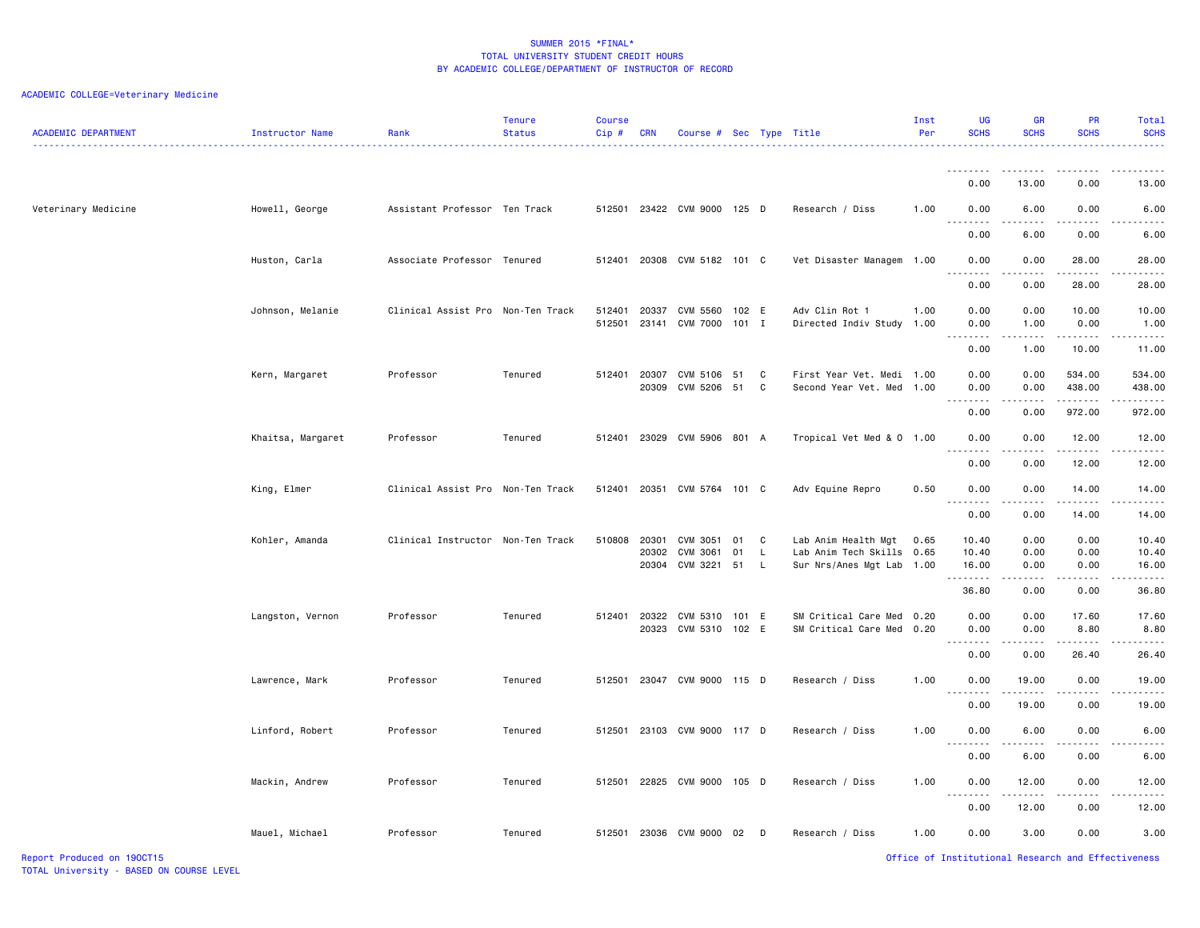SUMMER 2015 *FINAL*
TOTAL UNIVERSITY STUDENT CREDIT HOURS
BY ACADEMIC COLLEGE/DEPARTMENT OF INSTRUCTOR OF RECORD

ACADEMIC COLLEGE=Veterinary Medicine

| ACADEMIC DEPARTMENT | Instructor Name | Rank | Tenure Status | Course Cip # | CRN | Course # | Sec | Type | Title | Inst Per | UG SCHS | GR SCHS | PR SCHS | Total SCHS |
|---|---|---|---|---|---|---|---|---|---|---|---|---|---|---|
| | | | | | | | | | | | 0.00 | 13.00 | 0.00 | 13.00 |
| Veterinary Medicine | Howell, George | Assistant Professor | Ten Track | 512501 | 23422 | CVM 9000 | 125 | D | Research / Diss | 1.00 | 0.00 | 6.00 | 0.00 | 6.00 |
| | | | | | | | | | | | 0.00 | 6.00 | 0.00 | 6.00 |
| | Huston, Carla | Associate Professor | Tenured | 512401 | 20308 | CVM 5182 | 101 | C | Vet Disaster Managem | 1.00 | 0.00 | 0.00 | 28.00 | 28.00 |
| | | | | | | | | | | | 0.00 | 0.00 | 28.00 | 28.00 |
| | Johnson, Melanie | Clinical Assist Pro | Non-Ten Track | 512401 | 20337 | CVM 5560 | 102 | E | Adv Clin Rot 1 | 1.00 | 0.00 | 0.00 | 10.00 | 10.00 |
| | | | | 512501 | 23141 | CVM 7000 | 101 | I | Directed Indiv Study | 1.00 | 0.00 | 1.00 | 0.00 | 1.00 |
| | | | | | | | | | | | 0.00 | 1.00 | 10.00 | 11.00 |
| | Kern, Margaret | Professor | Tenured | 512401 | 20307 | CVM 5106 | 51 | C | First Year Vet. Medi | 1.00 | 0.00 | 0.00 | 534.00 | 534.00 |
| | | | | | 20309 | CVM 5206 | 51 | C | Second Year Vet. Med | 1.00 | 0.00 | 0.00 | 438.00 | 438.00 |
| | | | | | | | | | | | 0.00 | 0.00 | 972.00 | 972.00 |
| | Khaitsa, Margaret | Professor | Tenured | 512401 | 23029 | CVM 5906 | 801 | A | Tropical Vet Med & O | 1.00 | 0.00 | 0.00 | 12.00 | 12.00 |
| | | | | | | | | | | | 0.00 | 0.00 | 12.00 | 12.00 |
| | King, Elmer | Clinical Assist Pro | Non-Ten Track | 512401 | 20351 | CVM 5764 | 101 | C | Adv Equine Repro | 0.50 | 0.00 | 0.00 | 14.00 | 14.00 |
| | | | | | | | | | | | 0.00 | 0.00 | 14.00 | 14.00 |
| | Kohler, Amanda | Clinical Instructor | Non-Ten Track | 510808 | 20301 | CVM 3051 | 01 | C | Lab Anim Health Mgt | 0.65 | 10.40 | 0.00 | 0.00 | 10.40 |
| | | | | | 20302 | CVM 3061 | 01 | L | Lab Anim Tech Skills | 0.65 | 10.40 | 0.00 | 0.00 | 10.40 |
| | | | | | 20304 | CVM 3221 | 51 | L | Sur Nrs/Anes Mgt Lab | 1.00 | 16.00 | 0.00 | 0.00 | 16.00 |
| | | | | | | | | | | | 36.80 | 0.00 | 0.00 | 36.80 |
| | Langston, Vernon | Professor | Tenured | 512401 | 20322 | CVM 5310 | 101 | E | SM Critical Care Med | 0.20 | 0.00 | 0.00 | 17.60 | 17.60 |
| | | | | | 20323 | CVM 5310 | 102 | E | SM Critical Care Med | 0.20 | 0.00 | 0.00 | 8.80 | 8.80 |
| | | | | | | | | | | | 0.00 | 0.00 | 26.40 | 26.40 |
| | Lawrence, Mark | Professor | Tenured | 512501 | 23047 | CVM 9000 | 115 | D | Research / Diss | 1.00 | 0.00 | 19.00 | 0.00 | 19.00 |
| | | | | | | | | | | | 0.00 | 19.00 | 0.00 | 19.00 |
| | Linford, Robert | Professor | Tenured | 512501 | 23103 | CVM 9000 | 117 | D | Research / Diss | 1.00 | 0.00 | 6.00 | 0.00 | 6.00 |
| | | | | | | | | | | | 0.00 | 6.00 | 0.00 | 6.00 |
| | Mackin, Andrew | Professor | Tenured | 512501 | 22825 | CVM 9000 | 105 | D | Research / Diss | 1.00 | 0.00 | 12.00 | 0.00 | 12.00 |
| | | | | | | | | | | | 0.00 | 12.00 | 0.00 | 12.00 |
| | Mauel, Michael | Professor | Tenured | 512501 | 23036 | CVM 9000 | 02 | D | Research / Diss | 1.00 | 0.00 | 3.00 | 0.00 | 3.00 |

Report Produced on 19OCT15
TOTAL University - BASED ON COURSE LEVEL
Office of Institutional Research and Effectiveness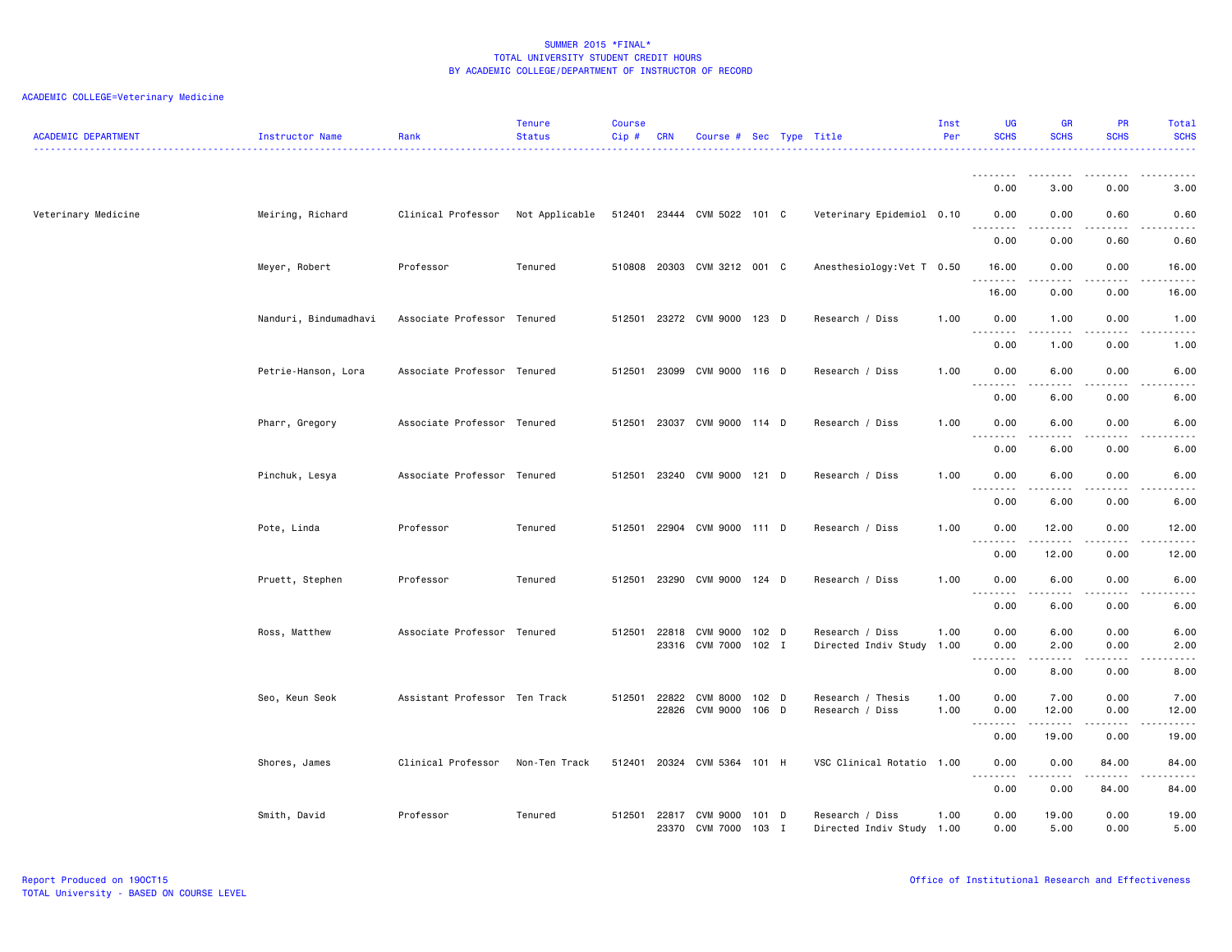SUMMER 2015 *FINAL*
TOTAL UNIVERSITY STUDENT CREDIT HOURS
BY ACADEMIC COLLEGE/DEPARTMENT OF INSTRUCTOR OF RECORD

ACADEMIC COLLEGE=Veterinary Medicine

| ACADEMIC DEPARTMENT | Instructor Name | Rank | Tenure Status | Course Cip # | CRN | Course # | Sec | Type | Title | Inst Per | UG SCHS | GR SCHS | PR SCHS | Total SCHS |
|---|---|---|---|---|---|---|---|---|---|---|---|---|---|---|
| | | | | | | | | | | | 0.00 | 3.00 | 0.00 | 3.00 |
| Veterinary Medicine | Meiring, Richard | Clinical Professor | Not Applicable | 512401 | 23444 | CVM 5022 | 101 | C | Veterinary Epidemiol | 0.10 | 0.00 | 0.00 | 0.60 | 0.60 |
| | | | | | | | | | | | 0.00 | 0.00 | 0.60 | 0.60 |
| | Meyer, Robert | Professor | Tenured | 510808 | 20303 | CVM 3212 | 001 | C | Anesthesiology:Vet T | 0.50 | 16.00 | 0.00 | 0.00 | 16.00 |
| | | | | | | | | | | | 16.00 | 0.00 | 0.00 | 16.00 |
| | Nanduri, Bindumadhavi | Associate Professor | Tenured | 512501 | 23272 | CVM 9000 | 123 | D | Research / Diss | 1.00 | 0.00 | 1.00 | 0.00 | 1.00 |
| | | | | | | | | | | | 0.00 | 1.00 | 0.00 | 1.00 |
| | Petrie-Hanson, Lora | Associate Professor | Tenured | 512501 | 23099 | CVM 9000 | 116 | D | Research / Diss | 1.00 | 0.00 | 6.00 | 0.00 | 6.00 |
| | | | | | | | | | | | 0.00 | 6.00 | 0.00 | 6.00 |
| | Pharr, Gregory | Associate Professor | Tenured | 512501 | 23037 | CVM 9000 | 114 | D | Research / Diss | 1.00 | 0.00 | 6.00 | 0.00 | 6.00 |
| | | | | | | | | | | | 0.00 | 6.00 | 0.00 | 6.00 |
| | Pinchuk, Lesya | Associate Professor | Tenured | 512501 | 23240 | CVM 9000 | 121 | D | Research / Diss | 1.00 | 0.00 | 6.00 | 0.00 | 6.00 |
| | | | | | | | | | | | 0.00 | 6.00 | 0.00 | 6.00 |
| | Pote, Linda | Professor | Tenured | 512501 | 22904 | CVM 9000 | 111 | D | Research / Diss | 1.00 | 0.00 | 12.00 | 0.00 | 12.00 |
| | | | | | | | | | | | 0.00 | 12.00 | 0.00 | 12.00 |
| | Pruett, Stephen | Professor | Tenured | 512501 | 23290 | CVM 9000 | 124 | D | Research / Diss | 1.00 | 0.00 | 6.00 | 0.00 | 6.00 |
| | | | | | | | | | | | 0.00 | 6.00 | 0.00 | 6.00 |
| | Ross, Matthew | Associate Professor | Tenured | 512501 | 22818 | CVM 9000 | 102 | D | Research / Diss | 1.00 | 0.00 | 6.00 | 0.00 | 6.00 |
| | | | | | 23316 | CVM 7000 | 102 | I | Directed Indiv Study | 1.00 | 0.00 | 2.00 | 0.00 | 2.00 |
| | | | | | | | | | | | 0.00 | 8.00 | 0.00 | 8.00 |
| | Seo, Keun Seok | Assistant Professor | Ten Track | 512501 | 22822 | CVM 8000 | 102 | D | Research / Thesis | 1.00 | 0.00 | 7.00 | 0.00 | 7.00 |
| | | | | | 22826 | CVM 9000 | 106 | D | Research / Diss | 1.00 | 0.00 | 12.00 | 0.00 | 12.00 |
| | | | | | | | | | | | 0.00 | 19.00 | 0.00 | 19.00 |
| | Shores, James | Clinical Professor | Non-Ten Track | 512401 | 20324 | CVM 5364 | 101 | H | VSC Clinical Rotatio | 1.00 | 0.00 | 0.00 | 84.00 | 84.00 |
| | | | | | | | | | | | 0.00 | 0.00 | 84.00 | 84.00 |
| | Smith, David | Professor | Tenured | 512501 | 22817 | CVM 9000 | 101 | D | Research / Diss | 1.00 | 0.00 | 19.00 | 0.00 | 19.00 |
| | | | | | 23370 | CVM 7000 | 103 | I | Directed Indiv Study | 1.00 | 0.00 | 5.00 | 0.00 | 5.00 |

Report Produced on 19OCT15
TOTAL University - BASED ON COURSE LEVEL

Office of Institutional Research and Effectiveness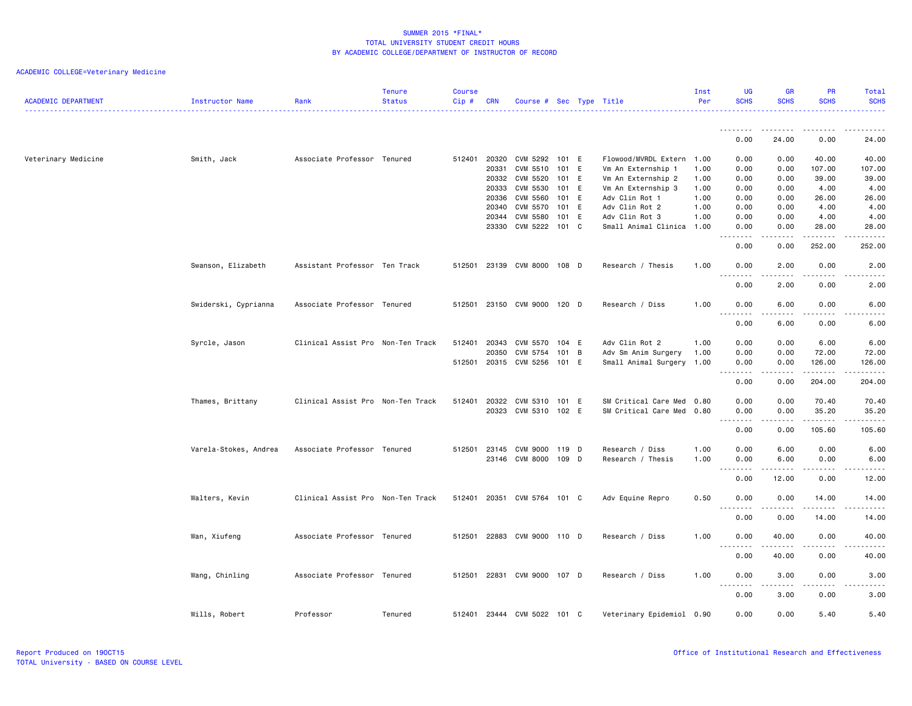SUMMER 2015 *FINAL*
TOTAL UNIVERSITY STUDENT CREDIT HOURS
BY ACADEMIC COLLEGE/DEPARTMENT OF INSTRUCTOR OF RECORD

ACADEMIC COLLEGE=Veterinary Medicine

| ACADEMIC DEPARTMENT | Instructor Name | Rank | Tenure Status | Course Cip # | CRN | Course # | Sec | Type | Title | Inst Per | UG SCHS | GR SCHS | PR SCHS | Total SCHS |
|---|---|---|---|---|---|---|---|---|---|---|---|---|---|---|
| | | | | | | | | | | | 0.00 | 24.00 | 0.00 | 24.00 |
| Veterinary Medicine | Smith, Jack | Associate Professor | Tenured | 512401 | 20320 | CVM 5292 | 101 | E | Flowood/MVRDL Extern | 1.00 | 0.00 | 0.00 | 40.00 | 40.00 |
| | | | | | 20331 | CVM 5510 | 101 | E | Vm An Externship 1 | 1.00 | 0.00 | 0.00 | 107.00 | 107.00 |
| | | | | | 20332 | CVM 5520 | 101 | E | Vm An Externship 2 | 1.00 | 0.00 | 0.00 | 39.00 | 39.00 |
| | | | | | 20333 | CVM 5530 | 101 | E | Vm An Externship 3 | 1.00 | 0.00 | 0.00 | 4.00 | 4.00 |
| | | | | | 20336 | CVM 5560 | 101 | E | Adv Clin Rot 1 | 1.00 | 0.00 | 0.00 | 26.00 | 26.00 |
| | | | | | 20340 | CVM 5570 | 101 | E | Adv Clin Rot 2 | 1.00 | 0.00 | 0.00 | 4.00 | 4.00 |
| | | | | | 20344 | CVM 5580 | 101 | E | Adv Clin Rot 3 | 1.00 | 0.00 | 0.00 | 4.00 | 4.00 |
| | | | | | 23330 | CVM 5222 | 101 | C | Small Animal Clinica | 1.00 | 0.00 | 0.00 | 28.00 | 28.00 |
| | | | | | | | | | | | 0.00 | 0.00 | 252.00 | 252.00 |
| | Swanson, Elizabeth | Assistant Professor | Ten Track | 512501 | 23139 | CVM 8000 | 108 | D | Research / Thesis | 1.00 | 0.00 | 2.00 | 0.00 | 2.00 |
| | | | | | | | | | | | 0.00 | 2.00 | 0.00 | 2.00 |
| | Swiderski, Cyprianna | Associate Professor | Tenured | 512501 | 23150 | CVM 9000 | 120 | D | Research / Diss | 1.00 | 0.00 | 6.00 | 0.00 | 6.00 |
| | | | | | | | | | | | 0.00 | 6.00 | 0.00 | 6.00 |
| | Syrcle, Jason | Clinical Assist Pro | Non-Ten Track | 512401 | 20343 | CVM 5570 | 104 | E | Adv Clin Rot 2 | 1.00 | 0.00 | 0.00 | 6.00 | 6.00 |
| | | | | | 20350 | CVM 5754 | 101 | B | Adv Sm Anim Surgery | 1.00 | 0.00 | 0.00 | 72.00 | 72.00 |
| | | | | 512501 | 20315 | CVM 5256 | 101 | E | Small Animal Surgery | 1.00 | 0.00 | 0.00 | 126.00 | 126.00 |
| | | | | | | | | | | | 0.00 | 0.00 | 204.00 | 204.00 |
| | Thames, Brittany | Clinical Assist Pro | Non-Ten Track | 512401 | 20322 | CVM 5310 | 101 | E | SM Critical Care Med | 0.80 | 0.00 | 0.00 | 70.40 | 70.40 |
| | | | | | 20323 | CVM 5310 | 102 | E | SM Critical Care Med | 0.80 | 0.00 | 0.00 | 35.20 | 35.20 |
| | | | | | | | | | | | 0.00 | 0.00 | 105.60 | 105.60 |
| | Varela-Stokes, Andrea | Associate Professor | Tenured | 512501 | 23145 | CVM 9000 | 119 | D | Research / Diss | 1.00 | 0.00 | 6.00 | 0.00 | 6.00 |
| | | | | | 23146 | CVM 8000 | 109 | D | Research / Thesis | 1.00 | 0.00 | 6.00 | 0.00 | 6.00 |
| | | | | | | | | | | | 0.00 | 12.00 | 0.00 | 12.00 |
| | Walters, Kevin | Clinical Assist Pro | Non-Ten Track | 512401 | 20351 | CVM 5764 | 101 | C | Adv Equine Repro | 0.50 | 0.00 | 0.00 | 14.00 | 14.00 |
| | | | | | | | | | | | 0.00 | 0.00 | 14.00 | 14.00 |
| | Wan, Xiufeng | Associate Professor | Tenured | 512501 | 22883 | CVM 9000 | 110 | D | Research / Diss | 1.00 | 0.00 | 40.00 | 0.00 | 40.00 |
| | | | | | | | | | | | 0.00 | 40.00 | 0.00 | 40.00 |
| | Wang, Chinling | Associate Professor | Tenured | 512501 | 22831 | CVM 9000 | 107 | D | Research / Diss | 1.00 | 0.00 | 3.00 | 0.00 | 3.00 |
| | | | | | | | | | | | 0.00 | 3.00 | 0.00 | 3.00 |
| | Wills, Robert | Professor | Tenured | 512401 | 23444 | CVM 5022 | 101 | C | Veterinary Epidemiol | 0.90 | 0.00 | 0.00 | 5.40 | 5.40 |

Report Produced on 19OCT15
TOTAL University - BASED ON COURSE LEVEL

Office of Institutional Research and Effectiveness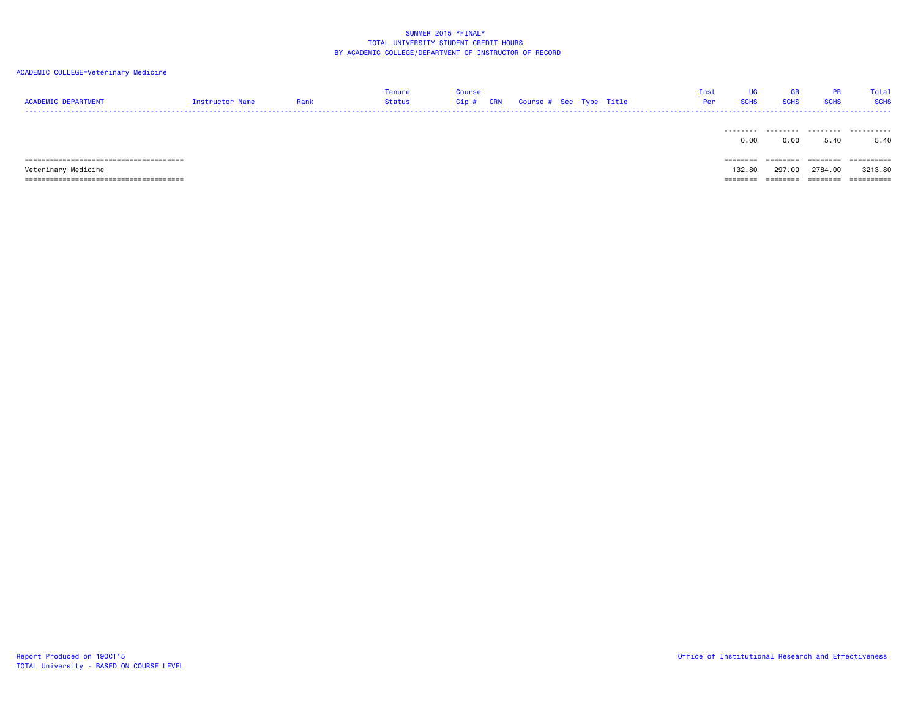SUMMER 2015 *FINAL*
TOTAL UNIVERSITY STUDENT CREDIT HOURS
BY ACADEMIC COLLEGE/DEPARTMENT OF INSTRUCTOR OF RECORD

ACADEMIC COLLEGE=Veterinary Medicine

| ACADEMIC DEPARTMENT | Instructor Name | Rank | Tenure Status | Course Cip # | CRN | Course # | Sec | Type | Title | Inst Per | UG SCHS | GR SCHS | PR SCHS | Total SCHS |
|---|---|---|---|---|---|---|---|---|---|---|---|---|---|---|
| | | | | | | | | | | | 0.00 | 0.00 | 5.40 | 5.40 |
| Veterinary Medicine | | | | | | | | | | | 132.80 | 297.00 | 2784.00 | 3213.80 |

Report Produced on 19OCT15
TOTAL University - BASED ON COURSE LEVEL

Office of Institutional Research and Effectiveness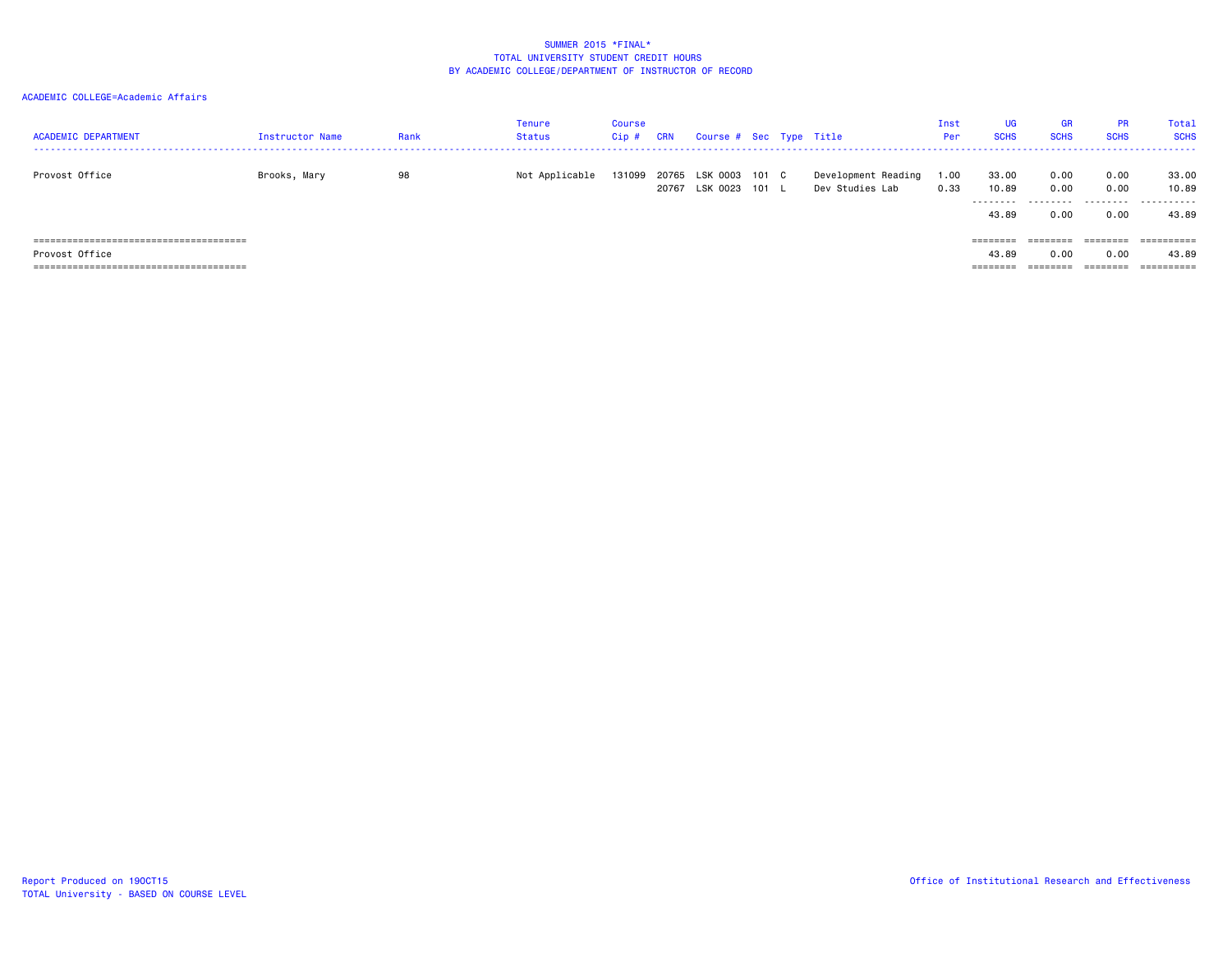SUMMER 2015 *FINAL*
TOTAL UNIVERSITY STUDENT CREDIT HOURS
BY ACADEMIC COLLEGE/DEPARTMENT OF INSTRUCTOR OF RECORD

ACADEMIC COLLEGE=Academic Affairs

| ACADEMIC DEPARTMENT | Instructor Name | Rank | Tenure Status | Course Cip # | CRN | Course # | Sec | Type | Title | Inst Per | UG SCHS | GR SCHS | PR SCHS | Total SCHS |
|---|---|---|---|---|---|---|---|---|---|---|---|---|---|---|
| Provost Office | Brooks, Mary | 98 | Not Applicable | 131099 | 20765 | LSK 0003 | 101 | C | Development Reading | 1.00 | 33.00 | 0.00 | 0.00 | 33.00 |
| | | | | | 20767 | LSK 0023 | 101 | L | Dev Studies Lab | 0.33 | 10.89 | 0.00 | 0.00 | 10.89 |
| | | | | | | | | | | | 43.89 | 0.00 | 0.00 | 43.89 |
| Provost Office | | | | | | | | | | | 43.89 | 0.00 | 0.00 | 43.89 |

Report Produced on 19OCT15
TOTAL University - BASED ON COURSE LEVEL

Office of Institutional Research and Effectiveness